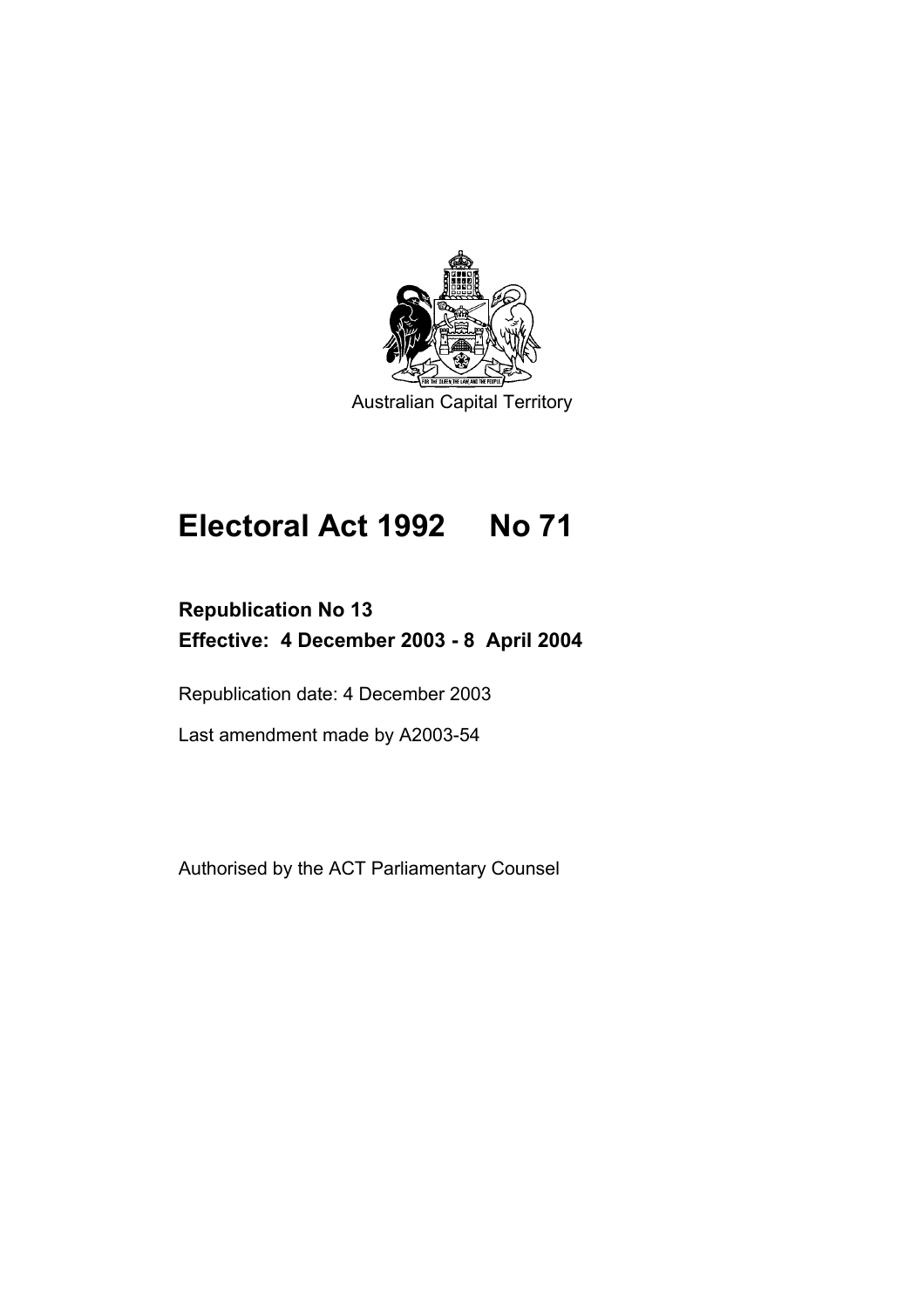Australian Capital Territory

# Electoral Act 1992 No 71

**Republication No 13**
**Effective: 4 December 2003 - 8 April 2004**

Republication date: 4 December 2003

Last amendment made by A2003-54

Authorised by the ACT Parliamentary Counsel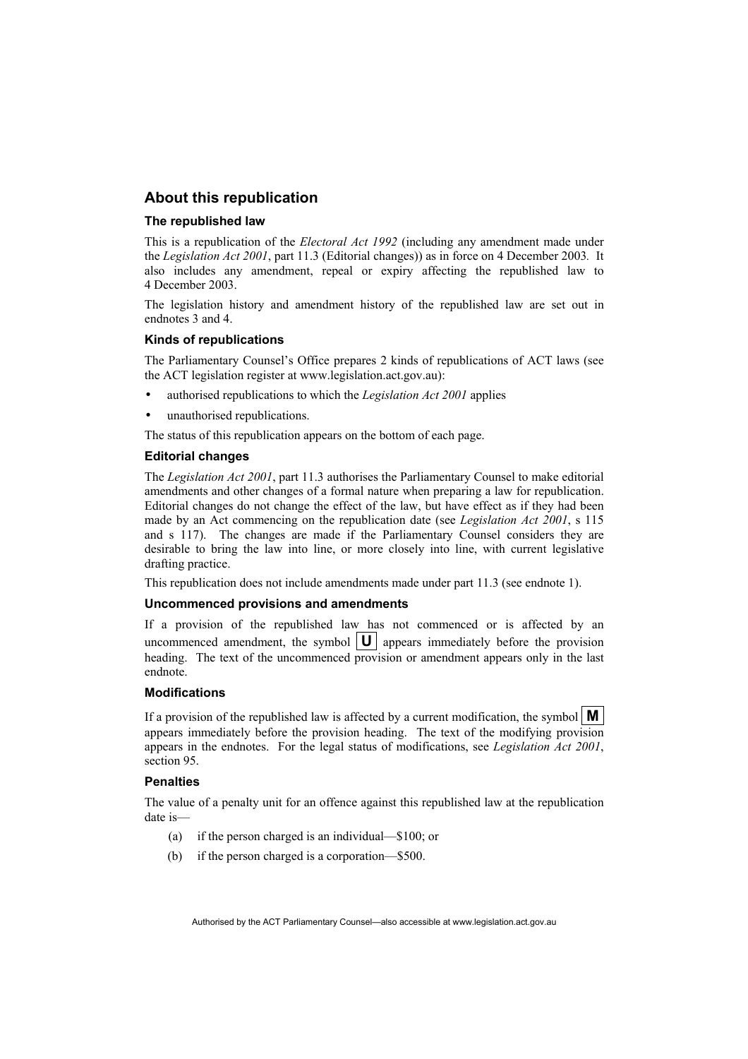## About this republication

### The republished law

This is a republication of the *Electoral Act 1992* (including any amendment made under the *Legislation Act 2001*, part 11.3 (Editorial changes)) as in force on 4 December 2003*.* It also includes any amendment, repeal or expiry affecting the republished law to 4 December 2003.

The legislation history and amendment history of the republished law are set out in endnotes 3 and 4.

### Kinds of republications

The Parliamentary Counsel's Office prepares 2 kinds of republications of ACT laws (see the ACT legislation register at www.legislation.act.gov.au):

- authorised republications to which the *Legislation Act 2001* applies
- unauthorised republications.

The status of this republication appears on the bottom of each page.

### Editorial changes

The *Legislation Act 2001*, part 11.3 authorises the Parliamentary Counsel to make editorial amendments and other changes of a formal nature when preparing a law for republication. Editorial changes do not change the effect of the law, but have effect as if they had been made by an Act commencing on the republication date (see *Legislation Act 2001*, s 115 and s 117). The changes are made if the Parliamentary Counsel considers they are desirable to bring the law into line, or more closely into line, with current legislative drafting practice.

This republication does not include amendments made under part 11.3 (see endnote 1).

### Uncommenced provisions and amendments

If a provision of the republished law has not commenced or is affected by an uncommenced amendment, the symbol **U** appears immediately before the provision heading. The text of the uncommenced provision or amendment appears only in the last endnote.

### Modifications

If a provision of the republished law is affected by a current modification, the symbol **M** appears immediately before the provision heading. The text of the modifying provision appears in the endnotes. For the legal status of modifications, see *Legislation Act 2001*, section 95.

### Penalties

The value of a penalty unit for an offence against this republished law at the republication date is—

(a) if the person charged is an individual—$100; or

(b) if the person charged is a corporation—$500.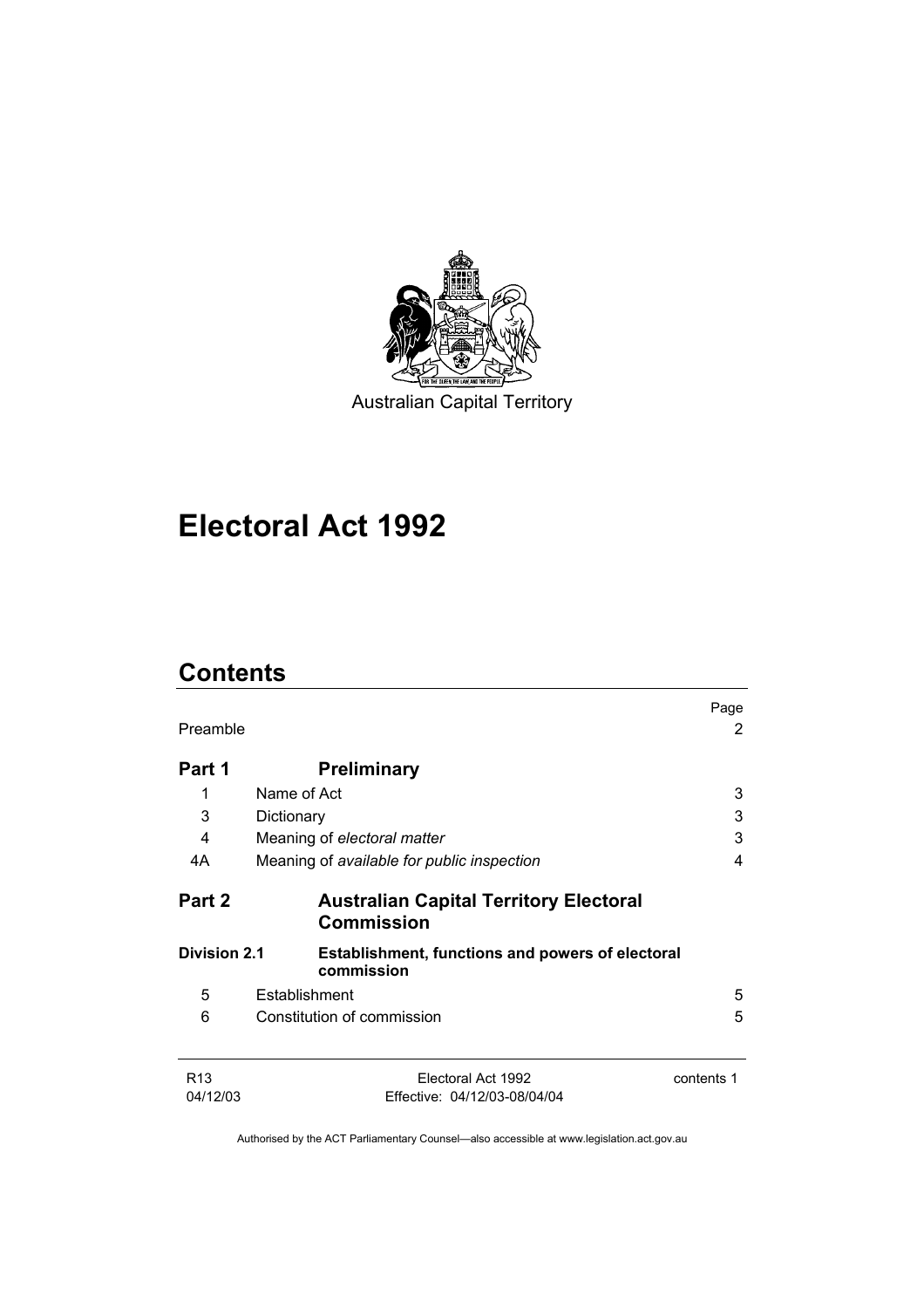Australian Capital Territory

# Electoral Act 1992

## Contents

| | | Page |
|---|---|---|
| Preamble | | 2 |
| **Part 1** | **Preliminary** | |
| 1 | Name of Act | 3 |
| 3 | Dictionary | 3 |
| 4 | Meaning of *electoral matter* | 3 |
| 4A | Meaning of *available for public inspection* | 4 |
| **Part 2** | **Australian Capital Territory Electoral Commission** | |
| **Division 2.1** | **Establishment, functions and powers of electoral commission** | |
| 5 | Establishment | 5 |
| 6 | Constitution of commission | 5 |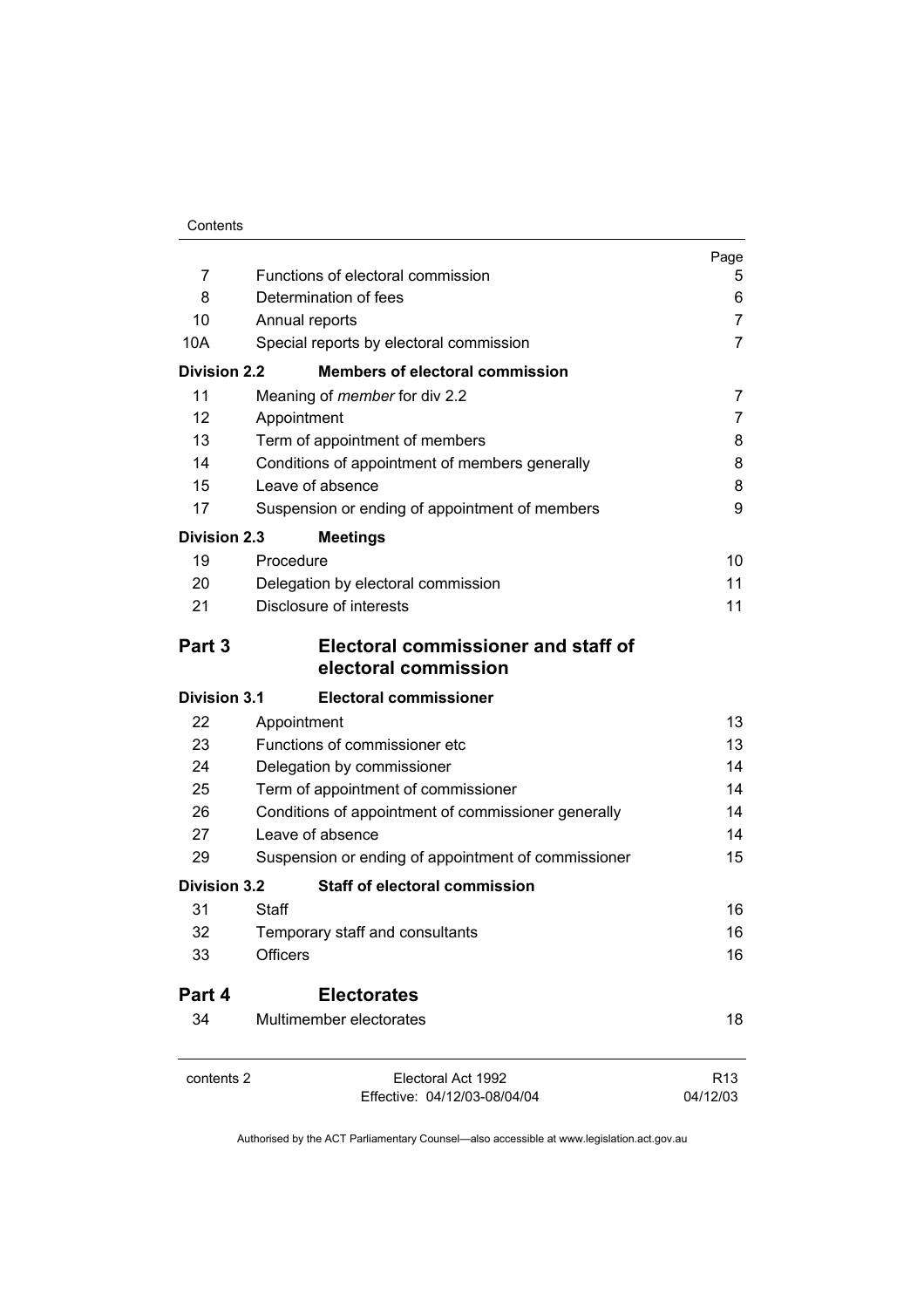| | | Page |
|---|---|---|
| 7 | Functions of electoral commission | 5 |
| 8 | Determination of fees | 6 |
| 10 | Annual reports | 7 |
| 10A | Special reports by electoral commission | 7 |
| **Division 2.2** | **Members of electoral commission** | |
| 11 | Meaning of *member* for div 2.2 | 7 |
| 12 | Appointment | 7 |
| 13 | Term of appointment of members | 8 |
| 14 | Conditions of appointment of members generally | 8 |
| 15 | Leave of absence | 8 |
| 17 | Suspension or ending of appointment of members | 9 |
| **Division 2.3** | **Meetings** | |
| 19 | Procedure | 10 |
| 20 | Delegation by electoral commission | 11 |
| 21 | Disclosure of interests | 11 |
| **Part 3** | **Electoral commissioner and staff of electoral commission** | |
| **Division 3.1** | **Electoral commissioner** | |
| 22 | Appointment | 13 |
| 23 | Functions of commissioner etc | 13 |
| 24 | Delegation by commissioner | 14 |
| 25 | Term of appointment of commissioner | 14 |
| 26 | Conditions of appointment of commissioner generally | 14 |
| 27 | Leave of absence | 14 |
| 29 | Suspension or ending of appointment of commissioner | 15 |
| **Division 3.2** | **Staff of electoral commission** | |
| 31 | Staff | 16 |
| 32 | Temporary staff and consultants | 16 |
| 33 | Officers | 16 |
| **Part 4** | **Electorates** | |
| 34 | Multimember electorates | 18 |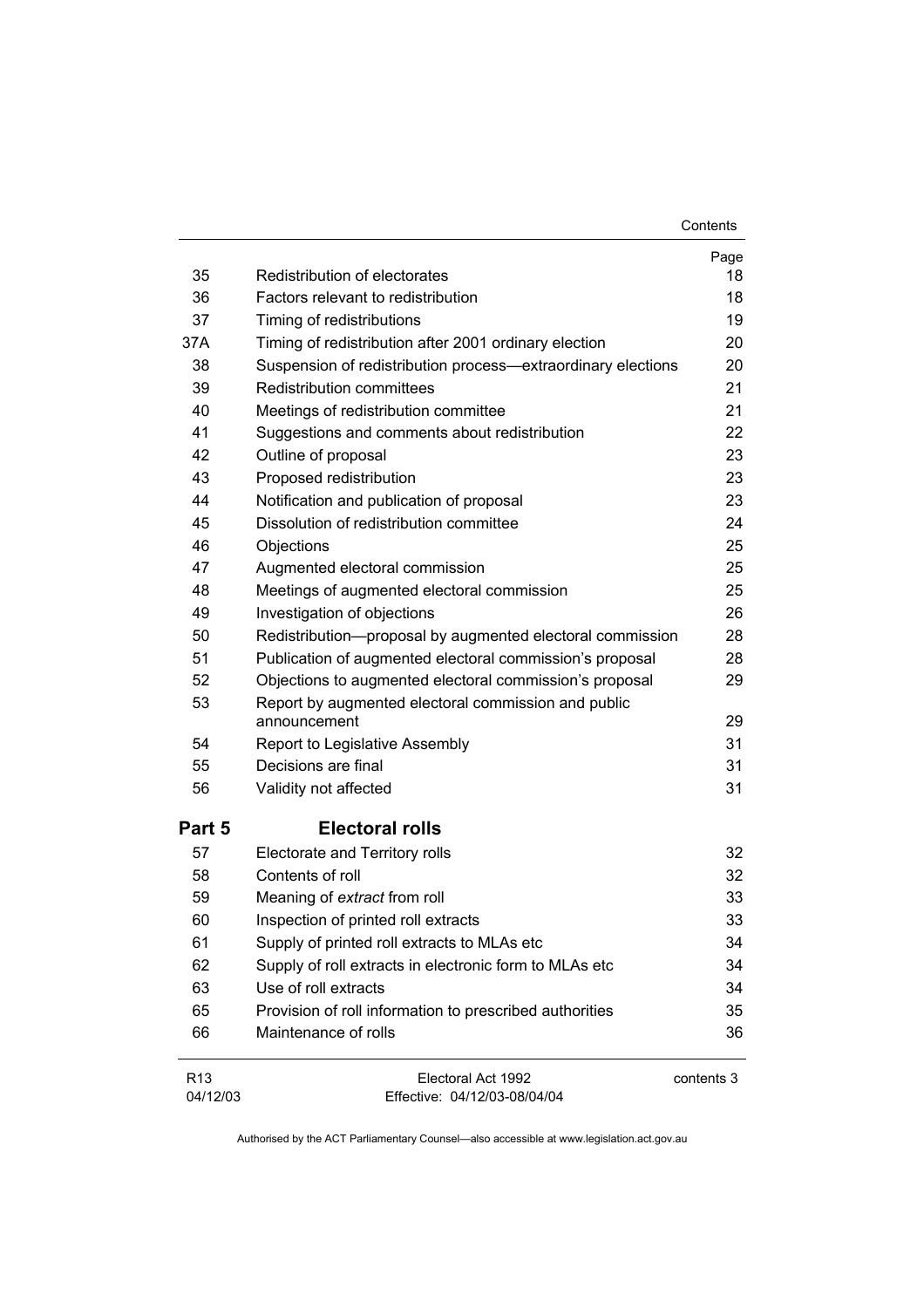| | | Page |
|---|---|---|
| 35 | Redistribution of electorates | 18 |
| 36 | Factors relevant to redistribution | 18 |
| 37 | Timing of redistributions | 19 |
| 37A | Timing of redistribution after 2001 ordinary election | 20 |
| 38 | Suspension of redistribution process—extraordinary elections | 20 |
| 39 | Redistribution committees | 21 |
| 40 | Meetings of redistribution committee | 21 |
| 41 | Suggestions and comments about redistribution | 22 |
| 42 | Outline of proposal | 23 |
| 43 | Proposed redistribution | 23 |
| 44 | Notification and publication of proposal | 23 |
| 45 | Dissolution of redistribution committee | 24 |
| 46 | Objections | 25 |
| 47 | Augmented electoral commission | 25 |
| 48 | Meetings of augmented electoral commission | 25 |
| 49 | Investigation of objections | 26 |
| 50 | Redistribution—proposal by augmented electoral commission | 28 |
| 51 | Publication of augmented electoral commission's proposal | 28 |
| 52 | Objections to augmented electoral commission's proposal | 29 |
| 53 | Report by augmented electoral commission and public announcement | 29 |
| 54 | Report to Legislative Assembly | 31 |
| 55 | Decisions are final | 31 |
| 56 | Validity not affected | 31 |

## Part 5 Electoral rolls

| | | |
|---|---|---|
| 57 | Electorate and Territory rolls | 32 |
| 58 | Contents of roll | 32 |
| 59 | Meaning of *extract* from roll | 33 |
| 60 | Inspection of printed roll extracts | 33 |
| 61 | Supply of printed roll extracts to MLAs etc | 34 |
| 62 | Supply of roll extracts in electronic form to MLAs etc | 34 |
| 63 | Use of roll extracts | 34 |
| 65 | Provision of roll information to prescribed authorities | 35 |
| 66 | Maintenance of rolls | 36 |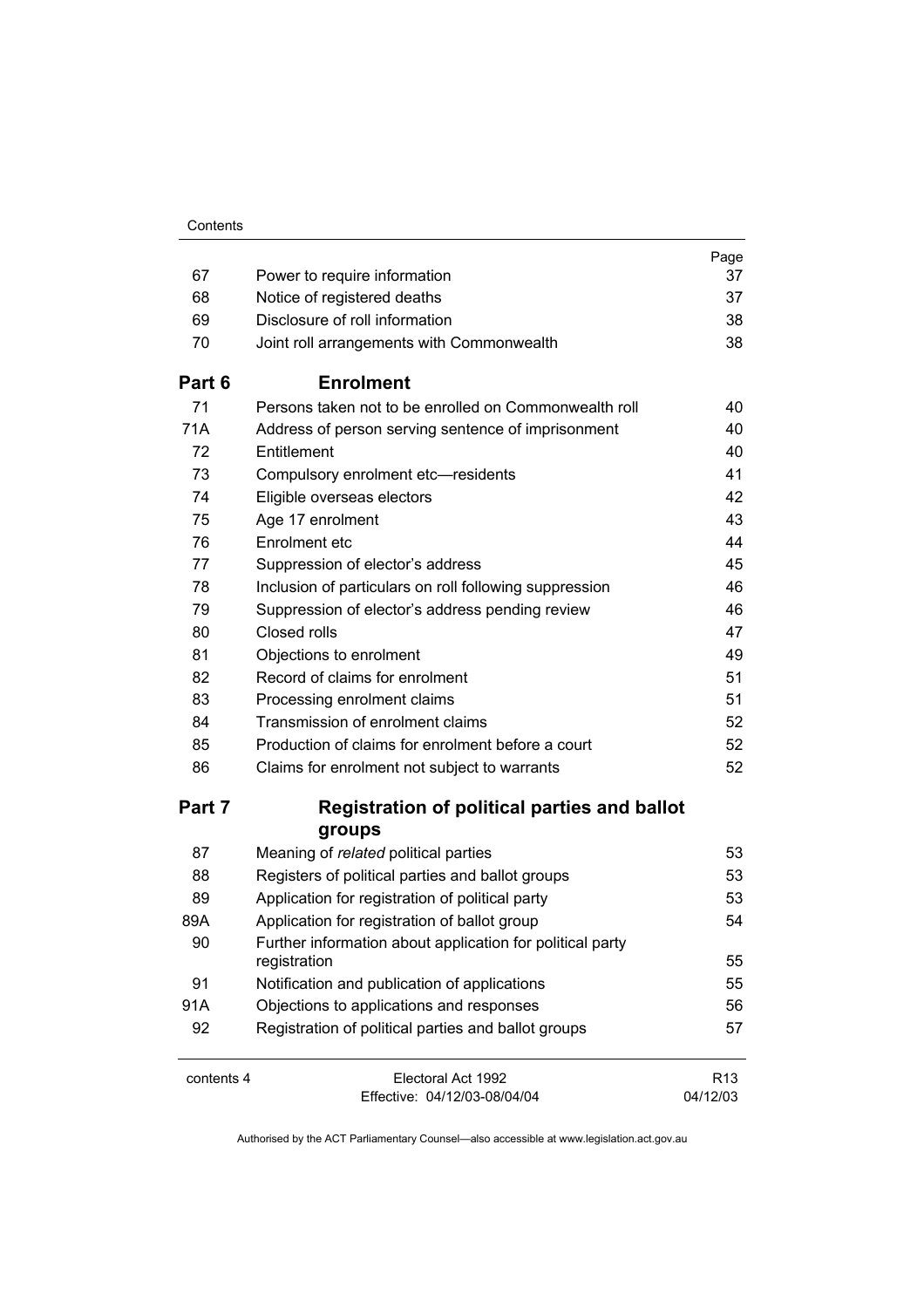| | | Page |
|---|---|---|
| 67 | Power to require information | 37 |
| 68 | Notice of registered deaths | 37 |
| 69 | Disclosure of roll information | 38 |
| 70 | Joint roll arrangements with Commonwealth | 38 |
| **Part 6** | **Enrolment** | |
| 71 | Persons taken not to be enrolled on Commonwealth roll | 40 |
| 71A | Address of person serving sentence of imprisonment | 40 |
| 72 | Entitlement | 40 |
| 73 | Compulsory enrolment etc—residents | 41 |
| 74 | Eligible overseas electors | 42 |
| 75 | Age 17 enrolment | 43 |
| 76 | Enrolment etc | 44 |
| 77 | Suppression of elector's address | 45 |
| 78 | Inclusion of particulars on roll following suppression | 46 |
| 79 | Suppression of elector's address pending review | 46 |
| 80 | Closed rolls | 47 |
| 81 | Objections to enrolment | 49 |
| 82 | Record of claims for enrolment | 51 |
| 83 | Processing enrolment claims | 51 |
| 84 | Transmission of enrolment claims | 52 |
| 85 | Production of claims for enrolment before a court | 52 |
| 86 | Claims for enrolment not subject to warrants | 52 |
| **Part 7** | **Registration of political parties and ballot groups** | |
| 87 | Meaning of *related* political parties | 53 |
| 88 | Registers of political parties and ballot groups | 53 |
| 89 | Application for registration of political party | 53 |
| 89A | Application for registration of ballot group | 54 |
| 90 | Further information about application for political party registration | 55 |
| 91 | Notification and publication of applications | 55 |
| 91A | Objections to applications and responses | 56 |
| 92 | Registration of political parties and ballot groups | 57 |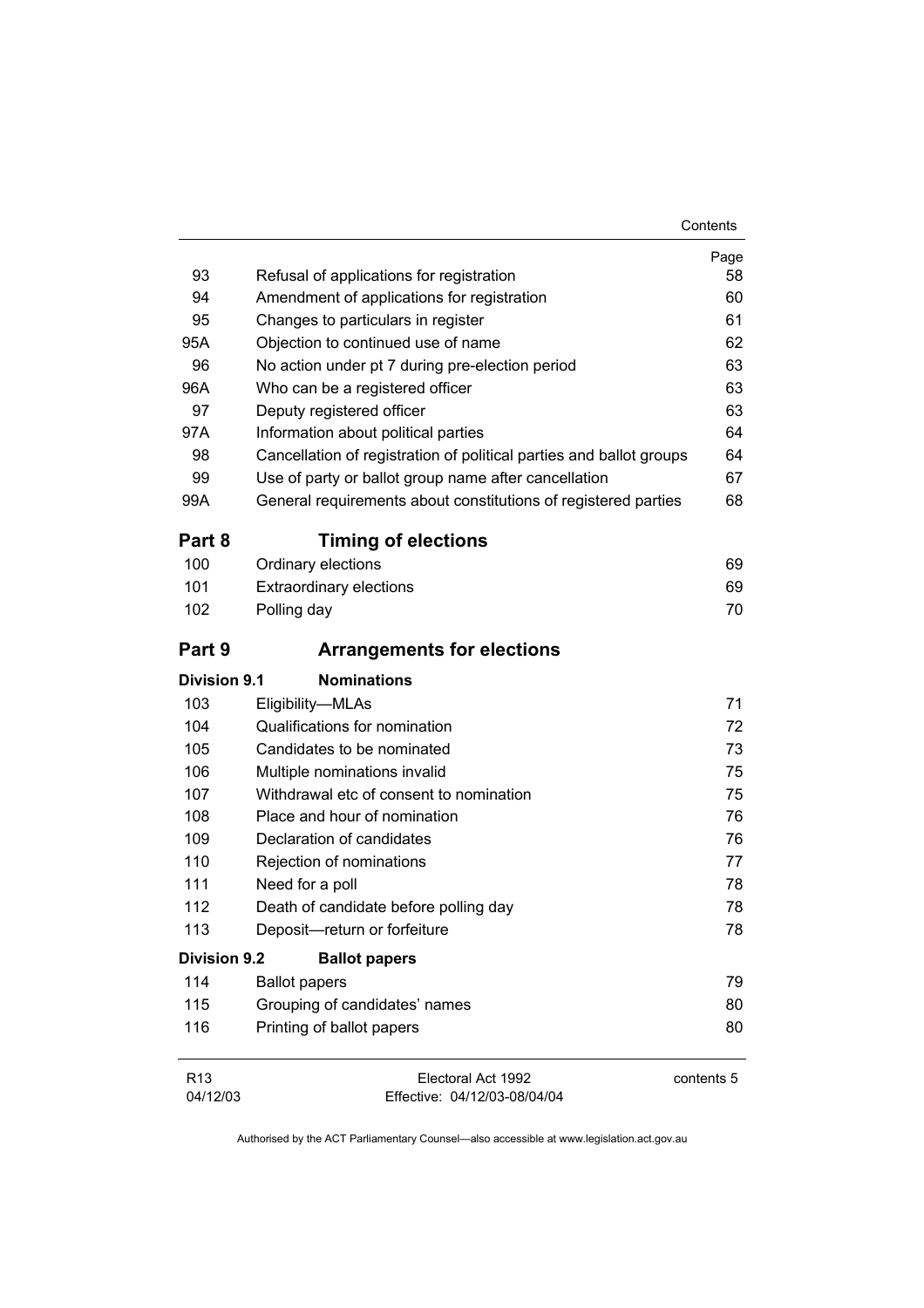| | | Page |
|---|---|---|
| 93 | Refusal of applications for registration | 58 |
| 94 | Amendment of applications for registration | 60 |
| 95 | Changes to particulars in register | 61 |
| 95A | Objection to continued use of name | 62 |
| 96 | No action under pt 7 during pre-election period | 63 |
| 96A | Who can be a registered officer | 63 |
| 97 | Deputy registered officer | 63 |
| 97A | Information about political parties | 64 |
| 98 | Cancellation of registration of political parties and ballot groups | 64 |
| 99 | Use of party or ballot group name after cancellation | 67 |
| 99A | General requirements about constitutions of registered parties | 68 |

## Part 8 Timing of elections

| | | |
|---|---|---|
| 100 | Ordinary elections | 69 |
| 101 | Extraordinary elections | 69 |
| 102 | Polling day | 70 |

## Part 9 Arrangements for elections

### Division 9.1 Nominations

| | | |
|---|---|---|
| 103 | Eligibility—MLAs | 71 |
| 104 | Qualifications for nomination | 72 |
| 105 | Candidates to be nominated | 73 |
| 106 | Multiple nominations invalid | 75 |
| 107 | Withdrawal etc of consent to nomination | 75 |
| 108 | Place and hour of nomination | 76 |
| 109 | Declaration of candidates | 76 |
| 110 | Rejection of nominations | 77 |
| 111 | Need for a poll | 78 |
| 112 | Death of candidate before polling day | 78 |
| 113 | Deposit—return or forfeiture | 78 |

### Division 9.2 Ballot papers

| | | |
|---|---|---|
| 114 | Ballot papers | 79 |
| 115 | Grouping of candidates' names | 80 |
| 116 | Printing of ballot papers | 80 |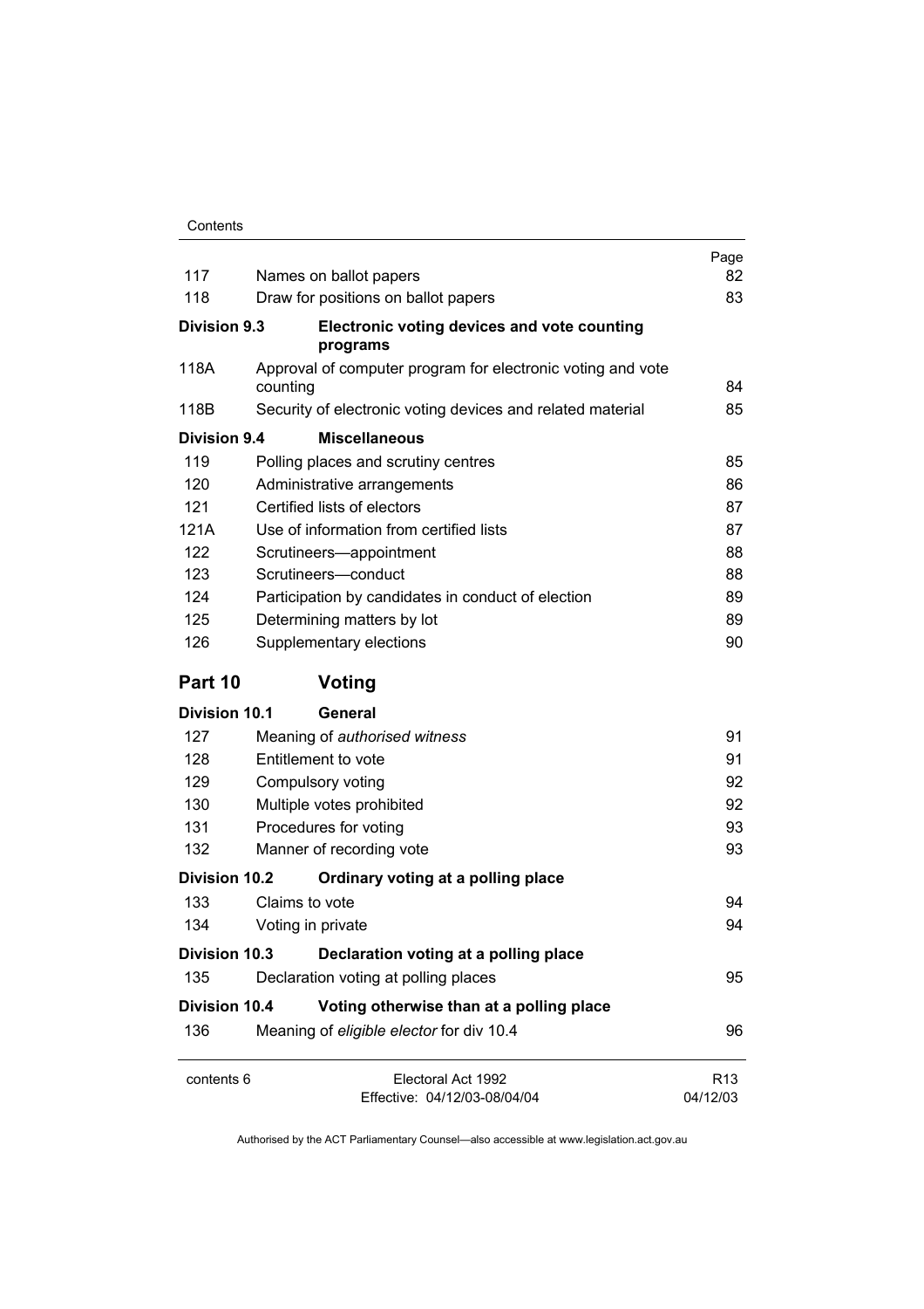| | | Page |
|---|---|---|
| 117 | Names on ballot papers | 82 |
| 118 | Draw for positions on ballot papers | 83 |
| **Division 9.3** | **Electronic voting devices and vote counting programs** | |
| 118A | Approval of computer program for electronic voting and vote counting | 84 |
| 118B | Security of electronic voting devices and related material | 85 |
| **Division 9.4** | **Miscellaneous** | |
| 119 | Polling places and scrutiny centres | 85 |
| 120 | Administrative arrangements | 86 |
| 121 | Certified lists of electors | 87 |
| 121A | Use of information from certified lists | 87 |
| 122 | Scrutineers—appointment | 88 |
| 123 | Scrutineers—conduct | 88 |
| 124 | Participation by candidates in conduct of election | 89 |
| 125 | Determining matters by lot | 89 |
| 126 | Supplementary elections | 90 |

## Part 10 Voting

| | | |
|---|---|---|
| **Division 10.1** | **General** | |
| 127 | Meaning of *authorised witness* | 91 |
| 128 | Entitlement to vote | 91 |
| 129 | Compulsory voting | 92 |
| 130 | Multiple votes prohibited | 92 |
| 131 | Procedures for voting | 93 |
| 132 | Manner of recording vote | 93 |
| **Division 10.2** | **Ordinary voting at a polling place** | |
| 133 | Claims to vote | 94 |
| 134 | Voting in private | 94 |
| **Division 10.3** | **Declaration voting at a polling place** | |
| 135 | Declaration voting at polling places | 95 |
| **Division 10.4** | **Voting otherwise than at a polling place** | |
| 136 | Meaning of *eligible elector* for div 10.4 | 96 |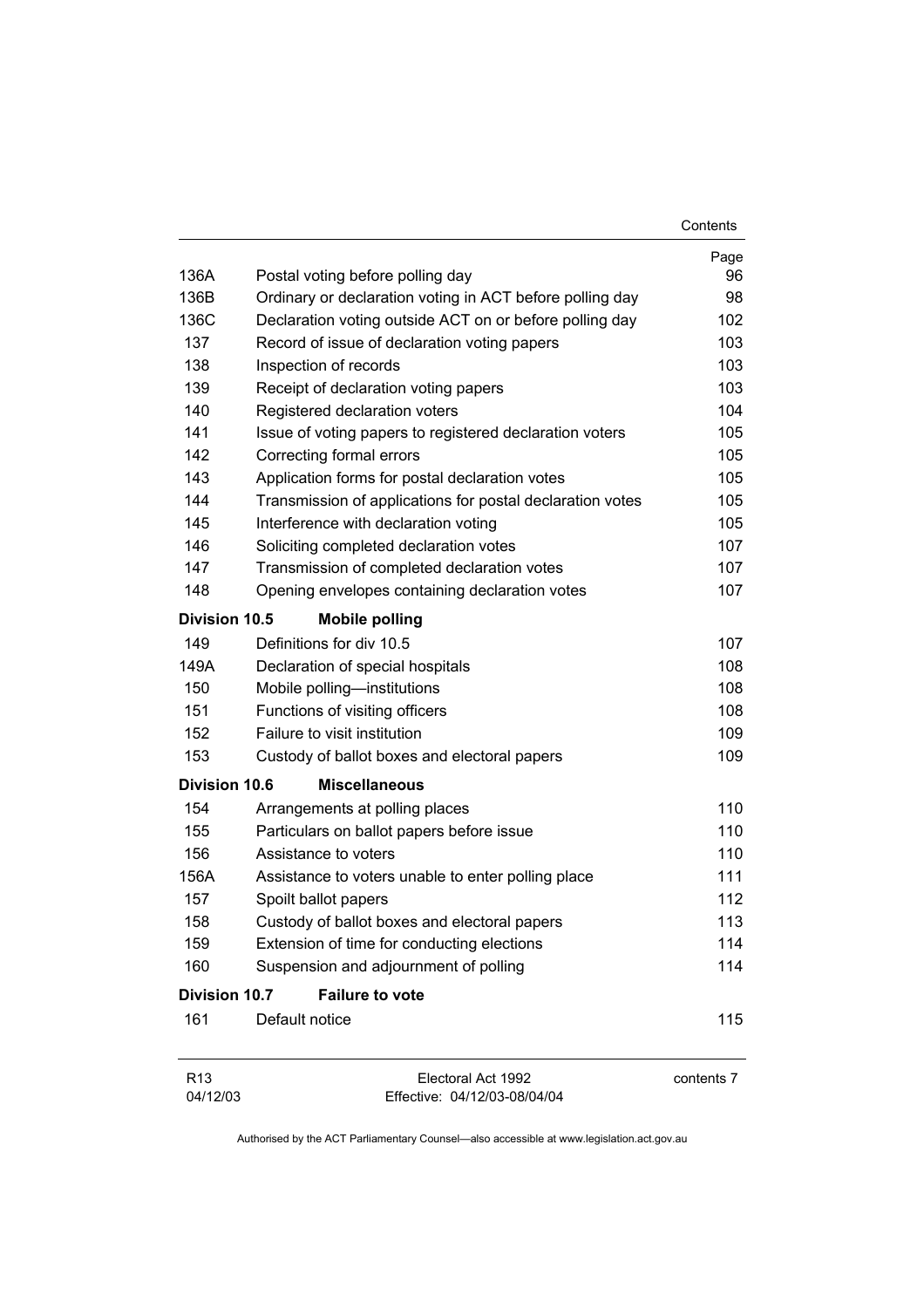| | | Page |
|---|---|---|
| 136A | Postal voting before polling day | 96 |
| 136B | Ordinary or declaration voting in ACT before polling day | 98 |
| 136C | Declaration voting outside ACT on or before polling day | 102 |
| 137 | Record of issue of declaration voting papers | 103 |
| 138 | Inspection of records | 103 |
| 139 | Receipt of declaration voting papers | 103 |
| 140 | Registered declaration voters | 104 |
| 141 | Issue of voting papers to registered declaration voters | 105 |
| 142 | Correcting formal errors | 105 |
| 143 | Application forms for postal declaration votes | 105 |
| 144 | Transmission of applications for postal declaration votes | 105 |
| 145 | Interference with declaration voting | 105 |
| 146 | Soliciting completed declaration votes | 107 |
| 147 | Transmission of completed declaration votes | 107 |
| 148 | Opening envelopes containing declaration votes | 107 |
| **Division 10.5** | **Mobile polling** | |
| 149 | Definitions for div 10.5 | 107 |
| 149A | Declaration of special hospitals | 108 |
| 150 | Mobile polling—institutions | 108 |
| 151 | Functions of visiting officers | 108 |
| 152 | Failure to visit institution | 109 |
| 153 | Custody of ballot boxes and electoral papers | 109 |
| **Division 10.6** | **Miscellaneous** | |
| 154 | Arrangements at polling places | 110 |
| 155 | Particulars on ballot papers before issue | 110 |
| 156 | Assistance to voters | 110 |
| 156A | Assistance to voters unable to enter polling place | 111 |
| 157 | Spoilt ballot papers | 112 |
| 158 | Custody of ballot boxes and electoral papers | 113 |
| 159 | Extension of time for conducting elections | 114 |
| 160 | Suspension and adjournment of polling | 114 |
| **Division 10.7** | **Failure to vote** | |
| 161 | Default notice | 115 |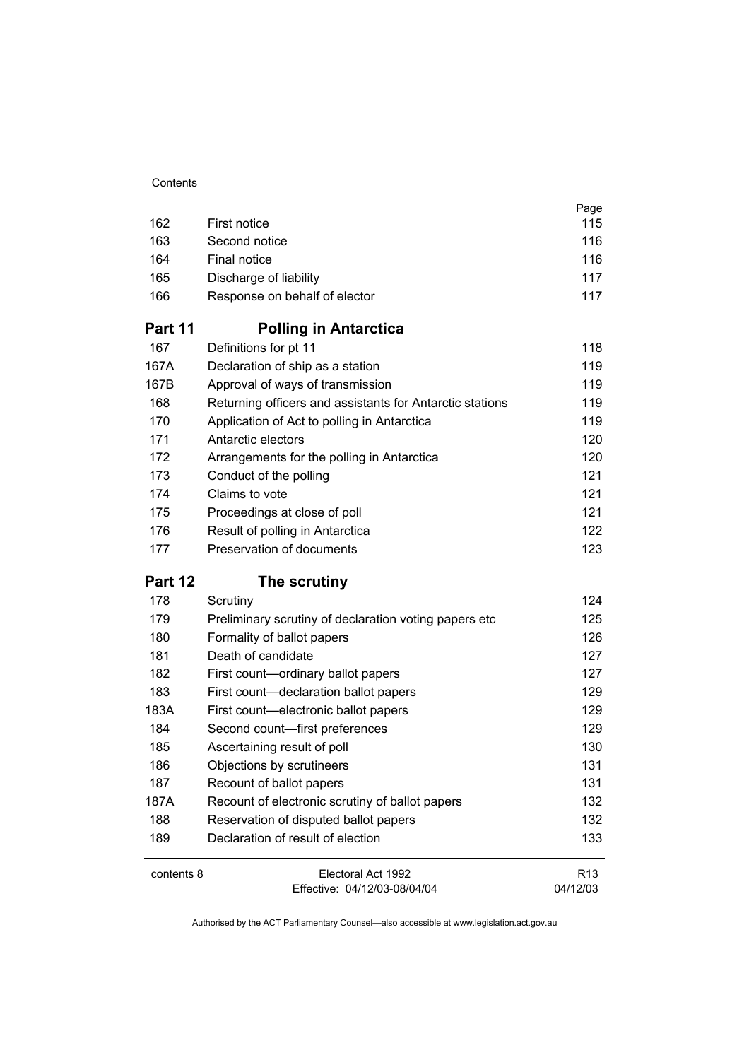| | | Page |
|---|---|---|
| 162 | First notice | 115 |
| 163 | Second notice | 116 |
| 164 | Final notice | 116 |
| 165 | Discharge of liability | 117 |
| 166 | Response on behalf of elector | 117 |

## Part 11 Polling in Antarctica

| | | |
|---|---|---|
| 167 | Definitions for pt 11 | 118 |
| 167A | Declaration of ship as a station | 119 |
| 167B | Approval of ways of transmission | 119 |
| 168 | Returning officers and assistants for Antarctic stations | 119 |
| 170 | Application of Act to polling in Antarctica | 119 |
| 171 | Antarctic electors | 120 |
| 172 | Arrangements for the polling in Antarctica | 120 |
| 173 | Conduct of the polling | 121 |
| 174 | Claims to vote | 121 |
| 175 | Proceedings at close of poll | 121 |
| 176 | Result of polling in Antarctica | 122 |
| 177 | Preservation of documents | 123 |

## Part 12 The scrutiny

| | | |
|---|---|---|
| 178 | Scrutiny | 124 |
| 179 | Preliminary scrutiny of declaration voting papers etc | 125 |
| 180 | Formality of ballot papers | 126 |
| 181 | Death of candidate | 127 |
| 182 | First count—ordinary ballot papers | 127 |
| 183 | First count—declaration ballot papers | 129 |
| 183A | First count—electronic ballot papers | 129 |
| 184 | Second count—first preferences | 129 |
| 185 | Ascertaining result of poll | 130 |
| 186 | Objections by scrutineers | 131 |
| 187 | Recount of ballot papers | 131 |
| 187A | Recount of electronic scrutiny of ballot papers | 132 |
| 188 | Reservation of disputed ballot papers | 132 |
| 189 | Declaration of result of election | 133 |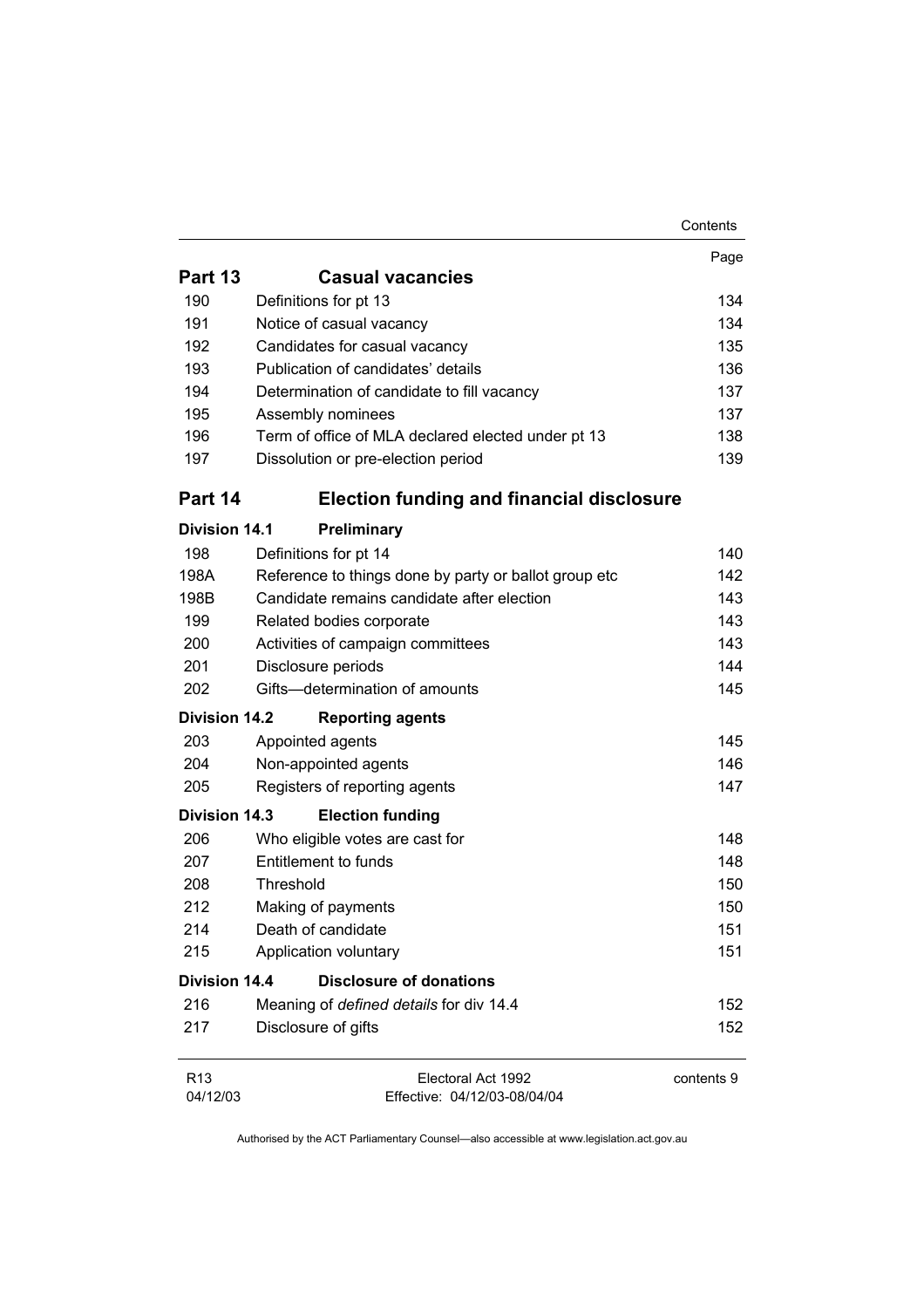| | | Page |
|---|---|---|
| **Part 13** | **Casual vacancies** | |
| 190 | Definitions for pt 13 | 134 |
| 191 | Notice of casual vacancy | 134 |
| 192 | Candidates for casual vacancy | 135 |
| 193 | Publication of candidates' details | 136 |
| 194 | Determination of candidate to fill vacancy | 137 |
| 195 | Assembly nominees | 137 |
| 196 | Term of office of MLA declared elected under pt 13 | 138 |
| 197 | Dissolution or pre-election period | 139 |
| **Part 14** | **Election funding and financial disclosure** | |
| **Division 14.1** | **Preliminary** | |
| 198 | Definitions for pt 14 | 140 |
| 198A | Reference to things done by party or ballot group etc | 142 |
| 198B | Candidate remains candidate after election | 143 |
| 199 | Related bodies corporate | 143 |
| 200 | Activities of campaign committees | 143 |
| 201 | Disclosure periods | 144 |
| 202 | Gifts—determination of amounts | 145 |
| **Division 14.2** | **Reporting agents** | |
| 203 | Appointed agents | 145 |
| 204 | Non-appointed agents | 146 |
| 205 | Registers of reporting agents | 147 |
| **Division 14.3** | **Election funding** | |
| 206 | Who eligible votes are cast for | 148 |
| 207 | Entitlement to funds | 148 |
| 208 | Threshold | 150 |
| 212 | Making of payments | 150 |
| 214 | Death of candidate | 151 |
| 215 | Application voluntary | 151 |
| **Division 14.4** | **Disclosure of donations** | |
| 216 | Meaning of *defined details* for div 14.4 | 152 |
| 217 | Disclosure of gifts | 152 |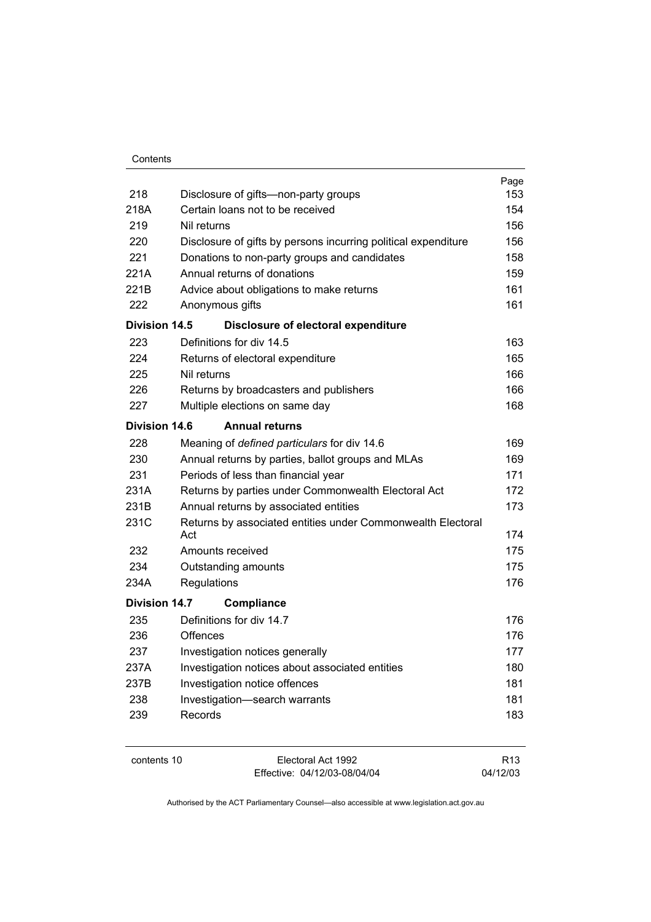| | | Page |
|---|---|---|
| 218 | Disclosure of gifts—non-party groups | 153 |
| 218A | Certain loans not to be received | 154 |
| 219 | Nil returns | 156 |
| 220 | Disclosure of gifts by persons incurring political expenditure | 156 |
| 221 | Donations to non-party groups and candidates | 158 |
| 221A | Annual returns of donations | 159 |
| 221B | Advice about obligations to make returns | 161 |
| 222 | Anonymous gifts | 161 |
| **Division 14.5** | **Disclosure of electoral expenditure** | |
| 223 | Definitions for div 14.5 | 163 |
| 224 | Returns of electoral expenditure | 165 |
| 225 | Nil returns | 166 |
| 226 | Returns by broadcasters and publishers | 166 |
| 227 | Multiple elections on same day | 168 |
| **Division 14.6** | **Annual returns** | |
| 228 | Meaning of *defined particulars* for div 14.6 | 169 |
| 230 | Annual returns by parties, ballot groups and MLAs | 169 |
| 231 | Periods of less than financial year | 171 |
| 231A | Returns by parties under Commonwealth Electoral Act | 172 |
| 231B | Annual returns by associated entities | 173 |
| 231C | Returns by associated entities under Commonwealth Electoral Act | 174 |
| 232 | Amounts received | 175 |
| 234 | Outstanding amounts | 175 |
| 234A | Regulations | 176 |
| **Division 14.7** | **Compliance** | |
| 235 | Definitions for div 14.7 | 176 |
| 236 | Offences | 176 |
| 237 | Investigation notices generally | 177 |
| 237A | Investigation notices about associated entities | 180 |
| 237B | Investigation notice offences | 181 |
| 238 | Investigation—search warrants | 181 |
| 239 | Records | 183 |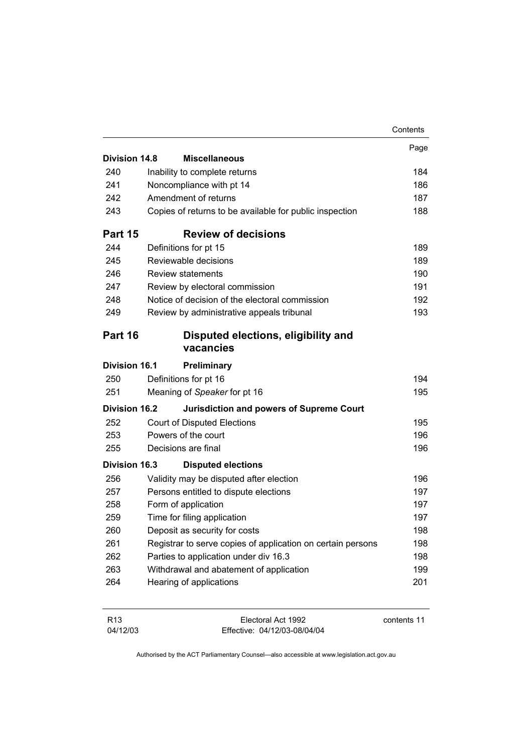| | | Page |
|---|---|---|
| **Division 14.8** | **Miscellaneous** | |
| 240 | Inability to complete returns | 184 |
| 241 | Noncompliance with pt 14 | 186 |
| 242 | Amendment of returns | 187 |
| 243 | Copies of returns to be available for public inspection | 188 |
| **Part 15** | **Review of decisions** | |
| 244 | Definitions for pt 15 | 189 |
| 245 | Reviewable decisions | 189 |
| 246 | Review statements | 190 |
| 247 | Review by electoral commission | 191 |
| 248 | Notice of decision of the electoral commission | 192 |
| 249 | Review by administrative appeals tribunal | 193 |
| **Part 16** | **Disputed elections, eligibility and vacancies** | |
| **Division 16.1** | **Preliminary** | |
| 250 | Definitions for pt 16 | 194 |
| 251 | Meaning of *Speaker* for pt 16 | 195 |
| **Division 16.2** | **Jurisdiction and powers of Supreme Court** | |
| 252 | Court of Disputed Elections | 195 |
| 253 | Powers of the court | 196 |
| 255 | Decisions are final | 196 |
| **Division 16.3** | **Disputed elections** | |
| 256 | Validity may be disputed after election | 196 |
| 257 | Persons entitled to dispute elections | 197 |
| 258 | Form of application | 197 |
| 259 | Time for filing application | 197 |
| 260 | Deposit as security for costs | 198 |
| 261 | Registrar to serve copies of application on certain persons | 198 |
| 262 | Parties to application under div 16.3 | 198 |
| 263 | Withdrawal and abatement of application | 199 |
| 264 | Hearing of applications | 201 |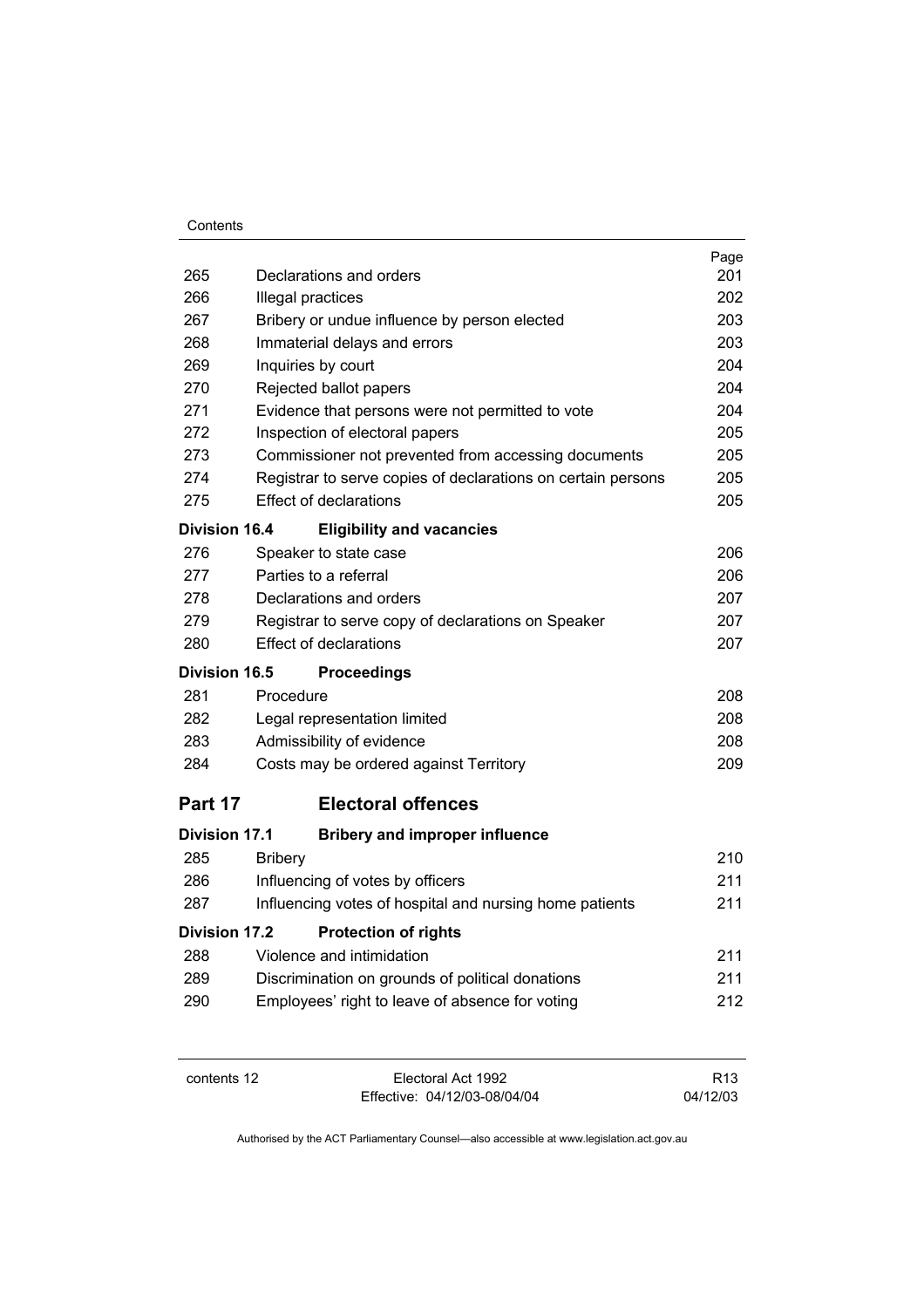| | | Page |
|---|---|---|
| 265 | Declarations and orders | 201 |
| 266 | Illegal practices | 202 |
| 267 | Bribery or undue influence by person elected | 203 |
| 268 | Immaterial delays and errors | 203 |
| 269 | Inquiries by court | 204 |
| 270 | Rejected ballot papers | 204 |
| 271 | Evidence that persons were not permitted to vote | 204 |
| 272 | Inspection of electoral papers | 205 |
| 273 | Commissioner not prevented from accessing documents | 205 |
| 274 | Registrar to serve copies of declarations on certain persons | 205 |
| 275 | Effect of declarations | 205 |
| **Division 16.4** | **Eligibility and vacancies** | |
| 276 | Speaker to state case | 206 |
| 277 | Parties to a referral | 206 |
| 278 | Declarations and orders | 207 |
| 279 | Registrar to serve copy of declarations on Speaker | 207 |
| 280 | Effect of declarations | 207 |
| **Division 16.5** | **Proceedings** | |
| 281 | Procedure | 208 |
| 282 | Legal representation limited | 208 |
| 283 | Admissibility of evidence | 208 |
| 284 | Costs may be ordered against Territory | 209 |

## Part 17 Electoral offences

| | | |
|---|---|---|
| **Division 17.1** | **Bribery and improper influence** | |
| 285 | Bribery | 210 |
| 286 | Influencing of votes by officers | 211 |
| 287 | Influencing votes of hospital and nursing home patients | 211 |
| **Division 17.2** | **Protection of rights** | |
| 288 | Violence and intimidation | 211 |
| 289 | Discrimination on grounds of political donations | 211 |
| 290 | Employees' right to leave of absence for voting | 212 |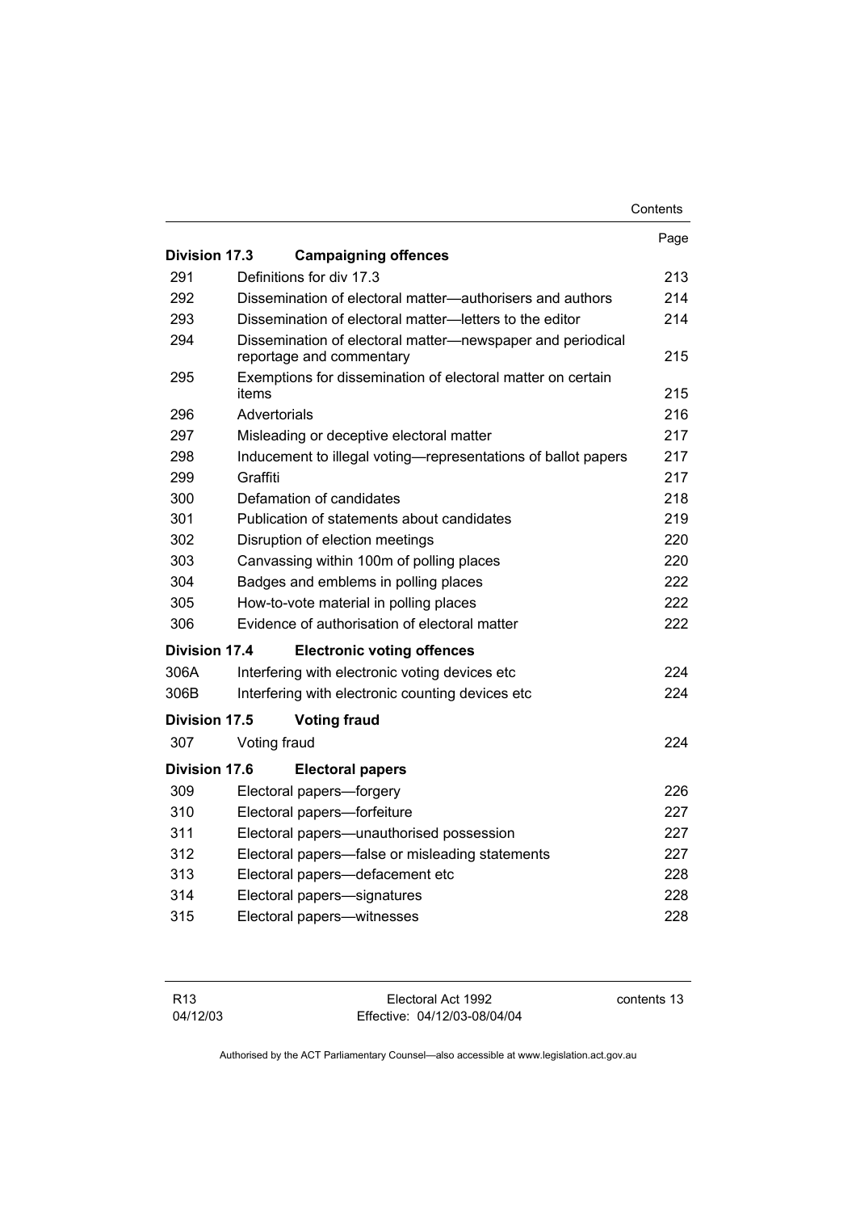| | | Page |
|---|---|---|
| **Division 17.3** | **Campaigning offences** | |
| 291 | Definitions for div 17.3 | 213 |
| 292 | Dissemination of electoral matter—authorisers and authors | 214 |
| 293 | Dissemination of electoral matter—letters to the editor | 214 |
| 294 | Dissemination of electoral matter—newspaper and periodical reportage and commentary | 215 |
| 295 | Exemptions for dissemination of electoral matter on certain items | 215 |
| 296 | Advertorials | 216 |
| 297 | Misleading or deceptive electoral matter | 217 |
| 298 | Inducement to illegal voting—representations of ballot papers | 217 |
| 299 | Graffiti | 217 |
| 300 | Defamation of candidates | 218 |
| 301 | Publication of statements about candidates | 219 |
| 302 | Disruption of election meetings | 220 |
| 303 | Canvassing within 100m of polling places | 220 |
| 304 | Badges and emblems in polling places | 222 |
| 305 | How-to-vote material in polling places | 222 |
| 306 | Evidence of authorisation of electoral matter | 222 |
| **Division 17.4** | **Electronic voting offences** | |
| 306A | Interfering with electronic voting devices etc | 224 |
| 306B | Interfering with electronic counting devices etc | 224 |
| **Division 17.5** | **Voting fraud** | |
| 307 | Voting fraud | 224 |
| **Division 17.6** | **Electoral papers** | |
| 309 | Electoral papers—forgery | 226 |
| 310 | Electoral papers—forfeiture | 227 |
| 311 | Electoral papers—unauthorised possession | 227 |
| 312 | Electoral papers—false or misleading statements | 227 |
| 313 | Electoral papers—defacement etc | 228 |
| 314 | Electoral papers—signatures | 228 |
| 315 | Electoral papers—witnesses | 228 |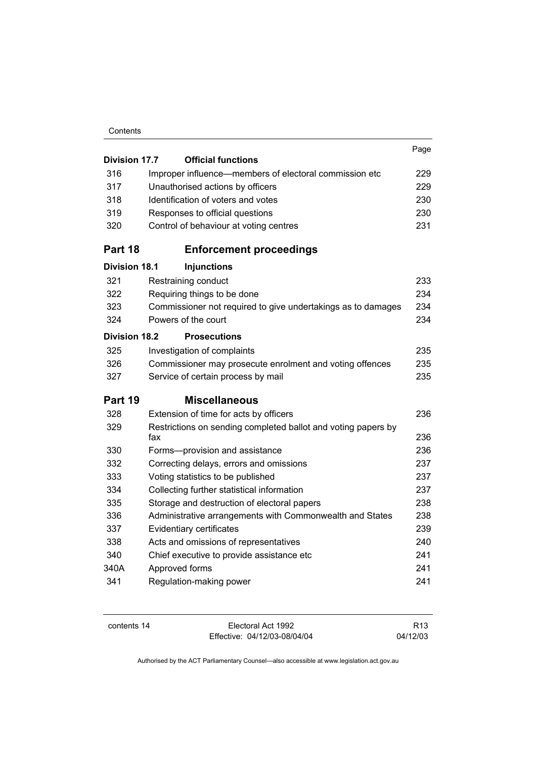| | | Page |
|---|---|---|
| **Division 17.7** | **Official functions** | |
| 316 | Improper influence—members of electoral commission etc | 229 |
| 317 | Unauthorised actions by officers | 229 |
| 318 | Identification of voters and votes | 230 |
| 319 | Responses to official questions | 230 |
| 320 | Control of behaviour at voting centres | 231 |

## Part 18 Enforcement proceedings

| | | |
|---|---|---|
| **Division 18.1** | **Injunctions** | |
| 321 | Restraining conduct | 233 |
| 322 | Requiring things to be done | 234 |
| 323 | Commissioner not required to give undertakings as to damages | 234 |
| 324 | Powers of the court | 234 |
| **Division 18.2** | **Prosecutions** | |
| 325 | Investigation of complaints | 235 |
| 326 | Commissioner may prosecute enrolment and voting offences | 235 |
| 327 | Service of certain process by mail | 235 |

## Part 19 Miscellaneous

| | | |
|---|---|---|
| 328 | Extension of time for acts by officers | 236 |
| 329 | Restrictions on sending completed ballot and voting papers by fax | 236 |
| 330 | Forms—provision and assistance | 236 |
| 332 | Correcting delays, errors and omissions | 237 |
| 333 | Voting statistics to be published | 237 |
| 334 | Collecting further statistical information | 237 |
| 335 | Storage and destruction of electoral papers | 238 |
| 336 | Administrative arrangements with Commonwealth and States | 238 |
| 337 | Evidentiary certificates | 239 |
| 338 | Acts and omissions of representatives | 240 |
| 340 | Chief executive to provide assistance etc | 241 |
| 340A | Approved forms | 241 |
| 341 | Regulation-making power | 241 |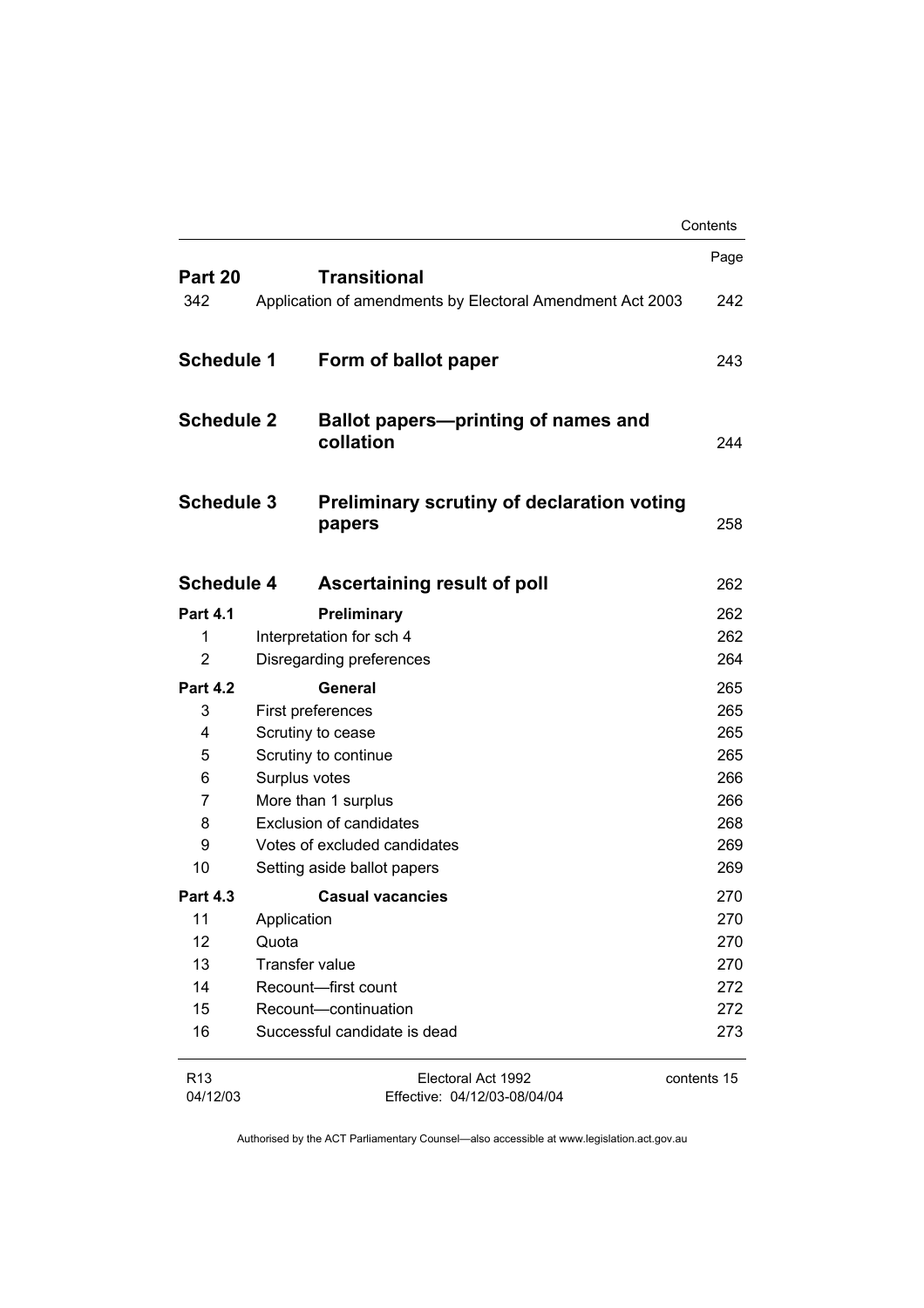| | | Page |
|---|---|---|
| **Part 20** | **Transitional** | |
| 342 | Application of amendments by Electoral Amendment Act 2003 | 242 |
| **Schedule 1** | **Form of ballot paper** | 243 |
| **Schedule 2** | **Ballot papers—printing of names and collation** | 244 |
| **Schedule 3** | **Preliminary scrutiny of declaration voting papers** | 258 |
| **Schedule 4** | **Ascertaining result of poll** | 262 |
| **Part 4.1** | **Preliminary** | 262 |
| 1 | Interpretation for sch 4 | 262 |
| 2 | Disregarding preferences | 264 |
| **Part 4.2** | **General** | 265 |
| 3 | First preferences | 265 |
| 4 | Scrutiny to cease | 265 |
| 5 | Scrutiny to continue | 265 |
| 6 | Surplus votes | 266 |
| 7 | More than 1 surplus | 266 |
| 8 | Exclusion of candidates | 268 |
| 9 | Votes of excluded candidates | 269 |
| 10 | Setting aside ballot papers | 269 |
| **Part 4.3** | **Casual vacancies** | 270 |
| 11 | Application | 270 |
| 12 | Quota | 270 |
| 13 | Transfer value | 270 |
| 14 | Recount—first count | 272 |
| 15 | Recount—continuation | 272 |
| 16 | Successful candidate is dead | 273 |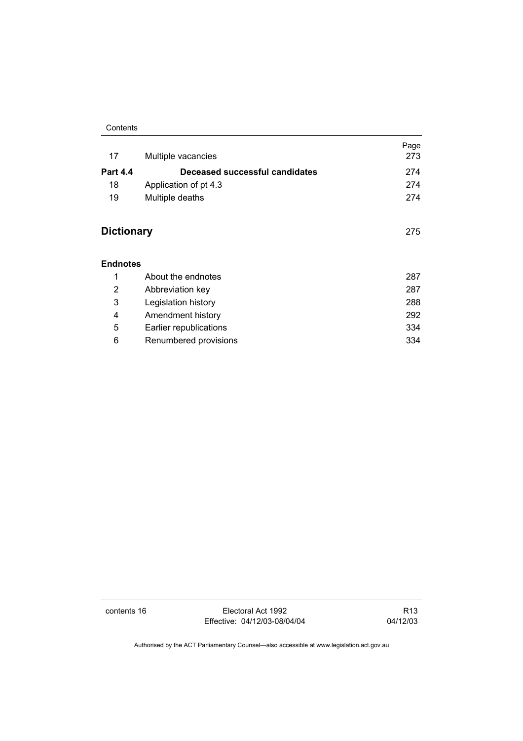| | | Page |
|---|---|---|
| 17 | Multiple vacancies | 273 |
| **Part 4.4** | **Deceased successful candidates** | 274 |
| 18 | Application of pt 4.3 | 274 |
| 19 | Multiple deaths | 274 |

## Dictionary 275

**Endnotes**

| | | |
|---|---|---|
| 1 | About the endnotes | 287 |
| 2 | Abbreviation key | 287 |
| 3 | Legislation history | 288 |
| 4 | Amendment history | 292 |
| 5 | Earlier republications | 334 |
| 6 | Renumbered provisions | 334 |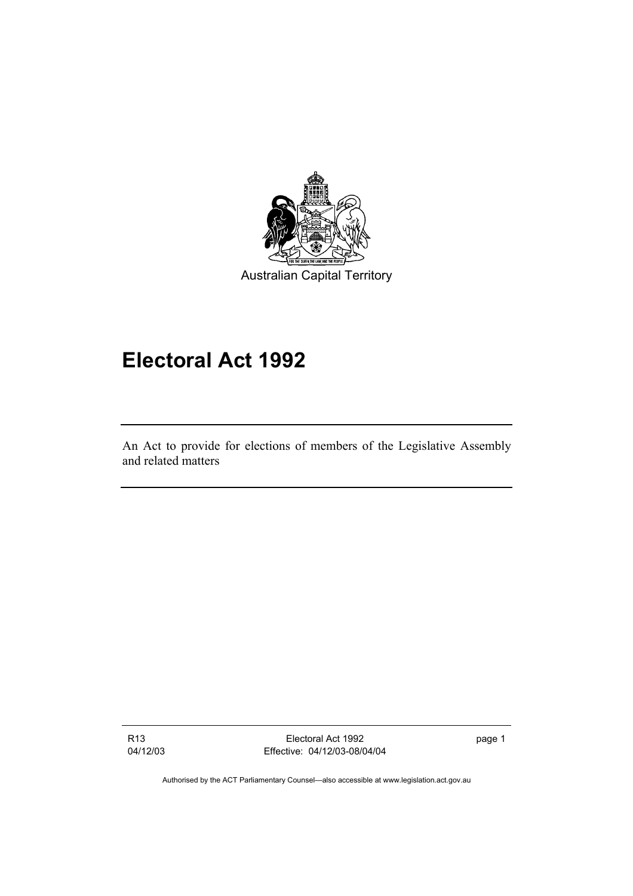Australian Capital Territory

# Electoral Act 1992

An Act to provide for elections of members of the Legislative Assembly and related matters

Authorised by the ACT Parliamentary Counsel—also accessible at www.legislation.act.gov.au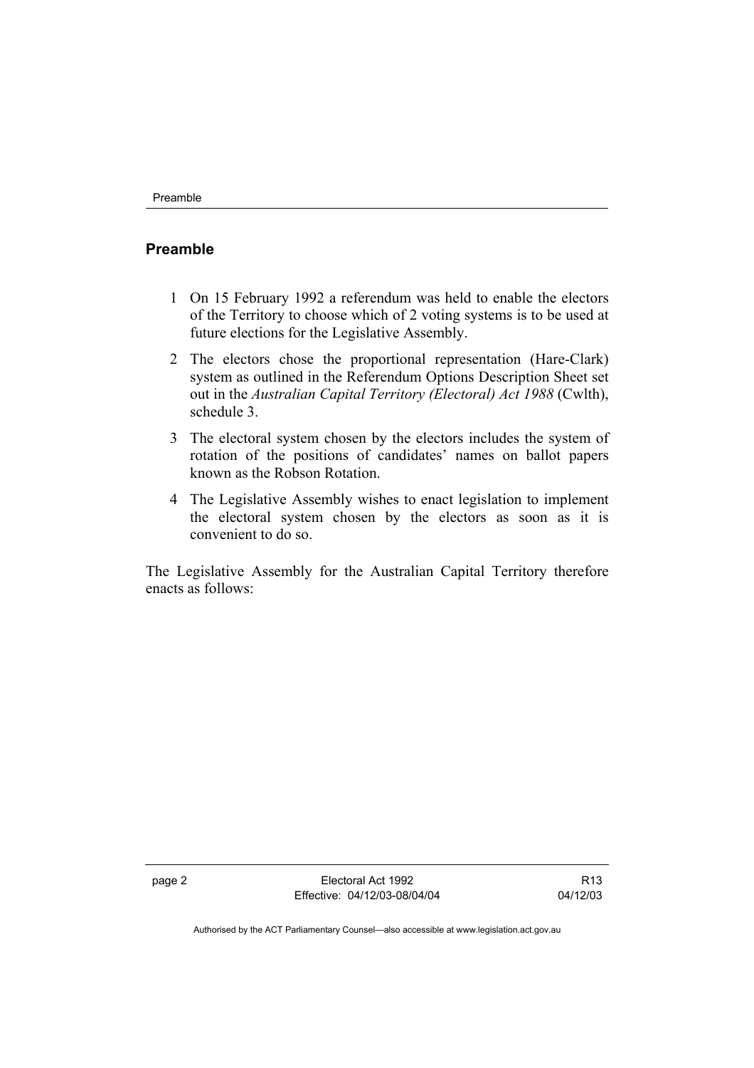## Preamble

1 On 15 February 1992 a referendum was held to enable the electors of the Territory to choose which of 2 voting systems is to be used at future elections for the Legislative Assembly.

2 The electors chose the proportional representation (Hare-Clark) system as outlined in the Referendum Options Description Sheet set out in the *Australian Capital Territory (Electoral) Act 1988* (Cwlth), schedule 3.

3 The electoral system chosen by the electors includes the system of rotation of the positions of candidates' names on ballot papers known as the Robson Rotation.

4 The Legislative Assembly wishes to enact legislation to implement the electoral system chosen by the electors as soon as it is convenient to do so.

The Legislative Assembly for the Australian Capital Territory therefore enacts as follows: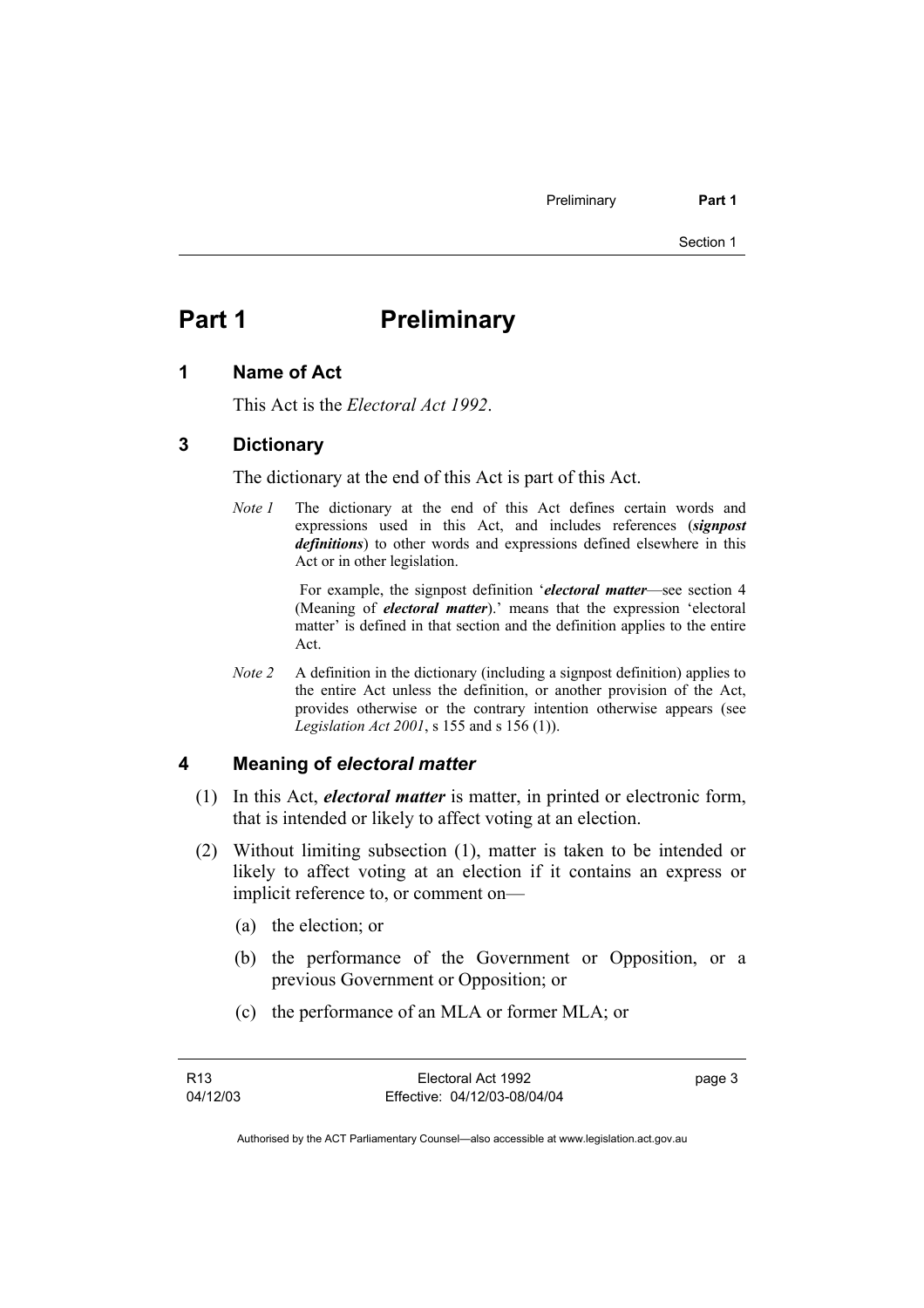# Part 1 Preliminary

## 1 Name of Act

This Act is the *Electoral Act 1992*.

## 3 Dictionary

The dictionary at the end of this Act is part of this Act.

*Note 1* The dictionary at the end of this Act defines certain words and expressions used in this Act, and includes references (***signpost definitions***) to other words and expressions defined elsewhere in this Act or in other legislation.

For example, the signpost definition '***electoral matter***—see section 4 (Meaning of ***electoral matter***).' means that the expression 'electoral matter' is defined in that section and the definition applies to the entire Act.

*Note 2* A definition in the dictionary (including a signpost definition) applies to the entire Act unless the definition, or another provision of the Act, provides otherwise or the contrary intention otherwise appears (see *Legislation Act 2001*, s 155 and s 156 (1)).

## 4 Meaning of *electoral matter*

(1) In this Act, ***electoral matter*** is matter, in printed or electronic form, that is intended or likely to affect voting at an election.

(2) Without limiting subsection (1), matter is taken to be intended or likely to affect voting at an election if it contains an express or implicit reference to, or comment on—

(a) the election; or

(b) the performance of the Government or Opposition, or a previous Government or Opposition; or

(c) the performance of an MLA or former MLA; or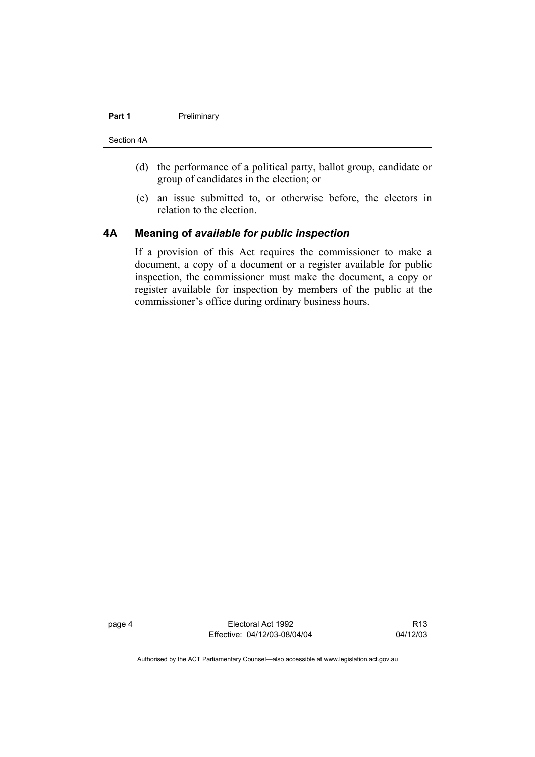(d) the performance of a political party, ballot group, candidate or group of candidates in the election; or

(e) an issue submitted to, or otherwise before, the electors in relation to the election.

## 4A Meaning of *available for public inspection*

If a provision of this Act requires the commissioner to make a document, a copy of a document or a register available for public inspection, the commissioner must make the document, a copy or register available for inspection by members of the public at the commissioner's office during ordinary business hours.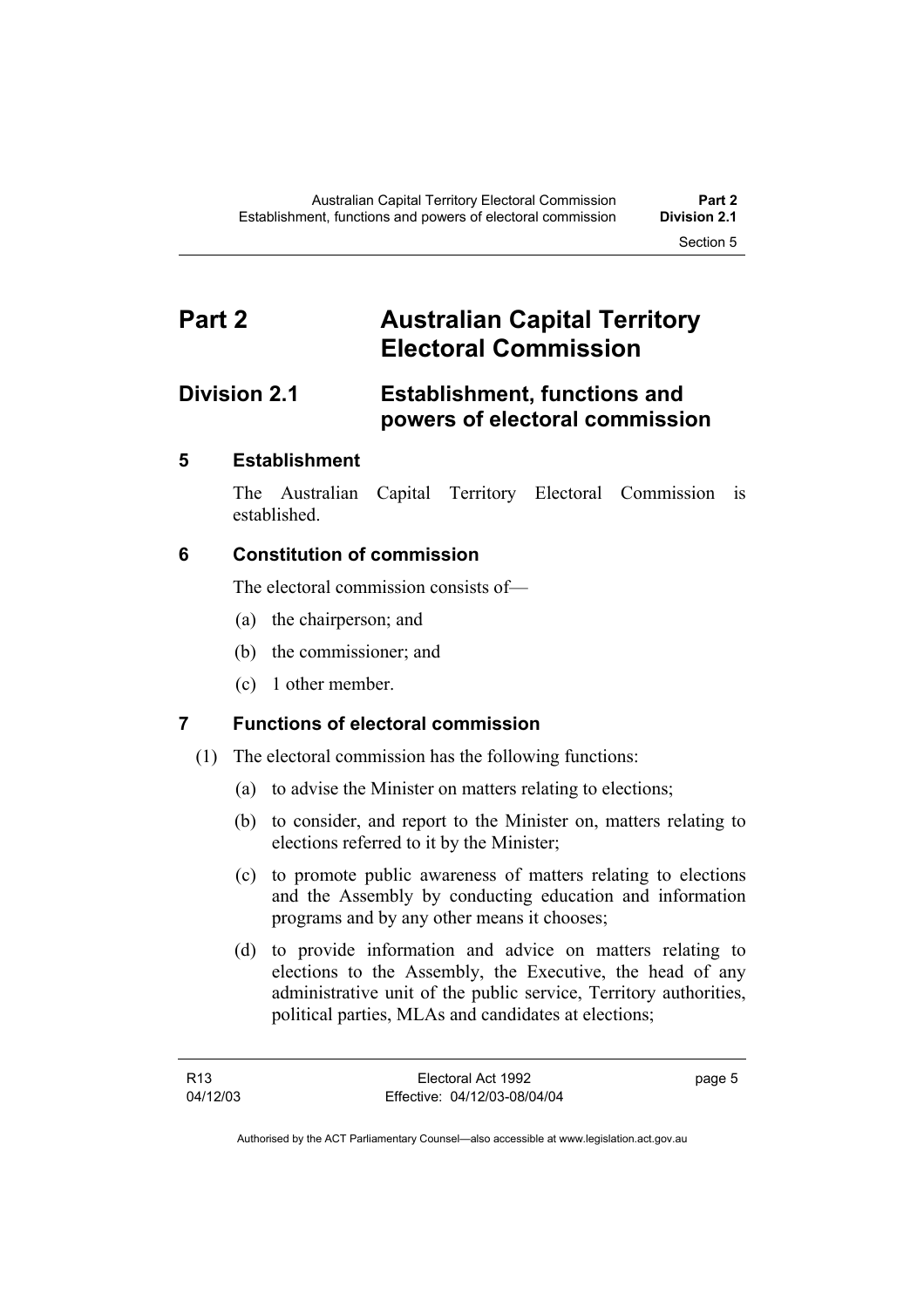# Part 2 Australian Capital Territory Electoral Commission

## Division 2.1 Establishment, functions and powers of electoral commission

### 5 Establishment

The Australian Capital Territory Electoral Commission is established.

### 6 Constitution of commission

The electoral commission consists of—

(a) the chairperson; and

(b) the commissioner; and

(c) 1 other member.

### 7 Functions of electoral commission

(1) The electoral commission has the following functions:

(a) to advise the Minister on matters relating to elections;

(b) to consider, and report to the Minister on, matters relating to elections referred to it by the Minister;

(c) to promote public awareness of matters relating to elections and the Assembly by conducting education and information programs and by any other means it chooses;

(d) to provide information and advice on matters relating to elections to the Assembly, the Executive, the head of any administrative unit of the public service, Territory authorities, political parties, MLAs and candidates at elections;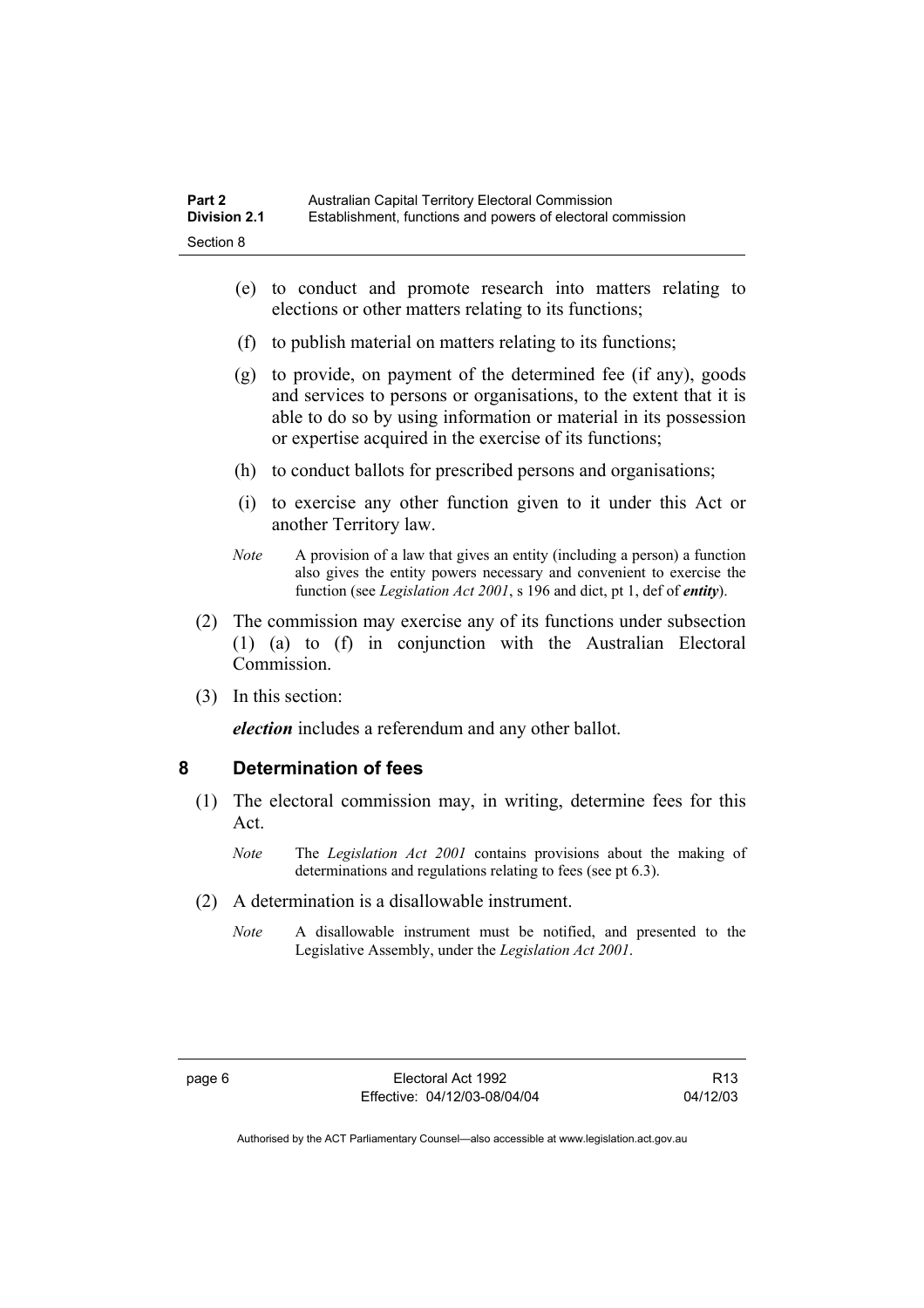(e) to conduct and promote research into matters relating to elections or other matters relating to its functions;

(f) to publish material on matters relating to its functions;

(g) to provide, on payment of the determined fee (if any), goods and services to persons or organisations, to the extent that it is able to do so by using information or material in its possession or expertise acquired in the exercise of its functions;

(h) to conduct ballots for prescribed persons and organisations;

(i) to exercise any other function given to it under this Act or another Territory law.

*Note* A provision of a law that gives an entity (including a person) a function also gives the entity powers necessary and convenient to exercise the function (see *Legislation Act 2001*, s 196 and dict, pt 1, def of ***entity***).

(2) The commission may exercise any of its functions under subsection (1) (a) to (f) in conjunction with the Australian Electoral Commission.

(3) In this section:

***election*** includes a referendum and any other ballot.

## 8 Determination of fees

(1) The electoral commission may, in writing, determine fees for this Act.

*Note* The *Legislation Act 2001* contains provisions about the making of determinations and regulations relating to fees (see pt 6.3).

(2) A determination is a disallowable instrument.

*Note* A disallowable instrument must be notified, and presented to the Legislative Assembly, under the *Legislation Act 2001*.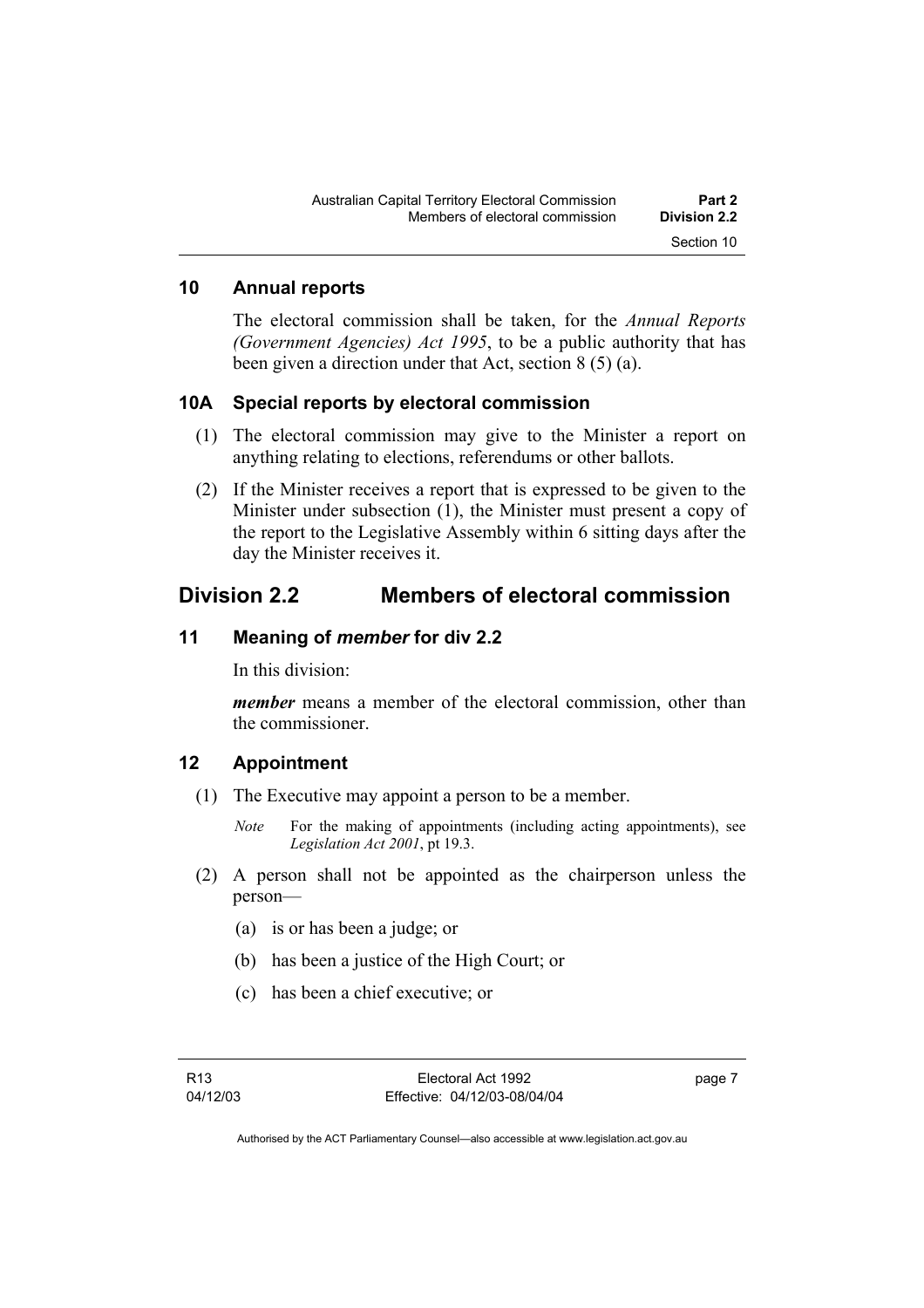## 10 Annual reports

The electoral commission shall be taken, for the *Annual Reports (Government Agencies) Act 1995*, to be a public authority that has been given a direction under that Act, section 8 (5) (a).

## 10A Special reports by electoral commission

(1) The electoral commission may give to the Minister a report on anything relating to elections, referendums or other ballots.

(2) If the Minister receives a report that is expressed to be given to the Minister under subsection (1), the Minister must present a copy of the report to the Legislative Assembly within 6 sitting days after the day the Minister receives it.

# Division 2.2 Members of electoral commission

## 11 Meaning of *member* for div 2.2

In this division:

***member*** means a member of the electoral commission, other than the commissioner.

## 12 Appointment

(1) The Executive may appoint a person to be a member.

*Note* For the making of appointments (including acting appointments), see *Legislation Act 2001*, pt 19.3.

(2) A person shall not be appointed as the chairperson unless the person—

(a) is or has been a judge; or

(b) has been a justice of the High Court; or

(c) has been a chief executive; or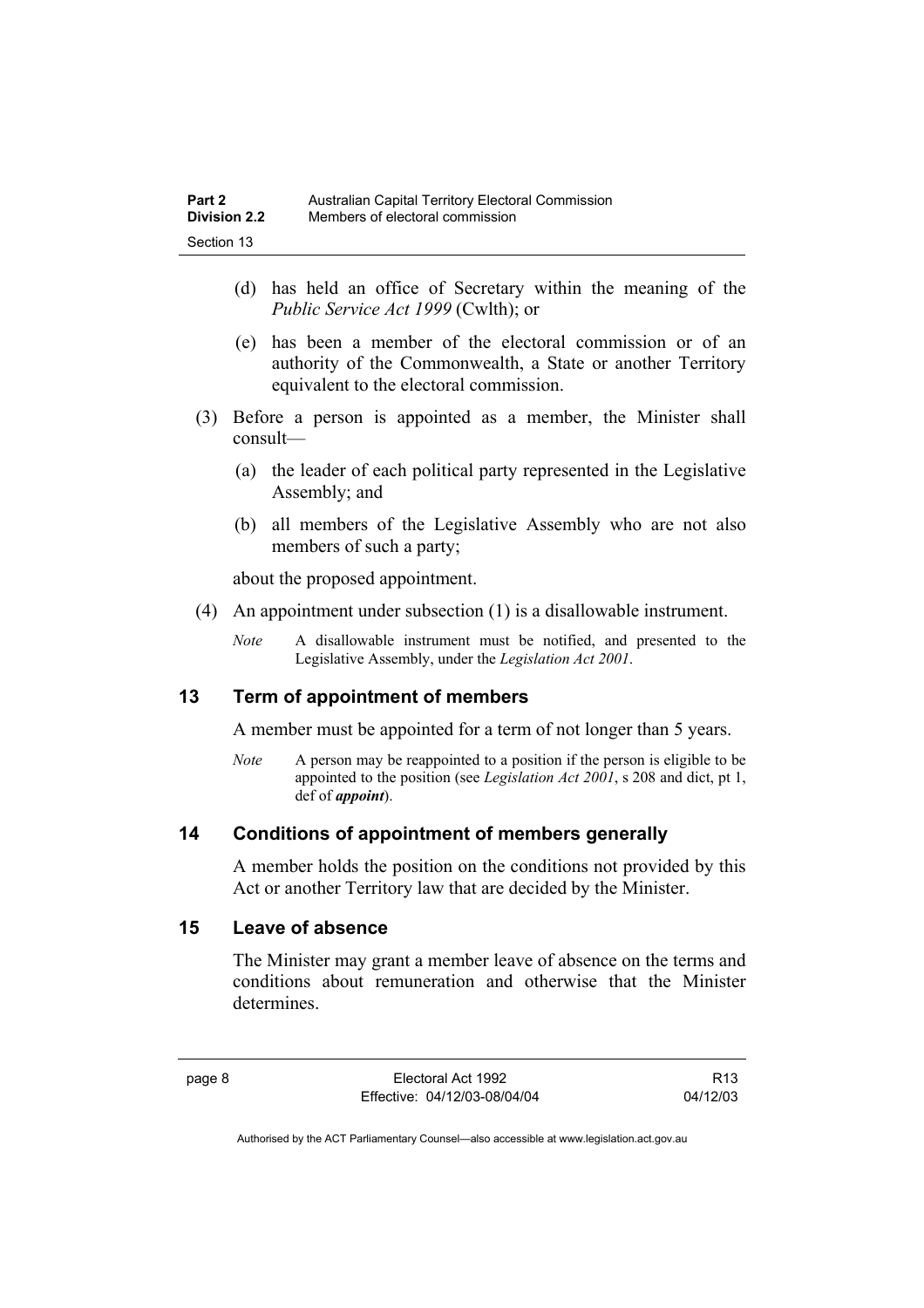(d) has held an office of Secretary within the meaning of the *Public Service Act 1999* (Cwlth); or

(e) has been a member of the electoral commission or of an authority of the Commonwealth, a State or another Territory equivalent to the electoral commission.

(3) Before a person is appointed as a member, the Minister shall consult—

(a) the leader of each political party represented in the Legislative Assembly; and

(b) all members of the Legislative Assembly who are not also members of such a party;

about the proposed appointment.

(4) An appointment under subsection (1) is a disallowable instrument.

*Note* A disallowable instrument must be notified, and presented to the Legislative Assembly, under the *Legislation Act 2001*.

## 13 Term of appointment of members

A member must be appointed for a term of not longer than 5 years.

*Note* A person may be reappointed to a position if the person is eligible to be appointed to the position (see *Legislation Act 2001*, s 208 and dict, pt 1, def of ***appoint***).

## 14 Conditions of appointment of members generally

A member holds the position on the conditions not provided by this Act or another Territory law that are decided by the Minister.

## 15 Leave of absence

The Minister may grant a member leave of absence on the terms and conditions about remuneration and otherwise that the Minister determines.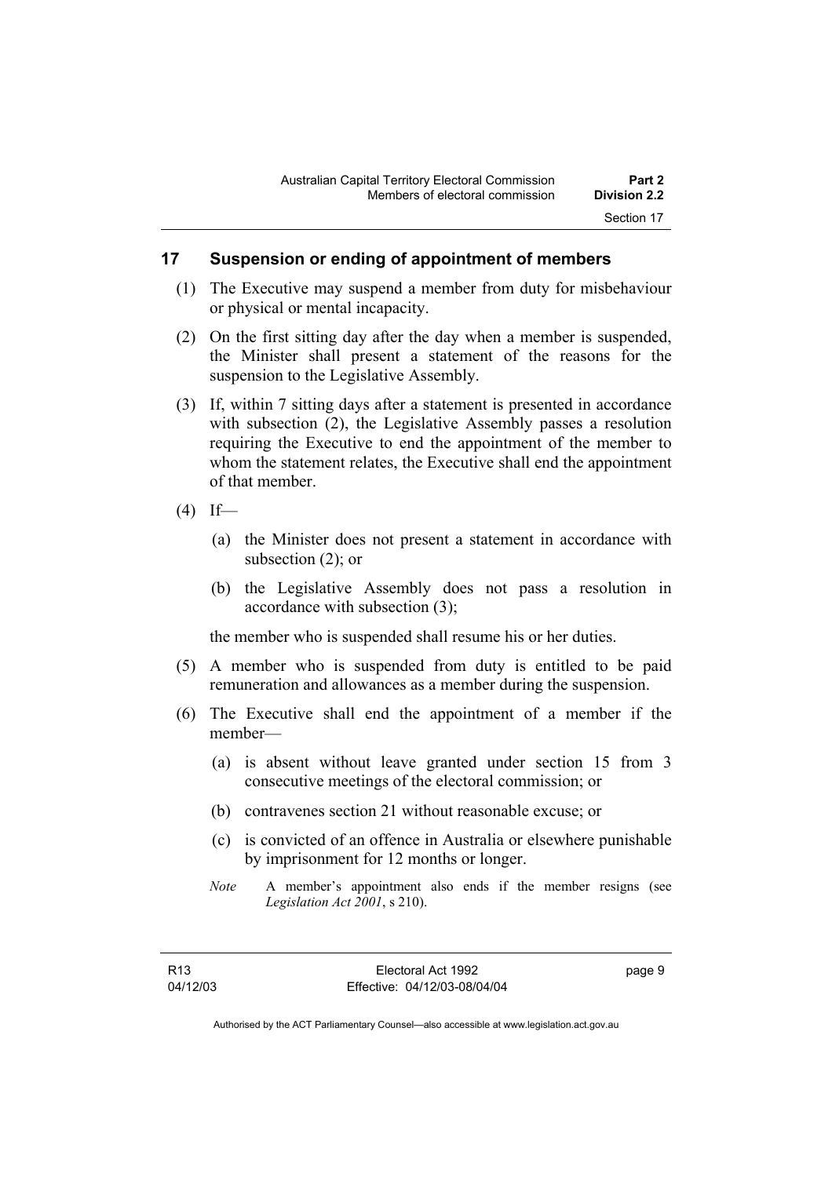## 17 Suspension or ending of appointment of members

(1) The Executive may suspend a member from duty for misbehaviour or physical or mental incapacity.

(2) On the first sitting day after the day when a member is suspended, the Minister shall present a statement of the reasons for the suspension to the Legislative Assembly.

(3) If, within 7 sitting days after a statement is presented in accordance with subsection (2), the Legislative Assembly passes a resolution requiring the Executive to end the appointment of the member to whom the statement relates, the Executive shall end the appointment of that member.

(4) If—

(a) the Minister does not present a statement in accordance with subsection (2); or

(b) the Legislative Assembly does not pass a resolution in accordance with subsection (3);

the member who is suspended shall resume his or her duties.

(5) A member who is suspended from duty is entitled to be paid remuneration and allowances as a member during the suspension.

(6) The Executive shall end the appointment of a member if the member—

(a) is absent without leave granted under section 15 from 3 consecutive meetings of the electoral commission; or

(b) contravenes section 21 without reasonable excuse; or

(c) is convicted of an offence in Australia or elsewhere punishable by imprisonment for 12 months or longer.

*Note* A member's appointment also ends if the member resigns (see *Legislation Act 2001*, s 210).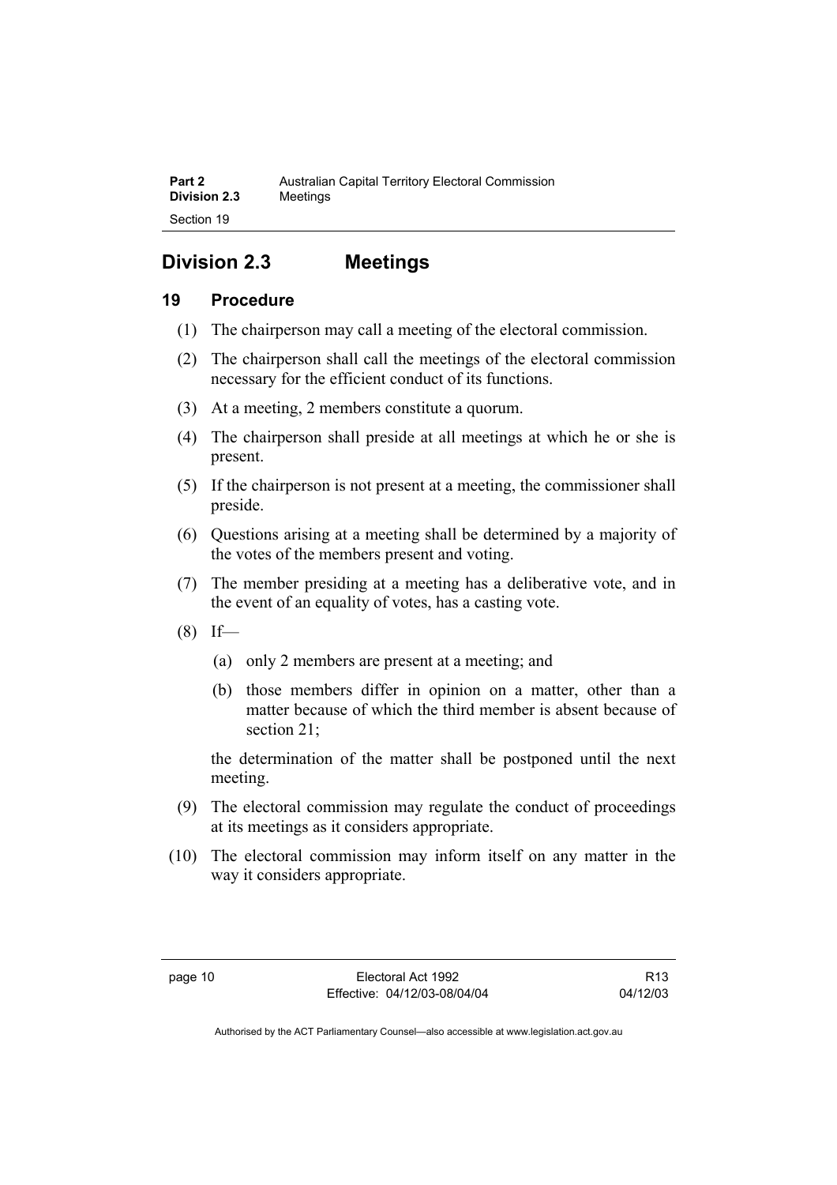## Division 2.3 Meetings

### 19 Procedure

(1) The chairperson may call a meeting of the electoral commission.

(2) The chairperson shall call the meetings of the electoral commission necessary for the efficient conduct of its functions.

(3) At a meeting, 2 members constitute a quorum.

(4) The chairperson shall preside at all meetings at which he or she is present.

(5) If the chairperson is not present at a meeting, the commissioner shall preside.

(6) Questions arising at a meeting shall be determined by a majority of the votes of the members present and voting.

(7) The member presiding at a meeting has a deliberative vote, and in the event of an equality of votes, has a casting vote.

(8) If—

(a) only 2 members are present at a meeting; and

(b) those members differ in opinion on a matter, other than a matter because of which the third member is absent because of section 21;

the determination of the matter shall be postponed until the next meeting.

(9) The electoral commission may regulate the conduct of proceedings at its meetings as it considers appropriate.

(10) The electoral commission may inform itself on any matter in the way it considers appropriate.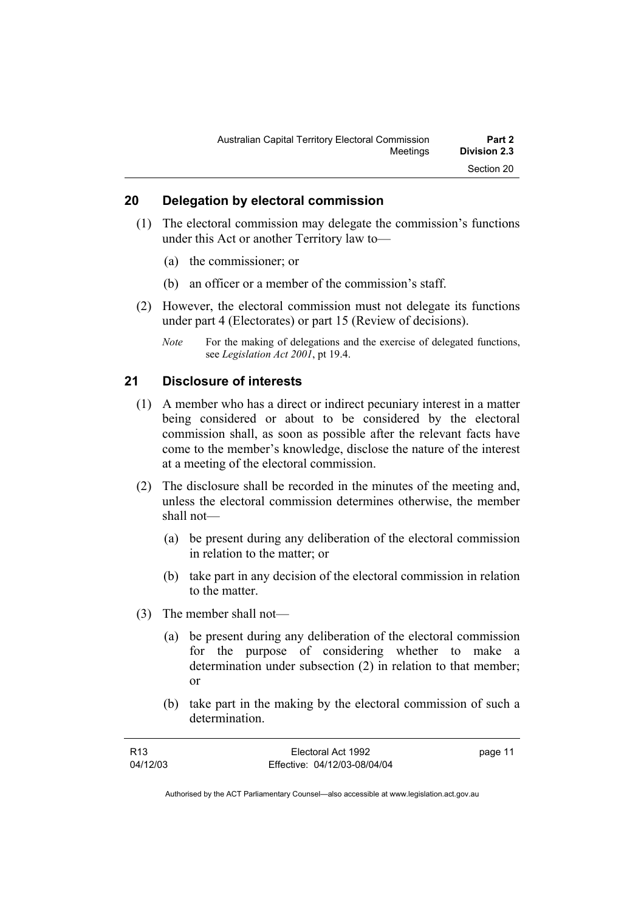## 20 Delegation by electoral commission

(1) The electoral commission may delegate the commission's functions under this Act or another Territory law to—

(a) the commissioner; or

(b) an officer or a member of the commission's staff.

(2) However, the electoral commission must not delegate its functions under part 4 (Electorates) or part 15 (Review of decisions).

*Note* For the making of delegations and the exercise of delegated functions, see *Legislation Act 2001*, pt 19.4.

## 21 Disclosure of interests

(1) A member who has a direct or indirect pecuniary interest in a matter being considered or about to be considered by the electoral commission shall, as soon as possible after the relevant facts have come to the member's knowledge, disclose the nature of the interest at a meeting of the electoral commission.

(2) The disclosure shall be recorded in the minutes of the meeting and, unless the electoral commission determines otherwise, the member shall not—

(a) be present during any deliberation of the electoral commission in relation to the matter; or

(b) take part in any decision of the electoral commission in relation to the matter.

(3) The member shall not—

(a) be present during any deliberation of the electoral commission for the purpose of considering whether to make a determination under subsection (2) in relation to that member; or

(b) take part in the making by the electoral commission of such a determination.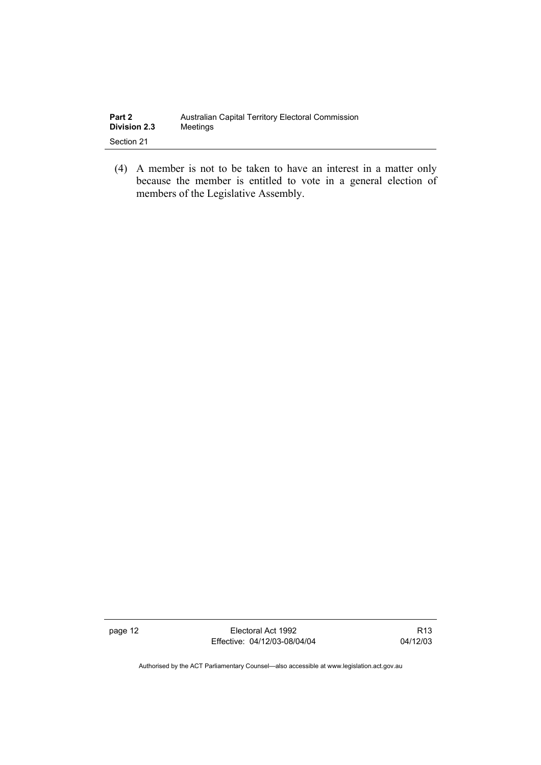(4) A member is not to be taken to have an interest in a matter only because the member is entitled to vote in a general election of members of the Legislative Assembly.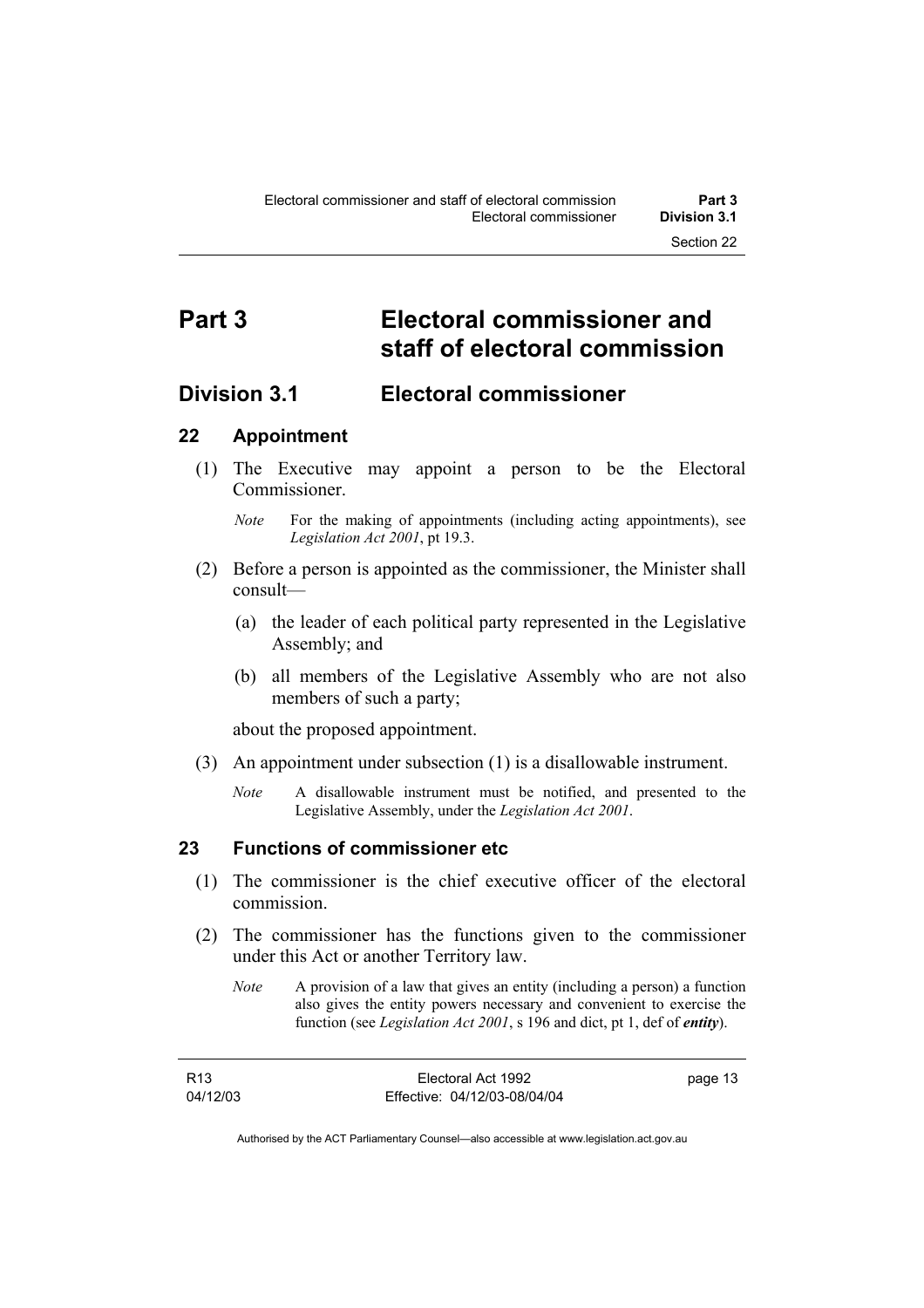# Part 3 Electoral commissioner and staff of electoral commission

## Division 3.1 Electoral commissioner

### 22 Appointment

(1) The Executive may appoint a person to be the Electoral Commissioner.

*Note* For the making of appointments (including acting appointments), see *Legislation Act 2001*, pt 19.3.

(2) Before a person is appointed as the commissioner, the Minister shall consult—

(a) the leader of each political party represented in the Legislative Assembly; and

(b) all members of the Legislative Assembly who are not also members of such a party;

about the proposed appointment.

(3) An appointment under subsection (1) is a disallowable instrument.

*Note* A disallowable instrument must be notified, and presented to the Legislative Assembly, under the *Legislation Act 2001*.

### 23 Functions of commissioner etc

(1) The commissioner is the chief executive officer of the electoral commission.

(2) The commissioner has the functions given to the commissioner under this Act or another Territory law.

*Note* A provision of a law that gives an entity (including a person) a function also gives the entity powers necessary and convenient to exercise the function (see *Legislation Act 2001*, s 196 and dict, pt 1, def of ***entity***).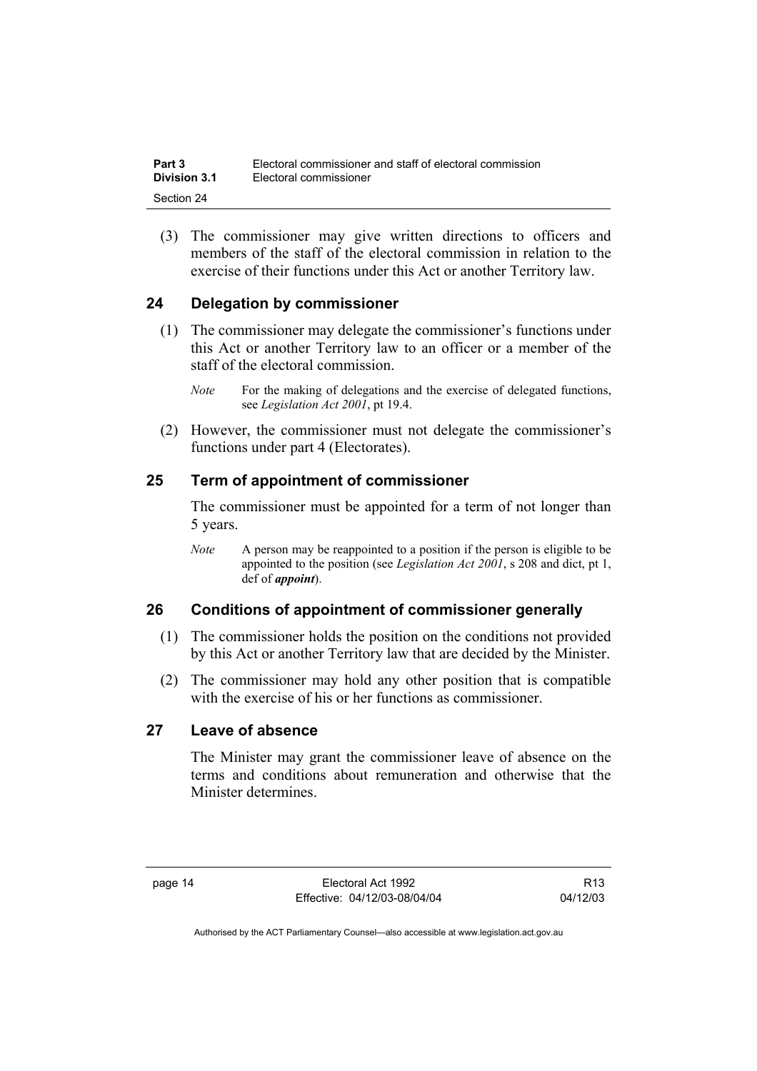(3) The commissioner may give written directions to officers and members of the staff of the electoral commission in relation to the exercise of their functions under this Act or another Territory law.

## 24 Delegation by commissioner

(1) The commissioner may delegate the commissioner's functions under this Act or another Territory law to an officer or a member of the staff of the electoral commission.

*Note* For the making of delegations and the exercise of delegated functions, see *Legislation Act 2001*, pt 19.4.

(2) However, the commissioner must not delegate the commissioner's functions under part 4 (Electorates).

## 25 Term of appointment of commissioner

The commissioner must be appointed for a term of not longer than 5 years.

*Note* A person may be reappointed to a position if the person is eligible to be appointed to the position (see *Legislation Act 2001*, s 208 and dict, pt 1, def of ***appoint***).

## 26 Conditions of appointment of commissioner generally

(1) The commissioner holds the position on the conditions not provided by this Act or another Territory law that are decided by the Minister.

(2) The commissioner may hold any other position that is compatible with the exercise of his or her functions as commissioner.

## 27 Leave of absence

The Minister may grant the commissioner leave of absence on the terms and conditions about remuneration and otherwise that the Minister determines.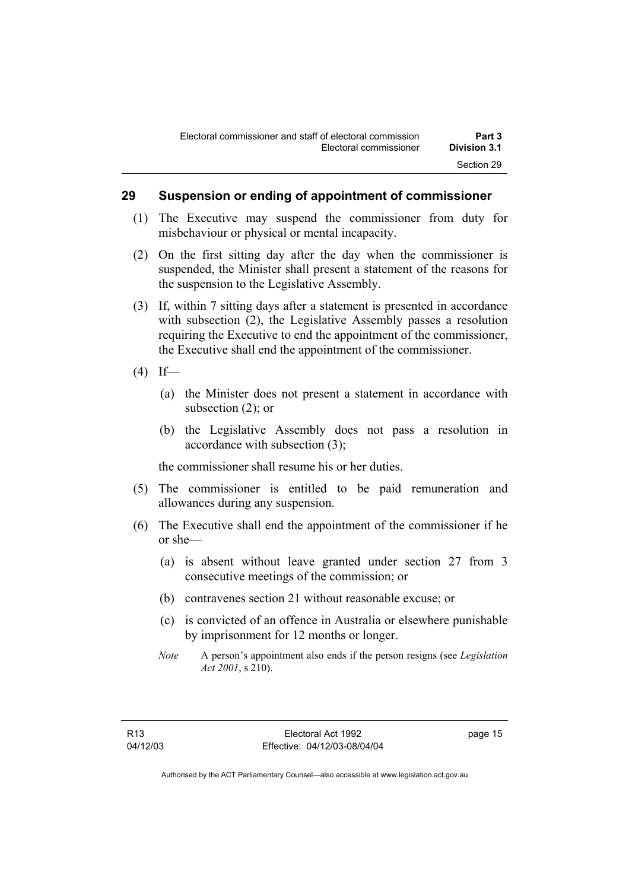## 29 Suspension or ending of appointment of commissioner

(1) The Executive may suspend the commissioner from duty for misbehaviour or physical or mental incapacity.

(2) On the first sitting day after the day when the commissioner is suspended, the Minister shall present a statement of the reasons for the suspension to the Legislative Assembly.

(3) If, within 7 sitting days after a statement is presented in accordance with subsection (2), the Legislative Assembly passes a resolution requiring the Executive to end the appointment of the commissioner, the Executive shall end the appointment of the commissioner.

(4) If—

(a) the Minister does not present a statement in accordance with subsection (2); or

(b) the Legislative Assembly does not pass a resolution in accordance with subsection (3);

the commissioner shall resume his or her duties.

(5) The commissioner is entitled to be paid remuneration and allowances during any suspension.

(6) The Executive shall end the appointment of the commissioner if he or she—

(a) is absent without leave granted under section 27 from 3 consecutive meetings of the commission; or

(b) contravenes section 21 without reasonable excuse; or

(c) is convicted of an offence in Australia or elsewhere punishable by imprisonment for 12 months or longer.

*Note* A person's appointment also ends if the person resigns (see *Legislation Act 2001*, s 210).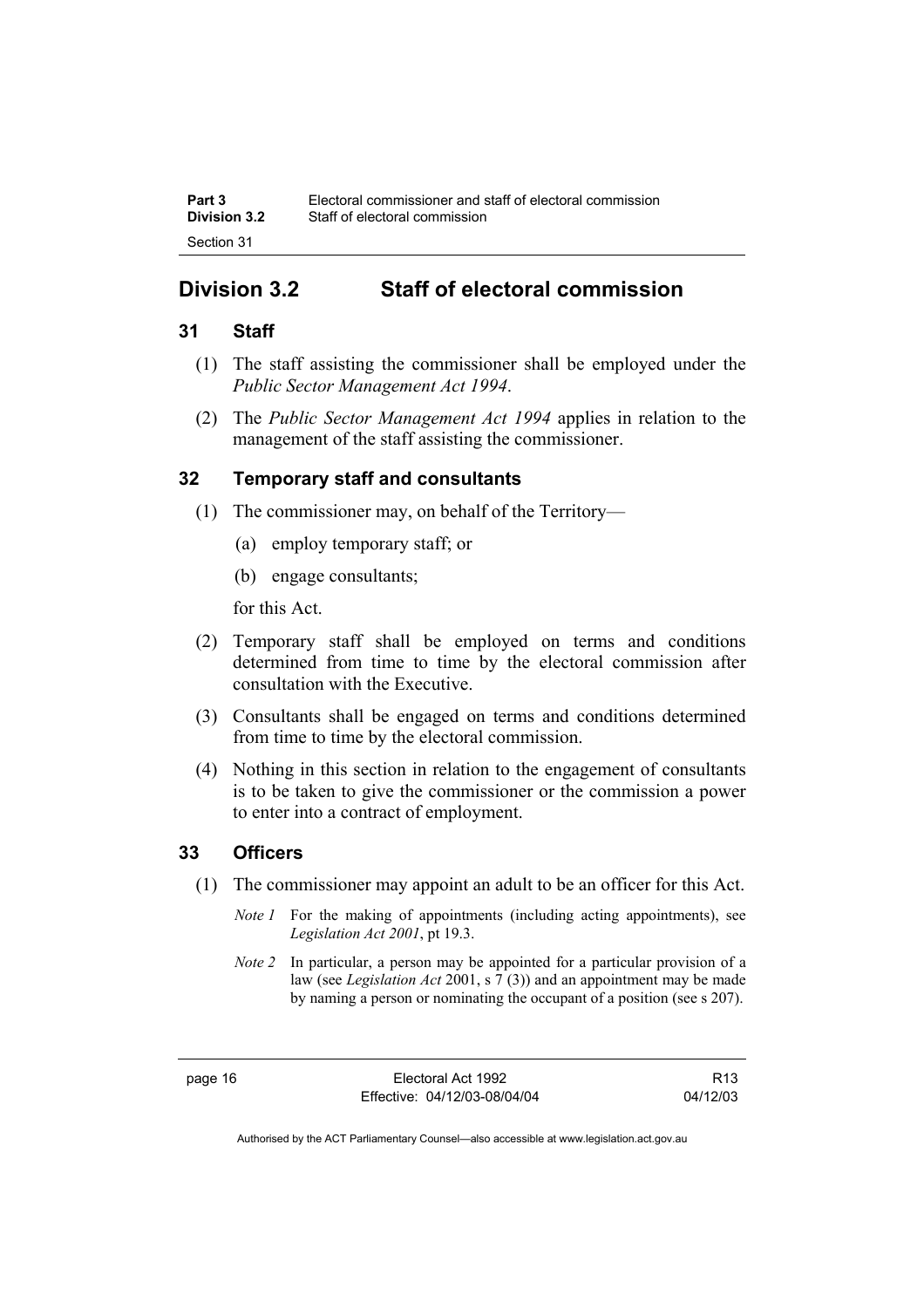## Division 3.2 Staff of electoral commission

### 31 Staff

(1) The staff assisting the commissioner shall be employed under the *Public Sector Management Act 1994*.

(2) The *Public Sector Management Act 1994* applies in relation to the management of the staff assisting the commissioner.

### 32 Temporary staff and consultants

(1) The commissioner may, on behalf of the Territory—

(a) employ temporary staff; or

(b) engage consultants;

for this Act.

(2) Temporary staff shall be employed on terms and conditions determined from time to time by the electoral commission after consultation with the Executive.

(3) Consultants shall be engaged on terms and conditions determined from time to time by the electoral commission.

(4) Nothing in this section in relation to the engagement of consultants is to be taken to give the commissioner or the commission a power to enter into a contract of employment.

### 33 Officers

(1) The commissioner may appoint an adult to be an officer for this Act.

*Note 1* For the making of appointments (including acting appointments), see *Legislation Act 2001*, pt 19.3.

*Note 2* In particular, a person may be appointed for a particular provision of a law (see *Legislation Act* 2001, s 7 (3)) and an appointment may be made by naming a person or nominating the occupant of a position (see s 207).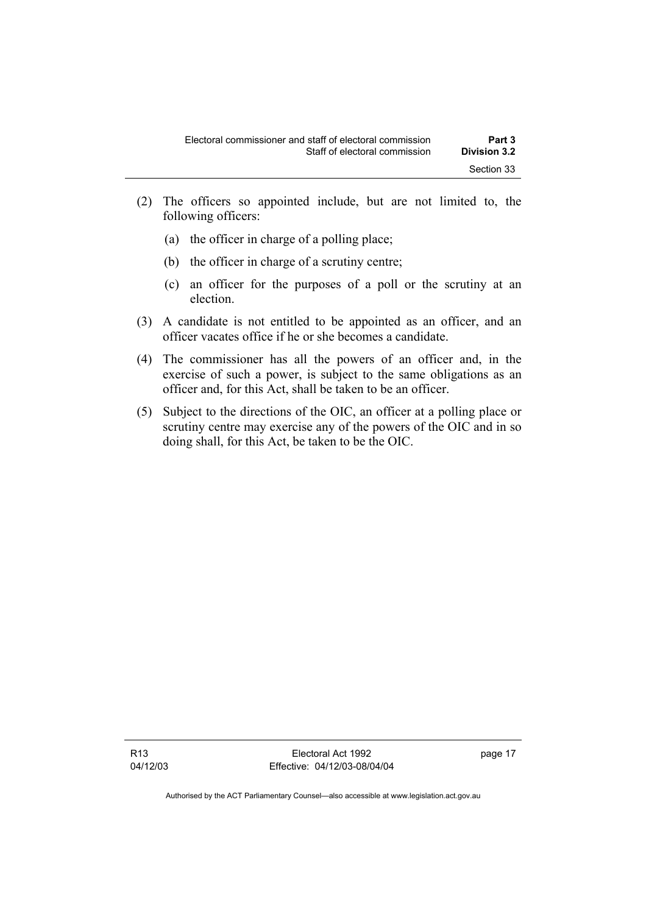(2) The officers so appointed include, but are not limited to, the following officers:

  (a) the officer in charge of a polling place;

  (b) the officer in charge of a scrutiny centre;

  (c) an officer for the purposes of a poll or the scrutiny at an election.

(3) A candidate is not entitled to be appointed as an officer, and an officer vacates office if he or she becomes a candidate.

(4) The commissioner has all the powers of an officer and, in the exercise of such a power, is subject to the same obligations as an officer and, for this Act, shall be taken to be an officer.

(5) Subject to the directions of the OIC, an officer at a polling place or scrutiny centre may exercise any of the powers of the OIC and in so doing shall, for this Act, be taken to be the OIC.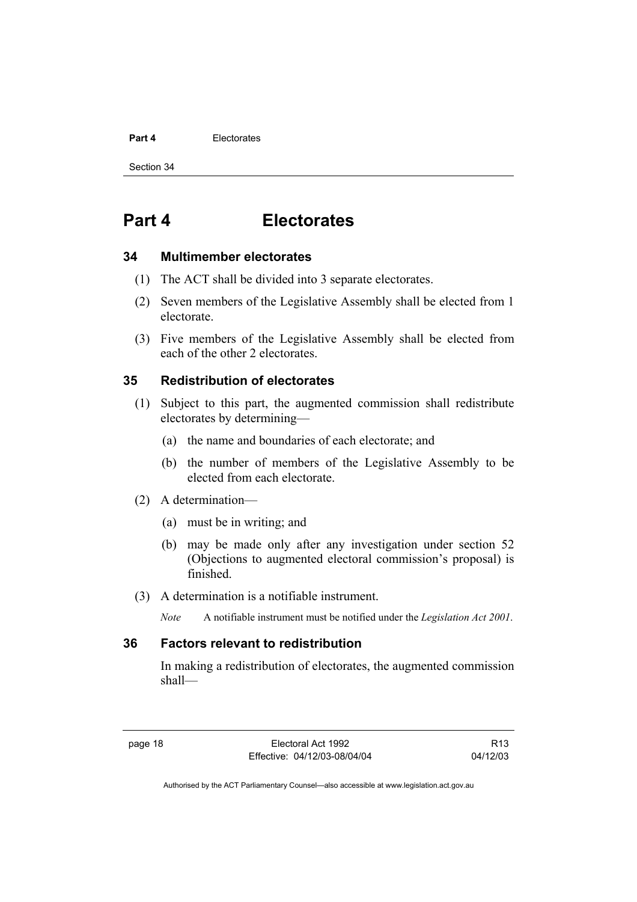# Part 4 Electorates

## 34 Multimember electorates

(1) The ACT shall be divided into 3 separate electorates.

(2) Seven members of the Legislative Assembly shall be elected from 1 electorate.

(3) Five members of the Legislative Assembly shall be elected from each of the other 2 electorates.

## 35 Redistribution of electorates

(1) Subject to this part, the augmented commission shall redistribute electorates by determining—

(a) the name and boundaries of each electorate; and

(b) the number of members of the Legislative Assembly to be elected from each electorate.

(2) A determination—

(a) must be in writing; and

(b) may be made only after any investigation under section 52 (Objections to augmented electoral commission's proposal) is finished.

(3) A determination is a notifiable instrument.

*Note* A notifiable instrument must be notified under the *Legislation Act 2001*.

## 36 Factors relevant to redistribution

In making a redistribution of electorates, the augmented commission shall—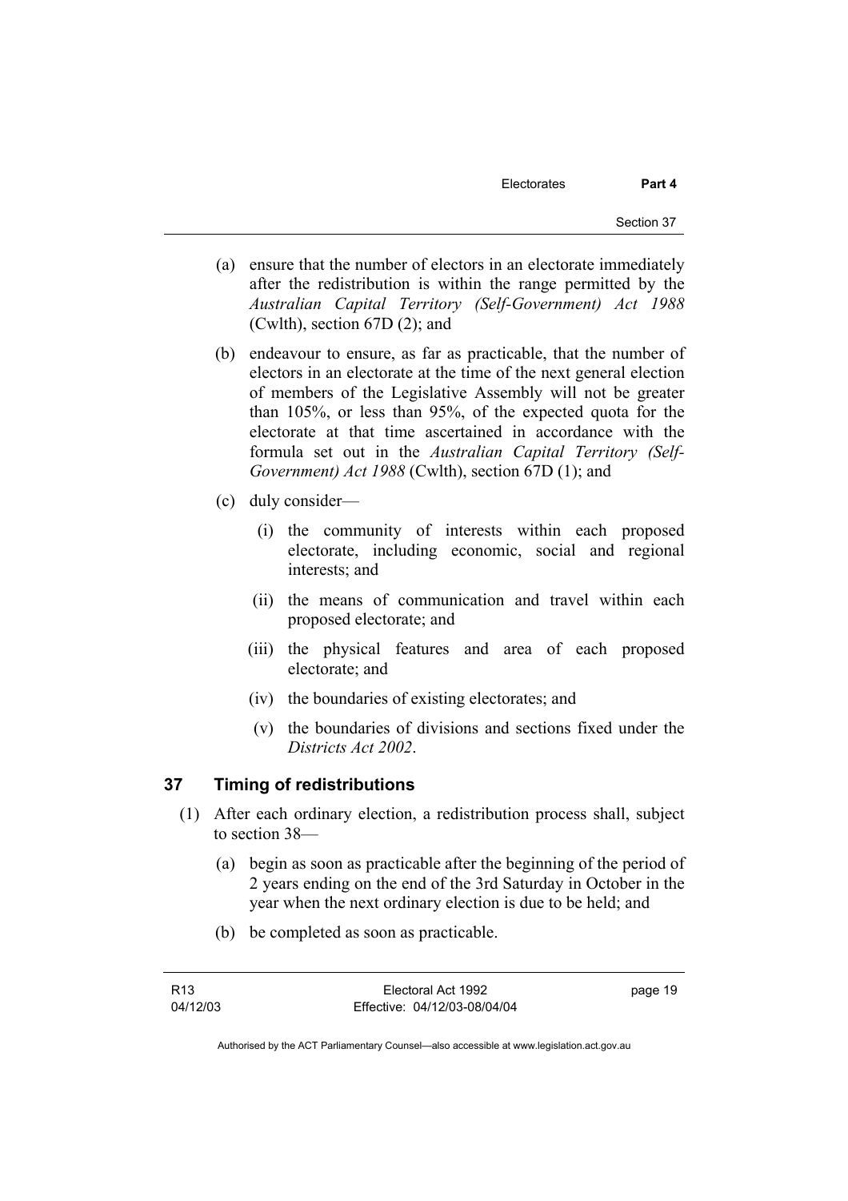(a) ensure that the number of electors in an electorate immediately after the redistribution is within the range permitted by the *Australian Capital Territory (Self-Government) Act 1988* (Cwlth), section 67D (2); and

(b) endeavour to ensure, as far as practicable, that the number of electors in an electorate at the time of the next general election of members of the Legislative Assembly will not be greater than 105%, or less than 95%, of the expected quota for the electorate at that time ascertained in accordance with the formula set out in the *Australian Capital Territory (Self-Government) Act 1988* (Cwlth), section 67D (1); and

(c) duly consider—

(i) the community of interests within each proposed electorate, including economic, social and regional interests; and

(ii) the means of communication and travel within each proposed electorate; and

(iii) the physical features and area of each proposed electorate; and

(iv) the boundaries of existing electorates; and

(v) the boundaries of divisions and sections fixed under the *Districts Act 2002*.

## 37 Timing of redistributions

(1) After each ordinary election, a redistribution process shall, subject to section 38—

(a) begin as soon as practicable after the beginning of the period of 2 years ending on the end of the 3rd Saturday in October in the year when the next ordinary election is due to be held; and

(b) be completed as soon as practicable.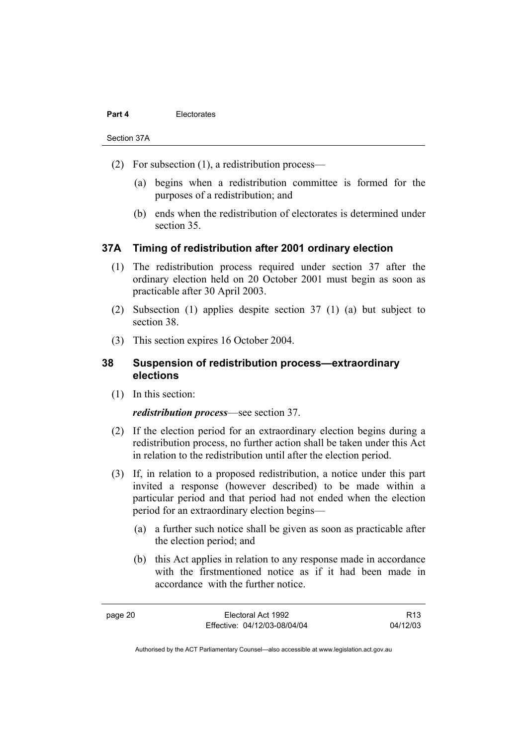(2) For subsection (1), a redistribution process—

(a) begins when a redistribution committee is formed for the purposes of a redistribution; and

(b) ends when the redistribution of electorates is determined under section 35.

### 37A Timing of redistribution after 2001 ordinary election

(1) The redistribution process required under section 37 after the ordinary election held on 20 October 2001 must begin as soon as practicable after 30 April 2003.

(2) Subsection (1) applies despite section 37 (1) (a) but subject to section 38.

(3) This section expires 16 October 2004.

### 38 Suspension of redistribution process—extraordinary elections

(1) In this section:

***redistribution process***—see section 37.

(2) If the election period for an extraordinary election begins during a redistribution process, no further action shall be taken under this Act in relation to the redistribution until after the election period.

(3) If, in relation to a proposed redistribution, a notice under this part invited a response (however described) to be made within a particular period and that period had not ended when the election period for an extraordinary election begins—

(a) a further such notice shall be given as soon as practicable after the election period; and

(b) this Act applies in relation to any response made in accordance with the firstmentioned notice as if it had been made in accordance with the further notice.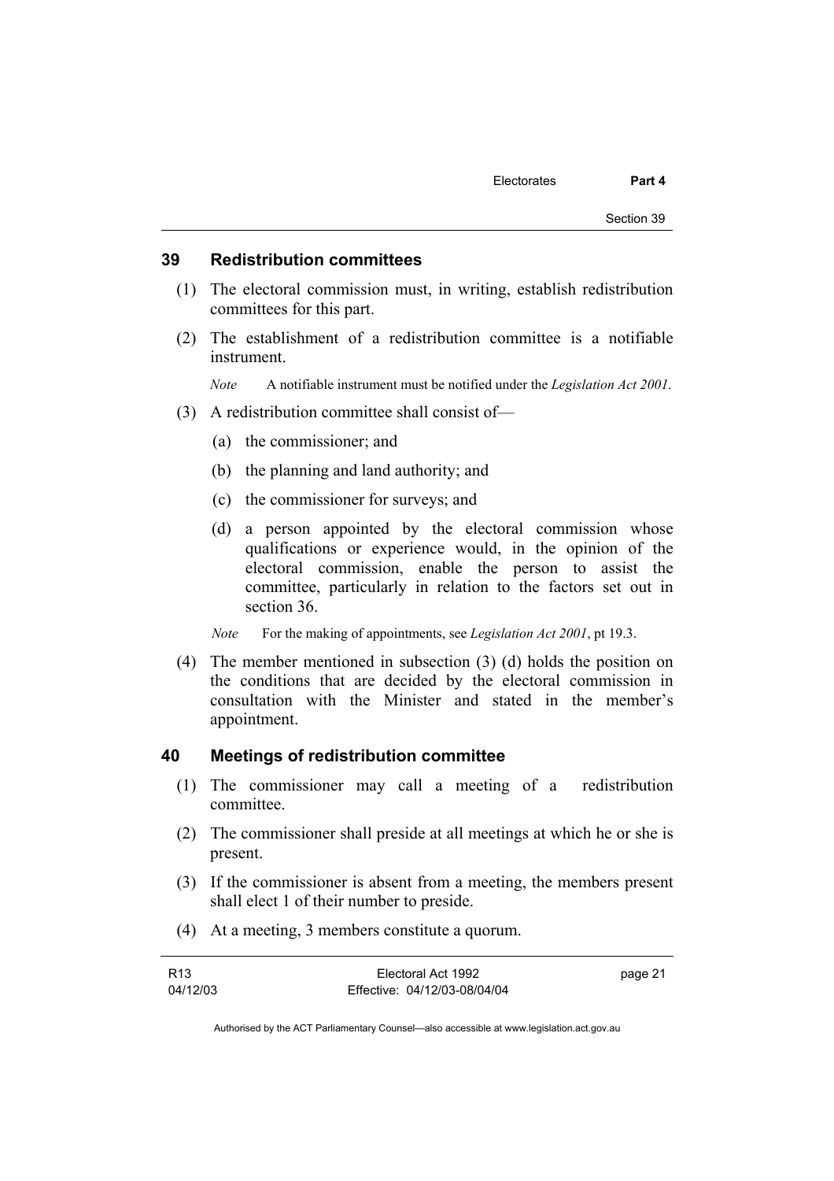## 39 Redistribution committees

(1) The electoral commission must, in writing, establish redistribution committees for this part.

(2) The establishment of a redistribution committee is a notifiable instrument.

*Note* A notifiable instrument must be notified under the *Legislation Act 2001*.

(3) A redistribution committee shall consist of—

(a) the commissioner; and

(b) the planning and land authority; and

(c) the commissioner for surveys; and

(d) a person appointed by the electoral commission whose qualifications or experience would, in the opinion of the electoral commission, enable the person to assist the committee, particularly in relation to the factors set out in section 36.

*Note* For the making of appointments, see *Legislation Act 2001*, pt 19.3.

(4) The member mentioned in subsection (3) (d) holds the position on the conditions that are decided by the electoral commission in consultation with the Minister and stated in the member's appointment.

## 40 Meetings of redistribution committee

(1) The commissioner may call a meeting of a redistribution committee.

(2) The commissioner shall preside at all meetings at which he or she is present.

(3) If the commissioner is absent from a meeting, the members present shall elect 1 of their number to preside.

(4) At a meeting, 3 members constitute a quorum.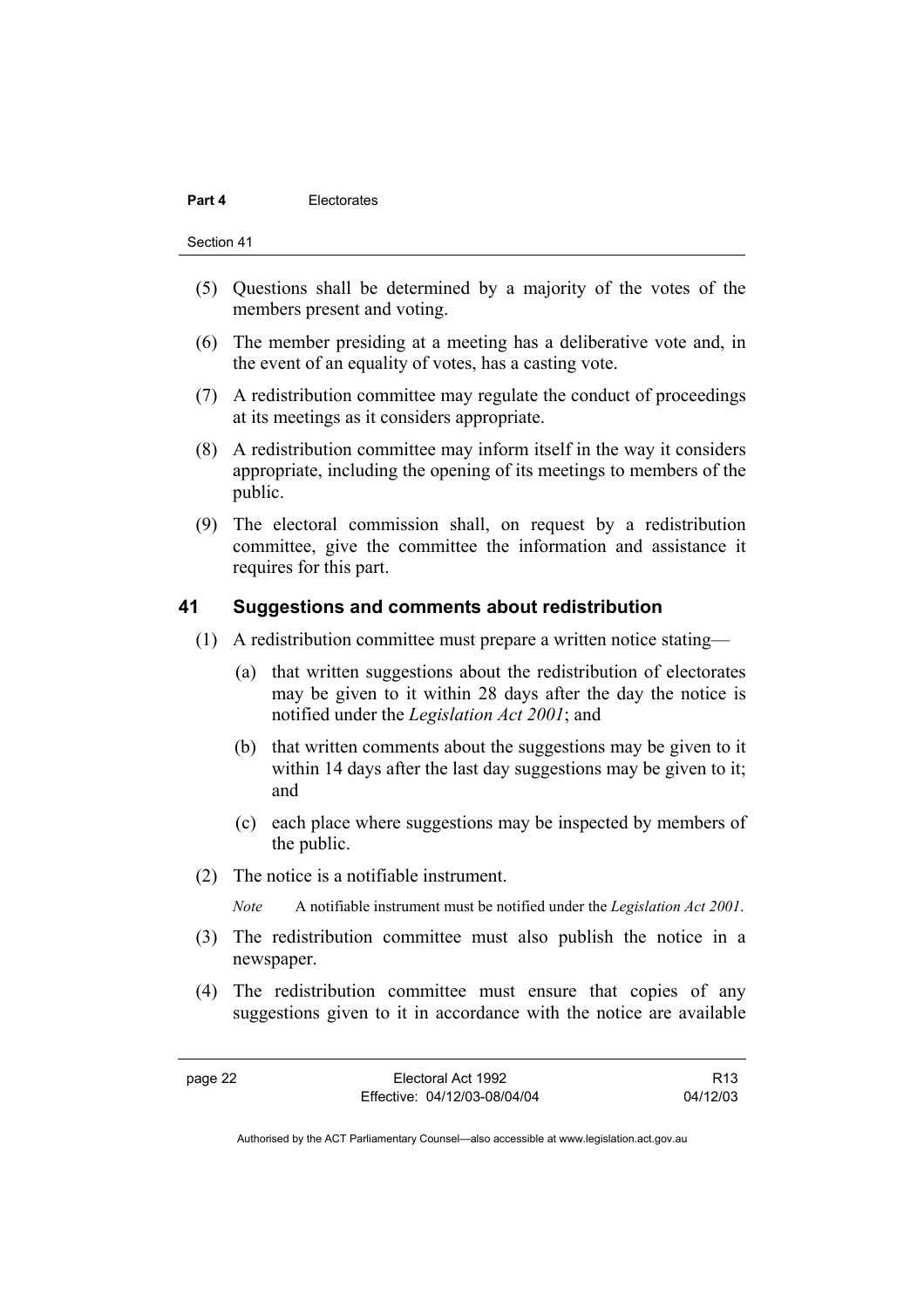(5) Questions shall be determined by a majority of the votes of the members present and voting.

(6) The member presiding at a meeting has a deliberative vote and, in the event of an equality of votes, has a casting vote.

(7) A redistribution committee may regulate the conduct of proceedings at its meetings as it considers appropriate.

(8) A redistribution committee may inform itself in the way it considers appropriate, including the opening of its meetings to members of the public.

(9) The electoral commission shall, on request by a redistribution committee, give the committee the information and assistance it requires for this part.

## 41 Suggestions and comments about redistribution

(1) A redistribution committee must prepare a written notice stating—

(a) that written suggestions about the redistribution of electorates may be given to it within 28 days after the day the notice is notified under the *Legislation Act 2001*; and

(b) that written comments about the suggestions may be given to it within 14 days after the last day suggestions may be given to it; and

(c) each place where suggestions may be inspected by members of the public.

(2) The notice is a notifiable instrument.

*Note* A notifiable instrument must be notified under the *Legislation Act 2001*.

(3) The redistribution committee must also publish the notice in a newspaper.

(4) The redistribution committee must ensure that copies of any suggestions given to it in accordance with the notice are available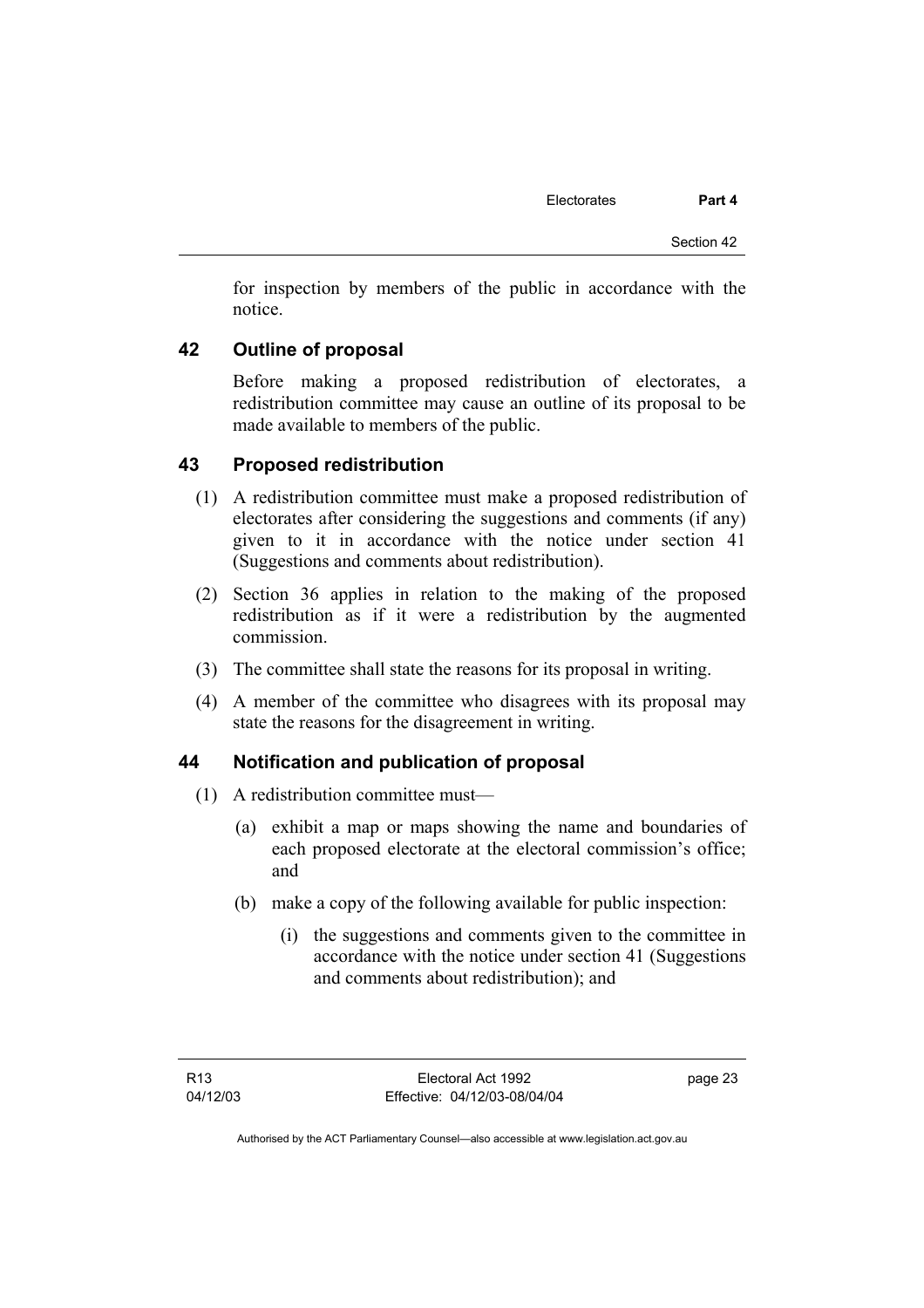for inspection by members of the public in accordance with the notice.

## 42 Outline of proposal

Before making a proposed redistribution of electorates, a redistribution committee may cause an outline of its proposal to be made available to members of the public.

## 43 Proposed redistribution

(1) A redistribution committee must make a proposed redistribution of electorates after considering the suggestions and comments (if any) given to it in accordance with the notice under section 41 (Suggestions and comments about redistribution).

(2) Section 36 applies in relation to the making of the proposed redistribution as if it were a redistribution by the augmented commission.

(3) The committee shall state the reasons for its proposal in writing.

(4) A member of the committee who disagrees with its proposal may state the reasons for the disagreement in writing.

## 44 Notification and publication of proposal

(1) A redistribution committee must—

(a) exhibit a map or maps showing the name and boundaries of each proposed electorate at the electoral commission's office; and

(b) make a copy of the following available for public inspection:

(i) the suggestions and comments given to the committee in accordance with the notice under section 41 (Suggestions and comments about redistribution); and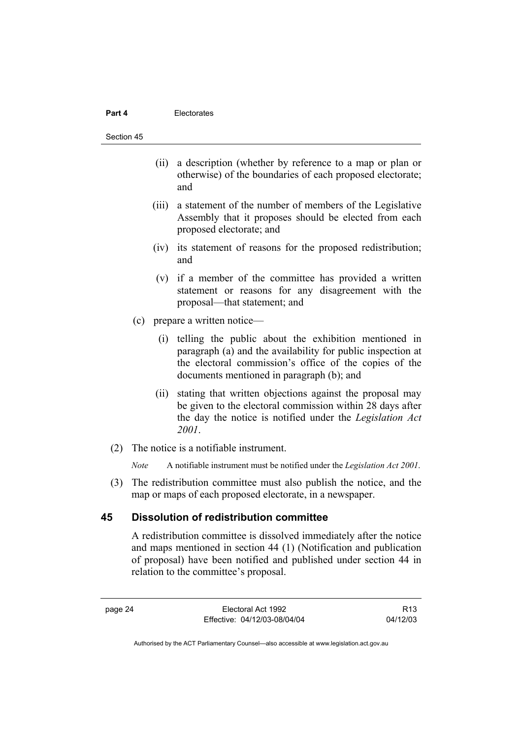(ii) a description (whether by reference to a map or plan or otherwise) of the boundaries of each proposed electorate; and

(iii) a statement of the number of members of the Legislative Assembly that it proposes should be elected from each proposed electorate; and

(iv) its statement of reasons for the proposed redistribution; and

(v) if a member of the committee has provided a written statement or reasons for any disagreement with the proposal—that statement; and

(c) prepare a written notice—

(i) telling the public about the exhibition mentioned in paragraph (a) and the availability for public inspection at the electoral commission's office of the copies of the documents mentioned in paragraph (b); and

(ii) stating that written objections against the proposal may be given to the electoral commission within 28 days after the day the notice is notified under the *Legislation Act 2001*.

(2) The notice is a notifiable instrument.

*Note* A notifiable instrument must be notified under the *Legislation Act 2001*.

(3) The redistribution committee must also publish the notice, and the map or maps of each proposed electorate, in a newspaper.

## 45 Dissolution of redistribution committee

A redistribution committee is dissolved immediately after the notice and maps mentioned in section 44 (1) (Notification and publication of proposal) have been notified and published under section 44 in relation to the committee's proposal.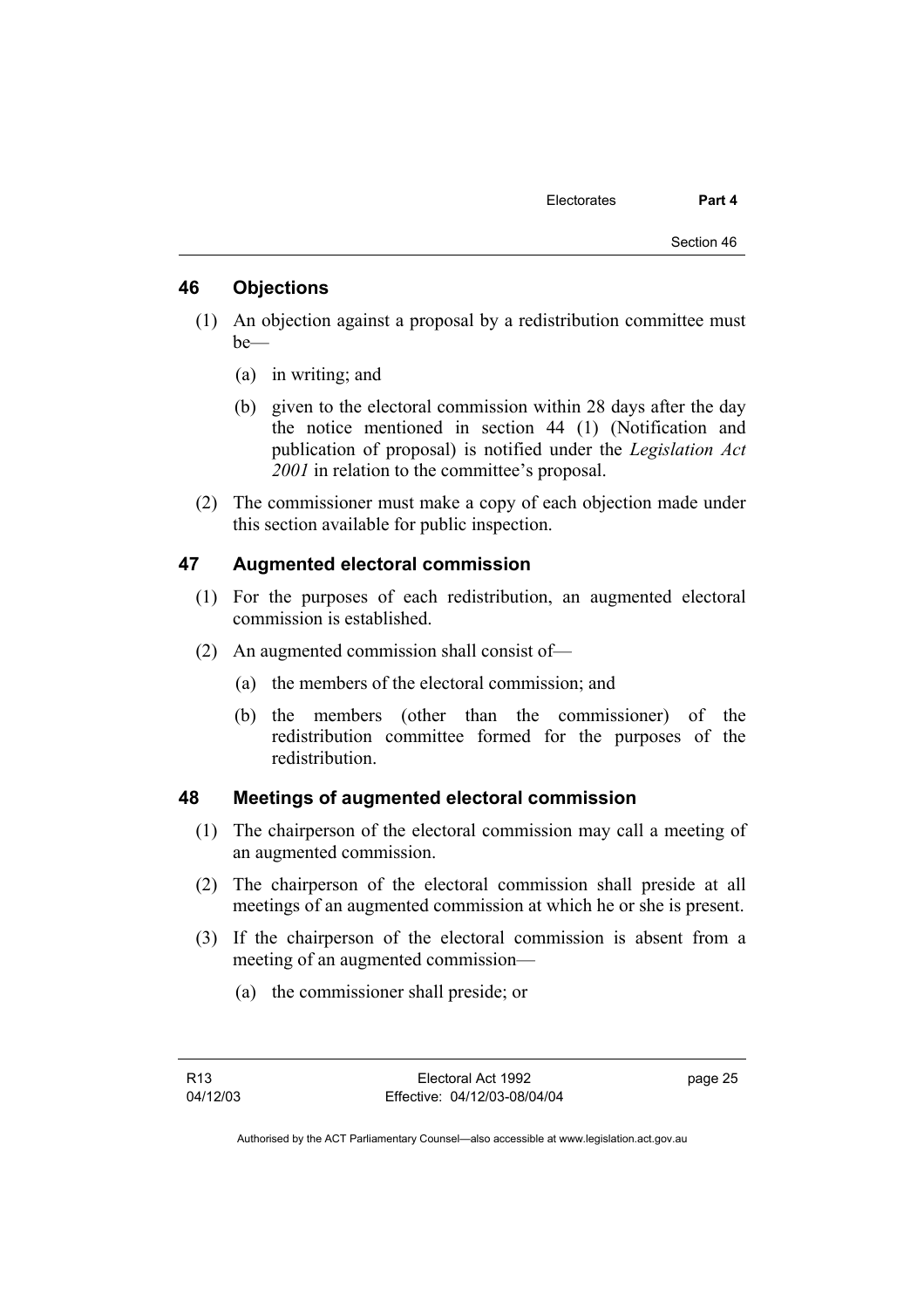## 46 Objections

(1) An objection against a proposal by a redistribution committee must be—

(a) in writing; and

(b) given to the electoral commission within 28 days after the day the notice mentioned in section 44 (1) (Notification and publication of proposal) is notified under the *Legislation Act 2001* in relation to the committee's proposal.

(2) The commissioner must make a copy of each objection made under this section available for public inspection.

## 47 Augmented electoral commission

(1) For the purposes of each redistribution, an augmented electoral commission is established.

(2) An augmented commission shall consist of—

(a) the members of the electoral commission; and

(b) the members (other than the commissioner) of the redistribution committee formed for the purposes of the redistribution.

## 48 Meetings of augmented electoral commission

(1) The chairperson of the electoral commission may call a meeting of an augmented commission.

(2) The chairperson of the electoral commission shall preside at all meetings of an augmented commission at which he or she is present.

(3) If the chairperson of the electoral commission is absent from a meeting of an augmented commission—

(a) the commissioner shall preside; or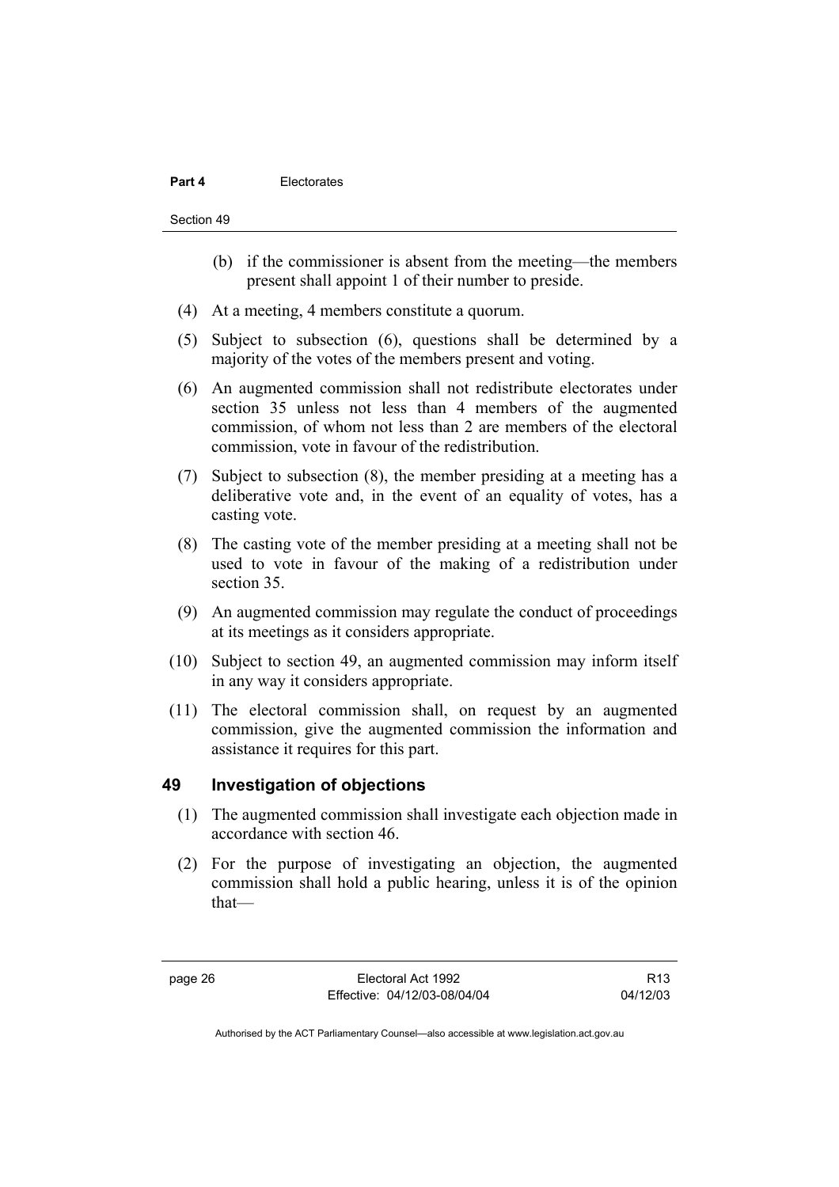(b) if the commissioner is absent from the meeting—the members present shall appoint 1 of their number to preside.

(4) At a meeting, 4 members constitute a quorum.

(5) Subject to subsection (6), questions shall be determined by a majority of the votes of the members present and voting.

(6) An augmented commission shall not redistribute electorates under section 35 unless not less than 4 members of the augmented commission, of whom not less than 2 are members of the electoral commission, vote in favour of the redistribution.

(7) Subject to subsection (8), the member presiding at a meeting has a deliberative vote and, in the event of an equality of votes, has a casting vote.

(8) The casting vote of the member presiding at a meeting shall not be used to vote in favour of the making of a redistribution under section 35.

(9) An augmented commission may regulate the conduct of proceedings at its meetings as it considers appropriate.

(10) Subject to section 49, an augmented commission may inform itself in any way it considers appropriate.

(11) The electoral commission shall, on request by an augmented commission, give the augmented commission the information and assistance it requires for this part.

## 49 Investigation of objections

(1) The augmented commission shall investigate each objection made in accordance with section 46.

(2) For the purpose of investigating an objection, the augmented commission shall hold a public hearing, unless it is of the opinion that—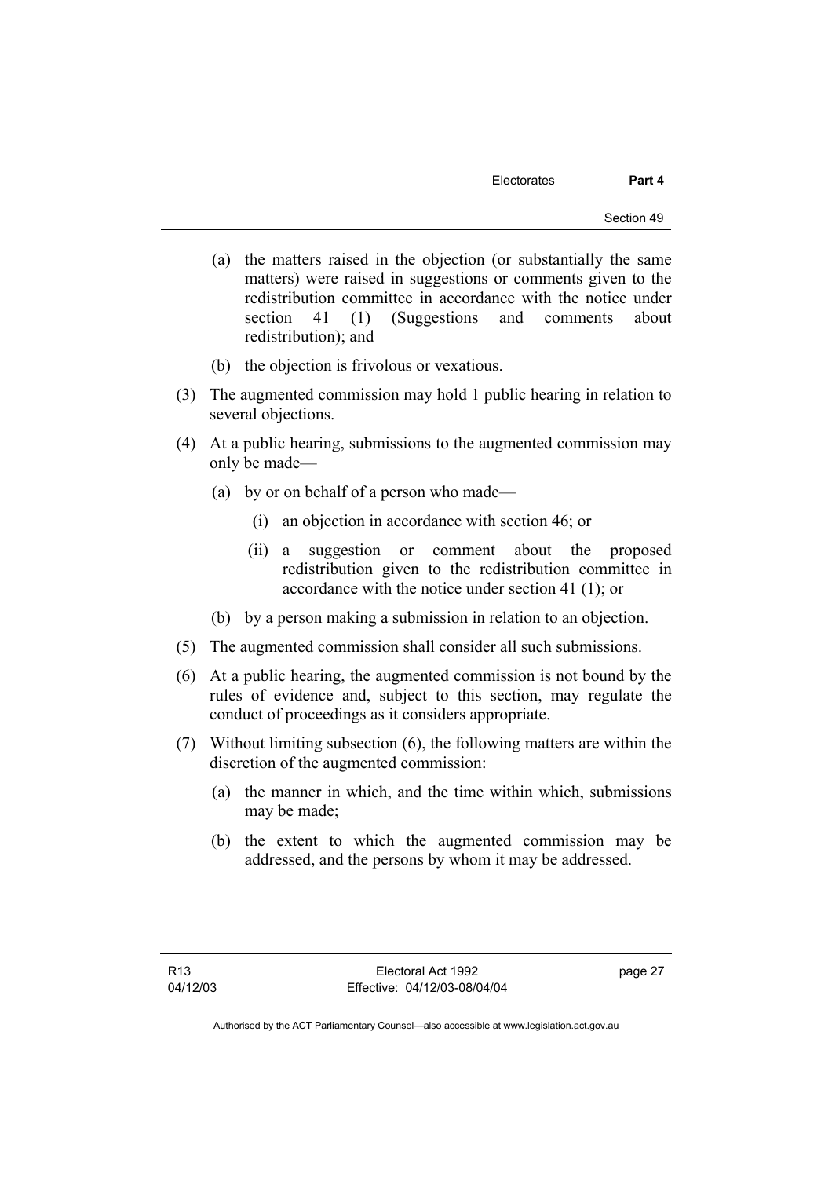(a) the matters raised in the objection (or substantially the same matters) were raised in suggestions or comments given to the redistribution committee in accordance with the notice under section 41 (1) (Suggestions and comments about redistribution); and

(b) the objection is frivolous or vexatious.

(3) The augmented commission may hold 1 public hearing in relation to several objections.

(4) At a public hearing, submissions to the augmented commission may only be made—

(a) by or on behalf of a person who made—

(i) an objection in accordance with section 46; or

(ii) a suggestion or comment about the proposed redistribution given to the redistribution committee in accordance with the notice under section 41 (1); or

(b) by a person making a submission in relation to an objection.

(5) The augmented commission shall consider all such submissions.

(6) At a public hearing, the augmented commission is not bound by the rules of evidence and, subject to this section, may regulate the conduct of proceedings as it considers appropriate.

(7) Without limiting subsection (6), the following matters are within the discretion of the augmented commission:

(a) the manner in which, and the time within which, submissions may be made;

(b) the extent to which the augmented commission may be addressed, and the persons by whom it may be addressed.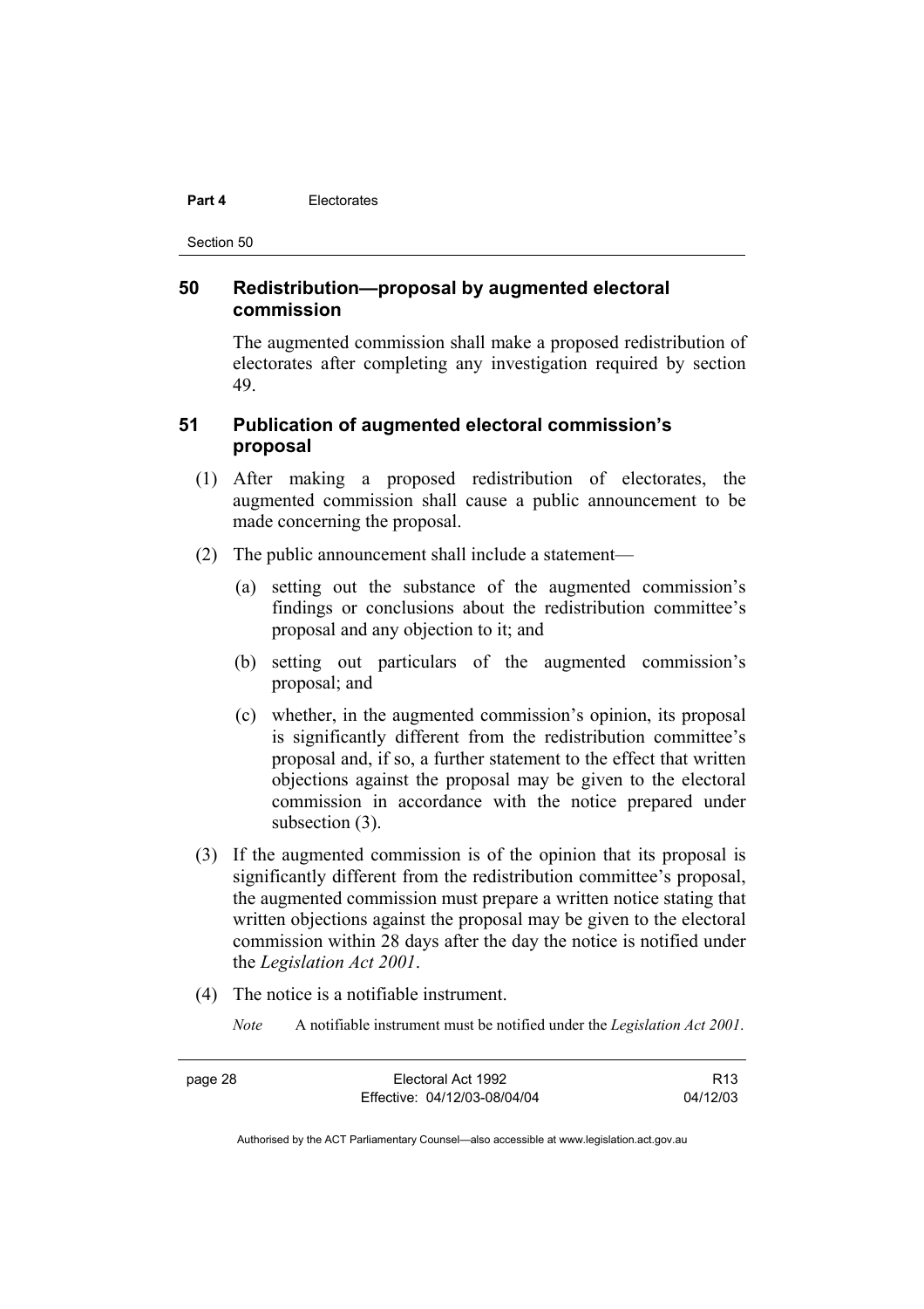## 50 Redistribution—proposal by augmented electoral commission

The augmented commission shall make a proposed redistribution of electorates after completing any investigation required by section 49.

## 51 Publication of augmented electoral commission's proposal

(1) After making a proposed redistribution of electorates, the augmented commission shall cause a public announcement to be made concerning the proposal.

(2) The public announcement shall include a statement—

(a) setting out the substance of the augmented commission's findings or conclusions about the redistribution committee's proposal and any objection to it; and

(b) setting out particulars of the augmented commission's proposal; and

(c) whether, in the augmented commission's opinion, its proposal is significantly different from the redistribution committee's proposal and, if so, a further statement to the effect that written objections against the proposal may be given to the electoral commission in accordance with the notice prepared under subsection (3).

(3) If the augmented commission is of the opinion that its proposal is significantly different from the redistribution committee's proposal, the augmented commission must prepare a written notice stating that written objections against the proposal may be given to the electoral commission within 28 days after the day the notice is notified under the *Legislation Act 2001*.

(4) The notice is a notifiable instrument.

*Note* A notifiable instrument must be notified under the *Legislation Act 2001*.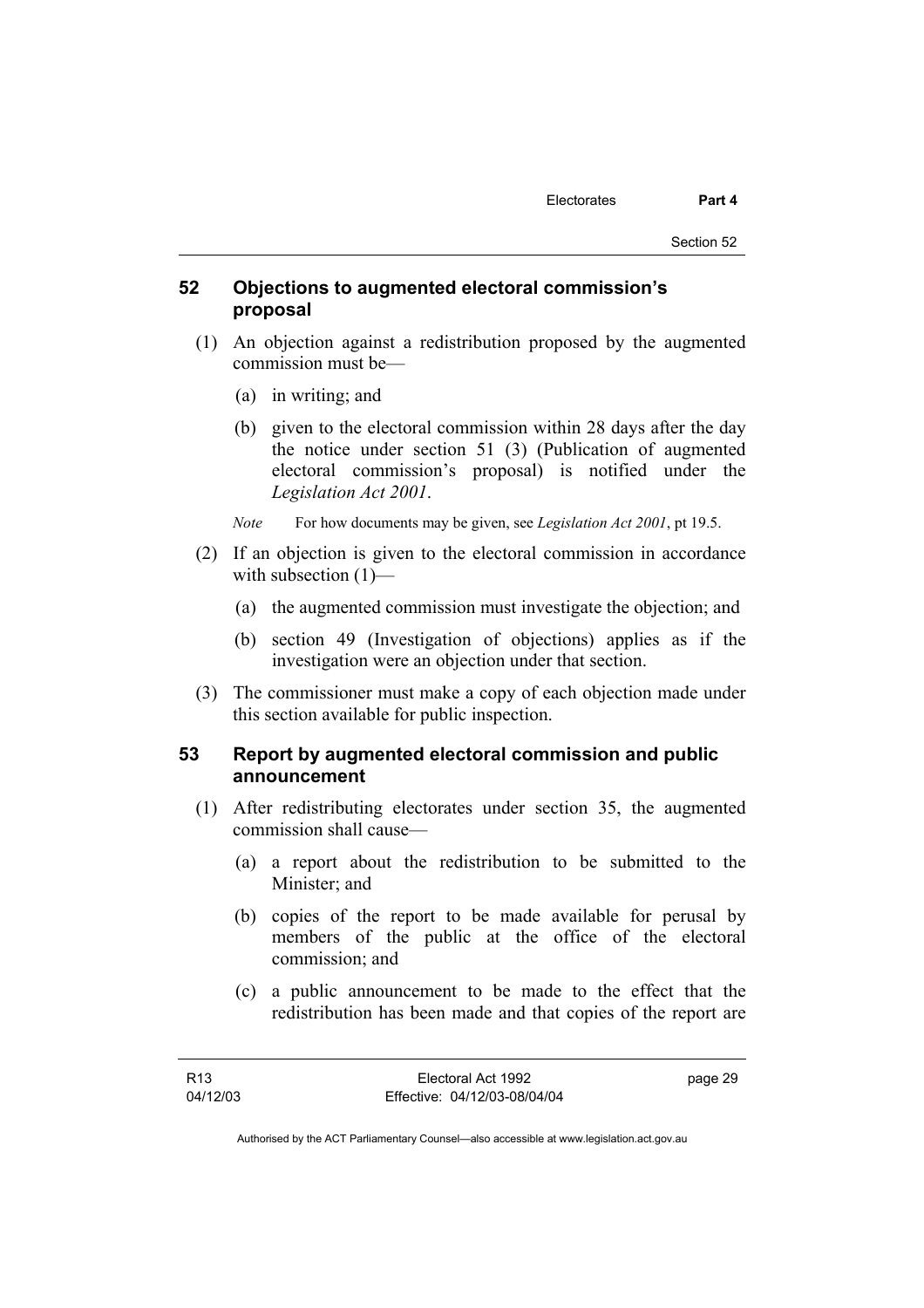## 52 Objections to augmented electoral commission's proposal

(1) An objection against a redistribution proposed by the augmented commission must be—

(a) in writing; and

(b) given to the electoral commission within 28 days after the day the notice under section 51 (3) (Publication of augmented electoral commission's proposal) is notified under the *Legislation Act 2001*.

*Note* For how documents may be given, see *Legislation Act 2001*, pt 19.5.

(2) If an objection is given to the electoral commission in accordance with subsection (1)—

(a) the augmented commission must investigate the objection; and

(b) section 49 (Investigation of objections) applies as if the investigation were an objection under that section.

(3) The commissioner must make a copy of each objection made under this section available for public inspection.

## 53 Report by augmented electoral commission and public announcement

(1) After redistributing electorates under section 35, the augmented commission shall cause—

(a) a report about the redistribution to be submitted to the Minister; and

(b) copies of the report to be made available for perusal by members of the public at the office of the electoral commission; and

(c) a public announcement to be made to the effect that the redistribution has been made and that copies of the report are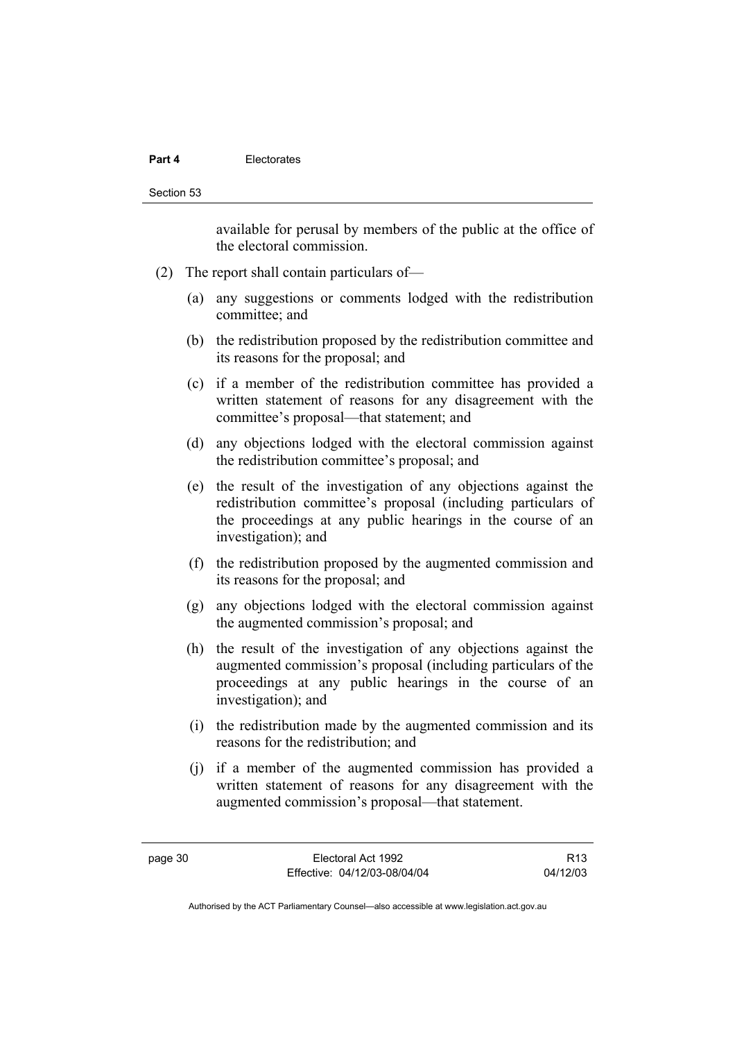available for perusal by members of the public at the office of the electoral commission.

(2) The report shall contain particulars of—

(a) any suggestions or comments lodged with the redistribution committee; and

(b) the redistribution proposed by the redistribution committee and its reasons for the proposal; and

(c) if a member of the redistribution committee has provided a written statement of reasons for any disagreement with the committee's proposal—that statement; and

(d) any objections lodged with the electoral commission against the redistribution committee's proposal; and

(e) the result of the investigation of any objections against the redistribution committee's proposal (including particulars of the proceedings at any public hearings in the course of an investigation); and

(f) the redistribution proposed by the augmented commission and its reasons for the proposal; and

(g) any objections lodged with the electoral commission against the augmented commission's proposal; and

(h) the result of the investigation of any objections against the augmented commission's proposal (including particulars of the proceedings at any public hearings in the course of an investigation); and

(i) the redistribution made by the augmented commission and its reasons for the redistribution; and

(j) if a member of the augmented commission has provided a written statement of reasons for any disagreement with the augmented commission's proposal—that statement.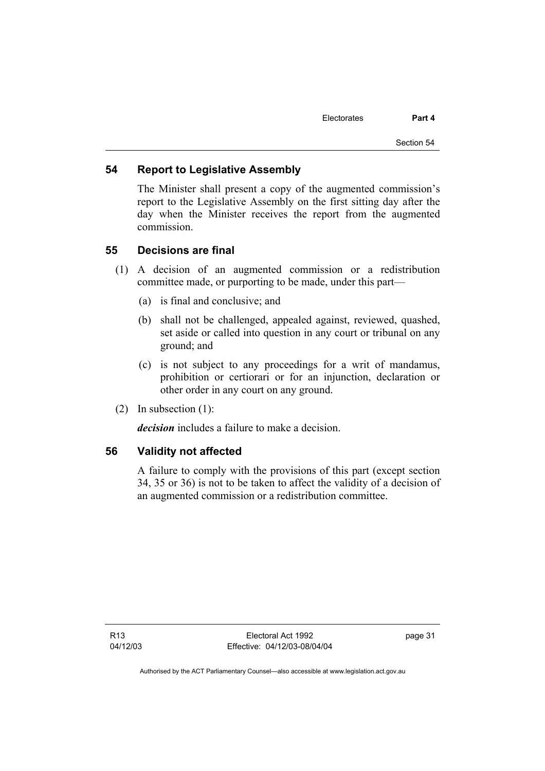## 54 Report to Legislative Assembly

The Minister shall present a copy of the augmented commission's report to the Legislative Assembly on the first sitting day after the day when the Minister receives the report from the augmented commission.

## 55 Decisions are final

(1) A decision of an augmented commission or a redistribution committee made, or purporting to be made, under this part—

(a) is final and conclusive; and

(b) shall not be challenged, appealed against, reviewed, quashed, set aside or called into question in any court or tribunal on any ground; and

(c) is not subject to any proceedings for a writ of mandamus, prohibition or certiorari or for an injunction, declaration or other order in any court on any ground.

(2) In subsection (1):

***decision*** includes a failure to make a decision.

## 56 Validity not affected

A failure to comply with the provisions of this part (except section 34, 35 or 36) is not to be taken to affect the validity of a decision of an augmented commission or a redistribution committee.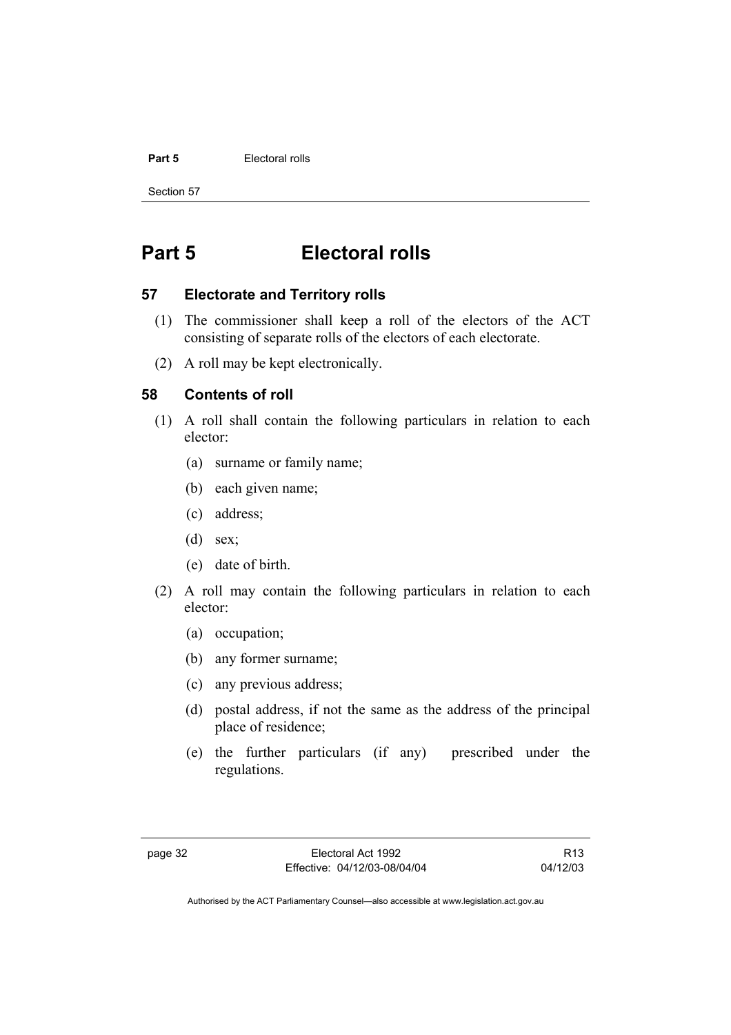# Part 5 Electoral rolls

## 57 Electorate and Territory rolls

(1) The commissioner shall keep a roll of the electors of the ACT consisting of separate rolls of the electors of each electorate.

(2) A roll may be kept electronically.

## 58 Contents of roll

(1) A roll shall contain the following particulars in relation to each elector:

(a) surname or family name;

(b) each given name;

(c) address;

(d) sex;

(e) date of birth.

(2) A roll may contain the following particulars in relation to each elector:

(a) occupation;

(b) any former surname;

(c) any previous address;

(d) postal address, if not the same as the address of the principal place of residence;

(e) the further particulars (if any) prescribed under the regulations.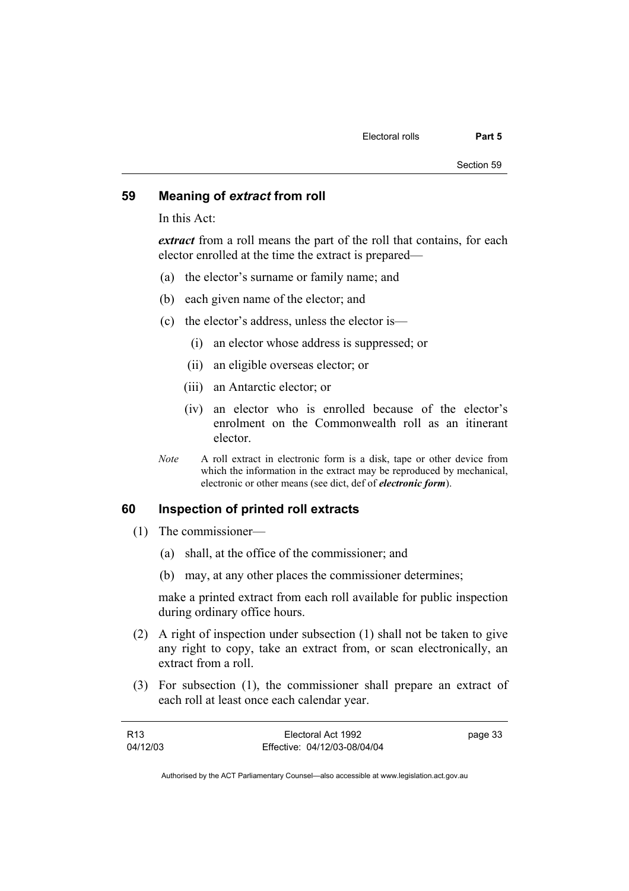## 59 Meaning of *extract* from roll

In this Act:

***extract*** from a roll means the part of the roll that contains, for each elector enrolled at the time the extract is prepared—

(a) the elector's surname or family name; and

(b) each given name of the elector; and

(c) the elector's address, unless the elector is—

  (i) an elector whose address is suppressed; or

  (ii) an eligible overseas elector; or

  (iii) an Antarctic elector; or

  (iv) an elector who is enrolled because of the elector's enrolment on the Commonwealth roll as an itinerant elector.

*Note* A roll extract in electronic form is a disk, tape or other device from which the information in the extract may be reproduced by mechanical, electronic or other means (see dict, def of ***electronic form***).

## 60 Inspection of printed roll extracts

(1) The commissioner—

  (a) shall, at the office of the commissioner; and

  (b) may, at any other places the commissioner determines;

  make a printed extract from each roll available for public inspection during ordinary office hours.

(2) A right of inspection under subsection (1) shall not be taken to give any right to copy, take an extract from, or scan electronically, an extract from a roll.

(3) For subsection (1), the commissioner shall prepare an extract of each roll at least once each calendar year.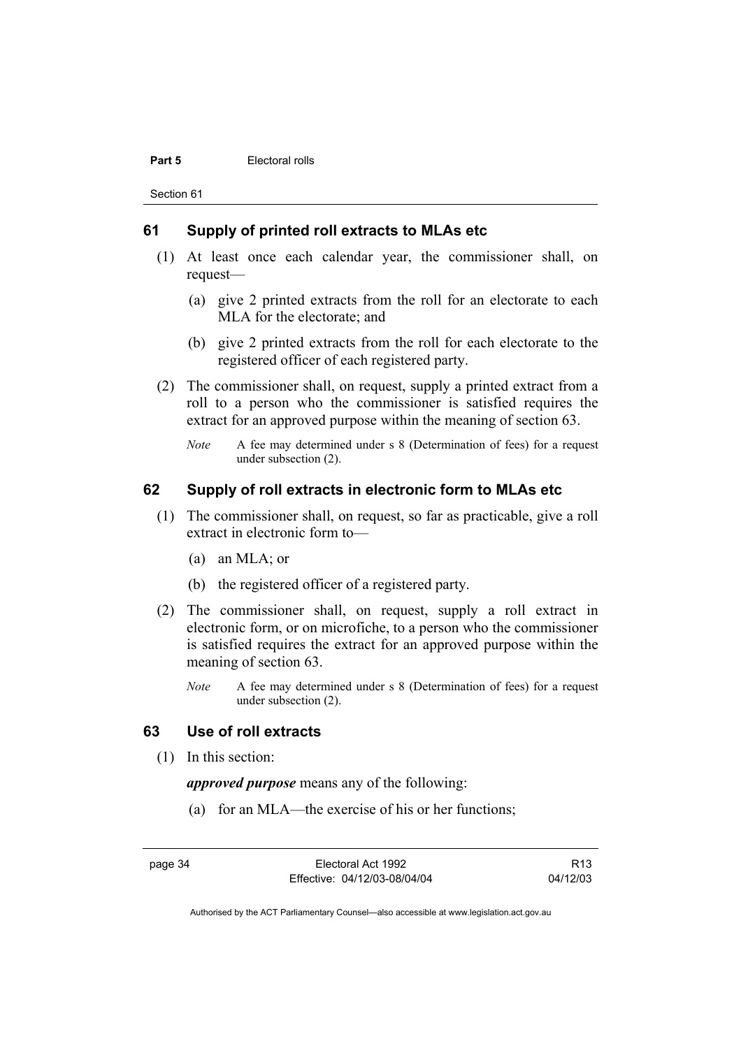## 61 Supply of printed roll extracts to MLAs etc

(1) At least once each calendar year, the commissioner shall, on request—

(a) give 2 printed extracts from the roll for an electorate to each MLA for the electorate; and

(b) give 2 printed extracts from the roll for each electorate to the registered officer of each registered party.

(2) The commissioner shall, on request, supply a printed extract from a roll to a person who the commissioner is satisfied requires the extract for an approved purpose within the meaning of section 63.

*Note* A fee may determined under s 8 (Determination of fees) for a request under subsection (2).

## 62 Supply of roll extracts in electronic form to MLAs etc

(1) The commissioner shall, on request, so far as practicable, give a roll extract in electronic form to—

(a) an MLA; or

(b) the registered officer of a registered party.

(2) The commissioner shall, on request, supply a roll extract in electronic form, or on microfiche, to a person who the commissioner is satisfied requires the extract for an approved purpose within the meaning of section 63.

*Note* A fee may determined under s 8 (Determination of fees) for a request under subsection (2).

## 63 Use of roll extracts

(1) In this section:

***approved purpose*** means any of the following:

(a) for an MLA—the exercise of his or her functions;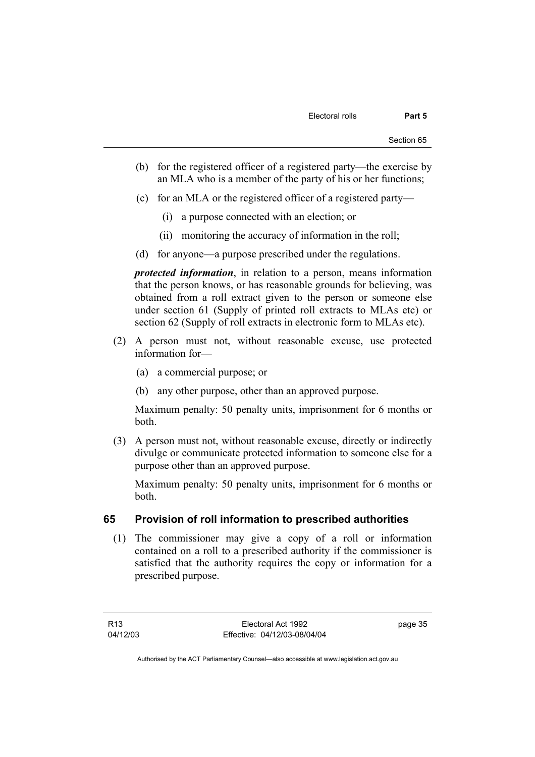(b) for the registered officer of a registered party—the exercise by an MLA who is a member of the party of his or her functions;

(c) for an MLA or the registered officer of a registered party—

(i) a purpose connected with an election; or

(ii) monitoring the accuracy of information in the roll;

(d) for anyone—a purpose prescribed under the regulations.

***protected information***, in relation to a person, means information that the person knows, or has reasonable grounds for believing, was obtained from a roll extract given to the person or someone else under section 61 (Supply of printed roll extracts to MLAs etc) or section 62 (Supply of roll extracts in electronic form to MLAs etc).

(2) A person must not, without reasonable excuse, use protected information for—

(a) a commercial purpose; or

(b) any other purpose, other than an approved purpose.

Maximum penalty: 50 penalty units, imprisonment for 6 months or both.

(3) A person must not, without reasonable excuse, directly or indirectly divulge or communicate protected information to someone else for a purpose other than an approved purpose.

Maximum penalty: 50 penalty units, imprisonment for 6 months or both.

## 65 Provision of roll information to prescribed authorities

(1) The commissioner may give a copy of a roll or information contained on a roll to a prescribed authority if the commissioner is satisfied that the authority requires the copy or information for a prescribed purpose.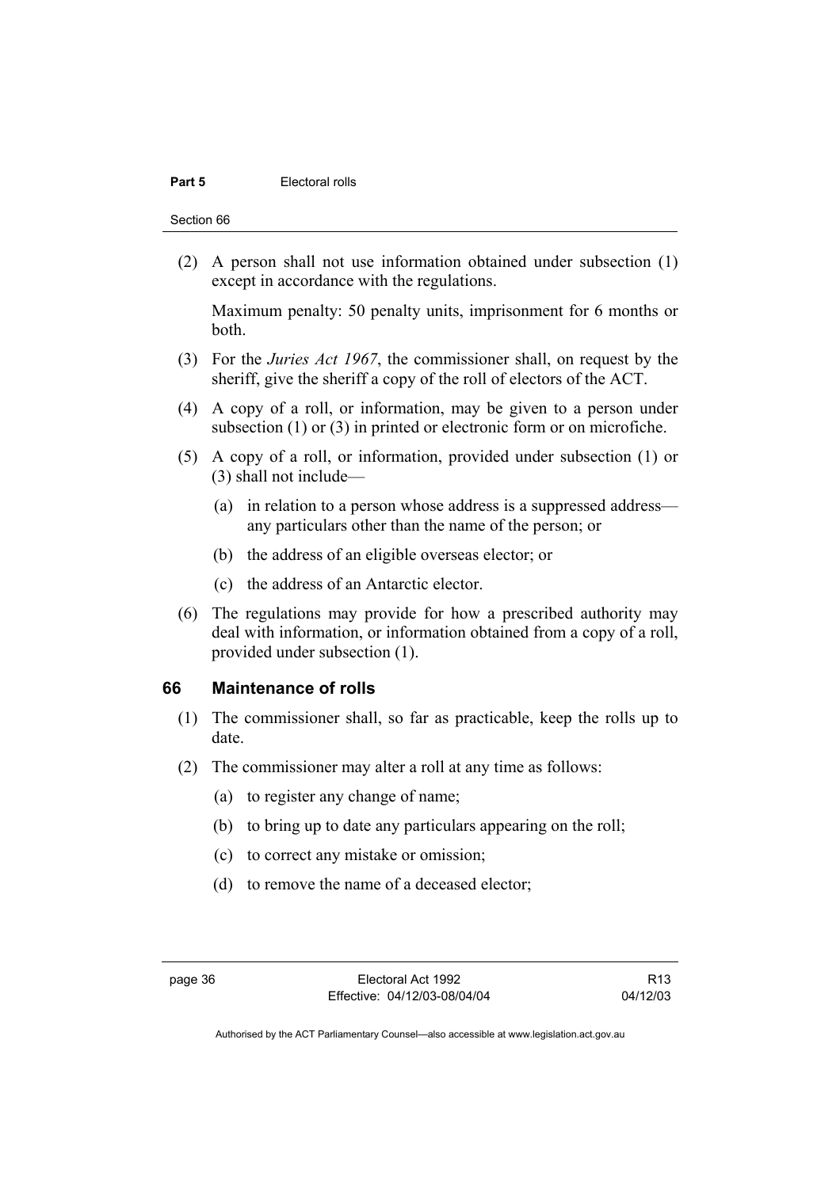(2) A person shall not use information obtained under subsection (1) except in accordance with the regulations.

Maximum penalty: 50 penalty units, imprisonment for 6 months or both.

(3) For the *Juries Act 1967*, the commissioner shall, on request by the sheriff, give the sheriff a copy of the roll of electors of the ACT.

(4) A copy of a roll, or information, may be given to a person under subsection (1) or (3) in printed or electronic form or on microfiche.

(5) A copy of a roll, or information, provided under subsection (1) or (3) shall not include—

(a) in relation to a person whose address is a suppressed address—any particulars other than the name of the person; or

(b) the address of an eligible overseas elector; or

(c) the address of an Antarctic elector.

(6) The regulations may provide for how a prescribed authority may deal with information, or information obtained from a copy of a roll, provided under subsection (1).

## 66 Maintenance of rolls

(1) The commissioner shall, so far as practicable, keep the rolls up to date.

(2) The commissioner may alter a roll at any time as follows:

(a) to register any change of name;

(b) to bring up to date any particulars appearing on the roll;

(c) to correct any mistake or omission;

(d) to remove the name of a deceased elector;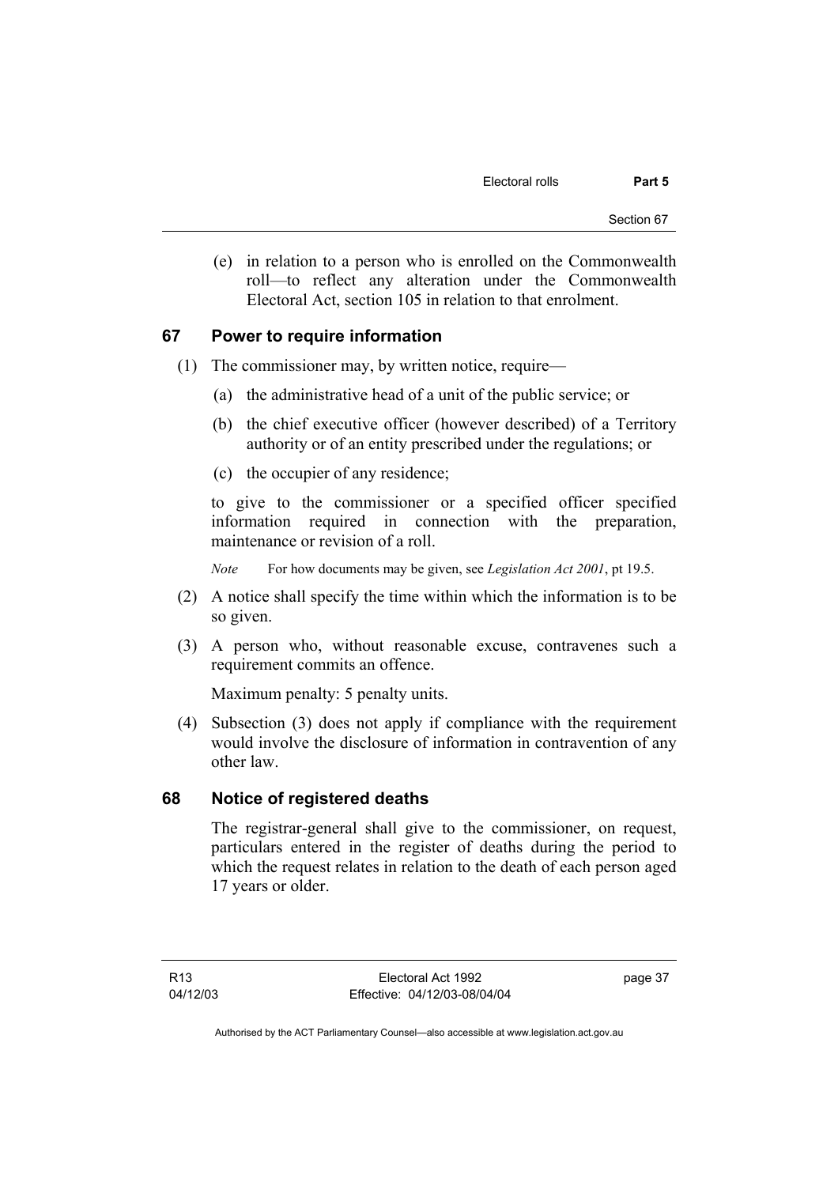(e) in relation to a person who is enrolled on the Commonwealth roll—to reflect any alteration under the Commonwealth Electoral Act, section 105 in relation to that enrolment.

## 67 Power to require information

(1) The commissioner may, by written notice, require—

(a) the administrative head of a unit of the public service; or

(b) the chief executive officer (however described) of a Territory authority or of an entity prescribed under the regulations; or

(c) the occupier of any residence;

to give to the commissioner or a specified officer specified information required in connection with the preparation, maintenance or revision of a roll.

*Note* For how documents may be given, see *Legislation Act 2001*, pt 19.5.

(2) A notice shall specify the time within which the information is to be so given.

(3) A person who, without reasonable excuse, contravenes such a requirement commits an offence.

Maximum penalty: 5 penalty units.

(4) Subsection (3) does not apply if compliance with the requirement would involve the disclosure of information in contravention of any other law.

## 68 Notice of registered deaths

The registrar-general shall give to the commissioner, on request, particulars entered in the register of deaths during the period to which the request relates in relation to the death of each person aged 17 years or older.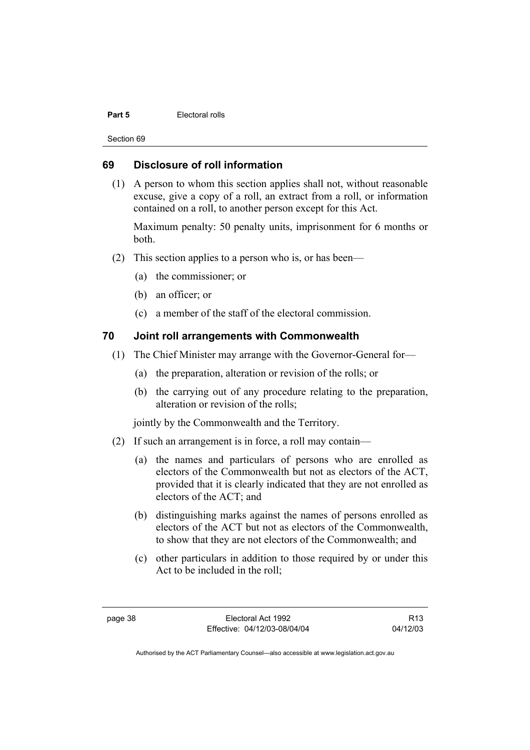## 69 Disclosure of roll information

(1) A person to whom this section applies shall not, without reasonable excuse, give a copy of a roll, an extract from a roll, or information contained on a roll, to another person except for this Act.

Maximum penalty: 50 penalty units, imprisonment for 6 months or both.

(2) This section applies to a person who is, or has been—

(a) the commissioner; or

(b) an officer; or

(c) a member of the staff of the electoral commission.

## 70 Joint roll arrangements with Commonwealth

(1) The Chief Minister may arrange with the Governor-General for—

(a) the preparation, alteration or revision of the rolls; or

(b) the carrying out of any procedure relating to the preparation, alteration or revision of the rolls;

jointly by the Commonwealth and the Territory.

(2) If such an arrangement is in force, a roll may contain—

(a) the names and particulars of persons who are enrolled as electors of the Commonwealth but not as electors of the ACT, provided that it is clearly indicated that they are not enrolled as electors of the ACT; and

(b) distinguishing marks against the names of persons enrolled as electors of the ACT but not as electors of the Commonwealth, to show that they are not electors of the Commonwealth; and

(c) other particulars in addition to those required by or under this Act to be included in the roll;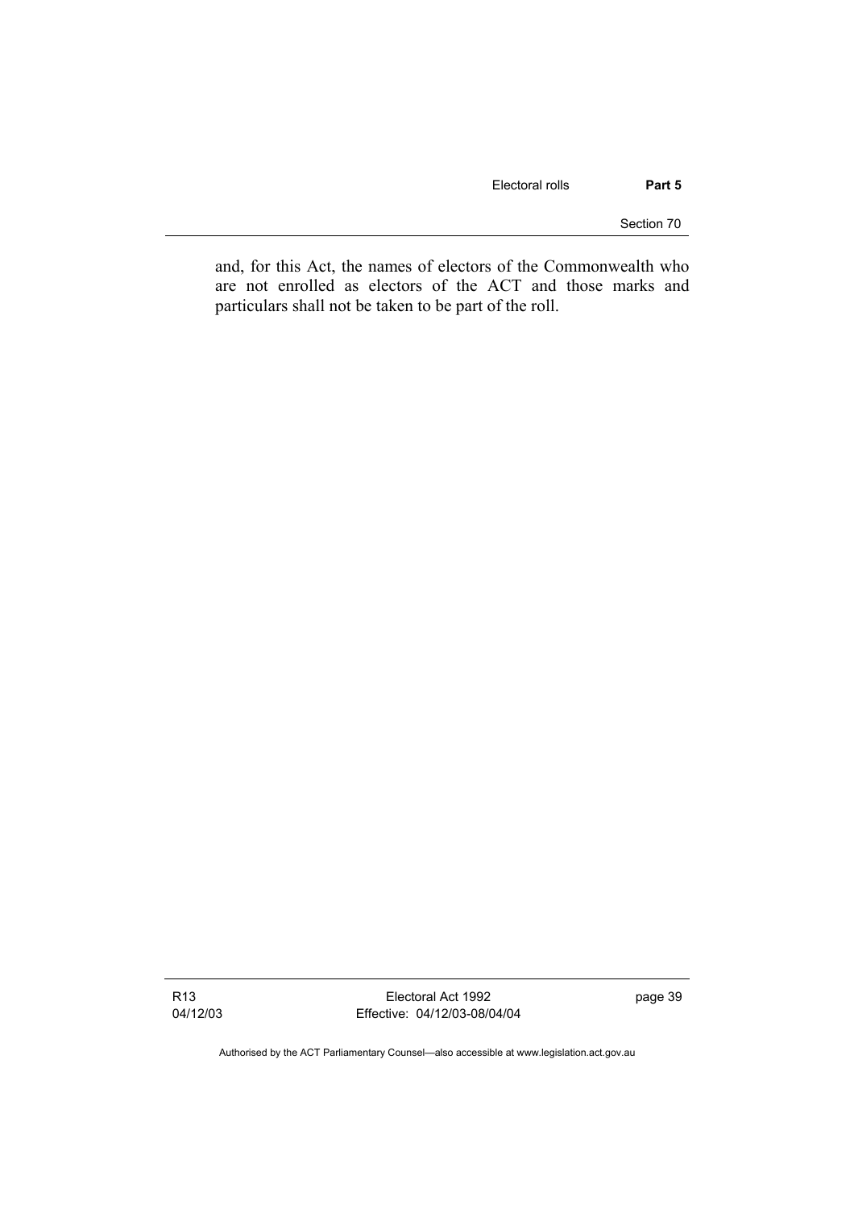and, for this Act, the names of electors of the Commonwealth who are not enrolled as electors of the ACT and those marks and particulars shall not be taken to be part of the roll.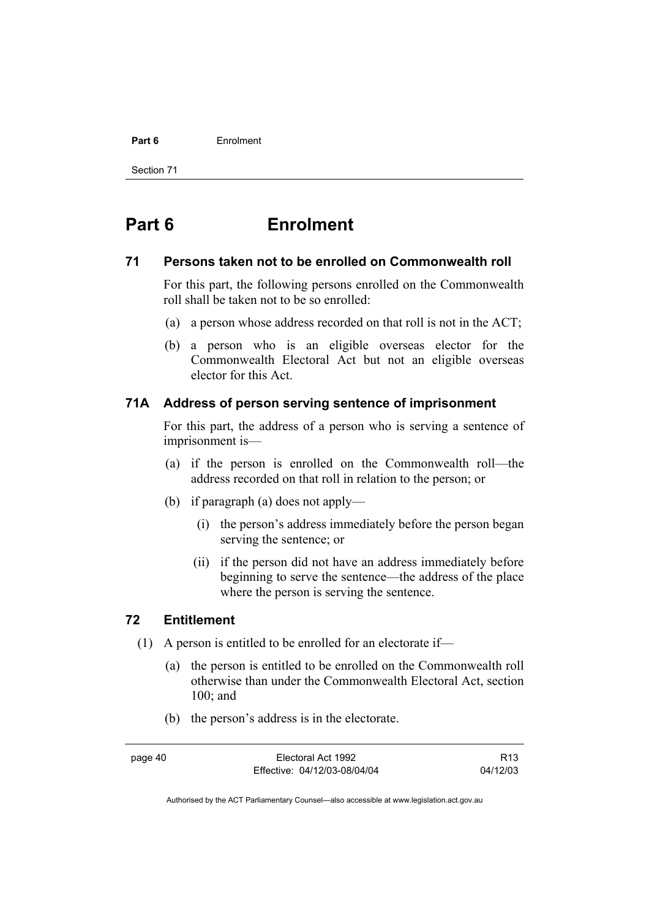# Part 6 Enrolment

## 71 Persons taken not to be enrolled on Commonwealth roll

For this part, the following persons enrolled on the Commonwealth roll shall be taken not to be so enrolled:

(a) a person whose address recorded on that roll is not in the ACT;

(b) a person who is an eligible overseas elector for the Commonwealth Electoral Act but not an eligible overseas elector for this Act.

## 71A Address of person serving sentence of imprisonment

For this part, the address of a person who is serving a sentence of imprisonment is—

(a) if the person is enrolled on the Commonwealth roll—the address recorded on that roll in relation to the person; or

(b) if paragraph (a) does not apply—

(i) the person's address immediately before the person began serving the sentence; or

(ii) if the person did not have an address immediately before beginning to serve the sentence—the address of the place where the person is serving the sentence.

## 72 Entitlement

(1) A person is entitled to be enrolled for an electorate if—

(a) the person is entitled to be enrolled on the Commonwealth roll otherwise than under the Commonwealth Electoral Act, section 100; and

(b) the person's address is in the electorate.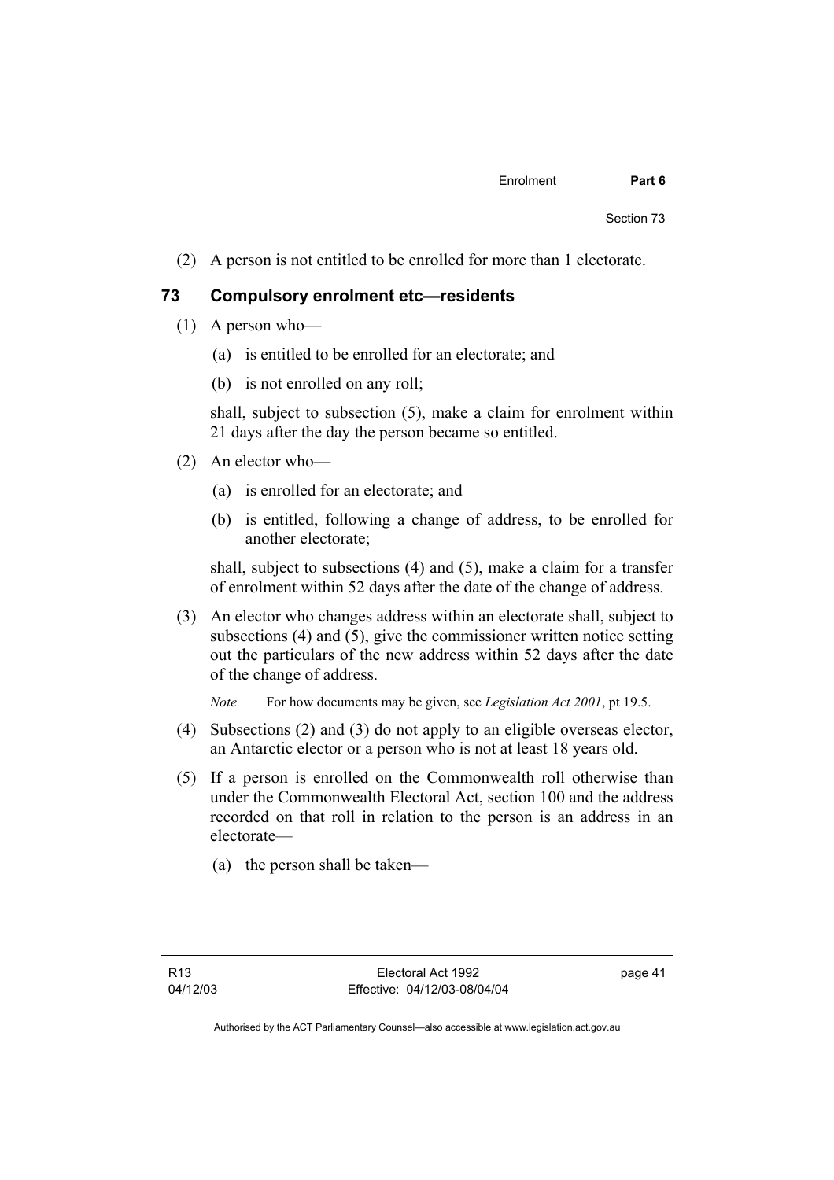(2) A person is not entitled to be enrolled for more than 1 electorate.

## 73 Compulsory enrolment etc—residents

(1) A person who—

 (a) is entitled to be enrolled for an electorate; and

 (b) is not enrolled on any roll;

 shall, subject to subsection (5), make a claim for enrolment within 21 days after the day the person became so entitled.

(2) An elector who—

 (a) is enrolled for an electorate; and

 (b) is entitled, following a change of address, to be enrolled for another electorate;

 shall, subject to subsections (4) and (5), make a claim for a transfer of enrolment within 52 days after the date of the change of address.

(3) An elector who changes address within an electorate shall, subject to subsections (4) and (5), give the commissioner written notice setting out the particulars of the new address within 52 days after the date of the change of address.

 *Note* For how documents may be given, see *Legislation Act 2001*, pt 19.5.

(4) Subsections (2) and (3) do not apply to an eligible overseas elector, an Antarctic elector or a person who is not at least 18 years old.

(5) If a person is enrolled on the Commonwealth roll otherwise than under the Commonwealth Electoral Act, section 100 and the address recorded on that roll in relation to the person is an address in an electorate—

 (a) the person shall be taken—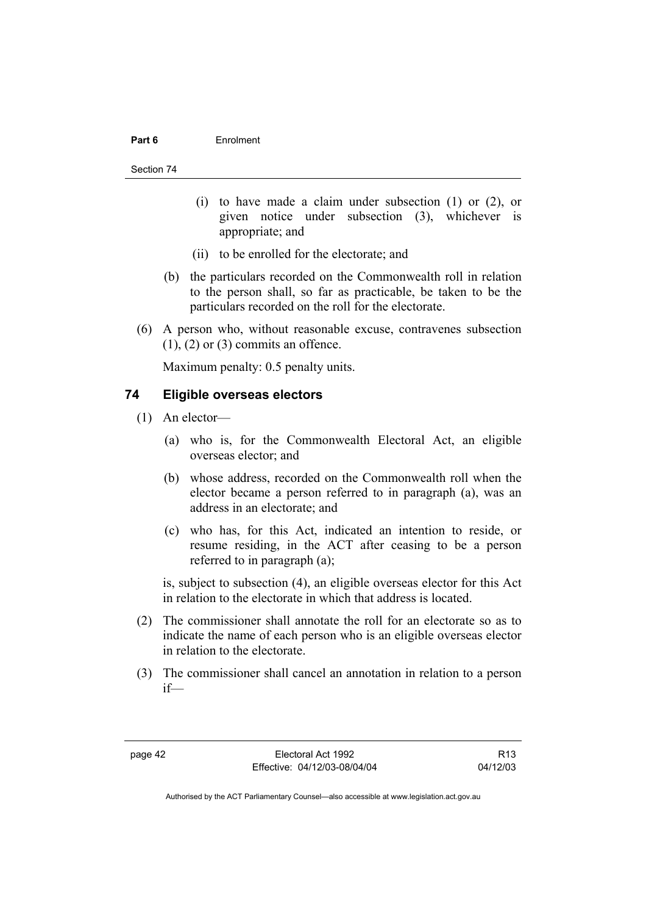(i) to have made a claim under subsection (1) or (2), or given notice under subsection (3), whichever is appropriate; and

(ii) to be enrolled for the electorate; and

(b) the particulars recorded on the Commonwealth roll in relation to the person shall, so far as practicable, be taken to be the particulars recorded on the roll for the electorate.

(6) A person who, without reasonable excuse, contravenes subsection (1), (2) or (3) commits an offence.

Maximum penalty: 0.5 penalty units.

## 74 Eligible overseas electors

(1) An elector—

(a) who is, for the Commonwealth Electoral Act, an eligible overseas elector; and

(b) whose address, recorded on the Commonwealth roll when the elector became a person referred to in paragraph (a), was an address in an electorate; and

(c) who has, for this Act, indicated an intention to reside, or resume residing, in the ACT after ceasing to be a person referred to in paragraph (a);

is, subject to subsection (4), an eligible overseas elector for this Act in relation to the electorate in which that address is located.

(2) The commissioner shall annotate the roll for an electorate so as to indicate the name of each person who is an eligible overseas elector in relation to the electorate.

(3) The commissioner shall cancel an annotation in relation to a person if—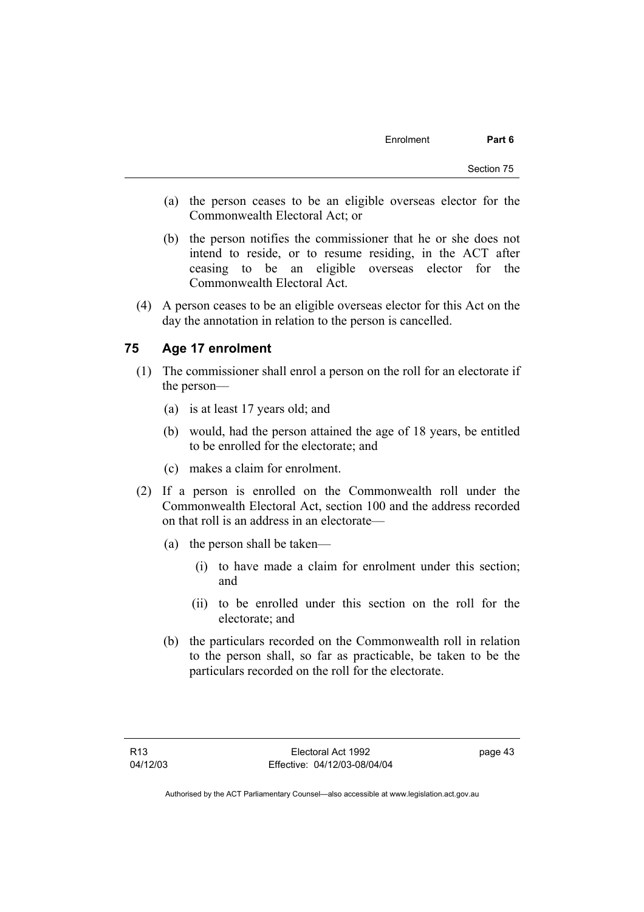(a) the person ceases to be an eligible overseas elector for the Commonwealth Electoral Act; or

(b) the person notifies the commissioner that he or she does not intend to reside, or to resume residing, in the ACT after ceasing to be an eligible overseas elector for the Commonwealth Electoral Act.

(4) A person ceases to be an eligible overseas elector for this Act on the day the annotation in relation to the person is cancelled.

## 75 Age 17 enrolment

(1) The commissioner shall enrol a person on the roll for an electorate if the person—

(a) is at least 17 years old; and

(b) would, had the person attained the age of 18 years, be entitled to be enrolled for the electorate; and

(c) makes a claim for enrolment.

(2) If a person is enrolled on the Commonwealth roll under the Commonwealth Electoral Act, section 100 and the address recorded on that roll is an address in an electorate—

(a) the person shall be taken—

(i) to have made a claim for enrolment under this section; and

(ii) to be enrolled under this section on the roll for the electorate; and

(b) the particulars recorded on the Commonwealth roll in relation to the person shall, so far as practicable, be taken to be the particulars recorded on the roll for the electorate.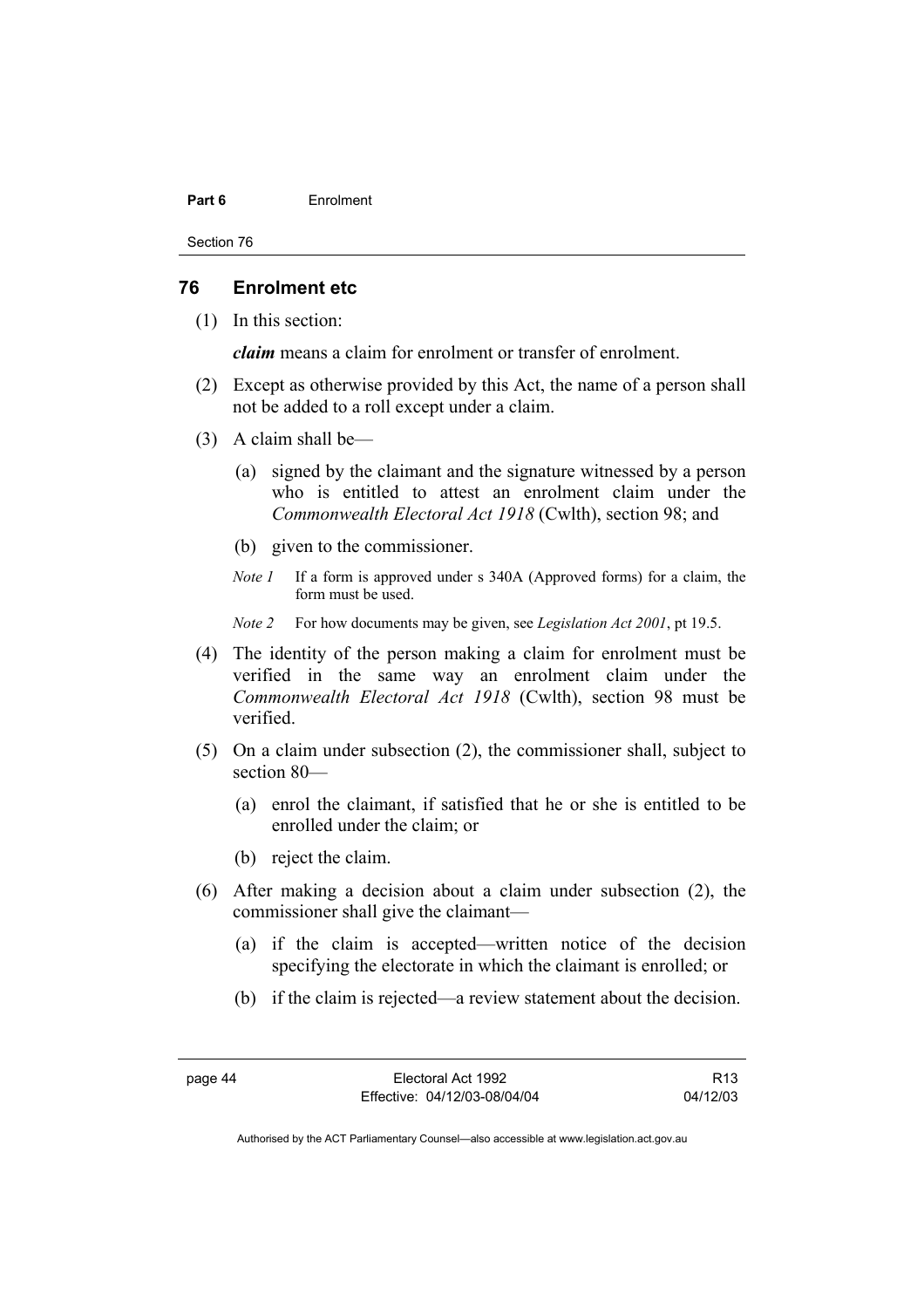## 76 Enrolment etc

(1) In this section:

***claim*** means a claim for enrolment or transfer of enrolment.

(2) Except as otherwise provided by this Act, the name of a person shall not be added to a roll except under a claim.

(3) A claim shall be—

(a) signed by the claimant and the signature witnessed by a person who is entitled to attest an enrolment claim under the *Commonwealth Electoral Act 1918* (Cwlth), section 98; and

(b) given to the commissioner.

*Note 1* If a form is approved under s 340A (Approved forms) for a claim, the form must be used.

*Note 2* For how documents may be given, see *Legislation Act 2001*, pt 19.5.

(4) The identity of the person making a claim for enrolment must be verified in the same way an enrolment claim under the *Commonwealth Electoral Act 1918* (Cwlth), section 98 must be verified.

(5) On a claim under subsection (2), the commissioner shall, subject to section 80—

(a) enrol the claimant, if satisfied that he or she is entitled to be enrolled under the claim; or

(b) reject the claim.

(6) After making a decision about a claim under subsection (2), the commissioner shall give the claimant—

(a) if the claim is accepted—written notice of the decision specifying the electorate in which the claimant is enrolled; or

(b) if the claim is rejected—a review statement about the decision.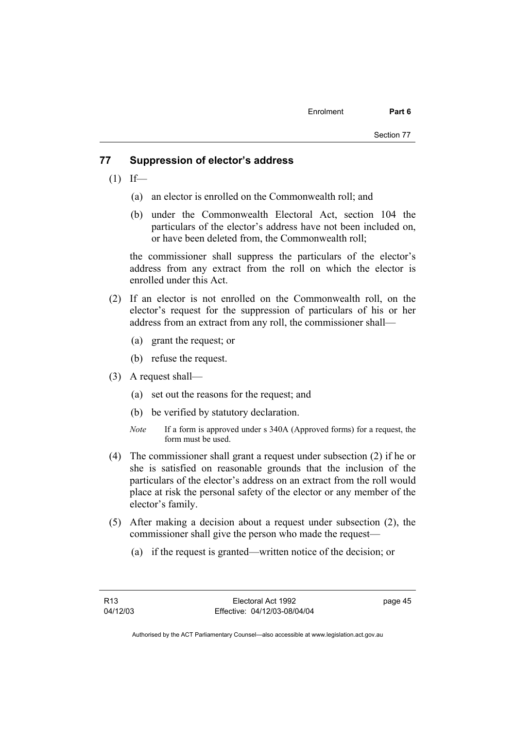## 77 Suppression of elector's address

(1) If—

(a) an elector is enrolled on the Commonwealth roll; and

(b) under the Commonwealth Electoral Act, section 104 the particulars of the elector's address have not been included on, or have been deleted from, the Commonwealth roll;

the commissioner shall suppress the particulars of the elector's address from any extract from the roll on which the elector is enrolled under this Act.

(2) If an elector is not enrolled on the Commonwealth roll, on the elector's request for the suppression of particulars of his or her address from an extract from any roll, the commissioner shall—

(a) grant the request; or

(b) refuse the request.

(3) A request shall—

(a) set out the reasons for the request; and

(b) be verified by statutory declaration.

*Note* If a form is approved under s 340A (Approved forms) for a request, the form must be used.

(4) The commissioner shall grant a request under subsection (2) if he or she is satisfied on reasonable grounds that the inclusion of the particulars of the elector's address on an extract from the roll would place at risk the personal safety of the elector or any member of the elector's family.

(5) After making a decision about a request under subsection (2), the commissioner shall give the person who made the request—

(a) if the request is granted—written notice of the decision; or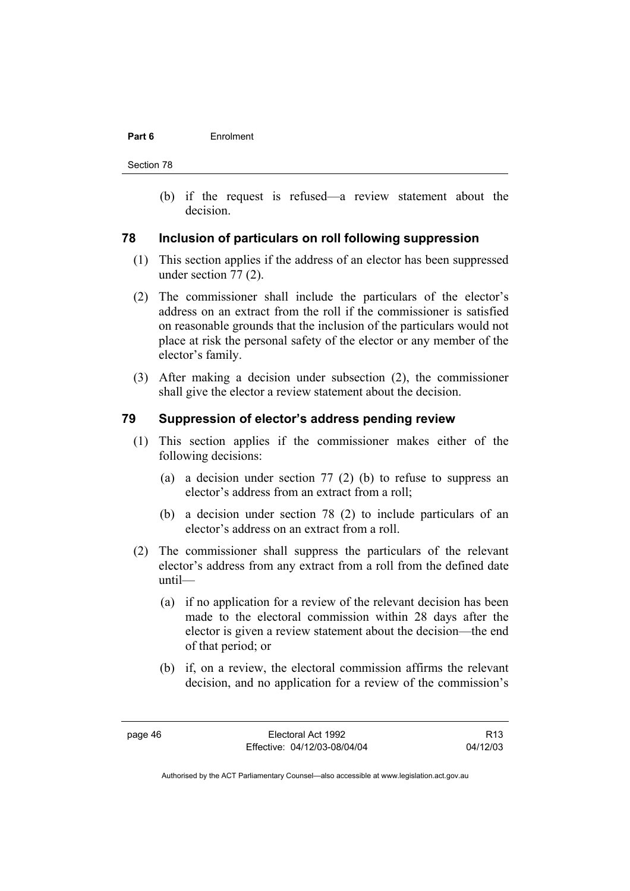(b) if the request is refused—a review statement about the decision.

## 78 Inclusion of particulars on roll following suppression

(1) This section applies if the address of an elector has been suppressed under section 77 (2).

(2) The commissioner shall include the particulars of the elector's address on an extract from the roll if the commissioner is satisfied on reasonable grounds that the inclusion of the particulars would not place at risk the personal safety of the elector or any member of the elector's family.

(3) After making a decision under subsection (2), the commissioner shall give the elector a review statement about the decision.

## 79 Suppression of elector's address pending review

(1) This section applies if the commissioner makes either of the following decisions:

(a) a decision under section 77 (2) (b) to refuse to suppress an elector's address from an extract from a roll;

(b) a decision under section 78 (2) to include particulars of an elector's address on an extract from a roll.

(2) The commissioner shall suppress the particulars of the relevant elector's address from any extract from a roll from the defined date until—

(a) if no application for a review of the relevant decision has been made to the electoral commission within 28 days after the elector is given a review statement about the decision—the end of that period; or

(b) if, on a review, the electoral commission affirms the relevant decision, and no application for a review of the commission's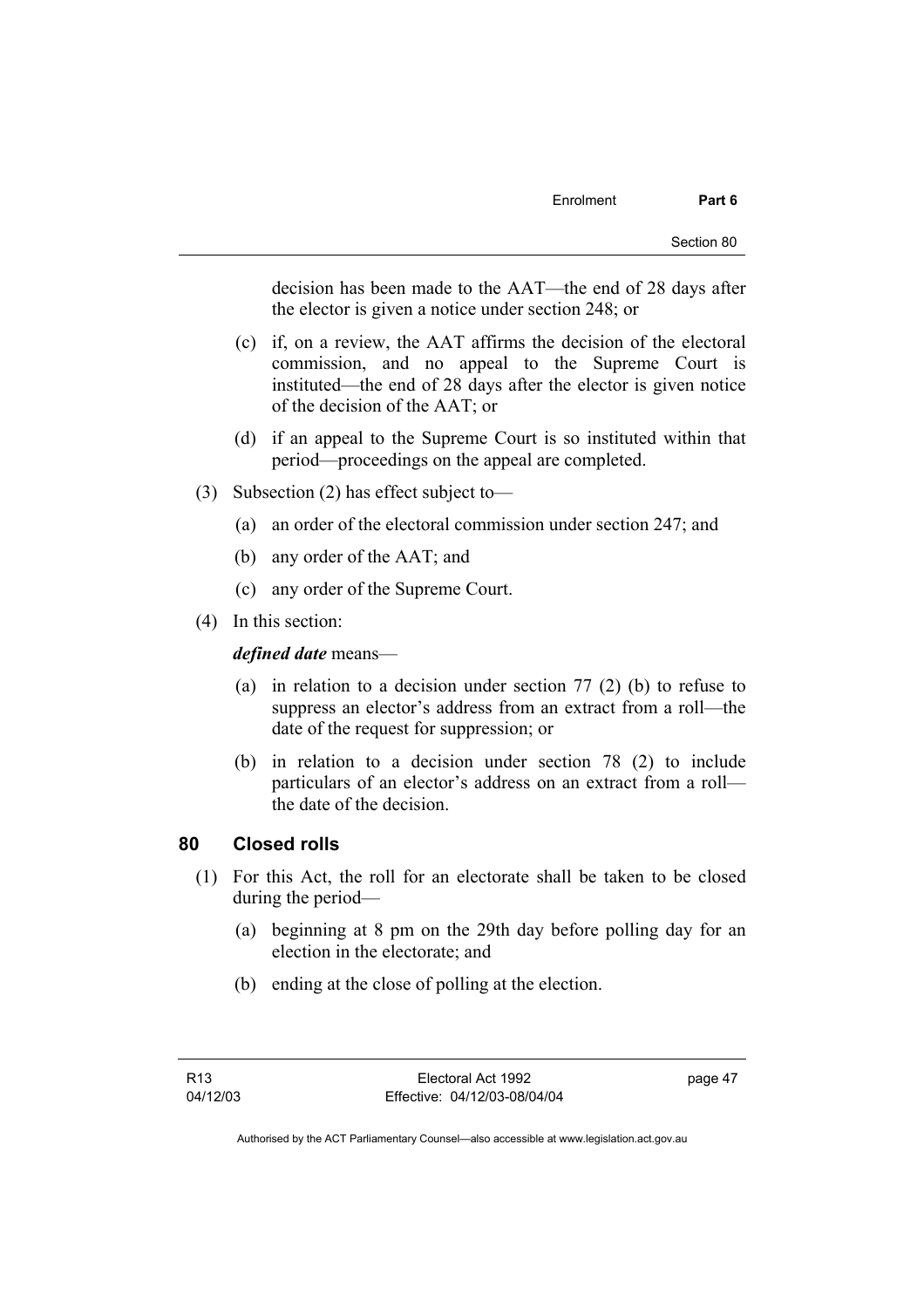decision has been made to the AAT—the end of 28 days after the elector is given a notice under section 248; or

(c) if, on a review, the AAT affirms the decision of the electoral commission, and no appeal to the Supreme Court is instituted—the end of 28 days after the elector is given notice of the decision of the AAT; or

(d) if an appeal to the Supreme Court is so instituted within that period—proceedings on the appeal are completed.

(3) Subsection (2) has effect subject to—

(a) an order of the electoral commission under section 247; and

(b) any order of the AAT; and

(c) any order of the Supreme Court.

(4) In this section:

***defined date*** means—

(a) in relation to a decision under section 77 (2) (b) to refuse to suppress an elector's address from an extract from a roll—the date of the request for suppression; or

(b) in relation to a decision under section 78 (2) to include particulars of an elector's address on an extract from a roll—the date of the decision.

## 80 Closed rolls

(1) For this Act, the roll for an electorate shall be taken to be closed during the period—

(a) beginning at 8 pm on the 29th day before polling day for an election in the electorate; and

(b) ending at the close of polling at the election.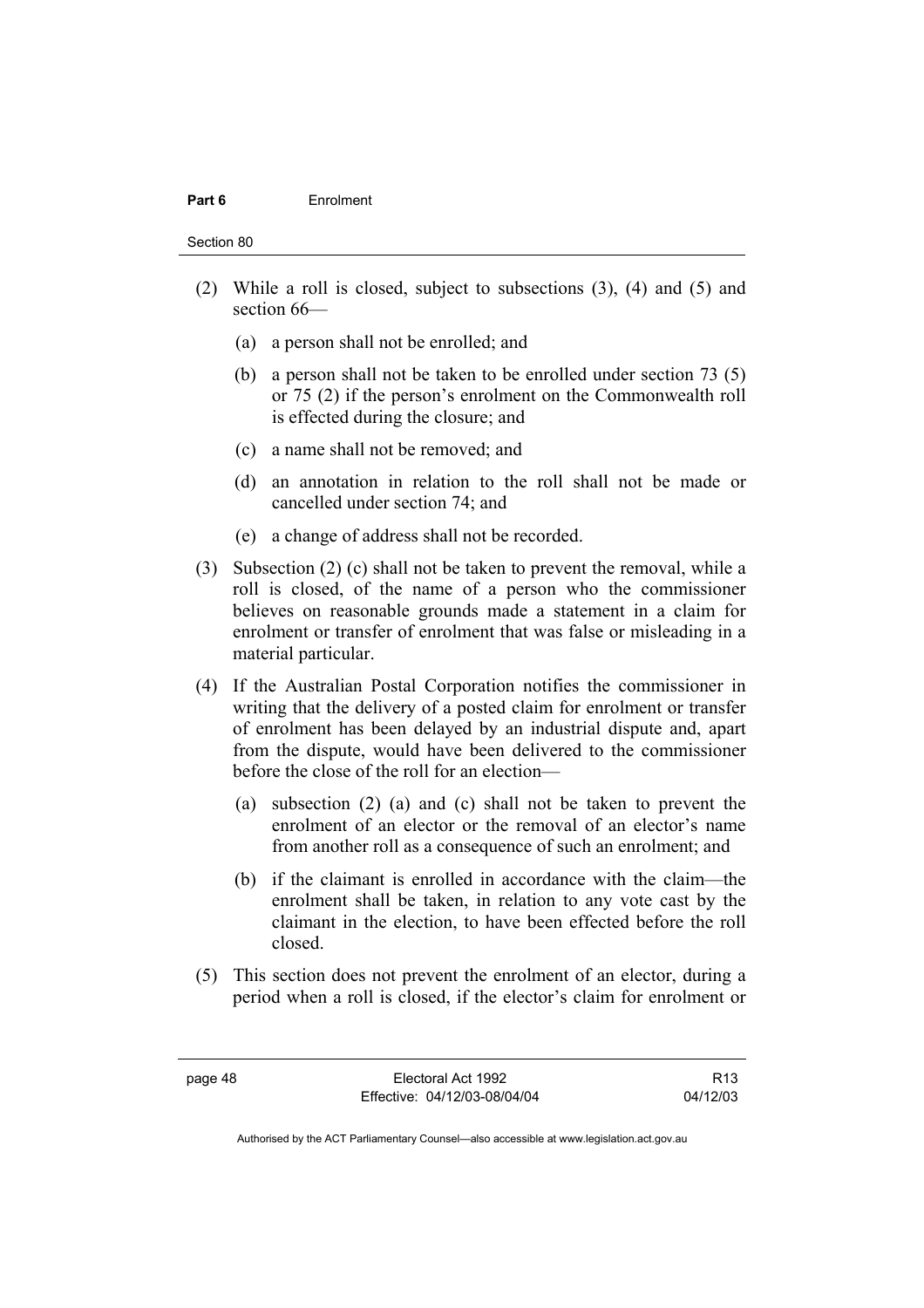(2) While a roll is closed, subject to subsections (3), (4) and (5) and section 66—

   (a) a person shall not be enrolled; and

   (b) a person shall not be taken to be enrolled under section 73 (5) or 75 (2) if the person's enrolment on the Commonwealth roll is effected during the closure; and

   (c) a name shall not be removed; and

   (d) an annotation in relation to the roll shall not be made or cancelled under section 74; and

   (e) a change of address shall not be recorded.

(3) Subsection (2) (c) shall not be taken to prevent the removal, while a roll is closed, of the name of a person who the commissioner believes on reasonable grounds made a statement in a claim for enrolment or transfer of enrolment that was false or misleading in a material particular.

(4) If the Australian Postal Corporation notifies the commissioner in writing that the delivery of a posted claim for enrolment or transfer of enrolment has been delayed by an industrial dispute and, apart from the dispute, would have been delivered to the commissioner before the close of the roll for an election—

   (a) subsection (2) (a) and (c) shall not be taken to prevent the enrolment of an elector or the removal of an elector's name from another roll as a consequence of such an enrolment; and

   (b) if the claimant is enrolled in accordance with the claim—the enrolment shall be taken, in relation to any vote cast by the claimant in the election, to have been effected before the roll closed.

(5) This section does not prevent the enrolment of an elector, during a period when a roll is closed, if the elector's claim for enrolment or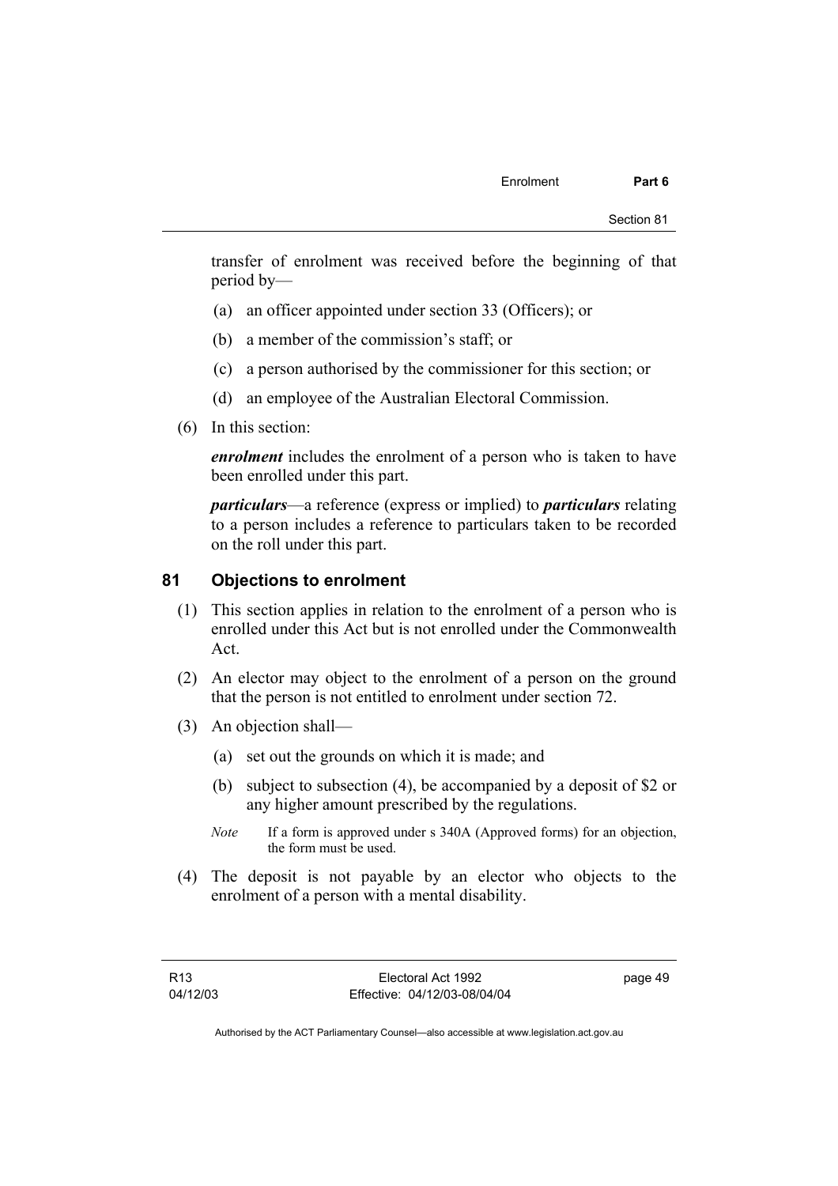transfer of enrolment was received before the beginning of that period by—

(a) an officer appointed under section 33 (Officers); or

(b) a member of the commission's staff; or

(c) a person authorised by the commissioner for this section; or

(d) an employee of the Australian Electoral Commission.

(6) In this section:

***enrolment*** includes the enrolment of a person who is taken to have been enrolled under this part.

***particulars***—a reference (express or implied) to ***particulars*** relating to a person includes a reference to particulars taken to be recorded on the roll under this part.

## 81 Objections to enrolment

(1) This section applies in relation to the enrolment of a person who is enrolled under this Act but is not enrolled under the Commonwealth Act.

(2) An elector may object to the enrolment of a person on the ground that the person is not entitled to enrolment under section 72.

(3) An objection shall—

(a) set out the grounds on which it is made; and

(b) subject to subsection (4), be accompanied by a deposit of $2 or any higher amount prescribed by the regulations.

*Note* If a form is approved under s 340A (Approved forms) for an objection, the form must be used.

(4) The deposit is not payable by an elector who objects to the enrolment of a person with a mental disability.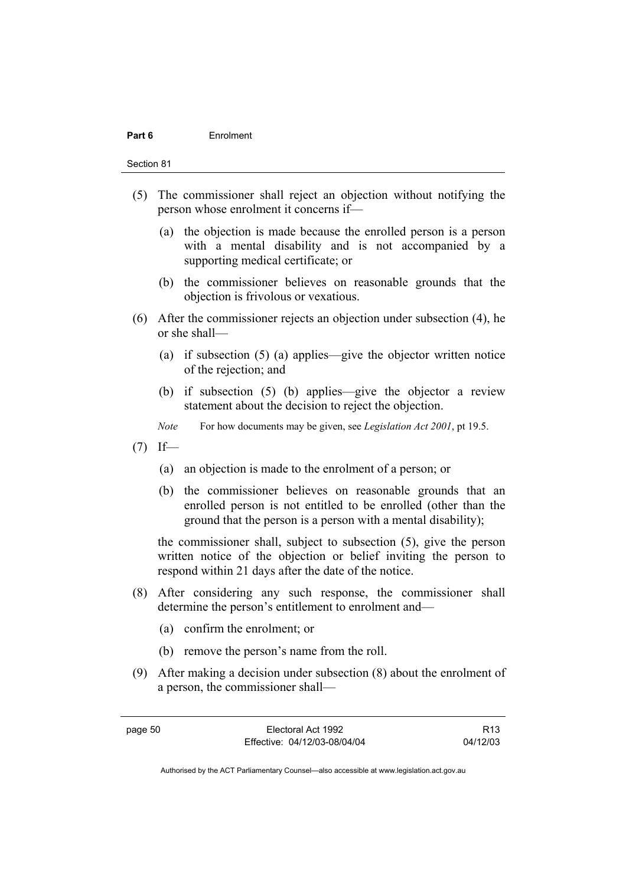(5) The commissioner shall reject an objection without notifying the person whose enrolment it concerns if—

  (a) the objection is made because the enrolled person is a person with a mental disability and is not accompanied by a supporting medical certificate; or

  (b) the commissioner believes on reasonable grounds that the objection is frivolous or vexatious.

(6) After the commissioner rejects an objection under subsection (4), he or she shall—

  (a) if subsection (5) (a) applies—give the objector written notice of the rejection; and

  (b) if subsection (5) (b) applies—give the objector a review statement about the decision to reject the objection.

*Note* For how documents may be given, see *Legislation Act 2001*, pt 19.5.

(7) If—

  (a) an objection is made to the enrolment of a person; or

  (b) the commissioner believes on reasonable grounds that an enrolled person is not entitled to be enrolled (other than the ground that the person is a person with a mental disability);

the commissioner shall, subject to subsection (5), give the person written notice of the objection or belief inviting the person to respond within 21 days after the date of the notice.

(8) After considering any such response, the commissioner shall determine the person's entitlement to enrolment and—

  (a) confirm the enrolment; or

  (b) remove the person's name from the roll.

(9) After making a decision under subsection (8) about the enrolment of a person, the commissioner shall—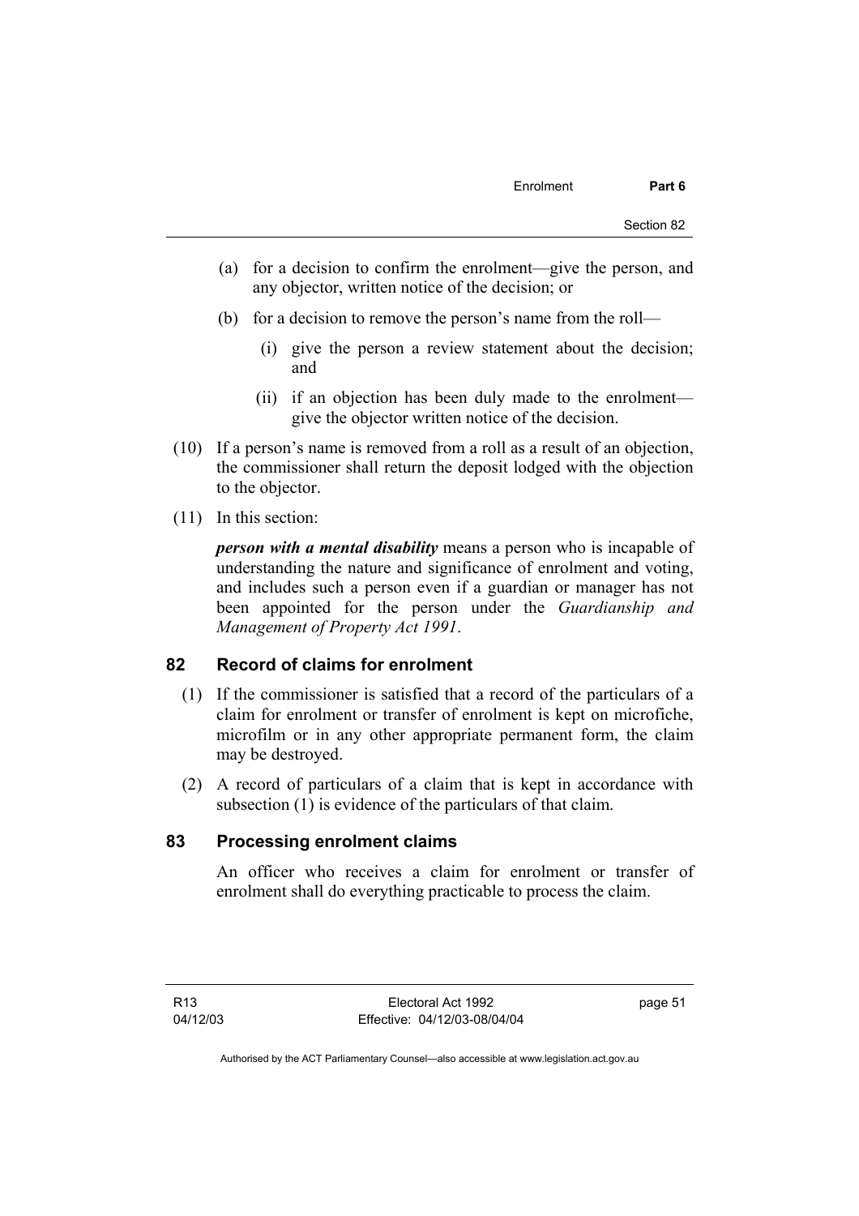(a) for a decision to confirm the enrolment—give the person, and any objector, written notice of the decision; or

(b) for a decision to remove the person's name from the roll—

(i) give the person a review statement about the decision; and

(ii) if an objection has been duly made to the enrolment—give the objector written notice of the decision.

(10) If a person's name is removed from a roll as a result of an objection, the commissioner shall return the deposit lodged with the objection to the objector.

(11) In this section:

***person with a mental disability*** means a person who is incapable of understanding the nature and significance of enrolment and voting, and includes such a person even if a guardian or manager has not been appointed for the person under the *Guardianship and Management of Property Act 1991*.

## 82 Record of claims for enrolment

(1) If the commissioner is satisfied that a record of the particulars of a claim for enrolment or transfer of enrolment is kept on microfiche, microfilm or in any other appropriate permanent form, the claim may be destroyed.

(2) A record of particulars of a claim that is kept in accordance with subsection (1) is evidence of the particulars of that claim.

## 83 Processing enrolment claims

An officer who receives a claim for enrolment or transfer of enrolment shall do everything practicable to process the claim.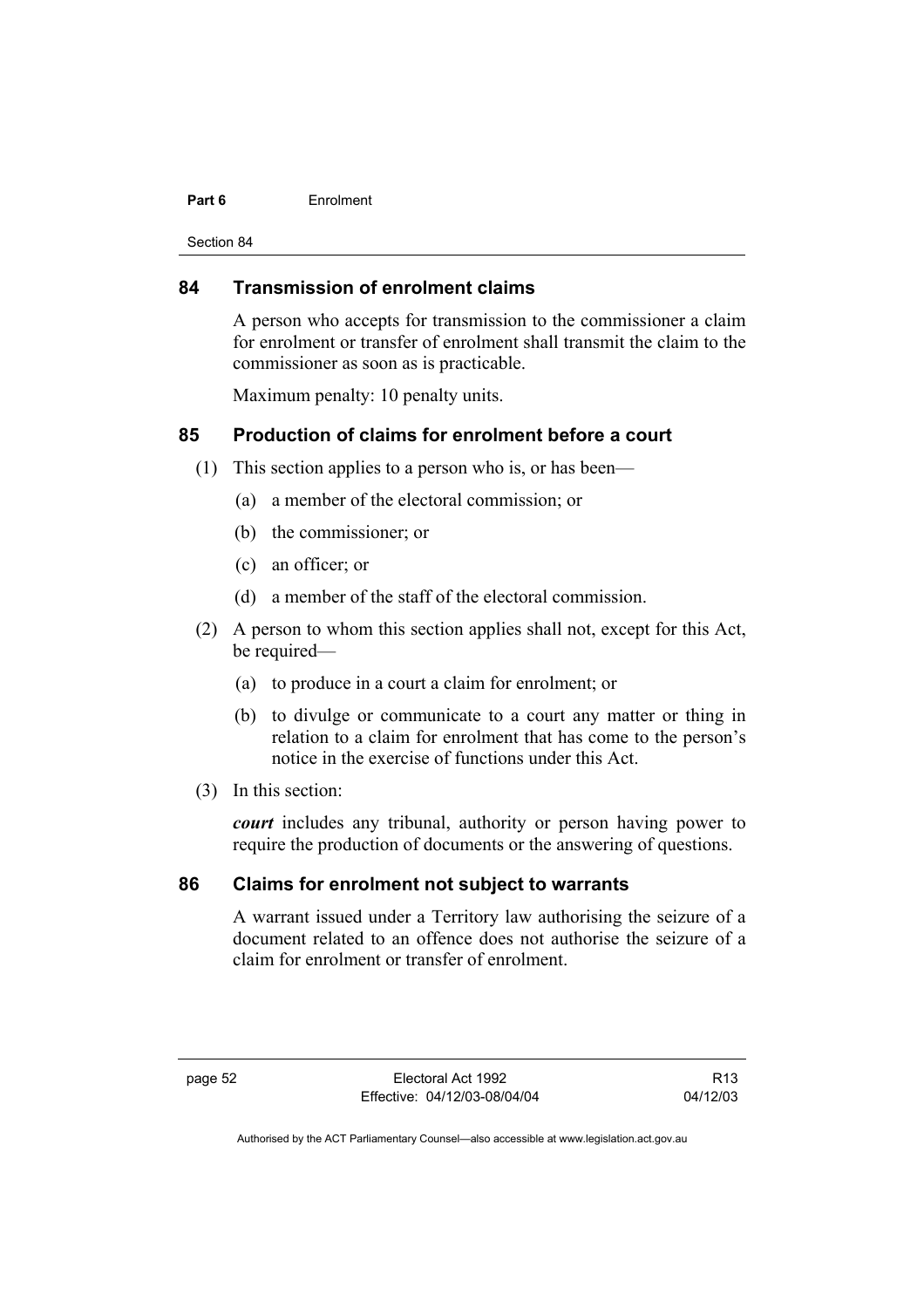## 84 Transmission of enrolment claims

A person who accepts for transmission to the commissioner a claim for enrolment or transfer of enrolment shall transmit the claim to the commissioner as soon as is practicable.

Maximum penalty: 10 penalty units.

## 85 Production of claims for enrolment before a court

(1) This section applies to a person who is, or has been—

(a) a member of the electoral commission; or

(b) the commissioner; or

(c) an officer; or

(d) a member of the staff of the electoral commission.

(2) A person to whom this section applies shall not, except for this Act, be required—

(a) to produce in a court a claim for enrolment; or

(b) to divulge or communicate to a court any matter or thing in relation to a claim for enrolment that has come to the person's notice in the exercise of functions under this Act.

(3) In this section:

***court*** includes any tribunal, authority or person having power to require the production of documents or the answering of questions.

## 86 Claims for enrolment not subject to warrants

A warrant issued under a Territory law authorising the seizure of a document related to an offence does not authorise the seizure of a claim for enrolment or transfer of enrolment.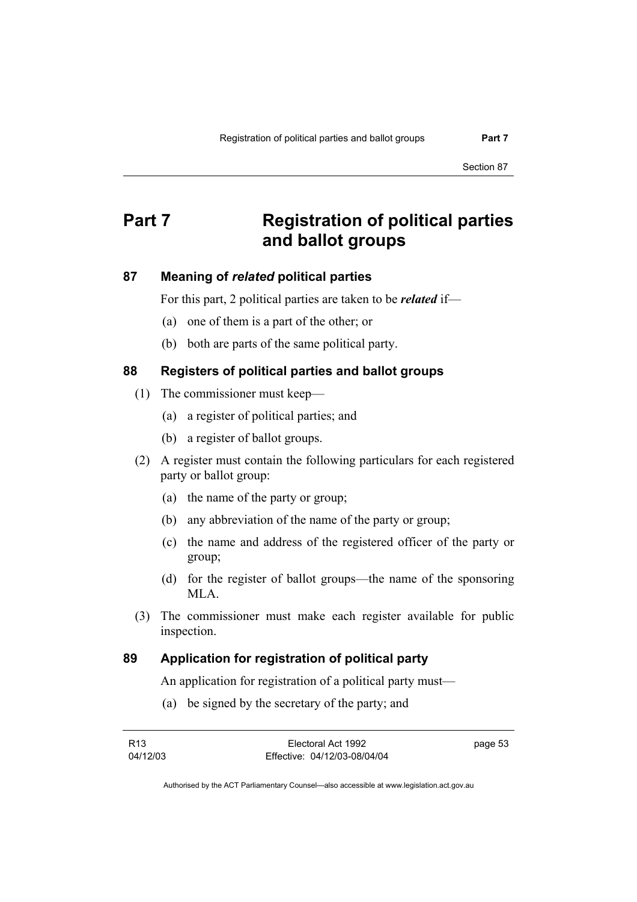# Part 7 Registration of political parties and ballot groups

## 87 Meaning of *related* political parties

For this part, 2 political parties are taken to be ***related*** if—

(a) one of them is a part of the other; or

(b) both are parts of the same political party.

## 88 Registers of political parties and ballot groups

(1) The commissioner must keep—

(a) a register of political parties; and

(b) a register of ballot groups.

(2) A register must contain the following particulars for each registered party or ballot group:

(a) the name of the party or group;

(b) any abbreviation of the name of the party or group;

(c) the name and address of the registered officer of the party or group;

(d) for the register of ballot groups—the name of the sponsoring MLA.

(3) The commissioner must make each register available for public inspection.

## 89 Application for registration of political party

An application for registration of a political party must—

(a) be signed by the secretary of the party; and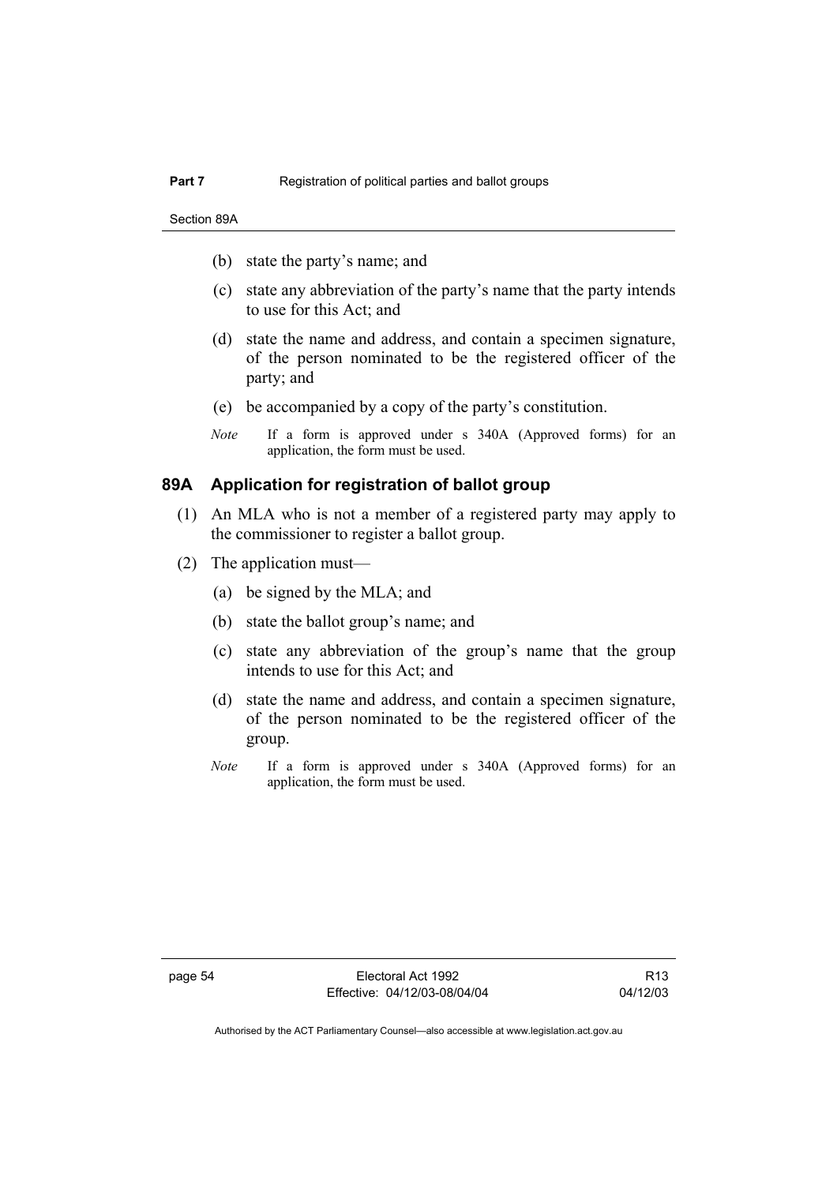(b) state the party's name; and

(c) state any abbreviation of the party's name that the party intends to use for this Act; and

(d) state the name and address, and contain a specimen signature, of the person nominated to be the registered officer of the party; and

(e) be accompanied by a copy of the party's constitution.

*Note* If a form is approved under s 340A (Approved forms) for an application, the form must be used.

### 89A Application for registration of ballot group

(1) An MLA who is not a member of a registered party may apply to the commissioner to register a ballot group.

(2) The application must—

(a) be signed by the MLA; and

(b) state the ballot group's name; and

(c) state any abbreviation of the group's name that the group intends to use for this Act; and

(d) state the name and address, and contain a specimen signature, of the person nominated to be the registered officer of the group.

*Note* If a form is approved under s 340A (Approved forms) for an application, the form must be used.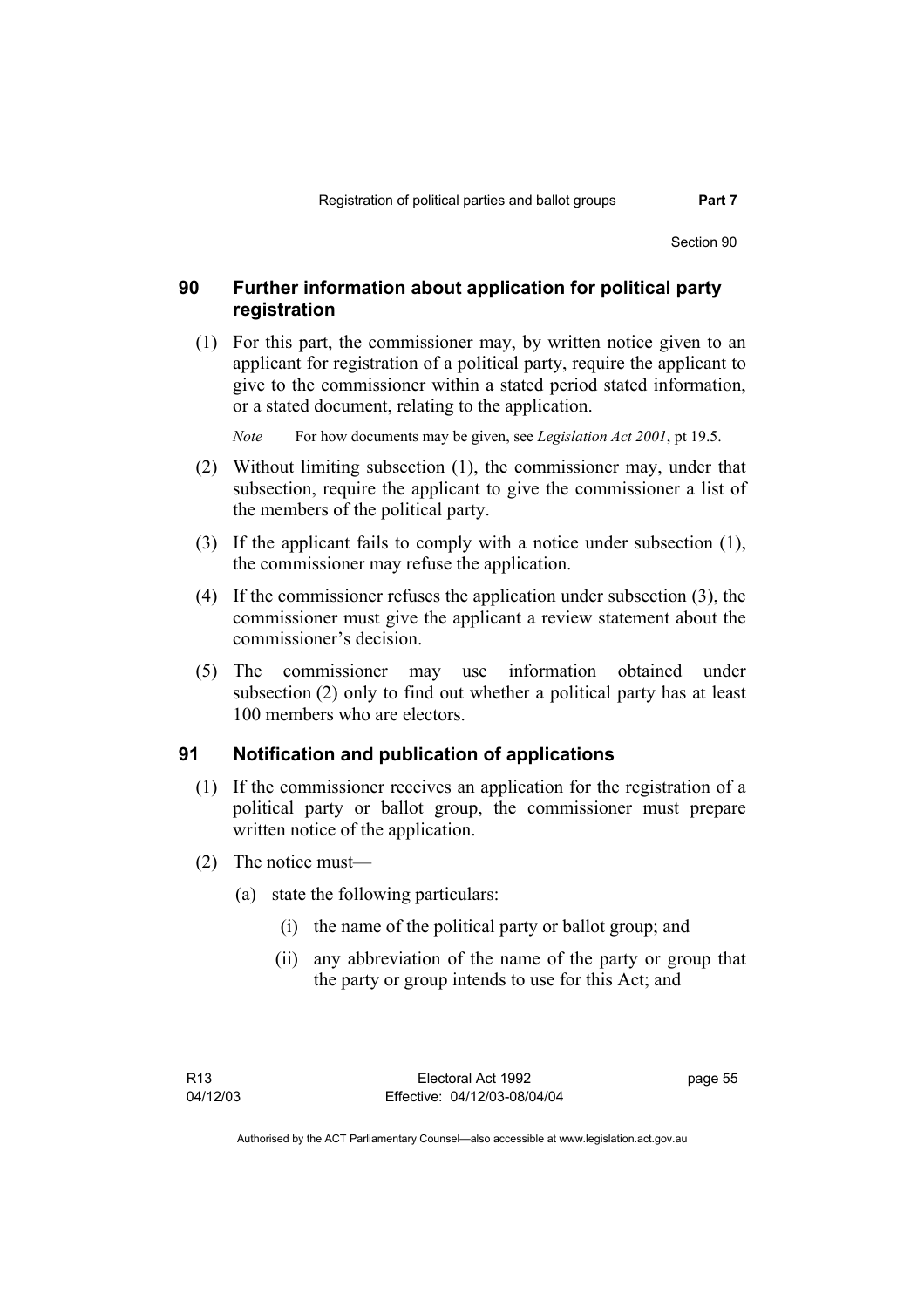## 90 Further information about application for political party registration

(1) For this part, the commissioner may, by written notice given to an applicant for registration of a political party, require the applicant to give to the commissioner within a stated period stated information, or a stated document, relating to the application.

*Note* For how documents may be given, see *Legislation Act 2001*, pt 19.5.

(2) Without limiting subsection (1), the commissioner may, under that subsection, require the applicant to give the commissioner a list of the members of the political party.

(3) If the applicant fails to comply with a notice under subsection (1), the commissioner may refuse the application.

(4) If the commissioner refuses the application under subsection (3), the commissioner must give the applicant a review statement about the commissioner's decision.

(5) The commissioner may use information obtained under subsection (2) only to find out whether a political party has at least 100 members who are electors.

## 91 Notification and publication of applications

(1) If the commissioner receives an application for the registration of a political party or ballot group, the commissioner must prepare written notice of the application.

(2) The notice must—

(a) state the following particulars:

(i) the name of the political party or ballot group; and

(ii) any abbreviation of the name of the party or group that the party or group intends to use for this Act; and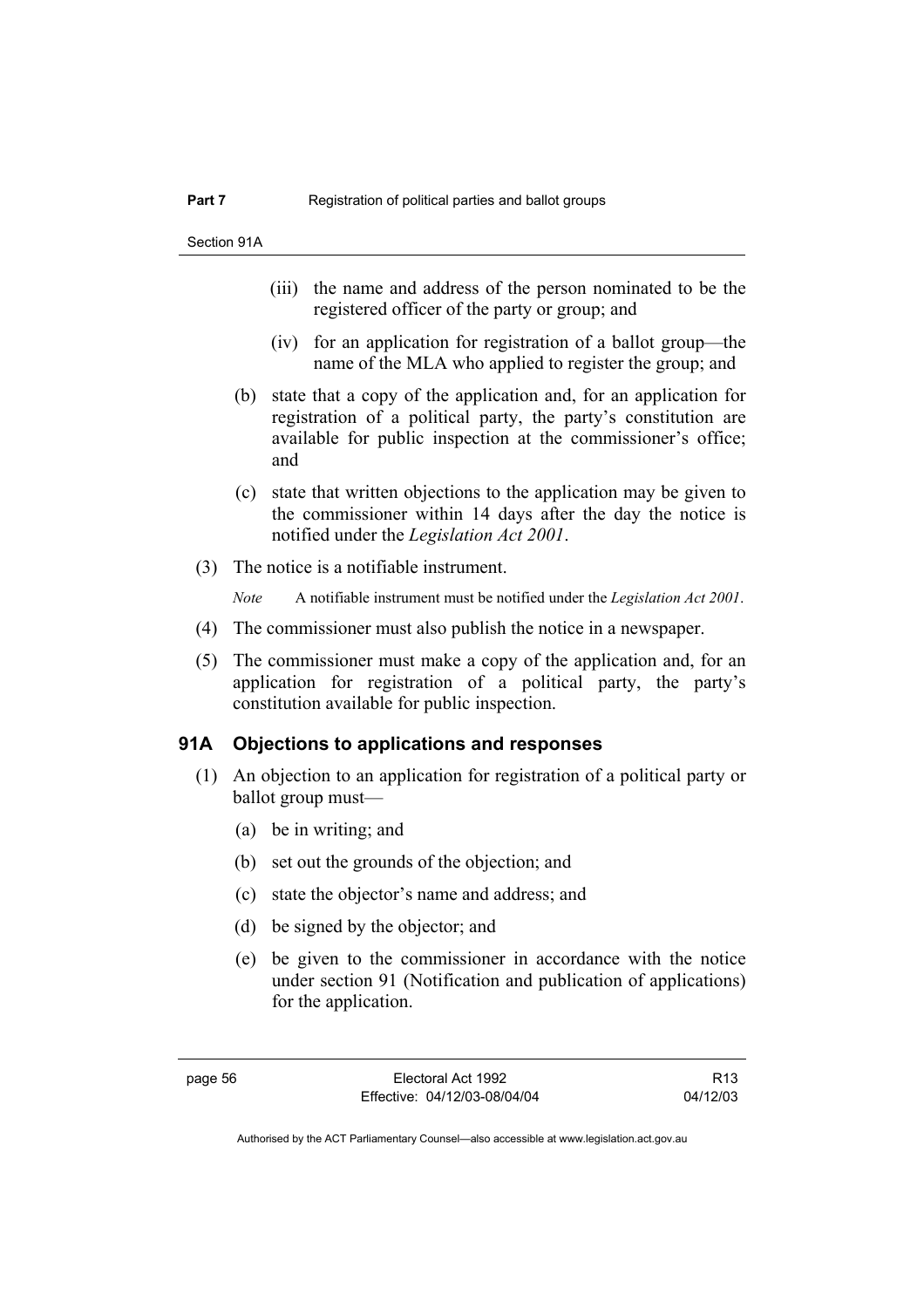(iii) the name and address of the person nominated to be the registered officer of the party or group; and

(iv) for an application for registration of a ballot group—the name of the MLA who applied to register the group; and

(b) state that a copy of the application and, for an application for registration of a political party, the party's constitution are available for public inspection at the commissioner's office; and

(c) state that written objections to the application may be given to the commissioner within 14 days after the day the notice is notified under the *Legislation Act 2001*.

(3) The notice is a notifiable instrument.

*Note* A notifiable instrument must be notified under the *Legislation Act 2001*.

(4) The commissioner must also publish the notice in a newspaper.

(5) The commissioner must make a copy of the application and, for an application for registration of a political party, the party's constitution available for public inspection.

### 91A Objections to applications and responses

(1) An objection to an application for registration of a political party or ballot group must—

(a) be in writing; and

(b) set out the grounds of the objection; and

(c) state the objector's name and address; and

(d) be signed by the objector; and

(e) be given to the commissioner in accordance with the notice under section 91 (Notification and publication of applications) for the application.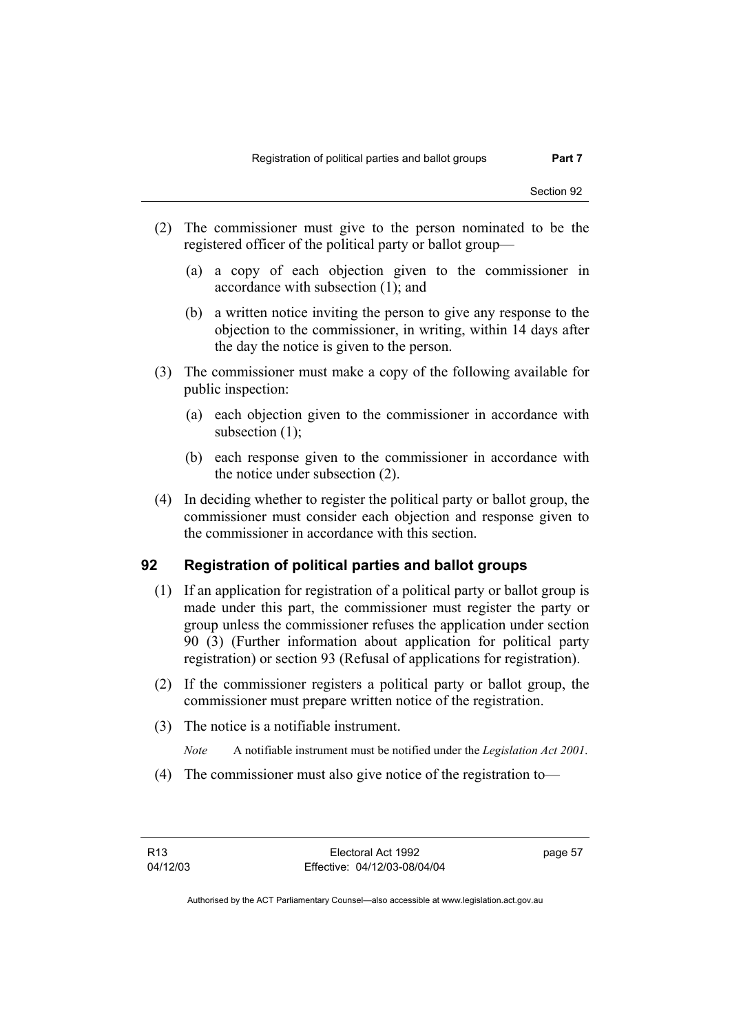(2) The commissioner must give to the person nominated to be the registered officer of the political party or ballot group—

(a) a copy of each objection given to the commissioner in accordance with subsection (1); and

(b) a written notice inviting the person to give any response to the objection to the commissioner, in writing, within 14 days after the day the notice is given to the person.

(3) The commissioner must make a copy of the following available for public inspection:

(a) each objection given to the commissioner in accordance with subsection (1);

(b) each response given to the commissioner in accordance with the notice under subsection (2).

(4) In deciding whether to register the political party or ballot group, the commissioner must consider each objection and response given to the commissioner in accordance with this section.

## 92 Registration of political parties and ballot groups

(1) If an application for registration of a political party or ballot group is made under this part, the commissioner must register the party or group unless the commissioner refuses the application under section 90 (3) (Further information about application for political party registration) or section 93 (Refusal of applications for registration).

(2) If the commissioner registers a political party or ballot group, the commissioner must prepare written notice of the registration.

(3) The notice is a notifiable instrument.

*Note* A notifiable instrument must be notified under the *Legislation Act 2001*.

(4) The commissioner must also give notice of the registration to—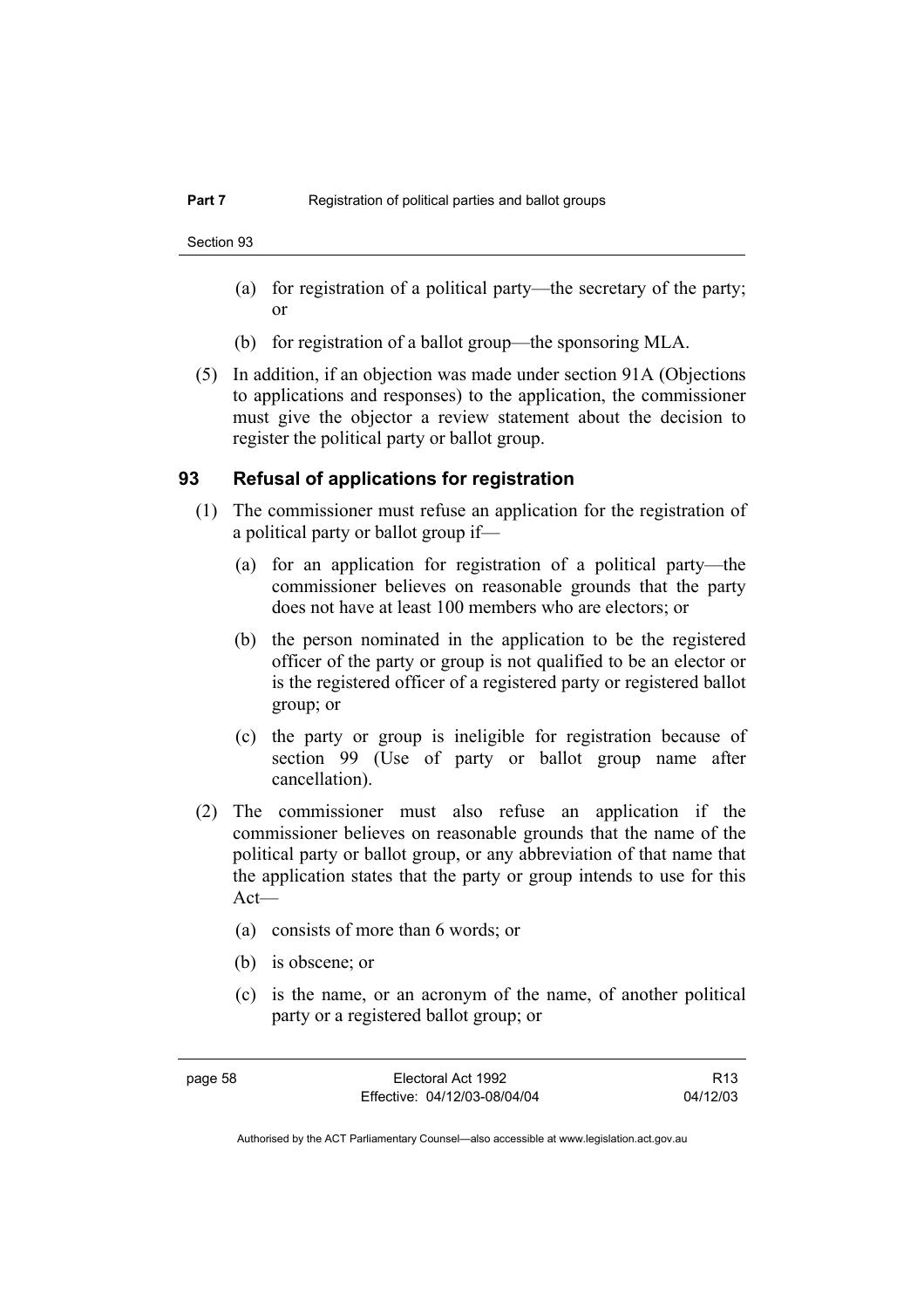(a) for registration of a political party—the secretary of the party; or

(b) for registration of a ballot group—the sponsoring MLA.

(5) In addition, if an objection was made under section 91A (Objections to applications and responses) to the application, the commissioner must give the objector a review statement about the decision to register the political party or ballot group.

### 93 Refusal of applications for registration

(1) The commissioner must refuse an application for the registration of a political party or ballot group if—

(a) for an application for registration of a political party—the commissioner believes on reasonable grounds that the party does not have at least 100 members who are electors; or

(b) the person nominated in the application to be the registered officer of the party or group is not qualified to be an elector or is the registered officer of a registered party or registered ballot group; or

(c) the party or group is ineligible for registration because of section 99 (Use of party or ballot group name after cancellation).

(2) The commissioner must also refuse an application if the commissioner believes on reasonable grounds that the name of the political party or ballot group, or any abbreviation of that name that the application states that the party or group intends to use for this Act—

(a) consists of more than 6 words; or

(b) is obscene; or

(c) is the name, or an acronym of the name, of another political party or a registered ballot group; or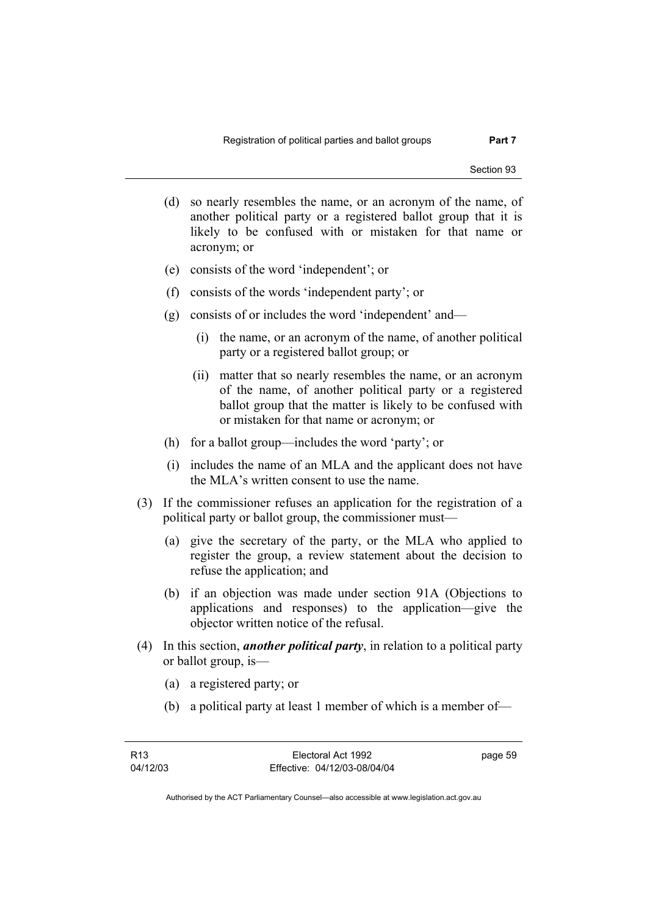(d) so nearly resembles the name, or an acronym of the name, of another political party or a registered ballot group that it is likely to be confused with or mistaken for that name or acronym; or

(e) consists of the word 'independent'; or

(f) consists of the words 'independent party'; or

(g) consists of or includes the word 'independent' and—

(i) the name, or an acronym of the name, of another political party or a registered ballot group; or

(ii) matter that so nearly resembles the name, or an acronym of the name, of another political party or a registered ballot group that the matter is likely to be confused with or mistaken for that name or acronym; or

(h) for a ballot group—includes the word 'party'; or

(i) includes the name of an MLA and the applicant does not have the MLA's written consent to use the name.

(3) If the commissioner refuses an application for the registration of a political party or ballot group, the commissioner must—

(a) give the secretary of the party, or the MLA who applied to register the group, a review statement about the decision to refuse the application; and

(b) if an objection was made under section 91A (Objections to applications and responses) to the application—give the objector written notice of the refusal.

(4) In this section, ***another political party***, in relation to a political party or ballot group, is—

(a) a registered party; or

(b) a political party at least 1 member of which is a member of—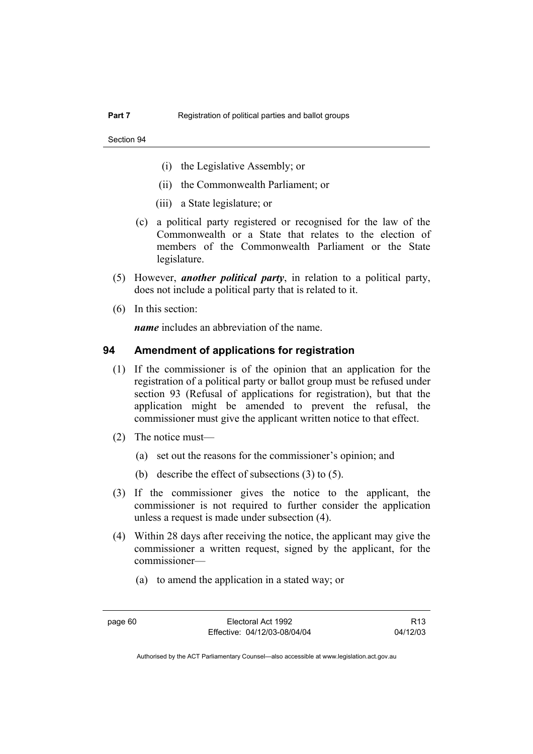(i) the Legislative Assembly; or

(ii) the Commonwealth Parliament; or

(iii) a State legislature; or

(c) a political party registered or recognised for the law of the Commonwealth or a State that relates to the election of members of the Commonwealth Parliament or the State legislature.

(5) However, ***another political party***, in relation to a political party, does not include a political party that is related to it.

(6) In this section:

***name*** includes an abbreviation of the name.

## 94 Amendment of applications for registration

(1) If the commissioner is of the opinion that an application for the registration of a political party or ballot group must be refused under section 93 (Refusal of applications for registration), but that the application might be amended to prevent the refusal, the commissioner must give the applicant written notice to that effect.

(2) The notice must—

(a) set out the reasons for the commissioner's opinion; and

(b) describe the effect of subsections (3) to (5).

(3) If the commissioner gives the notice to the applicant, the commissioner is not required to further consider the application unless a request is made under subsection (4).

(4) Within 28 days after receiving the notice, the applicant may give the commissioner a written request, signed by the applicant, for the commissioner—

(a) to amend the application in a stated way; or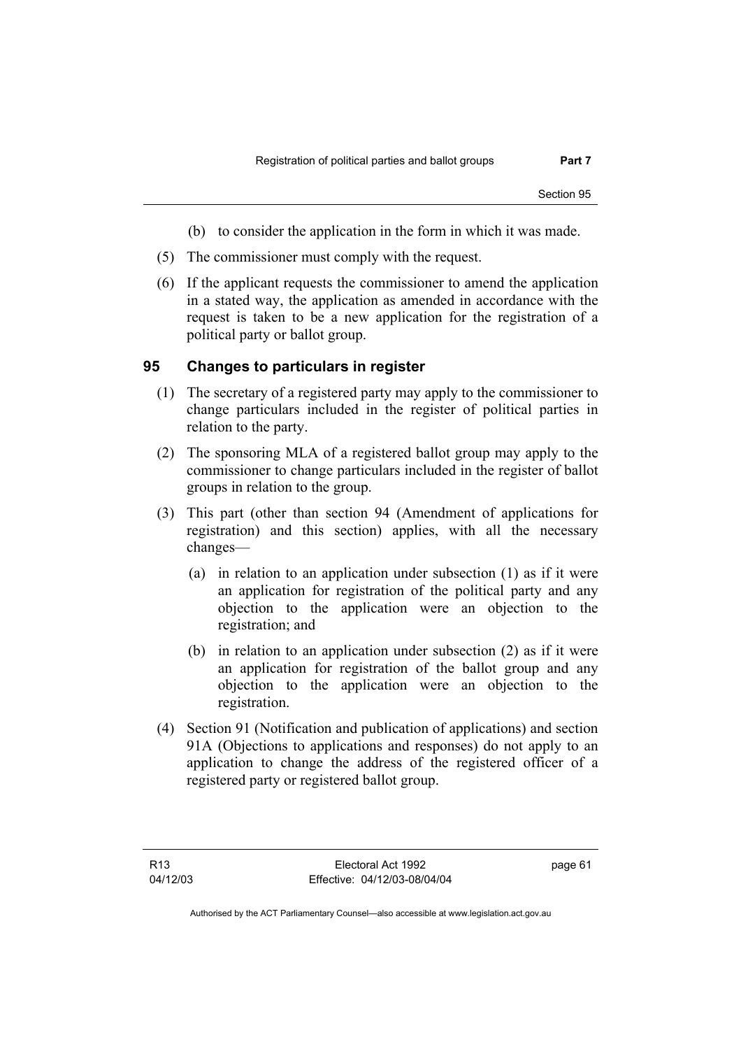(b) to consider the application in the form in which it was made.

(5) The commissioner must comply with the request.

(6) If the applicant requests the commissioner to amend the application in a stated way, the application as amended in accordance with the request is taken to be a new application for the registration of a political party or ballot group.

## 95 Changes to particulars in register

(1) The secretary of a registered party may apply to the commissioner to change particulars included in the register of political parties in relation to the party.

(2) The sponsoring MLA of a registered ballot group may apply to the commissioner to change particulars included in the register of ballot groups in relation to the group.

(3) This part (other than section 94 (Amendment of applications for registration) and this section) applies, with all the necessary changes—

(a) in relation to an application under subsection (1) as if it were an application for registration of the political party and any objection to the application were an objection to the registration; and

(b) in relation to an application under subsection (2) as if it were an application for registration of the ballot group and any objection to the application were an objection to the registration.

(4) Section 91 (Notification and publication of applications) and section 91A (Objections to applications and responses) do not apply to an application to change the address of the registered officer of a registered party or registered ballot group.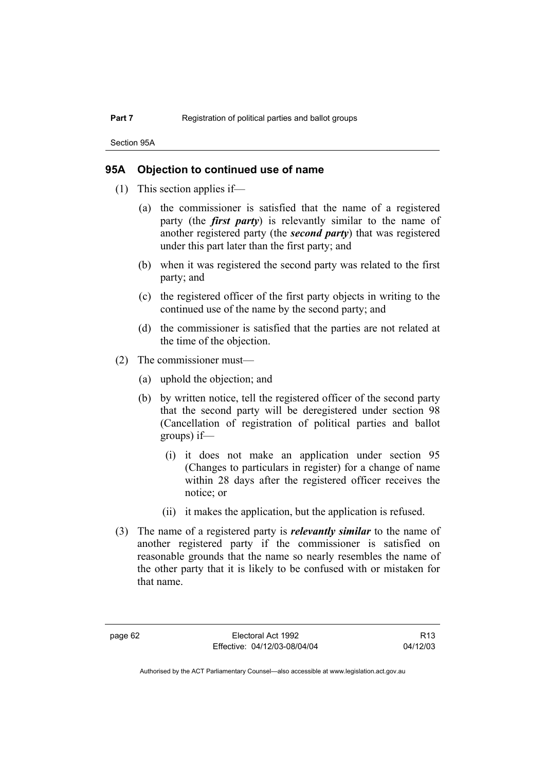## 95A Objection to continued use of name

(1) This section applies if—

(a) the commissioner is satisfied that the name of a registered party (the ***first party***) is relevantly similar to the name of another registered party (the ***second party***) that was registered under this part later than the first party; and

(b) when it was registered the second party was related to the first party; and

(c) the registered officer of the first party objects in writing to the continued use of the name by the second party; and

(d) the commissioner is satisfied that the parties are not related at the time of the objection.

(2) The commissioner must—

(a) uphold the objection; and

(b) by written notice, tell the registered officer of the second party that the second party will be deregistered under section 98 (Cancellation of registration of political parties and ballot groups) if—

(i) it does not make an application under section 95 (Changes to particulars in register) for a change of name within 28 days after the registered officer receives the notice; or

(ii) it makes the application, but the application is refused.

(3) The name of a registered party is ***relevantly similar*** to the name of another registered party if the commissioner is satisfied on reasonable grounds that the name so nearly resembles the name of the other party that it is likely to be confused with or mistaken for that name.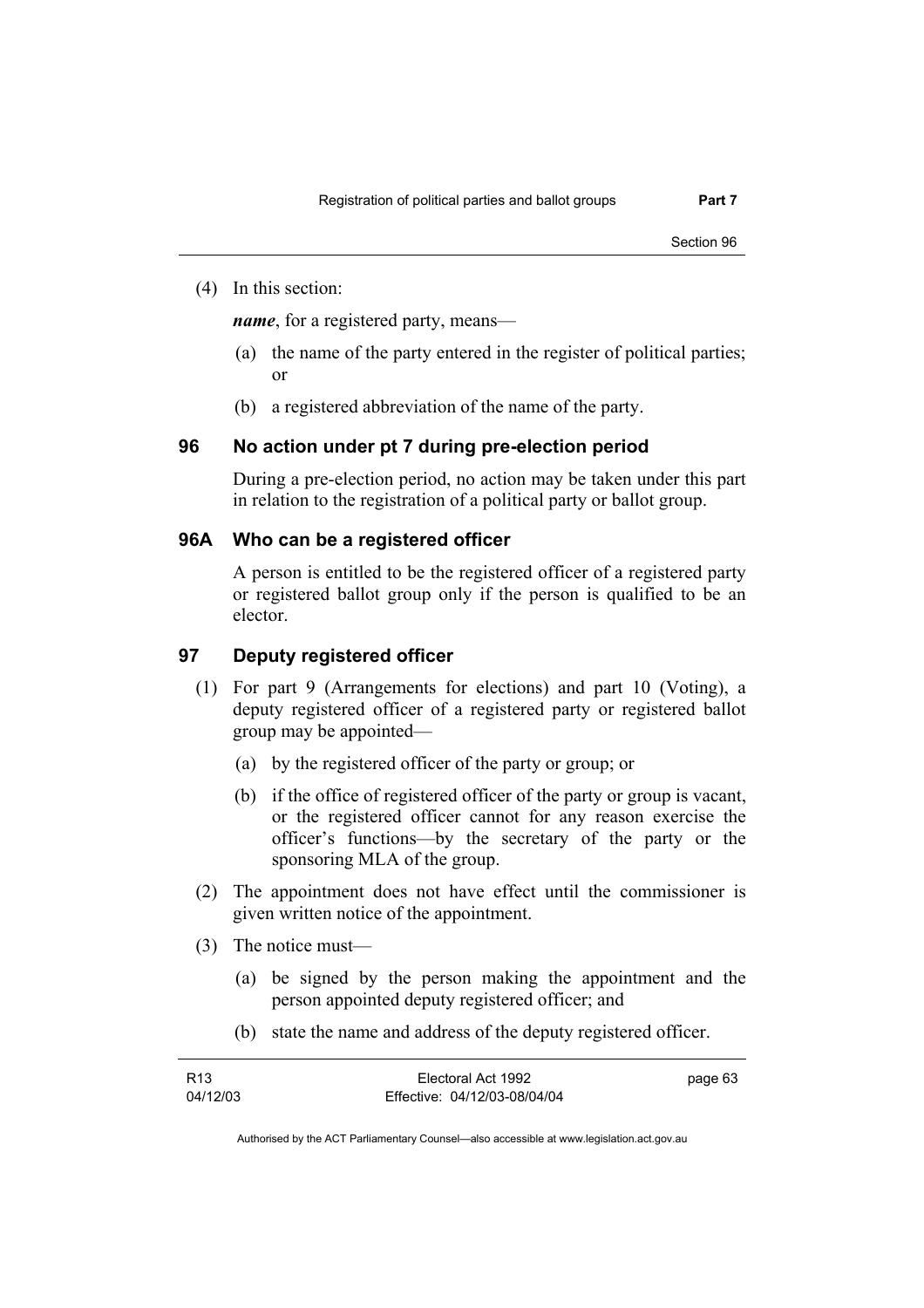(4) In this section:

***name***, for a registered party, means—

(a) the name of the party entered in the register of political parties; or

(b) a registered abbreviation of the name of the party.

## 96 No action under pt 7 during pre-election period

During a pre-election period, no action may be taken under this part in relation to the registration of a political party or ballot group.

## 96A Who can be a registered officer

A person is entitled to be the registered officer of a registered party or registered ballot group only if the person is qualified to be an elector.

## 97 Deputy registered officer

(1) For part 9 (Arrangements for elections) and part 10 (Voting), a deputy registered officer of a registered party or registered ballot group may be appointed—

(a) by the registered officer of the party or group; or

(b) if the office of registered officer of the party or group is vacant, or the registered officer cannot for any reason exercise the officer's functions—by the secretary of the party or the sponsoring MLA of the group.

(2) The appointment does not have effect until the commissioner is given written notice of the appointment.

(3) The notice must—

(a) be signed by the person making the appointment and the person appointed deputy registered officer; and

(b) state the name and address of the deputy registered officer.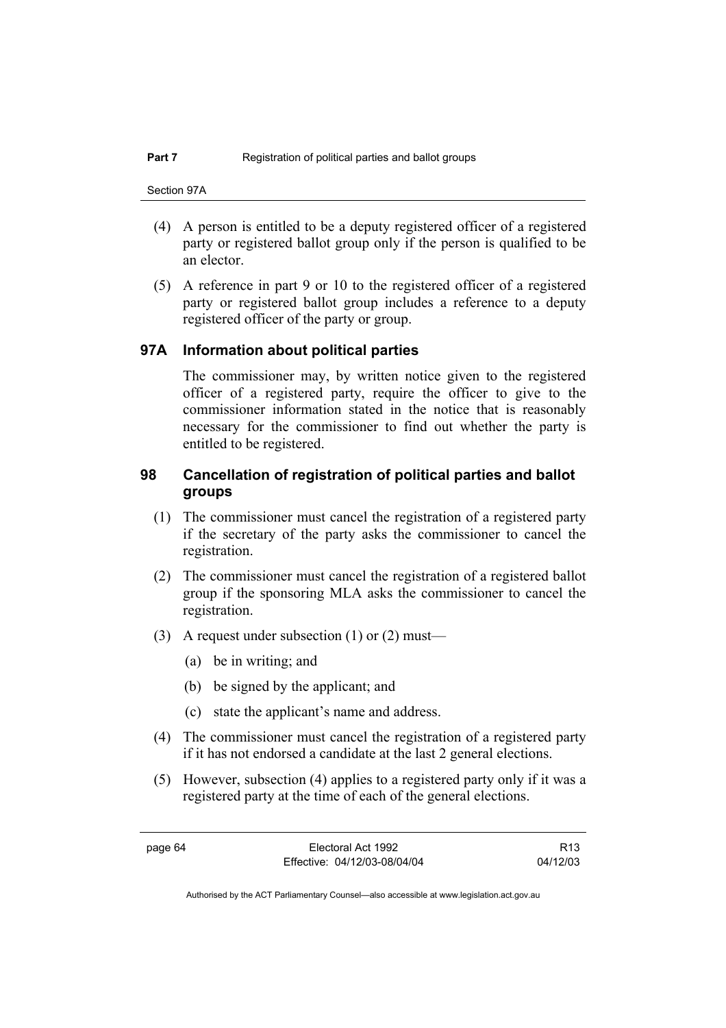(4) A person is entitled to be a deputy registered officer of a registered party or registered ballot group only if the person is qualified to be an elector.

(5) A reference in part 9 or 10 to the registered officer of a registered party or registered ballot group includes a reference to a deputy registered officer of the party or group.

## 97A Information about political parties

The commissioner may, by written notice given to the registered officer of a registered party, require the officer to give to the commissioner information stated in the notice that is reasonably necessary for the commissioner to find out whether the party is entitled to be registered.

## 98 Cancellation of registration of political parties and ballot groups

(1) The commissioner must cancel the registration of a registered party if the secretary of the party asks the commissioner to cancel the registration.

(2) The commissioner must cancel the registration of a registered ballot group if the sponsoring MLA asks the commissioner to cancel the registration.

(3) A request under subsection (1) or (2) must—

(a) be in writing; and

(b) be signed by the applicant; and

(c) state the applicant's name and address.

(4) The commissioner must cancel the registration of a registered party if it has not endorsed a candidate at the last 2 general elections.

(5) However, subsection (4) applies to a registered party only if it was a registered party at the time of each of the general elections.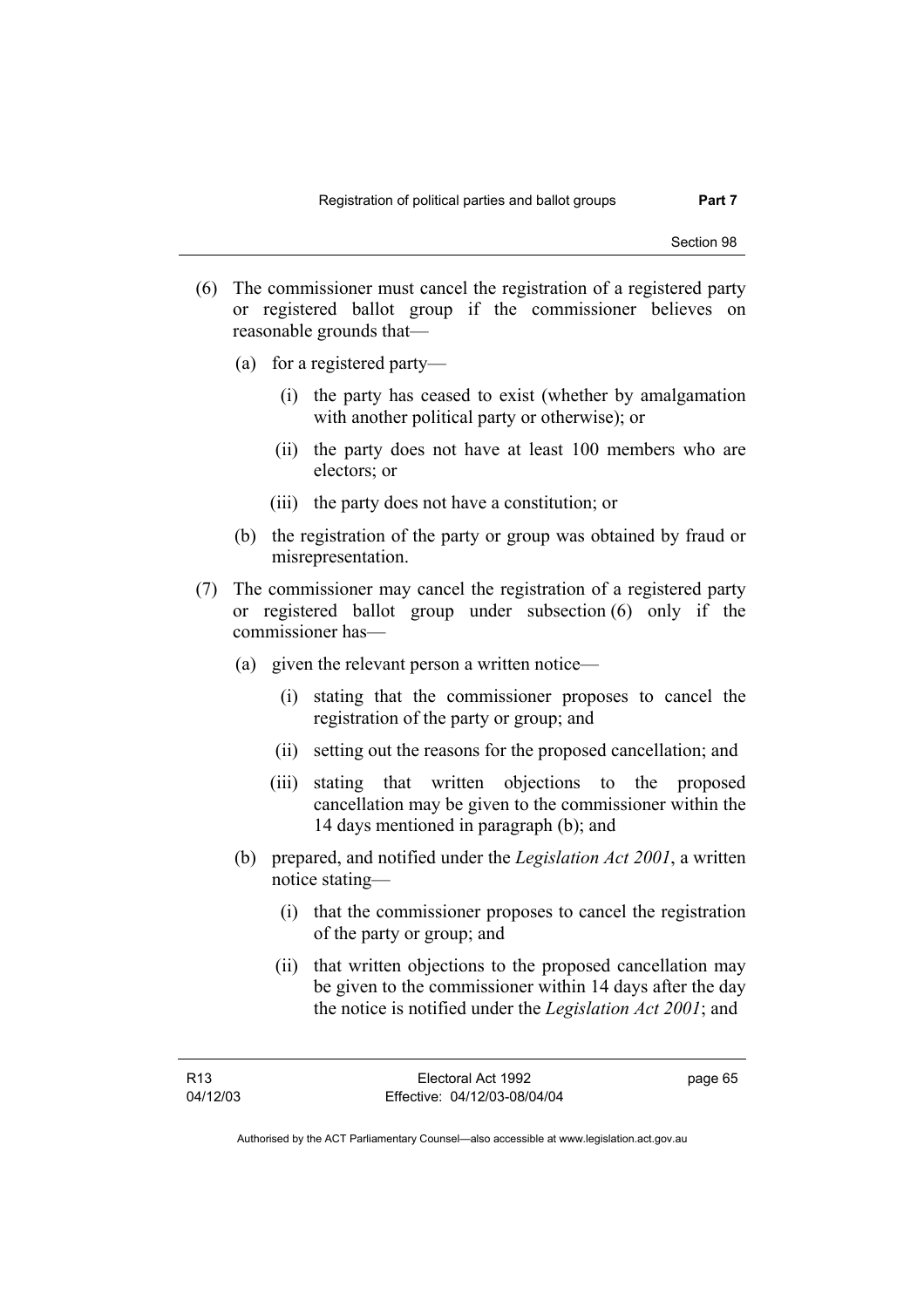(6) The commissioner must cancel the registration of a registered party or registered ballot group if the commissioner believes on reasonable grounds that—

   (a) for a registered party—

      (i) the party has ceased to exist (whether by amalgamation with another political party or otherwise); or

      (ii) the party does not have at least 100 members who are electors; or

      (iii) the party does not have a constitution; or

   (b) the registration of the party or group was obtained by fraud or misrepresentation.

(7) The commissioner may cancel the registration of a registered party or registered ballot group under subsection (6) only if the commissioner has—

   (a) given the relevant person a written notice—

      (i) stating that the commissioner proposes to cancel the registration of the party or group; and

      (ii) setting out the reasons for the proposed cancellation; and

      (iii) stating that written objections to the proposed cancellation may be given to the commissioner within the 14 days mentioned in paragraph (b); and

   (b) prepared, and notified under the *Legislation Act 2001*, a written notice stating—

      (i) that the commissioner proposes to cancel the registration of the party or group; and

      (ii) that written objections to the proposed cancellation may be given to the commissioner within 14 days after the day the notice is notified under the *Legislation Act 2001*; and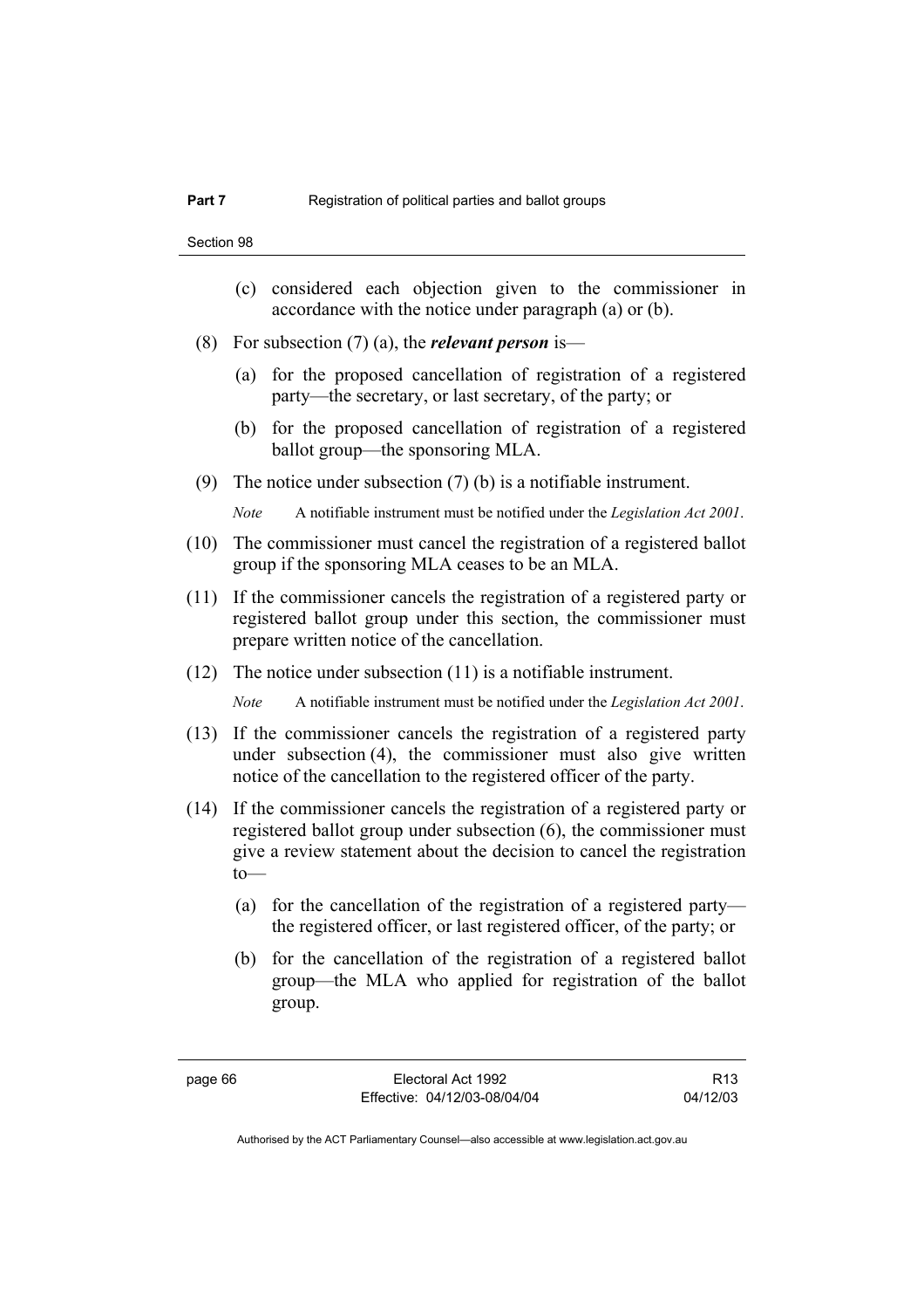(c) considered each objection given to the commissioner in accordance with the notice under paragraph (a) or (b).

(8) For subsection (7) (a), the ***relevant person*** is—

(a) for the proposed cancellation of registration of a registered party—the secretary, or last secretary, of the party; or

(b) for the proposed cancellation of registration of a registered ballot group—the sponsoring MLA.

(9) The notice under subsection (7) (b) is a notifiable instrument.

*Note* A notifiable instrument must be notified under the *Legislation Act 2001*.

(10) The commissioner must cancel the registration of a registered ballot group if the sponsoring MLA ceases to be an MLA.

(11) If the commissioner cancels the registration of a registered party or registered ballot group under this section, the commissioner must prepare written notice of the cancellation.

(12) The notice under subsection (11) is a notifiable instrument.

*Note* A notifiable instrument must be notified under the *Legislation Act 2001*.

(13) If the commissioner cancels the registration of a registered party under subsection (4), the commissioner must also give written notice of the cancellation to the registered officer of the party.

(14) If the commissioner cancels the registration of a registered party or registered ballot group under subsection (6), the commissioner must give a review statement about the decision to cancel the registration to—

(a) for the cancellation of the registration of a registered party—the registered officer, or last registered officer, of the party; or

(b) for the cancellation of the registration of a registered ballot group—the MLA who applied for registration of the ballot group.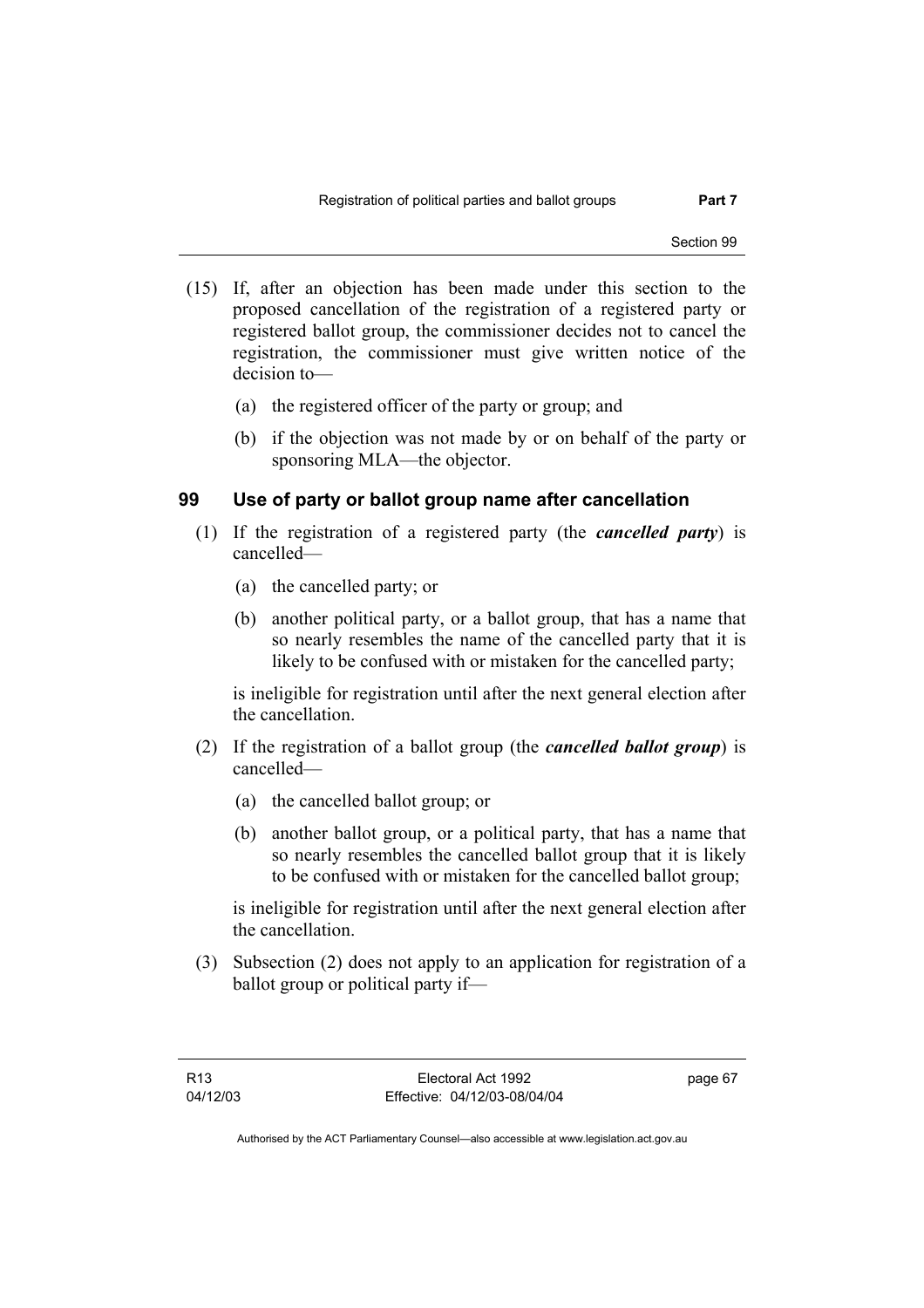(15) If, after an objection has been made under this section to the proposed cancellation of the registration of a registered party or registered ballot group, the commissioner decides not to cancel the registration, the commissioner must give written notice of the decision to—

(a) the registered officer of the party or group; and

(b) if the objection was not made by or on behalf of the party or sponsoring MLA—the objector.

## 99 Use of party or ballot group name after cancellation

(1) If the registration of a registered party (the ***cancelled party***) is cancelled—

(a) the cancelled party; or

(b) another political party, or a ballot group, that has a name that so nearly resembles the name of the cancelled party that it is likely to be confused with or mistaken for the cancelled party;

is ineligible for registration until after the next general election after the cancellation.

(2) If the registration of a ballot group (the ***cancelled ballot group***) is cancelled—

(a) the cancelled ballot group; or

(b) another ballot group, or a political party, that has a name that so nearly resembles the cancelled ballot group that it is likely to be confused with or mistaken for the cancelled ballot group;

is ineligible for registration until after the next general election after the cancellation.

(3) Subsection (2) does not apply to an application for registration of a ballot group or political party if—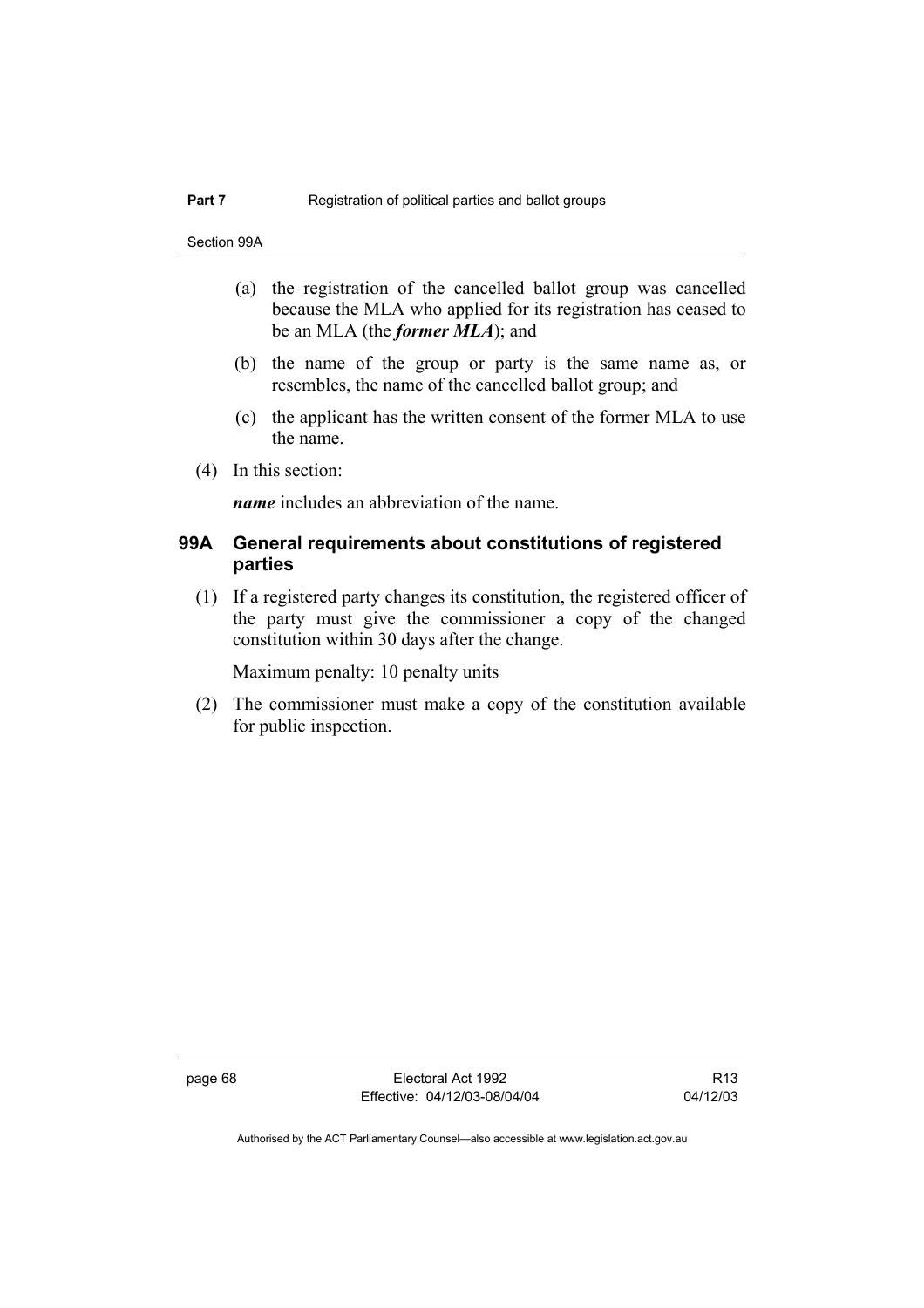(a) the registration of the cancelled ballot group was cancelled because the MLA who applied for its registration has ceased to be an MLA (the ***former MLA***); and

(b) the name of the group or party is the same name as, or resembles, the name of the cancelled ballot group; and

(c) the applicant has the written consent of the former MLA to use the name.

(4) In this section:

***name*** includes an abbreviation of the name.

### 99A General requirements about constitutions of registered parties

(1) If a registered party changes its constitution, the registered officer of the party must give the commissioner a copy of the changed constitution within 30 days after the change.

Maximum penalty: 10 penalty units

(2) The commissioner must make a copy of the constitution available for public inspection.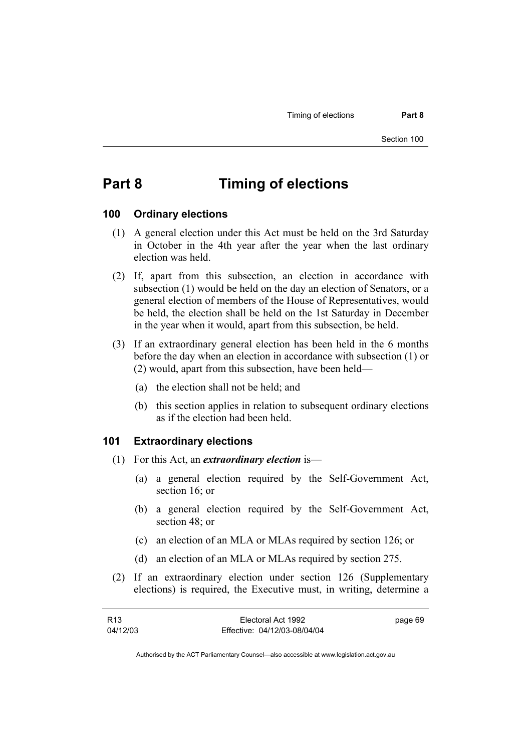# Part 8 Timing of elections

## 100 Ordinary elections

(1) A general election under this Act must be held on the 3rd Saturday in October in the 4th year after the year when the last ordinary election was held.

(2) If, apart from this subsection, an election in accordance with subsection (1) would be held on the day an election of Senators, or a general election of members of the House of Representatives, would be held, the election shall be held on the 1st Saturday in December in the year when it would, apart from this subsection, be held.

(3) If an extraordinary general election has been held in the 6 months before the day when an election in accordance with subsection (1) or (2) would, apart from this subsection, have been held—

(a) the election shall not be held; and

(b) this section applies in relation to subsequent ordinary elections as if the election had been held.

## 101 Extraordinary elections

(1) For this Act, an ***extraordinary election*** is—

(a) a general election required by the Self-Government Act, section 16; or

(b) a general election required by the Self-Government Act, section 48; or

(c) an election of an MLA or MLAs required by section 126; or

(d) an election of an MLA or MLAs required by section 275.

(2) If an extraordinary election under section 126 (Supplementary elections) is required, the Executive must, in writing, determine a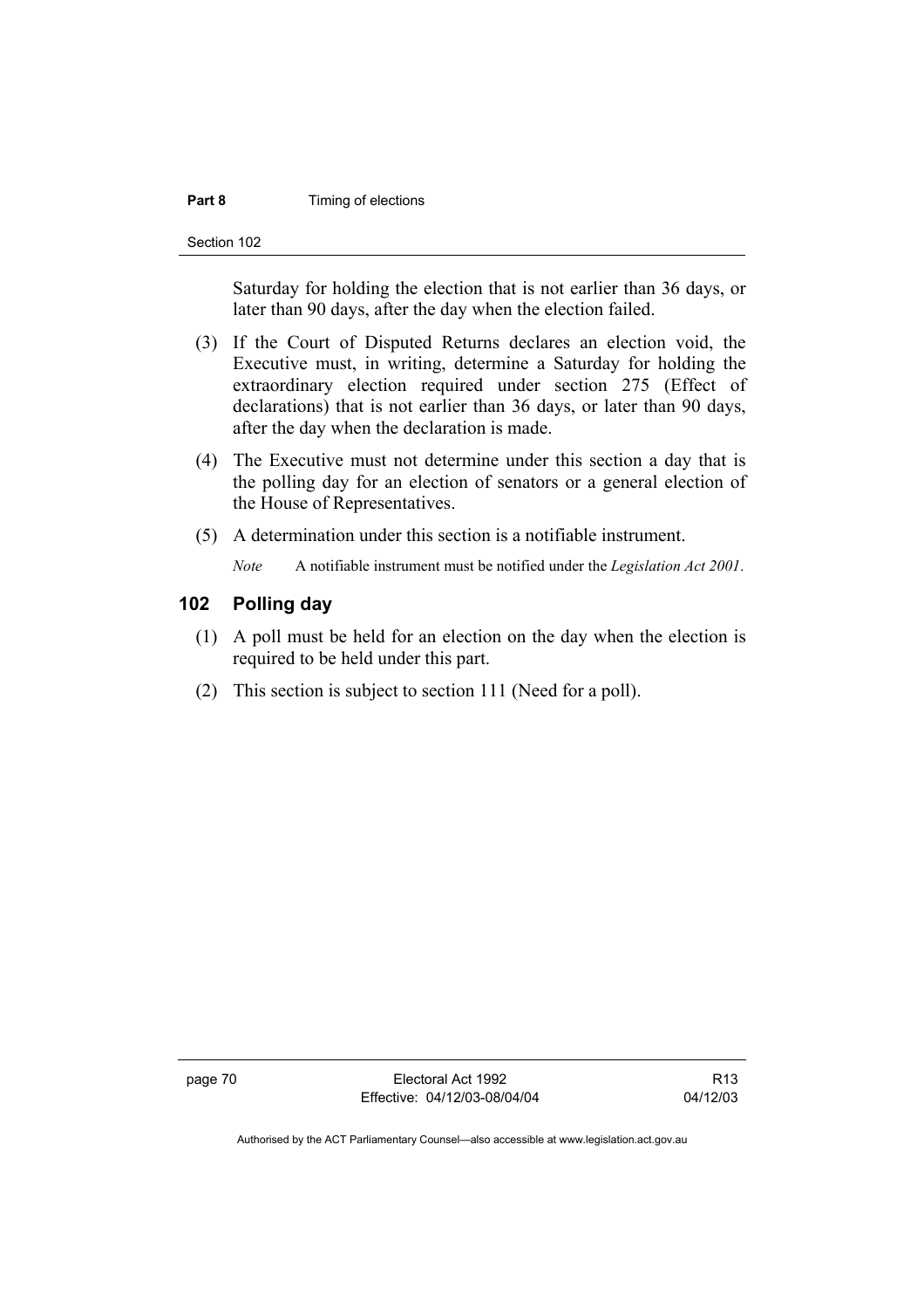Saturday for holding the election that is not earlier than 36 days, or later than 90 days, after the day when the election failed.

(3) If the Court of Disputed Returns declares an election void, the Executive must, in writing, determine a Saturday for holding the extraordinary election required under section 275 (Effect of declarations) that is not earlier than 36 days, or later than 90 days, after the day when the declaration is made.

(4) The Executive must not determine under this section a day that is the polling day for an election of senators or a general election of the House of Representatives.

(5) A determination under this section is a notifiable instrument.

*Note* A notifiable instrument must be notified under the *Legislation Act 2001*.

## 102 Polling day

(1) A poll must be held for an election on the day when the election is required to be held under this part.

(2) This section is subject to section 111 (Need for a poll).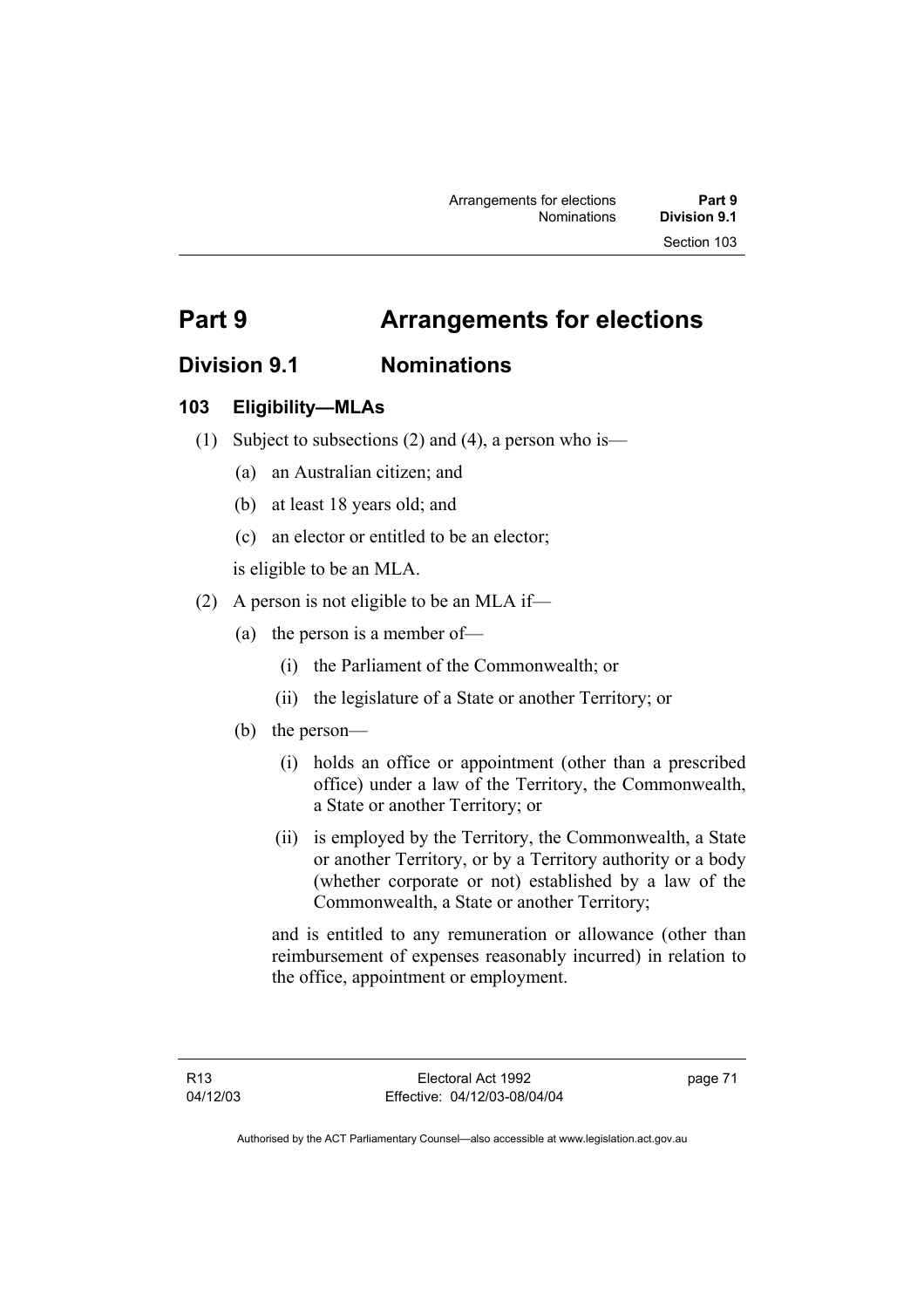# Part 9 Arrangements for elections

## Division 9.1 Nominations

### 103 Eligibility—MLAs

(1) Subject to subsections (2) and (4), a person who is—

(a) an Australian citizen; and

(b) at least 18 years old; and

(c) an elector or entitled to be an elector;

is eligible to be an MLA.

(2) A person is not eligible to be an MLA if—

(a) the person is a member of—

(i) the Parliament of the Commonwealth; or

(ii) the legislature of a State or another Territory; or

(b) the person—

(i) holds an office or appointment (other than a prescribed office) under a law of the Territory, the Commonwealth, a State or another Territory; or

(ii) is employed by the Territory, the Commonwealth, a State or another Territory, or by a Territory authority or a body (whether corporate or not) established by a law of the Commonwealth, a State or another Territory;

and is entitled to any remuneration or allowance (other than reimbursement of expenses reasonably incurred) in relation to the office, appointment or employment.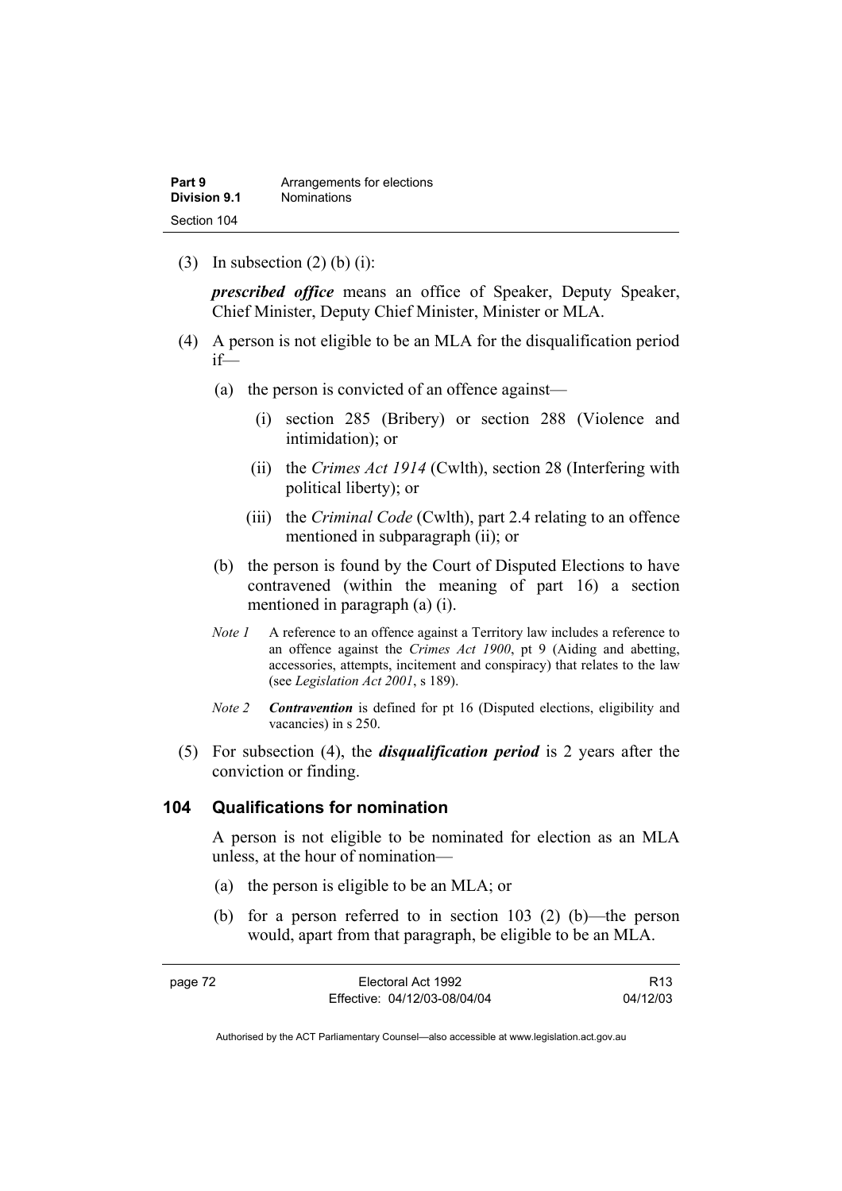(3) In subsection (2) (b) (i):

***prescribed office*** means an office of Speaker, Deputy Speaker, Chief Minister, Deputy Chief Minister, Minister or MLA.

(4) A person is not eligible to be an MLA for the disqualification period if—

(a) the person is convicted of an offence against—

(i) section 285 (Bribery) or section 288 (Violence and intimidation); or

(ii) the *Crimes Act 1914* (Cwlth), section 28 (Interfering with political liberty); or

(iii) the *Criminal Code* (Cwlth), part 2.4 relating to an offence mentioned in subparagraph (ii); or

(b) the person is found by the Court of Disputed Elections to have contravened (within the meaning of part 16) a section mentioned in paragraph (a) (i).

*Note 1* A reference to an offence against a Territory law includes a reference to an offence against the *Crimes Act 1900*, pt 9 (Aiding and abetting, accessories, attempts, incitement and conspiracy) that relates to the law (see *Legislation Act 2001*, s 189).

*Note 2* ***Contravention*** is defined for pt 16 (Disputed elections, eligibility and vacancies) in s 250.

(5) For subsection (4), the ***disqualification period*** is 2 years after the conviction or finding.

## 104 Qualifications for nomination

A person is not eligible to be nominated for election as an MLA unless, at the hour of nomination—

(a) the person is eligible to be an MLA; or

(b) for a person referred to in section 103 (2) (b)—the person would, apart from that paragraph, be eligible to be an MLA.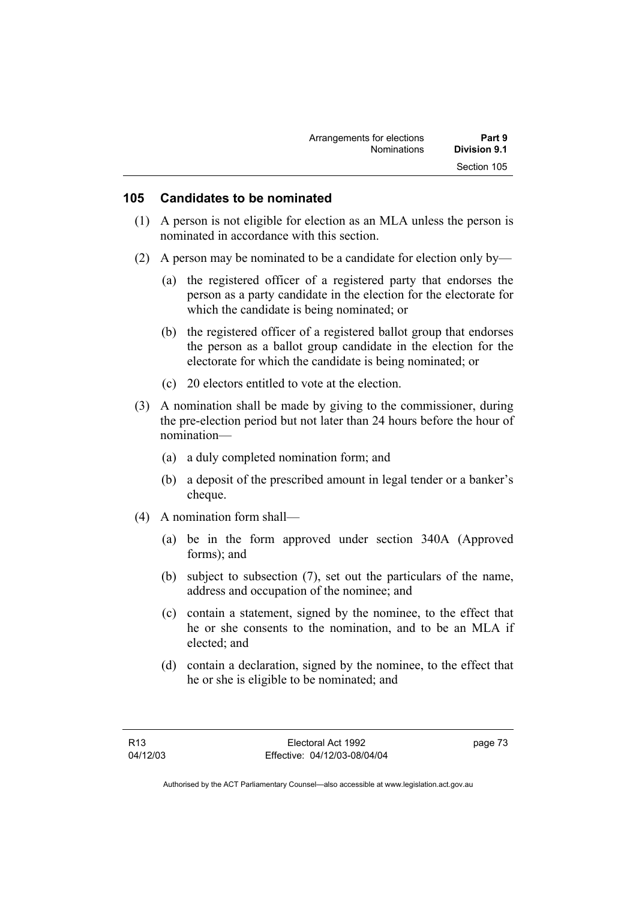## 105 Candidates to be nominated

(1) A person is not eligible for election as an MLA unless the person is nominated in accordance with this section.

(2) A person may be nominated to be a candidate for election only by—

(a) the registered officer of a registered party that endorses the person as a party candidate in the election for the electorate for which the candidate is being nominated; or

(b) the registered officer of a registered ballot group that endorses the person as a ballot group candidate in the election for the electorate for which the candidate is being nominated; or

(c) 20 electors entitled to vote at the election.

(3) A nomination shall be made by giving to the commissioner, during the pre-election period but not later than 24 hours before the hour of nomination—

(a) a duly completed nomination form; and

(b) a deposit of the prescribed amount in legal tender or a banker's cheque.

(4) A nomination form shall—

(a) be in the form approved under section 340A (Approved forms); and

(b) subject to subsection (7), set out the particulars of the name, address and occupation of the nominee; and

(c) contain a statement, signed by the nominee, to the effect that he or she consents to the nomination, and to be an MLA if elected; and

(d) contain a declaration, signed by the nominee, to the effect that he or she is eligible to be nominated; and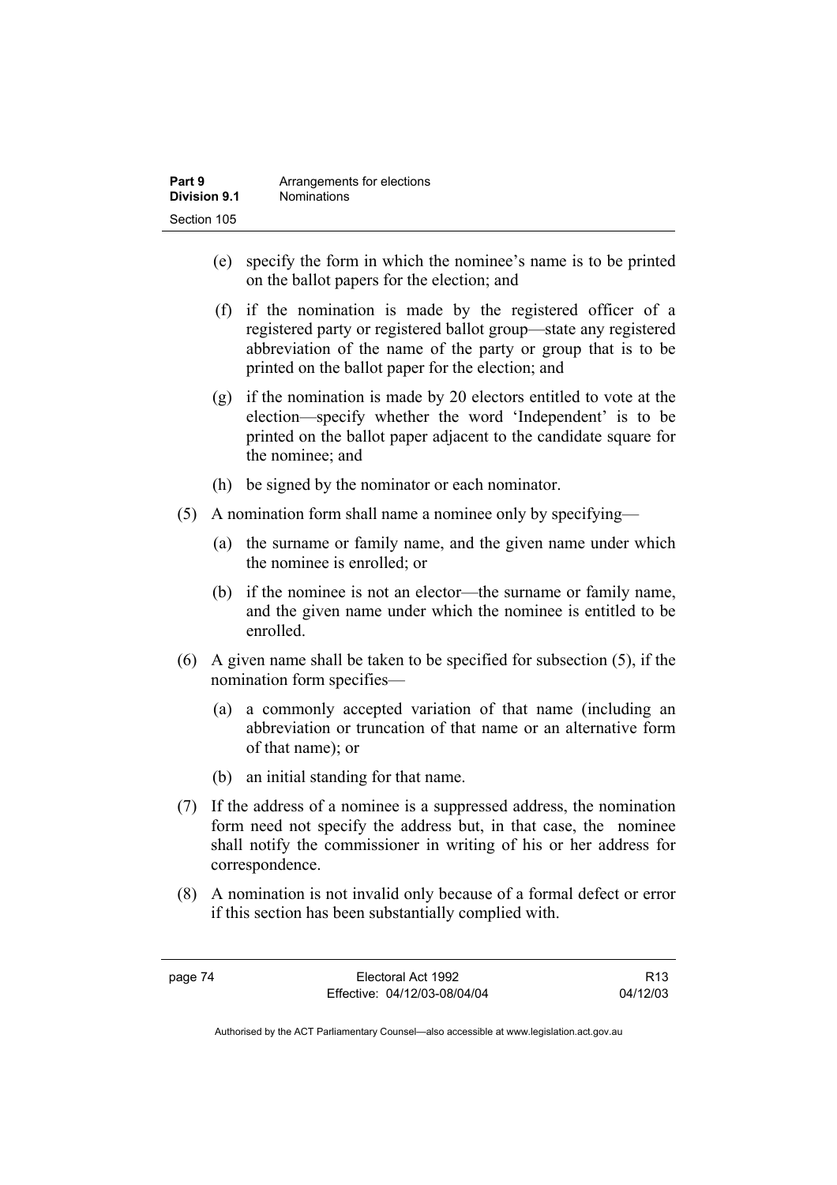(e) specify the form in which the nominee's name is to be printed on the ballot papers for the election; and

(f) if the nomination is made by the registered officer of a registered party or registered ballot group—state any registered abbreviation of the name of the party or group that is to be printed on the ballot paper for the election; and

(g) if the nomination is made by 20 electors entitled to vote at the election—specify whether the word 'Independent' is to be printed on the ballot paper adjacent to the candidate square for the nominee; and

(h) be signed by the nominator or each nominator.

(5) A nomination form shall name a nominee only by specifying—

(a) the surname or family name, and the given name under which the nominee is enrolled; or

(b) if the nominee is not an elector—the surname or family name, and the given name under which the nominee is entitled to be enrolled.

(6) A given name shall be taken to be specified for subsection (5), if the nomination form specifies—

(a) a commonly accepted variation of that name (including an abbreviation or truncation of that name or an alternative form of that name); or

(b) an initial standing for that name.

(7) If the address of a nominee is a suppressed address, the nomination form need not specify the address but, in that case, the nominee shall notify the commissioner in writing of his or her address for correspondence.

(8) A nomination is not invalid only because of a formal defect or error if this section has been substantially complied with.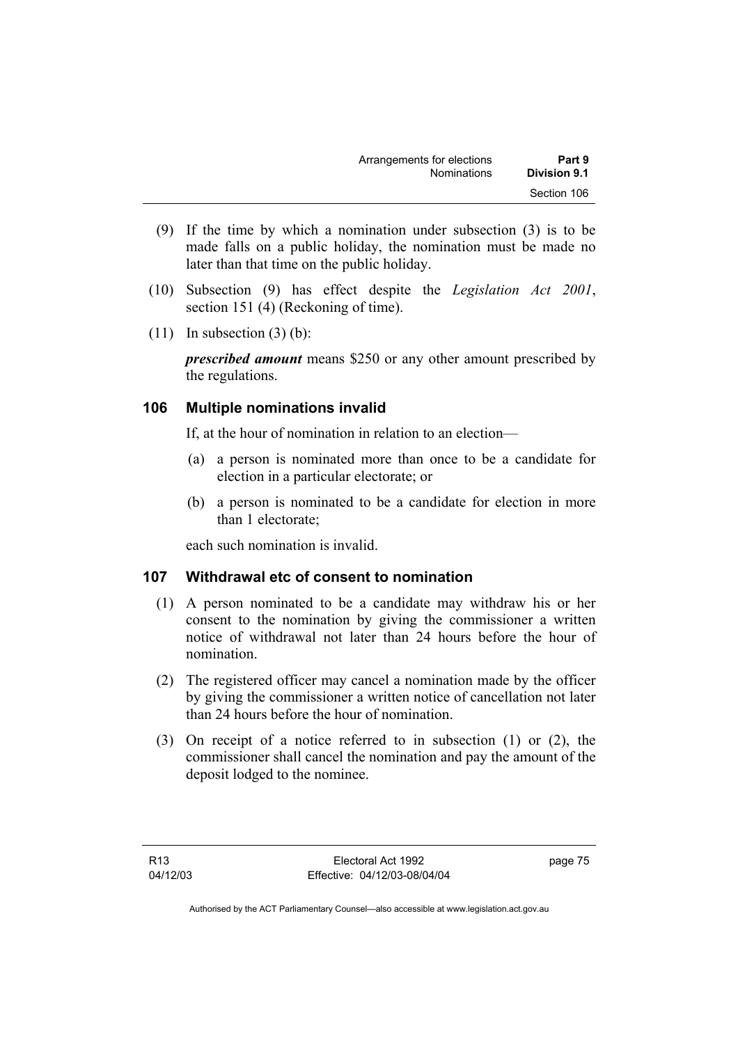(9) If the time by which a nomination under subsection (3) is to be made falls on a public holiday, the nomination must be made no later than that time on the public holiday.

(10) Subsection (9) has effect despite the *Legislation Act 2001*, section 151 (4) (Reckoning of time).

(11) In subsection (3) (b):

***prescribed amount*** means $250 or any other amount prescribed by the regulations.

## 106 Multiple nominations invalid

If, at the hour of nomination in relation to an election—

(a) a person is nominated more than once to be a candidate for election in a particular electorate; or

(b) a person is nominated to be a candidate for election in more than 1 electorate;

each such nomination is invalid.

## 107 Withdrawal etc of consent to nomination

(1) A person nominated to be a candidate may withdraw his or her consent to the nomination by giving the commissioner a written notice of withdrawal not later than 24 hours before the hour of nomination.

(2) The registered officer may cancel a nomination made by the officer by giving the commissioner a written notice of cancellation not later than 24 hours before the hour of nomination.

(3) On receipt of a notice referred to in subsection (1) or (2), the commissioner shall cancel the nomination and pay the amount of the deposit lodged to the nominee.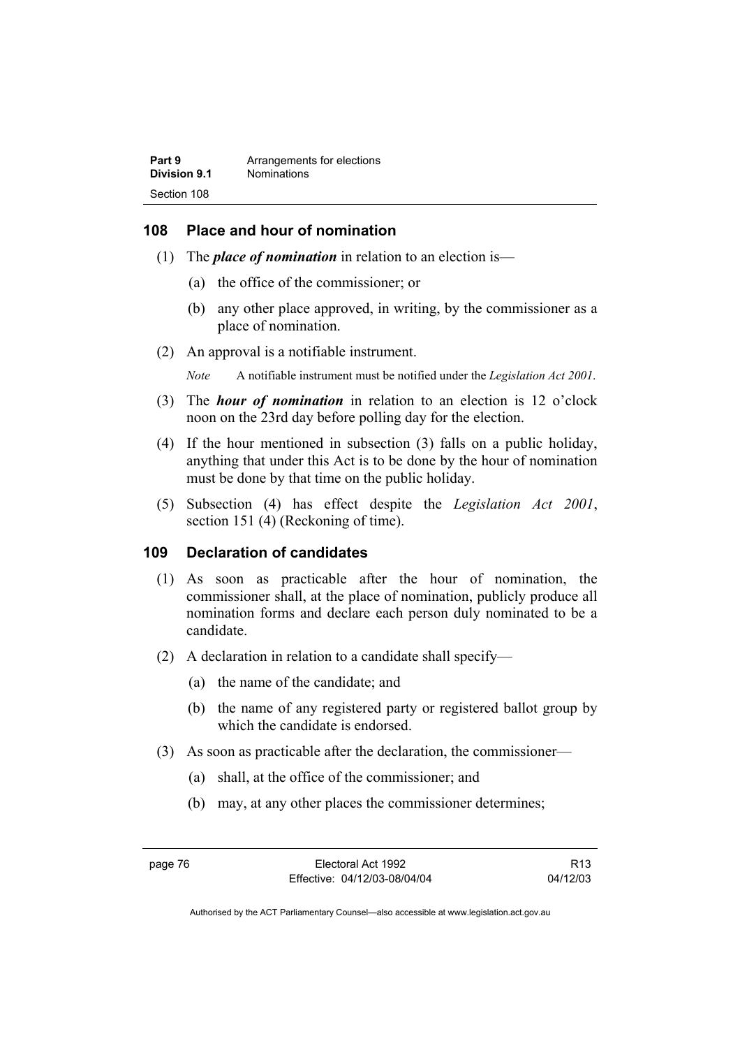## 108 Place and hour of nomination

(1) The ***place of nomination*** in relation to an election is—

(a) the office of the commissioner; or

(b) any other place approved, in writing, by the commissioner as a place of nomination.

(2) An approval is a notifiable instrument.

*Note* A notifiable instrument must be notified under the *Legislation Act 2001*.

(3) The ***hour of nomination*** in relation to an election is 12 o'clock noon on the 23rd day before polling day for the election.

(4) If the hour mentioned in subsection (3) falls on a public holiday, anything that under this Act is to be done by the hour of nomination must be done by that time on the public holiday.

(5) Subsection (4) has effect despite the *Legislation Act 2001*, section 151 (4) (Reckoning of time).

## 109 Declaration of candidates

(1) As soon as practicable after the hour of nomination, the commissioner shall, at the place of nomination, publicly produce all nomination forms and declare each person duly nominated to be a candidate.

(2) A declaration in relation to a candidate shall specify—

(a) the name of the candidate; and

(b) the name of any registered party or registered ballot group by which the candidate is endorsed.

(3) As soon as practicable after the declaration, the commissioner—

(a) shall, at the office of the commissioner; and

(b) may, at any other places the commissioner determines;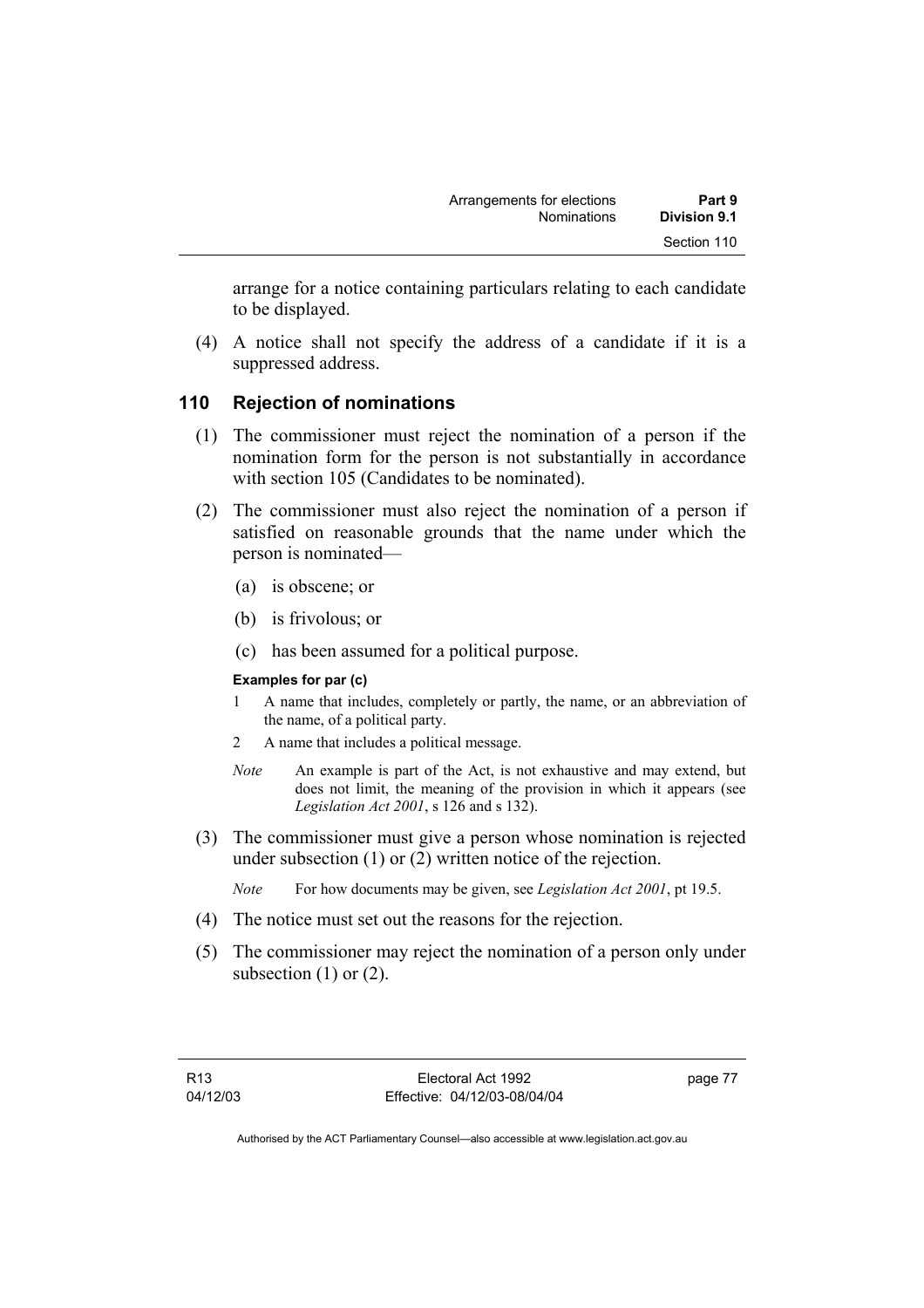arrange for a notice containing particulars relating to each candidate to be displayed.

(4) A notice shall not specify the address of a candidate if it is a suppressed address.

## 110 Rejection of nominations

(1) The commissioner must reject the nomination of a person if the nomination form for the person is not substantially in accordance with section 105 (Candidates to be nominated).

(2) The commissioner must also reject the nomination of a person if satisfied on reasonable grounds that the name under which the person is nominated—

(a) is obscene; or

(b) is frivolous; or

(c) has been assumed for a political purpose.

**Examples for par (c)**

1 A name that includes, completely or partly, the name, or an abbreviation of the name, of a political party.

2 A name that includes a political message.

*Note* An example is part of the Act, is not exhaustive and may extend, but does not limit, the meaning of the provision in which it appears (see *Legislation Act 2001*, s 126 and s 132).

(3) The commissioner must give a person whose nomination is rejected under subsection (1) or (2) written notice of the rejection.

*Note* For how documents may be given, see *Legislation Act 2001*, pt 19.5.

(4) The notice must set out the reasons for the rejection.

(5) The commissioner may reject the nomination of a person only under subsection (1) or (2).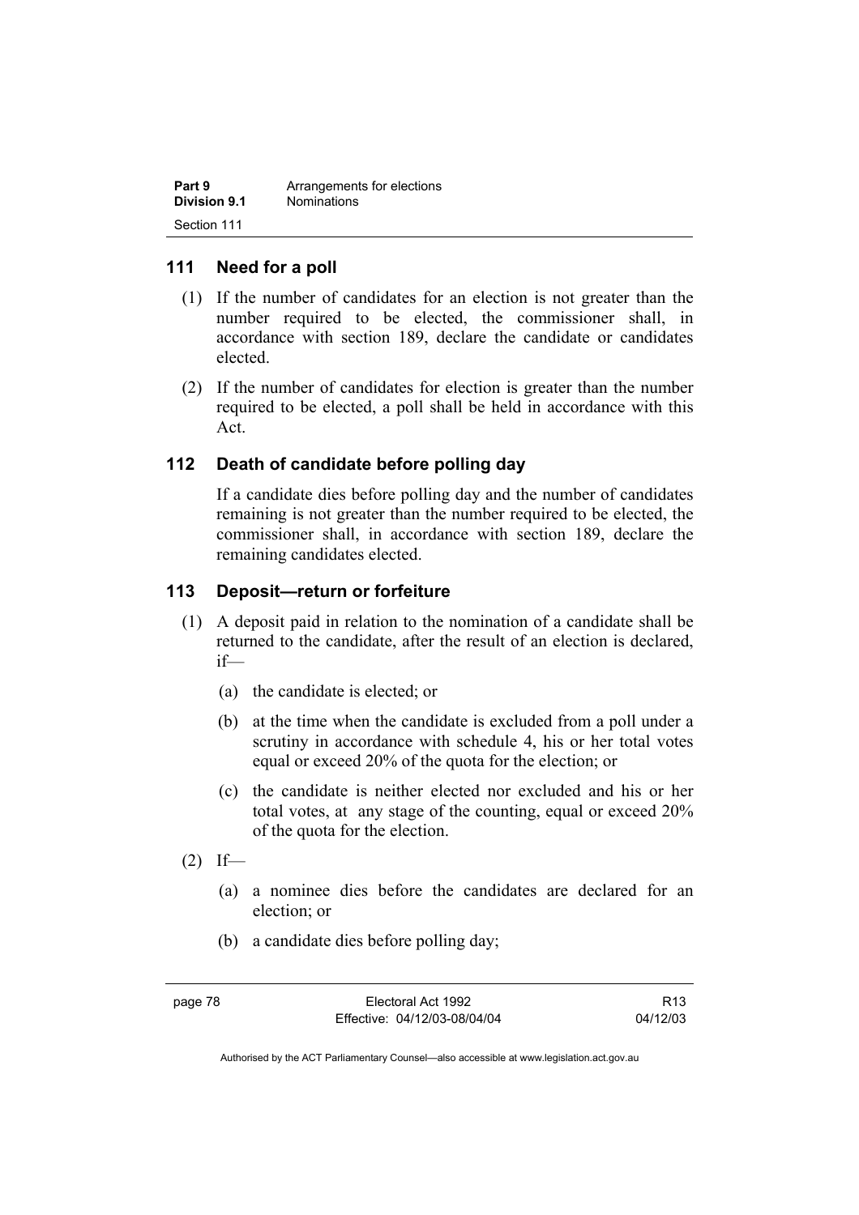## 111 Need for a poll

(1) If the number of candidates for an election is not greater than the number required to be elected, the commissioner shall, in accordance with section 189, declare the candidate or candidates elected.

(2) If the number of candidates for election is greater than the number required to be elected, a poll shall be held in accordance with this Act.

## 112 Death of candidate before polling day

If a candidate dies before polling day and the number of candidates remaining is not greater than the number required to be elected, the commissioner shall, in accordance with section 189, declare the remaining candidates elected.

## 113 Deposit—return or forfeiture

(1) A deposit paid in relation to the nomination of a candidate shall be returned to the candidate, after the result of an election is declared, if—

- (a) the candidate is elected; or
- (b) at the time when the candidate is excluded from a poll under a scrutiny in accordance with schedule 4, his or her total votes equal or exceed 20% of the quota for the election; or
- (c) the candidate is neither elected nor excluded and his or her total votes, at any stage of the counting, equal or exceed 20% of the quota for the election.

(2) If—

- (a) a nominee dies before the candidates are declared for an election; or
- (b) a candidate dies before polling day;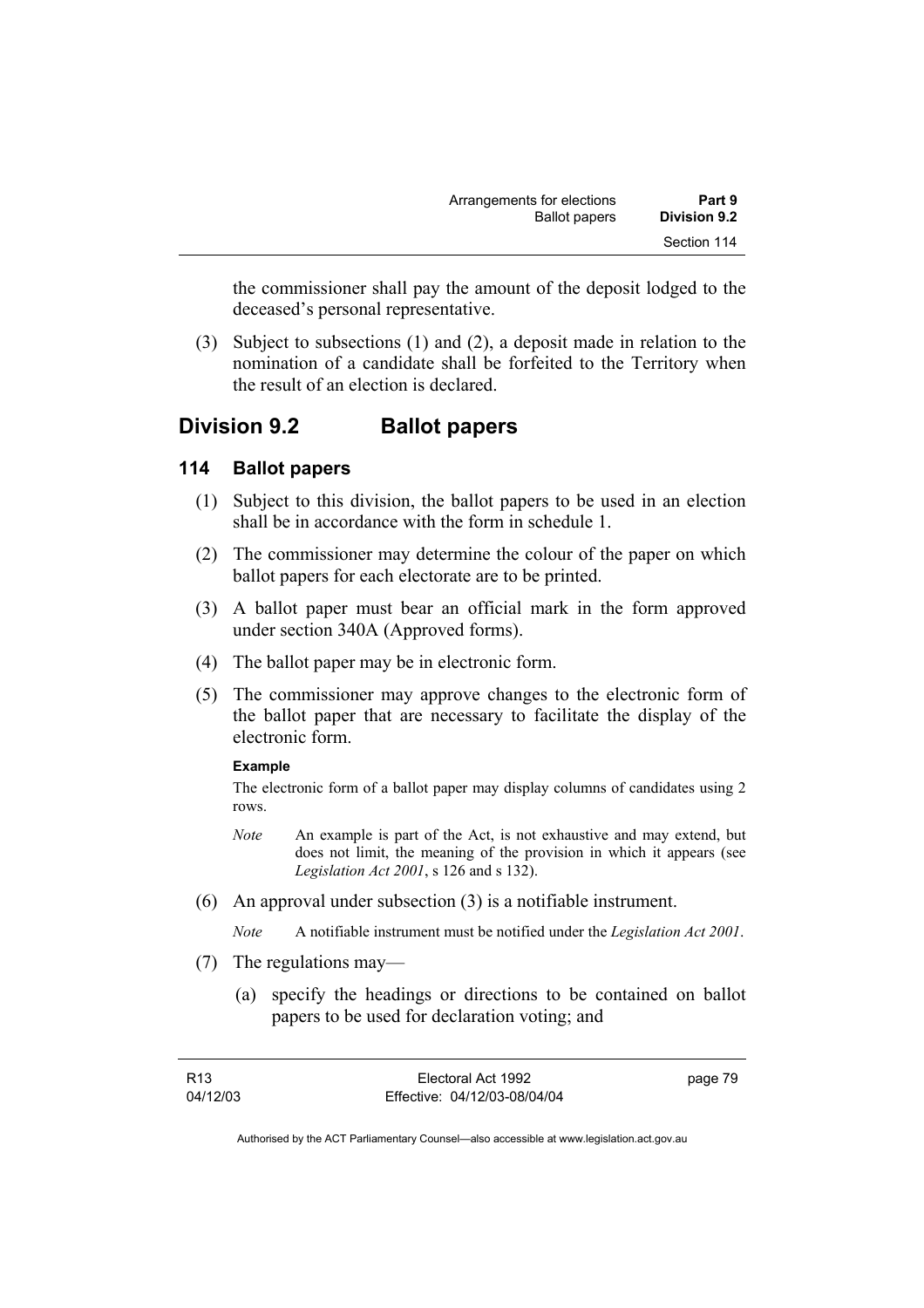the commissioner shall pay the amount of the deposit lodged to the deceased's personal representative.

(3) Subject to subsections (1) and (2), a deposit made in relation to the nomination of a candidate shall be forfeited to the Territory when the result of an election is declared.

## Division 9.2 Ballot papers

### 114 Ballot papers

(1) Subject to this division, the ballot papers to be used in an election shall be in accordance with the form in schedule 1.

(2) The commissioner may determine the colour of the paper on which ballot papers for each electorate are to be printed.

(3) A ballot paper must bear an official mark in the form approved under section 340A (Approved forms).

(4) The ballot paper may be in electronic form.

(5) The commissioner may approve changes to the electronic form of the ballot paper that are necessary to facilitate the display of the electronic form.

**Example**

The electronic form of a ballot paper may display columns of candidates using 2 rows.

*Note* An example is part of the Act, is not exhaustive and may extend, but does not limit, the meaning of the provision in which it appears (see *Legislation Act 2001*, s 126 and s 132).

(6) An approval under subsection (3) is a notifiable instrument.

*Note* A notifiable instrument must be notified under the *Legislation Act 2001*.

(7) The regulations may—

(a) specify the headings or directions to be contained on ballot papers to be used for declaration voting; and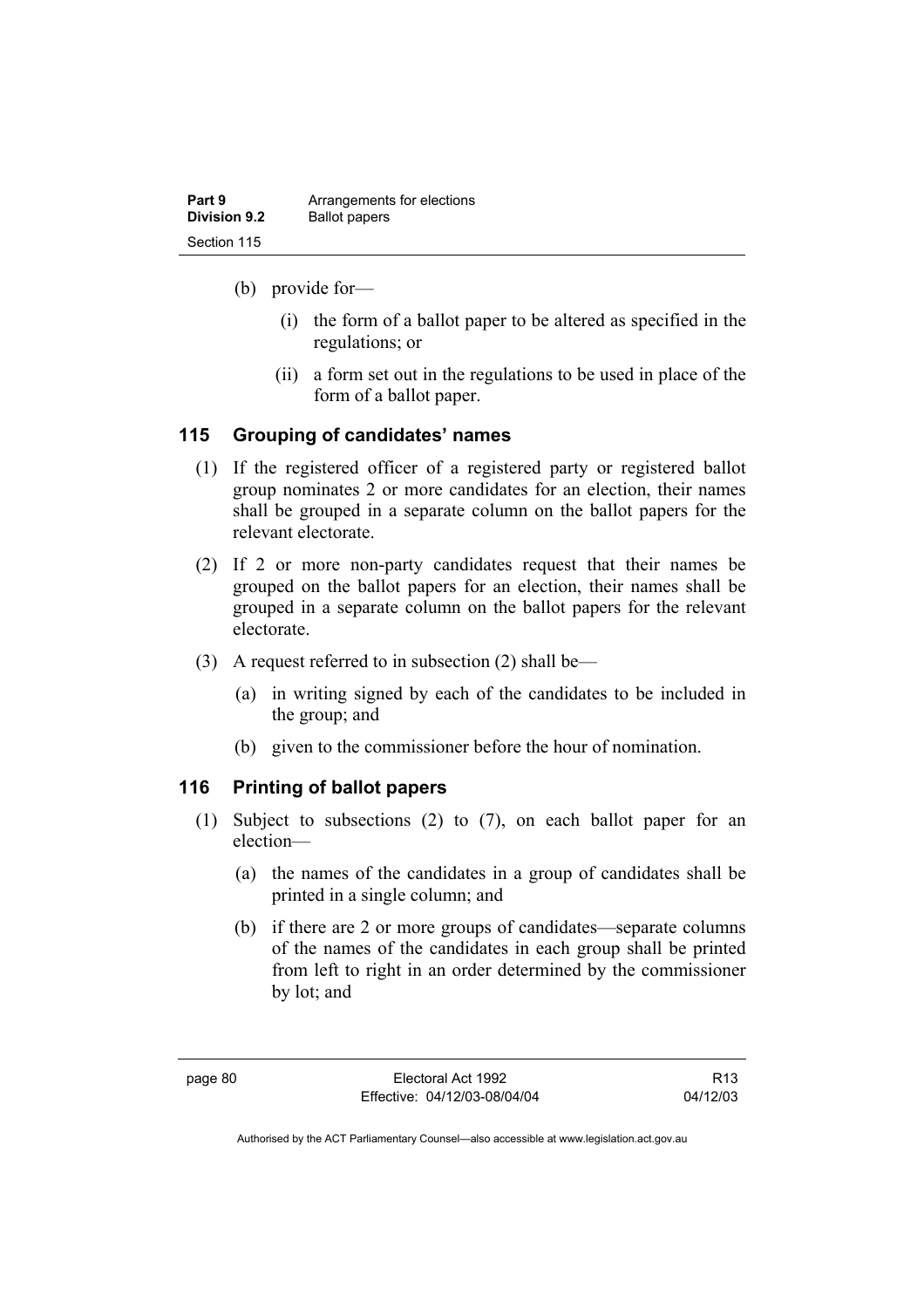(b) provide for—

   (i) the form of a ballot paper to be altered as specified in the regulations; or

   (ii) a form set out in the regulations to be used in place of the form of a ballot paper.

### 115 Grouping of candidates' names

(1) If the registered officer of a registered party or registered ballot group nominates 2 or more candidates for an election, their names shall be grouped in a separate column on the ballot papers for the relevant electorate.

(2) If 2 or more non-party candidates request that their names be grouped on the ballot papers for an election, their names shall be grouped in a separate column on the ballot papers for the relevant electorate.

(3) A request referred to in subsection (2) shall be—

   (a) in writing signed by each of the candidates to be included in the group; and

   (b) given to the commissioner before the hour of nomination.

### 116 Printing of ballot papers

(1) Subject to subsections (2) to (7), on each ballot paper for an election—

   (a) the names of the candidates in a group of candidates shall be printed in a single column; and

   (b) if there are 2 or more groups of candidates—separate columns of the names of the candidates in each group shall be printed from left to right in an order determined by the commissioner by lot; and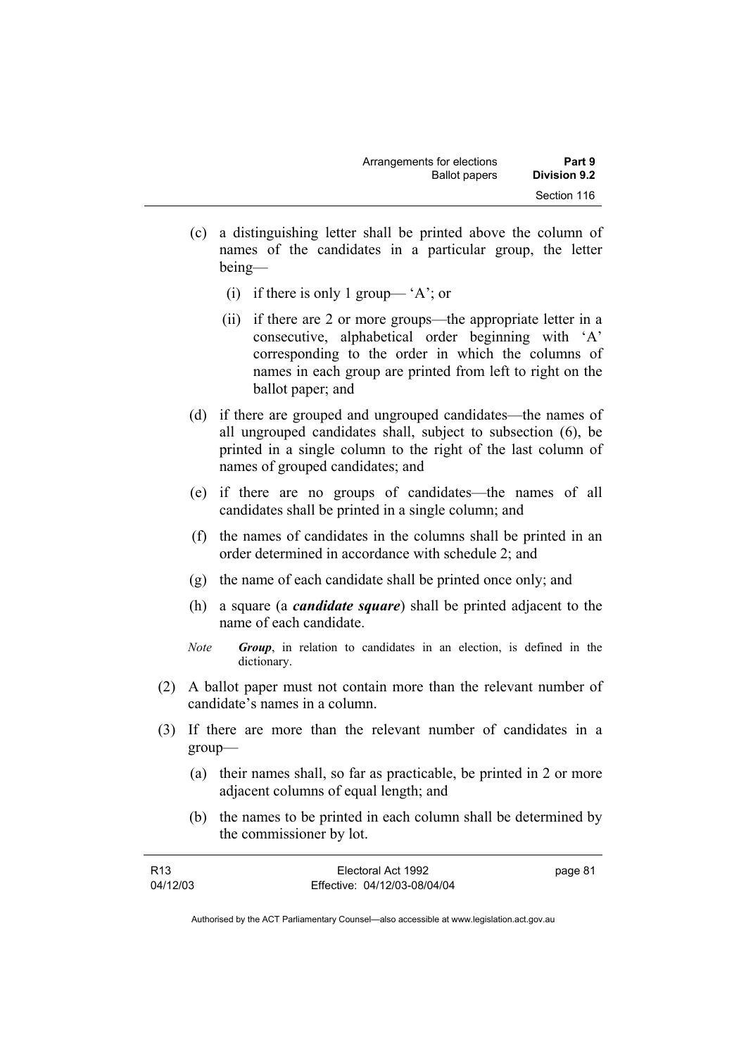(c) a distinguishing letter shall be printed above the column of names of the candidates in a particular group, the letter being—

   (i) if there is only 1 group— 'A'; or

   (ii) if there are 2 or more groups—the appropriate letter in a consecutive, alphabetical order beginning with 'A' corresponding to the order in which the columns of names in each group are printed from left to right on the ballot paper; and

(d) if there are grouped and ungrouped candidates—the names of all ungrouped candidates shall, subject to subsection (6), be printed in a single column to the right of the last column of names of grouped candidates; and

(e) if there are no groups of candidates—the names of all candidates shall be printed in a single column; and

(f) the names of candidates in the columns shall be printed in an order determined in accordance with schedule 2; and

(g) the name of each candidate shall be printed once only; and

(h) a square (a ***candidate square***) shall be printed adjacent to the name of each candidate.

*Note* ***Group***, in relation to candidates in an election, is defined in the dictionary.

(2) A ballot paper must not contain more than the relevant number of candidate's names in a column.

(3) If there are more than the relevant number of candidates in a group—

   (a) their names shall, so far as practicable, be printed in 2 or more adjacent columns of equal length; and

   (b) the names to be printed in each column shall be determined by the commissioner by lot.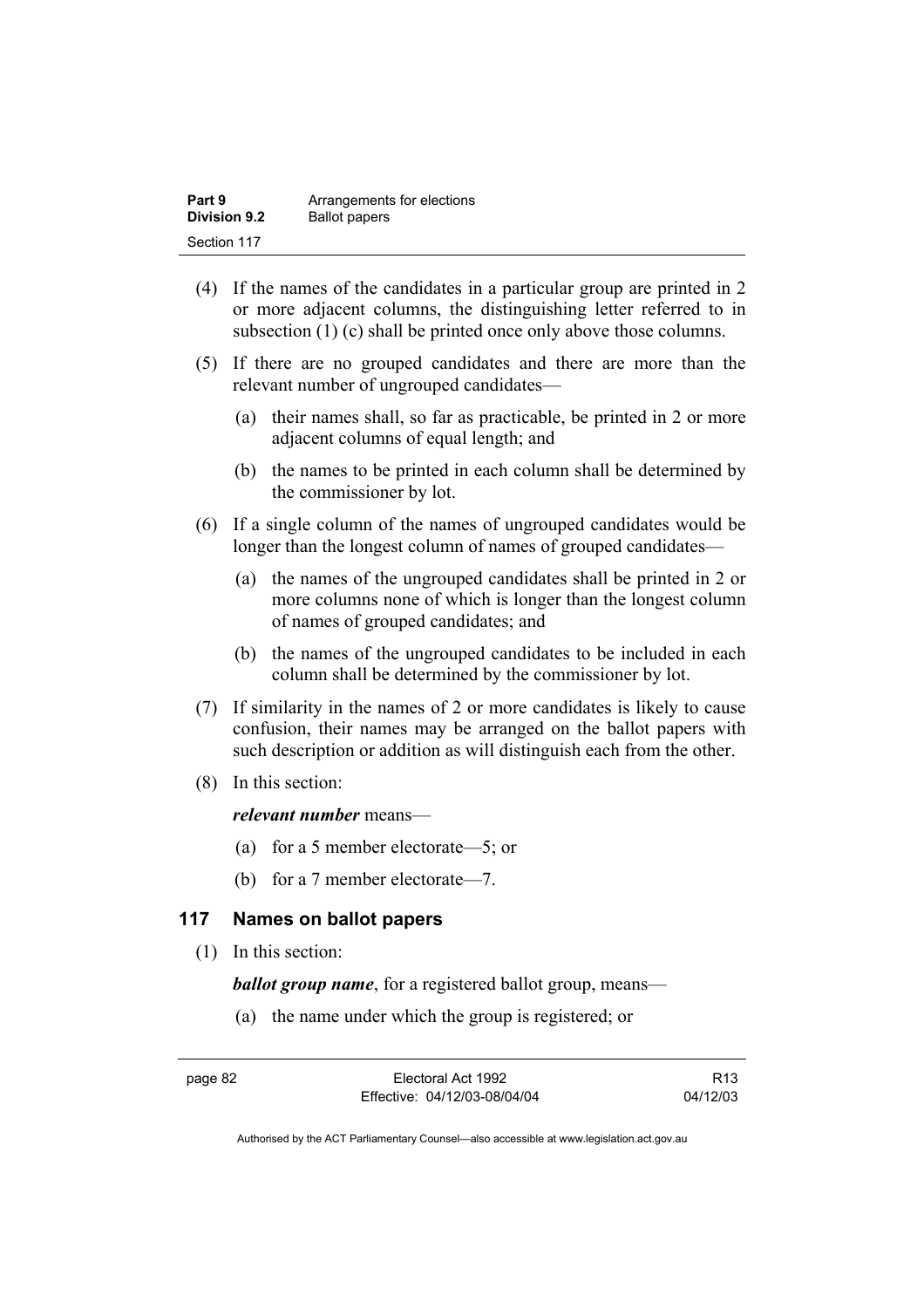(4) If the names of the candidates in a particular group are printed in 2 or more adjacent columns, the distinguishing letter referred to in subsection (1) (c) shall be printed once only above those columns.

(5) If there are no grouped candidates and there are more than the relevant number of ungrouped candidates—

(a) their names shall, so far as practicable, be printed in 2 or more adjacent columns of equal length; and

(b) the names to be printed in each column shall be determined by the commissioner by lot.

(6) If a single column of the names of ungrouped candidates would be longer than the longest column of names of grouped candidates—

(a) the names of the ungrouped candidates shall be printed in 2 or more columns none of which is longer than the longest column of names of grouped candidates; and

(b) the names of the ungrouped candidates to be included in each column shall be determined by the commissioner by lot.

(7) If similarity in the names of 2 or more candidates is likely to cause confusion, their names may be arranged on the ballot papers with such description or addition as will distinguish each from the other.

(8) In this section:

***relevant number*** means—

(a) for a 5 member electorate—5; or

(b) for a 7 member electorate—7.

### 117 Names on ballot papers

(1) In this section:

***ballot group name***, for a registered ballot group, means—

(a) the name under which the group is registered; or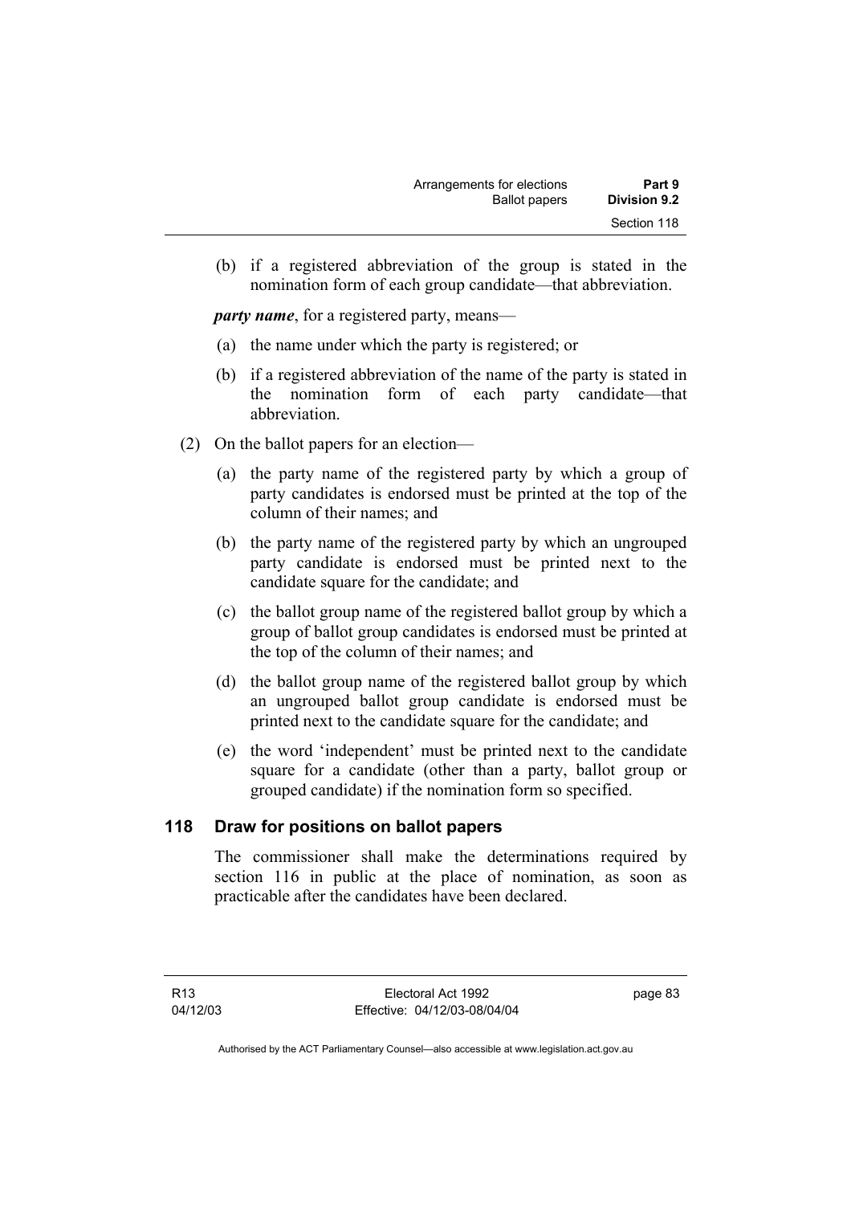(b) if a registered abbreviation of the group is stated in the nomination form of each group candidate—that abbreviation.

***party name***, for a registered party, means—

(a) the name under which the party is registered; or

(b) if a registered abbreviation of the name of the party is stated in the nomination form of each party candidate—that abbreviation.

(2) On the ballot papers for an election—

(a) the party name of the registered party by which a group of party candidates is endorsed must be printed at the top of the column of their names; and

(b) the party name of the registered party by which an ungrouped party candidate is endorsed must be printed next to the candidate square for the candidate; and

(c) the ballot group name of the registered ballot group by which a group of ballot group candidates is endorsed must be printed at the top of the column of their names; and

(d) the ballot group name of the registered ballot group by which an ungrouped ballot group candidate is endorsed must be printed next to the candidate square for the candidate; and

(e) the word 'independent' must be printed next to the candidate square for a candidate (other than a party, ballot group or grouped candidate) if the nomination form so specified.

## 118 Draw for positions on ballot papers

The commissioner shall make the determinations required by section 116 in public at the place of nomination, as soon as practicable after the candidates have been declared.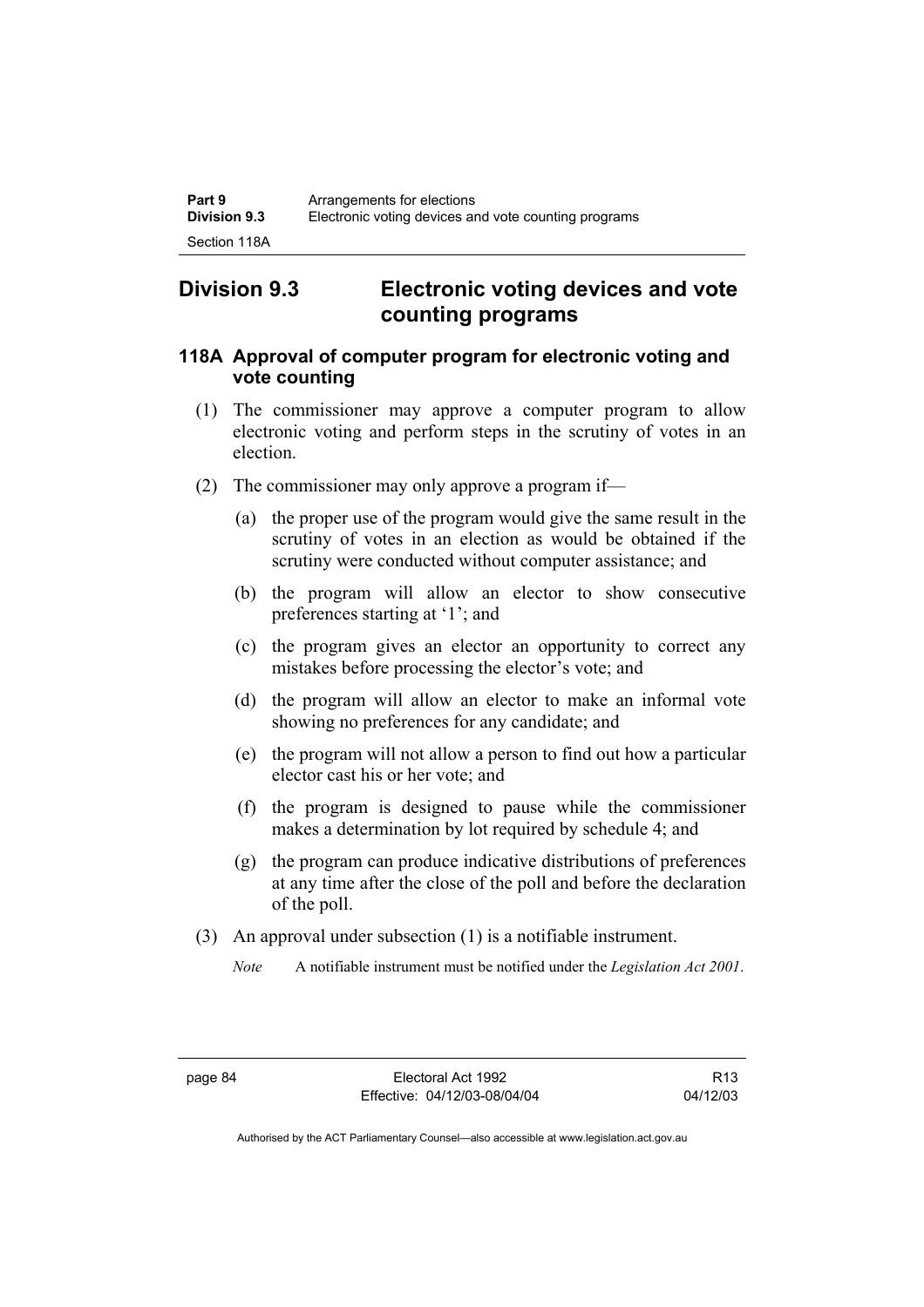## Division 9.3 Electronic voting devices and vote counting programs

### 118A Approval of computer program for electronic voting and vote counting

(1) The commissioner may approve a computer program to allow electronic voting and perform steps in the scrutiny of votes in an election.

(2) The commissioner may only approve a program if—

(a) the proper use of the program would give the same result in the scrutiny of votes in an election as would be obtained if the scrutiny were conducted without computer assistance; and

(b) the program will allow an elector to show consecutive preferences starting at '1'; and

(c) the program gives an elector an opportunity to correct any mistakes before processing the elector's vote; and

(d) the program will allow an elector to make an informal vote showing no preferences for any candidate; and

(e) the program will not allow a person to find out how a particular elector cast his or her vote; and

(f) the program is designed to pause while the commissioner makes a determination by lot required by schedule 4; and

(g) the program can produce indicative distributions of preferences at any time after the close of the poll and before the declaration of the poll.

(3) An approval under subsection (1) is a notifiable instrument.

*Note* A notifiable instrument must be notified under the *Legislation Act 2001*.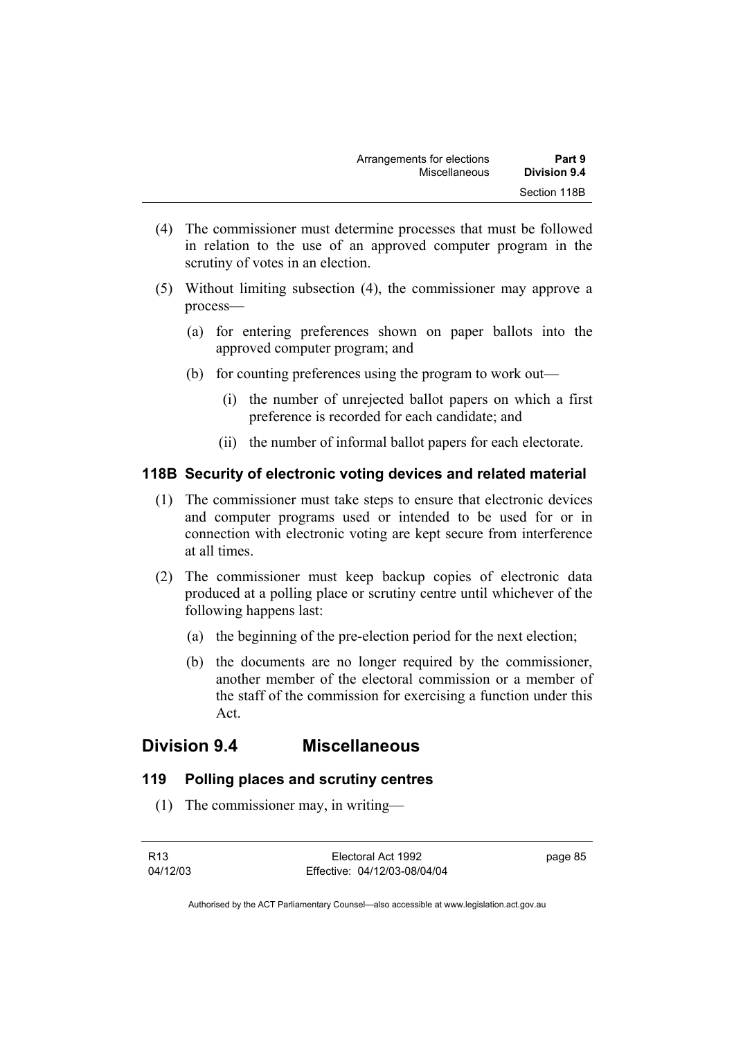(4) The commissioner must determine processes that must be followed in relation to the use of an approved computer program in the scrutiny of votes in an election.

(5) Without limiting subsection (4), the commissioner may approve a process—

   (a) for entering preferences shown on paper ballots into the approved computer program; and

   (b) for counting preferences using the program to work out—

      (i) the number of unrejected ballot papers on which a first preference is recorded for each candidate; and

      (ii) the number of informal ballot papers for each electorate.

### 118B Security of electronic voting devices and related material

(1) The commissioner must take steps to ensure that electronic devices and computer programs used or intended to be used for or in connection with electronic voting are kept secure from interference at all times.

(2) The commissioner must keep backup copies of electronic data produced at a polling place or scrutiny centre until whichever of the following happens last:

   (a) the beginning of the pre-election period for the next election;

   (b) the documents are no longer required by the commissioner, another member of the electoral commission or a member of the staff of the commission for exercising a function under this Act.

## Division 9.4 Miscellaneous

### 119 Polling places and scrutiny centres

(1) The commissioner may, in writing—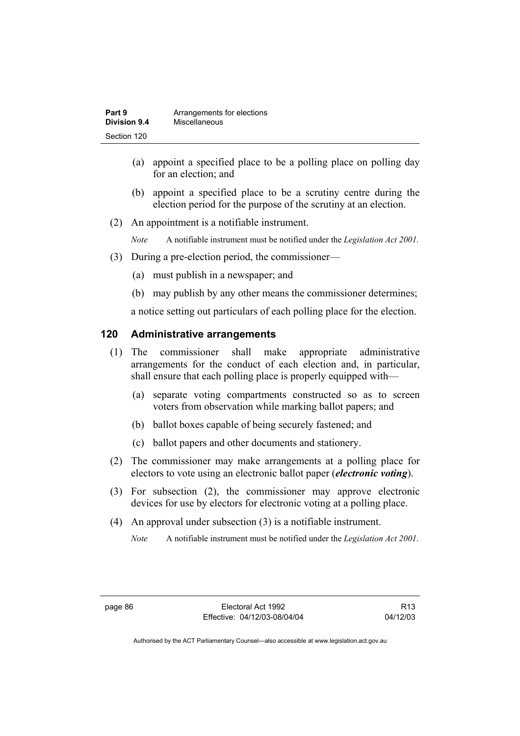(a) appoint a specified place to be a polling place on polling day for an election; and

(b) appoint a specified place to be a scrutiny centre during the election period for the purpose of the scrutiny at an election.

(2) An appointment is a notifiable instrument.

*Note* A notifiable instrument must be notified under the *Legislation Act 2001*.

(3) During a pre-election period, the commissioner—

(a) must publish in a newspaper; and

(b) may publish by any other means the commissioner determines;

a notice setting out particulars of each polling place for the election.

## 120 Administrative arrangements

(1) The commissioner shall make appropriate administrative arrangements for the conduct of each election and, in particular, shall ensure that each polling place is properly equipped with—

(a) separate voting compartments constructed so as to screen voters from observation while marking ballot papers; and

(b) ballot boxes capable of being securely fastened; and

(c) ballot papers and other documents and stationery.

(2) The commissioner may make arrangements at a polling place for electors to vote using an electronic ballot paper (***electronic voting***).

(3) For subsection (2), the commissioner may approve electronic devices for use by electors for electronic voting at a polling place.

(4) An approval under subsection (3) is a notifiable instrument.

*Note* A notifiable instrument must be notified under the *Legislation Act 2001*.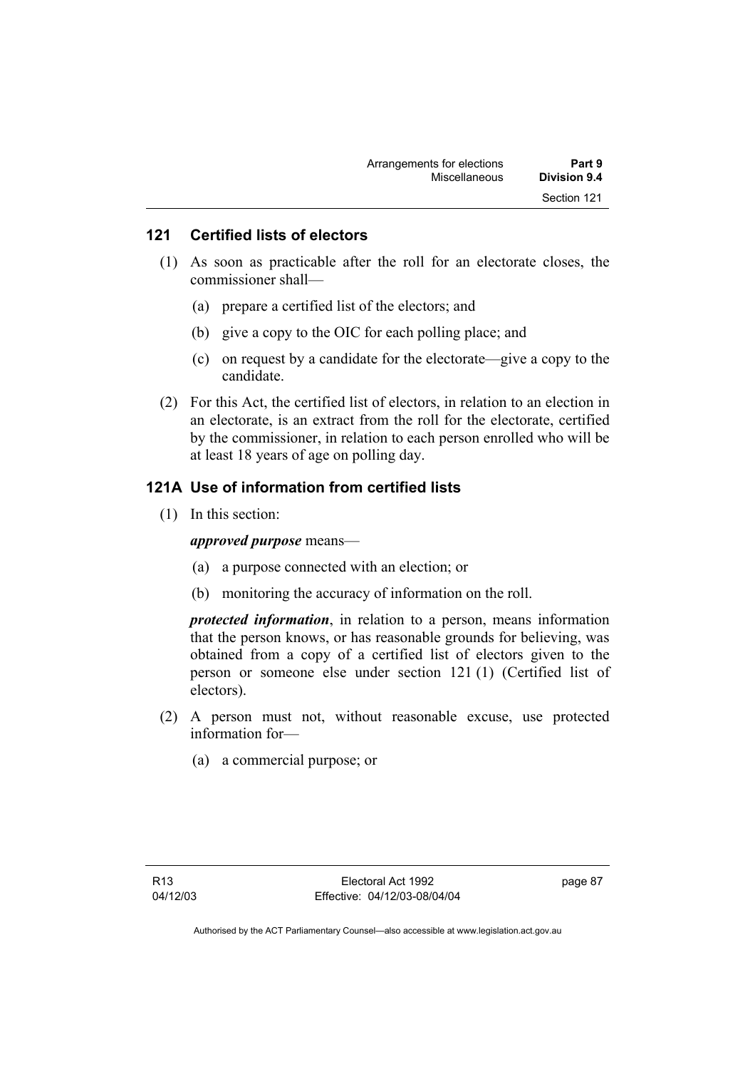## 121 Certified lists of electors

(1) As soon as practicable after the roll for an electorate closes, the commissioner shall—

  (a) prepare a certified list of the electors; and

  (b) give a copy to the OIC for each polling place; and

  (c) on request by a candidate for the electorate—give a copy to the candidate.

(2) For this Act, the certified list of electors, in relation to an election in an electorate, is an extract from the roll for the electorate, certified by the commissioner, in relation to each person enrolled who will be at least 18 years of age on polling day.

## 121A Use of information from certified lists

(1) In this section:

***approved purpose*** means—

  (a) a purpose connected with an election; or

  (b) monitoring the accuracy of information on the roll.

***protected information***, in relation to a person, means information that the person knows, or has reasonable grounds for believing, was obtained from a copy of a certified list of electors given to the person or someone else under section 121 (1) (Certified list of electors).

(2) A person must not, without reasonable excuse, use protected information for—

  (a) a commercial purpose; or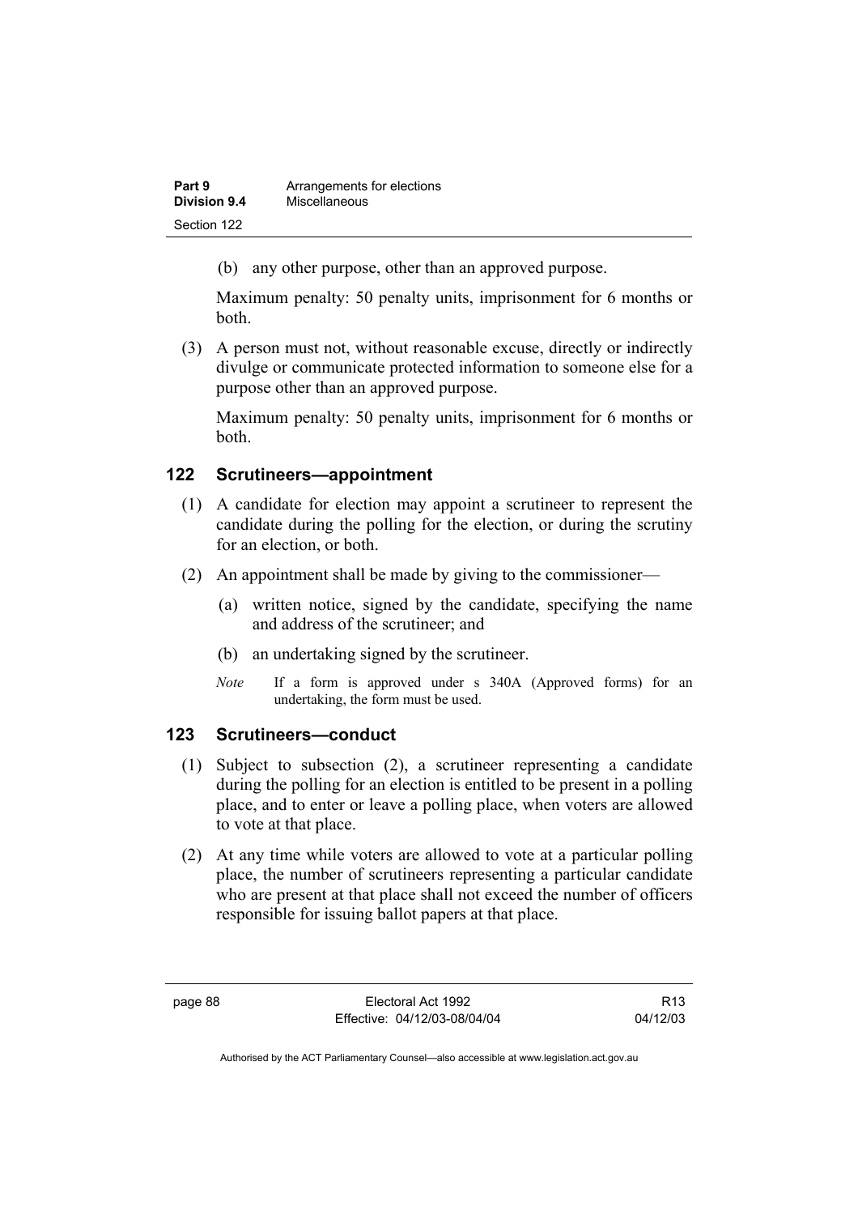(b) any other purpose, other than an approved purpose.

Maximum penalty: 50 penalty units, imprisonment for 6 months or both.

(3) A person must not, without reasonable excuse, directly or indirectly divulge or communicate protected information to someone else for a purpose other than an approved purpose.

Maximum penalty: 50 penalty units, imprisonment for 6 months or both.

## 122 Scrutineers—appointment

(1) A candidate for election may appoint a scrutineer to represent the candidate during the polling for the election, or during the scrutiny for an election, or both.

(2) An appointment shall be made by giving to the commissioner—

(a) written notice, signed by the candidate, specifying the name and address of the scrutineer; and

(b) an undertaking signed by the scrutineer.

*Note* If a form is approved under s 340A (Approved forms) for an undertaking, the form must be used.

## 123 Scrutineers—conduct

(1) Subject to subsection (2), a scrutineer representing a candidate during the polling for an election is entitled to be present in a polling place, and to enter or leave a polling place, when voters are allowed to vote at that place.

(2) At any time while voters are allowed to vote at a particular polling place, the number of scrutineers representing a particular candidate who are present at that place shall not exceed the number of officers responsible for issuing ballot papers at that place.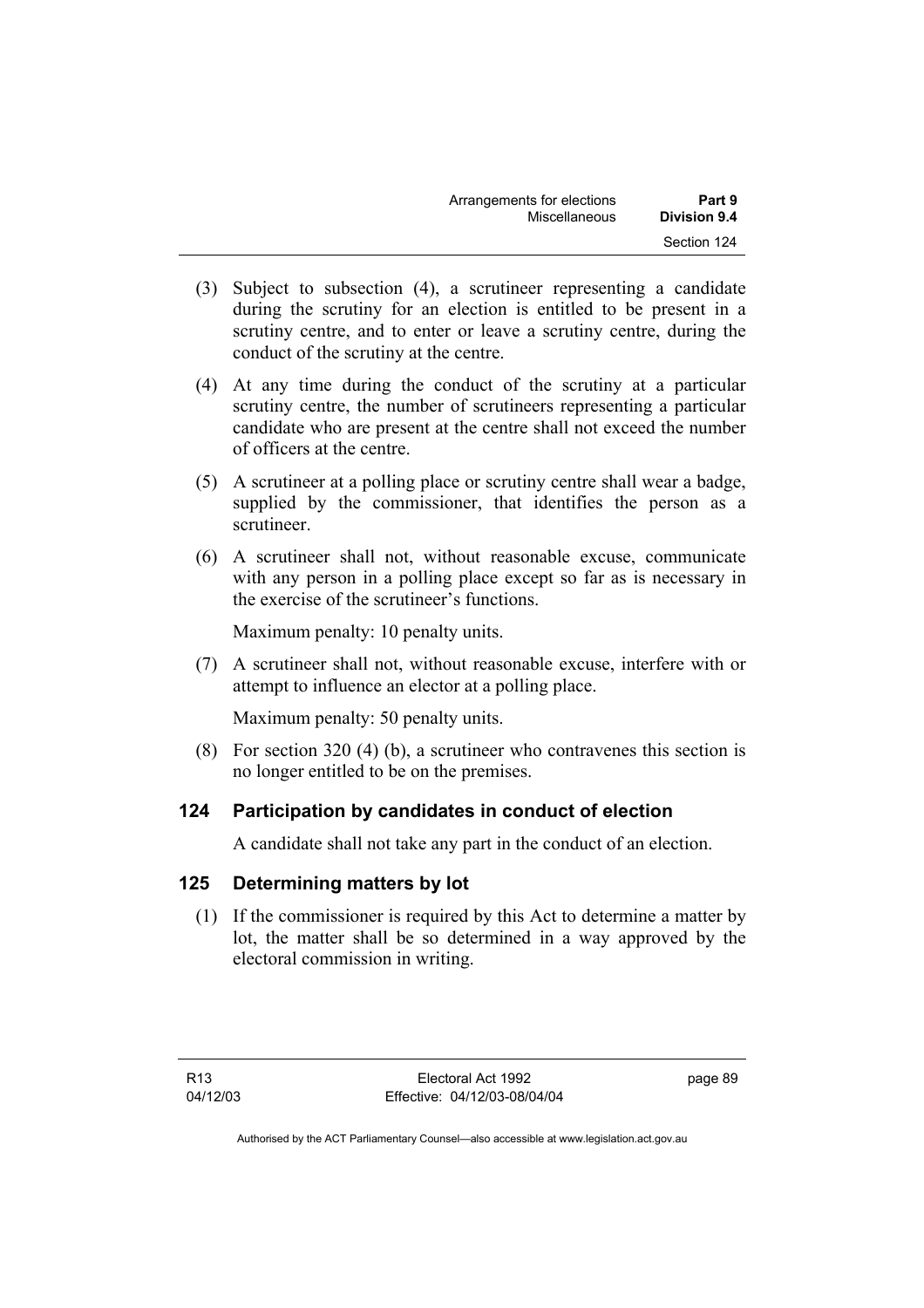(3) Subject to subsection (4), a scrutineer representing a candidate during the scrutiny for an election is entitled to be present in a scrutiny centre, and to enter or leave a scrutiny centre, during the conduct of the scrutiny at the centre.

(4) At any time during the conduct of the scrutiny at a particular scrutiny centre, the number of scrutineers representing a particular candidate who are present at the centre shall not exceed the number of officers at the centre.

(5) A scrutineer at a polling place or scrutiny centre shall wear a badge, supplied by the commissioner, that identifies the person as a scrutineer.

(6) A scrutineer shall not, without reasonable excuse, communicate with any person in a polling place except so far as is necessary in the exercise of the scrutineer's functions.

Maximum penalty: 10 penalty units.

(7) A scrutineer shall not, without reasonable excuse, interfere with or attempt to influence an elector at a polling place.

Maximum penalty: 50 penalty units.

(8) For section 320 (4) (b), a scrutineer who contravenes this section is no longer entitled to be on the premises.

## 124 Participation by candidates in conduct of election

A candidate shall not take any part in the conduct of an election.

## 125 Determining matters by lot

(1) If the commissioner is required by this Act to determine a matter by lot, the matter shall be so determined in a way approved by the electoral commission in writing.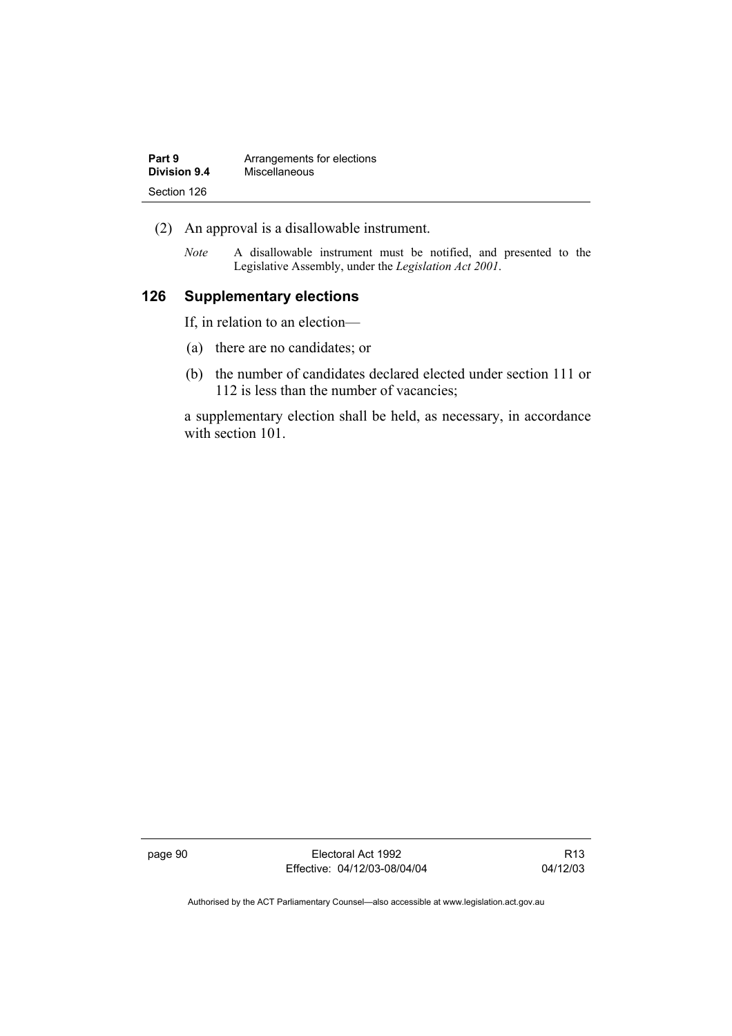(2) An approval is a disallowable instrument.

*Note* A disallowable instrument must be notified, and presented to the Legislative Assembly, under the *Legislation Act 2001*.

## 126 Supplementary elections

If, in relation to an election—

(a) there are no candidates; or

(b) the number of candidates declared elected under section 111 or 112 is less than the number of vacancies;

a supplementary election shall be held, as necessary, in accordance with section 101.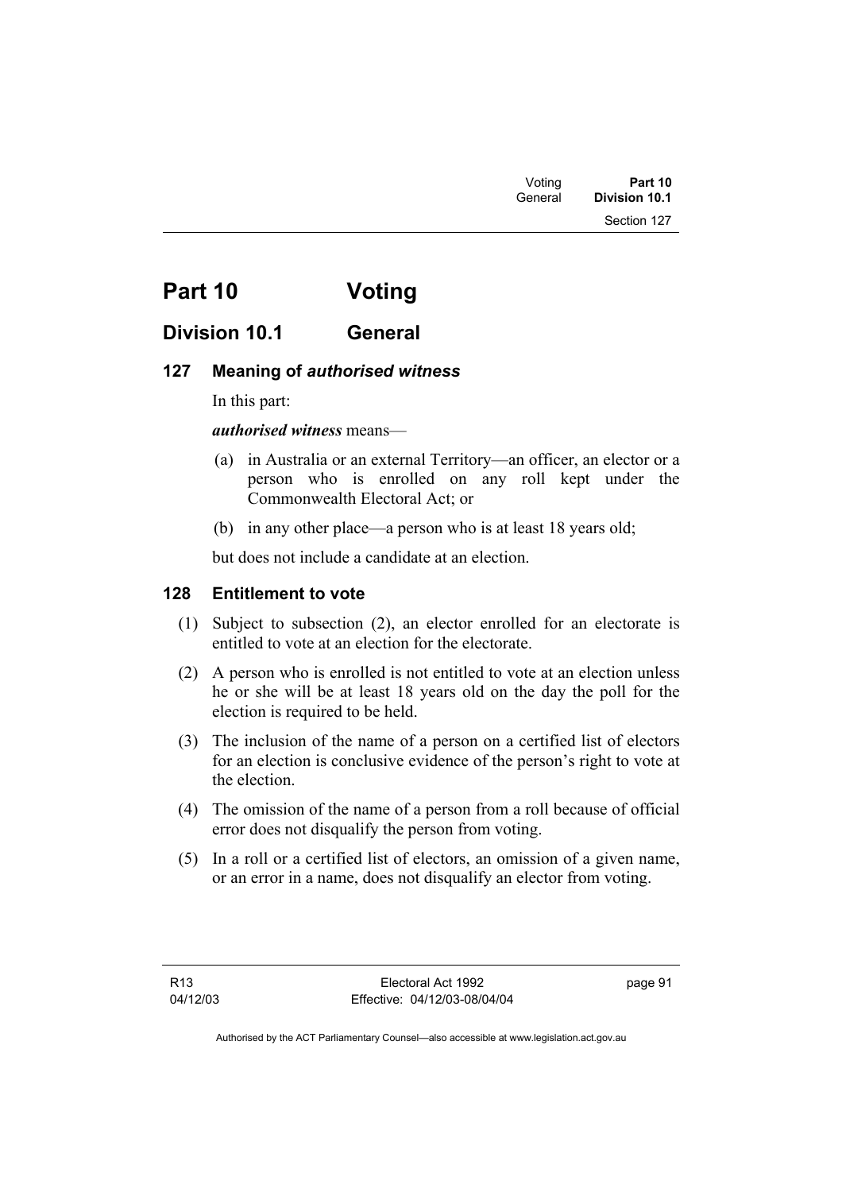# Part 10 Voting

## Division 10.1 General

### 127 Meaning of *authorised witness*

In this part:

***authorised witness*** means—

(a) in Australia or an external Territory—an officer, an elector or a person who is enrolled on any roll kept under the Commonwealth Electoral Act; or

(b) in any other place—a person who is at least 18 years old;

but does not include a candidate at an election.

### 128 Entitlement to vote

(1) Subject to subsection (2), an elector enrolled for an electorate is entitled to vote at an election for the electorate.

(2) A person who is enrolled is not entitled to vote at an election unless he or she will be at least 18 years old on the day the poll for the election is required to be held.

(3) The inclusion of the name of a person on a certified list of electors for an election is conclusive evidence of the person's right to vote at the election.

(4) The omission of the name of a person from a roll because of official error does not disqualify the person from voting.

(5) In a roll or a certified list of electors, an omission of a given name, or an error in a name, does not disqualify an elector from voting.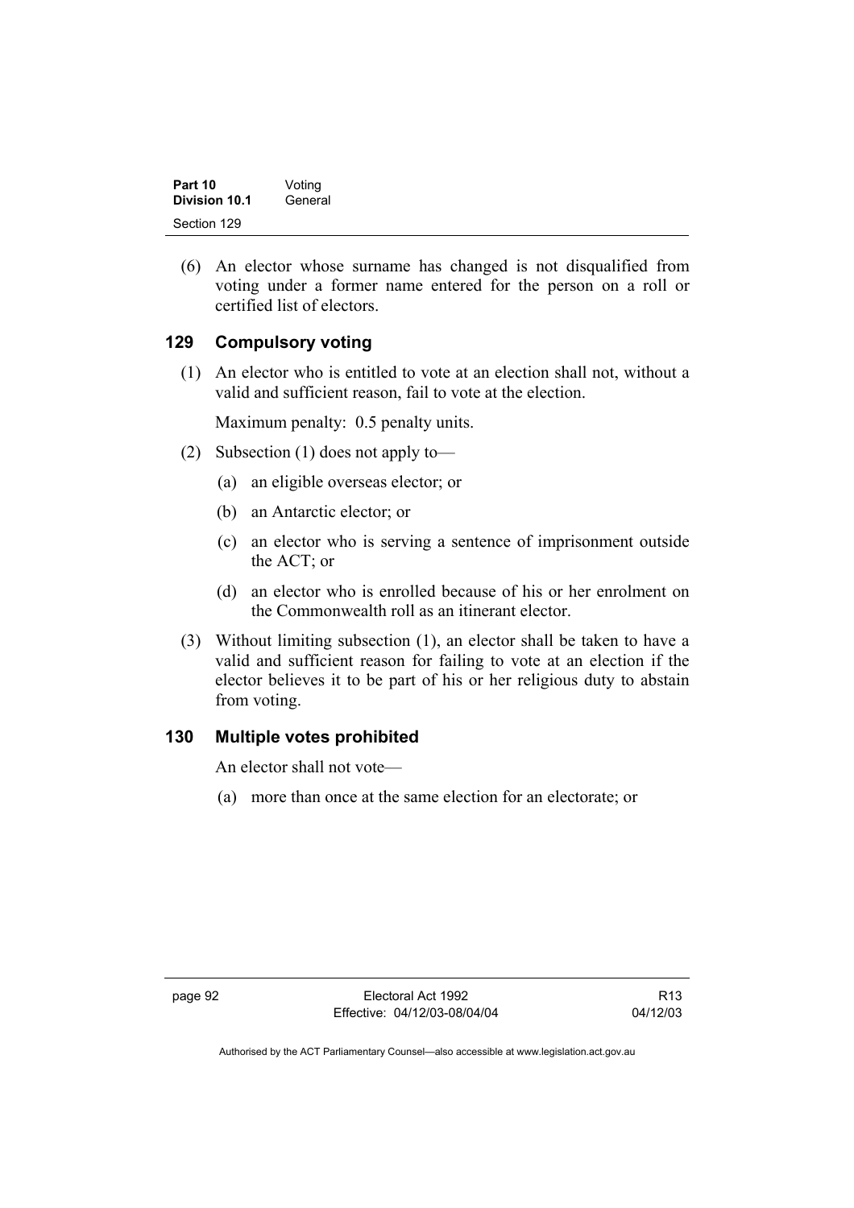(6) An elector whose surname has changed is not disqualified from voting under a former name entered for the person on a roll or certified list of electors.

## 129 Compulsory voting

(1) An elector who is entitled to vote at an election shall not, without a valid and sufficient reason, fail to vote at the election.

Maximum penalty: 0.5 penalty units.

(2) Subsection (1) does not apply to—

(a) an eligible overseas elector; or

(b) an Antarctic elector; or

(c) an elector who is serving a sentence of imprisonment outside the ACT; or

(d) an elector who is enrolled because of his or her enrolment on the Commonwealth roll as an itinerant elector.

(3) Without limiting subsection (1), an elector shall be taken to have a valid and sufficient reason for failing to vote at an election if the elector believes it to be part of his or her religious duty to abstain from voting.

## 130 Multiple votes prohibited

An elector shall not vote—

(a) more than once at the same election for an electorate; or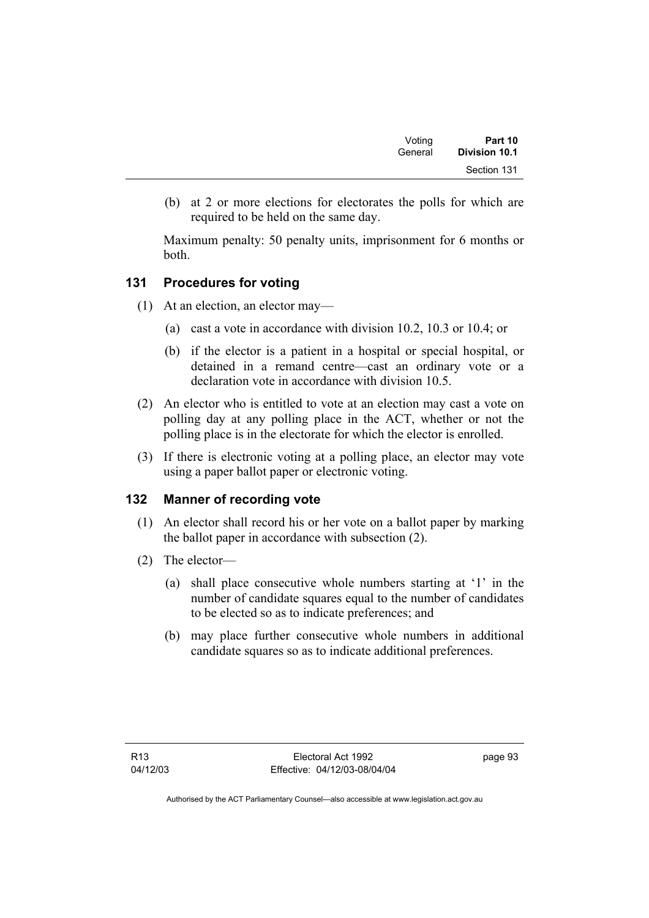(b) at 2 or more elections for electorates the polls for which are required to be held on the same day.

Maximum penalty: 50 penalty units, imprisonment for 6 months or both.

### 131 Procedures for voting

(1) At an election, an elector may—

(a) cast a vote in accordance with division 10.2, 10.3 or 10.4; or

(b) if the elector is a patient in a hospital or special hospital, or detained in a remand centre—cast an ordinary vote or a declaration vote in accordance with division 10.5.

(2) An elector who is entitled to vote at an election may cast a vote on polling day at any polling place in the ACT, whether or not the polling place is in the electorate for which the elector is enrolled.

(3) If there is electronic voting at a polling place, an elector may vote using a paper ballot paper or electronic voting.

### 132 Manner of recording vote

(1) An elector shall record his or her vote on a ballot paper by marking the ballot paper in accordance with subsection (2).

(2) The elector—

(a) shall place consecutive whole numbers starting at '1' in the number of candidate squares equal to the number of candidates to be elected so as to indicate preferences; and

(b) may place further consecutive whole numbers in additional candidate squares so as to indicate additional preferences.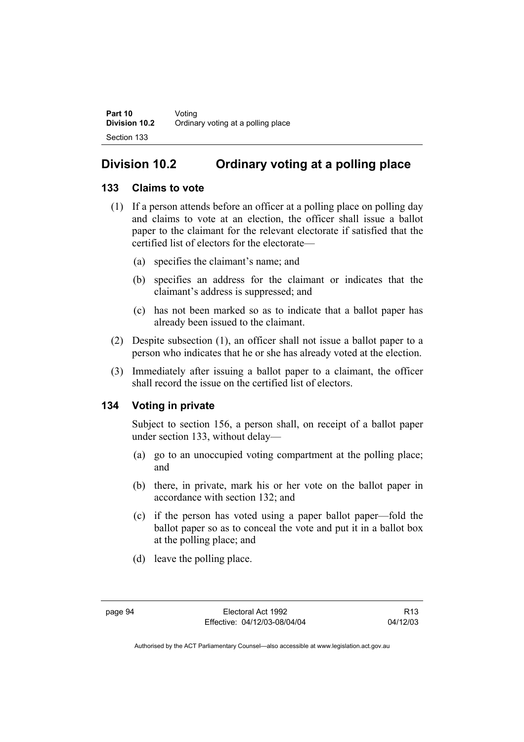## Division 10.2 Ordinary voting at a polling place

### 133 Claims to vote

(1) If a person attends before an officer at a polling place on polling day and claims to vote at an election, the officer shall issue a ballot paper to the claimant for the relevant electorate if satisfied that the certified list of electors for the electorate—

(a) specifies the claimant's name; and

(b) specifies an address for the claimant or indicates that the claimant's address is suppressed; and

(c) has not been marked so as to indicate that a ballot paper has already been issued to the claimant.

(2) Despite subsection (1), an officer shall not issue a ballot paper to a person who indicates that he or she has already voted at the election.

(3) Immediately after issuing a ballot paper to a claimant, the officer shall record the issue on the certified list of electors.

### 134 Voting in private

Subject to section 156, a person shall, on receipt of a ballot paper under section 133, without delay—

(a) go to an unoccupied voting compartment at the polling place; and

(b) there, in private, mark his or her vote on the ballot paper in accordance with section 132; and

(c) if the person has voted using a paper ballot paper—fold the ballot paper so as to conceal the vote and put it in a ballot box at the polling place; and

(d) leave the polling place.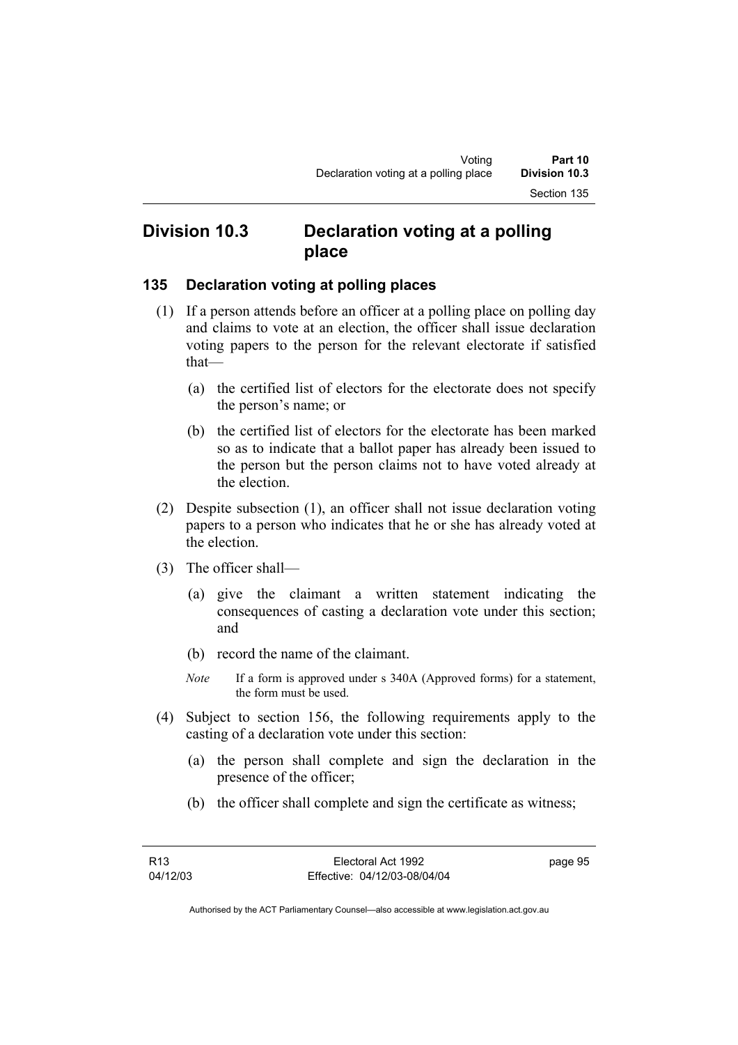## Division 10.3 Declaration voting at a polling place

### 135 Declaration voting at polling places

(1) If a person attends before an officer at a polling place on polling day and claims to vote at an election, the officer shall issue declaration voting papers to the person for the relevant electorate if satisfied that—

(a) the certified list of electors for the electorate does not specify the person's name; or

(b) the certified list of electors for the electorate has been marked so as to indicate that a ballot paper has already been issued to the person but the person claims not to have voted already at the election.

(2) Despite subsection (1), an officer shall not issue declaration voting papers to a person who indicates that he or she has already voted at the election.

(3) The officer shall—

(a) give the claimant a written statement indicating the consequences of casting a declaration vote under this section; and

(b) record the name of the claimant.

*Note* If a form is approved under s 340A (Approved forms) for a statement, the form must be used.

(4) Subject to section 156, the following requirements apply to the casting of a declaration vote under this section:

(a) the person shall complete and sign the declaration in the presence of the officer;

(b) the officer shall complete and sign the certificate as witness;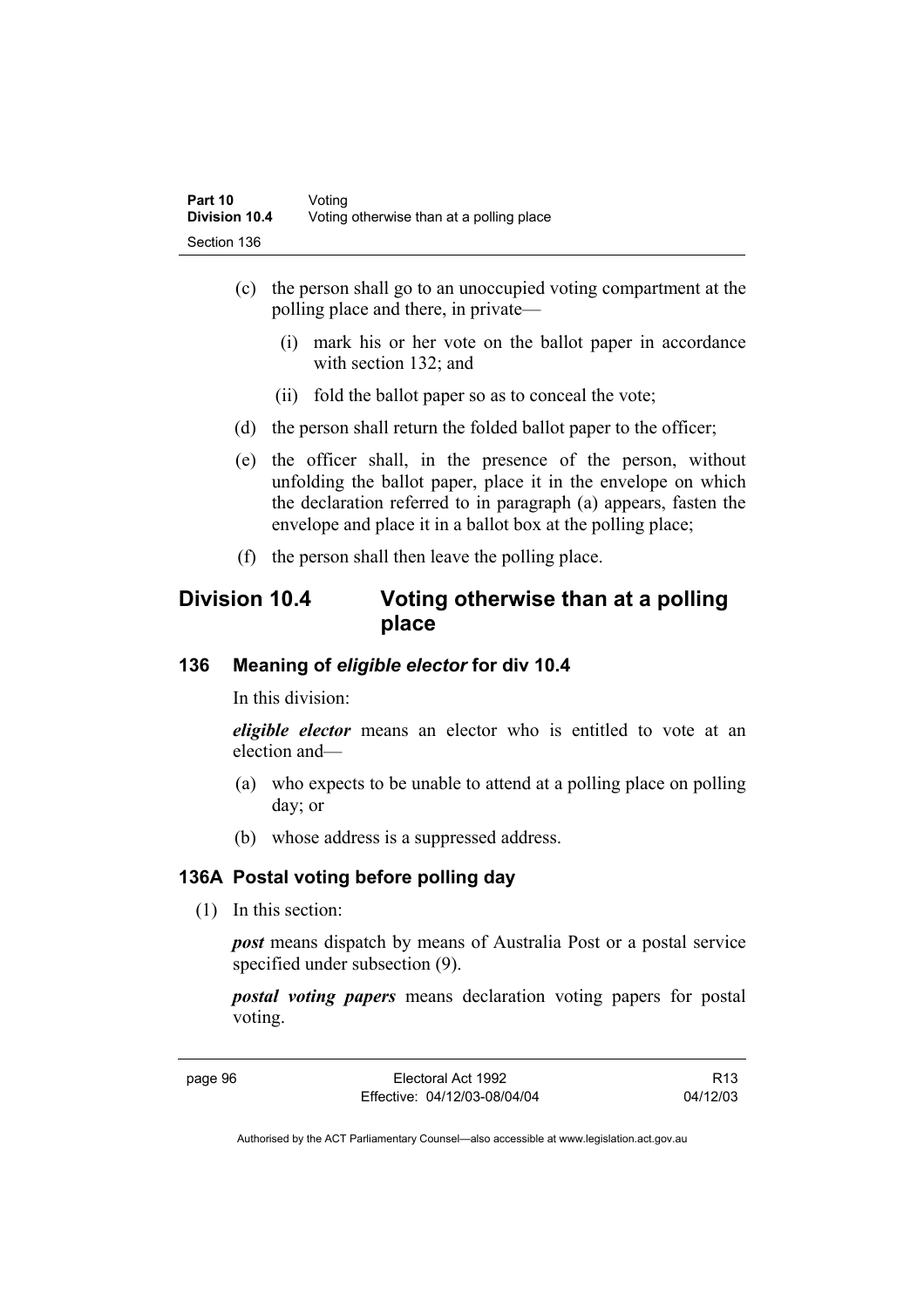(c) the person shall go to an unoccupied voting compartment at the polling place and there, in private—

  (i) mark his or her vote on the ballot paper in accordance with section 132; and

  (ii) fold the ballot paper so as to conceal the vote;

(d) the person shall return the folded ballot paper to the officer;

(e) the officer shall, in the presence of the person, without unfolding the ballot paper, place it in the envelope on which the declaration referred to in paragraph (a) appears, fasten the envelope and place it in a ballot box at the polling place;

(f) the person shall then leave the polling place.

## Division 10.4 Voting otherwise than at a polling place

### 136 Meaning of *eligible elector* for div 10.4

In this division:

***eligible elector*** means an elector who is entitled to vote at an election and—

(a) who expects to be unable to attend at a polling place on polling day; or

(b) whose address is a suppressed address.

### 136A Postal voting before polling day

(1) In this section:

***post*** means dispatch by means of Australia Post or a postal service specified under subsection (9).

***postal voting papers*** means declaration voting papers for postal voting.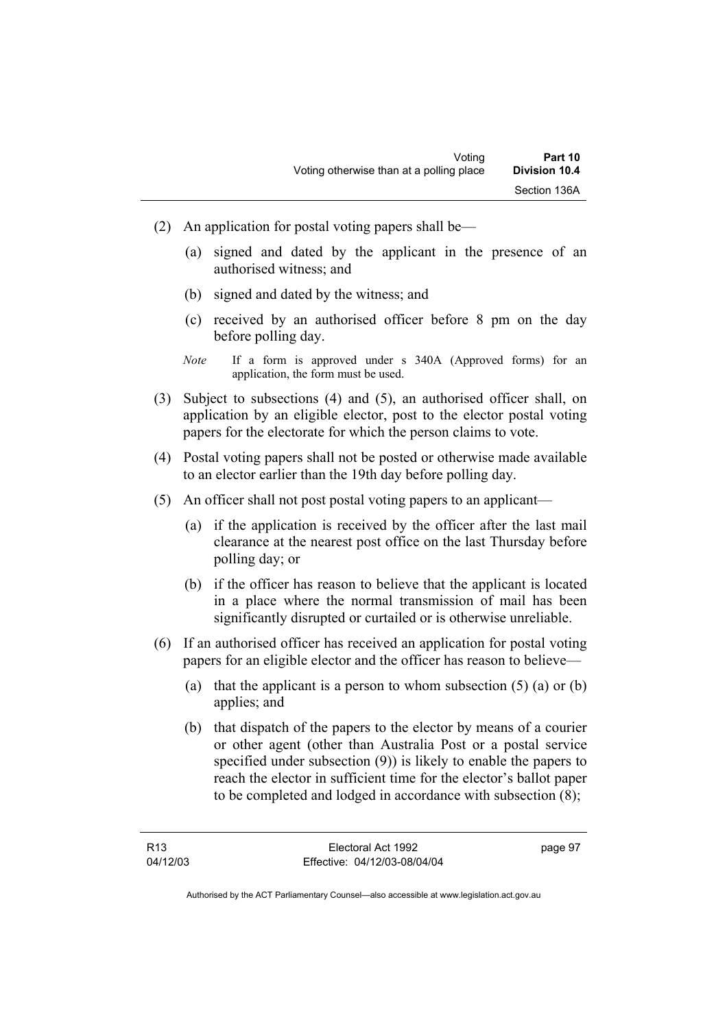(2) An application for postal voting papers shall be—

  (a) signed and dated by the applicant in the presence of an authorised witness; and

  (b) signed and dated by the witness; and

  (c) received by an authorised officer before 8 pm on the day before polling day.

*Note* If a form is approved under s 340A (Approved forms) for an application, the form must be used.

(3) Subject to subsections (4) and (5), an authorised officer shall, on application by an eligible elector, post to the elector postal voting papers for the electorate for which the person claims to vote.

(4) Postal voting papers shall not be posted or otherwise made available to an elector earlier than the 19th day before polling day.

(5) An officer shall not post postal voting papers to an applicant—

  (a) if the application is received by the officer after the last mail clearance at the nearest post office on the last Thursday before polling day; or

  (b) if the officer has reason to believe that the applicant is located in a place where the normal transmission of mail has been significantly disrupted or curtailed or is otherwise unreliable.

(6) If an authorised officer has received an application for postal voting papers for an eligible elector and the officer has reason to believe—

  (a) that the applicant is a person to whom subsection (5) (a) or (b) applies; and

  (b) that dispatch of the papers to the elector by means of a courier or other agent (other than Australia Post or a postal service specified under subsection (9)) is likely to enable the papers to reach the elector in sufficient time for the elector's ballot paper to be completed and lodged in accordance with subsection (8);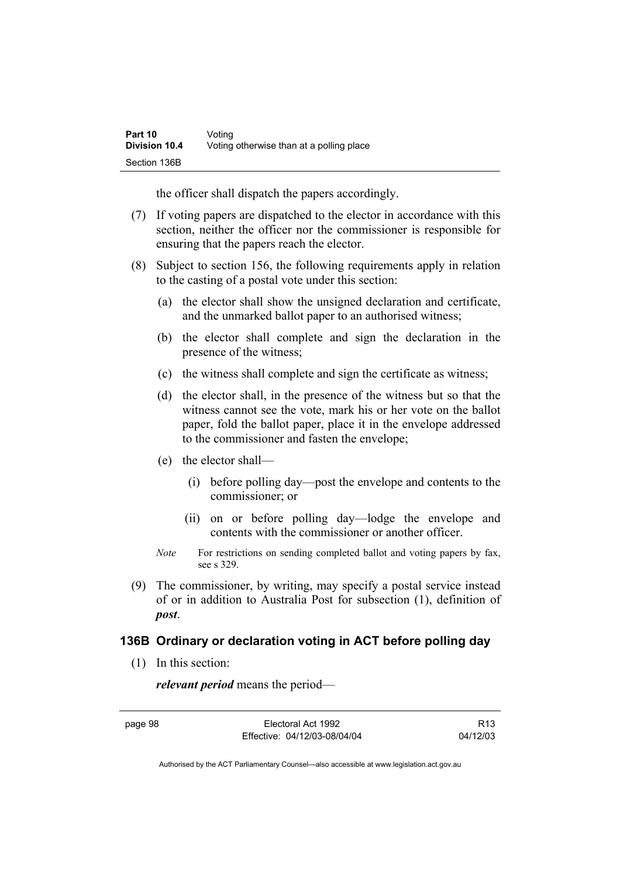the officer shall dispatch the papers accordingly.

(7) If voting papers are dispatched to the elector in accordance with this section, neither the officer nor the commissioner is responsible for ensuring that the papers reach the elector.

(8) Subject to section 156, the following requirements apply in relation to the casting of a postal vote under this section:

(a) the elector shall show the unsigned declaration and certificate, and the unmarked ballot paper to an authorised witness;

(b) the elector shall complete and sign the declaration in the presence of the witness;

(c) the witness shall complete and sign the certificate as witness;

(d) the elector shall, in the presence of the witness but so that the witness cannot see the vote, mark his or her vote on the ballot paper, fold the ballot paper, place it in the envelope addressed to the commissioner and fasten the envelope;

(e) the elector shall—

(i) before polling day—post the envelope and contents to the commissioner; or

(ii) on or before polling day—lodge the envelope and contents with the commissioner or another officer.

*Note* For restrictions on sending completed ballot and voting papers by fax, see s 329.

(9) The commissioner, by writing, may specify a postal service instead of or in addition to Australia Post for subsection (1), definition of ***post***.

### 136B Ordinary or declaration voting in ACT before polling day

(1) In this section:

***relevant period*** means the period—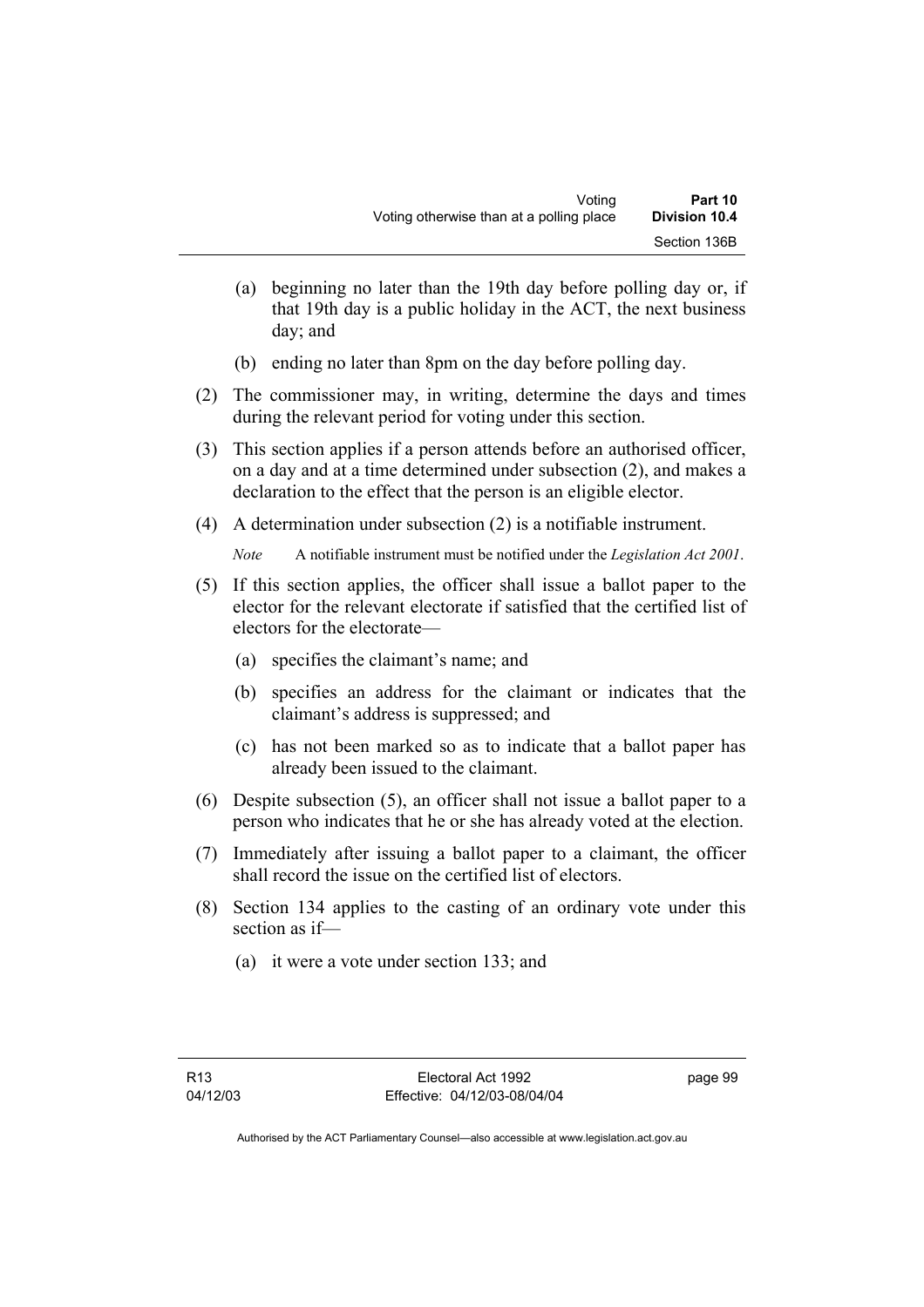(a) beginning no later than the 19th day before polling day or, if that 19th day is a public holiday in the ACT, the next business day; and

(b) ending no later than 8pm on the day before polling day.

(2) The commissioner may, in writing, determine the days and times during the relevant period for voting under this section.

(3) This section applies if a person attends before an authorised officer, on a day and at a time determined under subsection (2), and makes a declaration to the effect that the person is an eligible elector.

(4) A determination under subsection (2) is a notifiable instrument.

*Note* A notifiable instrument must be notified under the *Legislation Act 2001*.

(5) If this section applies, the officer shall issue a ballot paper to the elector for the relevant electorate if satisfied that the certified list of electors for the electorate—

(a) specifies the claimant's name; and

(b) specifies an address for the claimant or indicates that the claimant's address is suppressed; and

(c) has not been marked so as to indicate that a ballot paper has already been issued to the claimant.

(6) Despite subsection (5), an officer shall not issue a ballot paper to a person who indicates that he or she has already voted at the election.

(7) Immediately after issuing a ballot paper to a claimant, the officer shall record the issue on the certified list of electors.

(8) Section 134 applies to the casting of an ordinary vote under this section as if—

(a) it were a vote under section 133; and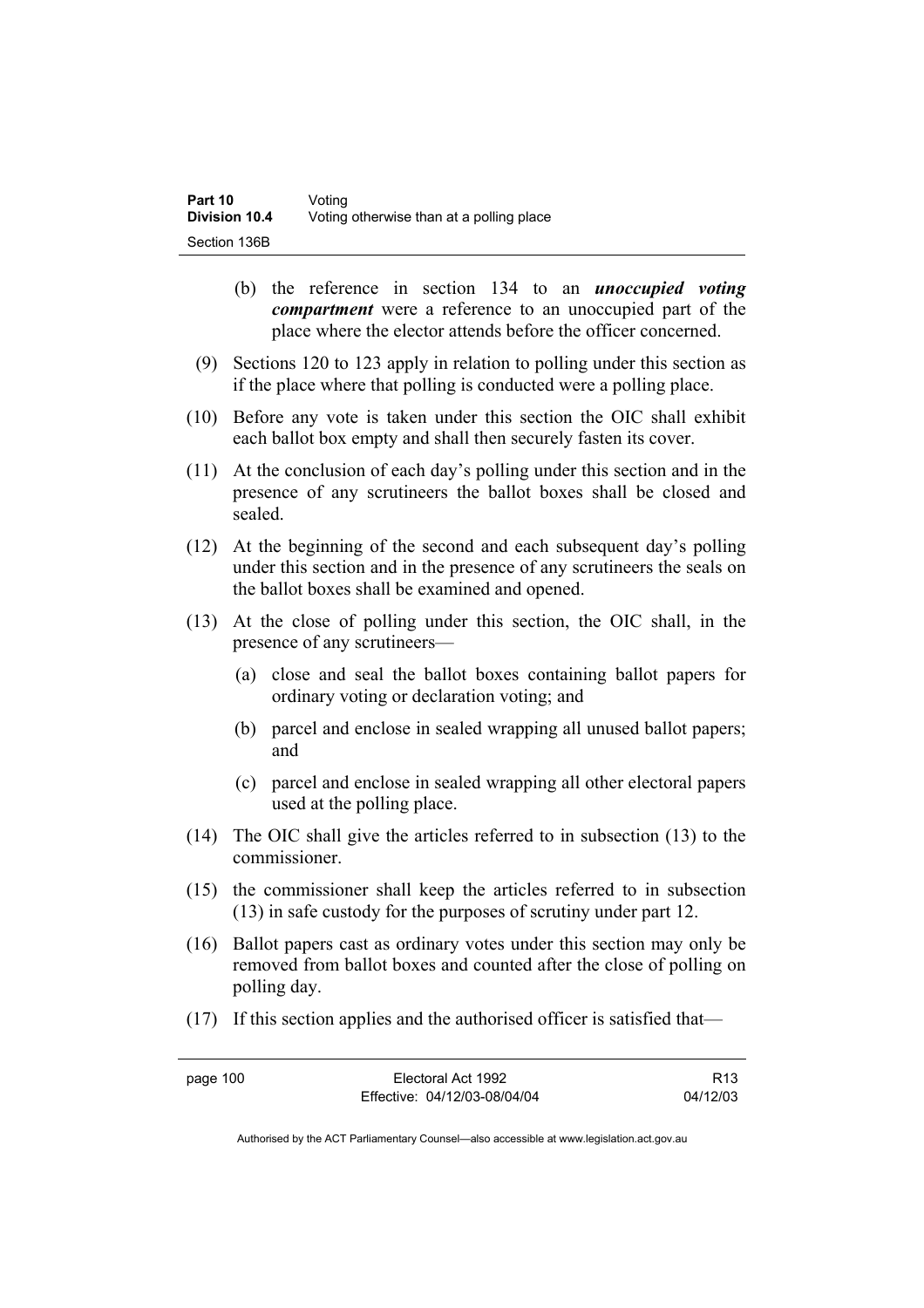(b) the reference in section 134 to an ***unoccupied voting compartment*** were a reference to an unoccupied part of the place where the elector attends before the officer concerned.

(9) Sections 120 to 123 apply in relation to polling under this section as if the place where that polling is conducted were a polling place.

(10) Before any vote is taken under this section the OIC shall exhibit each ballot box empty and shall then securely fasten its cover.

(11) At the conclusion of each day's polling under this section and in the presence of any scrutineers the ballot boxes shall be closed and sealed.

(12) At the beginning of the second and each subsequent day's polling under this section and in the presence of any scrutineers the seals on the ballot boxes shall be examined and opened.

(13) At the close of polling under this section, the OIC shall, in the presence of any scrutineers—

(a) close and seal the ballot boxes containing ballot papers for ordinary voting or declaration voting; and

(b) parcel and enclose in sealed wrapping all unused ballot papers; and

(c) parcel and enclose in sealed wrapping all other electoral papers used at the polling place.

(14) The OIC shall give the articles referred to in subsection (13) to the commissioner.

(15) the commissioner shall keep the articles referred to in subsection (13) in safe custody for the purposes of scrutiny under part 12.

(16) Ballot papers cast as ordinary votes under this section may only be removed from ballot boxes and counted after the close of polling on polling day.

(17) If this section applies and the authorised officer is satisfied that—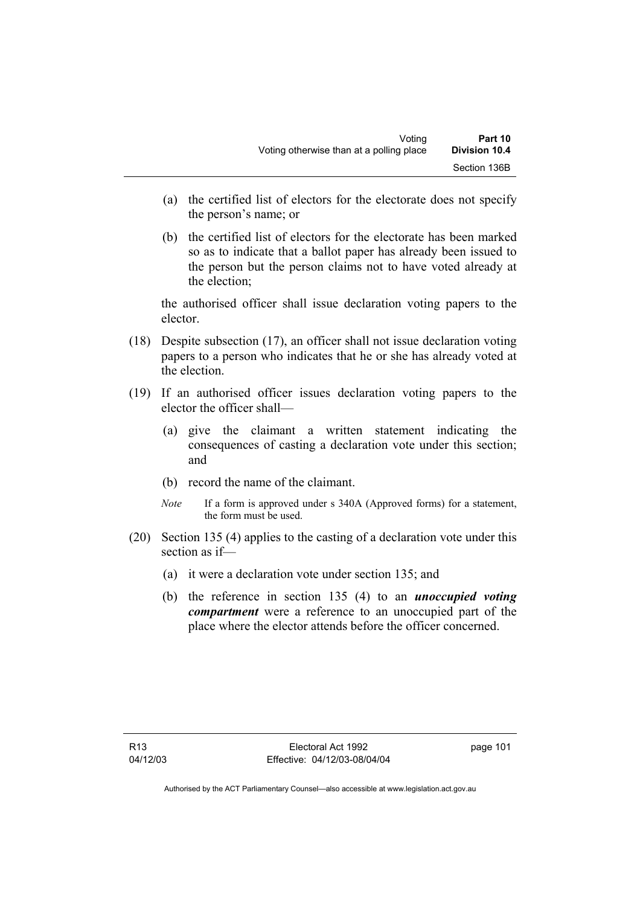(a) the certified list of electors for the electorate does not specify the person's name; or

(b) the certified list of electors for the electorate has been marked so as to indicate that a ballot paper has already been issued to the person but the person claims not to have voted already at the election;

the authorised officer shall issue declaration voting papers to the elector.

(18) Despite subsection (17), an officer shall not issue declaration voting papers to a person who indicates that he or she has already voted at the election.

(19) If an authorised officer issues declaration voting papers to the elector the officer shall—

(a) give the claimant a written statement indicating the consequences of casting a declaration vote under this section; and

(b) record the name of the claimant.

*Note* If a form is approved under s 340A (Approved forms) for a statement, the form must be used.

(20) Section 135 (4) applies to the casting of a declaration vote under this section as if—

(a) it were a declaration vote under section 135; and

(b) the reference in section 135 (4) to an ***unoccupied voting compartment*** were a reference to an unoccupied part of the place where the elector attends before the officer concerned.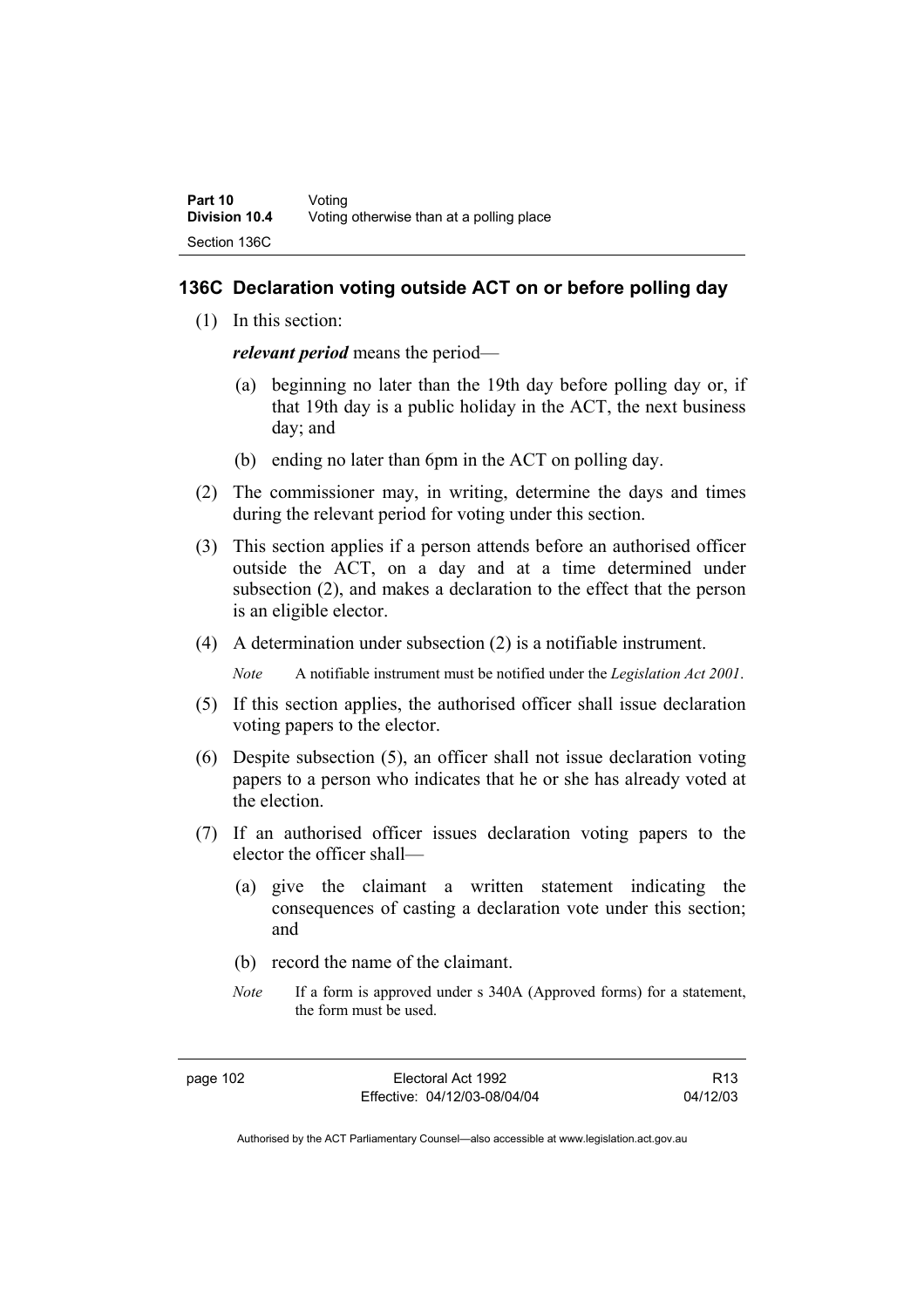## 136C Declaration voting outside ACT on or before polling day

(1) In this section:

***relevant period*** means the period—

(a) beginning no later than the 19th day before polling day or, if that 19th day is a public holiday in the ACT, the next business day; and

(b) ending no later than 6pm in the ACT on polling day.

(2) The commissioner may, in writing, determine the days and times during the relevant period for voting under this section.

(3) This section applies if a person attends before an authorised officer outside the ACT, on a day and at a time determined under subsection (2), and makes a declaration to the effect that the person is an eligible elector.

(4) A determination under subsection (2) is a notifiable instrument.

*Note* A notifiable instrument must be notified under the *Legislation Act 2001*.

(5) If this section applies, the authorised officer shall issue declaration voting papers to the elector.

(6) Despite subsection (5), an officer shall not issue declaration voting papers to a person who indicates that he or she has already voted at the election.

(7) If an authorised officer issues declaration voting papers to the elector the officer shall—

(a) give the claimant a written statement indicating the consequences of casting a declaration vote under this section; and

(b) record the name of the claimant.

*Note* If a form is approved under s 340A (Approved forms) for a statement, the form must be used.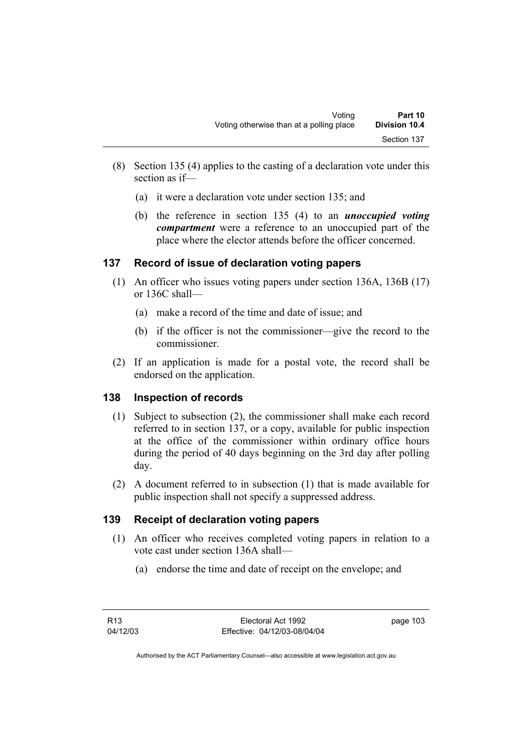(8) Section 135 (4) applies to the casting of a declaration vote under this section as if—

(a) it were a declaration vote under section 135; and

(b) the reference in section 135 (4) to an ***unoccupied voting compartment*** were a reference to an unoccupied part of the place where the elector attends before the officer concerned.

## 137 Record of issue of declaration voting papers

(1) An officer who issues voting papers under section 136A, 136B (17) or 136C shall—

(a) make a record of the time and date of issue; and

(b) if the officer is not the commissioner—give the record to the commissioner.

(2) If an application is made for a postal vote, the record shall be endorsed on the application.

## 138 Inspection of records

(1) Subject to subsection (2), the commissioner shall make each record referred to in section 137, or a copy, available for public inspection at the office of the commissioner within ordinary office hours during the period of 40 days beginning on the 3rd day after polling day.

(2) A document referred to in subsection (1) that is made available for public inspection shall not specify a suppressed address.

## 139 Receipt of declaration voting papers

(1) An officer who receives completed voting papers in relation to a vote cast under section 136A shall—

(a) endorse the time and date of receipt on the envelope; and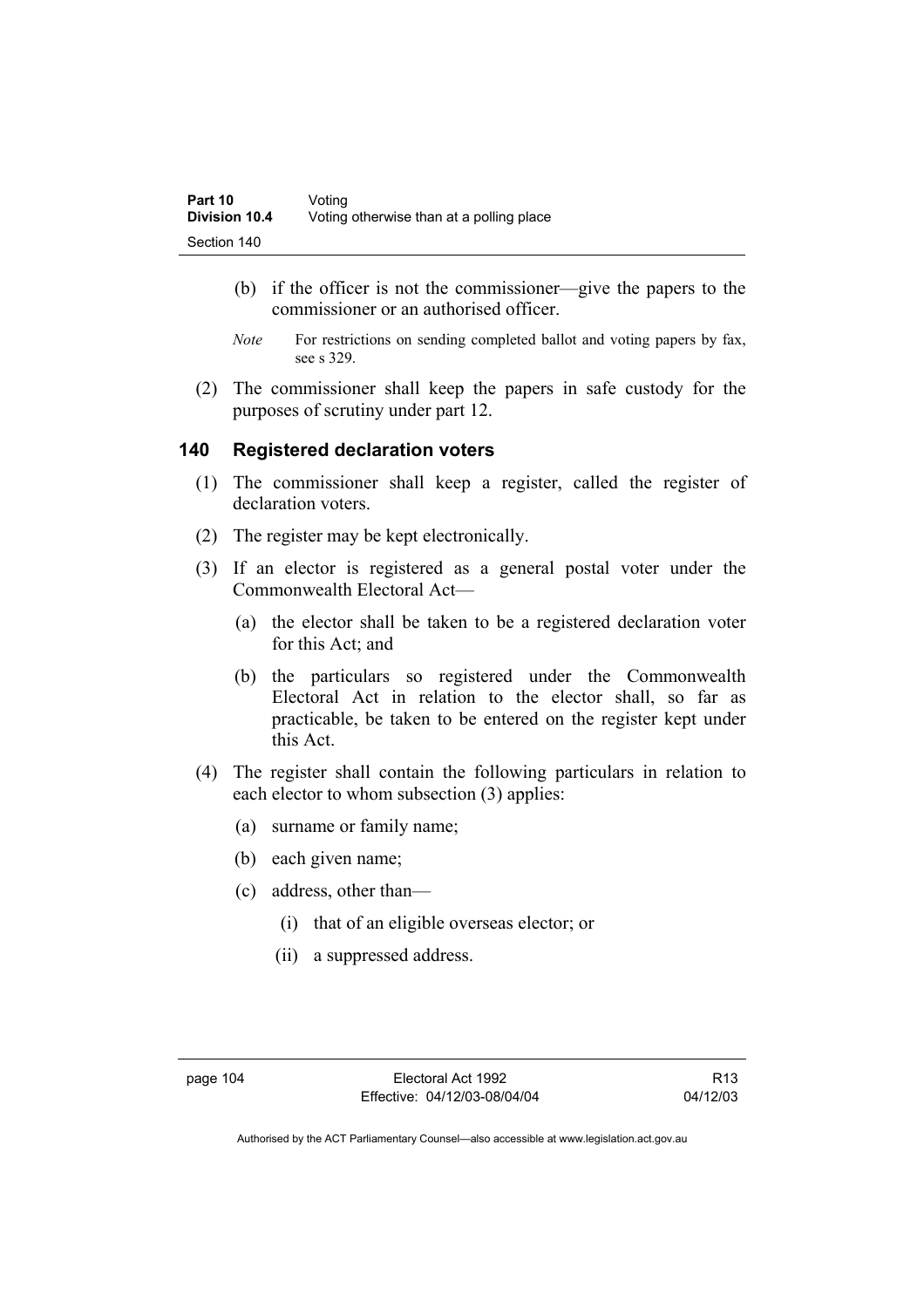(b) if the officer is not the commissioner—give the papers to the commissioner or an authorised officer.

*Note* For restrictions on sending completed ballot and voting papers by fax, see s 329.

(2) The commissioner shall keep the papers in safe custody for the purposes of scrutiny under part 12.

### 140 Registered declaration voters

(1) The commissioner shall keep a register, called the register of declaration voters.

(2) The register may be kept electronically.

(3) If an elector is registered as a general postal voter under the Commonwealth Electoral Act—

(a) the elector shall be taken to be a registered declaration voter for this Act; and

(b) the particulars so registered under the Commonwealth Electoral Act in relation to the elector shall, so far as practicable, be taken to be entered on the register kept under this Act.

(4) The register shall contain the following particulars in relation to each elector to whom subsection (3) applies:

(a) surname or family name;

(b) each given name;

(c) address, other than—

(i) that of an eligible overseas elector; or

(ii) a suppressed address.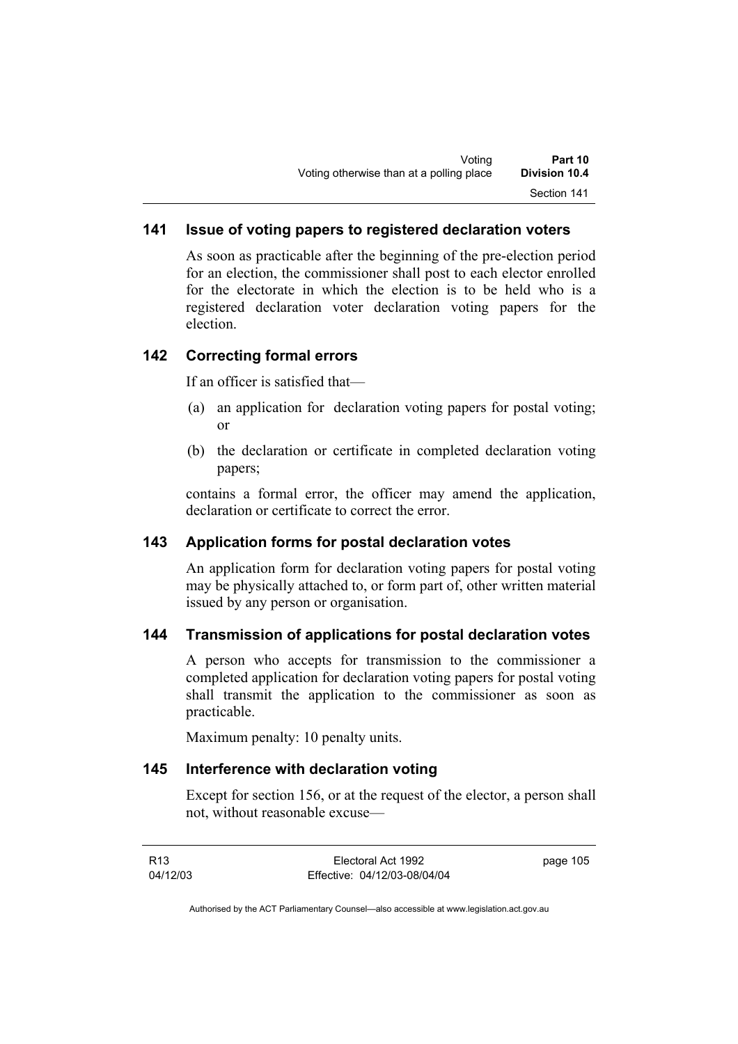## 141 Issue of voting papers to registered declaration voters

As soon as practicable after the beginning of the pre-election period for an election, the commissioner shall post to each elector enrolled for the electorate in which the election is to be held who is a registered declaration voter declaration voting papers for the election.

## 142 Correcting formal errors

If an officer is satisfied that—

(a) an application for declaration voting papers for postal voting; or

(b) the declaration or certificate in completed declaration voting papers;

contains a formal error, the officer may amend the application, declaration or certificate to correct the error.

## 143 Application forms for postal declaration votes

An application form for declaration voting papers for postal voting may be physically attached to, or form part of, other written material issued by any person or organisation.

## 144 Transmission of applications for postal declaration votes

A person who accepts for transmission to the commissioner a completed application for declaration voting papers for postal voting shall transmit the application to the commissioner as soon as practicable.

Maximum penalty: 10 penalty units.

## 145 Interference with declaration voting

Except for section 156, or at the request of the elector, a person shall not, without reasonable excuse—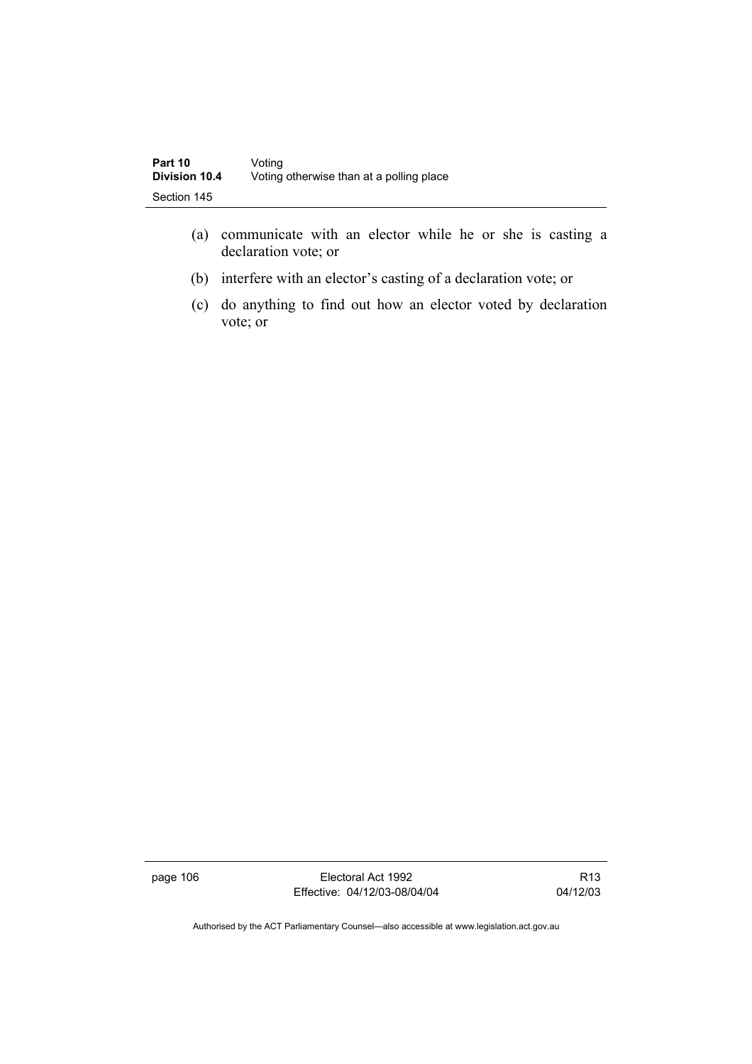(a) communicate with an elector while he or she is casting a declaration vote; or

(b) interfere with an elector's casting of a declaration vote; or

(c) do anything to find out how an elector voted by declaration vote; or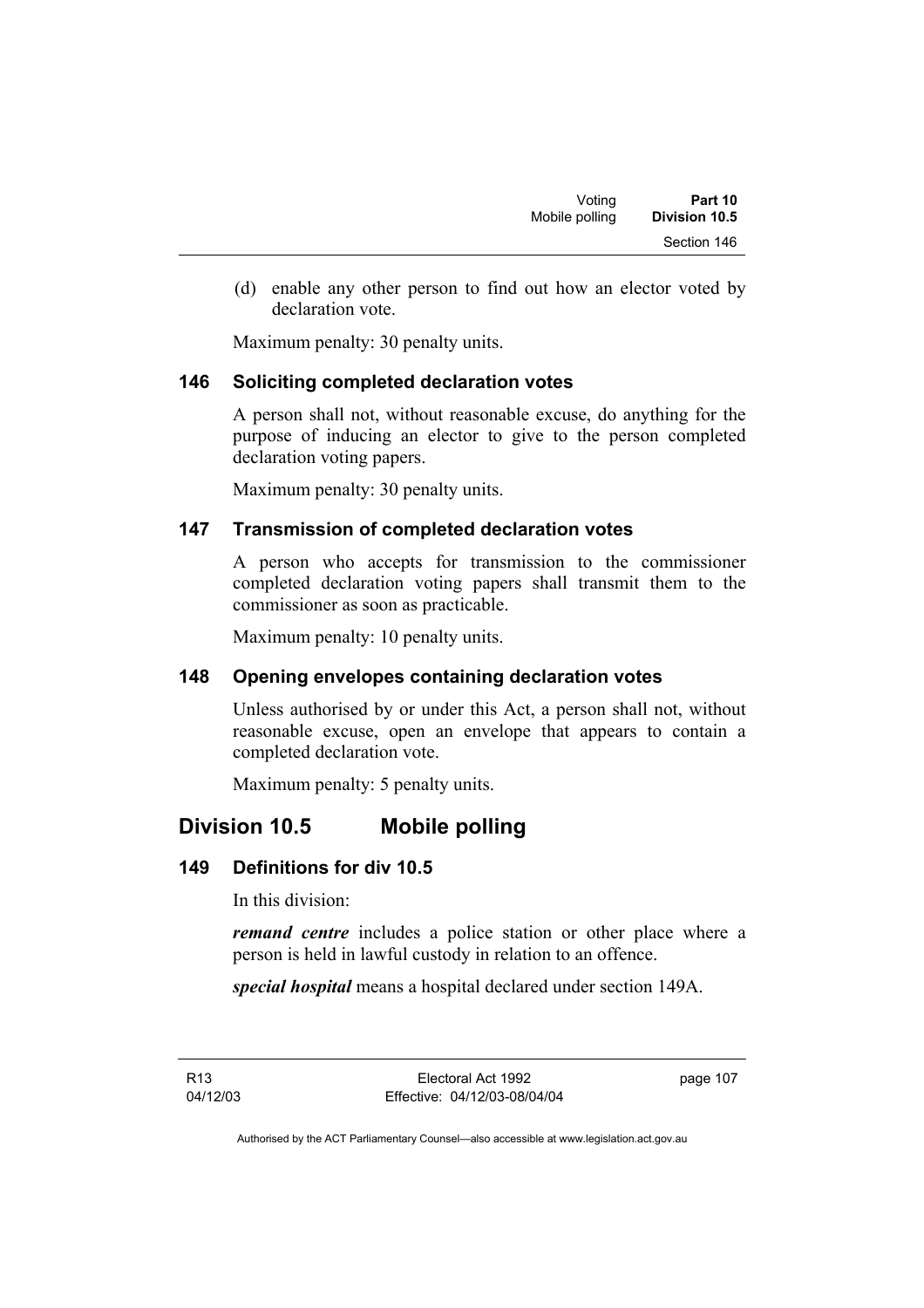(d) enable any other person to find out how an elector voted by declaration vote.

Maximum penalty: 30 penalty units.

### 146 Soliciting completed declaration votes

A person shall not, without reasonable excuse, do anything for the purpose of inducing an elector to give to the person completed declaration voting papers.

Maximum penalty: 30 penalty units.

### 147 Transmission of completed declaration votes

A person who accepts for transmission to the commissioner completed declaration voting papers shall transmit them to the commissioner as soon as practicable.

Maximum penalty: 10 penalty units.

### 148 Opening envelopes containing declaration votes

Unless authorised by or under this Act, a person shall not, without reasonable excuse, open an envelope that appears to contain a completed declaration vote.

Maximum penalty: 5 penalty units.

## Division 10.5 Mobile polling

### 149 Definitions for div 10.5

In this division:

***remand centre*** includes a police station or other place where a person is held in lawful custody in relation to an offence.

***special hospital*** means a hospital declared under section 149A.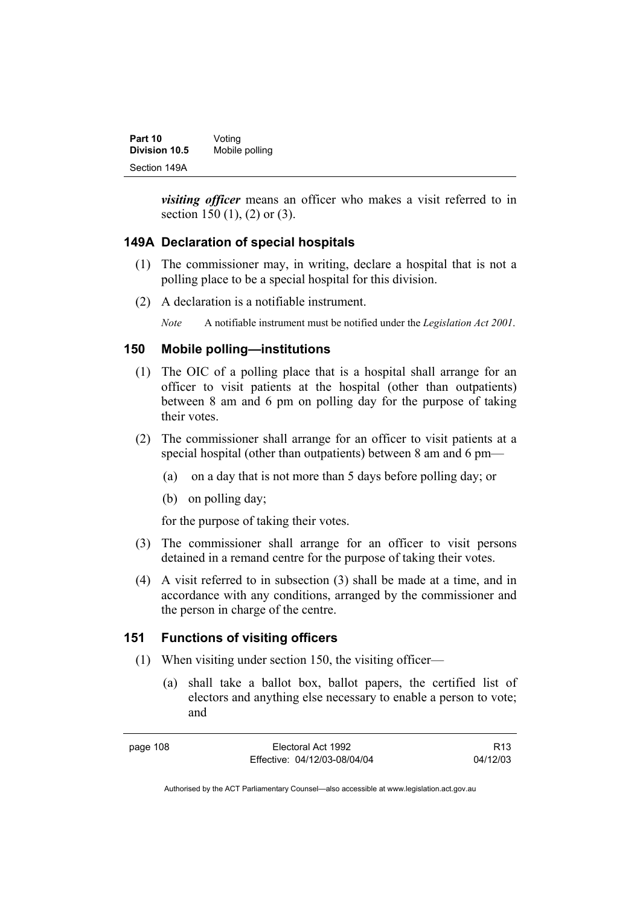***visiting officer*** means an officer who makes a visit referred to in section 150 (1), (2) or (3).

### 149A Declaration of special hospitals

(1) The commissioner may, in writing, declare a hospital that is not a polling place to be a special hospital for this division.

(2) A declaration is a notifiable instrument.

*Note* A notifiable instrument must be notified under the *Legislation Act 2001*.

### 150 Mobile polling—institutions

(1) The OIC of a polling place that is a hospital shall arrange for an officer to visit patients at the hospital (other than outpatients) between 8 am and 6 pm on polling day for the purpose of taking their votes.

(2) The commissioner shall arrange for an officer to visit patients at a special hospital (other than outpatients) between 8 am and 6 pm—

(a) on a day that is not more than 5 days before polling day; or

(b) on polling day;

for the purpose of taking their votes.

(3) The commissioner shall arrange for an officer to visit persons detained in a remand centre for the purpose of taking their votes.

(4) A visit referred to in subsection (3) shall be made at a time, and in accordance with any conditions, arranged by the commissioner and the person in charge of the centre.

### 151 Functions of visiting officers

(1) When visiting under section 150, the visiting officer—

(a) shall take a ballot box, ballot papers, the certified list of electors and anything else necessary to enable a person to vote; and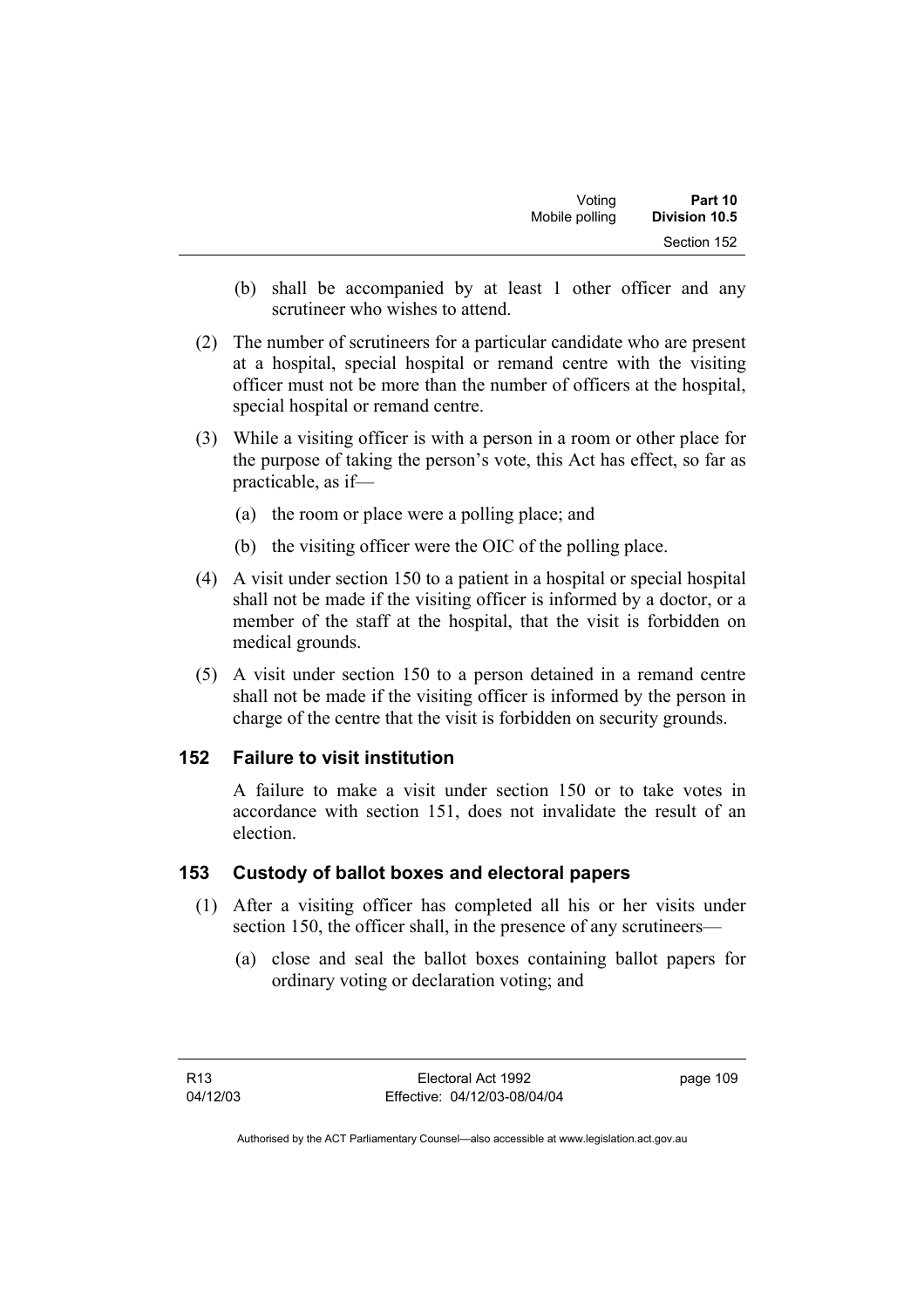(b) shall be accompanied by at least 1 other officer and any scrutineer who wishes to attend.

(2) The number of scrutineers for a particular candidate who are present at a hospital, special hospital or remand centre with the visiting officer must not be more than the number of officers at the hospital, special hospital or remand centre.

(3) While a visiting officer is with a person in a room or other place for the purpose of taking the person's vote, this Act has effect, so far as practicable, as if—

(a) the room or place were a polling place; and

(b) the visiting officer were the OIC of the polling place.

(4) A visit under section 150 to a patient in a hospital or special hospital shall not be made if the visiting officer is informed by a doctor, or a member of the staff at the hospital, that the visit is forbidden on medical grounds.

(5) A visit under section 150 to a person detained in a remand centre shall not be made if the visiting officer is informed by the person in charge of the centre that the visit is forbidden on security grounds.

### 152 Failure to visit institution

A failure to make a visit under section 150 or to take votes in accordance with section 151, does not invalidate the result of an election.

### 153 Custody of ballot boxes and electoral papers

(1) After a visiting officer has completed all his or her visits under section 150, the officer shall, in the presence of any scrutineers—

(a) close and seal the ballot boxes containing ballot papers for ordinary voting or declaration voting; and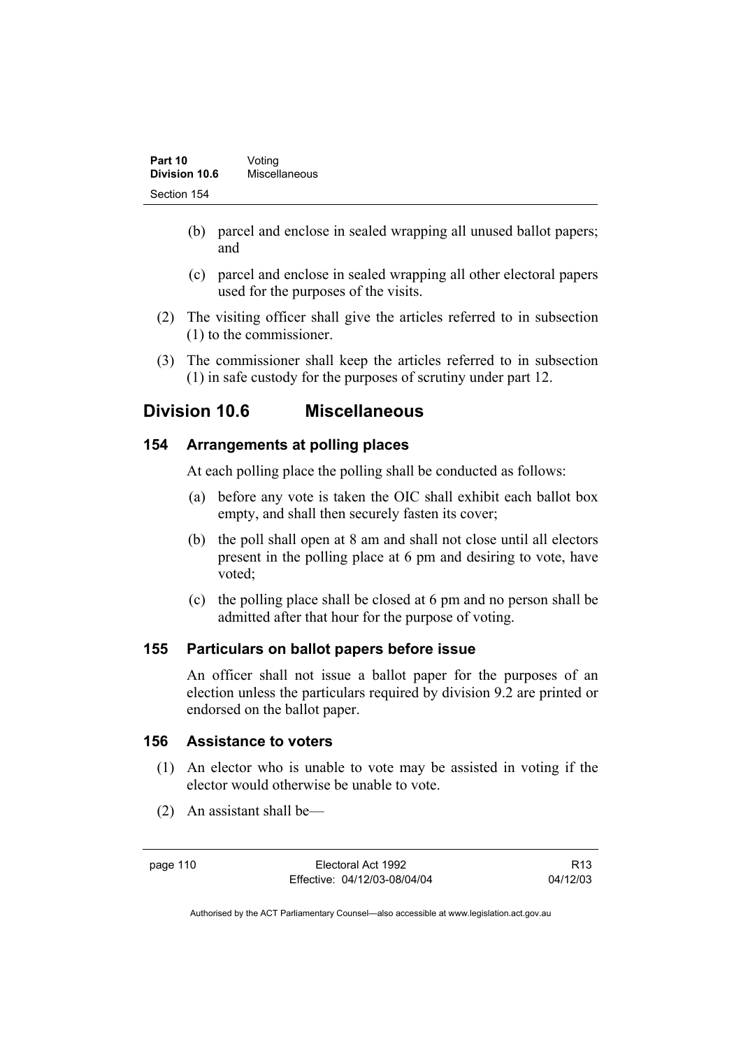(b) parcel and enclose in sealed wrapping all unused ballot papers; and

(c) parcel and enclose in sealed wrapping all other electoral papers used for the purposes of the visits.

(2) The visiting officer shall give the articles referred to in subsection (1) to the commissioner.

(3) The commissioner shall keep the articles referred to in subsection (1) in safe custody for the purposes of scrutiny under part 12.

## Division 10.6 Miscellaneous

### 154 Arrangements at polling places

At each polling place the polling shall be conducted as follows:

(a) before any vote is taken the OIC shall exhibit each ballot box empty, and shall then securely fasten its cover;

(b) the poll shall open at 8 am and shall not close until all electors present in the polling place at 6 pm and desiring to vote, have voted;

(c) the polling place shall be closed at 6 pm and no person shall be admitted after that hour for the purpose of voting.

### 155 Particulars on ballot papers before issue

An officer shall not issue a ballot paper for the purposes of an election unless the particulars required by division 9.2 are printed or endorsed on the ballot paper.

### 156 Assistance to voters

(1) An elector who is unable to vote may be assisted in voting if the elector would otherwise be unable to vote.

(2) An assistant shall be—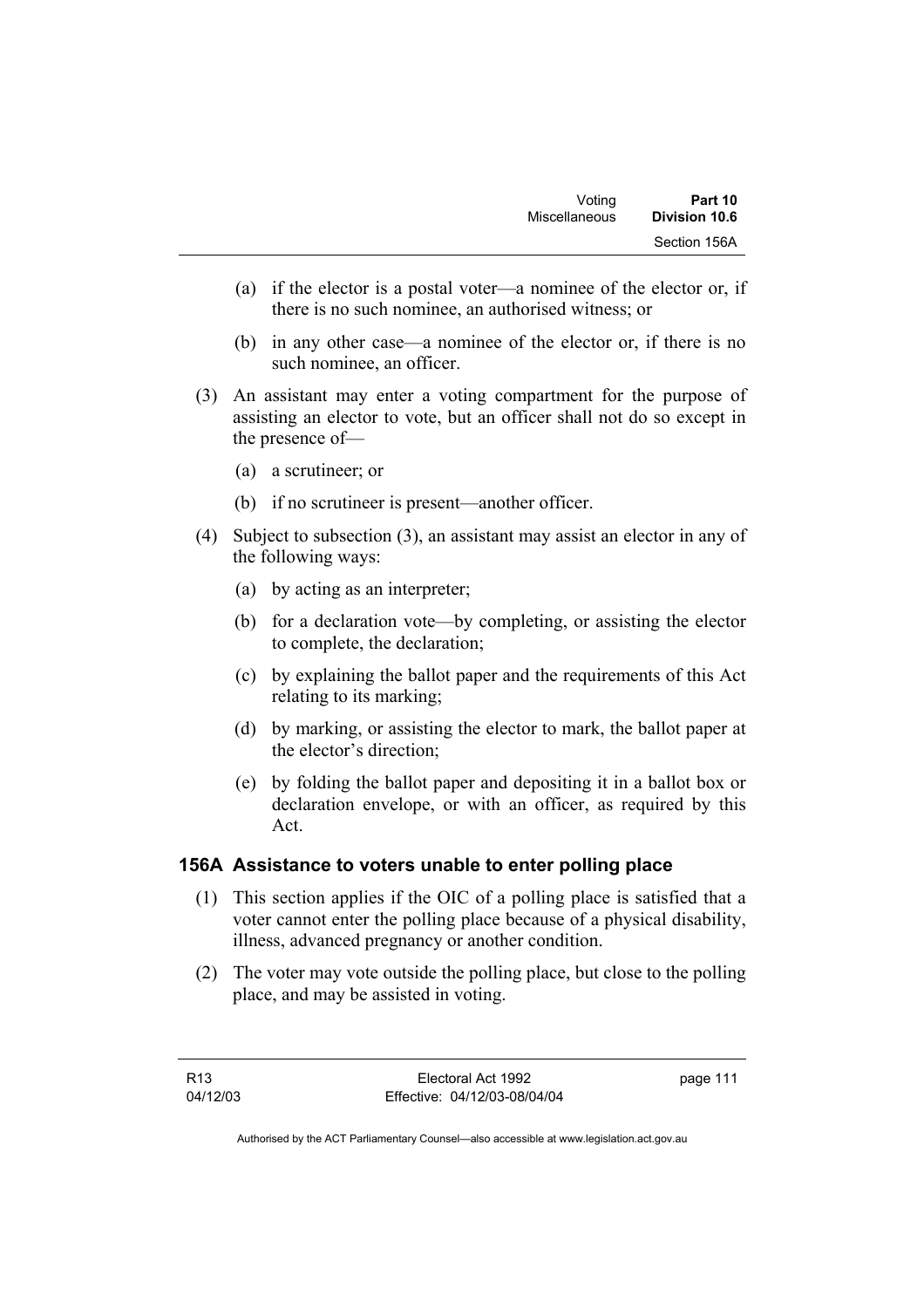(a) if the elector is a postal voter—a nominee of the elector or, if there is no such nominee, an authorised witness; or

(b) in any other case—a nominee of the elector or, if there is no such nominee, an officer.

(3) An assistant may enter a voting compartment for the purpose of assisting an elector to vote, but an officer shall not do so except in the presence of—

(a) a scrutineer; or

(b) if no scrutineer is present—another officer.

(4) Subject to subsection (3), an assistant may assist an elector in any of the following ways:

(a) by acting as an interpreter;

(b) for a declaration vote—by completing, or assisting the elector to complete, the declaration;

(c) by explaining the ballot paper and the requirements of this Act relating to its marking;

(d) by marking, or assisting the elector to mark, the ballot paper at the elector's direction;

(e) by folding the ballot paper and depositing it in a ballot box or declaration envelope, or with an officer, as required by this Act.

### 156A Assistance to voters unable to enter polling place

(1) This section applies if the OIC of a polling place is satisfied that a voter cannot enter the polling place because of a physical disability, illness, advanced pregnancy or another condition.

(2) The voter may vote outside the polling place, but close to the polling place, and may be assisted in voting.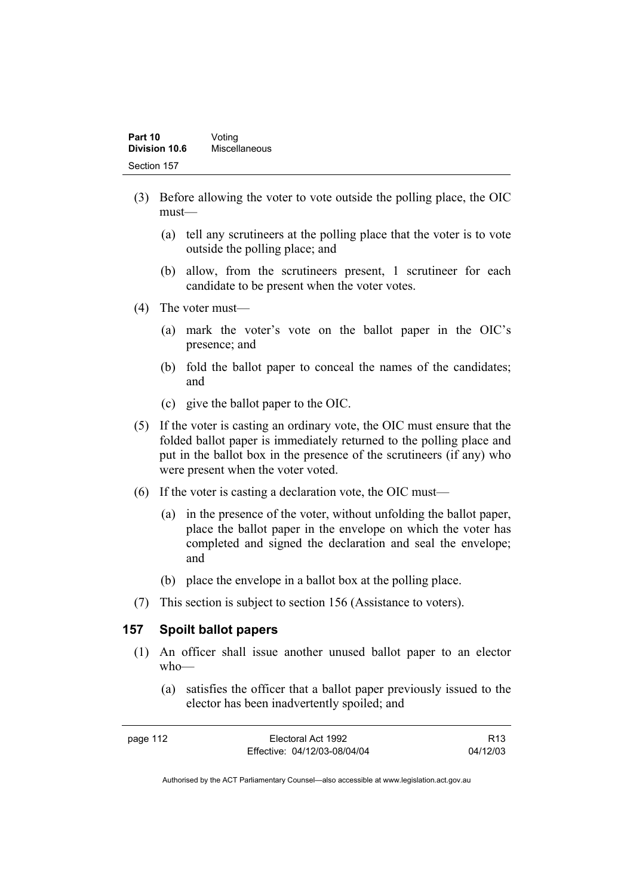(3) Before allowing the voter to vote outside the polling place, the OIC must—

   (a) tell any scrutineers at the polling place that the voter is to vote outside the polling place; and

   (b) allow, from the scrutineers present, 1 scrutineer for each candidate to be present when the voter votes.

(4) The voter must—

   (a) mark the voter's vote on the ballot paper in the OIC's presence; and

   (b) fold the ballot paper to conceal the names of the candidates; and

   (c) give the ballot paper to the OIC.

(5) If the voter is casting an ordinary vote, the OIC must ensure that the folded ballot paper is immediately returned to the polling place and put in the ballot box in the presence of the scrutineers (if any) who were present when the voter voted.

(6) If the voter is casting a declaration vote, the OIC must—

   (a) in the presence of the voter, without unfolding the ballot paper, place the ballot paper in the envelope on which the voter has completed and signed the declaration and seal the envelope; and

   (b) place the envelope in a ballot box at the polling place.

(7) This section is subject to section 156 (Assistance to voters).

## 157 Spoilt ballot papers

(1) An officer shall issue another unused ballot paper to an elector who—

   (a) satisfies the officer that a ballot paper previously issued to the elector has been inadvertently spoiled; and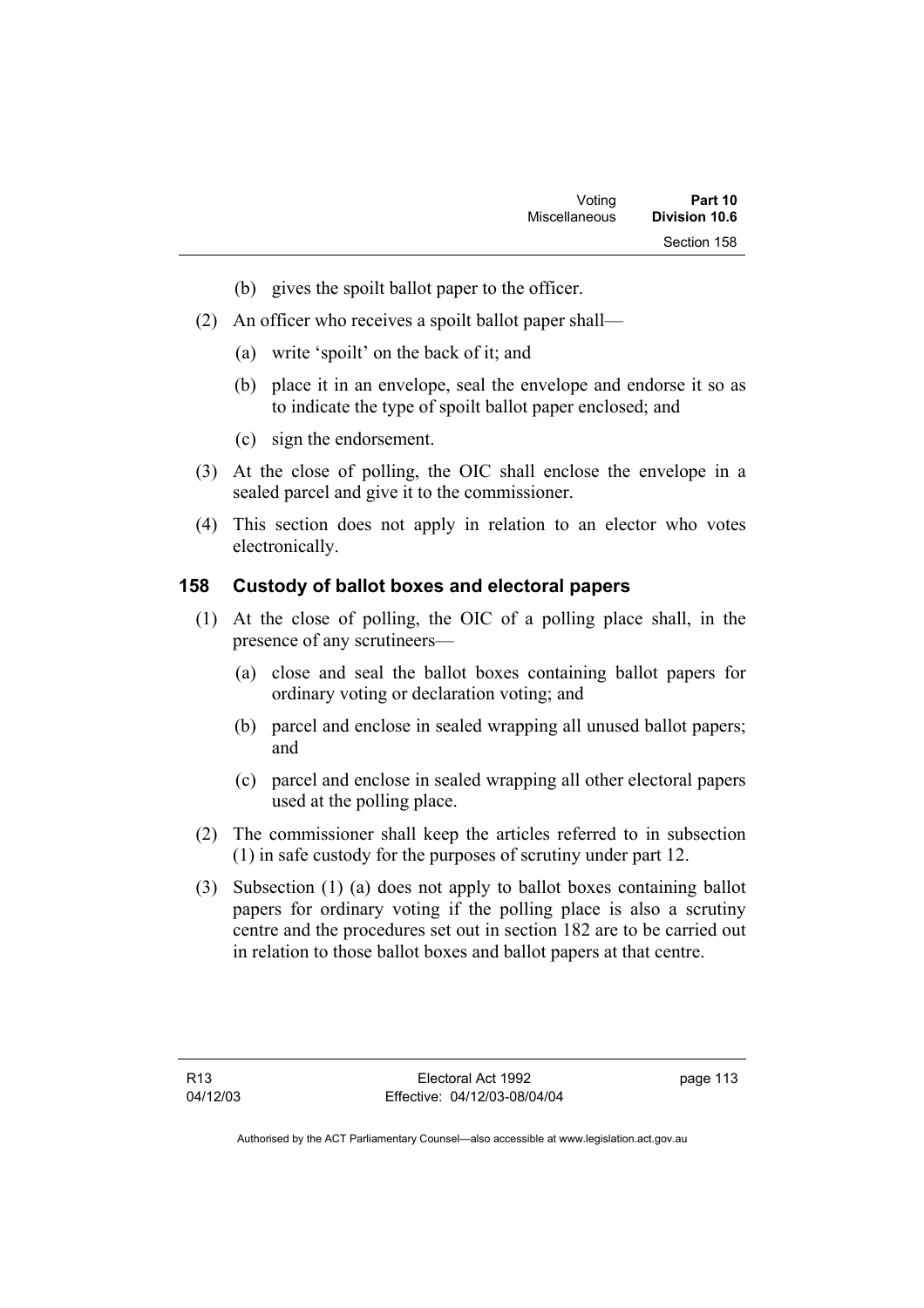(b) gives the spoilt ballot paper to the officer.

(2) An officer who receives a spoilt ballot paper shall—

(a) write 'spoilt' on the back of it; and

(b) place it in an envelope, seal the envelope and endorse it so as to indicate the type of spoilt ballot paper enclosed; and

(c) sign the endorsement.

(3) At the close of polling, the OIC shall enclose the envelope in a sealed parcel and give it to the commissioner.

(4) This section does not apply in relation to an elector who votes electronically.

## 158 Custody of ballot boxes and electoral papers

(1) At the close of polling, the OIC of a polling place shall, in the presence of any scrutineers—

(a) close and seal the ballot boxes containing ballot papers for ordinary voting or declaration voting; and

(b) parcel and enclose in sealed wrapping all unused ballot papers; and

(c) parcel and enclose in sealed wrapping all other electoral papers used at the polling place.

(2) The commissioner shall keep the articles referred to in subsection (1) in safe custody for the purposes of scrutiny under part 12.

(3) Subsection (1) (a) does not apply to ballot boxes containing ballot papers for ordinary voting if the polling place is also a scrutiny centre and the procedures set out in section 182 are to be carried out in relation to those ballot boxes and ballot papers at that centre.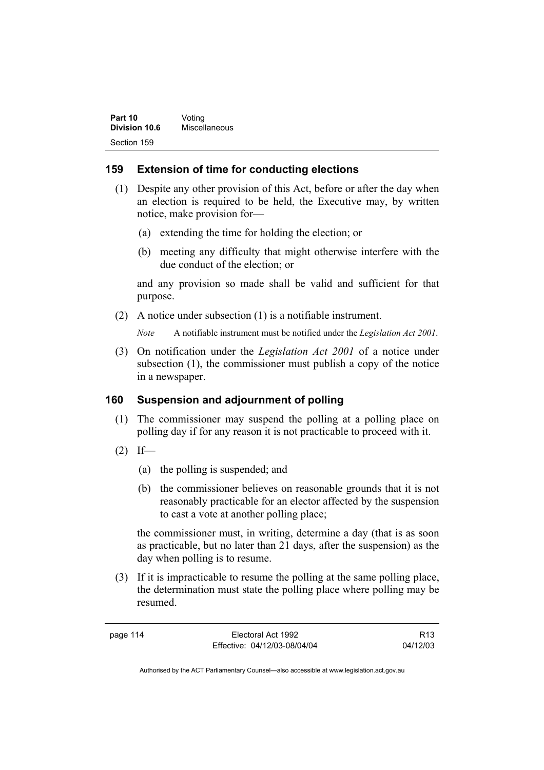## 159 Extension of time for conducting elections

(1) Despite any other provision of this Act, before or after the day when an election is required to be held, the Executive may, by written notice, make provision for—

(a) extending the time for holding the election; or

(b) meeting any difficulty that might otherwise interfere with the due conduct of the election; or

and any provision so made shall be valid and sufficient for that purpose.

(2) A notice under subsection (1) is a notifiable instrument.

*Note* A notifiable instrument must be notified under the *Legislation Act 2001*.

(3) On notification under the *Legislation Act 2001* of a notice under subsection (1), the commissioner must publish a copy of the notice in a newspaper.

## 160 Suspension and adjournment of polling

(1) The commissioner may suspend the polling at a polling place on polling day if for any reason it is not practicable to proceed with it.

(2) If—

(a) the polling is suspended; and

(b) the commissioner believes on reasonable grounds that it is not reasonably practicable for an elector affected by the suspension to cast a vote at another polling place;

the commissioner must, in writing, determine a day (that is as soon as practicable, but no later than 21 days, after the suspension) as the day when polling is to resume.

(3) If it is impracticable to resume the polling at the same polling place, the determination must state the polling place where polling may be resumed.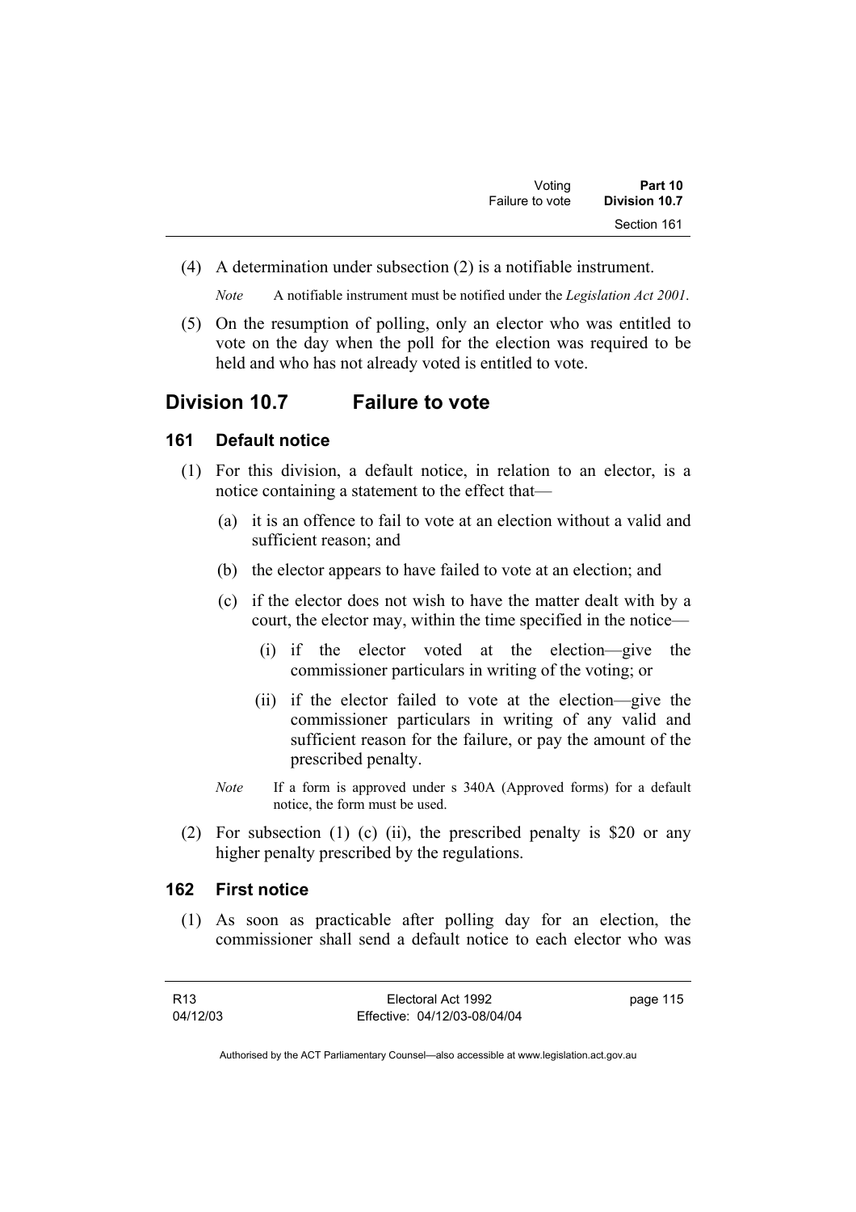(4) A determination under subsection (2) is a notifiable instrument.

*Note* A notifiable instrument must be notified under the *Legislation Act 2001*.

(5) On the resumption of polling, only an elector who was entitled to vote on the day when the poll for the election was required to be held and who has not already voted is entitled to vote.

## Division 10.7 Failure to vote

### 161 Default notice

(1) For this division, a default notice, in relation to an elector, is a notice containing a statement to the effect that—

(a) it is an offence to fail to vote at an election without a valid and sufficient reason; and

(b) the elector appears to have failed to vote at an election; and

(c) if the elector does not wish to have the matter dealt with by a court, the elector may, within the time specified in the notice—

(i) if the elector voted at the election—give the commissioner particulars in writing of the voting; or

(ii) if the elector failed to vote at the election—give the commissioner particulars in writing of any valid and sufficient reason for the failure, or pay the amount of the prescribed penalty.

*Note* If a form is approved under s 340A (Approved forms) for a default notice, the form must be used.

(2) For subsection (1) (c) (ii), the prescribed penalty is $20 or any higher penalty prescribed by the regulations.

### 162 First notice

(1) As soon as practicable after polling day for an election, the commissioner shall send a default notice to each elector who was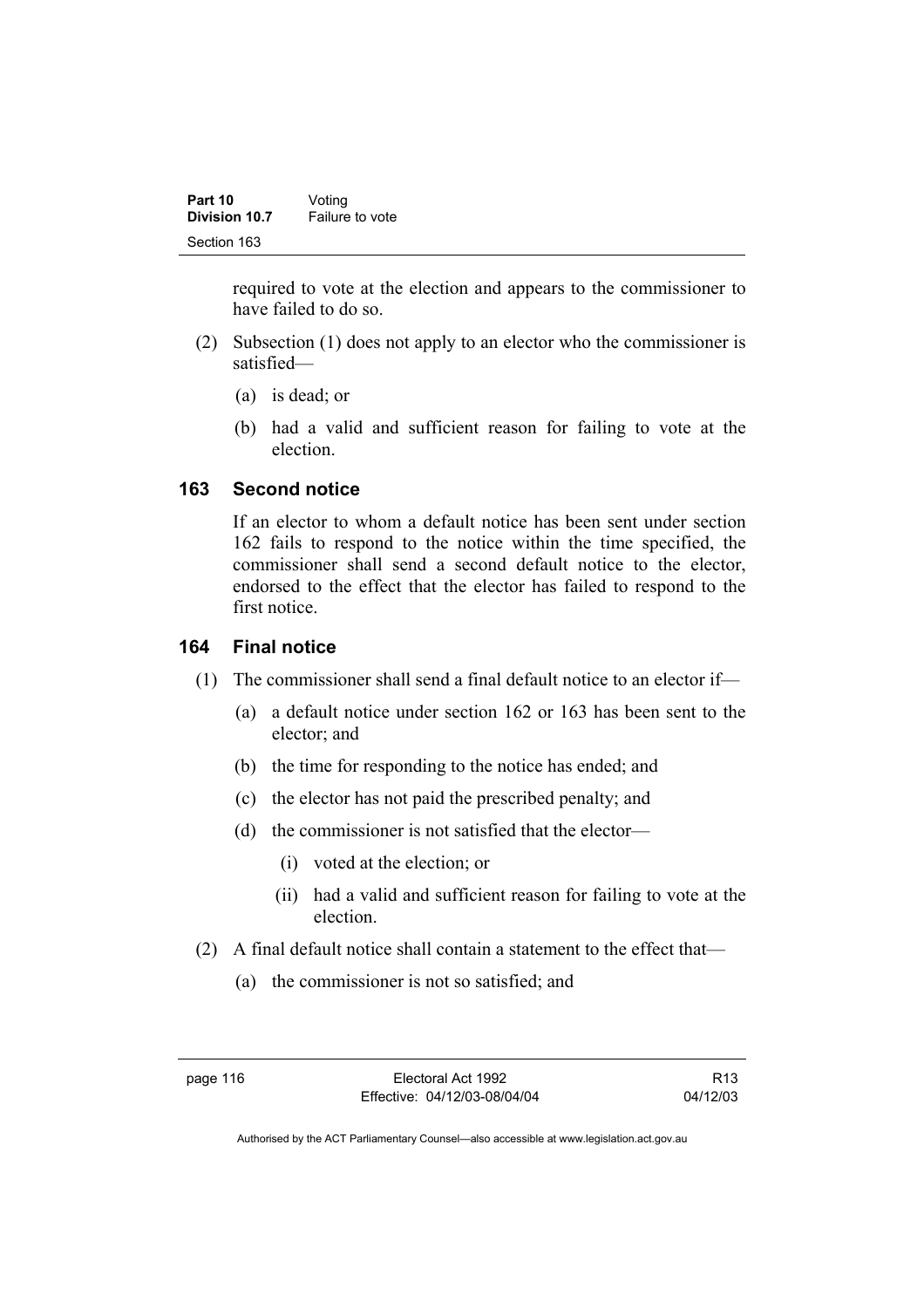required to vote at the election and appears to the commissioner to have failed to do so.

(2) Subsection (1) does not apply to an elector who the commissioner is satisfied—

(a) is dead; or

(b) had a valid and sufficient reason for failing to vote at the election.

## 163 Second notice

If an elector to whom a default notice has been sent under section 162 fails to respond to the notice within the time specified, the commissioner shall send a second default notice to the elector, endorsed to the effect that the elector has failed to respond to the first notice.

## 164 Final notice

(1) The commissioner shall send a final default notice to an elector if—

(a) a default notice under section 162 or 163 has been sent to the elector; and

(b) the time for responding to the notice has ended; and

(c) the elector has not paid the prescribed penalty; and

(d) the commissioner is not satisfied that the elector—

(i) voted at the election; or

(ii) had a valid and sufficient reason for failing to vote at the election.

(2) A final default notice shall contain a statement to the effect that—

(a) the commissioner is not so satisfied; and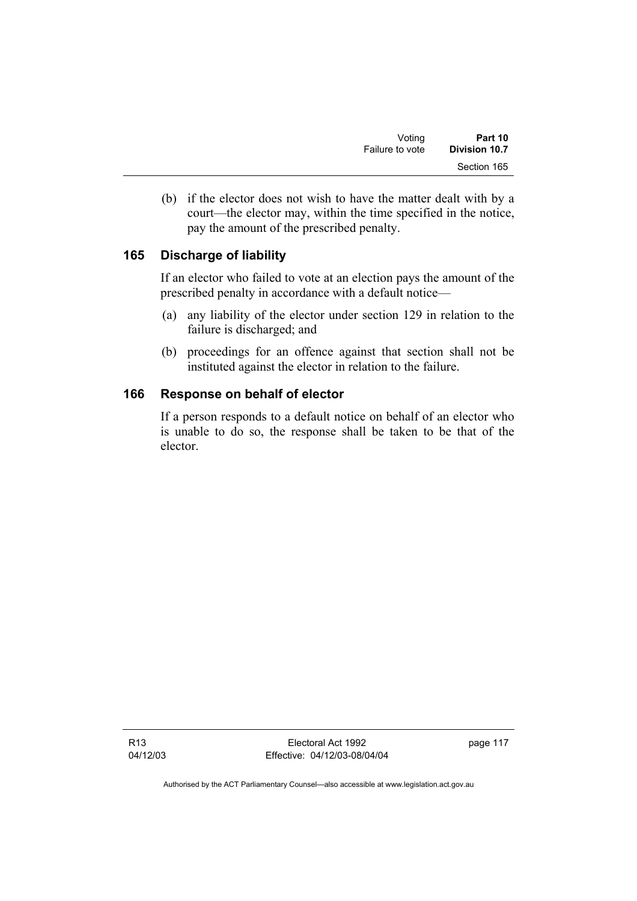(b) if the elector does not wish to have the matter dealt with by a court—the elector may, within the time specified in the notice, pay the amount of the prescribed penalty.

### 165 Discharge of liability

If an elector who failed to vote at an election pays the amount of the prescribed penalty in accordance with a default notice—

(a) any liability of the elector under section 129 in relation to the failure is discharged; and

(b) proceedings for an offence against that section shall not be instituted against the elector in relation to the failure.

### 166 Response on behalf of elector

If a person responds to a default notice on behalf of an elector who is unable to do so, the response shall be taken to be that of the elector.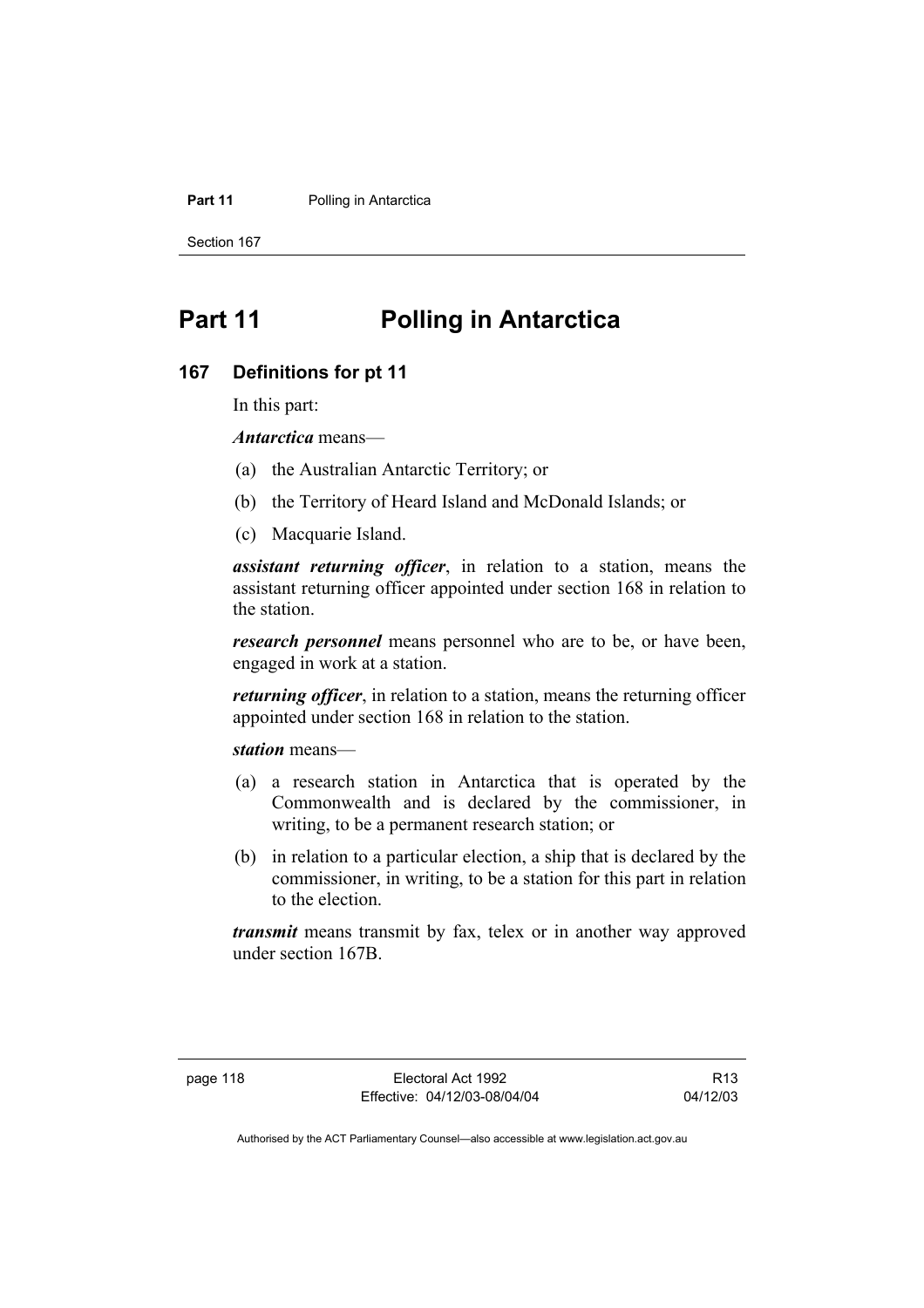# Part 11 Polling in Antarctica

## 167 Definitions for pt 11

In this part:

***Antarctica*** means—

(a) the Australian Antarctic Territory; or

(b) the Territory of Heard Island and McDonald Islands; or

(c) Macquarie Island.

***assistant returning officer***, in relation to a station, means the assistant returning officer appointed under section 168 in relation to the station.

***research personnel*** means personnel who are to be, or have been, engaged in work at a station.

***returning officer***, in relation to a station, means the returning officer appointed under section 168 in relation to the station.

***station*** means—

(a) a research station in Antarctica that is operated by the Commonwealth and is declared by the commissioner, in writing, to be a permanent research station; or

(b) in relation to a particular election, a ship that is declared by the commissioner, in writing, to be a station for this part in relation to the election.

***transmit*** means transmit by fax, telex or in another way approved under section 167B.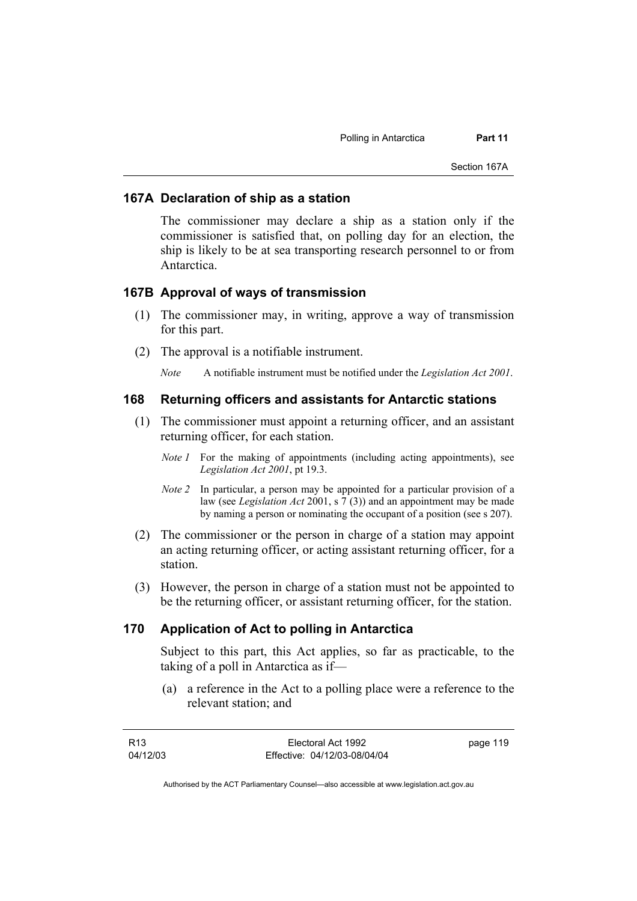### 167A Declaration of ship as a station

The commissioner may declare a ship as a station only if the commissioner is satisfied that, on polling day for an election, the ship is likely to be at sea transporting research personnel to or from Antarctica.

### 167B Approval of ways of transmission

(1) The commissioner may, in writing, approve a way of transmission for this part.

(2) The approval is a notifiable instrument.

*Note* A notifiable instrument must be notified under the *Legislation Act 2001*.

### 168 Returning officers and assistants for Antarctic stations

(1) The commissioner must appoint a returning officer, and an assistant returning officer, for each station.

*Note 1* For the making of appointments (including acting appointments), see *Legislation Act 2001*, pt 19.3.

*Note 2* In particular, a person may be appointed for a particular provision of a law (see *Legislation Act* 2001, s 7 (3)) and an appointment may be made by naming a person or nominating the occupant of a position (see s 207).

(2) The commissioner or the person in charge of a station may appoint an acting returning officer, or acting assistant returning officer, for a station.

(3) However, the person in charge of a station must not be appointed to be the returning officer, or assistant returning officer, for the station.

### 170 Application of Act to polling in Antarctica

Subject to this part, this Act applies, so far as practicable, to the taking of a poll in Antarctica as if—

(a) a reference in the Act to a polling place were a reference to the relevant station; and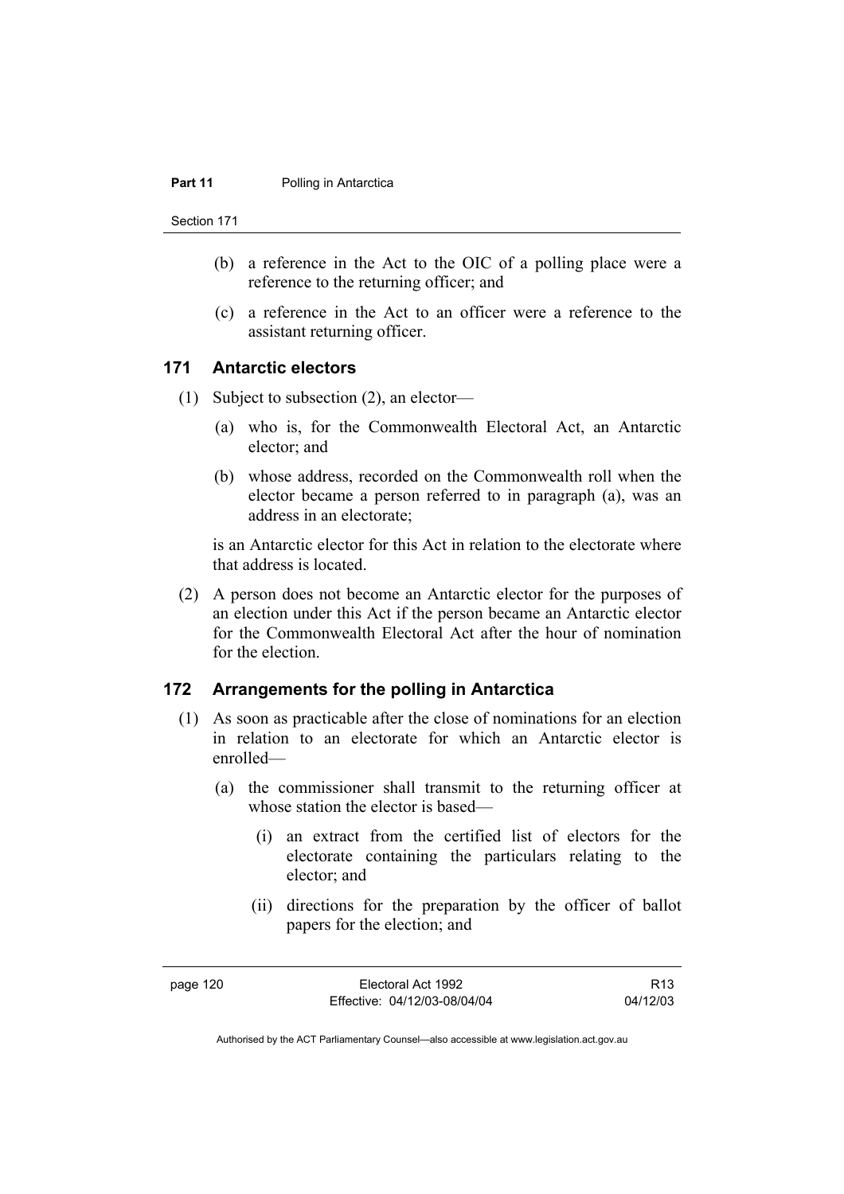(b) a reference in the Act to the OIC of a polling place were a reference to the returning officer; and

(c) a reference in the Act to an officer were a reference to the assistant returning officer.

## 171 Antarctic electors

(1) Subject to subsection (2), an elector—

(a) who is, for the Commonwealth Electoral Act, an Antarctic elector; and

(b) whose address, recorded on the Commonwealth roll when the elector became a person referred to in paragraph (a), was an address in an electorate;

is an Antarctic elector for this Act in relation to the electorate where that address is located.

(2) A person does not become an Antarctic elector for the purposes of an election under this Act if the person became an Antarctic elector for the Commonwealth Electoral Act after the hour of nomination for the election.

## 172 Arrangements for the polling in Antarctica

(1) As soon as practicable after the close of nominations for an election in relation to an electorate for which an Antarctic elector is enrolled—

(a) the commissioner shall transmit to the returning officer at whose station the elector is based—

(i) an extract from the certified list of electors for the electorate containing the particulars relating to the elector; and

(ii) directions for the preparation by the officer of ballot papers for the election; and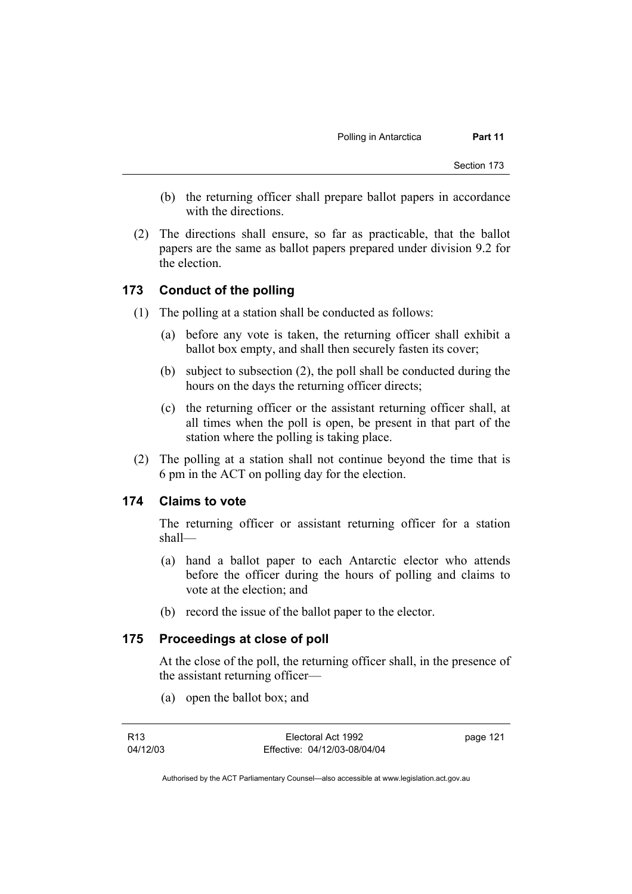(b) the returning officer shall prepare ballot papers in accordance with the directions.

(2) The directions shall ensure, so far as practicable, that the ballot papers are the same as ballot papers prepared under division 9.2 for the election.

### 173 Conduct of the polling

(1) The polling at a station shall be conducted as follows:

(a) before any vote is taken, the returning officer shall exhibit a ballot box empty, and shall then securely fasten its cover;

(b) subject to subsection (2), the poll shall be conducted during the hours on the days the returning officer directs;

(c) the returning officer or the assistant returning officer shall, at all times when the poll is open, be present in that part of the station where the polling is taking place.

(2) The polling at a station shall not continue beyond the time that is 6 pm in the ACT on polling day for the election.

### 174 Claims to vote

The returning officer or assistant returning officer for a station shall—

(a) hand a ballot paper to each Antarctic elector who attends before the officer during the hours of polling and claims to vote at the election; and

(b) record the issue of the ballot paper to the elector.

### 175 Proceedings at close of poll

At the close of the poll, the returning officer shall, in the presence of the assistant returning officer—

(a) open the ballot box; and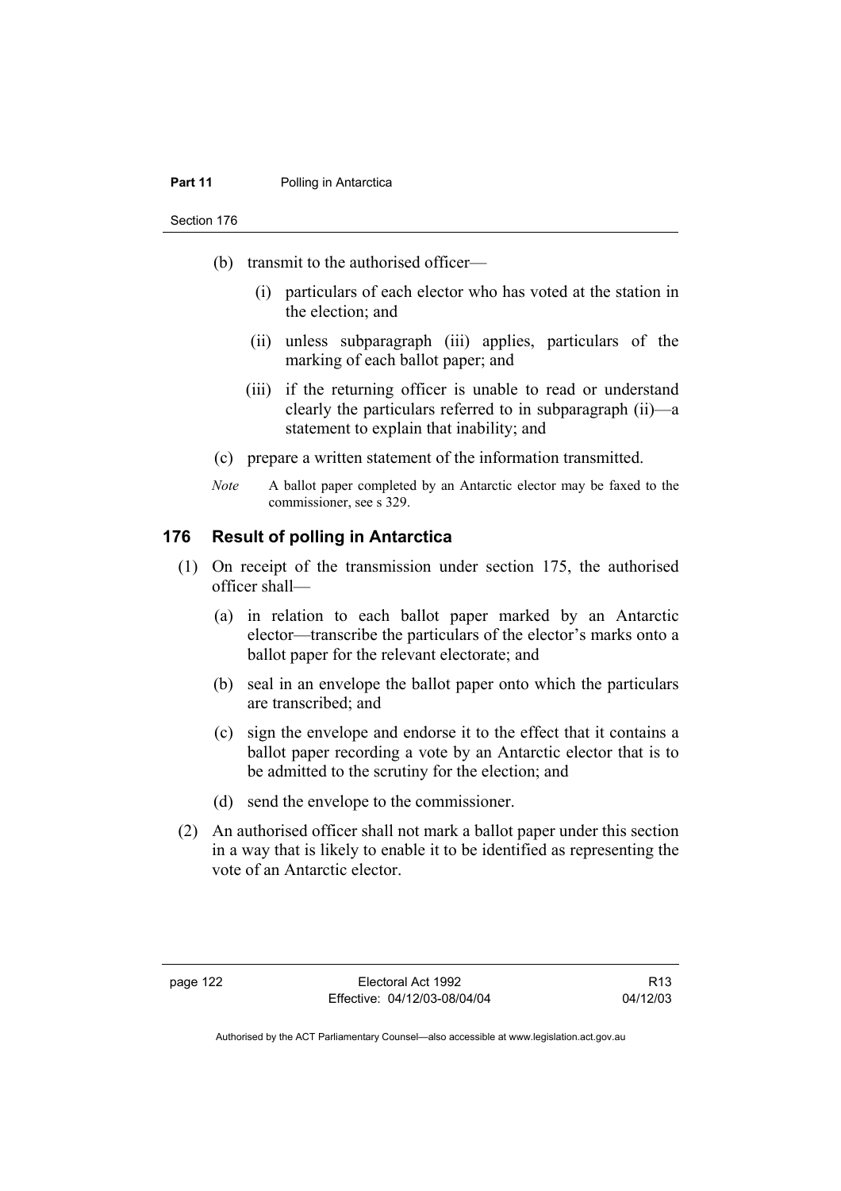(b) transmit to the authorised officer—

(i) particulars of each elector who has voted at the station in the election; and

(ii) unless subparagraph (iii) applies, particulars of the marking of each ballot paper; and

(iii) if the returning officer is unable to read or understand clearly the particulars referred to in subparagraph (ii)—a statement to explain that inability; and

(c) prepare a written statement of the information transmitted.

*Note* A ballot paper completed by an Antarctic elector may be faxed to the commissioner, see s 329.

## 176 Result of polling in Antarctica

(1) On receipt of the transmission under section 175, the authorised officer shall—

(a) in relation to each ballot paper marked by an Antarctic elector—transcribe the particulars of the elector's marks onto a ballot paper for the relevant electorate; and

(b) seal in an envelope the ballot paper onto which the particulars are transcribed; and

(c) sign the envelope and endorse it to the effect that it contains a ballot paper recording a vote by an Antarctic elector that is to be admitted to the scrutiny for the election; and

(d) send the envelope to the commissioner.

(2) An authorised officer shall not mark a ballot paper under this section in a way that is likely to enable it to be identified as representing the vote of an Antarctic elector.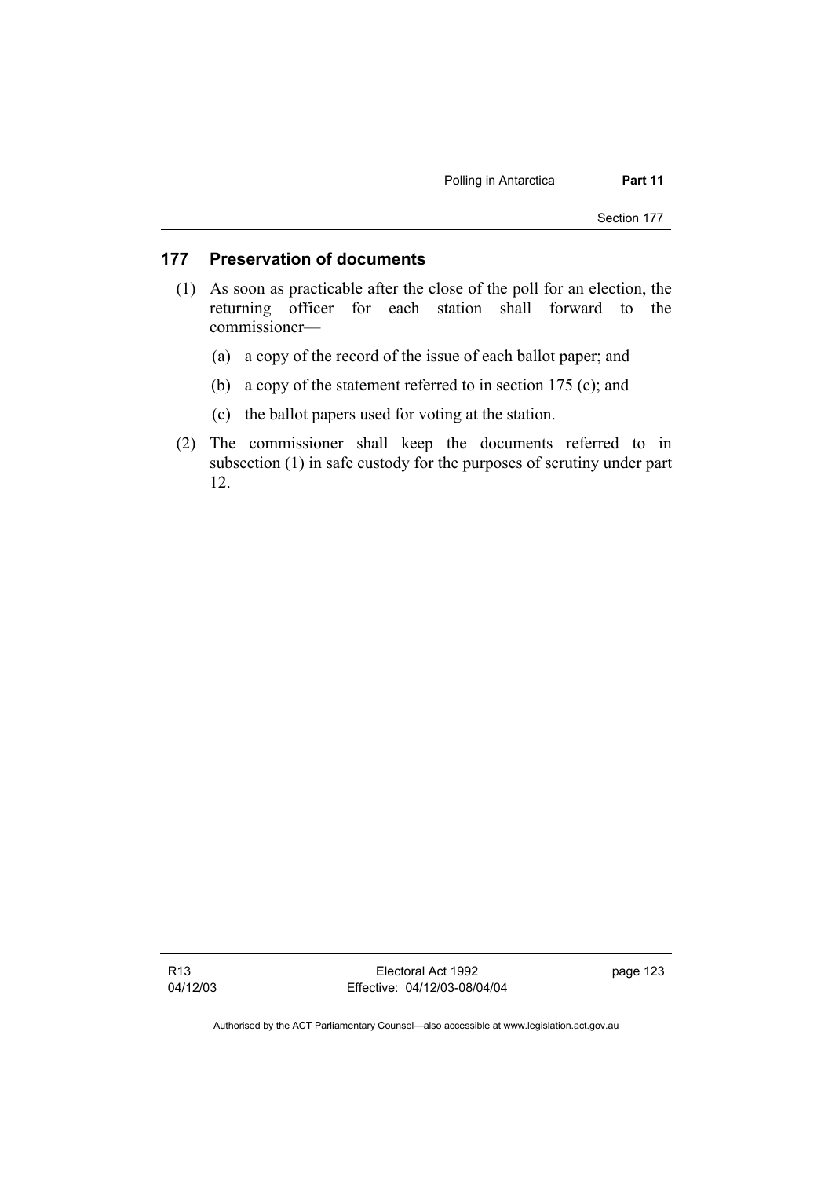## 177 Preservation of documents

(1) As soon as practicable after the close of the poll for an election, the returning officer for each station shall forward to the commissioner—

(a) a copy of the record of the issue of each ballot paper; and

(b) a copy of the statement referred to in section 175 (c); and

(c) the ballot papers used for voting at the station.

(2) The commissioner shall keep the documents referred to in subsection (1) in safe custody for the purposes of scrutiny under part 12.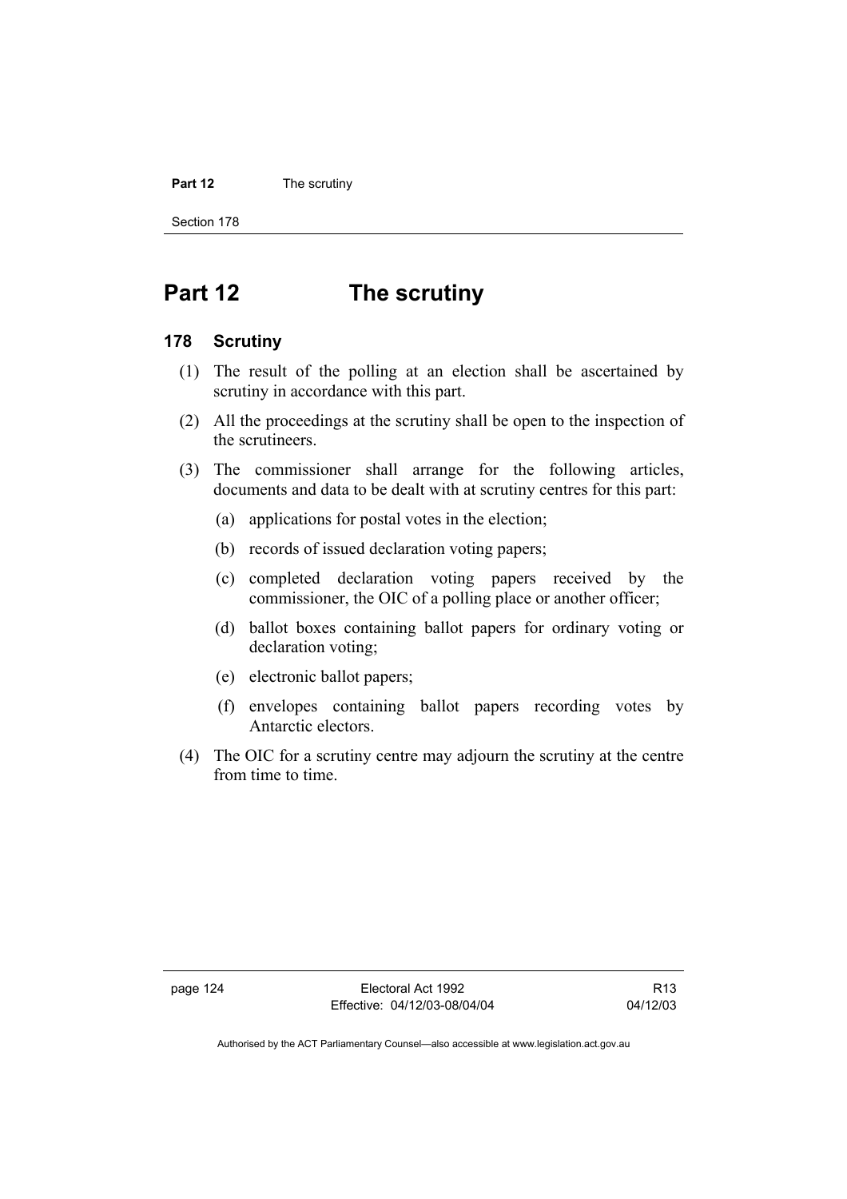# Part 12 The scrutiny

## 178 Scrutiny

(1) The result of the polling at an election shall be ascertained by scrutiny in accordance with this part.

(2) All the proceedings at the scrutiny shall be open to the inspection of the scrutineers.

(3) The commissioner shall arrange for the following articles, documents and data to be dealt with at scrutiny centres for this part:

- (a) applications for postal votes in the election;
- (b) records of issued declaration voting papers;
- (c) completed declaration voting papers received by the commissioner, the OIC of a polling place or another officer;
- (d) ballot boxes containing ballot papers for ordinary voting or declaration voting;
- (e) electronic ballot papers;
- (f) envelopes containing ballot papers recording votes by Antarctic electors.

(4) The OIC for a scrutiny centre may adjourn the scrutiny at the centre from time to time.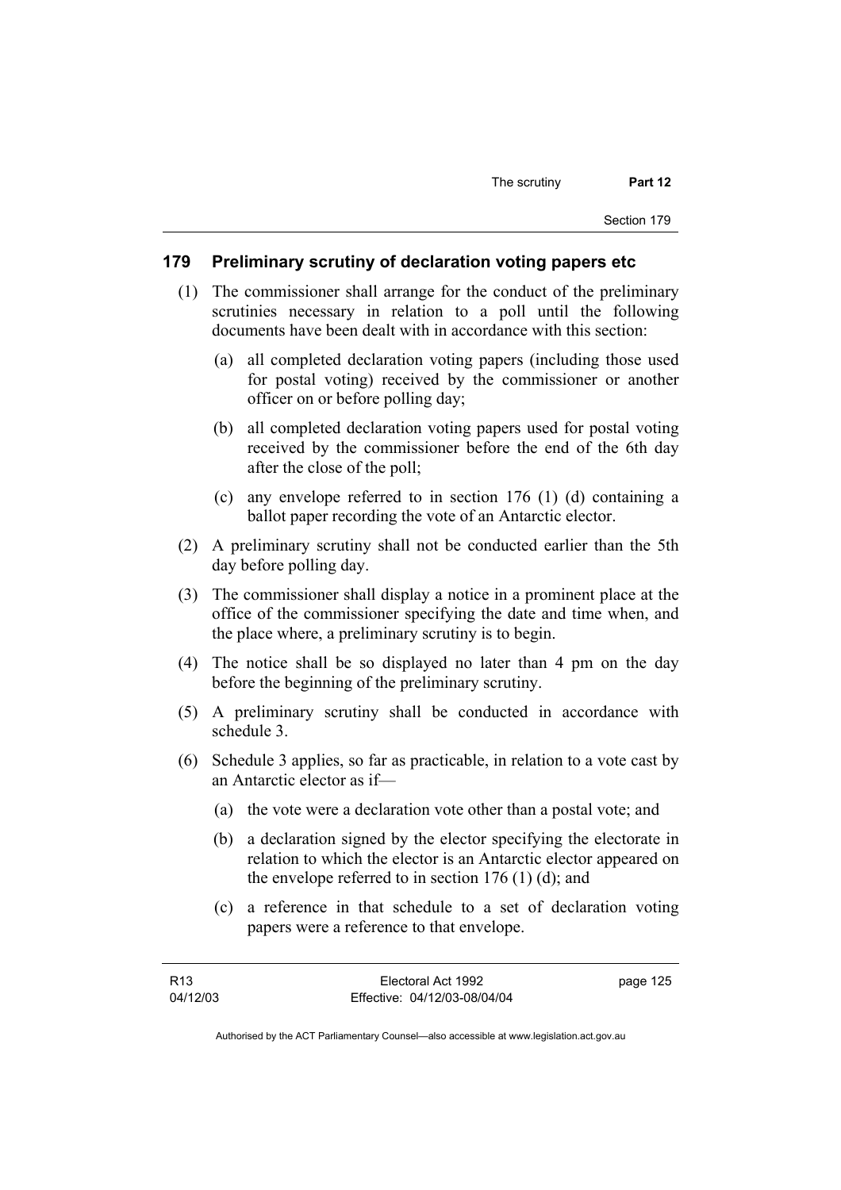### 179 Preliminary scrutiny of declaration voting papers etc

(1) The commissioner shall arrange for the conduct of the preliminary scrutinies necessary in relation to a poll until the following documents have been dealt with in accordance with this section:

(a) all completed declaration voting papers (including those used for postal voting) received by the commissioner or another officer on or before polling day;

(b) all completed declaration voting papers used for postal voting received by the commissioner before the end of the 6th day after the close of the poll;

(c) any envelope referred to in section 176 (1) (d) containing a ballot paper recording the vote of an Antarctic elector.

(2) A preliminary scrutiny shall not be conducted earlier than the 5th day before polling day.

(3) The commissioner shall display a notice in a prominent place at the office of the commissioner specifying the date and time when, and the place where, a preliminary scrutiny is to begin.

(4) The notice shall be so displayed no later than 4 pm on the day before the beginning of the preliminary scrutiny.

(5) A preliminary scrutiny shall be conducted in accordance with schedule 3.

(6) Schedule 3 applies, so far as practicable, in relation to a vote cast by an Antarctic elector as if—

(a) the vote were a declaration vote other than a postal vote; and

(b) a declaration signed by the elector specifying the electorate in relation to which the elector is an Antarctic elector appeared on the envelope referred to in section 176 (1) (d); and

(c) a reference in that schedule to a set of declaration voting papers were a reference to that envelope.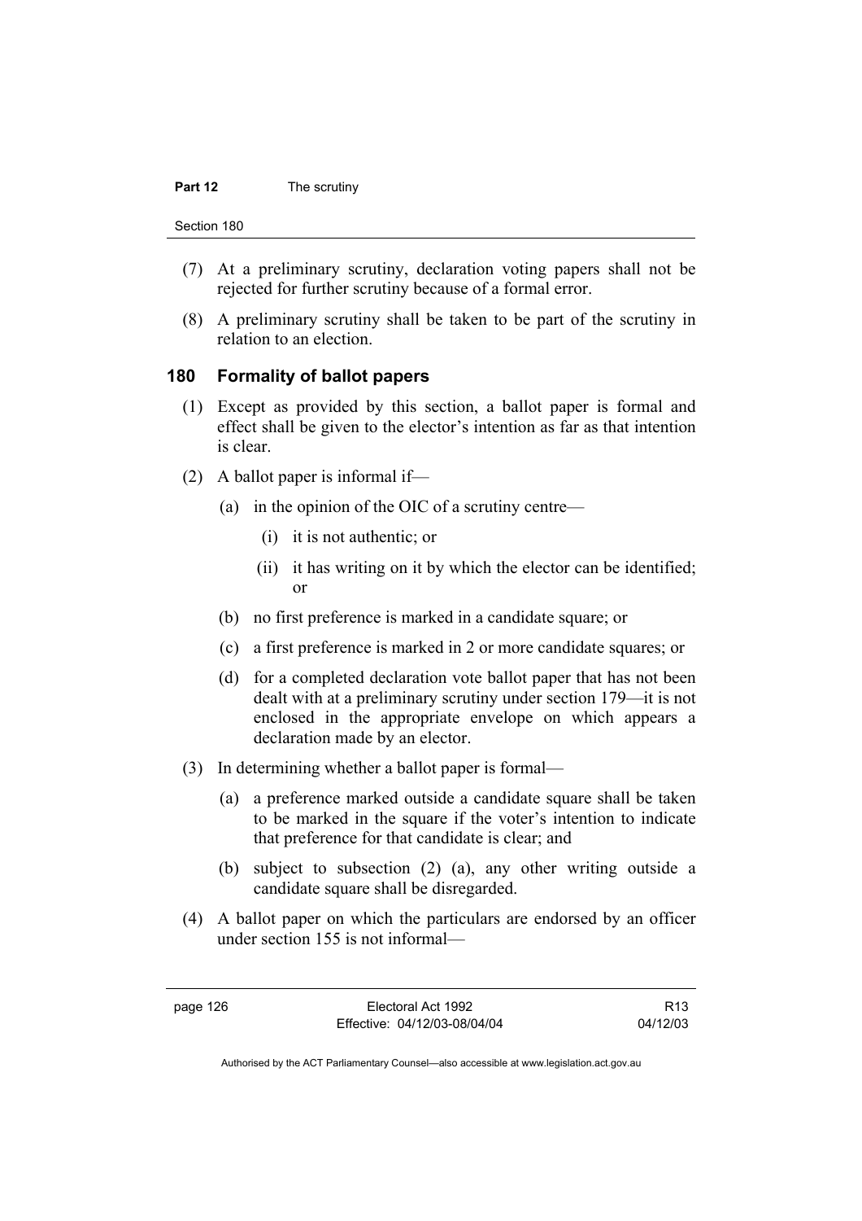(7) At a preliminary scrutiny, declaration voting papers shall not be rejected for further scrutiny because of a formal error.

(8) A preliminary scrutiny shall be taken to be part of the scrutiny in relation to an election.

## 180 Formality of ballot papers

(1) Except as provided by this section, a ballot paper is formal and effect shall be given to the elector's intention as far as that intention is clear.

(2) A ballot paper is informal if—

  (a) in the opinion of the OIC of a scrutiny centre—

    (i) it is not authentic; or

    (ii) it has writing on it by which the elector can be identified; or

  (b) no first preference is marked in a candidate square; or

  (c) a first preference is marked in 2 or more candidate squares; or

  (d) for a completed declaration vote ballot paper that has not been dealt with at a preliminary scrutiny under section 179—it is not enclosed in the appropriate envelope on which appears a declaration made by an elector.

(3) In determining whether a ballot paper is formal—

  (a) a preference marked outside a candidate square shall be taken to be marked in the square if the voter's intention to indicate that preference for that candidate is clear; and

  (b) subject to subsection (2) (a), any other writing outside a candidate square shall be disregarded.

(4) A ballot paper on which the particulars are endorsed by an officer under section 155 is not informal—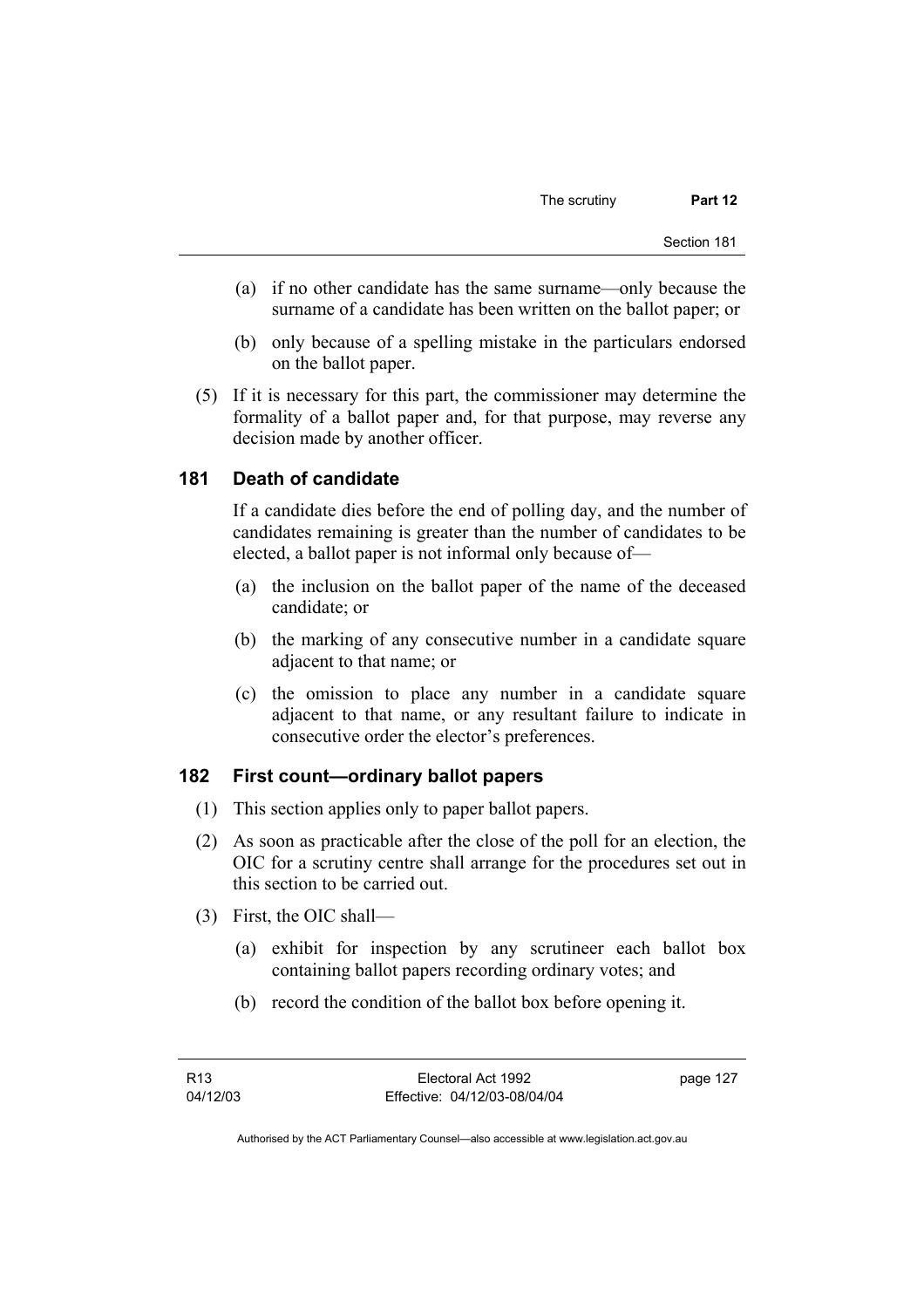(a) if no other candidate has the same surname—only because the surname of a candidate has been written on the ballot paper; or

(b) only because of a spelling mistake in the particulars endorsed on the ballot paper.

(5) If it is necessary for this part, the commissioner may determine the formality of a ballot paper and, for that purpose, may reverse any decision made by another officer.

### 181 Death of candidate

If a candidate dies before the end of polling day, and the number of candidates remaining is greater than the number of candidates to be elected, a ballot paper is not informal only because of—

(a) the inclusion on the ballot paper of the name of the deceased candidate; or

(b) the marking of any consecutive number in a candidate square adjacent to that name; or

(c) the omission to place any number in a candidate square adjacent to that name, or any resultant failure to indicate in consecutive order the elector's preferences.

### 182 First count—ordinary ballot papers

(1) This section applies only to paper ballot papers.

(2) As soon as practicable after the close of the poll for an election, the OIC for a scrutiny centre shall arrange for the procedures set out in this section to be carried out.

(3) First, the OIC shall—

(a) exhibit for inspection by any scrutineer each ballot box containing ballot papers recording ordinary votes; and

(b) record the condition of the ballot box before opening it.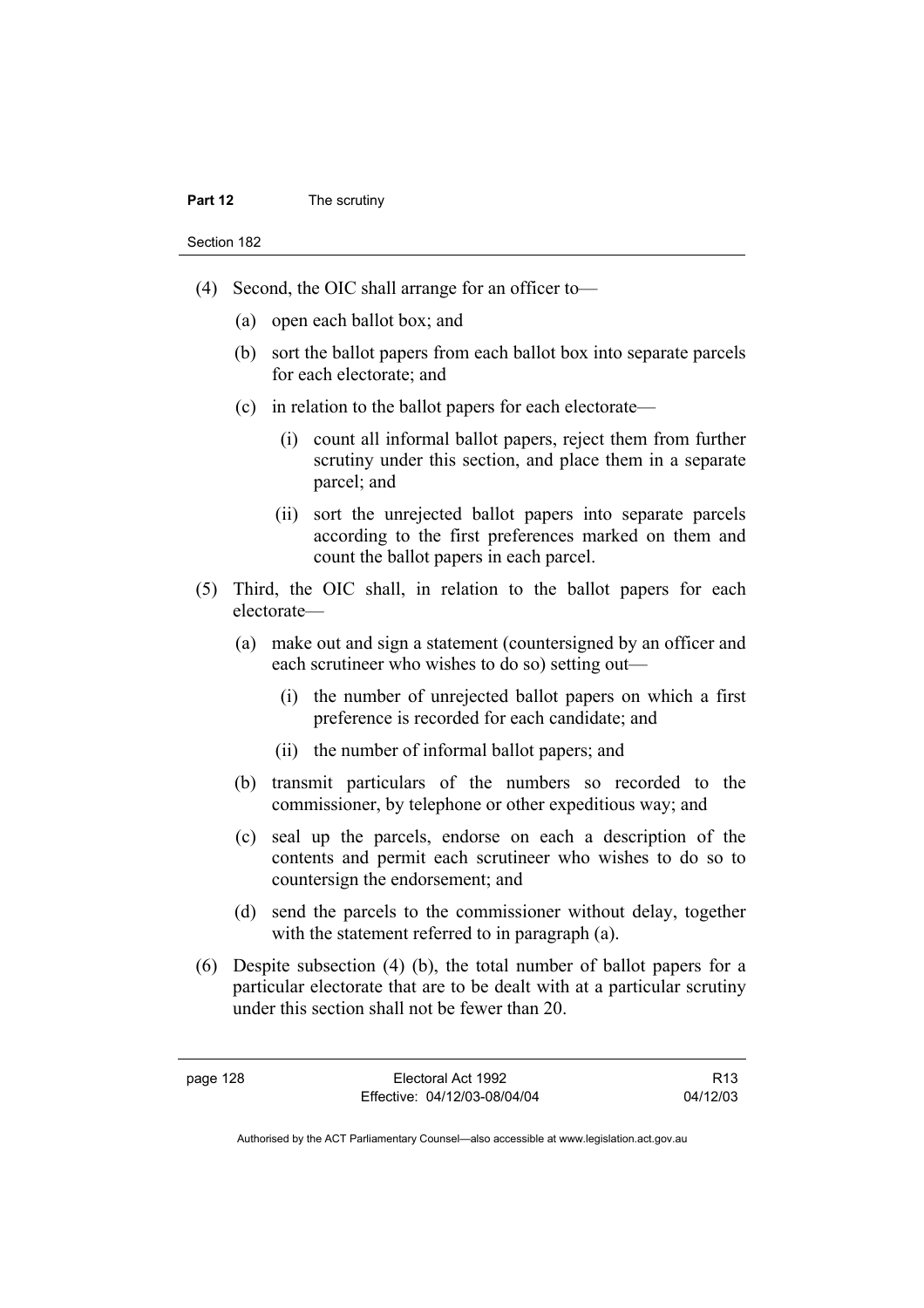(4) Second, the OIC shall arrange for an officer to—

   (a) open each ballot box; and

   (b) sort the ballot papers from each ballot box into separate parcels for each electorate; and

   (c) in relation to the ballot papers for each electorate—

      (i) count all informal ballot papers, reject them from further scrutiny under this section, and place them in a separate parcel; and

      (ii) sort the unrejected ballot papers into separate parcels according to the first preferences marked on them and count the ballot papers in each parcel.

(5) Third, the OIC shall, in relation to the ballot papers for each electorate—

   (a) make out and sign a statement (countersigned by an officer and each scrutineer who wishes to do so) setting out—

      (i) the number of unrejected ballot papers on which a first preference is recorded for each candidate; and

      (ii) the number of informal ballot papers; and

   (b) transmit particulars of the numbers so recorded to the commissioner, by telephone or other expeditious way; and

   (c) seal up the parcels, endorse on each a description of the contents and permit each scrutineer who wishes to do so to countersign the endorsement; and

   (d) send the parcels to the commissioner without delay, together with the statement referred to in paragraph (a).

(6) Despite subsection (4) (b), the total number of ballot papers for a particular electorate that are to be dealt with at a particular scrutiny under this section shall not be fewer than 20.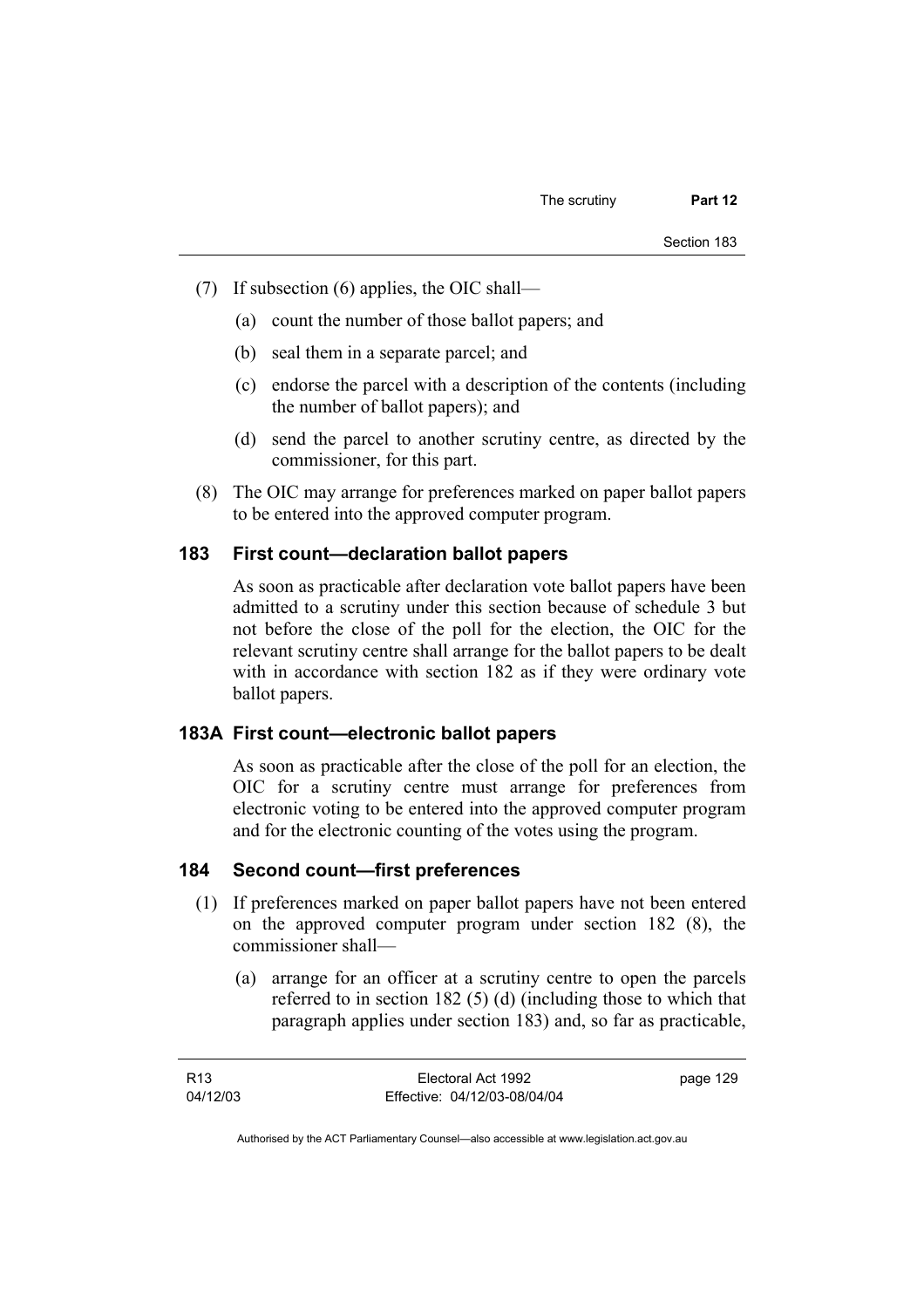(7) If subsection (6) applies, the OIC shall—

  (a) count the number of those ballot papers; and

  (b) seal them in a separate parcel; and

  (c) endorse the parcel with a description of the contents (including the number of ballot papers); and

  (d) send the parcel to another scrutiny centre, as directed by the commissioner, for this part.

(8) The OIC may arrange for preferences marked on paper ballot papers to be entered into the approved computer program.

## 183 First count—declaration ballot papers

As soon as practicable after declaration vote ballot papers have been admitted to a scrutiny under this section because of schedule 3 but not before the close of the poll for the election, the OIC for the relevant scrutiny centre shall arrange for the ballot papers to be dealt with in accordance with section 182 as if they were ordinary vote ballot papers.

## 183A First count—electronic ballot papers

As soon as practicable after the close of the poll for an election, the OIC for a scrutiny centre must arrange for preferences from electronic voting to be entered into the approved computer program and for the electronic counting of the votes using the program.

## 184 Second count—first preferences

(1) If preferences marked on paper ballot papers have not been entered on the approved computer program under section 182 (8), the commissioner shall—

  (a) arrange for an officer at a scrutiny centre to open the parcels referred to in section 182 (5) (d) (including those to which that paragraph applies under section 183) and, so far as practicable,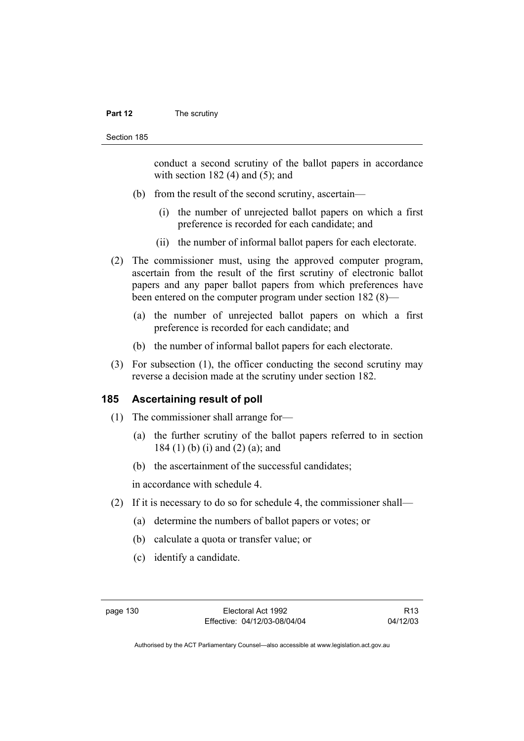conduct a second scrutiny of the ballot papers in accordance with section 182 (4) and (5); and

(b) from the result of the second scrutiny, ascertain—

(i) the number of unrejected ballot papers on which a first preference is recorded for each candidate; and

(ii) the number of informal ballot papers for each electorate.

(2) The commissioner must, using the approved computer program, ascertain from the result of the first scrutiny of electronic ballot papers and any paper ballot papers from which preferences have been entered on the computer program under section 182 (8)—

(a) the number of unrejected ballot papers on which a first preference is recorded for each candidate; and

(b) the number of informal ballot papers for each electorate.

(3) For subsection (1), the officer conducting the second scrutiny may reverse a decision made at the scrutiny under section 182.

### 185 Ascertaining result of poll

(1) The commissioner shall arrange for—

(a) the further scrutiny of the ballot papers referred to in section 184 (1) (b) (i) and (2) (a); and

(b) the ascertainment of the successful candidates;

in accordance with schedule 4.

(2) If it is necessary to do so for schedule 4, the commissioner shall—

(a) determine the numbers of ballot papers or votes; or

(b) calculate a quota or transfer value; or

(c) identify a candidate.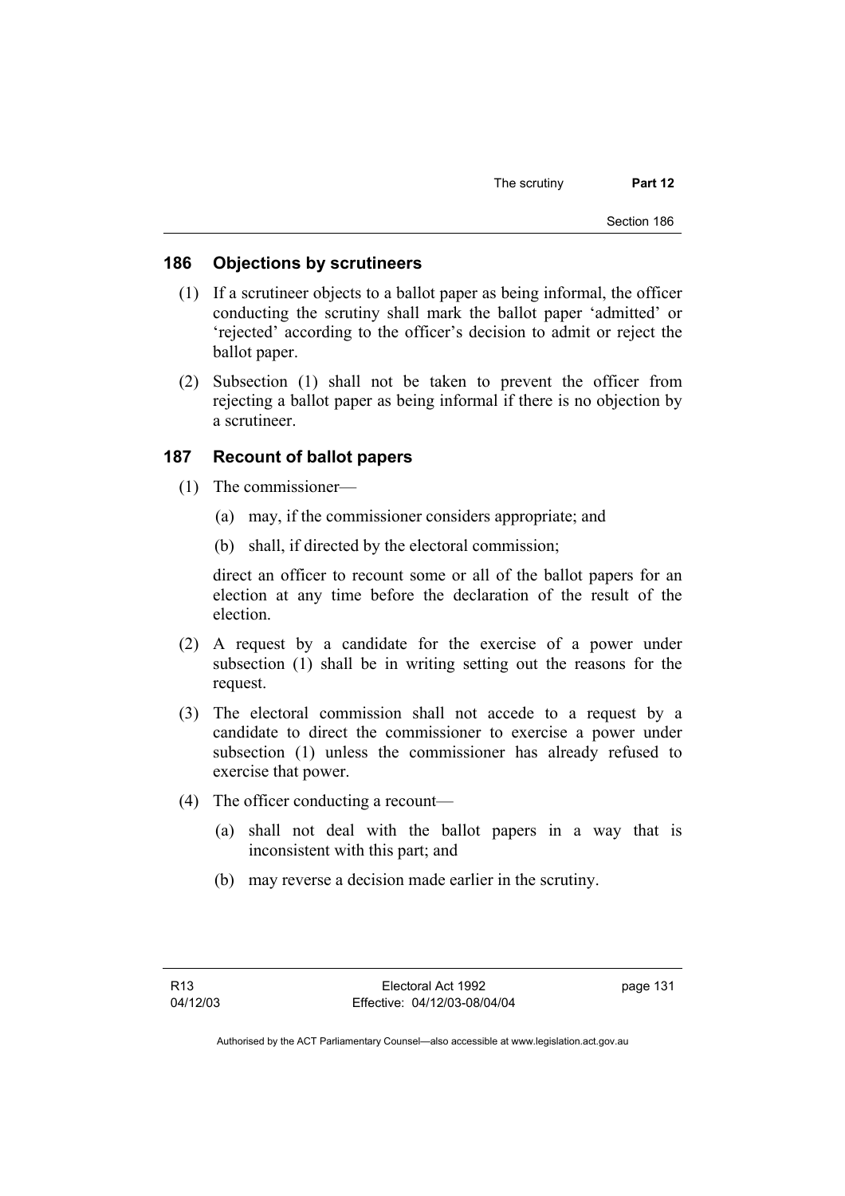## 186 Objections by scrutineers

(1) If a scrutineer objects to a ballot paper as being informal, the officer conducting the scrutiny shall mark the ballot paper 'admitted' or 'rejected' according to the officer's decision to admit or reject the ballot paper.

(2) Subsection (1) shall not be taken to prevent the officer from rejecting a ballot paper as being informal if there is no objection by a scrutineer.

## 187 Recount of ballot papers

(1) The commissioner—

(a) may, if the commissioner considers appropriate; and

(b) shall, if directed by the electoral commission;

direct an officer to recount some or all of the ballot papers for an election at any time before the declaration of the result of the election.

(2) A request by a candidate for the exercise of a power under subsection (1) shall be in writing setting out the reasons for the request.

(3) The electoral commission shall not accede to a request by a candidate to direct the commissioner to exercise a power under subsection (1) unless the commissioner has already refused to exercise that power.

(4) The officer conducting a recount—

(a) shall not deal with the ballot papers in a way that is inconsistent with this part; and

(b) may reverse a decision made earlier in the scrutiny.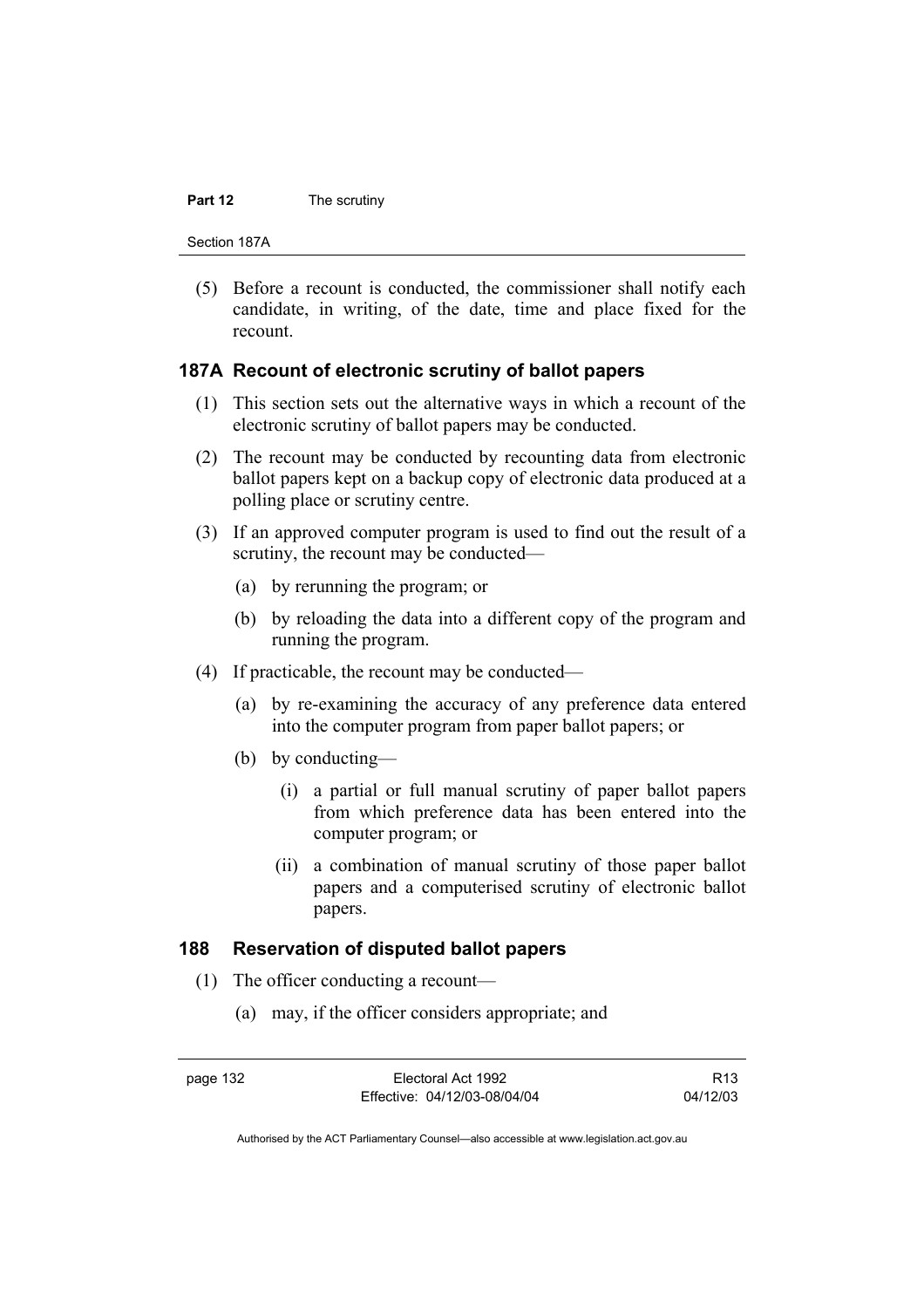(5) Before a recount is conducted, the commissioner shall notify each candidate, in writing, of the date, time and place fixed for the recount.

### 187A Recount of electronic scrutiny of ballot papers

(1) This section sets out the alternative ways in which a recount of the electronic scrutiny of ballot papers may be conducted.

(2) The recount may be conducted by recounting data from electronic ballot papers kept on a backup copy of electronic data produced at a polling place or scrutiny centre.

(3) If an approved computer program is used to find out the result of a scrutiny, the recount may be conducted—

(a) by rerunning the program; or

(b) by reloading the data into a different copy of the program and running the program.

(4) If practicable, the recount may be conducted—

(a) by re-examining the accuracy of any preference data entered into the computer program from paper ballot papers; or

(b) by conducting—

(i) a partial or full manual scrutiny of paper ballot papers from which preference data has been entered into the computer program; or

(ii) a combination of manual scrutiny of those paper ballot papers and a computerised scrutiny of electronic ballot papers.

### 188 Reservation of disputed ballot papers

(1) The officer conducting a recount—

(a) may, if the officer considers appropriate; and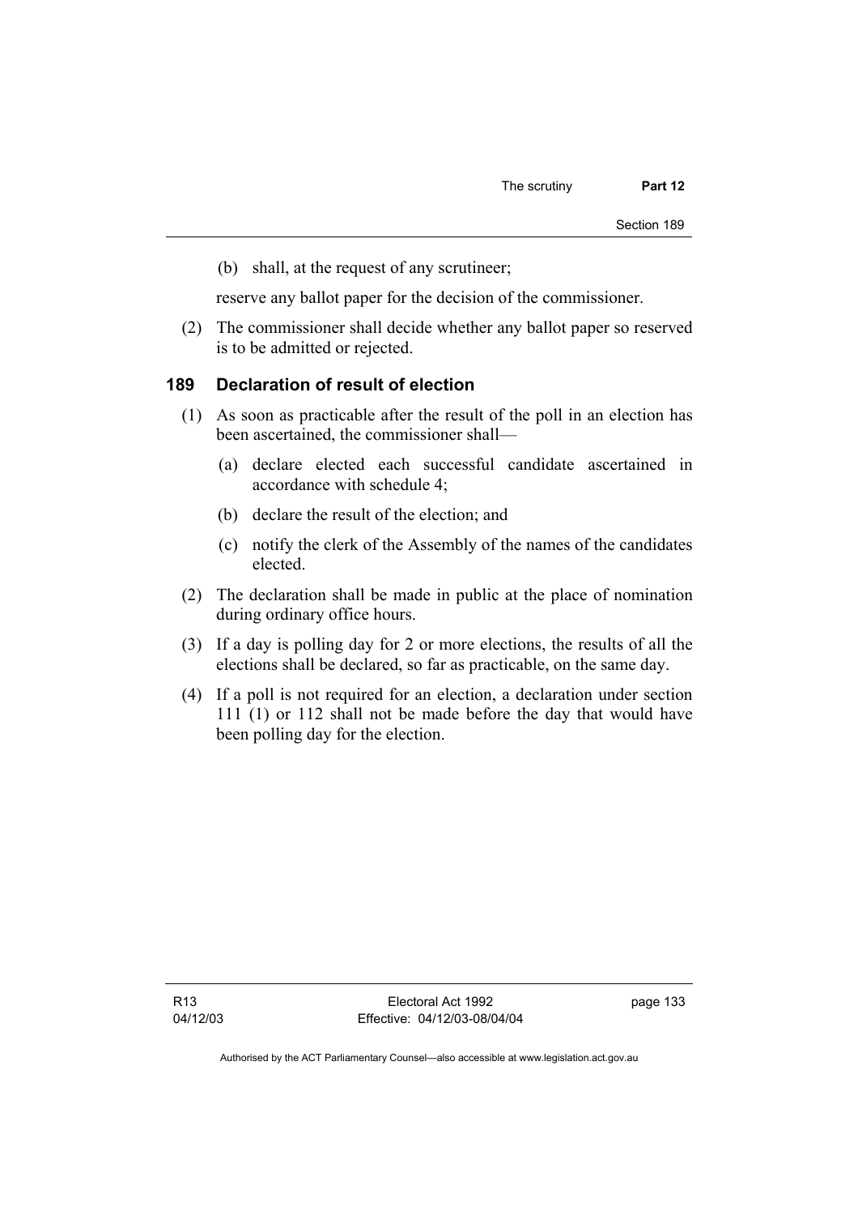(b) shall, at the request of any scrutineer;

reserve any ballot paper for the decision of the commissioner.

(2) The commissioner shall decide whether any ballot paper so reserved is to be admitted or rejected.

## 189 Declaration of result of election

(1) As soon as practicable after the result of the poll in an election has been ascertained, the commissioner shall—

(a) declare elected each successful candidate ascertained in accordance with schedule 4;

(b) declare the result of the election; and

(c) notify the clerk of the Assembly of the names of the candidates elected.

(2) The declaration shall be made in public at the place of nomination during ordinary office hours.

(3) If a day is polling day for 2 or more elections, the results of all the elections shall be declared, so far as practicable, on the same day.

(4) If a poll is not required for an election, a declaration under section 111 (1) or 112 shall not be made before the day that would have been polling day for the election.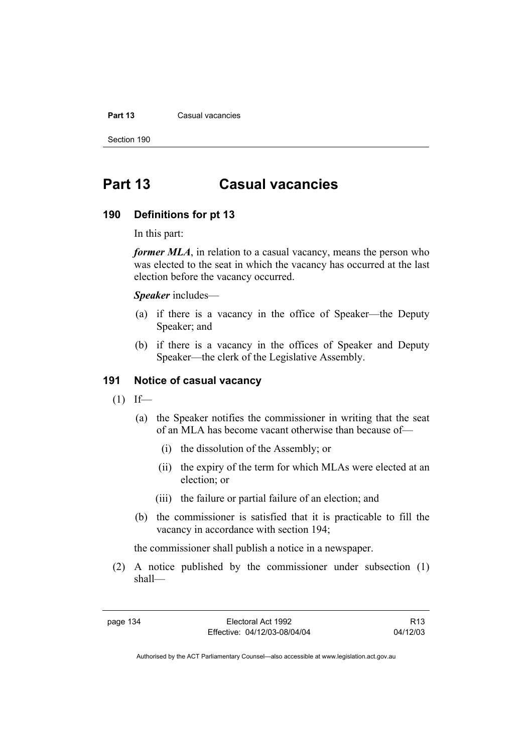# Part 13 Casual vacancies

## 190 Definitions for pt 13

In this part:

***former MLA***, in relation to a casual vacancy, means the person who was elected to the seat in which the vacancy has occurred at the last election before the vacancy occurred.

***Speaker*** includes—

(a) if there is a vacancy in the office of Speaker—the Deputy Speaker; and

(b) if there is a vacancy in the offices of Speaker and Deputy Speaker—the clerk of the Legislative Assembly.

## 191 Notice of casual vacancy

(1) If—

(a) the Speaker notifies the commissioner in writing that the seat of an MLA has become vacant otherwise than because of—

(i) the dissolution of the Assembly; or

(ii) the expiry of the term for which MLAs were elected at an election; or

(iii) the failure or partial failure of an election; and

(b) the commissioner is satisfied that it is practicable to fill the vacancy in accordance with section 194;

the commissioner shall publish a notice in a newspaper.

(2) A notice published by the commissioner under subsection (1) shall—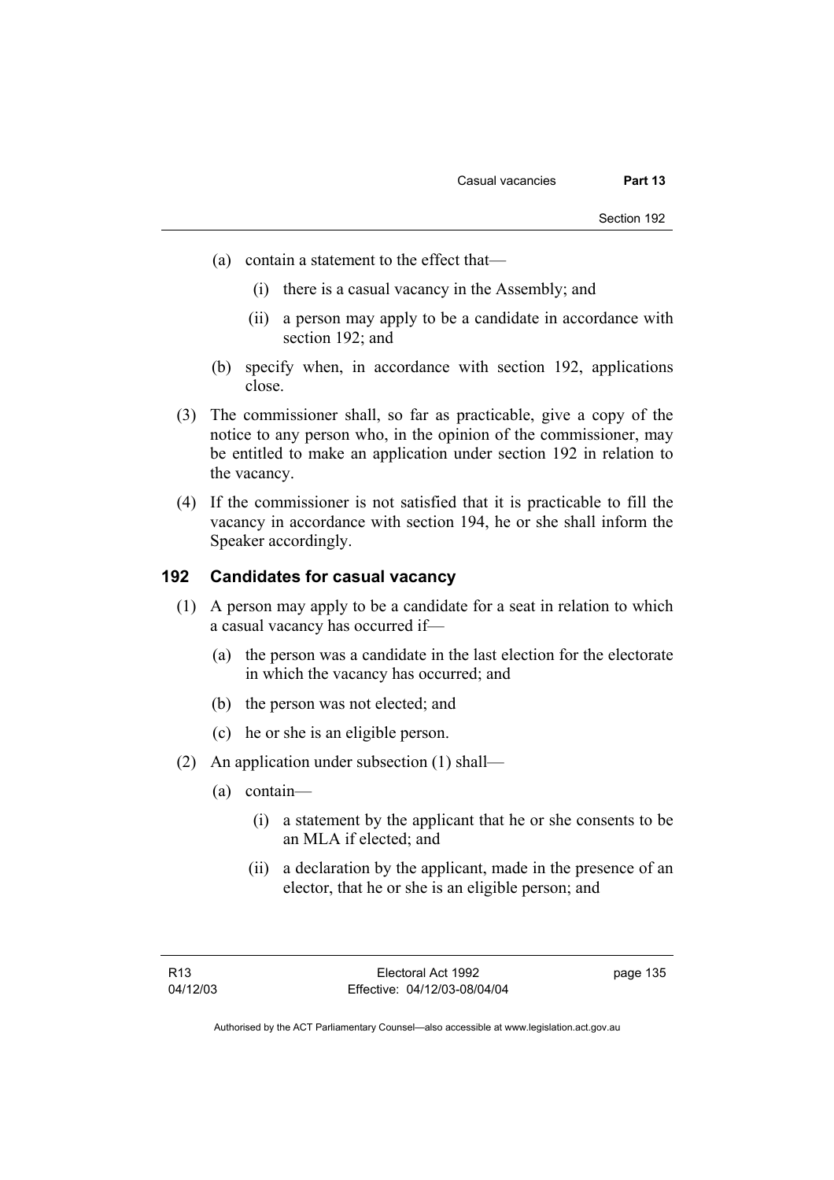(a) contain a statement to the effect that—

(i) there is a casual vacancy in the Assembly; and

(ii) a person may apply to be a candidate in accordance with section 192; and

(b) specify when, in accordance with section 192, applications close.

(3) The commissioner shall, so far as practicable, give a copy of the notice to any person who, in the opinion of the commissioner, may be entitled to make an application under section 192 in relation to the vacancy.

(4) If the commissioner is not satisfied that it is practicable to fill the vacancy in accordance with section 194, he or she shall inform the Speaker accordingly.

## 192 Candidates for casual vacancy

(1) A person may apply to be a candidate for a seat in relation to which a casual vacancy has occurred if—

(a) the person was a candidate in the last election for the electorate in which the vacancy has occurred; and

(b) the person was not elected; and

(c) he or she is an eligible person.

(2) An application under subsection (1) shall—

(a) contain—

(i) a statement by the applicant that he or she consents to be an MLA if elected; and

(ii) a declaration by the applicant, made in the presence of an elector, that he or she is an eligible person; and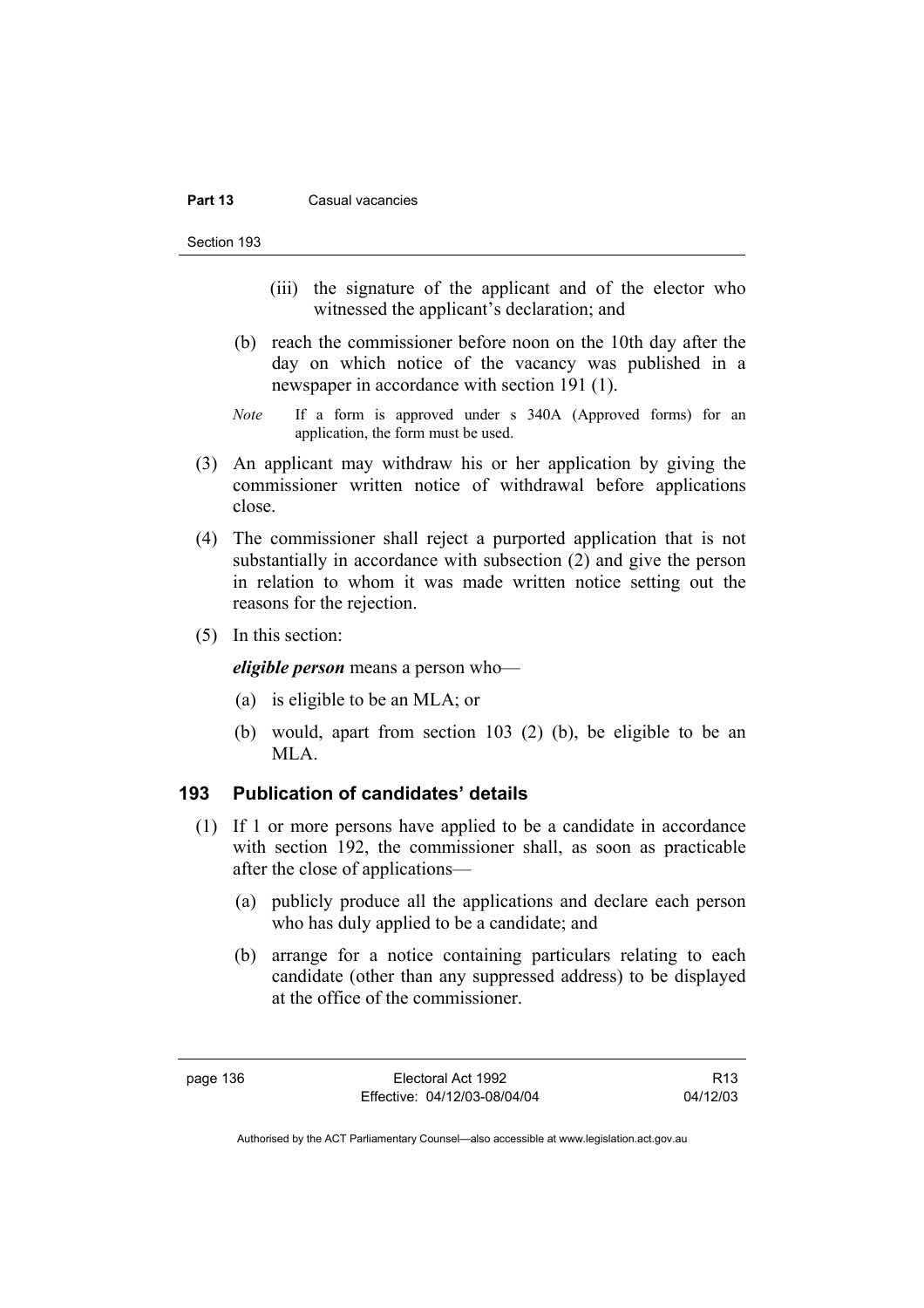(iii) the signature of the applicant and of the elector who witnessed the applicant's declaration; and

(b) reach the commissioner before noon on the 10th day after the day on which notice of the vacancy was published in a newspaper in accordance with section 191 (1).

*Note* If a form is approved under s 340A (Approved forms) for an application, the form must be used.

(3) An applicant may withdraw his or her application by giving the commissioner written notice of withdrawal before applications close.

(4) The commissioner shall reject a purported application that is not substantially in accordance with subsection (2) and give the person in relation to whom it was made written notice setting out the reasons for the rejection.

(5) In this section:

***eligible person*** means a person who—

(a) is eligible to be an MLA; or

(b) would, apart from section 103 (2) (b), be eligible to be an MLA.

## 193 Publication of candidates' details

(1) If 1 or more persons have applied to be a candidate in accordance with section 192, the commissioner shall, as soon as practicable after the close of applications—

(a) publicly produce all the applications and declare each person who has duly applied to be a candidate; and

(b) arrange for a notice containing particulars relating to each candidate (other than any suppressed address) to be displayed at the office of the commissioner.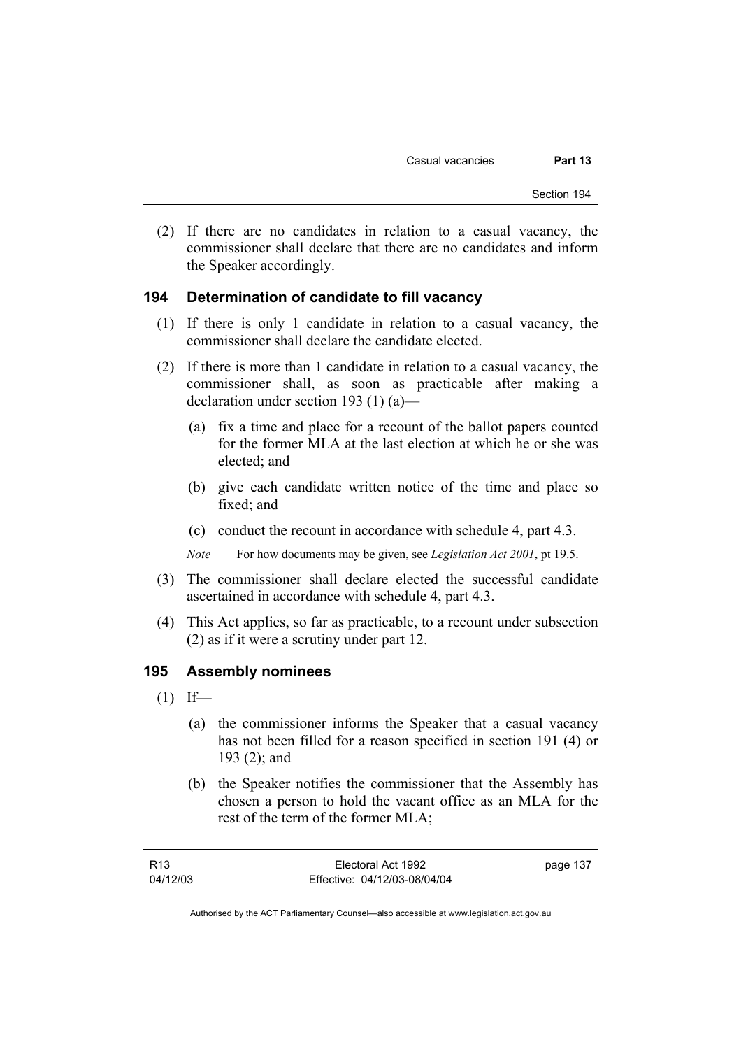(2) If there are no candidates in relation to a casual vacancy, the commissioner shall declare that there are no candidates and inform the Speaker accordingly.

### 194 Determination of candidate to fill vacancy

(1) If there is only 1 candidate in relation to a casual vacancy, the commissioner shall declare the candidate elected.

(2) If there is more than 1 candidate in relation to a casual vacancy, the commissioner shall, as soon as practicable after making a declaration under section 193 (1) (a)—

(a) fix a time and place for a recount of the ballot papers counted for the former MLA at the last election at which he or she was elected; and

(b) give each candidate written notice of the time and place so fixed; and

(c) conduct the recount in accordance with schedule 4, part 4.3.

*Note* For how documents may be given, see *Legislation Act 2001*, pt 19.5.

(3) The commissioner shall declare elected the successful candidate ascertained in accordance with schedule 4, part 4.3.

(4) This Act applies, so far as practicable, to a recount under subsection (2) as if it were a scrutiny under part 12.

### 195 Assembly nominees

(1) If—

(a) the commissioner informs the Speaker that a casual vacancy has not been filled for a reason specified in section 191 (4) or 193 (2); and

(b) the Speaker notifies the commissioner that the Assembly has chosen a person to hold the vacant office as an MLA for the rest of the term of the former MLA;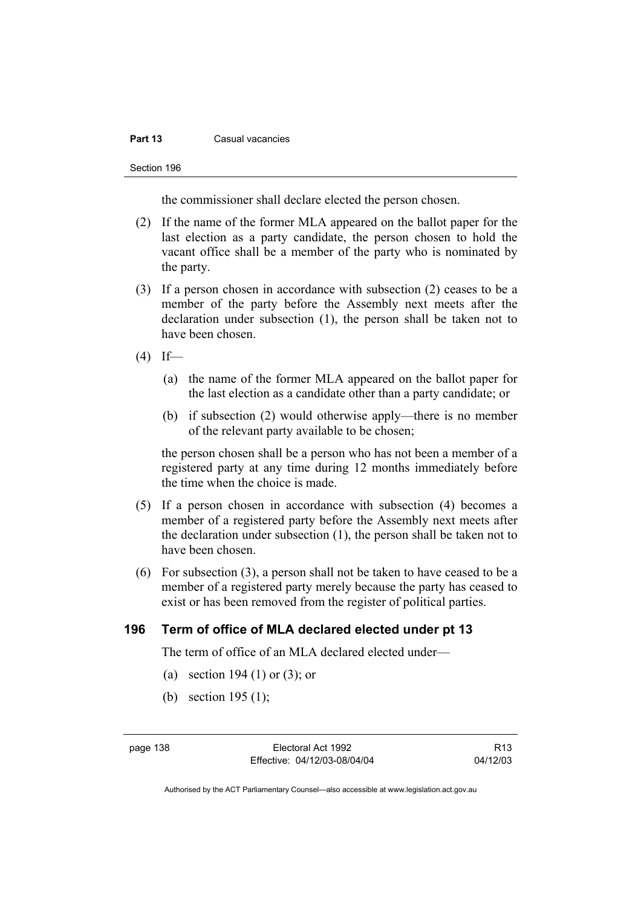the commissioner shall declare elected the person chosen.

(2) If the name of the former MLA appeared on the ballot paper for the last election as a party candidate, the person chosen to hold the vacant office shall be a member of the party who is nominated by the party.

(3) If a person chosen in accordance with subsection (2) ceases to be a member of the party before the Assembly next meets after the declaration under subsection (1), the person shall be taken not to have been chosen.

(4) If—

(a) the name of the former MLA appeared on the ballot paper for the last election as a candidate other than a party candidate; or

(b) if subsection (2) would otherwise apply—there is no member of the relevant party available to be chosen;

the person chosen shall be a person who has not been a member of a registered party at any time during 12 months immediately before the time when the choice is made.

(5) If a person chosen in accordance with subsection (4) becomes a member of a registered party before the Assembly next meets after the declaration under subsection (1), the person shall be taken not to have been chosen.

(6) For subsection (3), a person shall not be taken to have ceased to be a member of a registered party merely because the party has ceased to exist or has been removed from the register of political parties.

## 196 Term of office of MLA declared elected under pt 13

The term of office of an MLA declared elected under—

(a) section 194 (1) or (3); or

(b) section 195 (1);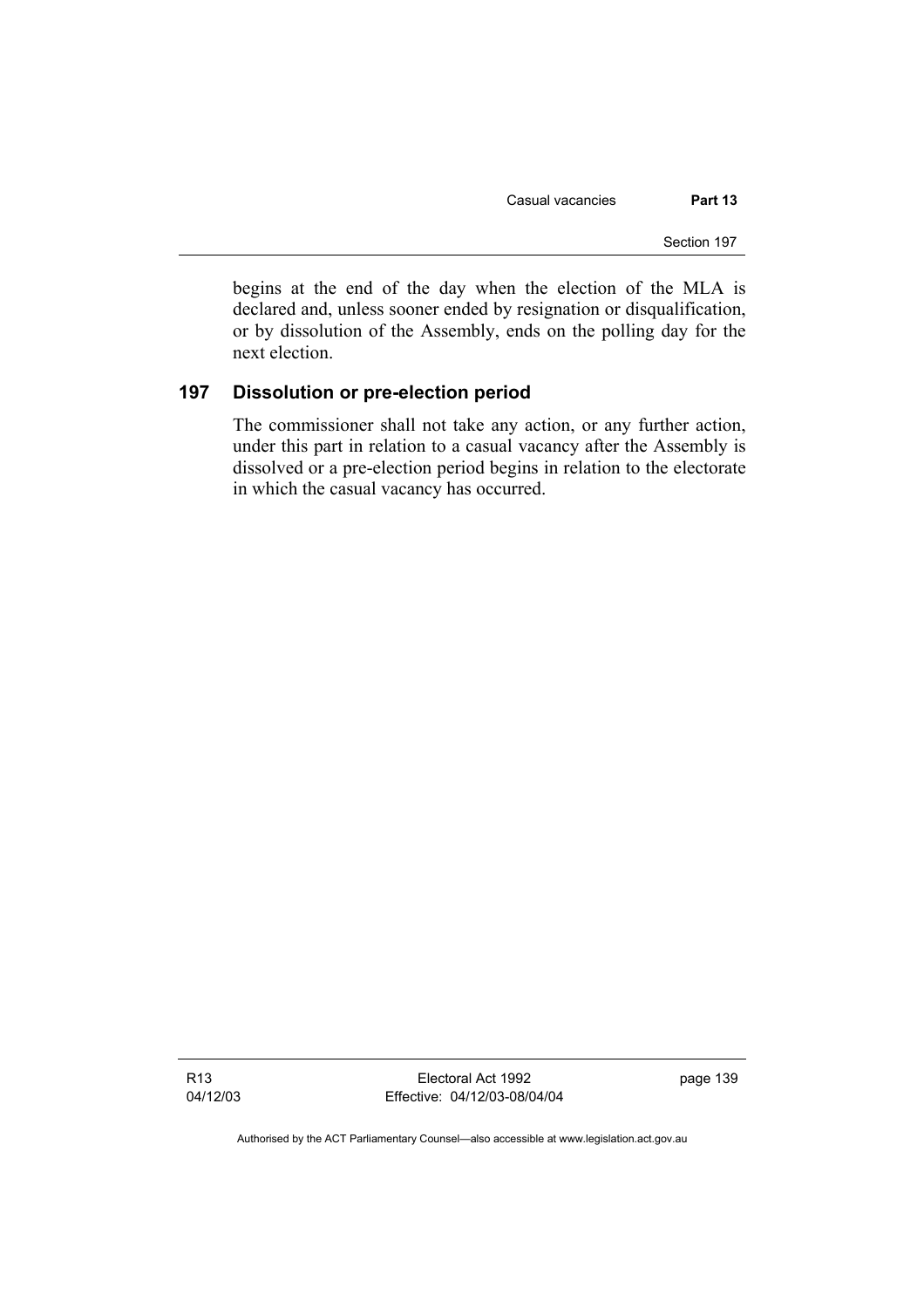begins at the end of the day when the election of the MLA is declared and, unless sooner ended by resignation or disqualification, or by dissolution of the Assembly, ends on the polling day for the next election.

## 197 Dissolution or pre-election period

The commissioner shall not take any action, or any further action, under this part in relation to a casual vacancy after the Assembly is dissolved or a pre-election period begins in relation to the electorate in which the casual vacancy has occurred.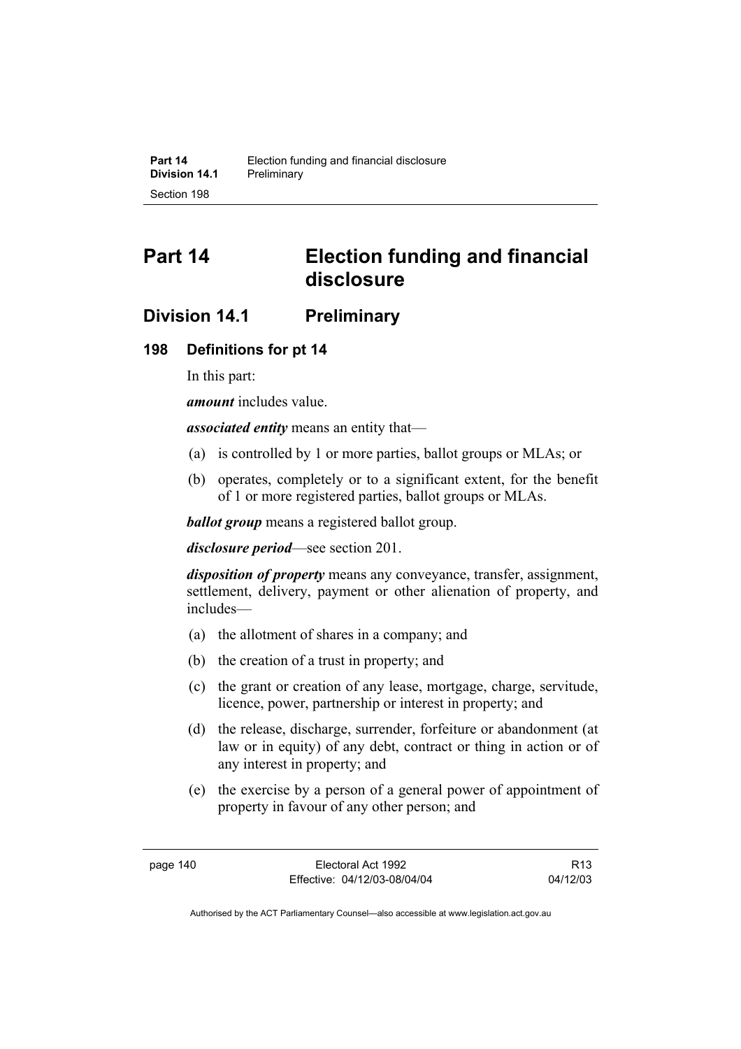# Part 14 Election funding and financial disclosure

## Division 14.1 Preliminary

### 198 Definitions for pt 14

In this part:

***amount*** includes value.

***associated entity*** means an entity that—

(a) is controlled by 1 or more parties, ballot groups or MLAs; or

(b) operates, completely or to a significant extent, for the benefit of 1 or more registered parties, ballot groups or MLAs.

***ballot group*** means a registered ballot group.

***disclosure period***—see section 201.

***disposition of property*** means any conveyance, transfer, assignment, settlement, delivery, payment or other alienation of property, and includes—

(a) the allotment of shares in a company; and

(b) the creation of a trust in property; and

(c) the grant or creation of any lease, mortgage, charge, servitude, licence, power, partnership or interest in property; and

(d) the release, discharge, surrender, forfeiture or abandonment (at law or in equity) of any debt, contract or thing in action or of any interest in property; and

(e) the exercise by a person of a general power of appointment of property in favour of any other person; and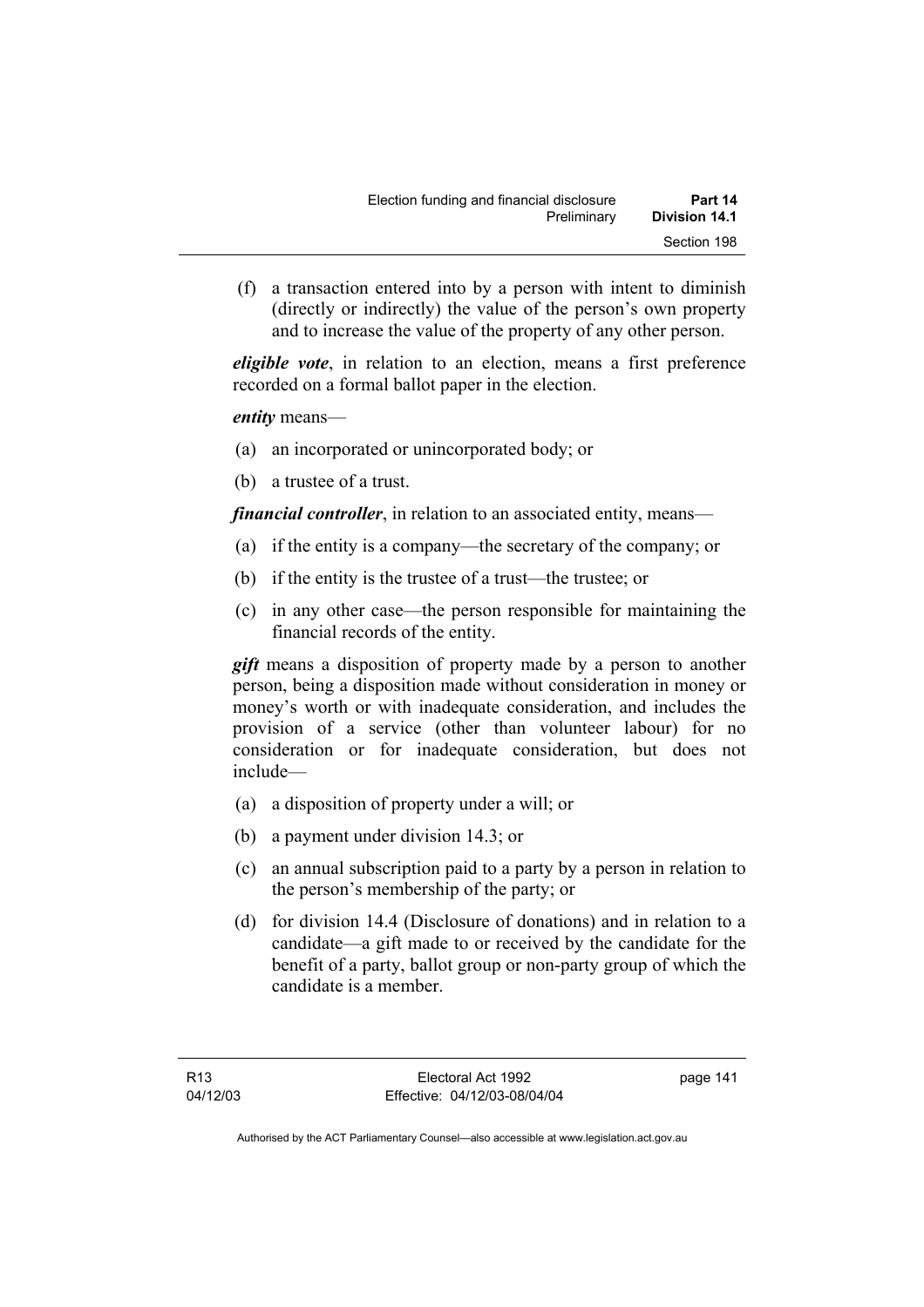(f) a transaction entered into by a person with intent to diminish (directly or indirectly) the value of the person's own property and to increase the value of the property of any other person.

***eligible vote***, in relation to an election, means a first preference recorded on a formal ballot paper in the election.

***entity*** means—

(a) an incorporated or unincorporated body; or

(b) a trustee of a trust.

***financial controller***, in relation to an associated entity, means—

(a) if the entity is a company—the secretary of the company; or

(b) if the entity is the trustee of a trust—the trustee; or

(c) in any other case—the person responsible for maintaining the financial records of the entity.

***gift*** means a disposition of property made by a person to another person, being a disposition made without consideration in money or money's worth or with inadequate consideration, and includes the provision of a service (other than volunteer labour) for no consideration or for inadequate consideration, but does not include—

(a) a disposition of property under a will; or

(b) a payment under division 14.3; or

(c) an annual subscription paid to a party by a person in relation to the person's membership of the party; or

(d) for division 14.4 (Disclosure of donations) and in relation to a candidate—a gift made to or received by the candidate for the benefit of a party, ballot group or non-party group of which the candidate is a member.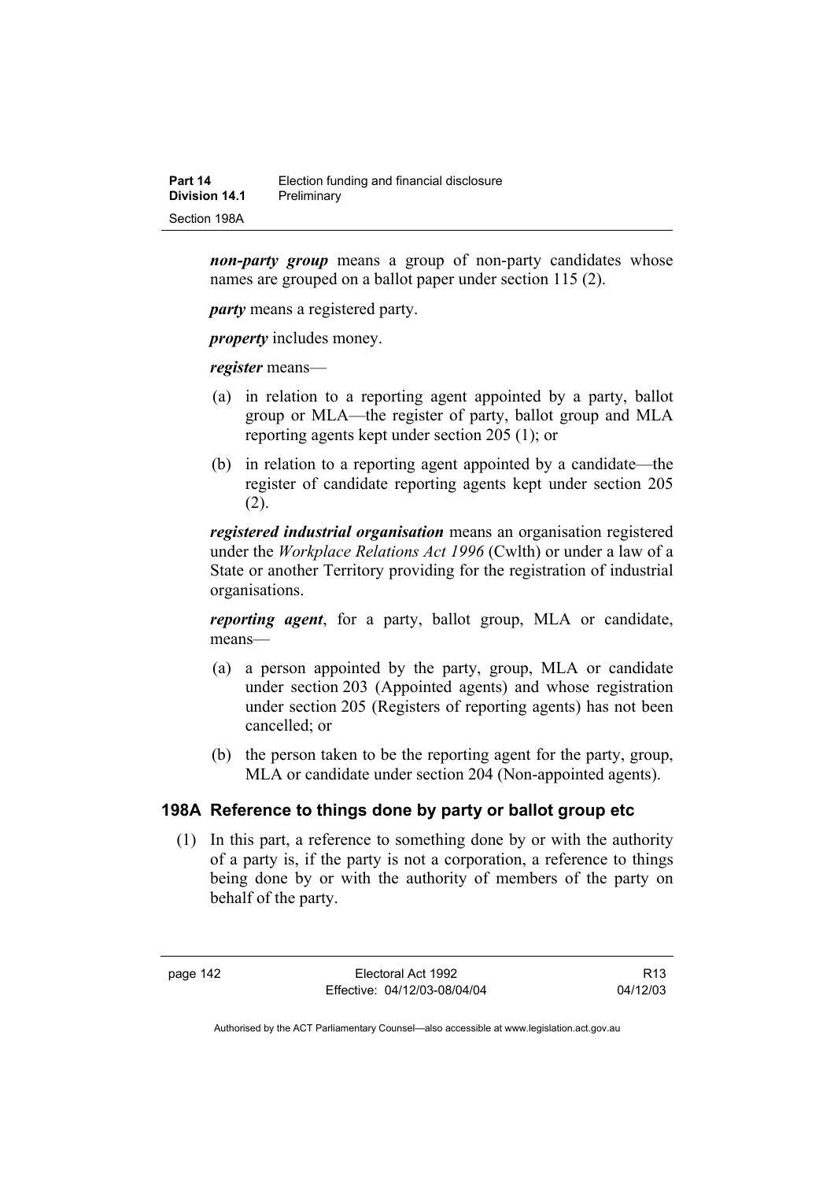***non-party group*** means a group of non-party candidates whose names are grouped on a ballot paper under section 115 (2).

***party*** means a registered party.

***property*** includes money.

***register*** means—

(a) in relation to a reporting agent appointed by a party, ballot group or MLA—the register of party, ballot group and MLA reporting agents kept under section 205 (1); or

(b) in relation to a reporting agent appointed by a candidate—the register of candidate reporting agents kept under section 205 (2).

***registered industrial organisation*** means an organisation registered under the *Workplace Relations Act 1996* (Cwlth) or under a law of a State or another Territory providing for the registration of industrial organisations.

***reporting agent***, for a party, ballot group, MLA or candidate, means—

(a) a person appointed by the party, group, MLA or candidate under section 203 (Appointed agents) and whose registration under section 205 (Registers of reporting agents) has not been cancelled; or

(b) the person taken to be the reporting agent for the party, group, MLA or candidate under section 204 (Non-appointed agents).

### 198A Reference to things done by party or ballot group etc

(1) In this part, a reference to something done by or with the authority of a party is, if the party is not a corporation, a reference to things being done by or with the authority of members of the party on behalf of the party.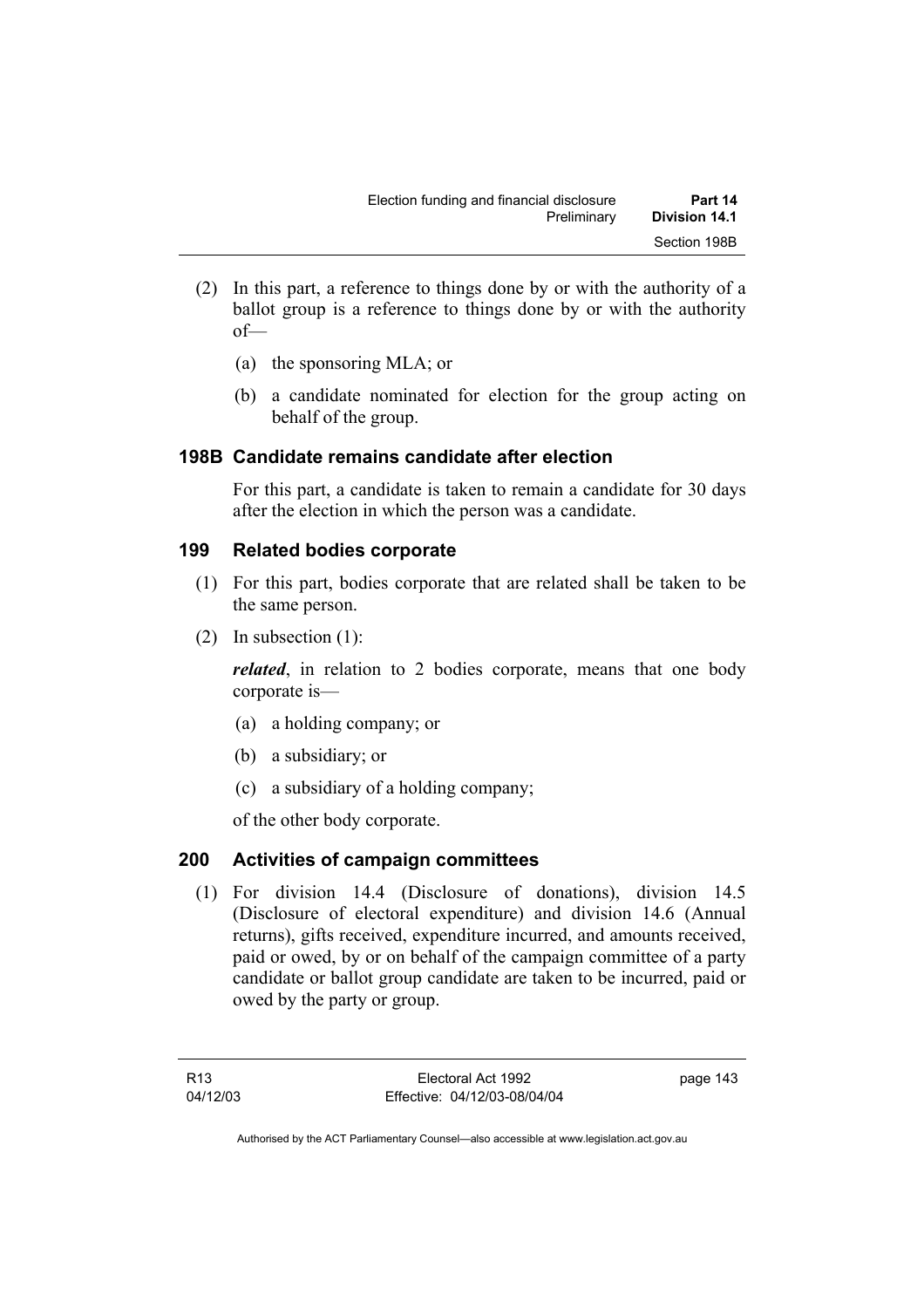(2) In this part, a reference to things done by or with the authority of a ballot group is a reference to things done by or with the authority of—

(a) the sponsoring MLA; or

(b) a candidate nominated for election for the group acting on behalf of the group.

### 198B Candidate remains candidate after election

For this part, a candidate is taken to remain a candidate for 30 days after the election in which the person was a candidate.

### 199 Related bodies corporate

(1) For this part, bodies corporate that are related shall be taken to be the same person.

(2) In subsection (1):

***related***, in relation to 2 bodies corporate, means that one body corporate is—

(a) a holding company; or

(b) a subsidiary; or

(c) a subsidiary of a holding company;

of the other body corporate.

### 200 Activities of campaign committees

(1) For division 14.4 (Disclosure of donations), division 14.5 (Disclosure of electoral expenditure) and division 14.6 (Annual returns), gifts received, expenditure incurred, and amounts received, paid or owed, by or on behalf of the campaign committee of a party candidate or ballot group candidate are taken to be incurred, paid or owed by the party or group.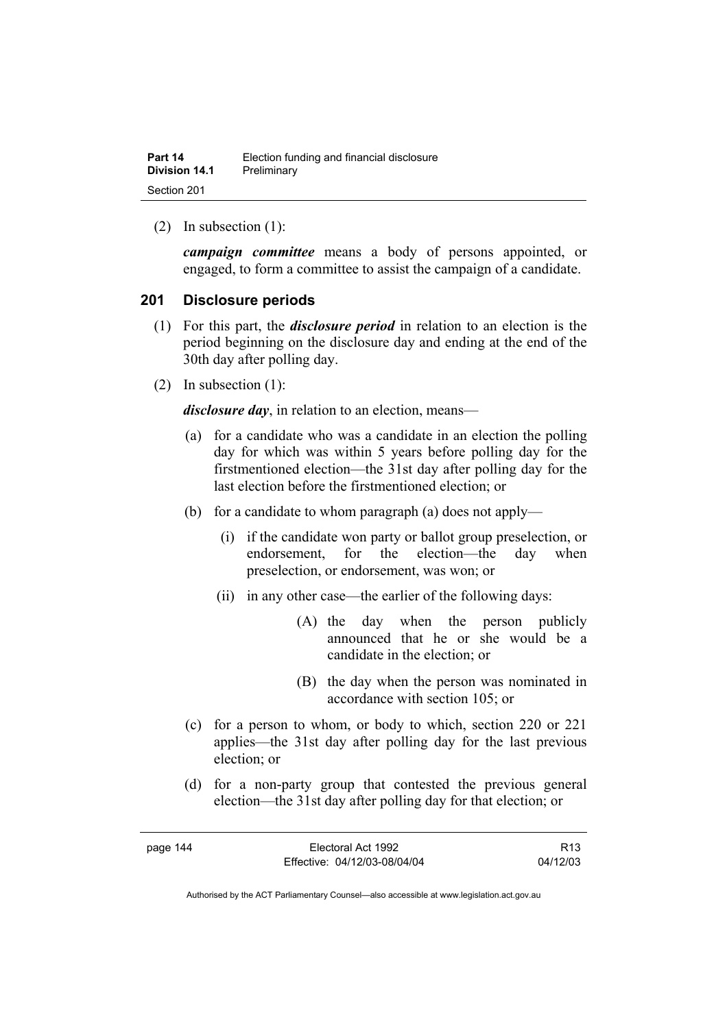(2) In subsection (1):

***campaign committee*** means a body of persons appointed, or engaged, to form a committee to assist the campaign of a candidate.

## 201 Disclosure periods

(1) For this part, the ***disclosure period*** in relation to an election is the period beginning on the disclosure day and ending at the end of the 30th day after polling day.

(2) In subsection (1):

***disclosure day***, in relation to an election, means—

(a) for a candidate who was a candidate in an election the polling day for which was within 5 years before polling day for the firstmentioned election—the 31st day after polling day for the last election before the firstmentioned election; or

(b) for a candidate to whom paragraph (a) does not apply—

(i) if the candidate won party or ballot group preselection, or endorsement, for the election—the day when preselection, or endorsement, was won; or

(ii) in any other case—the earlier of the following days:

(A) the day when the person publicly announced that he or she would be a candidate in the election; or

(B) the day when the person was nominated in accordance with section 105; or

(c) for a person to whom, or body to which, section 220 or 221 applies—the 31st day after polling day for the last previous election; or

(d) for a non-party group that contested the previous general election—the 31st day after polling day for that election; or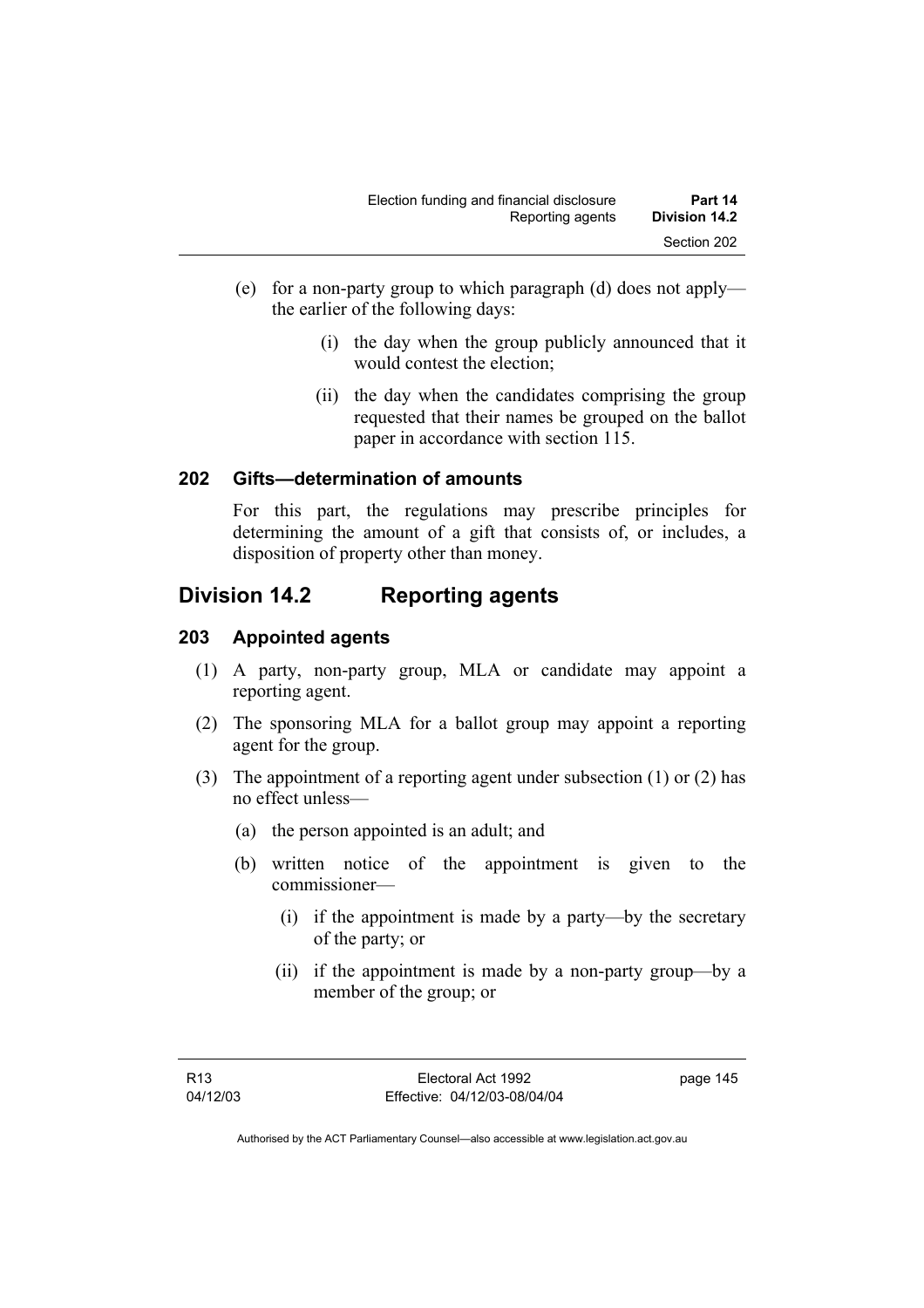(e) for a non-party group to which paragraph (d) does not apply—the earlier of the following days:

  (i) the day when the group publicly announced that it would contest the election;

  (ii) the day when the candidates comprising the group requested that their names be grouped on the ballot paper in accordance with section 115.

### 202 Gifts—determination of amounts

For this part, the regulations may prescribe principles for determining the amount of a gift that consists of, or includes, a disposition of property other than money.

## Division 14.2 Reporting agents

### 203 Appointed agents

(1) A party, non-party group, MLA or candidate may appoint a reporting agent.

(2) The sponsoring MLA for a ballot group may appoint a reporting agent for the group.

(3) The appointment of a reporting agent under subsection (1) or (2) has no effect unless—

  (a) the person appointed is an adult; and

  (b) written notice of the appointment is given to the commissioner—

    (i) if the appointment is made by a party—by the secretary of the party; or

    (ii) if the appointment is made by a non-party group—by a member of the group; or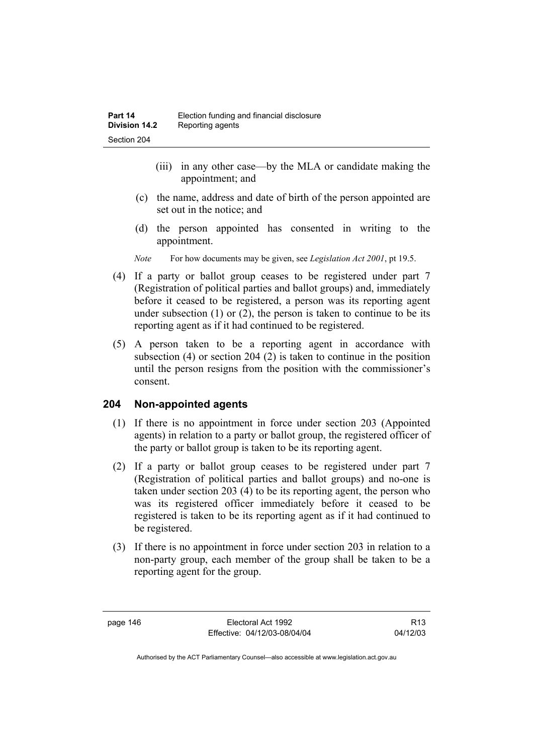(iii) in any other case—by the MLA or candidate making the appointment; and

(c) the name, address and date of birth of the person appointed are set out in the notice; and

(d) the person appointed has consented in writing to the appointment.

*Note* For how documents may be given, see *Legislation Act 2001*, pt 19.5.

(4) If a party or ballot group ceases to be registered under part 7 (Registration of political parties and ballot groups) and, immediately before it ceased to be registered, a person was its reporting agent under subsection (1) or (2), the person is taken to continue to be its reporting agent as if it had continued to be registered.

(5) A person taken to be a reporting agent in accordance with subsection (4) or section 204 (2) is taken to continue in the position until the person resigns from the position with the commissioner's consent.

## 204 Non-appointed agents

(1) If there is no appointment in force under section 203 (Appointed agents) in relation to a party or ballot group, the registered officer of the party or ballot group is taken to be its reporting agent.

(2) If a party or ballot group ceases to be registered under part 7 (Registration of political parties and ballot groups) and no-one is taken under section 203 (4) to be its reporting agent, the person who was its registered officer immediately before it ceased to be registered is taken to be its reporting agent as if it had continued to be registered.

(3) If there is no appointment in force under section 203 in relation to a non-party group, each member of the group shall be taken to be a reporting agent for the group.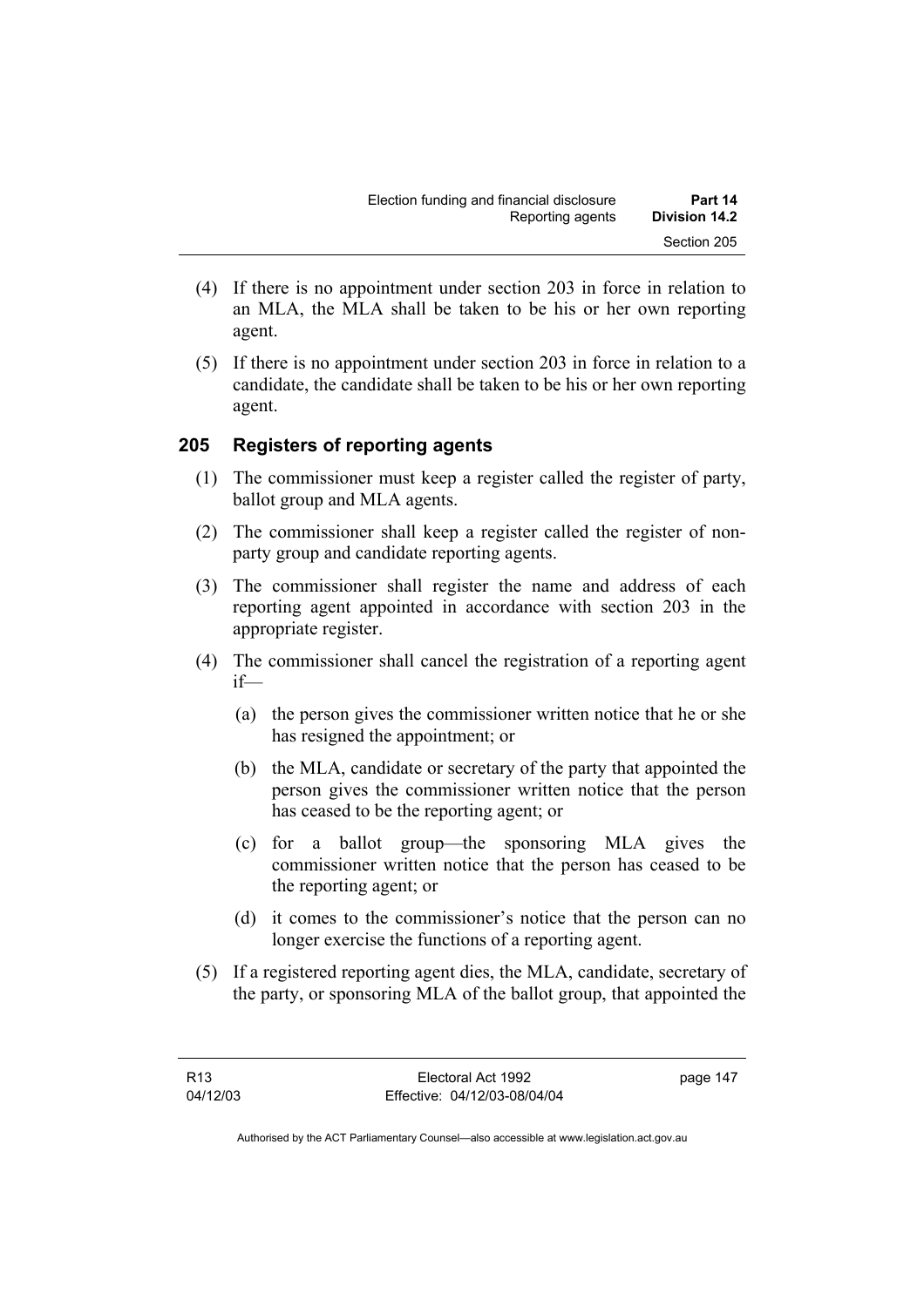(4) If there is no appointment under section 203 in force in relation to an MLA, the MLA shall be taken to be his or her own reporting agent.

(5) If there is no appointment under section 203 in force in relation to a candidate, the candidate shall be taken to be his or her own reporting agent.

### 205 Registers of reporting agents

(1) The commissioner must keep a register called the register of party, ballot group and MLA agents.

(2) The commissioner shall keep a register called the register of non-party group and candidate reporting agents.

(3) The commissioner shall register the name and address of each reporting agent appointed in accordance with section 203 in the appropriate register.

(4) The commissioner shall cancel the registration of a reporting agent if—

(a) the person gives the commissioner written notice that he or she has resigned the appointment; or

(b) the MLA, candidate or secretary of the party that appointed the person gives the commissioner written notice that the person has ceased to be the reporting agent; or

(c) for a ballot group—the sponsoring MLA gives the commissioner written notice that the person has ceased to be the reporting agent; or

(d) it comes to the commissioner's notice that the person can no longer exercise the functions of a reporting agent.

(5) If a registered reporting agent dies, the MLA, candidate, secretary of the party, or sponsoring MLA of the ballot group, that appointed the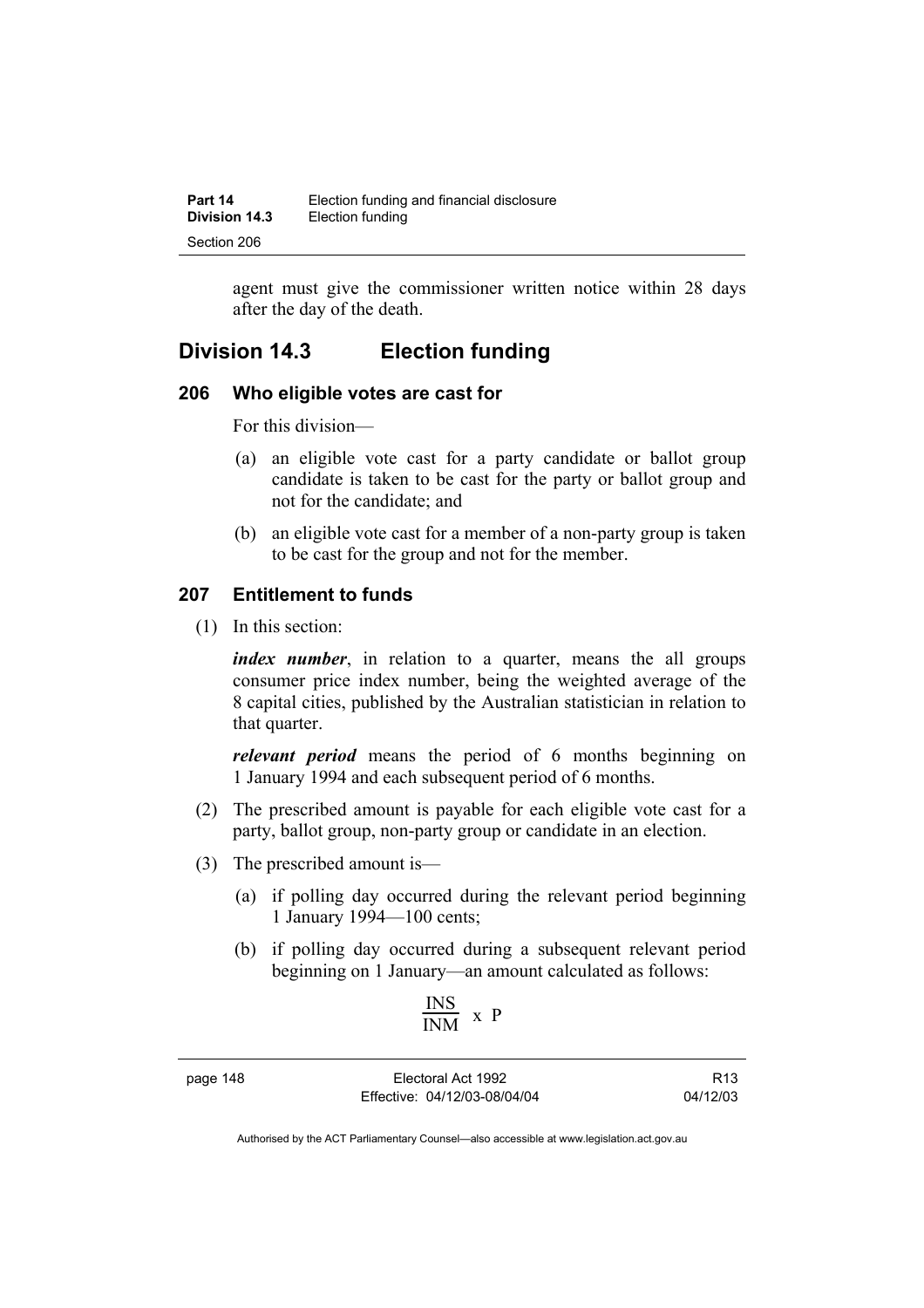agent must give the commissioner written notice within 28 days after the day of the death.

## Division 14.3 Election funding

### 206 Who eligible votes are cast for

For this division—

(a) an eligible vote cast for a party candidate or ballot group candidate is taken to be cast for the party or ballot group and not for the candidate; and

(b) an eligible vote cast for a member of a non-party group is taken to be cast for the group and not for the member.

### 207 Entitlement to funds

(1) In this section:

***index number***, in relation to a quarter, means the all groups consumer price index number, being the weighted average of the 8 capital cities, published by the Australian statistician in relation to that quarter.

***relevant period*** means the period of 6 months beginning on 1 January 1994 and each subsequent period of 6 months.

(2) The prescribed amount is payable for each eligible vote cast for a party, ballot group, non-party group or candidate in an election.

(3) The prescribed amount is—

(a) if polling day occurred during the relevant period beginning 1 January 1994—100 cents;

(b) if polling day occurred during a subsequent relevant period beginning on 1 January—an amount calculated as follows:

$$\frac{INS}{INM} \text{ x } P$$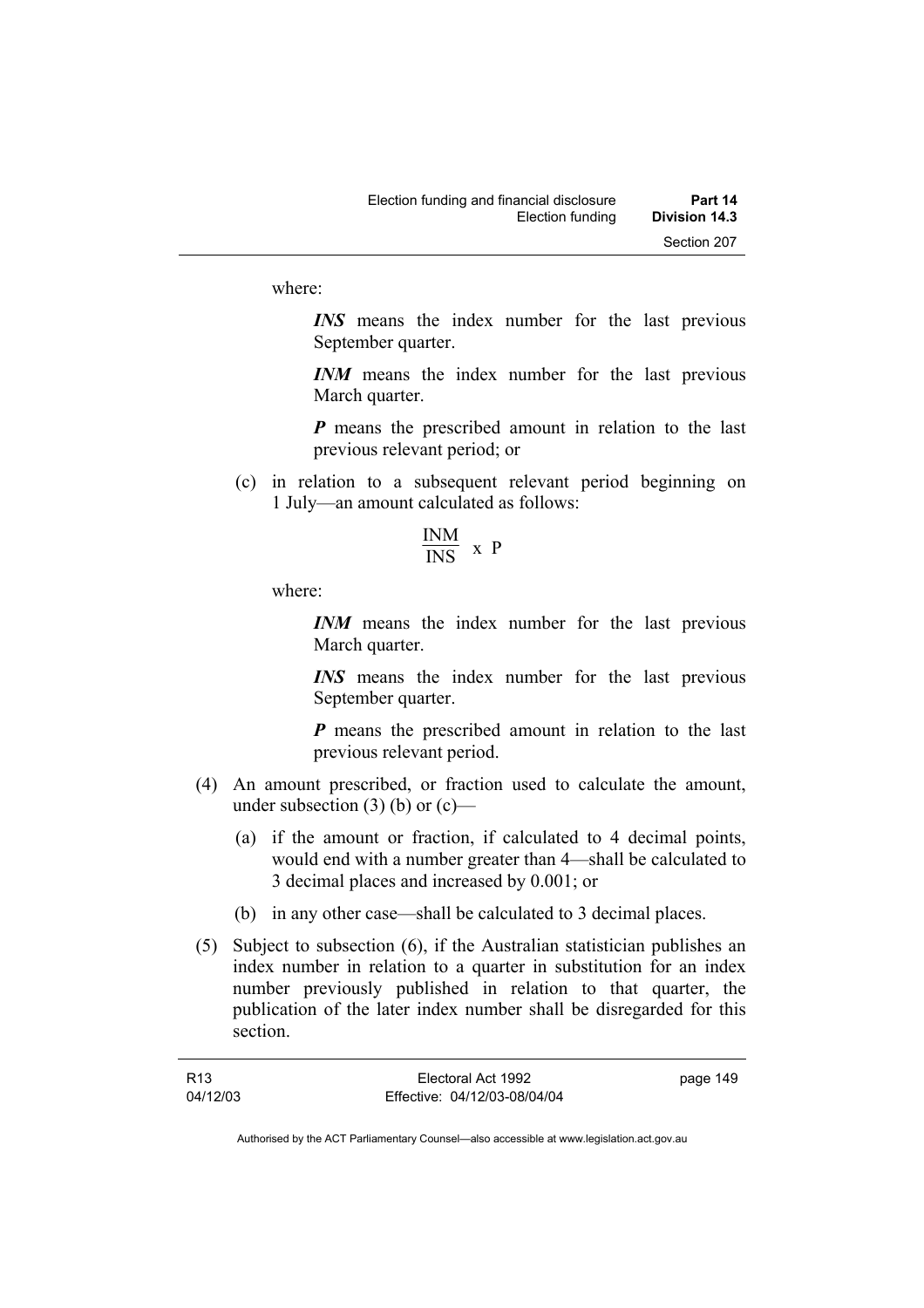where:

***INS*** means the index number for the last previous September quarter.

***INM*** means the index number for the last previous March quarter.

***P*** means the prescribed amount in relation to the last previous relevant period; or

(c) in relation to a subsequent relevant period beginning on 1 July—an amount calculated as follows:

$$\frac{INM}{INS} \text{ x } P$$

where:

***INM*** means the index number for the last previous March quarter.

***INS*** means the index number for the last previous September quarter.

***P*** means the prescribed amount in relation to the last previous relevant period.

(4) An amount prescribed, or fraction used to calculate the amount, under subsection (3) (b) or (c)—

(a) if the amount or fraction, if calculated to 4 decimal points, would end with a number greater than 4—shall be calculated to 3 decimal places and increased by 0.001; or

(b) in any other case—shall be calculated to 3 decimal places.

(5) Subject to subsection (6), if the Australian statistician publishes an index number in relation to a quarter in substitution for an index number previously published in relation to that quarter, the publication of the later index number shall be disregarded for this section.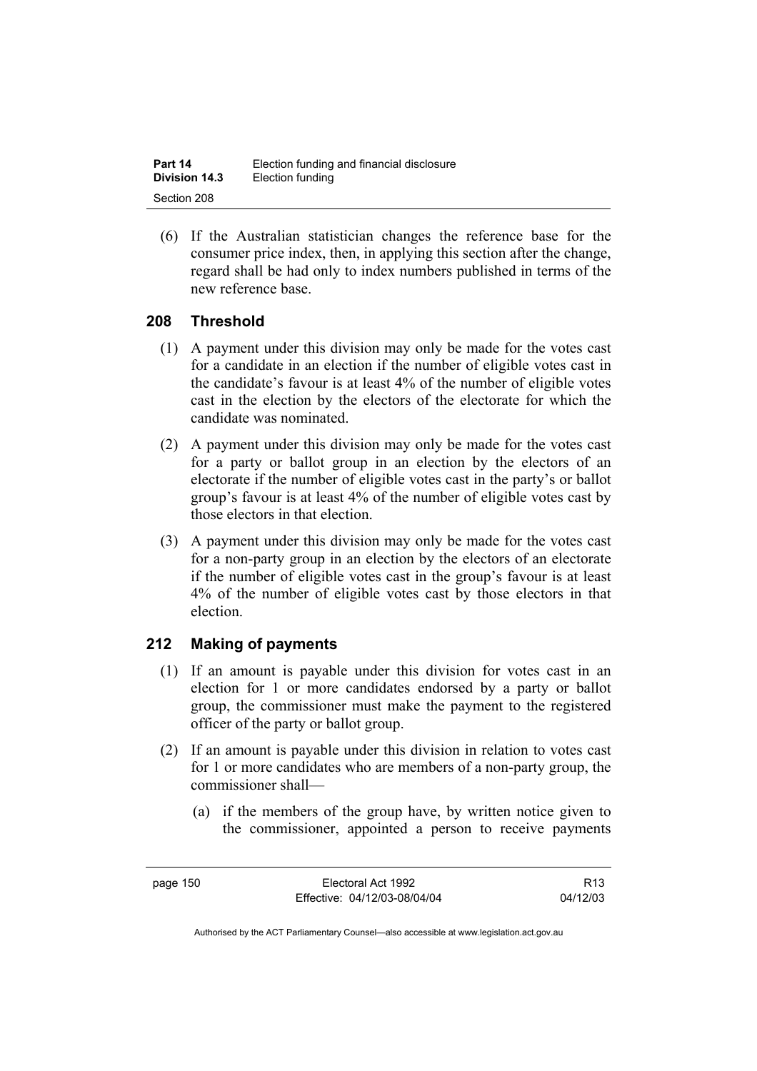(6) If the Australian statistician changes the reference base for the consumer price index, then, in applying this section after the change, regard shall be had only to index numbers published in terms of the new reference base.

## 208 Threshold

(1) A payment under this division may only be made for the votes cast for a candidate in an election if the number of eligible votes cast in the candidate's favour is at least 4% of the number of eligible votes cast in the election by the electors of the electorate for which the candidate was nominated.

(2) A payment under this division may only be made for the votes cast for a party or ballot group in an election by the electors of an electorate if the number of eligible votes cast in the party's or ballot group's favour is at least 4% of the number of eligible votes cast by those electors in that election.

(3) A payment under this division may only be made for the votes cast for a non-party group in an election by the electors of an electorate if the number of eligible votes cast in the group's favour is at least 4% of the number of eligible votes cast by those electors in that election.

## 212 Making of payments

(1) If an amount is payable under this division for votes cast in an election for 1 or more candidates endorsed by a party or ballot group, the commissioner must make the payment to the registered officer of the party or ballot group.

(2) If an amount is payable under this division in relation to votes cast for 1 or more candidates who are members of a non-party group, the commissioner shall—

(a) if the members of the group have, by written notice given to the commissioner, appointed a person to receive payments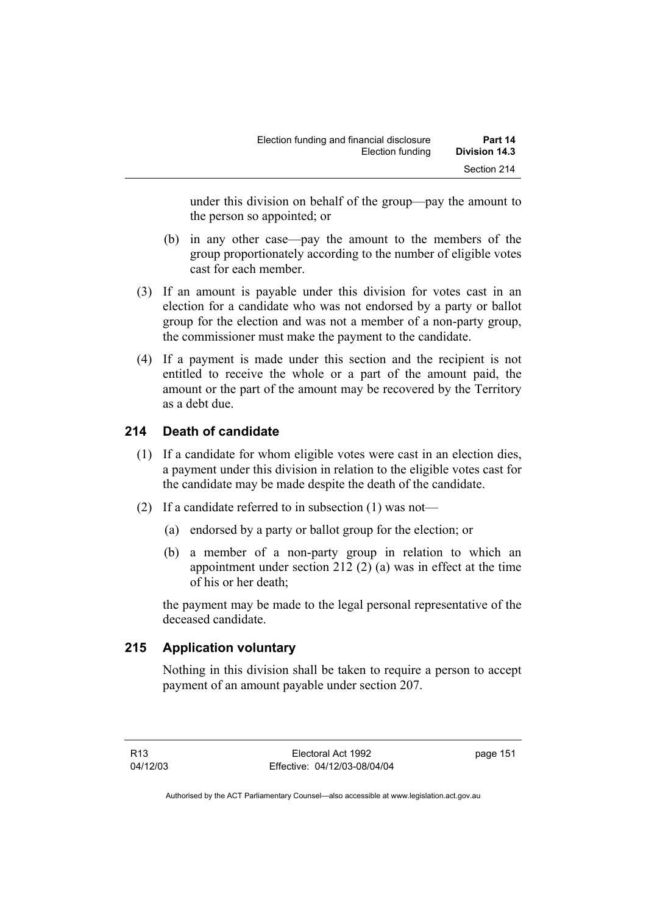under this division on behalf of the group—pay the amount to the person so appointed; or

(b) in any other case—pay the amount to the members of the group proportionately according to the number of eligible votes cast for each member.

(3) If an amount is payable under this division for votes cast in an election for a candidate who was not endorsed by a party or ballot group for the election and was not a member of a non-party group, the commissioner must make the payment to the candidate.

(4) If a payment is made under this section and the recipient is not entitled to receive the whole or a part of the amount paid, the amount or the part of the amount may be recovered by the Territory as a debt due.

## 214 Death of candidate

(1) If a candidate for whom eligible votes were cast in an election dies, a payment under this division in relation to the eligible votes cast for the candidate may be made despite the death of the candidate.

(2) If a candidate referred to in subsection (1) was not—

(a) endorsed by a party or ballot group for the election; or

(b) a member of a non-party group in relation to which an appointment under section 212 (2) (a) was in effect at the time of his or her death;

the payment may be made to the legal personal representative of the deceased candidate.

## 215 Application voluntary

Nothing in this division shall be taken to require a person to accept payment of an amount payable under section 207.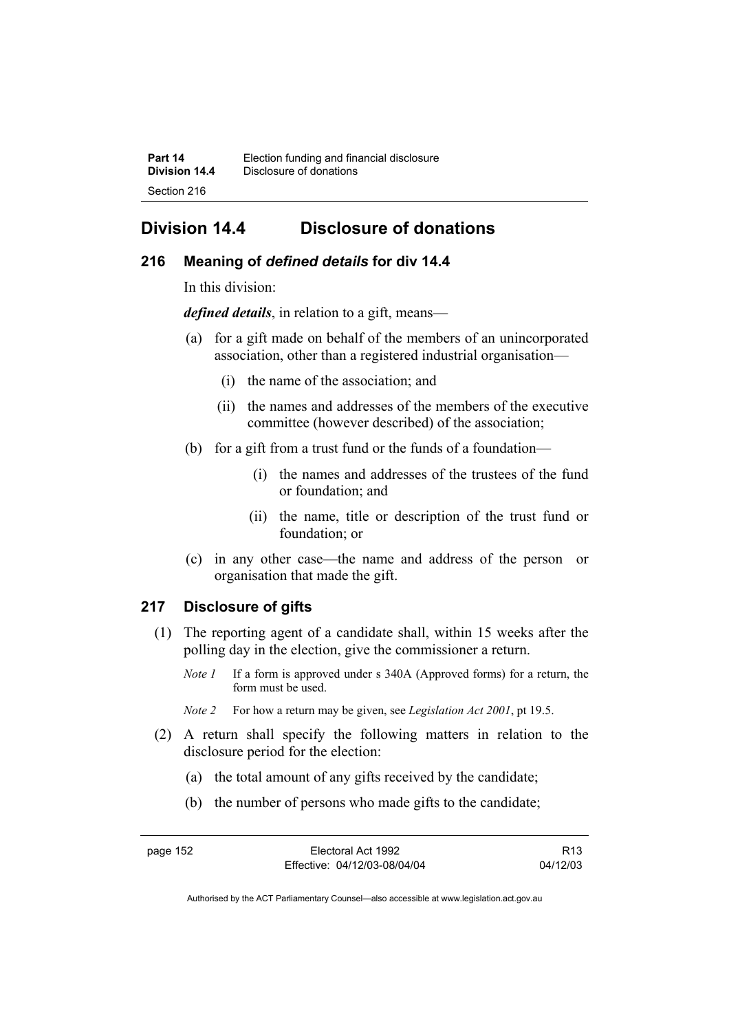# Division 14.4 Disclosure of donations

## 216 Meaning of *defined details* for div 14.4

In this division:

***defined details***, in relation to a gift, means—

(a) for a gift made on behalf of the members of an unincorporated association, other than a registered industrial organisation—

  (i) the name of the association; and

  (ii) the names and addresses of the members of the executive committee (however described) of the association;

(b) for a gift from a trust fund or the funds of a foundation—

  (i) the names and addresses of the trustees of the fund or foundation; and

  (ii) the name, title or description of the trust fund or foundation; or

(c) in any other case—the name and address of the person or organisation that made the gift.

## 217 Disclosure of gifts

(1) The reporting agent of a candidate shall, within 15 weeks after the polling day in the election, give the commissioner a return.

*Note 1* If a form is approved under s 340A (Approved forms) for a return, the form must be used.

*Note 2* For how a return may be given, see *Legislation Act 2001*, pt 19.5.

(2) A return shall specify the following matters in relation to the disclosure period for the election:

(a) the total amount of any gifts received by the candidate;

(b) the number of persons who made gifts to the candidate;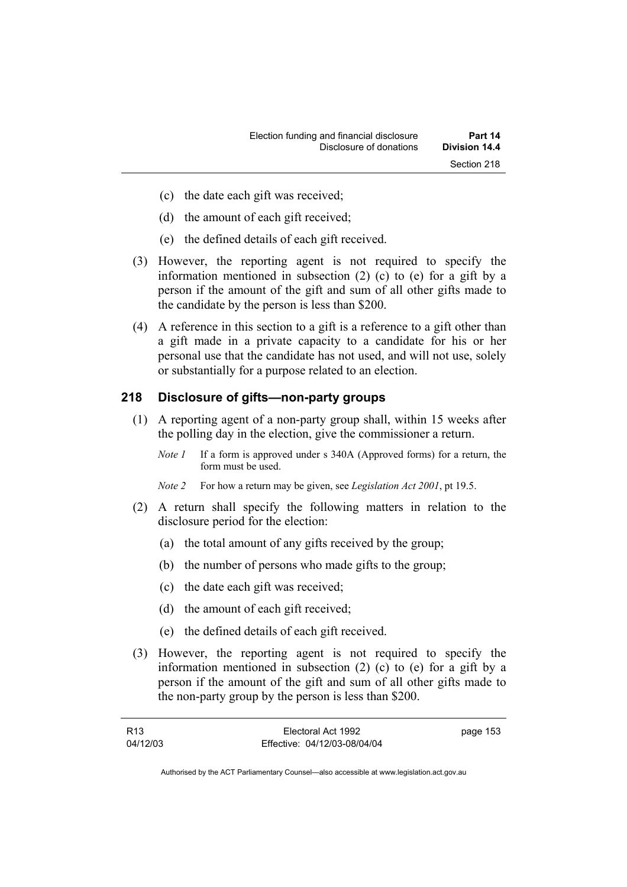(c) the date each gift was received;

(d) the amount of each gift received;

(e) the defined details of each gift received.

(3) However, the reporting agent is not required to specify the information mentioned in subsection (2) (c) to (e) for a gift by a person if the amount of the gift and sum of all other gifts made to the candidate by the person is less than $200.

(4) A reference in this section to a gift is a reference to a gift other than a gift made in a private capacity to a candidate for his or her personal use that the candidate has not used, and will not use, solely or substantially for a purpose related to an election.

## 218 Disclosure of gifts—non-party groups

(1) A reporting agent of a non-party group shall, within 15 weeks after the polling day in the election, give the commissioner a return.

*Note 1* If a form is approved under s 340A (Approved forms) for a return, the form must be used.

*Note 2* For how a return may be given, see *Legislation Act 2001*, pt 19.5.

(2) A return shall specify the following matters in relation to the disclosure period for the election:

(a) the total amount of any gifts received by the group;

(b) the number of persons who made gifts to the group;

(c) the date each gift was received;

(d) the amount of each gift received;

(e) the defined details of each gift received.

(3) However, the reporting agent is not required to specify the information mentioned in subsection (2) (c) to (e) for a gift by a person if the amount of the gift and sum of all other gifts made to the non-party group by the person is less than $200.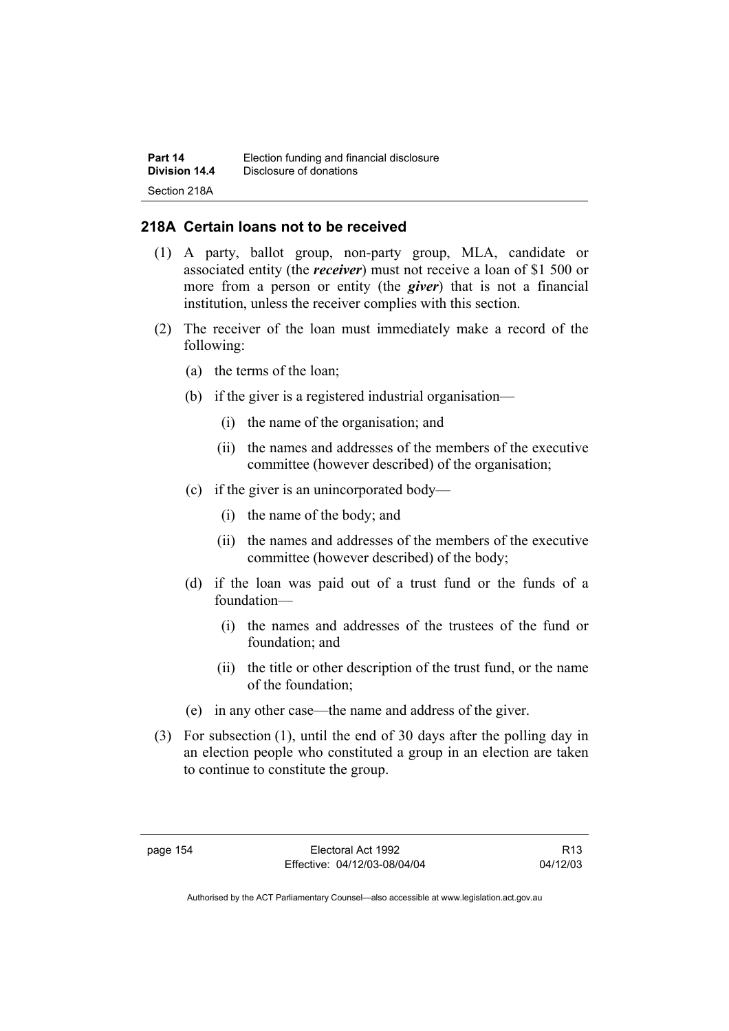## 218A Certain loans not to be received

(1) A party, ballot group, non-party group, MLA, candidate or associated entity (the ***receiver***) must not receive a loan of $1 500 or more from a person or entity (the ***giver***) that is not a financial institution, unless the receiver complies with this section.

(2) The receiver of the loan must immediately make a record of the following:

(a) the terms of the loan;

(b) if the giver is a registered industrial organisation—

(i) the name of the organisation; and

(ii) the names and addresses of the members of the executive committee (however described) of the organisation;

(c) if the giver is an unincorporated body—

(i) the name of the body; and

(ii) the names and addresses of the members of the executive committee (however described) of the body;

(d) if the loan was paid out of a trust fund or the funds of a foundation—

(i) the names and addresses of the trustees of the fund or foundation; and

(ii) the title or other description of the trust fund, or the name of the foundation;

(e) in any other case—the name and address of the giver.

(3) For subsection (1), until the end of 30 days after the polling day in an election people who constituted a group in an election are taken to continue to constitute the group.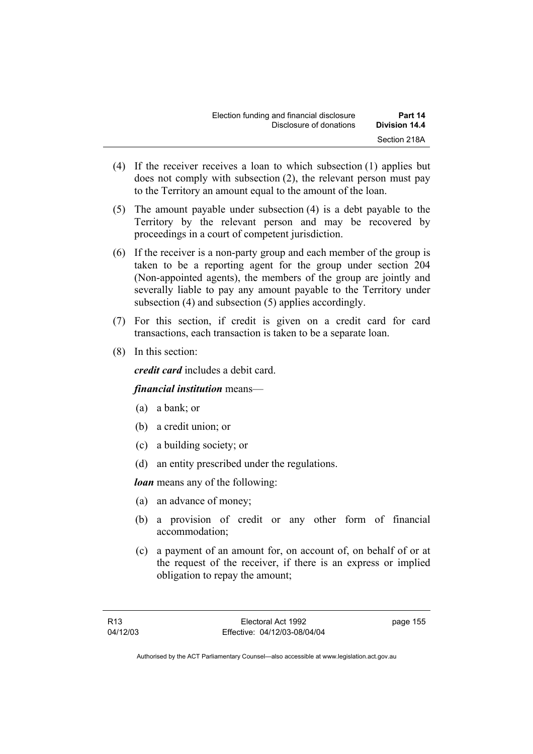(4) If the receiver receives a loan to which subsection (1) applies but does not comply with subsection (2), the relevant person must pay to the Territory an amount equal to the amount of the loan.

(5) The amount payable under subsection (4) is a debt payable to the Territory by the relevant person and may be recovered by proceedings in a court of competent jurisdiction.

(6) If the receiver is a non-party group and each member of the group is taken to be a reporting agent for the group under section 204 (Non-appointed agents), the members of the group are jointly and severally liable to pay any amount payable to the Territory under subsection (4) and subsection (5) applies accordingly.

(7) For this section, if credit is given on a credit card for card transactions, each transaction is taken to be a separate loan.

(8) In this section:

***credit card*** includes a debit card.

***financial institution*** means—

(a) a bank; or

(b) a credit union; or

(c) a building society; or

(d) an entity prescribed under the regulations.

***loan*** means any of the following:

(a) an advance of money;

(b) a provision of credit or any other form of financial accommodation;

(c) a payment of an amount for, on account of, on behalf of or at the request of the receiver, if there is an express or implied obligation to repay the amount;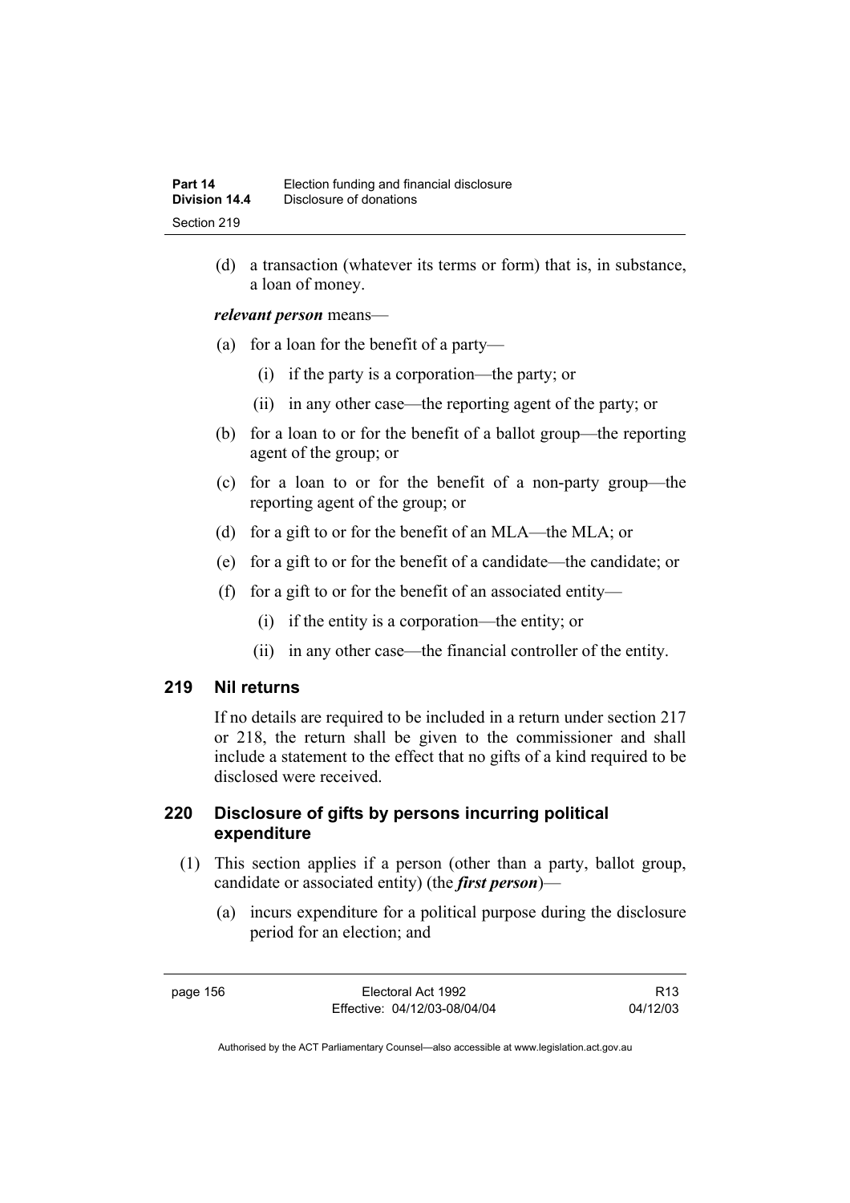(d) a transaction (whatever its terms or form) that is, in substance, a loan of money.

***relevant person*** means—

(a) for a loan for the benefit of a party—

(i) if the party is a corporation—the party; or

(ii) in any other case—the reporting agent of the party; or

(b) for a loan to or for the benefit of a ballot group—the reporting agent of the group; or

(c) for a loan to or for the benefit of a non-party group—the reporting agent of the group; or

(d) for a gift to or for the benefit of an MLA—the MLA; or

(e) for a gift to or for the benefit of a candidate—the candidate; or

(f) for a gift to or for the benefit of an associated entity—

(i) if the entity is a corporation—the entity; or

(ii) in any other case—the financial controller of the entity.

## 219 Nil returns

If no details are required to be included in a return under section 217 or 218, the return shall be given to the commissioner and shall include a statement to the effect that no gifts of a kind required to be disclosed were received.

## 220 Disclosure of gifts by persons incurring political expenditure

(1) This section applies if a person (other than a party, ballot group, candidate or associated entity) (the ***first person***)—

(a) incurs expenditure for a political purpose during the disclosure period for an election; and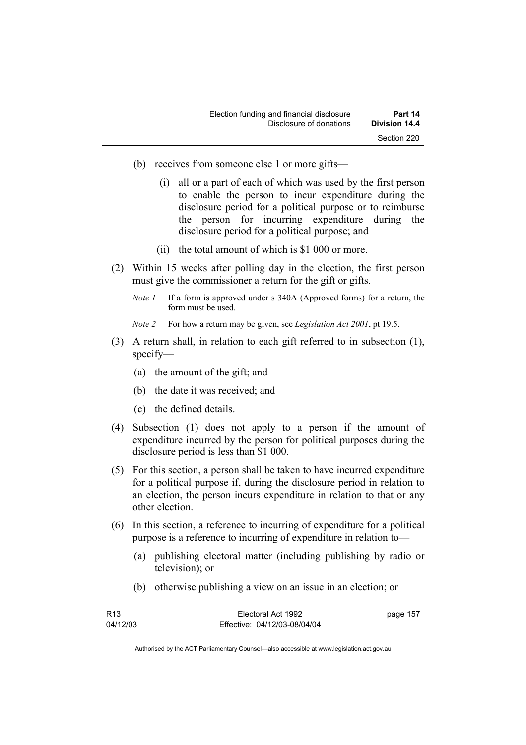(b) receives from someone else 1 or more gifts—

  (i) all or a part of each of which was used by the first person to enable the person to incur expenditure during the disclosure period for a political purpose or to reimburse the person for incurring expenditure during the disclosure period for a political purpose; and

  (ii) the total amount of which is $1 000 or more.

(2) Within 15 weeks after polling day in the election, the first person must give the commissioner a return for the gift or gifts.

*Note 1* If a form is approved under s 340A (Approved forms) for a return, the form must be used.

*Note 2* For how a return may be given, see *Legislation Act 2001*, pt 19.5.

(3) A return shall, in relation to each gift referred to in subsection (1), specify—

  (a) the amount of the gift; and

  (b) the date it was received; and

  (c) the defined details.

(4) Subsection (1) does not apply to a person if the amount of expenditure incurred by the person for political purposes during the disclosure period is less than $1 000.

(5) For this section, a person shall be taken to have incurred expenditure for a political purpose if, during the disclosure period in relation to an election, the person incurs expenditure in relation to that or any other election.

(6) In this section, a reference to incurring of expenditure for a political purpose is a reference to incurring of expenditure in relation to—

  (a) publishing electoral matter (including publishing by radio or television); or

  (b) otherwise publishing a view on an issue in an election; or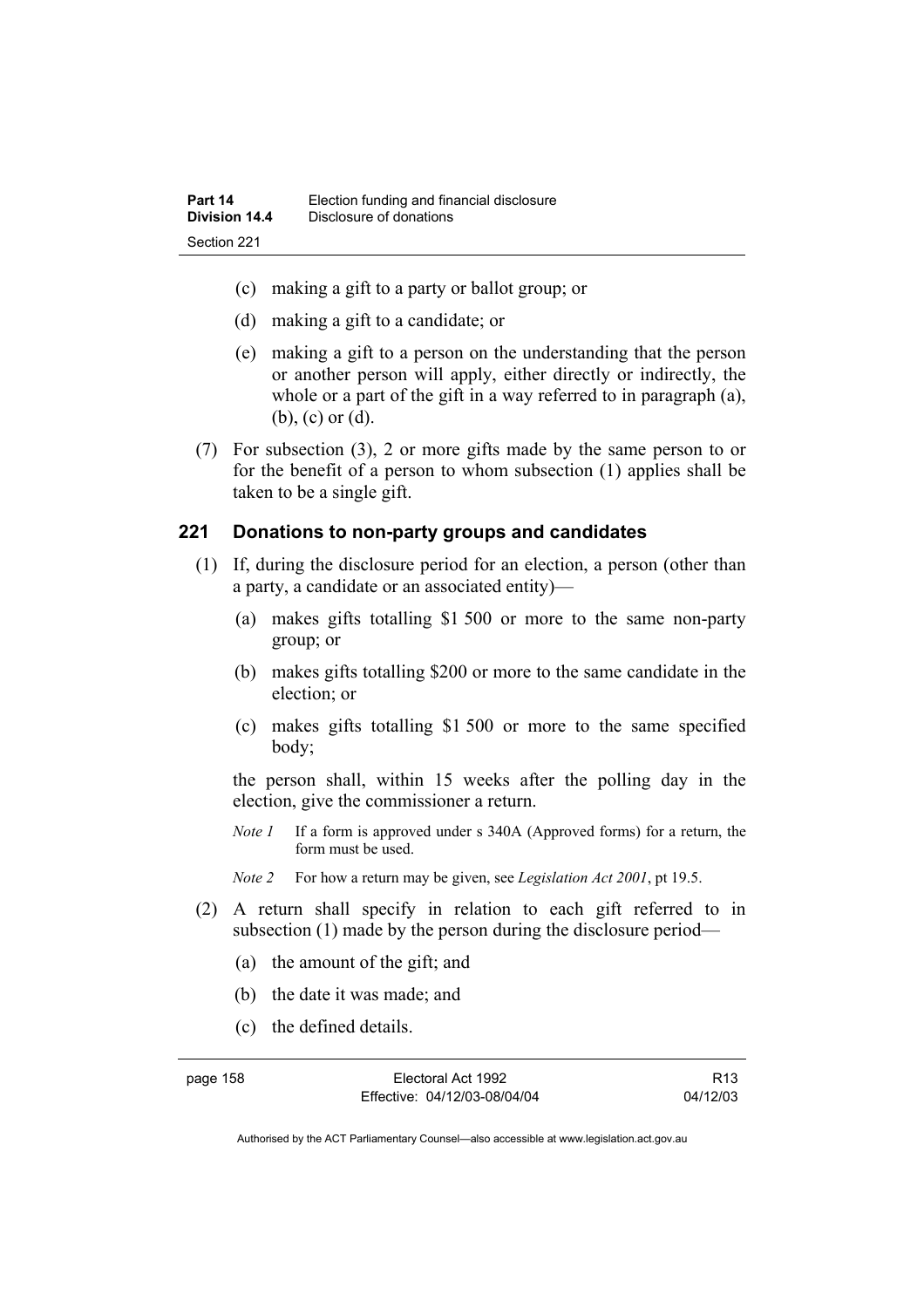(c) making a gift to a party or ballot group; or

(d) making a gift to a candidate; or

(e) making a gift to a person on the understanding that the person or another person will apply, either directly or indirectly, the whole or a part of the gift in a way referred to in paragraph (a), (b), (c) or (d).

(7) For subsection (3), 2 or more gifts made by the same person to or for the benefit of a person to whom subsection (1) applies shall be taken to be a single gift.

## 221 Donations to non-party groups and candidates

(1) If, during the disclosure period for an election, a person (other than a party, a candidate or an associated entity)—

(a) makes gifts totalling $1 500 or more to the same non-party group; or

(b) makes gifts totalling $200 or more to the same candidate in the election; or

(c) makes gifts totalling $1 500 or more to the same specified body;

the person shall, within 15 weeks after the polling day in the election, give the commissioner a return.

*Note 1* If a form is approved under s 340A (Approved forms) for a return, the form must be used.

*Note 2* For how a return may be given, see *Legislation Act 2001*, pt 19.5.

(2) A return shall specify in relation to each gift referred to in subsection (1) made by the person during the disclosure period—

(a) the amount of the gift; and

(b) the date it was made; and

(c) the defined details.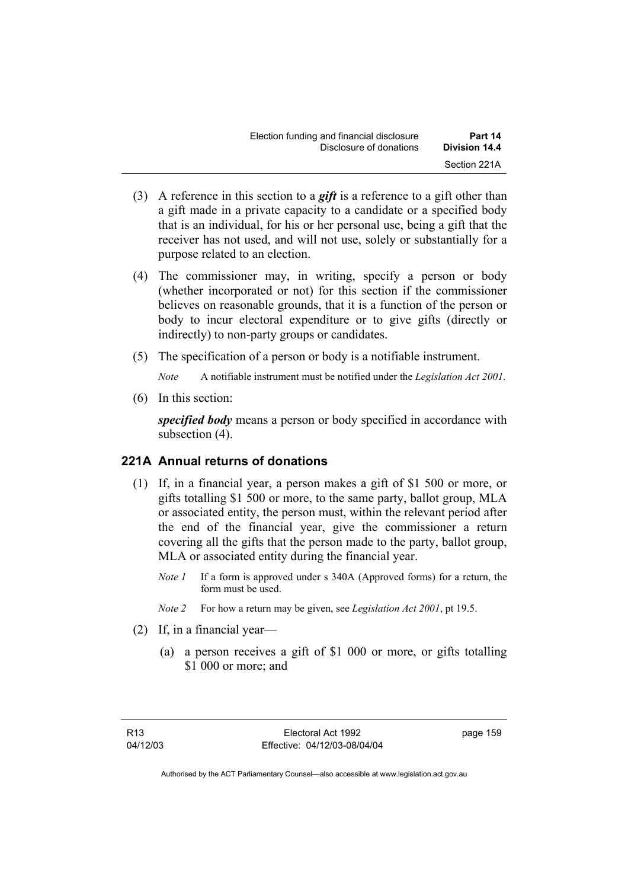(3) A reference in this section to a ***gift*** is a reference to a gift other than a gift made in a private capacity to a candidate or a specified body that is an individual, for his or her personal use, being a gift that the receiver has not used, and will not use, solely or substantially for a purpose related to an election.

(4) The commissioner may, in writing, specify a person or body (whether incorporated or not) for this section if the commissioner believes on reasonable grounds, that it is a function of the person or body to incur electoral expenditure or to give gifts (directly or indirectly) to non-party groups or candidates.

(5) The specification of a person or body is a notifiable instrument.

*Note* A notifiable instrument must be notified under the *Legislation Act 2001*.

(6) In this section:

***specified body*** means a person or body specified in accordance with subsection (4).

### 221A Annual returns of donations

(1) If, in a financial year, a person makes a gift of $1 500 or more, or gifts totalling $1 500 or more, to the same party, ballot group, MLA or associated entity, the person must, within the relevant period after the end of the financial year, give the commissioner a return covering all the gifts that the person made to the party, ballot group, MLA or associated entity during the financial year.

*Note 1* If a form is approved under s 340A (Approved forms) for a return, the form must be used.

*Note 2* For how a return may be given, see *Legislation Act 2001*, pt 19.5.

(2) If, in a financial year—

(a) a person receives a gift of $1 000 or more, or gifts totalling $1 000 or more; and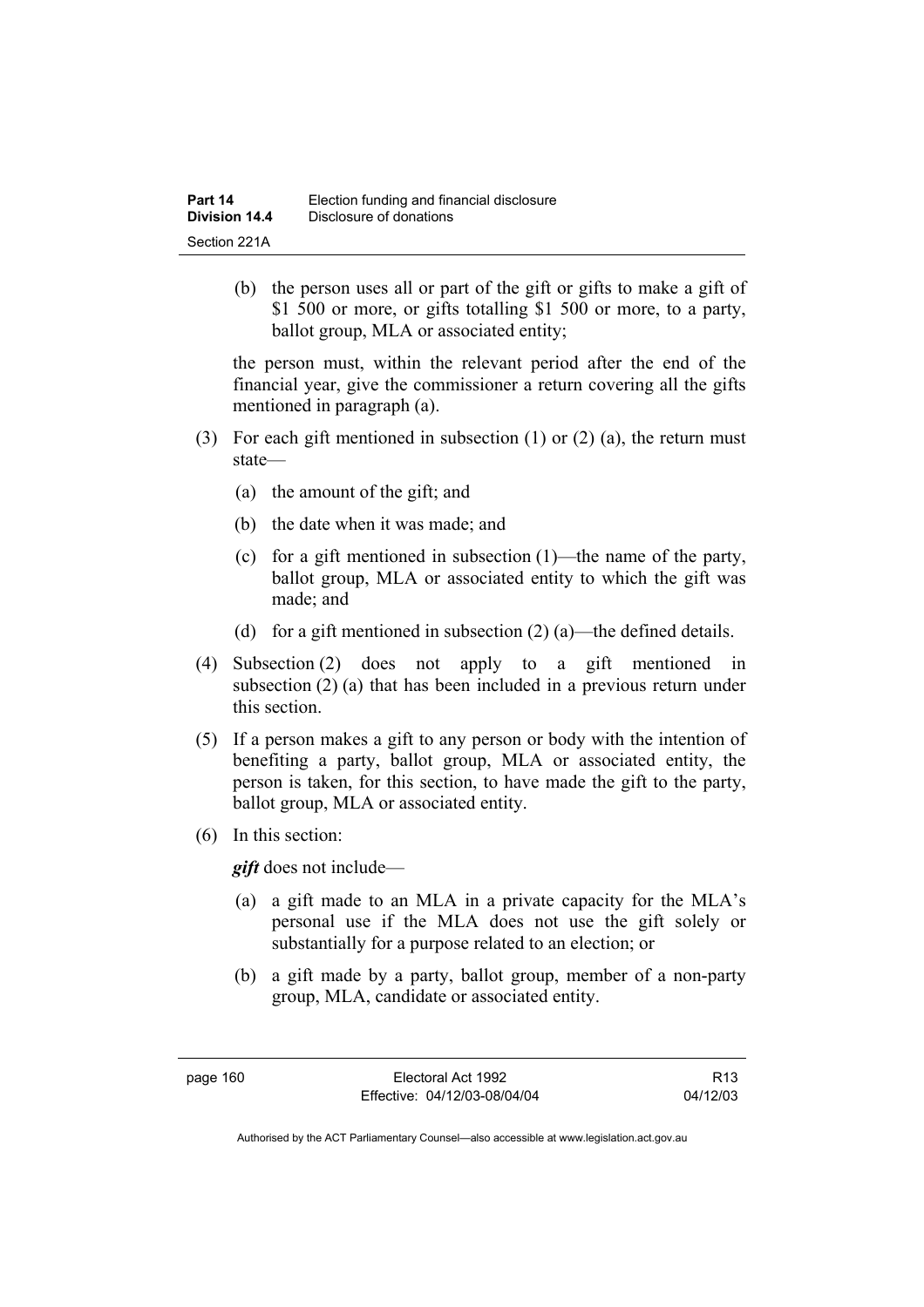(b) the person uses all or part of the gift or gifts to make a gift of $1 500 or more, or gifts totalling $1 500 or more, to a party, ballot group, MLA or associated entity;

the person must, within the relevant period after the end of the financial year, give the commissioner a return covering all the gifts mentioned in paragraph (a).

(3) For each gift mentioned in subsection (1) or (2) (a), the return must state—

(a) the amount of the gift; and

(b) the date when it was made; and

(c) for a gift mentioned in subsection (1)—the name of the party, ballot group, MLA or associated entity to which the gift was made; and

(d) for a gift mentioned in subsection (2) (a)—the defined details.

(4) Subsection (2) does not apply to a gift mentioned in subsection (2) (a) that has been included in a previous return under this section.

(5) If a person makes a gift to any person or body with the intention of benefiting a party, ballot group, MLA or associated entity, the person is taken, for this section, to have made the gift to the party, ballot group, MLA or associated entity.

(6) In this section:

***gift*** does not include—

(a) a gift made to an MLA in a private capacity for the MLA's personal use if the MLA does not use the gift solely or substantially for a purpose related to an election; or

(b) a gift made by a party, ballot group, member of a non-party group, MLA, candidate or associated entity.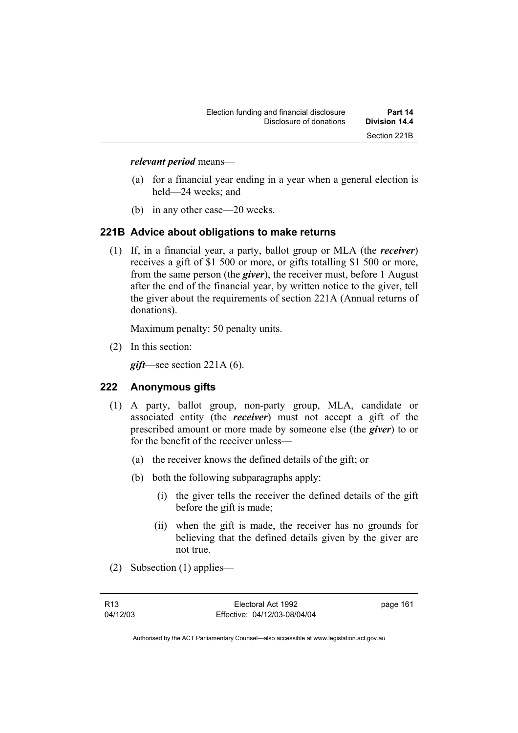***relevant period*** means—

(a) for a financial year ending in a year when a general election is held—24 weeks; and

(b) in any other case—20 weeks.

### 221B Advice about obligations to make returns

(1) If, in a financial year, a party, ballot group or MLA (the ***receiver***) receives a gift of $1 500 or more, or gifts totalling $1 500 or more, from the same person (the ***giver***), the receiver must, before 1 August after the end of the financial year, by written notice to the giver, tell the giver about the requirements of section 221A (Annual returns of donations).

Maximum penalty: 50 penalty units.

(2) In this section:

***gift***—see section 221A (6).

### 222 Anonymous gifts

(1) A party, ballot group, non-party group, MLA, candidate or associated entity (the ***receiver***) must not accept a gift of the prescribed amount or more made by someone else (the ***giver***) to or for the benefit of the receiver unless—

(a) the receiver knows the defined details of the gift; or

(b) both the following subparagraphs apply:

(i) the giver tells the receiver the defined details of the gift before the gift is made;

(ii) when the gift is made, the receiver has no grounds for believing that the defined details given by the giver are not true.

(2) Subsection (1) applies—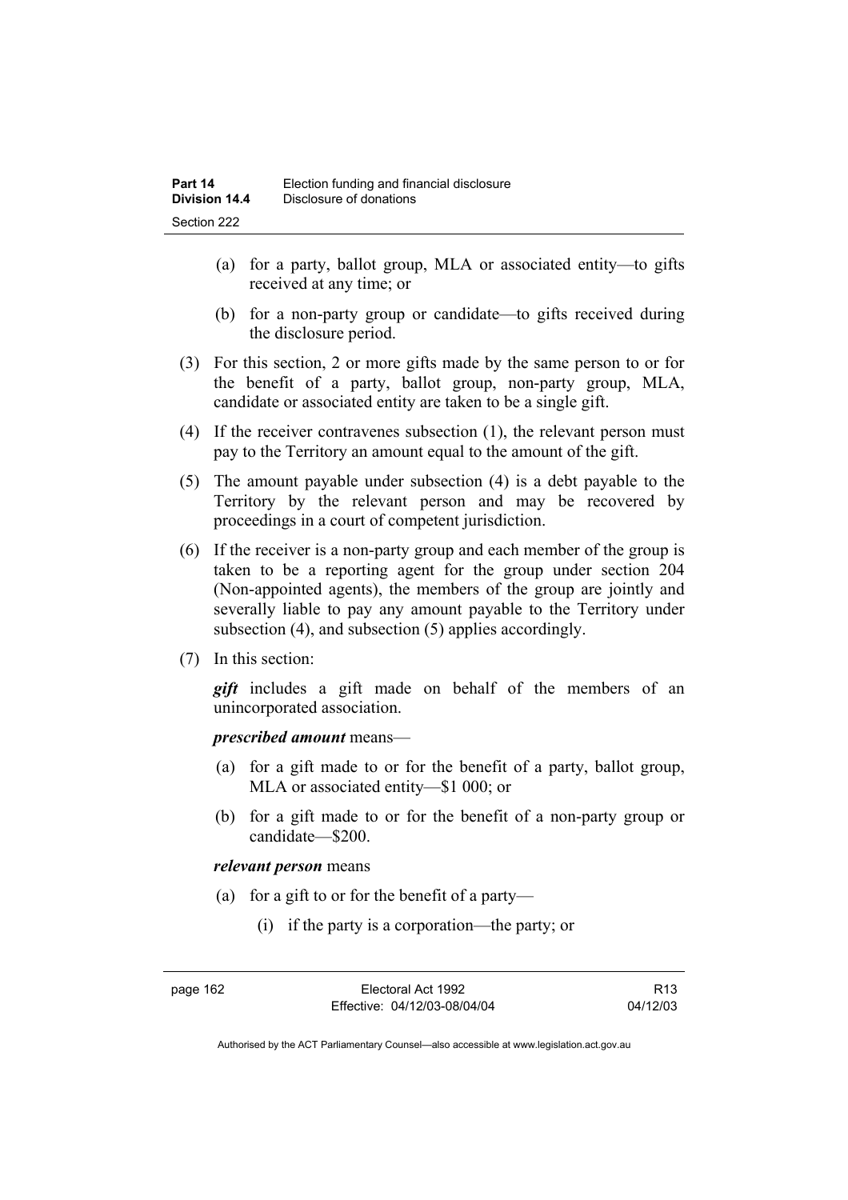(a) for a party, ballot group, MLA or associated entity—to gifts received at any time; or

(b) for a non-party group or candidate—to gifts received during the disclosure period.

(3) For this section, 2 or more gifts made by the same person to or for the benefit of a party, ballot group, non-party group, MLA, candidate or associated entity are taken to be a single gift.

(4) If the receiver contravenes subsection (1), the relevant person must pay to the Territory an amount equal to the amount of the gift.

(5) The amount payable under subsection (4) is a debt payable to the Territory by the relevant person and may be recovered by proceedings in a court of competent jurisdiction.

(6) If the receiver is a non-party group and each member of the group is taken to be a reporting agent for the group under section 204 (Non-appointed agents), the members of the group are jointly and severally liable to pay any amount payable to the Territory under subsection (4), and subsection (5) applies accordingly.

(7) In this section:

***gift*** includes a gift made on behalf of the members of an unincorporated association.

***prescribed amount*** means—

(a) for a gift made to or for the benefit of a party, ballot group, MLA or associated entity—$1 000; or

(b) for a gift made to or for the benefit of a non-party group or candidate—$200.

***relevant person*** means

(a) for a gift to or for the benefit of a party—

(i) if the party is a corporation—the party; or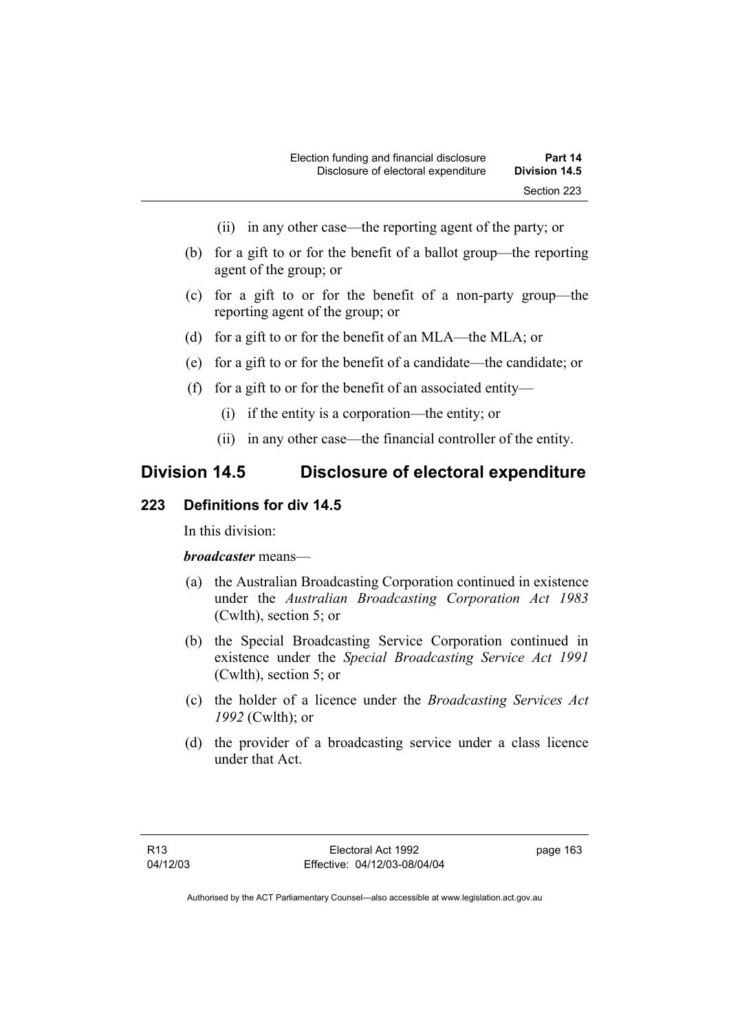(ii) in any other case—the reporting agent of the party; or

(b) for a gift to or for the benefit of a ballot group—the reporting agent of the group; or

(c) for a gift to or for the benefit of a non-party group—the reporting agent of the group; or

(d) for a gift to or for the benefit of an MLA—the MLA; or

(e) for a gift to or for the benefit of a candidate—the candidate; or

(f) for a gift to or for the benefit of an associated entity—

(i) if the entity is a corporation—the entity; or

(ii) in any other case—the financial controller of the entity.

## Division 14.5 Disclosure of electoral expenditure

### 223 Definitions for div 14.5

In this division:

***broadcaster*** means—

(a) the Australian Broadcasting Corporation continued in existence under the *Australian Broadcasting Corporation Act 1983* (Cwlth), section 5; or

(b) the Special Broadcasting Service Corporation continued in existence under the *Special Broadcasting Service Act 1991* (Cwlth), section 5; or

(c) the holder of a licence under the *Broadcasting Services Act 1992* (Cwlth); or

(d) the provider of a broadcasting service under a class licence under that Act.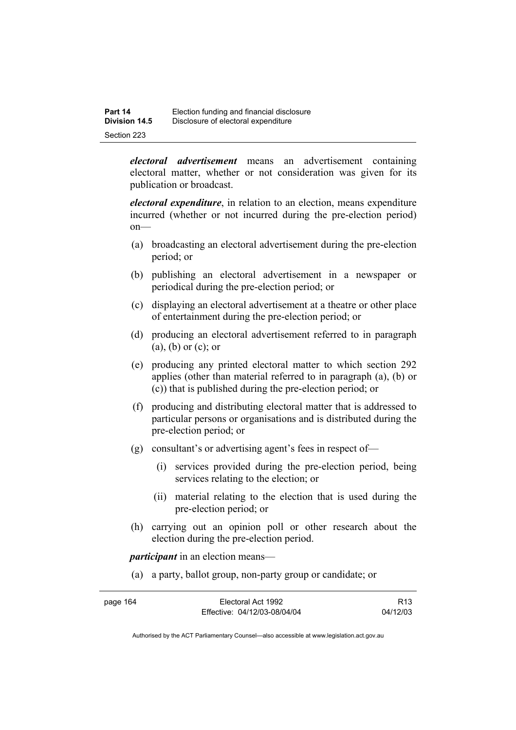***electoral advertisement*** means an advertisement containing electoral matter, whether or not consideration was given for its publication or broadcast.

***electoral expenditure***, in relation to an election, means expenditure incurred (whether or not incurred during the pre-election period) on—

(a) broadcasting an electoral advertisement during the pre-election period; or

(b) publishing an electoral advertisement in a newspaper or periodical during the pre-election period; or

(c) displaying an electoral advertisement at a theatre or other place of entertainment during the pre-election period; or

(d) producing an electoral advertisement referred to in paragraph (a), (b) or (c); or

(e) producing any printed electoral matter to which section 292 applies (other than material referred to in paragraph (a), (b) or (c)) that is published during the pre-election period; or

(f) producing and distributing electoral matter that is addressed to particular persons or organisations and is distributed during the pre-election period; or

(g) consultant's or advertising agent's fees in respect of—

  (i) services provided during the pre-election period, being services relating to the election; or

  (ii) material relating to the election that is used during the pre-election period; or

(h) carrying out an opinion poll or other research about the election during the pre-election period.

***participant*** in an election means—

(a) a party, ballot group, non-party group or candidate; or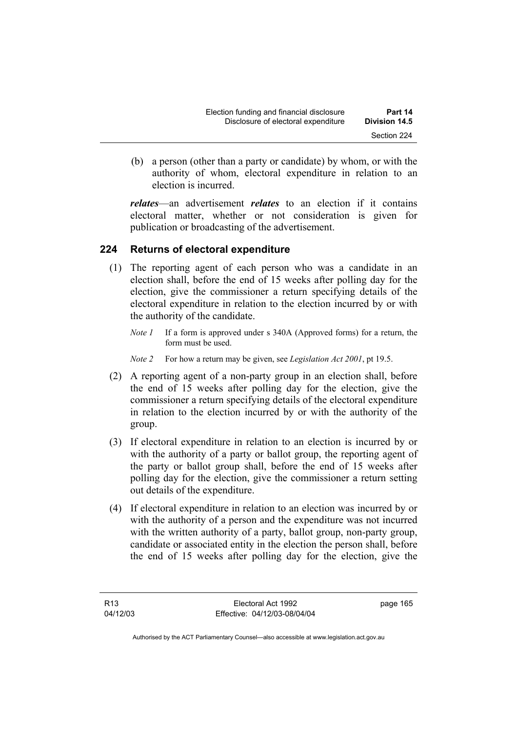(b) a person (other than a party or candidate) by whom, or with the authority of whom, electoral expenditure in relation to an election is incurred.

***relates***—an advertisement ***relates*** to an election if it contains electoral matter, whether or not consideration is given for publication or broadcasting of the advertisement.

## 224 Returns of electoral expenditure

(1) The reporting agent of each person who was a candidate in an election shall, before the end of 15 weeks after polling day for the election, give the commissioner a return specifying details of the electoral expenditure in relation to the election incurred by or with the authority of the candidate.

*Note 1* If a form is approved under s 340A (Approved forms) for a return, the form must be used.

*Note 2* For how a return may be given, see *Legislation Act 2001*, pt 19.5.

(2) A reporting agent of a non-party group in an election shall, before the end of 15 weeks after polling day for the election, give the commissioner a return specifying details of the electoral expenditure in relation to the election incurred by or with the authority of the group.

(3) If electoral expenditure in relation to an election is incurred by or with the authority of a party or ballot group, the reporting agent of the party or ballot group shall, before the end of 15 weeks after polling day for the election, give the commissioner a return setting out details of the expenditure.

(4) If electoral expenditure in relation to an election was incurred by or with the authority of a person and the expenditure was not incurred with the written authority of a party, ballot group, non-party group, candidate or associated entity in the election the person shall, before the end of 15 weeks after polling day for the election, give the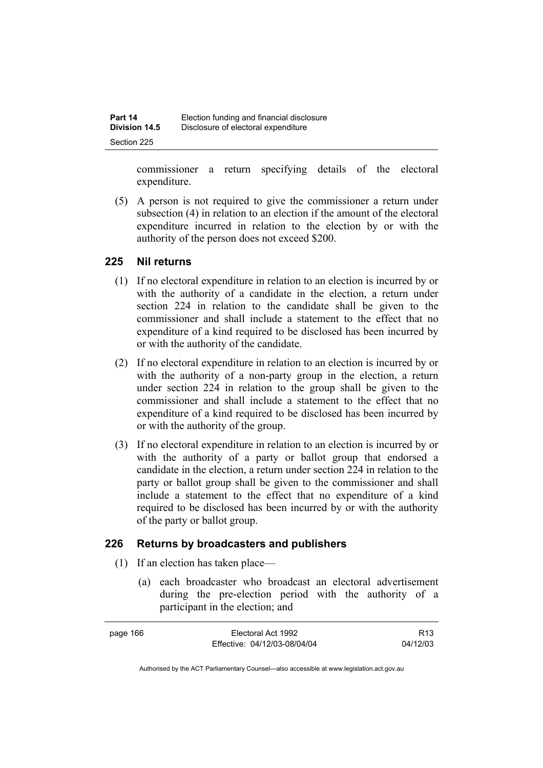commissioner a return specifying details of the electoral expenditure.

(5) A person is not required to give the commissioner a return under subsection (4) in relation to an election if the amount of the electoral expenditure incurred in relation to the election by or with the authority of the person does not exceed $200.

## 225 Nil returns

(1) If no electoral expenditure in relation to an election is incurred by or with the authority of a candidate in the election, a return under section 224 in relation to the candidate shall be given to the commissioner and shall include a statement to the effect that no expenditure of a kind required to be disclosed has been incurred by or with the authority of the candidate.

(2) If no electoral expenditure in relation to an election is incurred by or with the authority of a non-party group in the election, a return under section 224 in relation to the group shall be given to the commissioner and shall include a statement to the effect that no expenditure of a kind required to be disclosed has been incurred by or with the authority of the group.

(3) If no electoral expenditure in relation to an election is incurred by or with the authority of a party or ballot group that endorsed a candidate in the election, a return under section 224 in relation to the party or ballot group shall be given to the commissioner and shall include a statement to the effect that no expenditure of a kind required to be disclosed has been incurred by or with the authority of the party or ballot group.

## 226 Returns by broadcasters and publishers

(1) If an election has taken place—

(a) each broadcaster who broadcast an electoral advertisement during the pre-election period with the authority of a participant in the election; and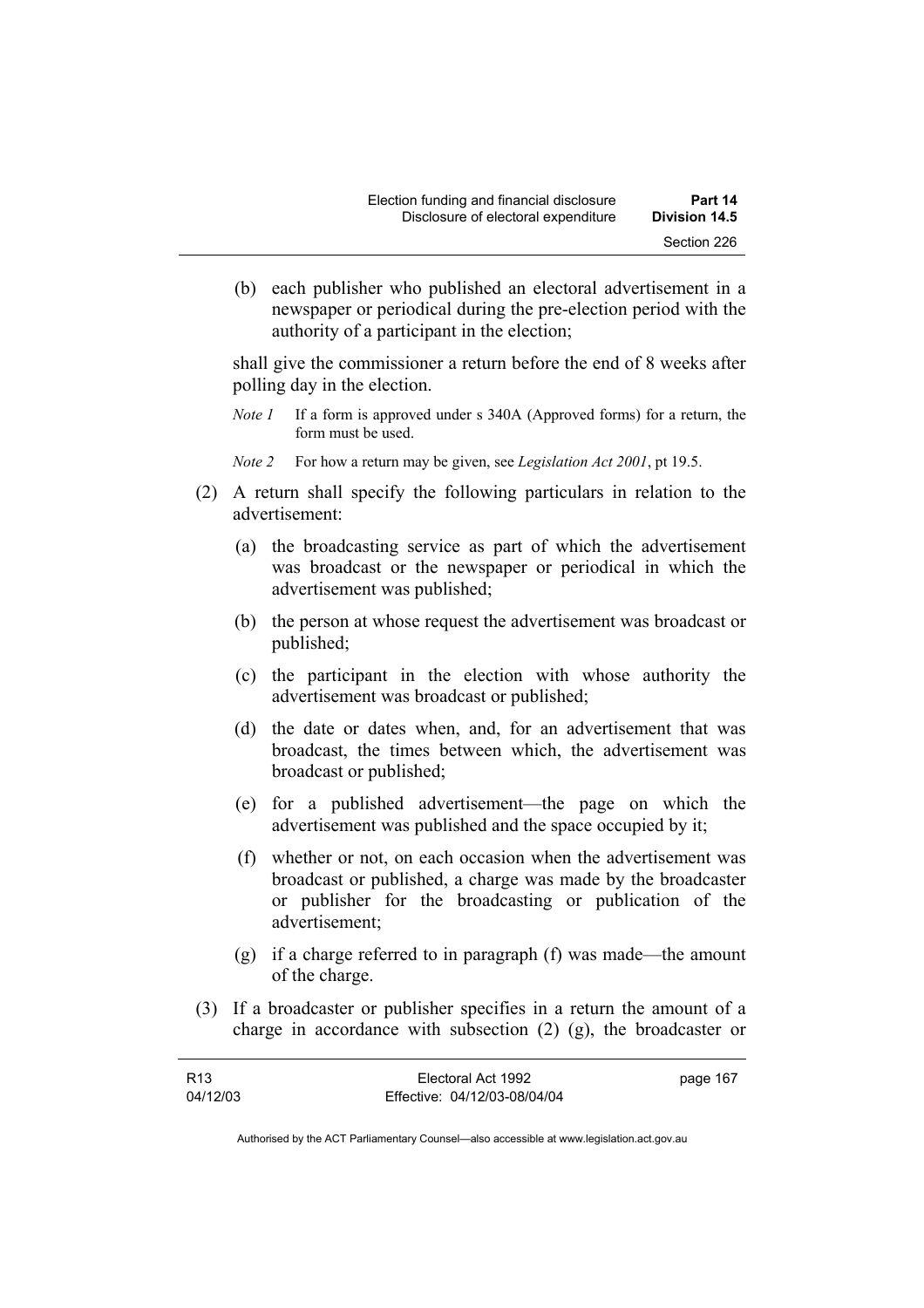(b) each publisher who published an electoral advertisement in a newspaper or periodical during the pre-election period with the authority of a participant in the election;

shall give the commissioner a return before the end of 8 weeks after polling day in the election.

*Note 1* If a form is approved under s 340A (Approved forms) for a return, the form must be used.

*Note 2* For how a return may be given, see *Legislation Act 2001*, pt 19.5.

(2) A return shall specify the following particulars in relation to the advertisement:

(a) the broadcasting service as part of which the advertisement was broadcast or the newspaper or periodical in which the advertisement was published;

(b) the person at whose request the advertisement was broadcast or published;

(c) the participant in the election with whose authority the advertisement was broadcast or published;

(d) the date or dates when, and, for an advertisement that was broadcast, the times between which, the advertisement was broadcast or published;

(e) for a published advertisement—the page on which the advertisement was published and the space occupied by it;

(f) whether or not, on each occasion when the advertisement was broadcast or published, a charge was made by the broadcaster or publisher for the broadcasting or publication of the advertisement;

(g) if a charge referred to in paragraph (f) was made—the amount of the charge.

(3) If a broadcaster or publisher specifies in a return the amount of a charge in accordance with subsection (2) (g), the broadcaster or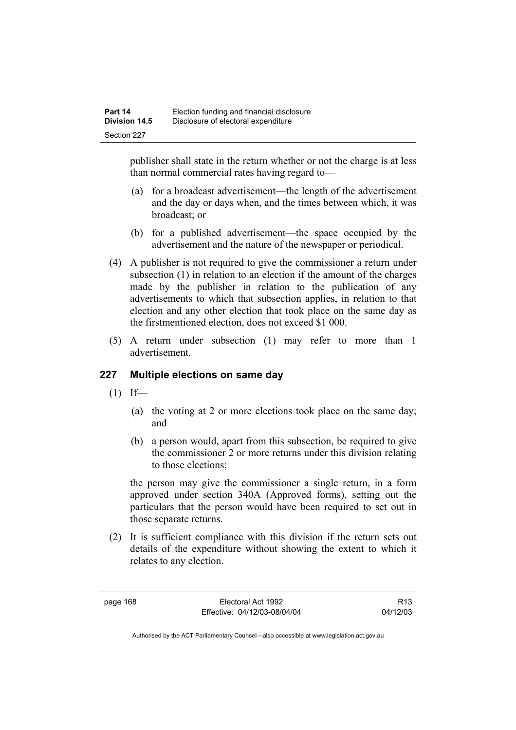publisher shall state in the return whether or not the charge is at less than normal commercial rates having regard to—

(a) for a broadcast advertisement—the length of the advertisement and the day or days when, and the times between which, it was broadcast; or

(b) for a published advertisement—the space occupied by the advertisement and the nature of the newspaper or periodical.

(4) A publisher is not required to give the commissioner a return under subsection (1) in relation to an election if the amount of the charges made by the publisher in relation to the publication of any advertisements to which that subsection applies, in relation to that election and any other election that took place on the same day as the firstmentioned election, does not exceed $1 000.

(5) A return under subsection (1) may refer to more than 1 advertisement.

## 227 Multiple elections on same day

(1) If—

(a) the voting at 2 or more elections took place on the same day; and

(b) a person would, apart from this subsection, be required to give the commissioner 2 or more returns under this division relating to those elections;

the person may give the commissioner a single return, in a form approved under section 340A (Approved forms), setting out the particulars that the person would have been required to set out in those separate returns.

(2) It is sufficient compliance with this division if the return sets out details of the expenditure without showing the extent to which it relates to any election.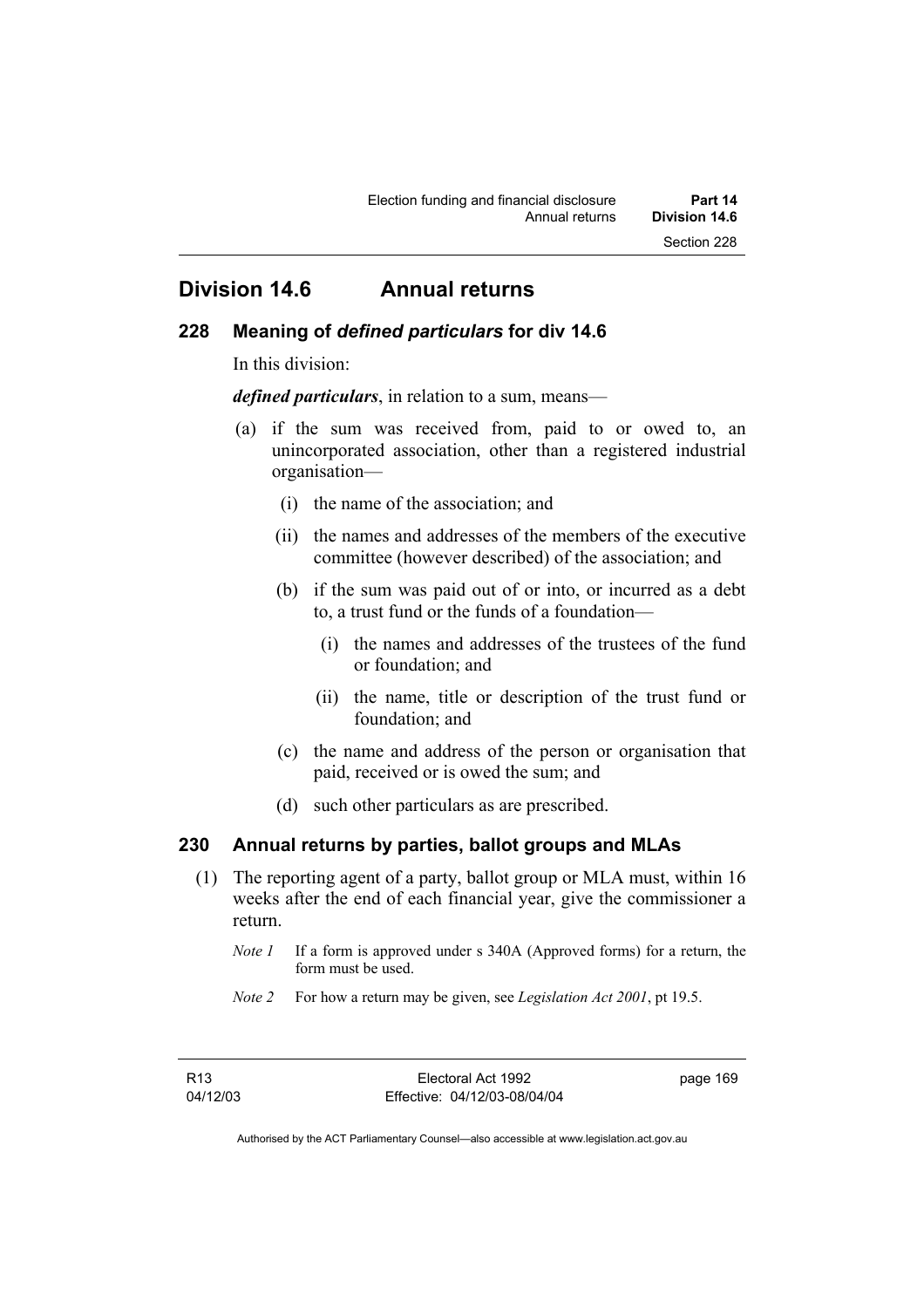## Division 14.6 Annual returns

### 228 Meaning of *defined particulars* for div 14.6

In this division:

***defined particulars***, in relation to a sum, means—

(a) if the sum was received from, paid to or owed to, an unincorporated association, other than a registered industrial organisation—

   (i) the name of the association; and

   (ii) the names and addresses of the members of the executive committee (however described) of the association; and

   (b) if the sum was paid out of or into, or incurred as a debt to, a trust fund or the funds of a foundation—

      (i) the names and addresses of the trustees of the fund or foundation; and

      (ii) the name, title or description of the trust fund or foundation; and

   (c) the name and address of the person or organisation that paid, received or is owed the sum; and

   (d) such other particulars as are prescribed.

### 230 Annual returns by parties, ballot groups and MLAs

(1) The reporting agent of a party, ballot group or MLA must, within 16 weeks after the end of each financial year, give the commissioner a return.

*Note 1* If a form is approved under s 340A (Approved forms) for a return, the form must be used.

*Note 2* For how a return may be given, see *Legislation Act 2001*, pt 19.5.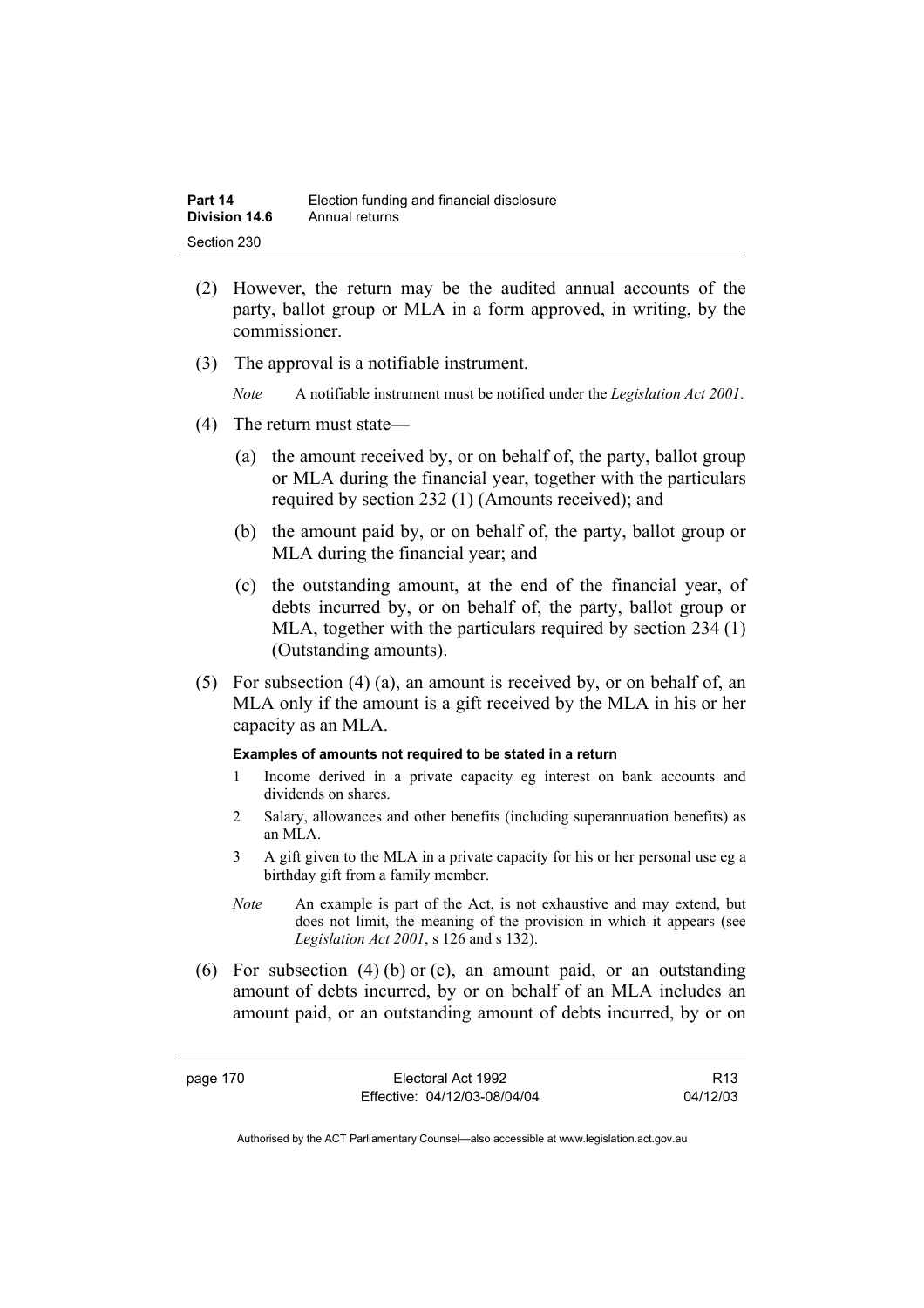(2) However, the return may be the audited annual accounts of the party, ballot group or MLA in a form approved, in writing, by the commissioner.

(3) The approval is a notifiable instrument.

*Note* A notifiable instrument must be notified under the *Legislation Act 2001*.

(4) The return must state—

(a) the amount received by, or on behalf of, the party, ballot group or MLA during the financial year, together with the particulars required by section 232 (1) (Amounts received); and

(b) the amount paid by, or on behalf of, the party, ballot group or MLA during the financial year; and

(c) the outstanding amount, at the end of the financial year, of debts incurred by, or on behalf of, the party, ballot group or MLA, together with the particulars required by section 234 (1) (Outstanding amounts).

(5) For subsection (4) (a), an amount is received by, or on behalf of, an MLA only if the amount is a gift received by the MLA in his or her capacity as an MLA.

**Examples of amounts not required to be stated in a return**

1 Income derived in a private capacity eg interest on bank accounts and dividends on shares.

2 Salary, allowances and other benefits (including superannuation benefits) as an MLA.

3 A gift given to the MLA in a private capacity for his or her personal use eg a birthday gift from a family member.

*Note* An example is part of the Act, is not exhaustive and may extend, but does not limit, the meaning of the provision in which it appears (see *Legislation Act 2001*, s 126 and s 132).

(6) For subsection (4) (b) or (c), an amount paid, or an outstanding amount of debts incurred, by or on behalf of an MLA includes an amount paid, or an outstanding amount of debts incurred, by or on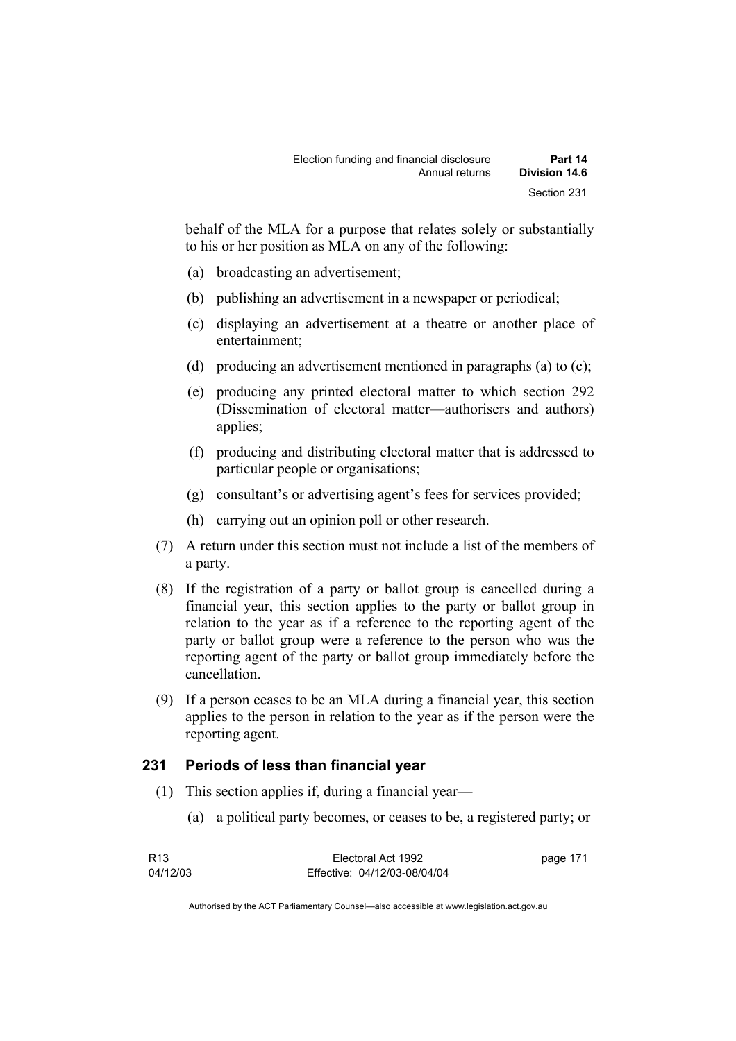behalf of the MLA for a purpose that relates solely or substantially to his or her position as MLA on any of the following:

(a) broadcasting an advertisement;

(b) publishing an advertisement in a newspaper or periodical;

(c) displaying an advertisement at a theatre or another place of entertainment;

(d) producing an advertisement mentioned in paragraphs (a) to (c);

(e) producing any printed electoral matter to which section 292 (Dissemination of electoral matter—authorisers and authors) applies;

(f) producing and distributing electoral matter that is addressed to particular people or organisations;

(g) consultant's or advertising agent's fees for services provided;

(h) carrying out an opinion poll or other research.

(7) A return under this section must not include a list of the members of a party.

(8) If the registration of a party or ballot group is cancelled during a financial year, this section applies to the party or ballot group in relation to the year as if a reference to the reporting agent of the party or ballot group were a reference to the person who was the reporting agent of the party or ballot group immediately before the cancellation.

(9) If a person ceases to be an MLA during a financial year, this section applies to the person in relation to the year as if the person were the reporting agent.

## 231 Periods of less than financial year

(1) This section applies if, during a financial year—

(a) a political party becomes, or ceases to be, a registered party; or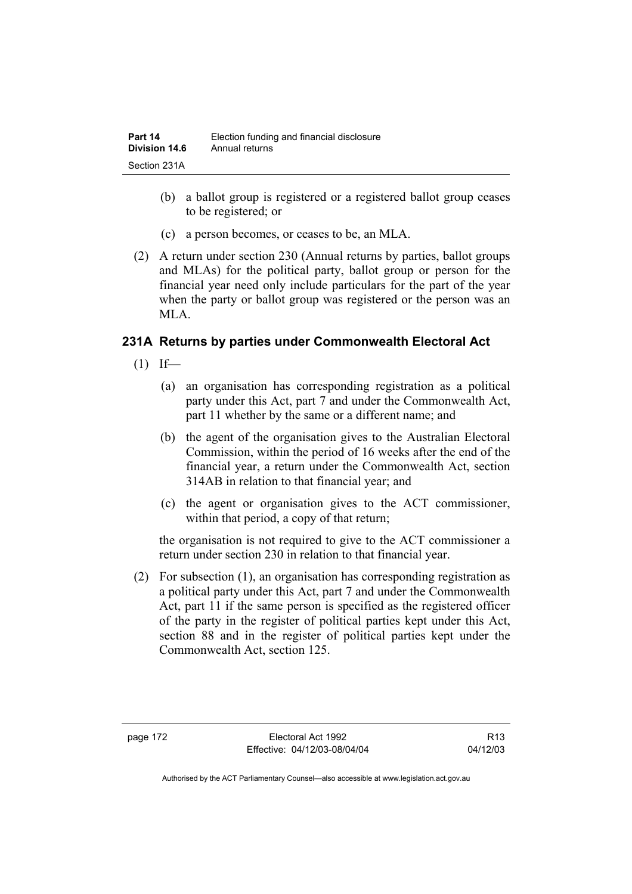(b) a ballot group is registered or a registered ballot group ceases to be registered; or

(c) a person becomes, or ceases to be, an MLA.

(2) A return under section 230 (Annual returns by parties, ballot groups and MLAs) for the political party, ballot group or person for the financial year need only include particulars for the part of the year when the party or ballot group was registered or the person was an MLA.

### 231A Returns by parties under Commonwealth Electoral Act

(1) If—

(a) an organisation has corresponding registration as a political party under this Act, part 7 and under the Commonwealth Act, part 11 whether by the same or a different name; and

(b) the agent of the organisation gives to the Australian Electoral Commission, within the period of 16 weeks after the end of the financial year, a return under the Commonwealth Act, section 314AB in relation to that financial year; and

(c) the agent or organisation gives to the ACT commissioner, within that period, a copy of that return;

the organisation is not required to give to the ACT commissioner a return under section 230 in relation to that financial year.

(2) For subsection (1), an organisation has corresponding registration as a political party under this Act, part 7 and under the Commonwealth Act, part 11 if the same person is specified as the registered officer of the party in the register of political parties kept under this Act, section 88 and in the register of political parties kept under the Commonwealth Act, section 125.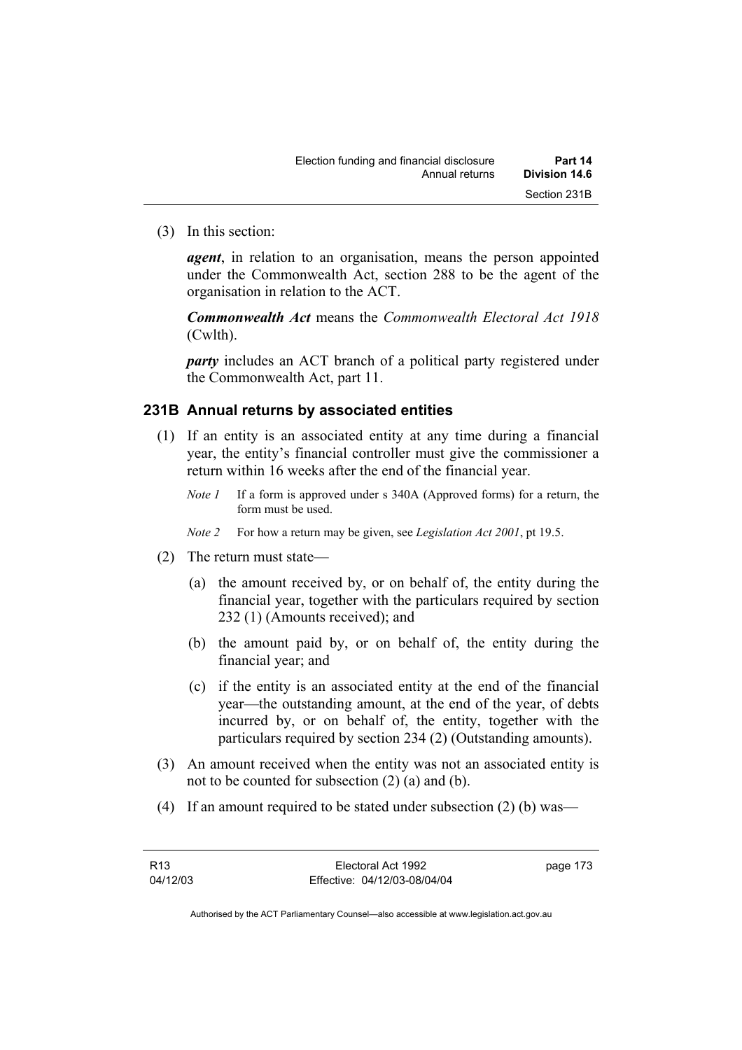(3) In this section:

***agent***, in relation to an organisation, means the person appointed under the Commonwealth Act, section 288 to be the agent of the organisation in relation to the ACT.

***Commonwealth Act*** means the *Commonwealth Electoral Act 1918* (Cwlth).

***party*** includes an ACT branch of a political party registered under the Commonwealth Act, part 11.

### 231B Annual returns by associated entities

(1) If an entity is an associated entity at any time during a financial year, the entity's financial controller must give the commissioner a return within 16 weeks after the end of the financial year.

*Note 1* If a form is approved under s 340A (Approved forms) for a return, the form must be used.

*Note 2* For how a return may be given, see *Legislation Act 2001*, pt 19.5.

(2) The return must state—

(a) the amount received by, or on behalf of, the entity during the financial year, together with the particulars required by section 232 (1) (Amounts received); and

(b) the amount paid by, or on behalf of, the entity during the financial year; and

(c) if the entity is an associated entity at the end of the financial year—the outstanding amount, at the end of the year, of debts incurred by, or on behalf of, the entity, together with the particulars required by section 234 (2) (Outstanding amounts).

(3) An amount received when the entity was not an associated entity is not to be counted for subsection (2) (a) and (b).

(4) If an amount required to be stated under subsection (2) (b) was—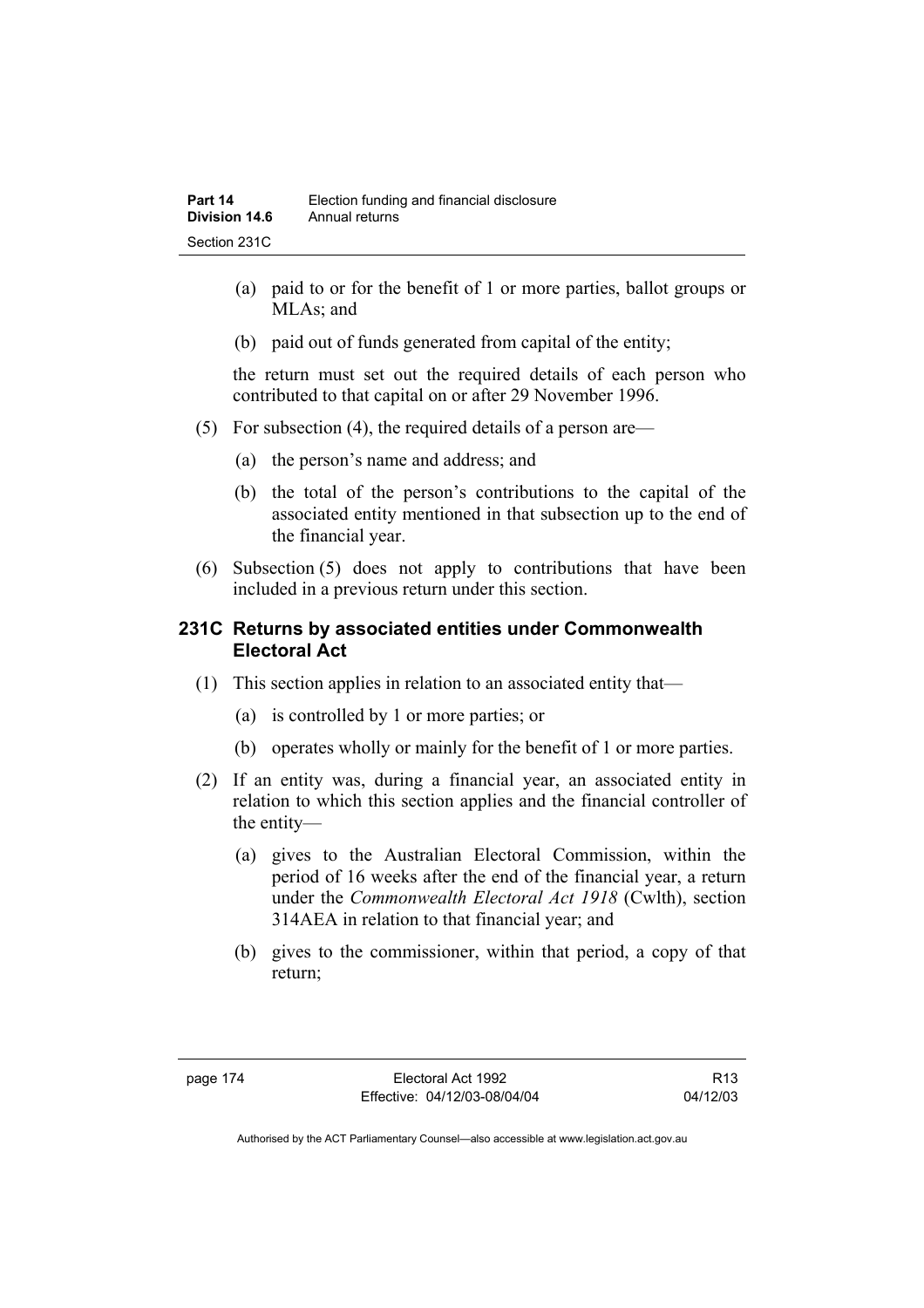(a) paid to or for the benefit of 1 or more parties, ballot groups or MLAs; and

(b) paid out of funds generated from capital of the entity;

the return must set out the required details of each person who contributed to that capital on or after 29 November 1996.

(5) For subsection (4), the required details of a person are—

(a) the person's name and address; and

(b) the total of the person's contributions to the capital of the associated entity mentioned in that subsection up to the end of the financial year.

(6) Subsection (5) does not apply to contributions that have been included in a previous return under this section.

### 231C Returns by associated entities under Commonwealth Electoral Act

(1) This section applies in relation to an associated entity that—

(a) is controlled by 1 or more parties; or

(b) operates wholly or mainly for the benefit of 1 or more parties.

(2) If an entity was, during a financial year, an associated entity in relation to which this section applies and the financial controller of the entity—

(a) gives to the Australian Electoral Commission, within the period of 16 weeks after the end of the financial year, a return under the *Commonwealth Electoral Act 1918* (Cwlth), section 314AEA in relation to that financial year; and

(b) gives to the commissioner, within that period, a copy of that return;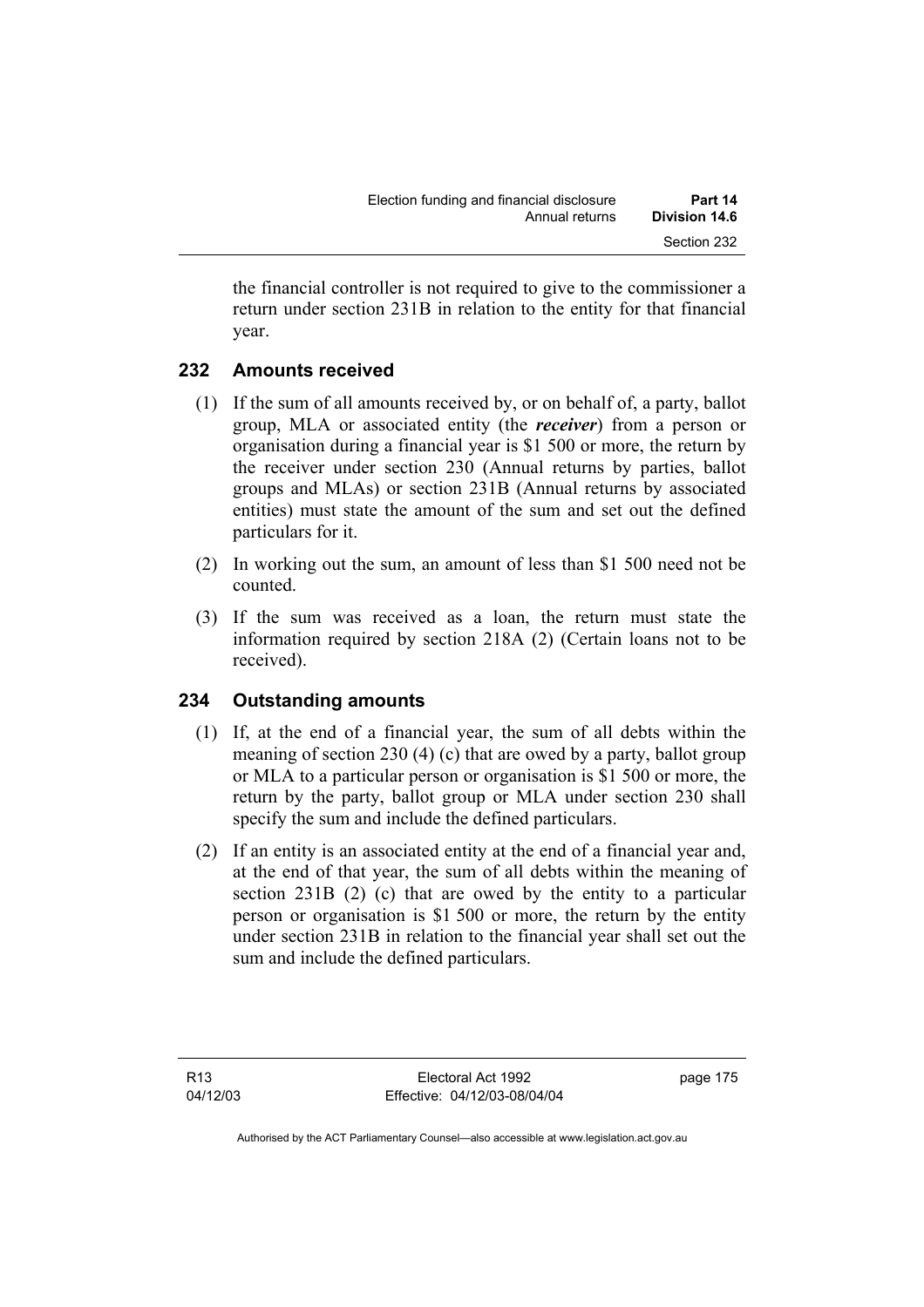the financial controller is not required to give to the commissioner a return under section 231B in relation to the entity for that financial year.

## 232 Amounts received

(1) If the sum of all amounts received by, or on behalf of, a party, ballot group, MLA or associated entity (the ***receiver***) from a person or organisation during a financial year is \$1 500 or more, the return by the receiver under section 230 (Annual returns by parties, ballot groups and MLAs) or section 231B (Annual returns by associated entities) must state the amount of the sum and set out the defined particulars for it.

(2) In working out the sum, an amount of less than \$1 500 need not be counted.

(3) If the sum was received as a loan, the return must state the information required by section 218A (2) (Certain loans not to be received).

## 234 Outstanding amounts

(1) If, at the end of a financial year, the sum of all debts within the meaning of section 230 (4) (c) that are owed by a party, ballot group or MLA to a particular person or organisation is \$1 500 or more, the return by the party, ballot group or MLA under section 230 shall specify the sum and include the defined particulars.

(2) If an entity is an associated entity at the end of a financial year and, at the end of that year, the sum of all debts within the meaning of section 231B (2) (c) that are owed by the entity to a particular person or organisation is \$1 500 or more, the return by the entity under section 231B in relation to the financial year shall set out the sum and include the defined particulars.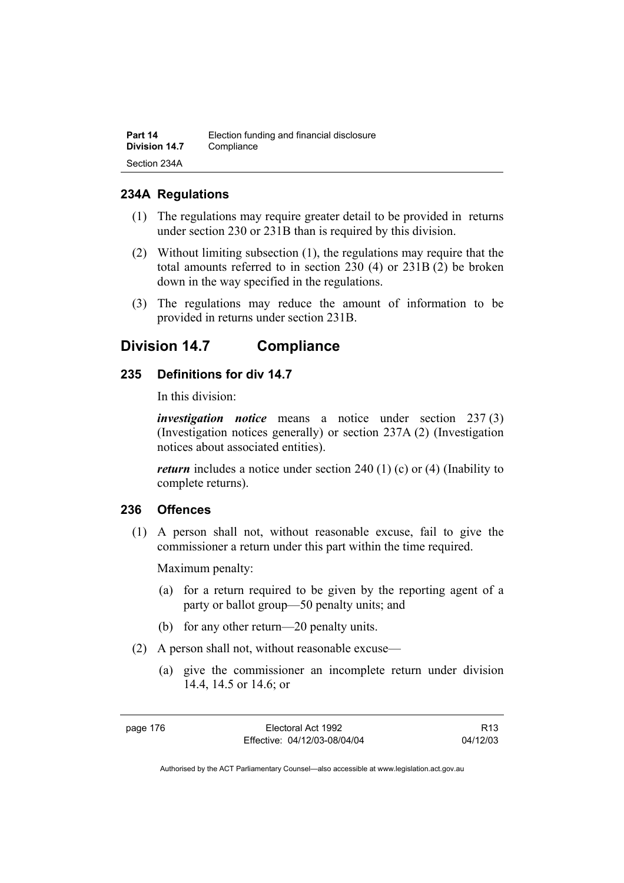### 234A Regulations

(1) The regulations may require greater detail to be provided in returns under section 230 or 231B than is required by this division.

(2) Without limiting subsection (1), the regulations may require that the total amounts referred to in section 230 (4) or 231B (2) be broken down in the way specified in the regulations.

(3) The regulations may reduce the amount of information to be provided in returns under section 231B.

## Division 14.7 Compliance

### 235 Definitions for div 14.7

In this division:

***investigation notice*** means a notice under section 237 (3) (Investigation notices generally) or section 237A (2) (Investigation notices about associated entities).

***return*** includes a notice under section 240 (1) (c) or (4) (Inability to complete returns).

### 236 Offences

(1) A person shall not, without reasonable excuse, fail to give the commissioner a return under this part within the time required.

Maximum penalty:

(a) for a return required to be given by the reporting agent of a party or ballot group—50 penalty units; and

(b) for any other return—20 penalty units.

(2) A person shall not, without reasonable excuse—

(a) give the commissioner an incomplete return under division 14.4, 14.5 or 14.6; or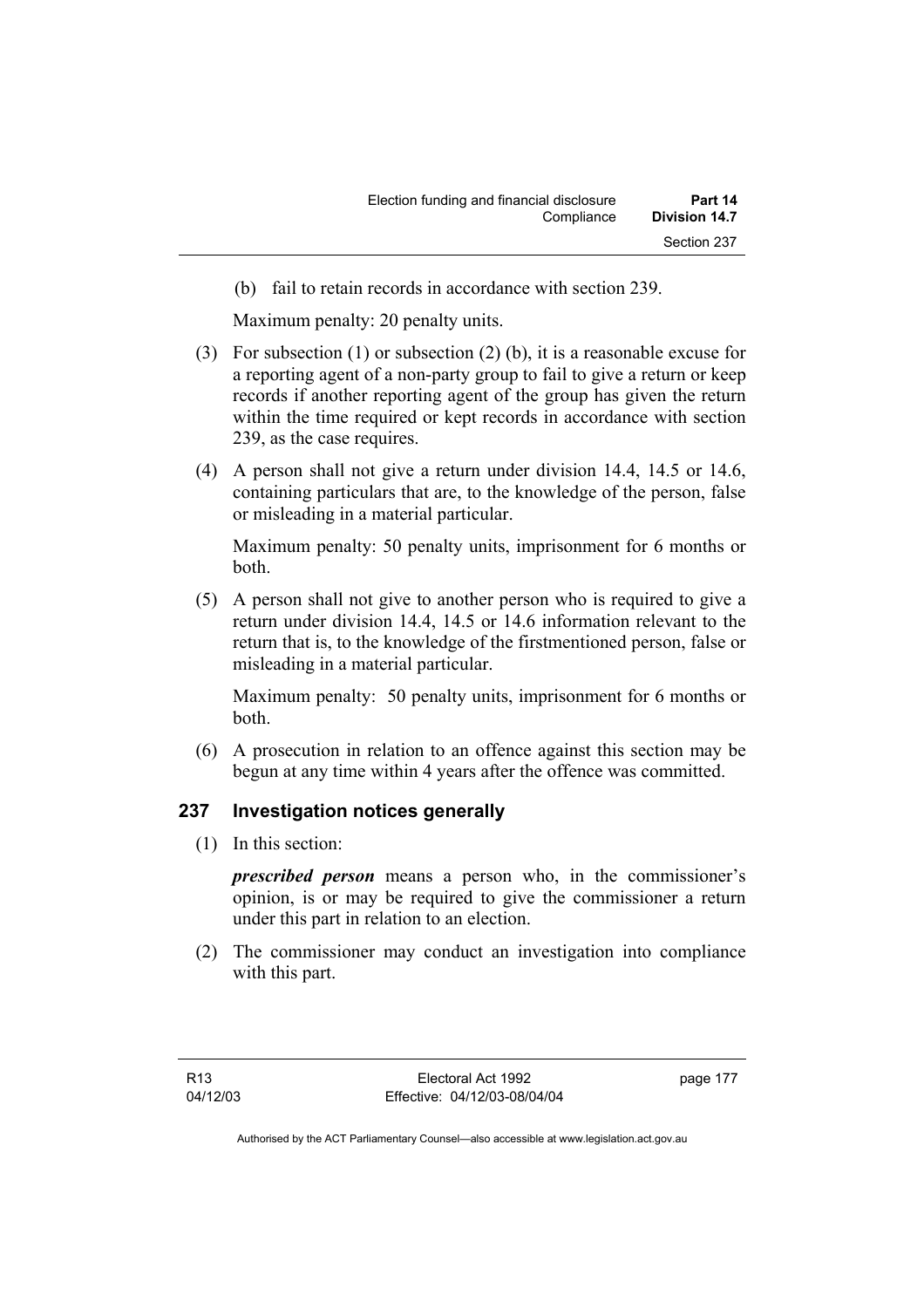(b) fail to retain records in accordance with section 239.

Maximum penalty: 20 penalty units.

(3) For subsection (1) or subsection (2) (b), it is a reasonable excuse for a reporting agent of a non-party group to fail to give a return or keep records if another reporting agent of the group has given the return within the time required or kept records in accordance with section 239, as the case requires.

(4) A person shall not give a return under division 14.4, 14.5 or 14.6, containing particulars that are, to the knowledge of the person, false or misleading in a material particular.

Maximum penalty: 50 penalty units, imprisonment for 6 months or both.

(5) A person shall not give to another person who is required to give a return under division 14.4, 14.5 or 14.6 information relevant to the return that is, to the knowledge of the firstmentioned person, false or misleading in a material particular.

Maximum penalty: 50 penalty units, imprisonment for 6 months or both.

(6) A prosecution in relation to an offence against this section may be begun at any time within 4 years after the offence was committed.

## 237 Investigation notices generally

(1) In this section:

***prescribed person*** means a person who, in the commissioner's opinion, is or may be required to give the commissioner a return under this part in relation to an election.

(2) The commissioner may conduct an investigation into compliance with this part.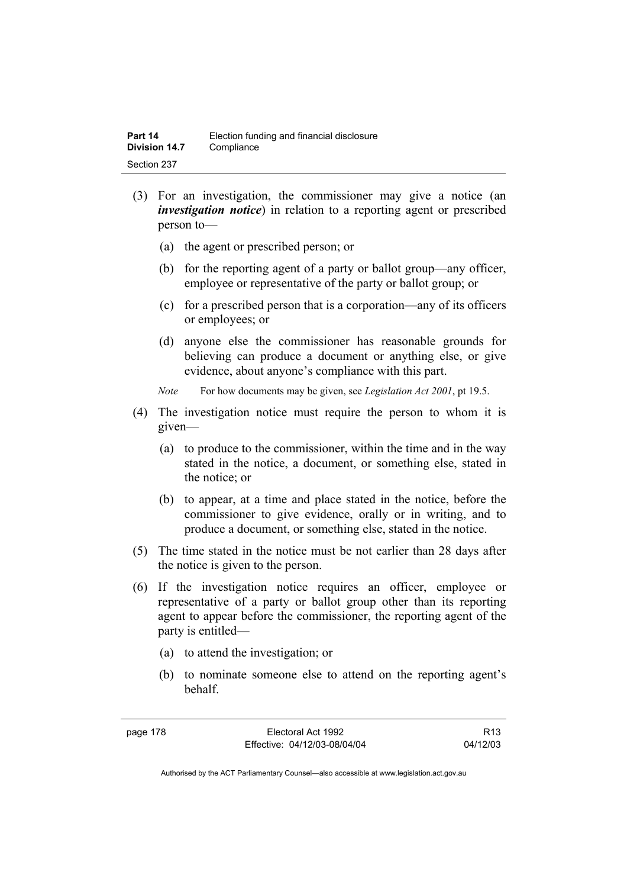(3) For an investigation, the commissioner may give a notice (an ***investigation notice***) in relation to a reporting agent or prescribed person to—

(a) the agent or prescribed person; or

(b) for the reporting agent of a party or ballot group—any officer, employee or representative of the party or ballot group; or

(c) for a prescribed person that is a corporation—any of its officers or employees; or

(d) anyone else the commissioner has reasonable grounds for believing can produce a document or anything else, or give evidence, about anyone's compliance with this part.

*Note* For how documents may be given, see *Legislation Act 2001*, pt 19.5.

(4) The investigation notice must require the person to whom it is given—

(a) to produce to the commissioner, within the time and in the way stated in the notice, a document, or something else, stated in the notice; or

(b) to appear, at a time and place stated in the notice, before the commissioner to give evidence, orally or in writing, and to produce a document, or something else, stated in the notice.

(5) The time stated in the notice must be not earlier than 28 days after the notice is given to the person.

(6) If the investigation notice requires an officer, employee or representative of a party or ballot group other than its reporting agent to appear before the commissioner, the reporting agent of the party is entitled—

(a) to attend the investigation; or

(b) to nominate someone else to attend on the reporting agent's behalf.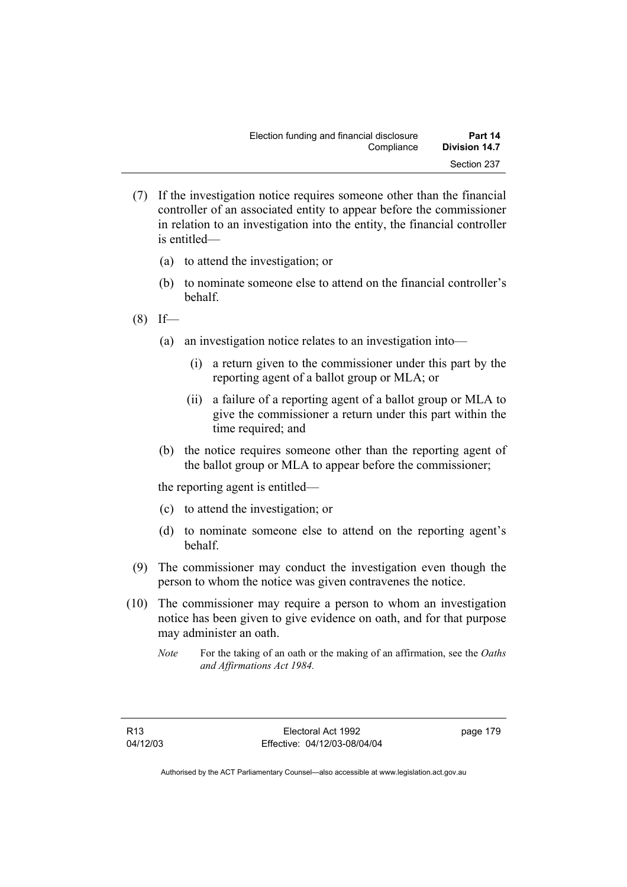(7) If the investigation notice requires someone other than the financial controller of an associated entity to appear before the commissioner in relation to an investigation into the entity, the financial controller is entitled—

(a) to attend the investigation; or

(b) to nominate someone else to attend on the financial controller's behalf.

(8) If—

(a) an investigation notice relates to an investigation into—

(i) a return given to the commissioner under this part by the reporting agent of a ballot group or MLA; or

(ii) a failure of a reporting agent of a ballot group or MLA to give the commissioner a return under this part within the time required; and

(b) the notice requires someone other than the reporting agent of the ballot group or MLA to appear before the commissioner;

the reporting agent is entitled—

(c) to attend the investigation; or

(d) to nominate someone else to attend on the reporting agent's behalf.

(9) The commissioner may conduct the investigation even though the person to whom the notice was given contravenes the notice.

(10) The commissioner may require a person to whom an investigation notice has been given to give evidence on oath, and for that purpose may administer an oath.

*Note* For the taking of an oath or the making of an affirmation, see the *Oaths and Affirmations Act 1984.*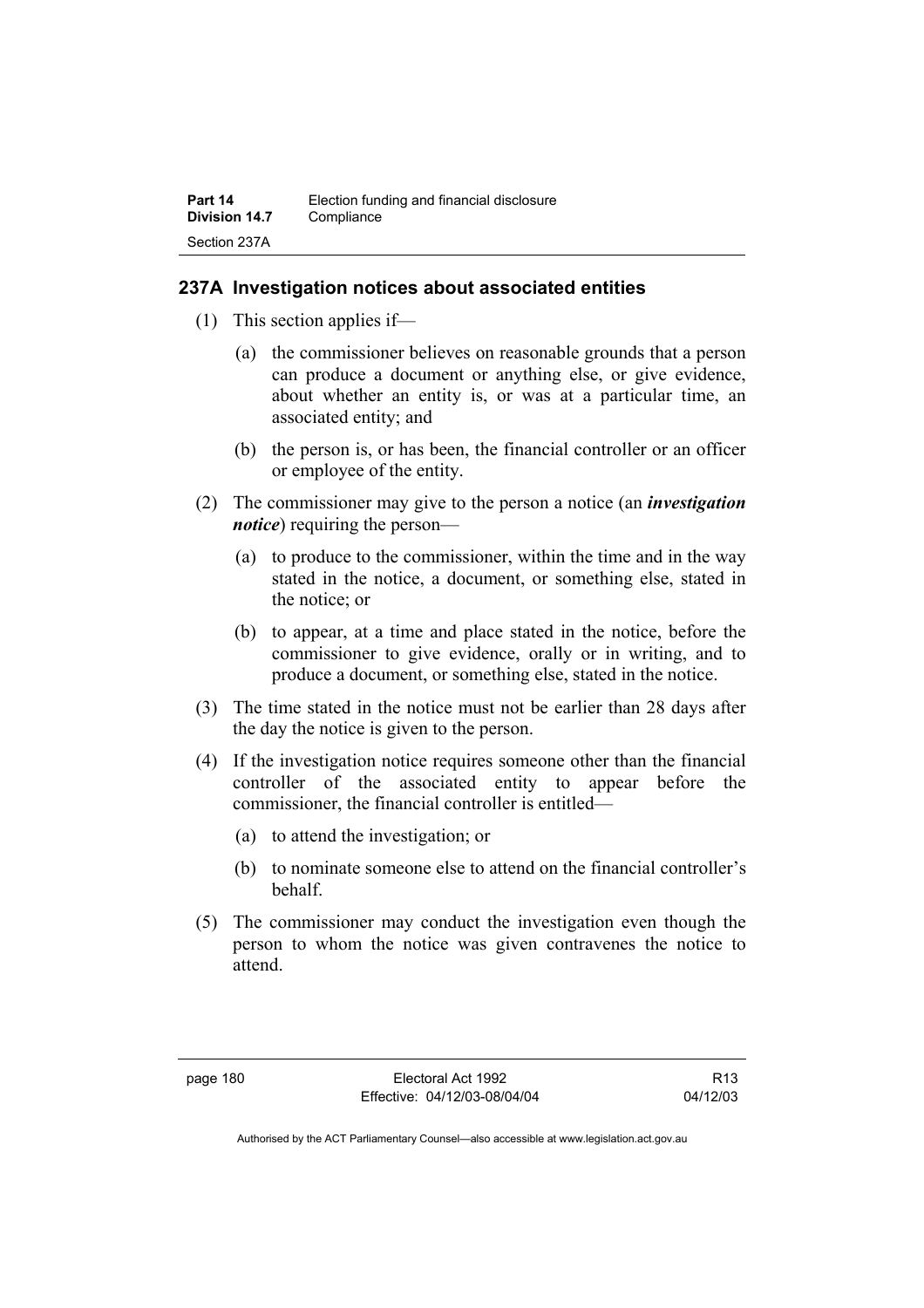## 237A Investigation notices about associated entities

(1) This section applies if—

(a) the commissioner believes on reasonable grounds that a person can produce a document or anything else, or give evidence, about whether an entity is, or was at a particular time, an associated entity; and

(b) the person is, or has been, the financial controller or an officer or employee of the entity.

(2) The commissioner may give to the person a notice (an ***investigation notice***) requiring the person—

(a) to produce to the commissioner, within the time and in the way stated in the notice, a document, or something else, stated in the notice; or

(b) to appear, at a time and place stated in the notice, before the commissioner to give evidence, orally or in writing, and to produce a document, or something else, stated in the notice.

(3) The time stated in the notice must not be earlier than 28 days after the day the notice is given to the person.

(4) If the investigation notice requires someone other than the financial controller of the associated entity to appear before the commissioner, the financial controller is entitled—

(a) to attend the investigation; or

(b) to nominate someone else to attend on the financial controller's behalf.

(5) The commissioner may conduct the investigation even though the person to whom the notice was given contravenes the notice to attend.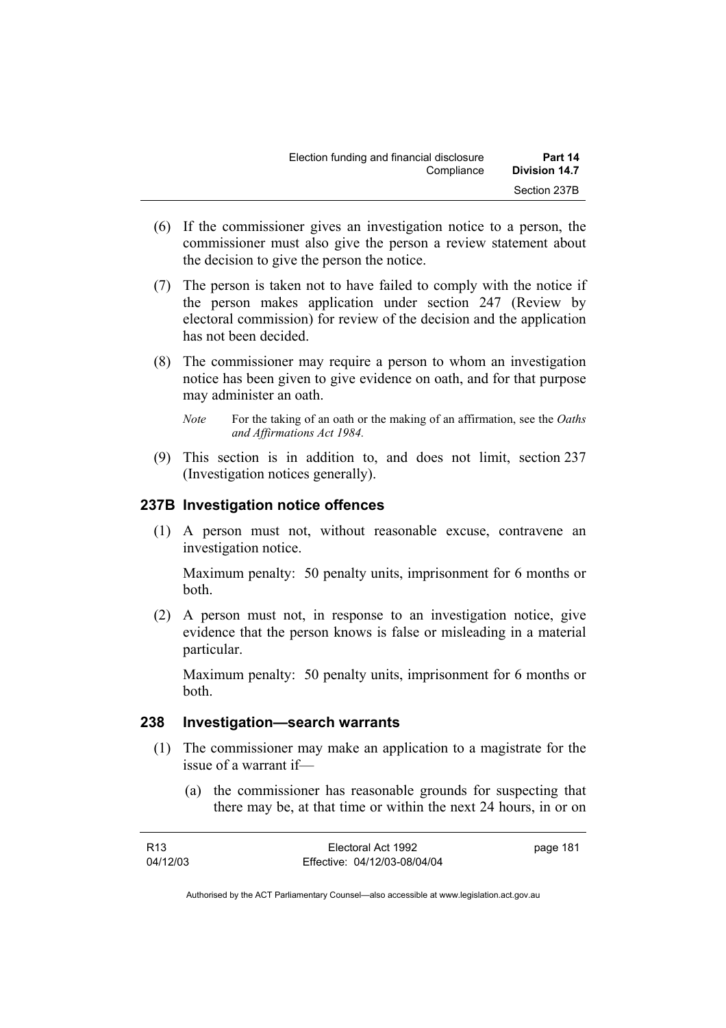(6) If the commissioner gives an investigation notice to a person, the commissioner must also give the person a review statement about the decision to give the person the notice.

(7) The person is taken not to have failed to comply with the notice if the person makes application under section 247 (Review by electoral commission) for review of the decision and the application has not been decided.

(8) The commissioner may require a person to whom an investigation notice has been given to give evidence on oath, and for that purpose may administer an oath.

*Note* For the taking of an oath or the making of an affirmation, see the *Oaths and Affirmations Act 1984.*

(9) This section is in addition to, and does not limit, section 237 (Investigation notices generally).

### 237B Investigation notice offences

(1) A person must not, without reasonable excuse, contravene an investigation notice.

Maximum penalty: 50 penalty units, imprisonment for 6 months or both.

(2) A person must not, in response to an investigation notice, give evidence that the person knows is false or misleading in a material particular.

Maximum penalty: 50 penalty units, imprisonment for 6 months or both.

### 238 Investigation—search warrants

(1) The commissioner may make an application to a magistrate for the issue of a warrant if—

(a) the commissioner has reasonable grounds for suspecting that there may be, at that time or within the next 24 hours, in or on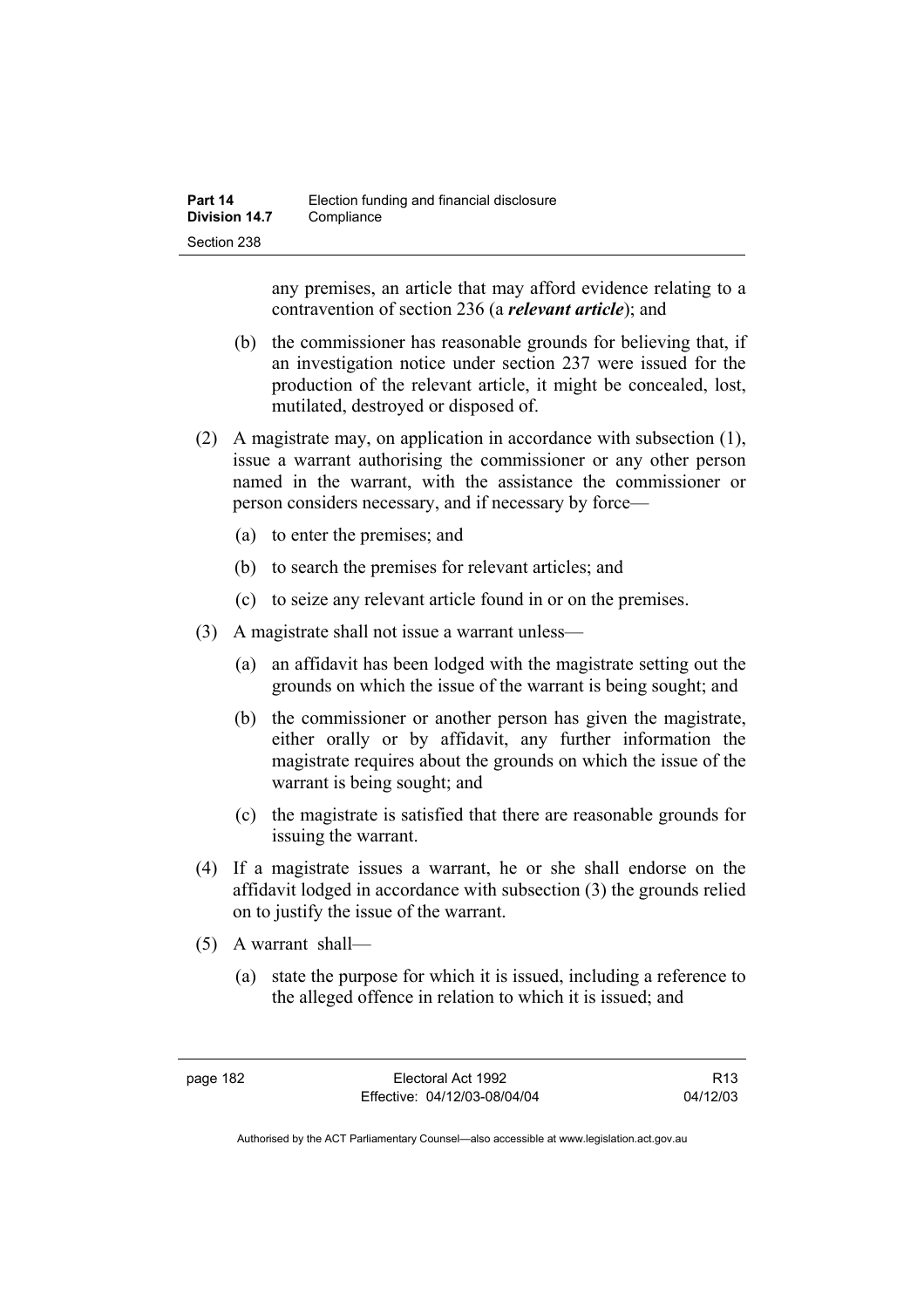any premises, an article that may afford evidence relating to a contravention of section 236 (a ***relevant article***); and

(b) the commissioner has reasonable grounds for believing that, if an investigation notice under section 237 were issued for the production of the relevant article, it might be concealed, lost, mutilated, destroyed or disposed of.

(2) A magistrate may, on application in accordance with subsection (1), issue a warrant authorising the commissioner or any other person named in the warrant, with the assistance the commissioner or person considers necessary, and if necessary by force—

(a) to enter the premises; and

(b) to search the premises for relevant articles; and

(c) to seize any relevant article found in or on the premises.

(3) A magistrate shall not issue a warrant unless—

(a) an affidavit has been lodged with the magistrate setting out the grounds on which the issue of the warrant is being sought; and

(b) the commissioner or another person has given the magistrate, either orally or by affidavit, any further information the magistrate requires about the grounds on which the issue of the warrant is being sought; and

(c) the magistrate is satisfied that there are reasonable grounds for issuing the warrant.

(4) If a magistrate issues a warrant, he or she shall endorse on the affidavit lodged in accordance with subsection (3) the grounds relied on to justify the issue of the warrant.

(5) A warrant shall—

(a) state the purpose for which it is issued, including a reference to the alleged offence in relation to which it is issued; and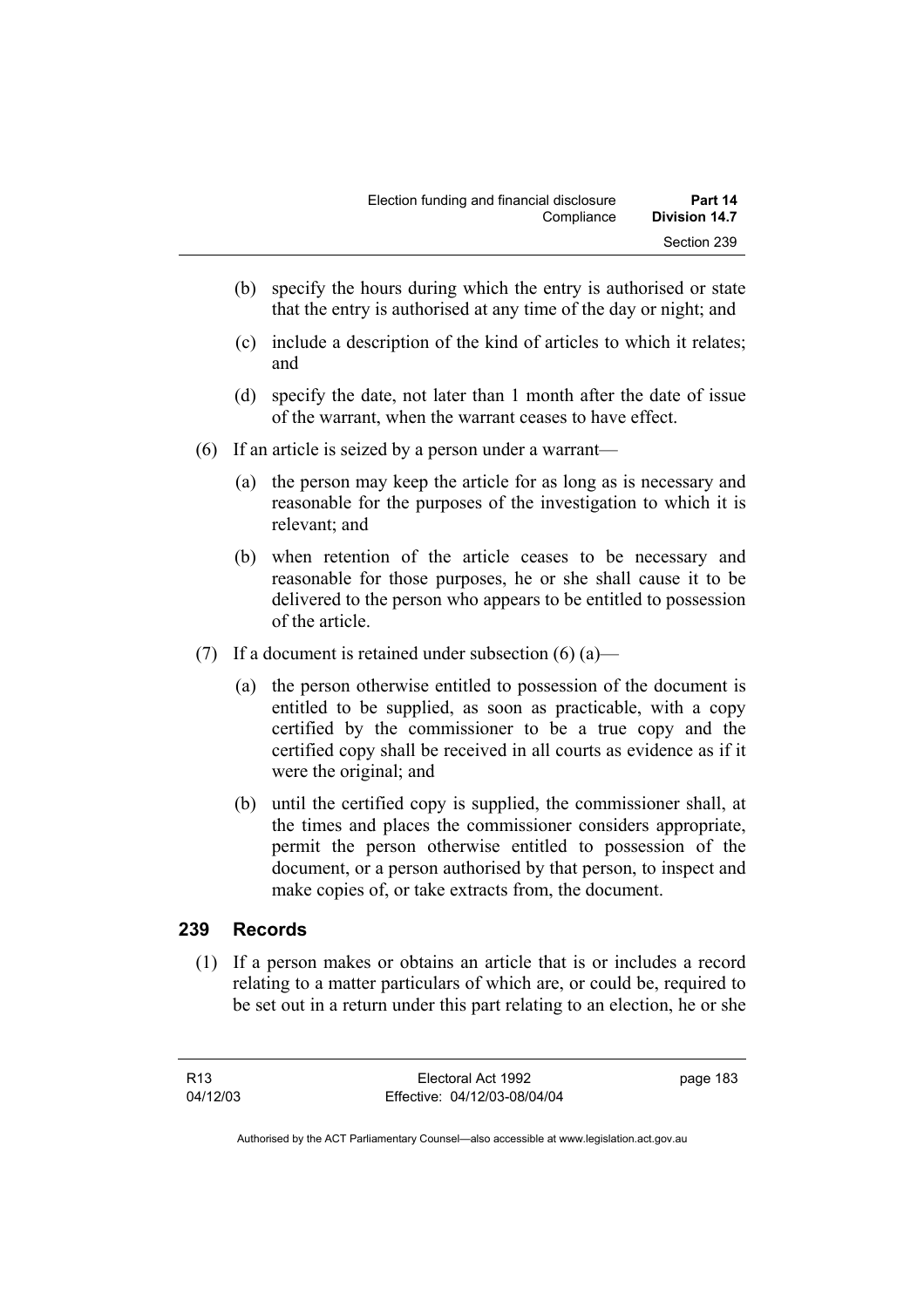(b) specify the hours during which the entry is authorised or state that the entry is authorised at any time of the day or night; and

(c) include a description of the kind of articles to which it relates; and

(d) specify the date, not later than 1 month after the date of issue of the warrant, when the warrant ceases to have effect.

(6) If an article is seized by a person under a warrant—

(a) the person may keep the article for as long as is necessary and reasonable for the purposes of the investigation to which it is relevant; and

(b) when retention of the article ceases to be necessary and reasonable for those purposes, he or she shall cause it to be delivered to the person who appears to be entitled to possession of the article.

(7) If a document is retained under subsection (6) (a)—

(a) the person otherwise entitled to possession of the document is entitled to be supplied, as soon as practicable, with a copy certified by the commissioner to be a true copy and the certified copy shall be received in all courts as evidence as if it were the original; and

(b) until the certified copy is supplied, the commissioner shall, at the times and places the commissioner considers appropriate, permit the person otherwise entitled to possession of the document, or a person authorised by that person, to inspect and make copies of, or take extracts from, the document.

## 239 Records

(1) If a person makes or obtains an article that is or includes a record relating to a matter particulars of which are, or could be, required to be set out in a return under this part relating to an election, he or she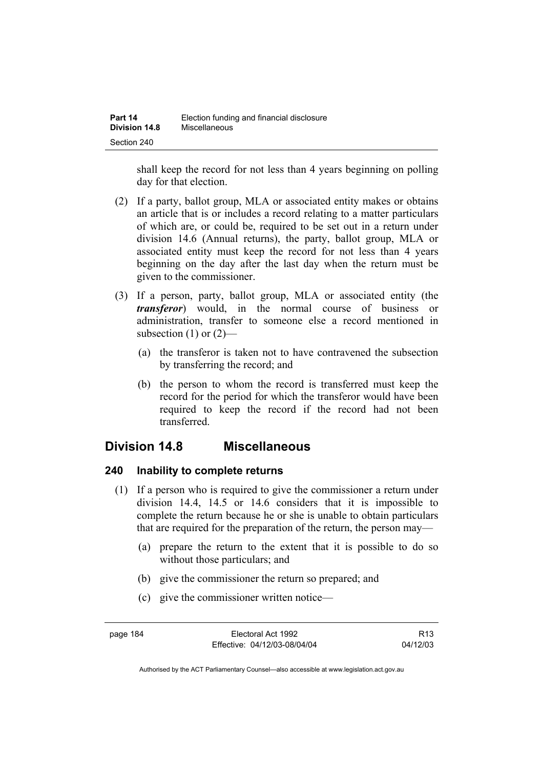shall keep the record for not less than 4 years beginning on polling day for that election.

(2) If a party, ballot group, MLA or associated entity makes or obtains an article that is or includes a record relating to a matter particulars of which are, or could be, required to be set out in a return under division 14.6 (Annual returns), the party, ballot group, MLA or associated entity must keep the record for not less than 4 years beginning on the day after the last day when the return must be given to the commissioner.

(3) If a person, party, ballot group, MLA or associated entity (the ***transferor***) would, in the normal course of business or administration, transfer to someone else a record mentioned in subsection (1) or (2)—

(a) the transferor is taken not to have contravened the subsection by transferring the record; and

(b) the person to whom the record is transferred must keep the record for the period for which the transferor would have been required to keep the record if the record had not been transferred.

## Division 14.8 Miscellaneous

### 240 Inability to complete returns

(1) If a person who is required to give the commissioner a return under division 14.4, 14.5 or 14.6 considers that it is impossible to complete the return because he or she is unable to obtain particulars that are required for the preparation of the return, the person may—

(a) prepare the return to the extent that it is possible to do so without those particulars; and

(b) give the commissioner the return so prepared; and

(c) give the commissioner written notice—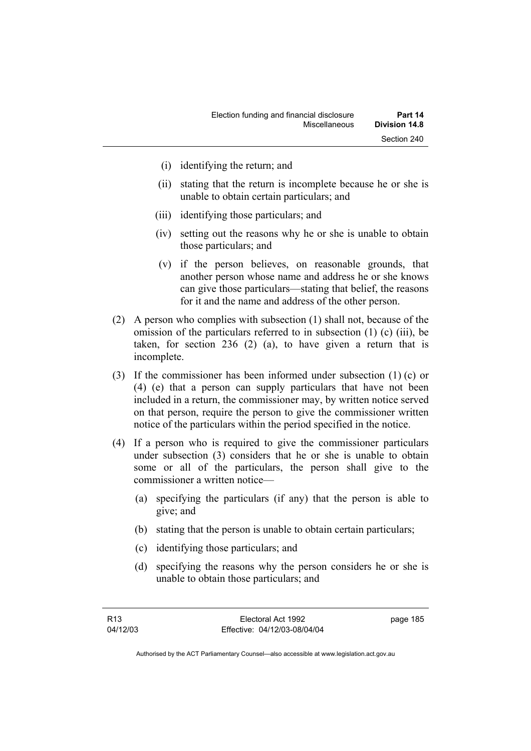(i) identifying the return; and

(ii) stating that the return is incomplete because he or she is unable to obtain certain particulars; and

(iii) identifying those particulars; and

(iv) setting out the reasons why he or she is unable to obtain those particulars; and

(v) if the person believes, on reasonable grounds, that another person whose name and address he or she knows can give those particulars—stating that belief, the reasons for it and the name and address of the other person.

(2) A person who complies with subsection (1) shall not, because of the omission of the particulars referred to in subsection (1) (c) (iii), be taken, for section 236 (2) (a), to have given a return that is incomplete.

(3) If the commissioner has been informed under subsection (1) (c) or (4) (e) that a person can supply particulars that have not been included in a return, the commissioner may, by written notice served on that person, require the person to give the commissioner written notice of the particulars within the period specified in the notice.

(4) If a person who is required to give the commissioner particulars under subsection (3) considers that he or she is unable to obtain some or all of the particulars, the person shall give to the commissioner a written notice—

(a) specifying the particulars (if any) that the person is able to give; and

(b) stating that the person is unable to obtain certain particulars;

(c) identifying those particulars; and

(d) specifying the reasons why the person considers he or she is unable to obtain those particulars; and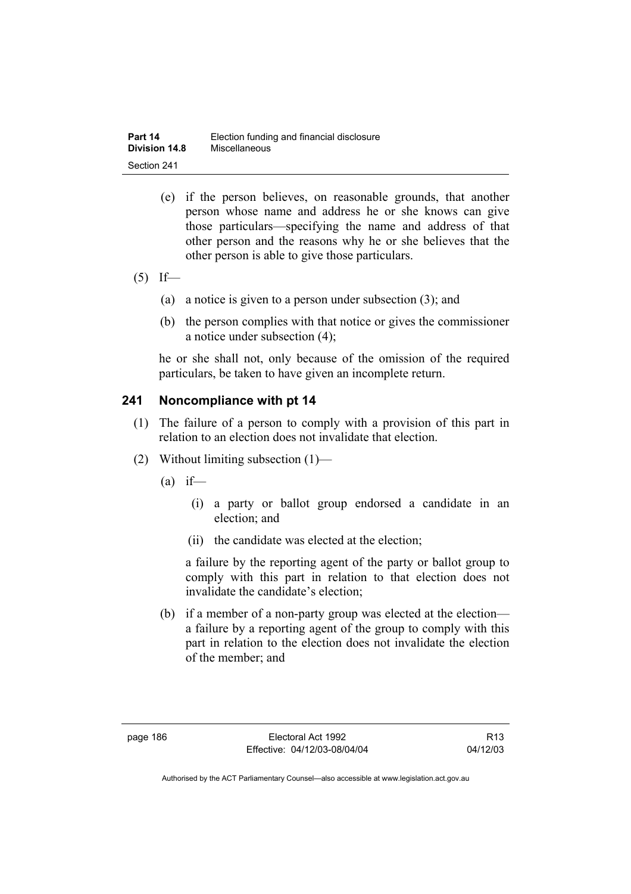(e) if the person believes, on reasonable grounds, that another person whose name and address he or she knows can give those particulars—specifying the name and address of that other person and the reasons why he or she believes that the other person is able to give those particulars.

(5) If—

(a) a notice is given to a person under subsection (3); and

(b) the person complies with that notice or gives the commissioner a notice under subsection (4);

he or she shall not, only because of the omission of the required particulars, be taken to have given an incomplete return.

## 241 Noncompliance with pt 14

(1) The failure of a person to comply with a provision of this part in relation to an election does not invalidate that election.

(2) Without limiting subsection (1)—

(a) if—

(i) a party or ballot group endorsed a candidate in an election; and

(ii) the candidate was elected at the election;

a failure by the reporting agent of the party or ballot group to comply with this part in relation to that election does not invalidate the candidate's election;

(b) if a member of a non-party group was elected at the election—a failure by a reporting agent of the group to comply with this part in relation to the election does not invalidate the election of the member; and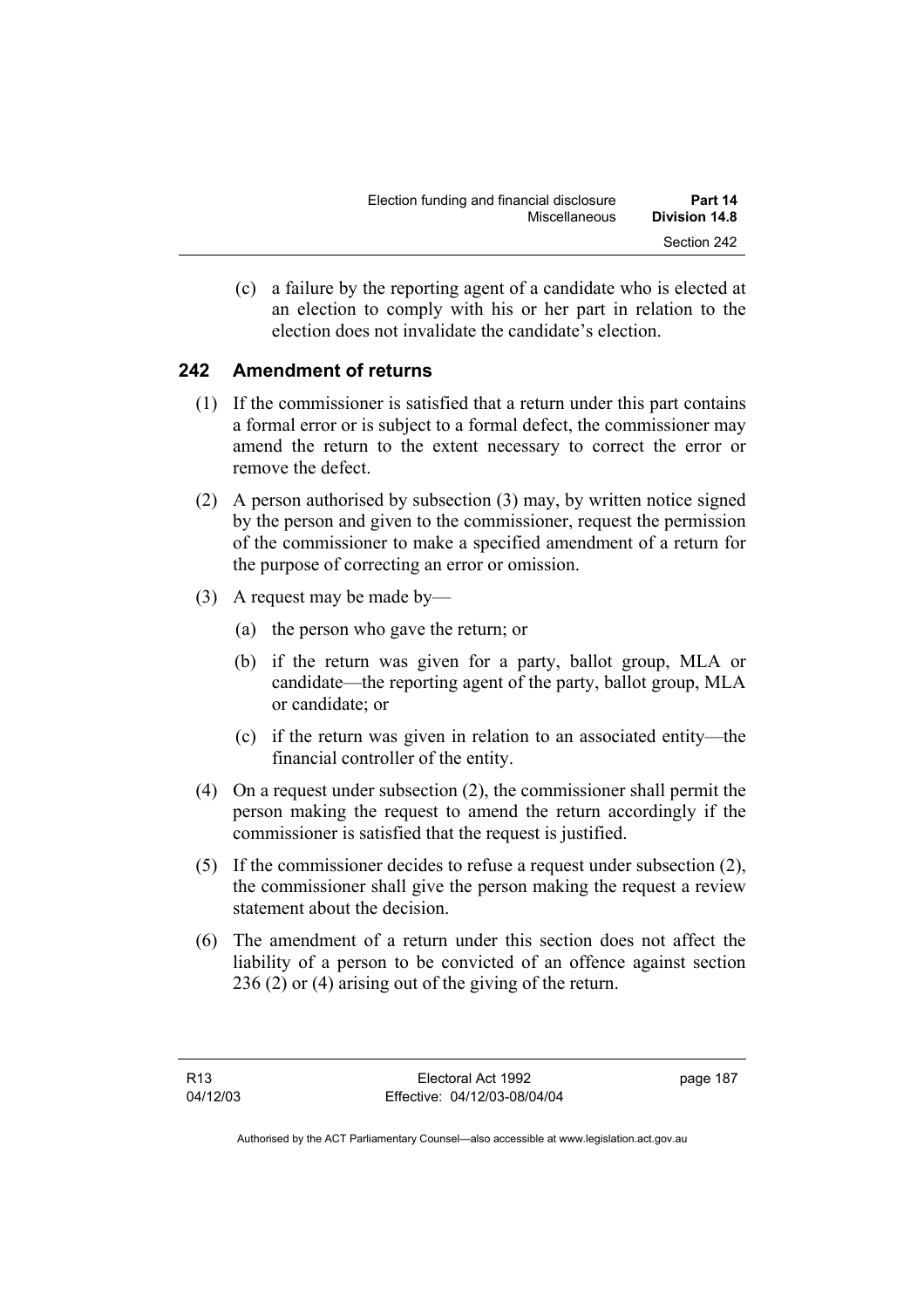(c) a failure by the reporting agent of a candidate who is elected at an election to comply with his or her part in relation to the election does not invalidate the candidate's election.

## 242 Amendment of returns

(1) If the commissioner is satisfied that a return under this part contains a formal error or is subject to a formal defect, the commissioner may amend the return to the extent necessary to correct the error or remove the defect.

(2) A person authorised by subsection (3) may, by written notice signed by the person and given to the commissioner, request the permission of the commissioner to make a specified amendment of a return for the purpose of correcting an error or omission.

(3) A request may be made by—

(a) the person who gave the return; or

(b) if the return was given for a party, ballot group, MLA or candidate—the reporting agent of the party, ballot group, MLA or candidate; or

(c) if the return was given in relation to an associated entity—the financial controller of the entity.

(4) On a request under subsection (2), the commissioner shall permit the person making the request to amend the return accordingly if the commissioner is satisfied that the request is justified.

(5) If the commissioner decides to refuse a request under subsection (2), the commissioner shall give the person making the request a review statement about the decision.

(6) The amendment of a return under this section does not affect the liability of a person to be convicted of an offence against section 236 (2) or (4) arising out of the giving of the return.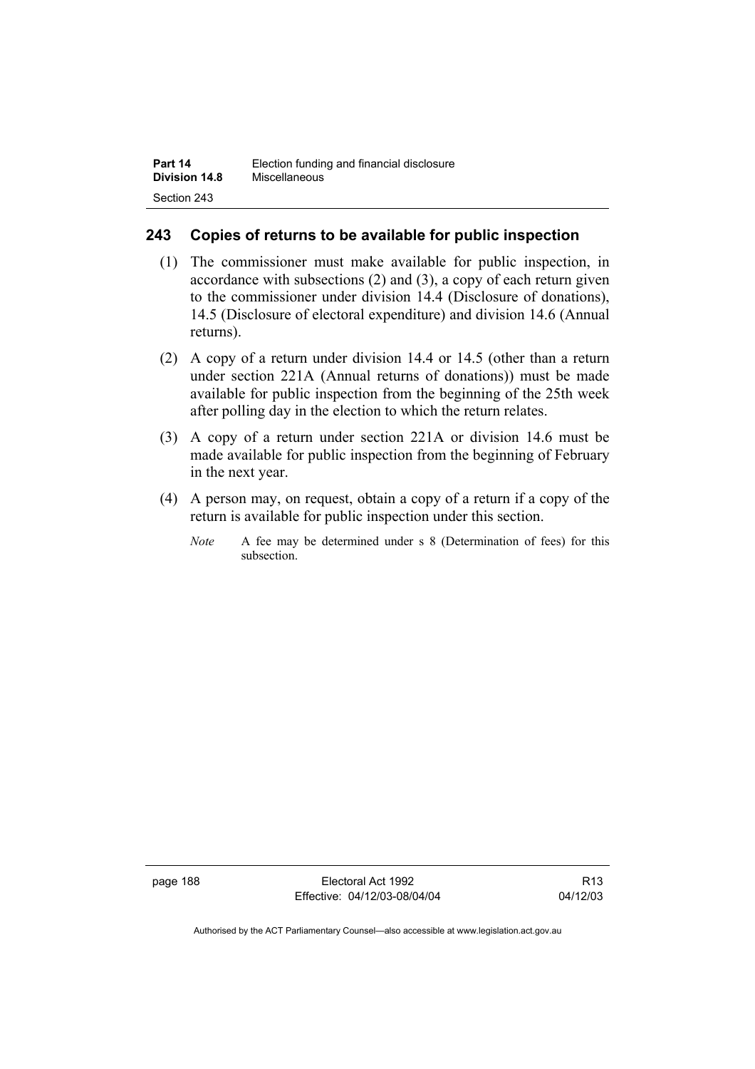## 243 Copies of returns to be available for public inspection

(1) The commissioner must make available for public inspection, in accordance with subsections (2) and (3), a copy of each return given to the commissioner under division 14.4 (Disclosure of donations), 14.5 (Disclosure of electoral expenditure) and division 14.6 (Annual returns).

(2) A copy of a return under division 14.4 or 14.5 (other than a return under section 221A (Annual returns of donations)) must be made available for public inspection from the beginning of the 25th week after polling day in the election to which the return relates.

(3) A copy of a return under section 221A or division 14.6 must be made available for public inspection from the beginning of February in the next year.

(4) A person may, on request, obtain a copy of a return if a copy of the return is available for public inspection under this section.

*Note* A fee may be determined under s 8 (Determination of fees) for this subsection.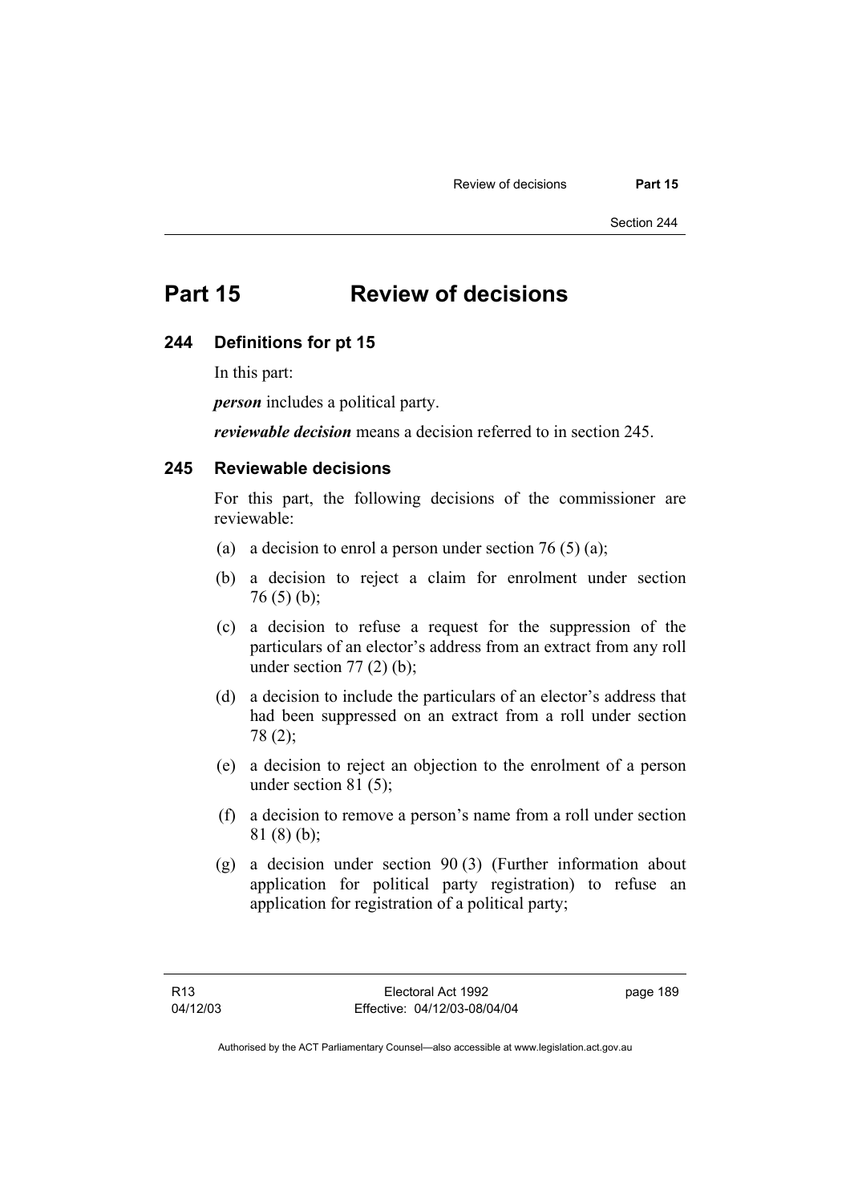# Part 15 Review of decisions

## 244 Definitions for pt 15

In this part:

***person*** includes a political party.

***reviewable decision*** means a decision referred to in section 245.

## 245 Reviewable decisions

For this part, the following decisions of the commissioner are reviewable:

(a) a decision to enrol a person under section 76 (5) (a);

(b) a decision to reject a claim for enrolment under section 76 (5) (b);

(c) a decision to refuse a request for the suppression of the particulars of an elector's address from an extract from any roll under section 77 (2) (b);

(d) a decision to include the particulars of an elector's address that had been suppressed on an extract from a roll under section 78 (2);

(e) a decision to reject an objection to the enrolment of a person under section 81 (5);

(f) a decision to remove a person's name from a roll under section 81 (8) (b);

(g) a decision under section 90 (3) (Further information about application for political party registration) to refuse an application for registration of a political party;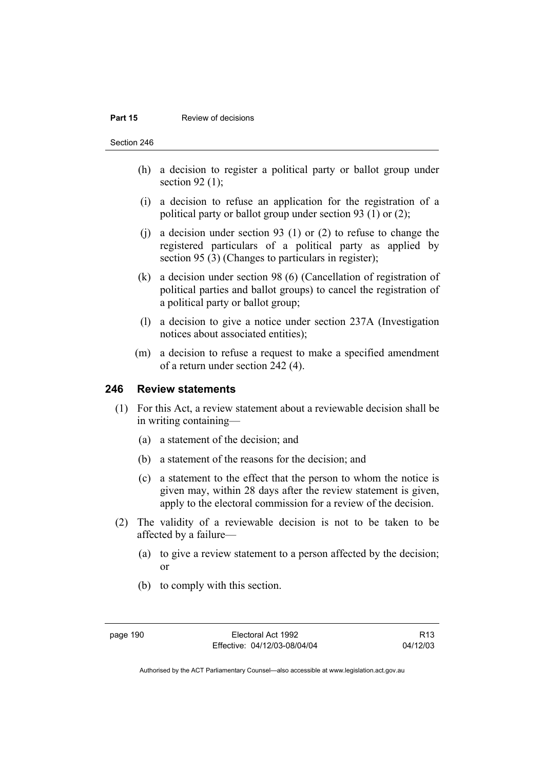(h) a decision to register a political party or ballot group under section 92 (1);

(i) a decision to refuse an application for the registration of a political party or ballot group under section 93 (1) or (2);

(j) a decision under section 93 (1) or (2) to refuse to change the registered particulars of a political party as applied by section 95 (3) (Changes to particulars in register);

(k) a decision under section 98 (6) (Cancellation of registration of political parties and ballot groups) to cancel the registration of a political party or ballot group;

(l) a decision to give a notice under section 237A (Investigation notices about associated entities);

(m) a decision to refuse a request to make a specified amendment of a return under section 242 (4).

## 246 Review statements

(1) For this Act, a review statement about a reviewable decision shall be in writing containing—

(a) a statement of the decision; and

(b) a statement of the reasons for the decision; and

(c) a statement to the effect that the person to whom the notice is given may, within 28 days after the review statement is given, apply to the electoral commission for a review of the decision.

(2) The validity of a reviewable decision is not to be taken to be affected by a failure—

(a) to give a review statement to a person affected by the decision; or

(b) to comply with this section.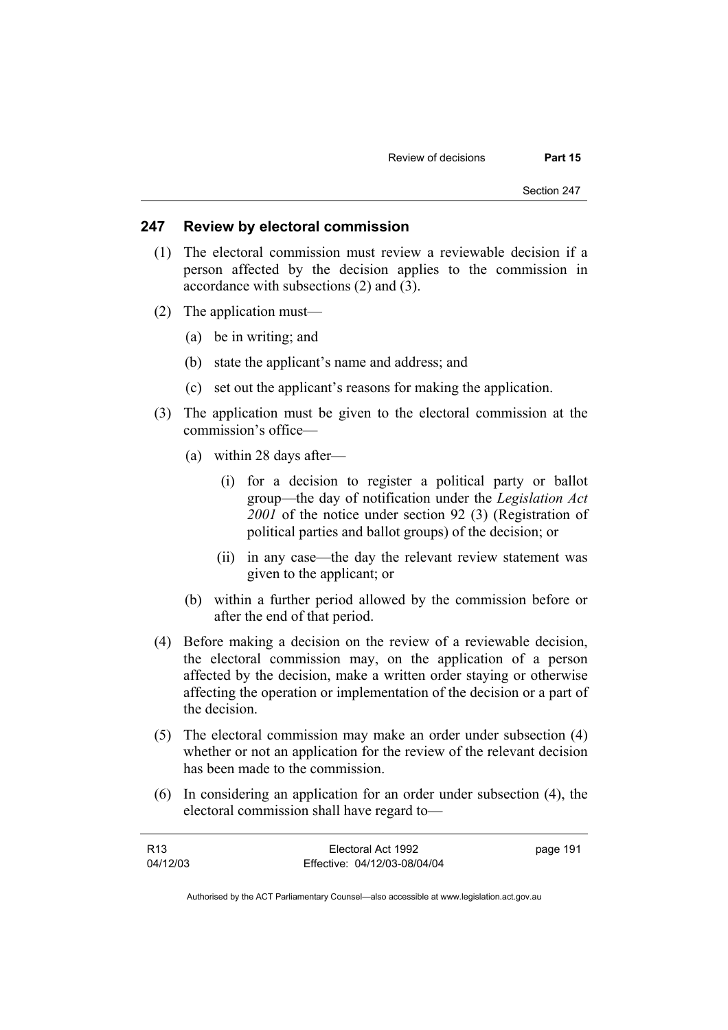## 247 Review by electoral commission

(1) The electoral commission must review a reviewable decision if a person affected by the decision applies to the commission in accordance with subsections (2) and (3).

(2) The application must—

(a) be in writing; and

(b) state the applicant's name and address; and

(c) set out the applicant's reasons for making the application.

(3) The application must be given to the electoral commission at the commission's office—

(a) within 28 days after—

(i) for a decision to register a political party or ballot group—the day of notification under the *Legislation Act 2001* of the notice under section 92 (3) (Registration of political parties and ballot groups) of the decision; or

(ii) in any case—the day the relevant review statement was given to the applicant; or

(b) within a further period allowed by the commission before or after the end of that period.

(4) Before making a decision on the review of a reviewable decision, the electoral commission may, on the application of a person affected by the decision, make a written order staying or otherwise affecting the operation or implementation of the decision or a part of the decision.

(5) The electoral commission may make an order under subsection (4) whether or not an application for the review of the relevant decision has been made to the commission.

(6) In considering an application for an order under subsection (4), the electoral commission shall have regard to—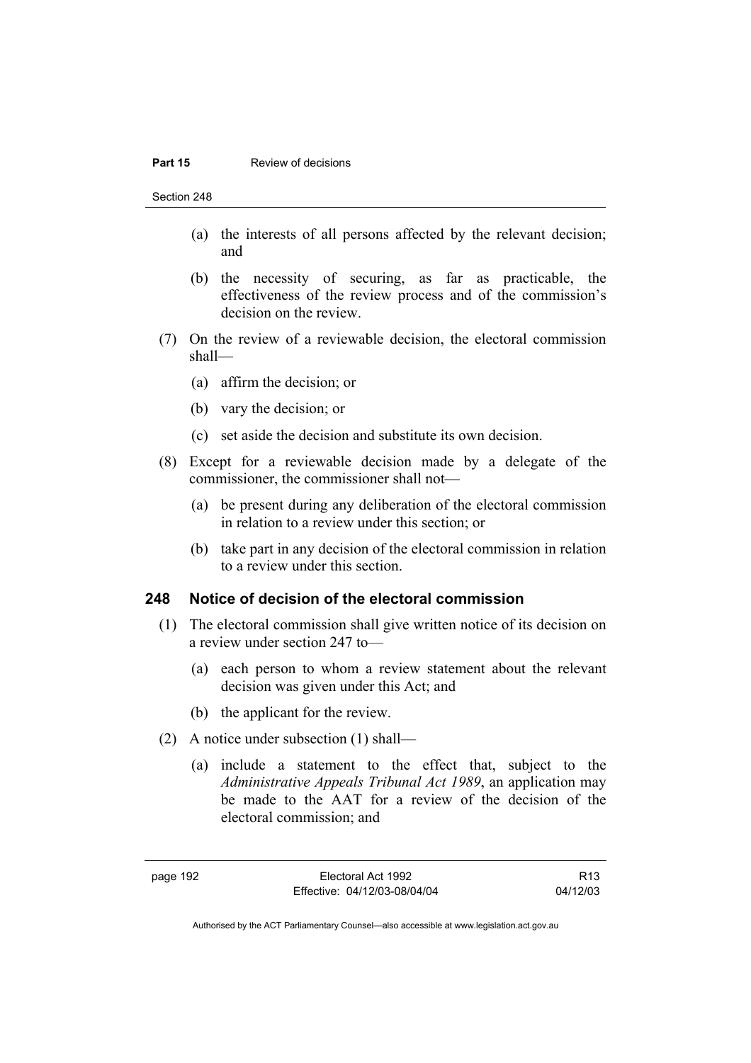(a) the interests of all persons affected by the relevant decision; and

(b) the necessity of securing, as far as practicable, the effectiveness of the review process and of the commission's decision on the review.

(7) On the review of a reviewable decision, the electoral commission shall—

(a) affirm the decision; or

(b) vary the decision; or

(c) set aside the decision and substitute its own decision.

(8) Except for a reviewable decision made by a delegate of the commissioner, the commissioner shall not—

(a) be present during any deliberation of the electoral commission in relation to a review under this section; or

(b) take part in any decision of the electoral commission in relation to a review under this section.

## 248 Notice of decision of the electoral commission

(1) The electoral commission shall give written notice of its decision on a review under section 247 to—

(a) each person to whom a review statement about the relevant decision was given under this Act; and

(b) the applicant for the review.

(2) A notice under subsection (1) shall—

(a) include a statement to the effect that, subject to the *Administrative Appeals Tribunal Act 1989*, an application may be made to the AAT for a review of the decision of the electoral commission; and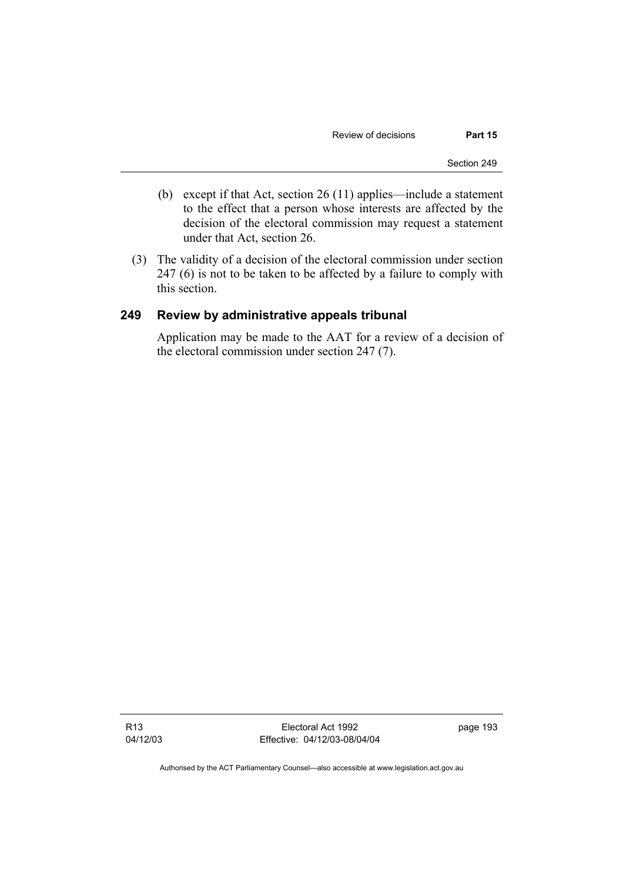(b) except if that Act, section 26 (11) applies—include a statement to the effect that a person whose interests are affected by the decision of the electoral commission may request a statement under that Act, section 26.

(3) The validity of a decision of the electoral commission under section 247 (6) is not to be taken to be affected by a failure to comply with this section.

## 249 Review by administrative appeals tribunal

Application may be made to the AAT for a review of a decision of the electoral commission under section 247 (7).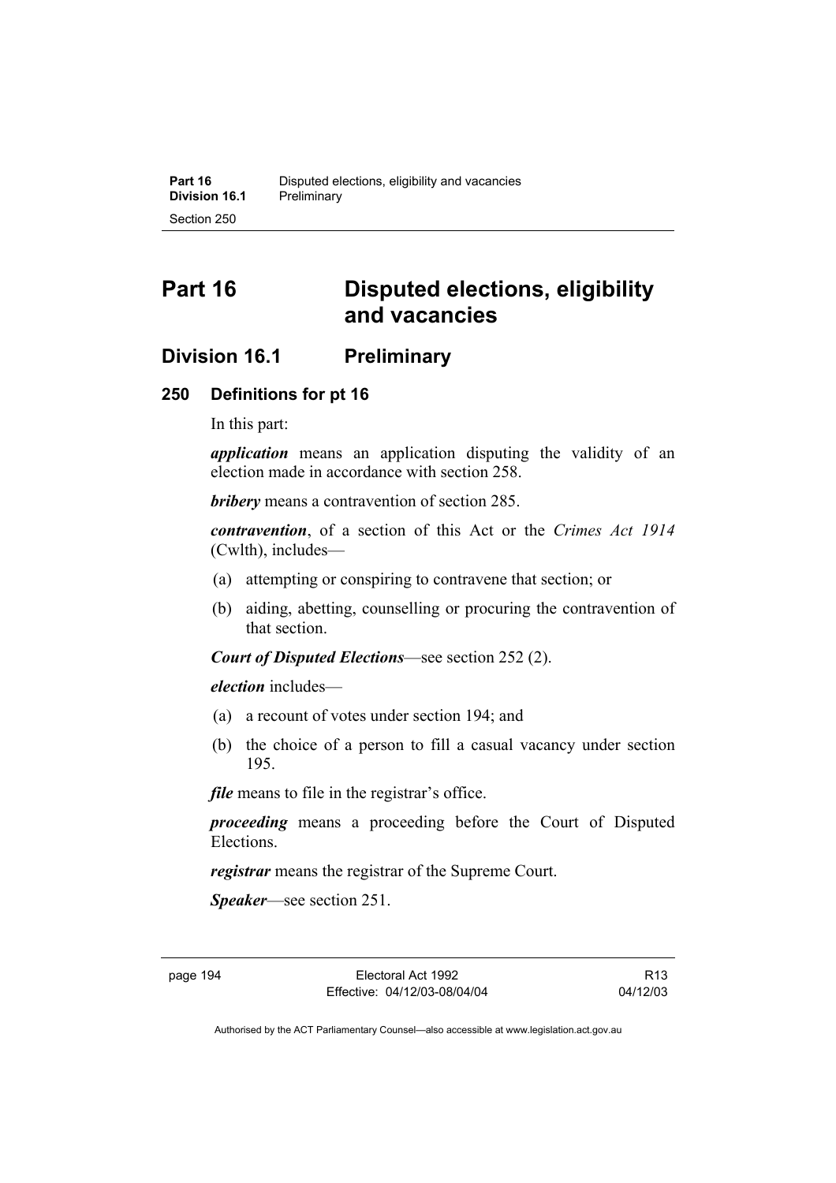# Part 16 Disputed elections, eligibility and vacancies

## Division 16.1 Preliminary

### 250 Definitions for pt 16

In this part:

***application*** means an application disputing the validity of an election made in accordance with section 258.

***bribery*** means a contravention of section 285.

***contravention***, of a section of this Act or the *Crimes Act 1914* (Cwlth), includes—

(a) attempting or conspiring to contravene that section; or

(b) aiding, abetting, counselling or procuring the contravention of that section.

***Court of Disputed Elections***—see section 252 (2).

***election*** includes—

(a) a recount of votes under section 194; and

(b) the choice of a person to fill a casual vacancy under section 195.

***file*** means to file in the registrar's office.

***proceeding*** means a proceeding before the Court of Disputed Elections.

***registrar*** means the registrar of the Supreme Court.

***Speaker***—see section 251.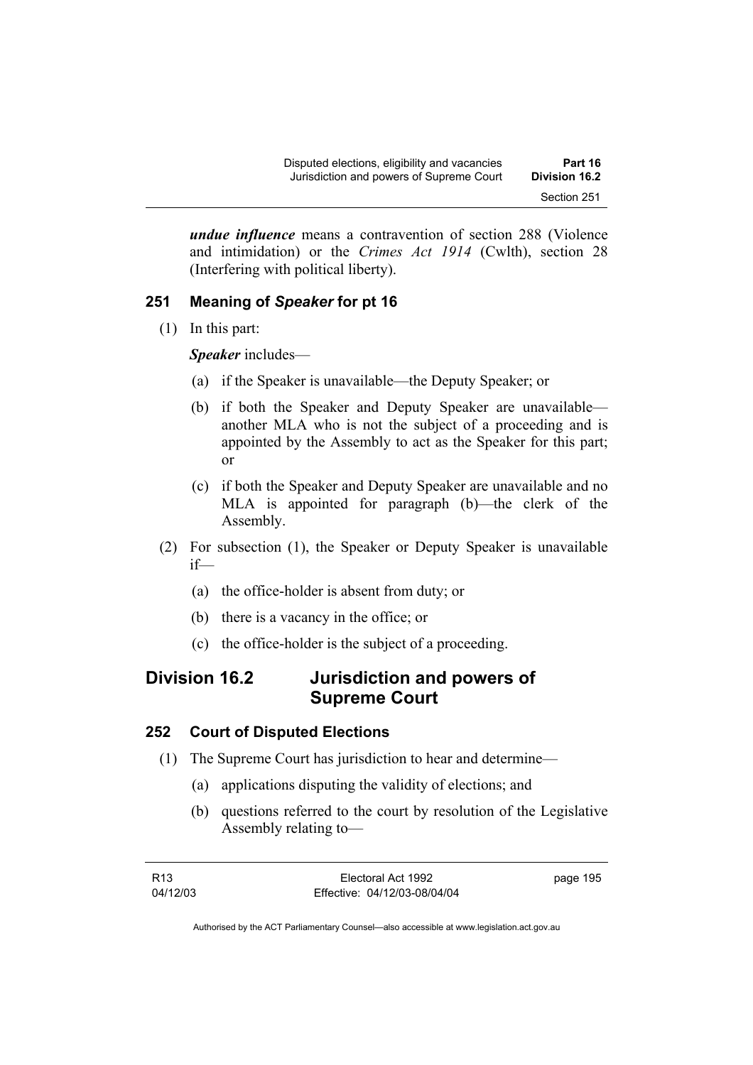***undue influence*** means a contravention of section 288 (Violence and intimidation) or the *Crimes Act 1914* (Cwlth), section 28 (Interfering with political liberty).

### 251 Meaning of *Speaker* for pt 16

(1) In this part:

***Speaker*** includes—

(a) if the Speaker is unavailable—the Deputy Speaker; or

(b) if both the Speaker and Deputy Speaker are unavailable—another MLA who is not the subject of a proceeding and is appointed by the Assembly to act as the Speaker for this part; or

(c) if both the Speaker and Deputy Speaker are unavailable and no MLA is appointed for paragraph (b)—the clerk of the Assembly.

(2) For subsection (1), the Speaker or Deputy Speaker is unavailable if—

(a) the office-holder is absent from duty; or

(b) there is a vacancy in the office; or

(c) the office-holder is the subject of a proceeding.

## Division 16.2 Jurisdiction and powers of Supreme Court

### 252 Court of Disputed Elections

(1) The Supreme Court has jurisdiction to hear and determine—

(a) applications disputing the validity of elections; and

(b) questions referred to the court by resolution of the Legislative Assembly relating to—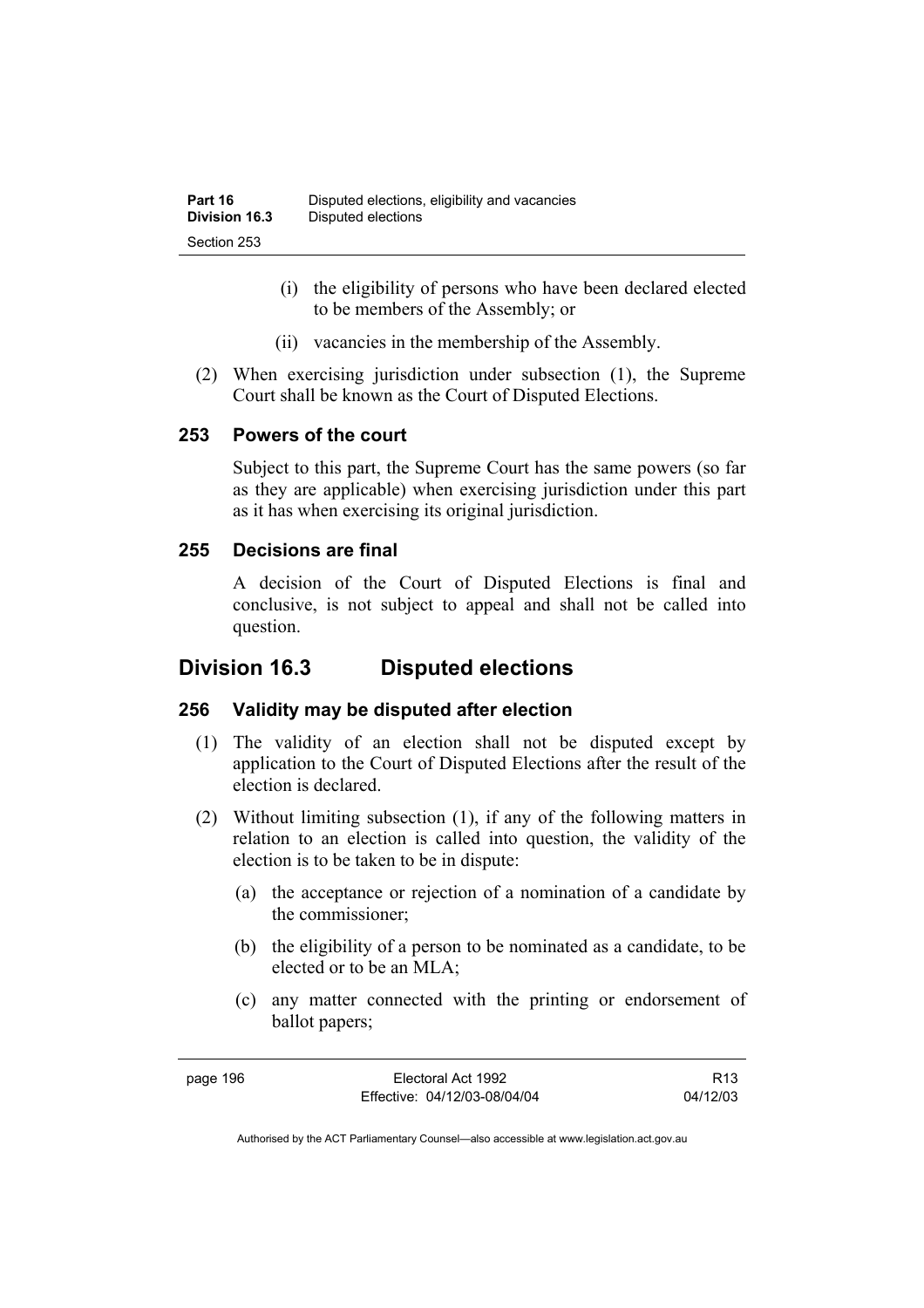(i) the eligibility of persons who have been declared elected to be members of the Assembly; or

(ii) vacancies in the membership of the Assembly.

(2) When exercising jurisdiction under subsection (1), the Supreme Court shall be known as the Court of Disputed Elections.

### 253 Powers of the court

Subject to this part, the Supreme Court has the same powers (so far as they are applicable) when exercising jurisdiction under this part as it has when exercising its original jurisdiction.

### 255 Decisions are final

A decision of the Court of Disputed Elections is final and conclusive, is not subject to appeal and shall not be called into question.

## Division 16.3 Disputed elections

### 256 Validity may be disputed after election

(1) The validity of an election shall not be disputed except by application to the Court of Disputed Elections after the result of the election is declared.

(2) Without limiting subsection (1), if any of the following matters in relation to an election is called into question, the validity of the election is to be taken to be in dispute:

(a) the acceptance or rejection of a nomination of a candidate by the commissioner;

(b) the eligibility of a person to be nominated as a candidate, to be elected or to be an MLA;

(c) any matter connected with the printing or endorsement of ballot papers;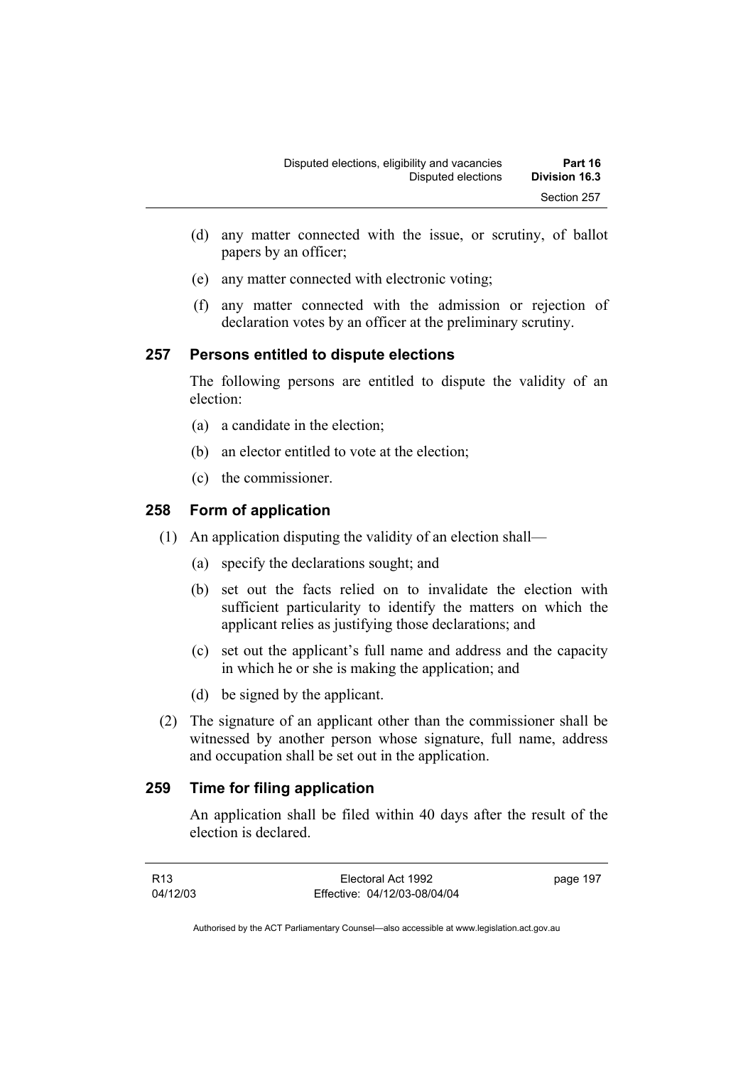(d) any matter connected with the issue, or scrutiny, of ballot papers by an officer;

(e) any matter connected with electronic voting;

(f) any matter connected with the admission or rejection of declaration votes by an officer at the preliminary scrutiny.

## 257 Persons entitled to dispute elections

The following persons are entitled to dispute the validity of an election:

(a) a candidate in the election;

(b) an elector entitled to vote at the election;

(c) the commissioner.

## 258 Form of application

(1) An application disputing the validity of an election shall—

(a) specify the declarations sought; and

(b) set out the facts relied on to invalidate the election with sufficient particularity to identify the matters on which the applicant relies as justifying those declarations; and

(c) set out the applicant's full name and address and the capacity in which he or she is making the application; and

(d) be signed by the applicant.

(2) The signature of an applicant other than the commissioner shall be witnessed by another person whose signature, full name, address and occupation shall be set out in the application.

## 259 Time for filing application

An application shall be filed within 40 days after the result of the election is declared.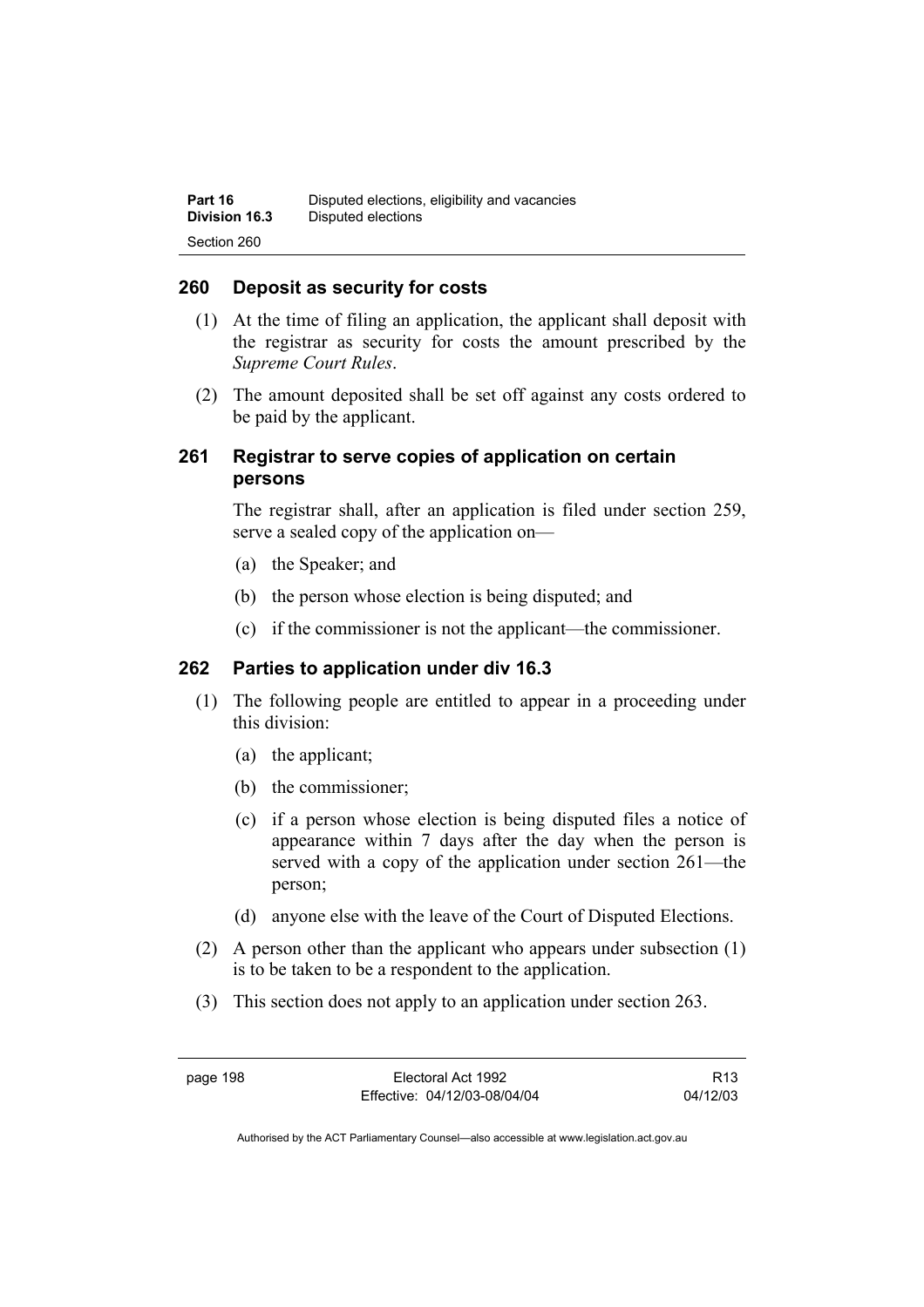## 260 Deposit as security for costs

(1) At the time of filing an application, the applicant shall deposit with the registrar as security for costs the amount prescribed by the *Supreme Court Rules*.

(2) The amount deposited shall be set off against any costs ordered to be paid by the applicant.

## 261 Registrar to serve copies of application on certain persons

The registrar shall, after an application is filed under section 259, serve a sealed copy of the application on—

(a) the Speaker; and

(b) the person whose election is being disputed; and

(c) if the commissioner is not the applicant—the commissioner.

## 262 Parties to application under div 16.3

(1) The following people are entitled to appear in a proceeding under this division:

(a) the applicant;

(b) the commissioner;

(c) if a person whose election is being disputed files a notice of appearance within 7 days after the day when the person is served with a copy of the application under section 261—the person;

(d) anyone else with the leave of the Court of Disputed Elections.

(2) A person other than the applicant who appears under subsection (1) is to be taken to be a respondent to the application.

(3) This section does not apply to an application under section 263.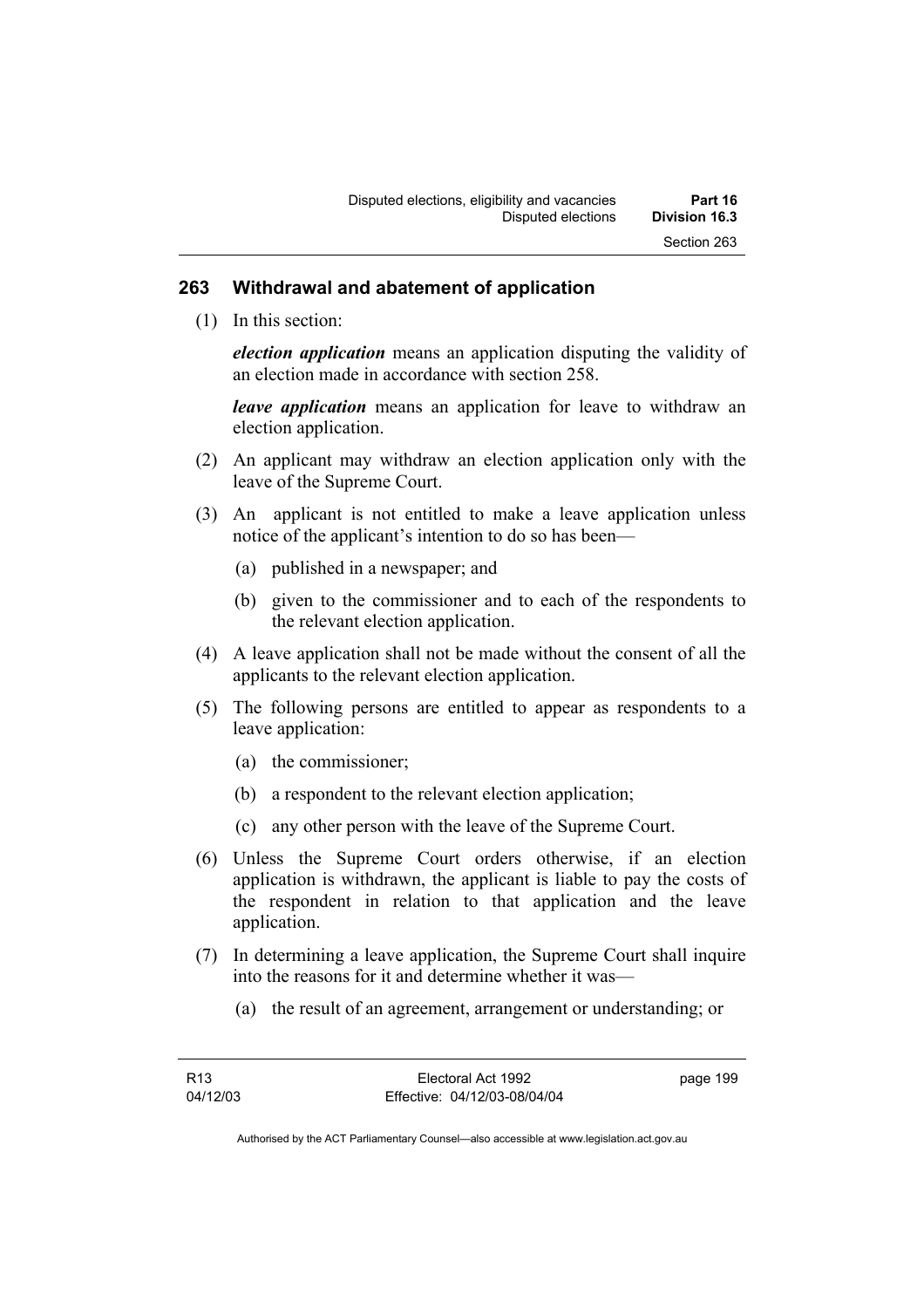## 263 Withdrawal and abatement of application

(1) In this section:

***election application*** means an application disputing the validity of an election made in accordance with section 258.

***leave application*** means an application for leave to withdraw an election application.

(2) An applicant may withdraw an election application only with the leave of the Supreme Court.

(3) An applicant is not entitled to make a leave application unless notice of the applicant's intention to do so has been—

(a) published in a newspaper; and

(b) given to the commissioner and to each of the respondents to the relevant election application.

(4) A leave application shall not be made without the consent of all the applicants to the relevant election application.

(5) The following persons are entitled to appear as respondents to a leave application:

(a) the commissioner;

(b) a respondent to the relevant election application;

(c) any other person with the leave of the Supreme Court.

(6) Unless the Supreme Court orders otherwise, if an election application is withdrawn, the applicant is liable to pay the costs of the respondent in relation to that application and the leave application.

(7) In determining a leave application, the Supreme Court shall inquire into the reasons for it and determine whether it was—

(a) the result of an agreement, arrangement or understanding; or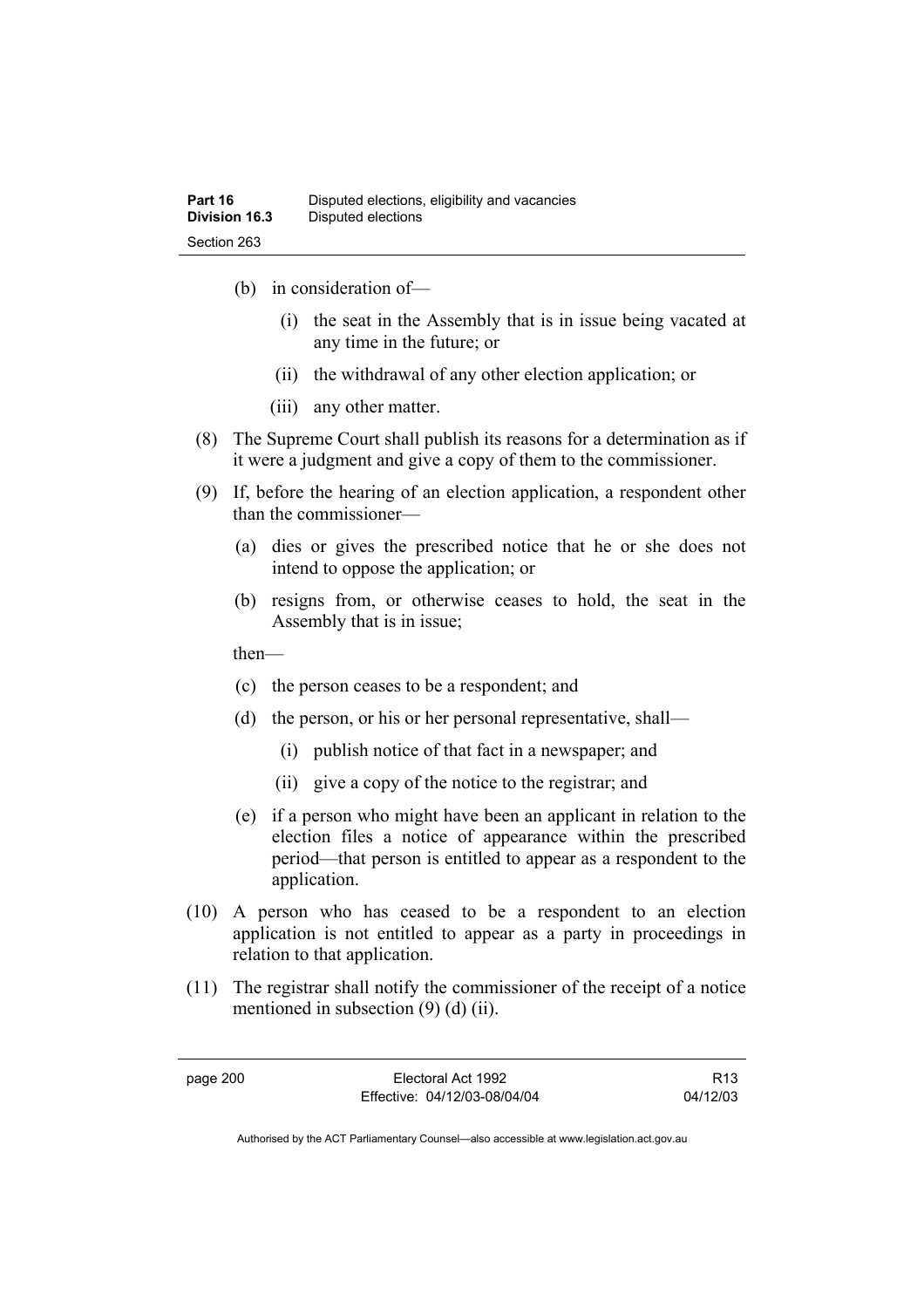(b) in consideration of—

  (i) the seat in the Assembly that is in issue being vacated at any time in the future; or

  (ii) the withdrawal of any other election application; or

  (iii) any other matter.

(8) The Supreme Court shall publish its reasons for a determination as if it were a judgment and give a copy of them to the commissioner.

(9) If, before the hearing of an election application, a respondent other than the commissioner—

  (a) dies or gives the prescribed notice that he or she does not intend to oppose the application; or

  (b) resigns from, or otherwise ceases to hold, the seat in the Assembly that is in issue;

  then—

  (c) the person ceases to be a respondent; and

  (d) the person, or his or her personal representative, shall—

    (i) publish notice of that fact in a newspaper; and

    (ii) give a copy of the notice to the registrar; and

  (e) if a person who might have been an applicant in relation to the election files a notice of appearance within the prescribed period—that person is entitled to appear as a respondent to the application.

(10) A person who has ceased to be a respondent to an election application is not entitled to appear as a party in proceedings in relation to that application.

(11) The registrar shall notify the commissioner of the receipt of a notice mentioned in subsection (9) (d) (ii).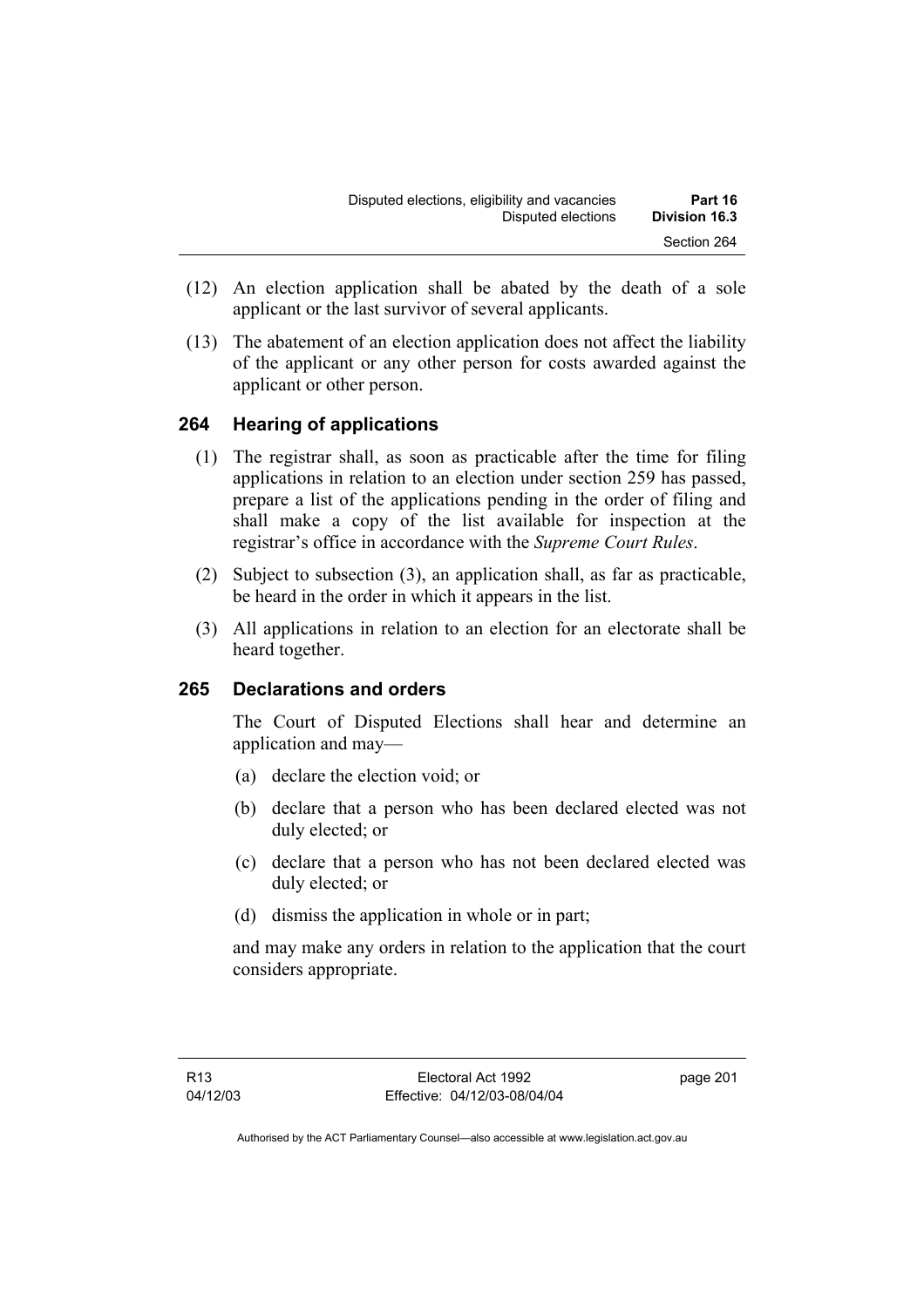(12) An election application shall be abated by the death of a sole applicant or the last survivor of several applicants.

(13) The abatement of an election application does not affect the liability of the applicant or any other person for costs awarded against the applicant or other person.

## 264 Hearing of applications

(1) The registrar shall, as soon as practicable after the time for filing applications in relation to an election under section 259 has passed, prepare a list of the applications pending in the order of filing and shall make a copy of the list available for inspection at the registrar's office in accordance with the *Supreme Court Rules*.

(2) Subject to subsection (3), an application shall, as far as practicable, be heard in the order in which it appears in the list.

(3) All applications in relation to an election for an electorate shall be heard together.

## 265 Declarations and orders

The Court of Disputed Elections shall hear and determine an application and may—

(a) declare the election void; or

(b) declare that a person who has been declared elected was not duly elected; or

(c) declare that a person who has not been declared elected was duly elected; or

(d) dismiss the application in whole or in part;

and may make any orders in relation to the application that the court considers appropriate.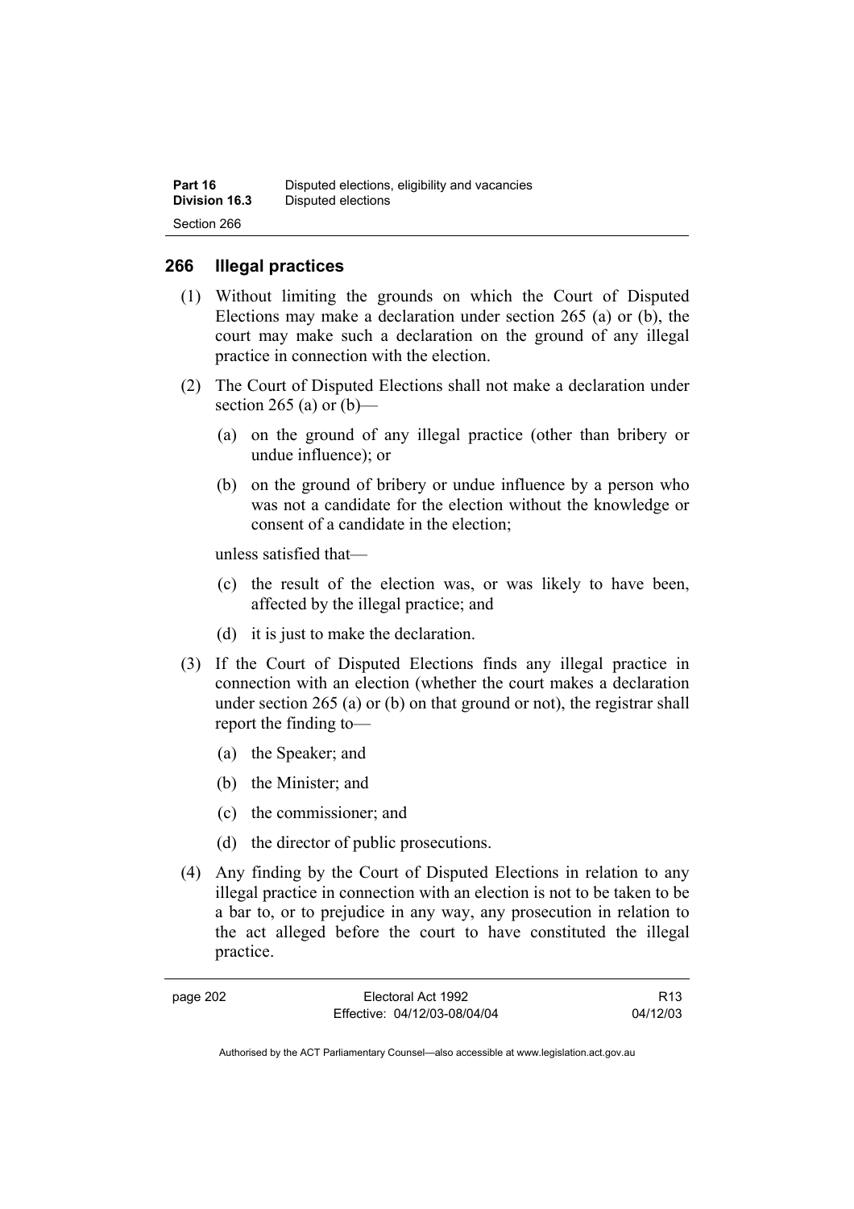## 266 Illegal practices

(1) Without limiting the grounds on which the Court of Disputed Elections may make a declaration under section 265 (a) or (b), the court may make such a declaration on the ground of any illegal practice in connection with the election.

(2) The Court of Disputed Elections shall not make a declaration under section 265 (a) or (b)—

  (a) on the ground of any illegal practice (other than bribery or undue influence); or

  (b) on the ground of bribery or undue influence by a person who was not a candidate for the election without the knowledge or consent of a candidate in the election;

unless satisfied that—

  (c) the result of the election was, or was likely to have been, affected by the illegal practice; and

  (d) it is just to make the declaration.

(3) If the Court of Disputed Elections finds any illegal practice in connection with an election (whether the court makes a declaration under section 265 (a) or (b) on that ground or not), the registrar shall report the finding to—

  (a) the Speaker; and

  (b) the Minister; and

  (c) the commissioner; and

  (d) the director of public prosecutions.

(4) Any finding by the Court of Disputed Elections in relation to any illegal practice in connection with an election is not to be taken to be a bar to, or to prejudice in any way, any prosecution in relation to the act alleged before the court to have constituted the illegal practice.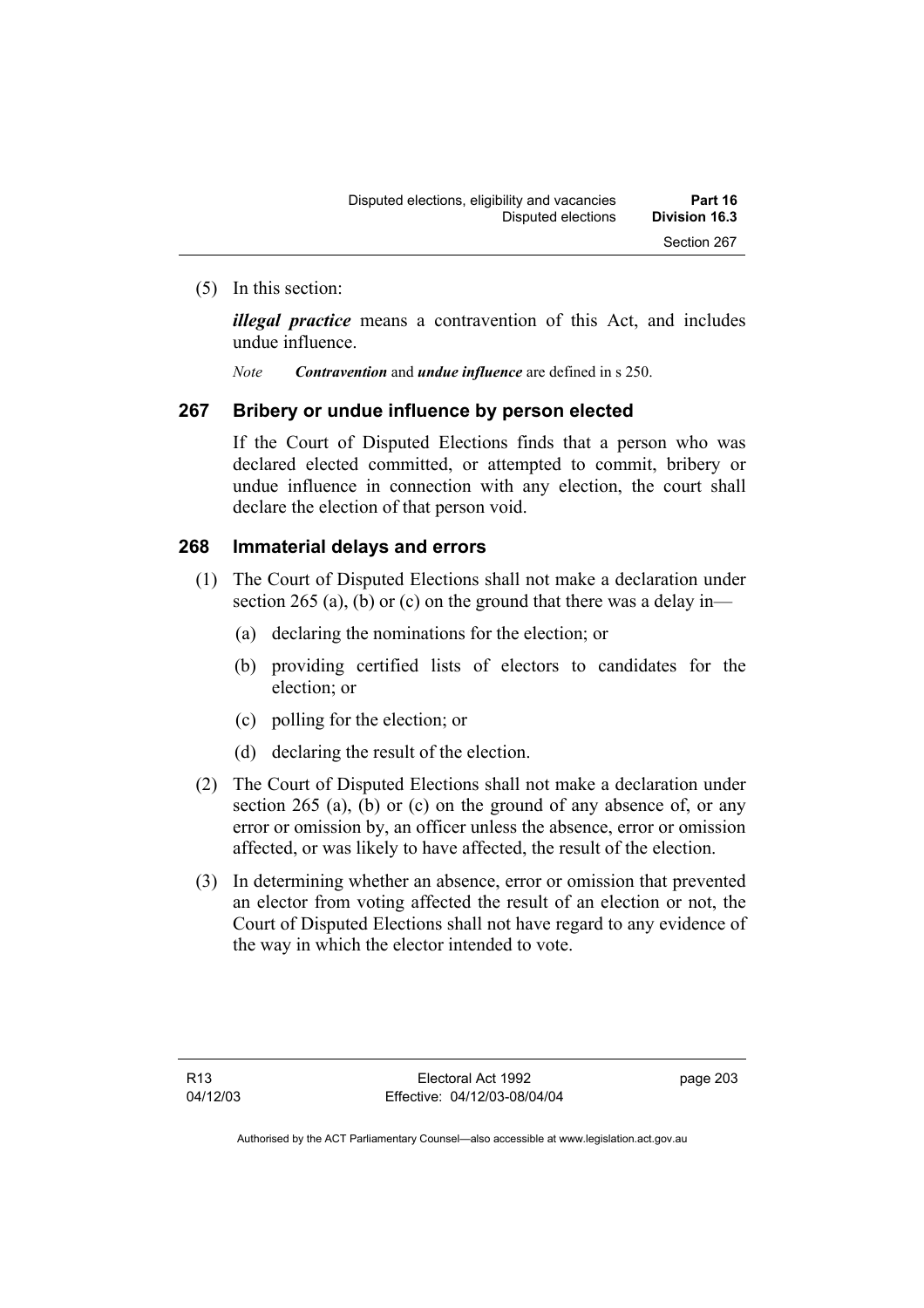(5) In this section:

***illegal practice*** means a contravention of this Act, and includes undue influence.

*Note* ***Contravention*** and ***undue influence*** are defined in s 250.

## 267 Bribery or undue influence by person elected

If the Court of Disputed Elections finds that a person who was declared elected committed, or attempted to commit, bribery or undue influence in connection with any election, the court shall declare the election of that person void.

## 268 Immaterial delays and errors

(1) The Court of Disputed Elections shall not make a declaration under section 265 (a), (b) or (c) on the ground that there was a delay in—

(a) declaring the nominations for the election; or

(b) providing certified lists of electors to candidates for the election; or

(c) polling for the election; or

(d) declaring the result of the election.

(2) The Court of Disputed Elections shall not make a declaration under section 265 (a), (b) or (c) on the ground of any absence of, or any error or omission by, an officer unless the absence, error or omission affected, or was likely to have affected, the result of the election.

(3) In determining whether an absence, error or omission that prevented an elector from voting affected the result of an election or not, the Court of Disputed Elections shall not have regard to any evidence of the way in which the elector intended to vote.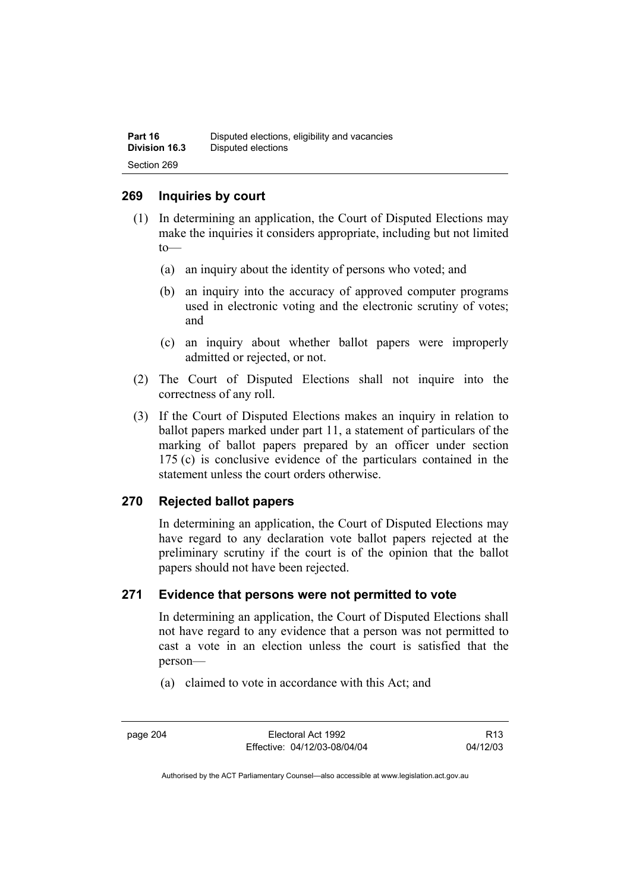## 269 Inquiries by court

(1) In determining an application, the Court of Disputed Elections may make the inquiries it considers appropriate, including but not limited to—

(a) an inquiry about the identity of persons who voted; and

(b) an inquiry into the accuracy of approved computer programs used in electronic voting and the electronic scrutiny of votes; and

(c) an inquiry about whether ballot papers were improperly admitted or rejected, or not.

(2) The Court of Disputed Elections shall not inquire into the correctness of any roll.

(3) If the Court of Disputed Elections makes an inquiry in relation to ballot papers marked under part 11, a statement of particulars of the marking of ballot papers prepared by an officer under section 175 (c) is conclusive evidence of the particulars contained in the statement unless the court orders otherwise.

## 270 Rejected ballot papers

In determining an application, the Court of Disputed Elections may have regard to any declaration vote ballot papers rejected at the preliminary scrutiny if the court is of the opinion that the ballot papers should not have been rejected.

## 271 Evidence that persons were not permitted to vote

In determining an application, the Court of Disputed Elections shall not have regard to any evidence that a person was not permitted to cast a vote in an election unless the court is satisfied that the person—

(a) claimed to vote in accordance with this Act; and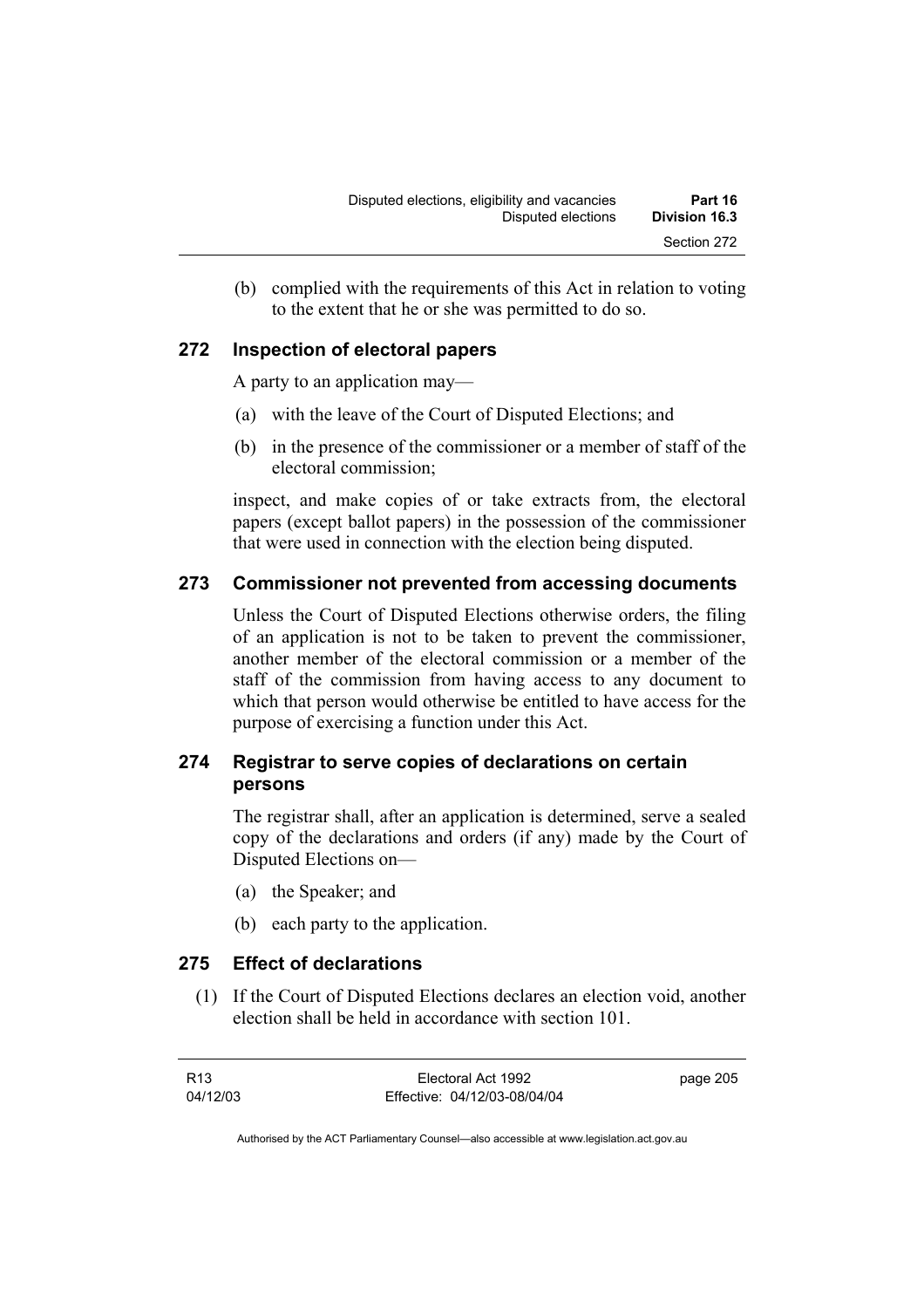(b) complied with the requirements of this Act in relation to voting to the extent that he or she was permitted to do so.

### 272 Inspection of electoral papers

A party to an application may—

(a) with the leave of the Court of Disputed Elections; and

(b) in the presence of the commissioner or a member of staff of the electoral commission;

inspect, and make copies of or take extracts from, the electoral papers (except ballot papers) in the possession of the commissioner that were used in connection with the election being disputed.

### 273 Commissioner not prevented from accessing documents

Unless the Court of Disputed Elections otherwise orders, the filing of an application is not to be taken to prevent the commissioner, another member of the electoral commission or a member of the staff of the commission from having access to any document to which that person would otherwise be entitled to have access for the purpose of exercising a function under this Act.

### 274 Registrar to serve copies of declarations on certain persons

The registrar shall, after an application is determined, serve a sealed copy of the declarations and orders (if any) made by the Court of Disputed Elections on—

(a) the Speaker; and

(b) each party to the application.

### 275 Effect of declarations

(1) If the Court of Disputed Elections declares an election void, another election shall be held in accordance with section 101.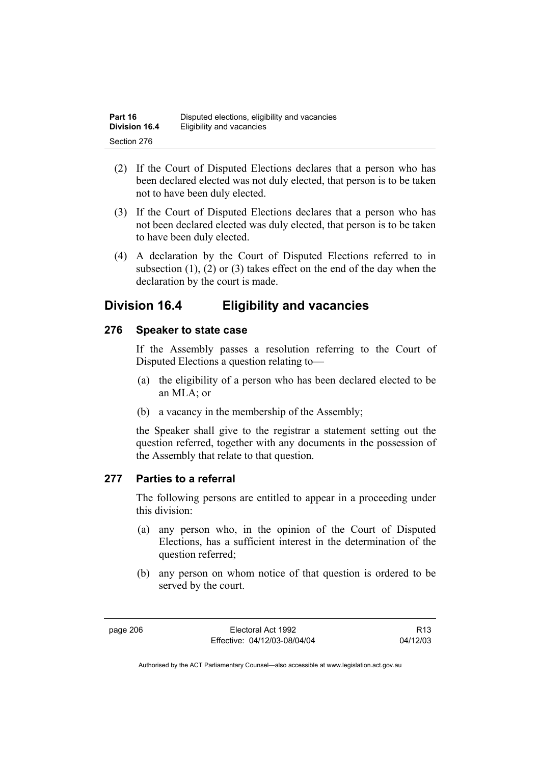(2) If the Court of Disputed Elections declares that a person who has been declared elected was not duly elected, that person is to be taken not to have been duly elected.

(3) If the Court of Disputed Elections declares that a person who has not been declared elected was duly elected, that person is to be taken to have been duly elected.

(4) A declaration by the Court of Disputed Elections referred to in subsection (1), (2) or (3) takes effect on the end of the day when the declaration by the court is made.

## Division 16.4 Eligibility and vacancies

### 276 Speaker to state case

If the Assembly passes a resolution referring to the Court of Disputed Elections a question relating to—

(a) the eligibility of a person who has been declared elected to be an MLA; or

(b) a vacancy in the membership of the Assembly;

the Speaker shall give to the registrar a statement setting out the question referred, together with any documents in the possession of the Assembly that relate to that question.

### 277 Parties to a referral

The following persons are entitled to appear in a proceeding under this division:

(a) any person who, in the opinion of the Court of Disputed Elections, has a sufficient interest in the determination of the question referred;

(b) any person on whom notice of that question is ordered to be served by the court.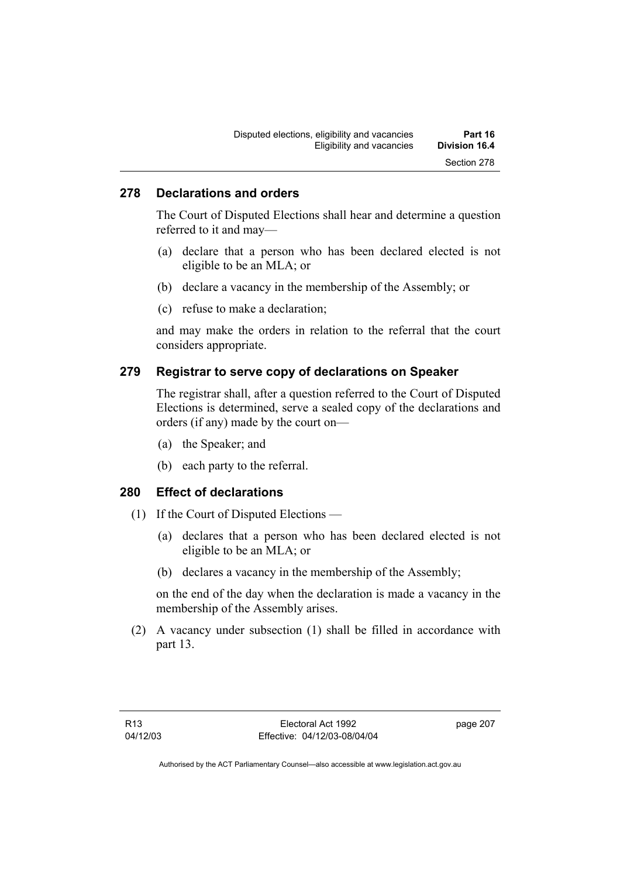## 278 Declarations and orders

The Court of Disputed Elections shall hear and determine a question referred to it and may—

(a) declare that a person who has been declared elected is not eligible to be an MLA; or

(b) declare a vacancy in the membership of the Assembly; or

(c) refuse to make a declaration;

and may make the orders in relation to the referral that the court considers appropriate.

## 279 Registrar to serve copy of declarations on Speaker

The registrar shall, after a question referred to the Court of Disputed Elections is determined, serve a sealed copy of the declarations and orders (if any) made by the court on—

(a) the Speaker; and

(b) each party to the referral.

## 280 Effect of declarations

(1) If the Court of Disputed Elections —

(a) declares that a person who has been declared elected is not eligible to be an MLA; or

(b) declares a vacancy in the membership of the Assembly;

on the end of the day when the declaration is made a vacancy in the membership of the Assembly arises.

(2) A vacancy under subsection (1) shall be filled in accordance with part 13.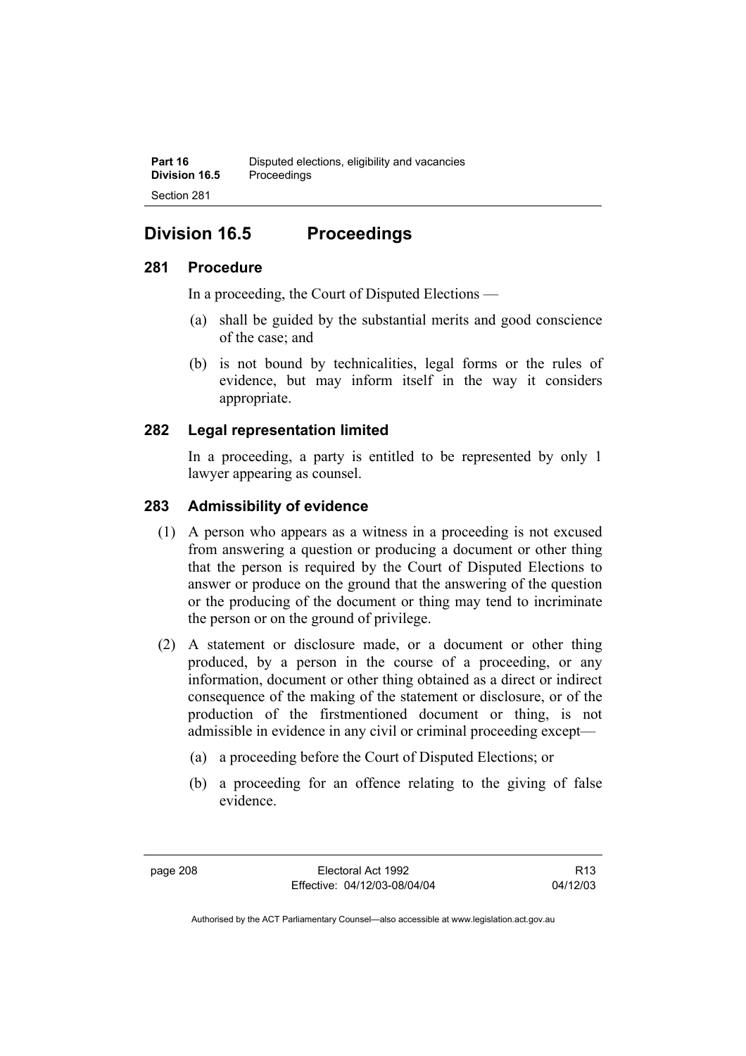## Division 16.5 Proceedings

### 281 Procedure

In a proceeding, the Court of Disputed Elections —

(a) shall be guided by the substantial merits and good conscience of the case; and

(b) is not bound by technicalities, legal forms or the rules of evidence, but may inform itself in the way it considers appropriate.

### 282 Legal representation limited

In a proceeding, a party is entitled to be represented by only 1 lawyer appearing as counsel.

### 283 Admissibility of evidence

(1) A person who appears as a witness in a proceeding is not excused from answering a question or producing a document or other thing that the person is required by the Court of Disputed Elections to answer or produce on the ground that the answering of the question or the producing of the document or thing may tend to incriminate the person or on the ground of privilege.

(2) A statement or disclosure made, or a document or other thing produced, by a person in the course of a proceeding, or any information, document or other thing obtained as a direct or indirect consequence of the making of the statement or disclosure, or of the production of the firstmentioned document or thing, is not admissible in evidence in any civil or criminal proceeding except—

(a) a proceeding before the Court of Disputed Elections; or

(b) a proceeding for an offence relating to the giving of false evidence.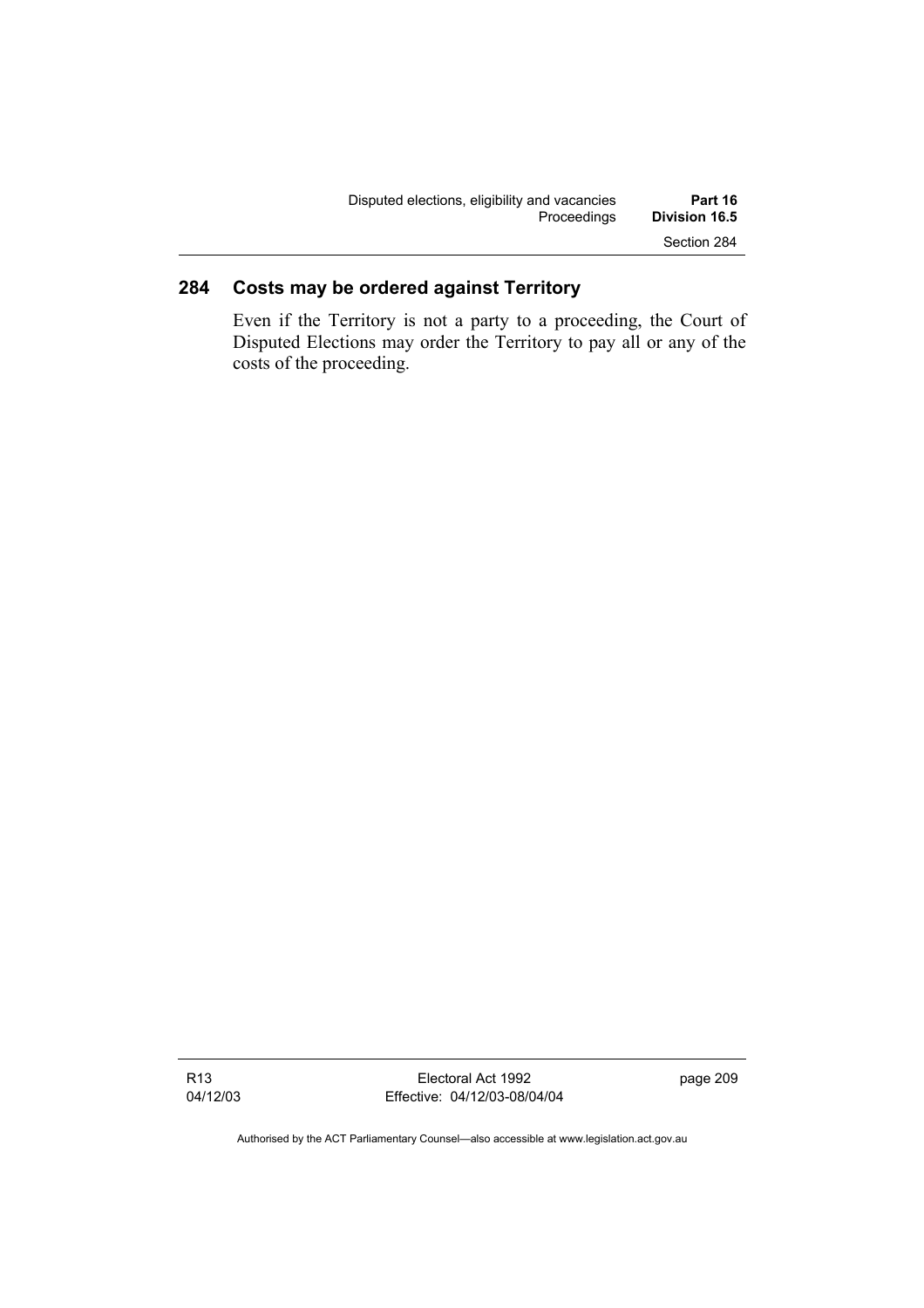## 284 Costs may be ordered against Territory

Even if the Territory is not a party to a proceeding, the Court of Disputed Elections may order the Territory to pay all or any of the costs of the proceeding.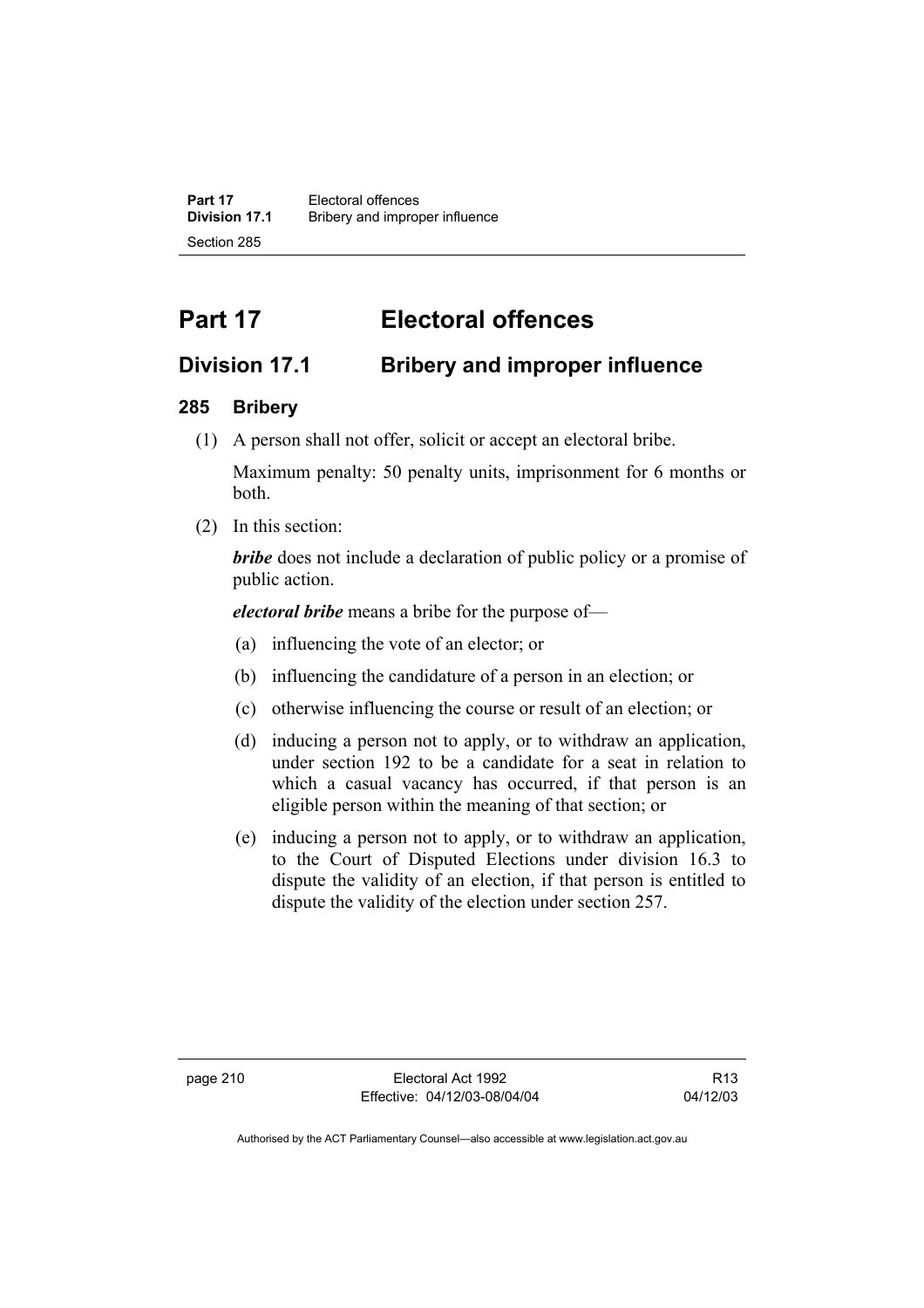# Part 17 Electoral offences

## Division 17.1 Bribery and improper influence

### 285 Bribery

(1) A person shall not offer, solicit or accept an electoral bribe.

Maximum penalty: 50 penalty units, imprisonment for 6 months or both.

(2) In this section:

***bribe*** does not include a declaration of public policy or a promise of public action.

***electoral bribe*** means a bribe for the purpose of—

(a) influencing the vote of an elector; or

(b) influencing the candidature of a person in an election; or

(c) otherwise influencing the course or result of an election; or

(d) inducing a person not to apply, or to withdraw an application, under section 192 to be a candidate for a seat in relation to which a casual vacancy has occurred, if that person is an eligible person within the meaning of that section; or

(e) inducing a person not to apply, or to withdraw an application, to the Court of Disputed Elections under division 16.3 to dispute the validity of an election, if that person is entitled to dispute the validity of the election under section 257.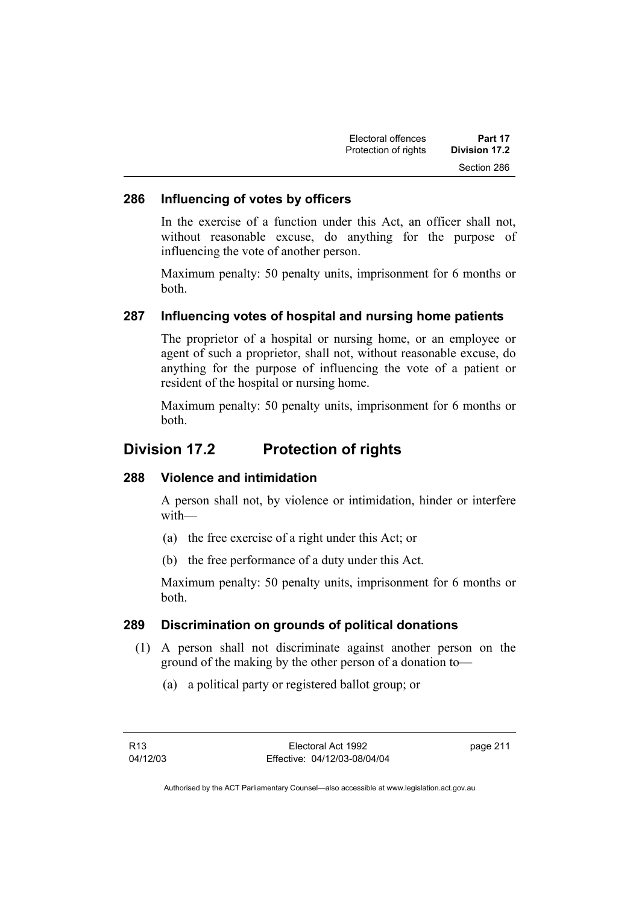### 286 Influencing of votes by officers

In the exercise of a function under this Act, an officer shall not, without reasonable excuse, do anything for the purpose of influencing the vote of another person.

Maximum penalty: 50 penalty units, imprisonment for 6 months or both.

### 287 Influencing votes of hospital and nursing home patients

The proprietor of a hospital or nursing home, or an employee or agent of such a proprietor, shall not, without reasonable excuse, do anything for the purpose of influencing the vote of a patient or resident of the hospital or nursing home.

Maximum penalty: 50 penalty units, imprisonment for 6 months or both.

## Division 17.2 Protection of rights

### 288 Violence and intimidation

A person shall not, by violence or intimidation, hinder or interfere with—

(a) the free exercise of a right under this Act; or

(b) the free performance of a duty under this Act.

Maximum penalty: 50 penalty units, imprisonment for 6 months or both.

### 289 Discrimination on grounds of political donations

(1) A person shall not discriminate against another person on the ground of the making by the other person of a donation to—

(a) a political party or registered ballot group; or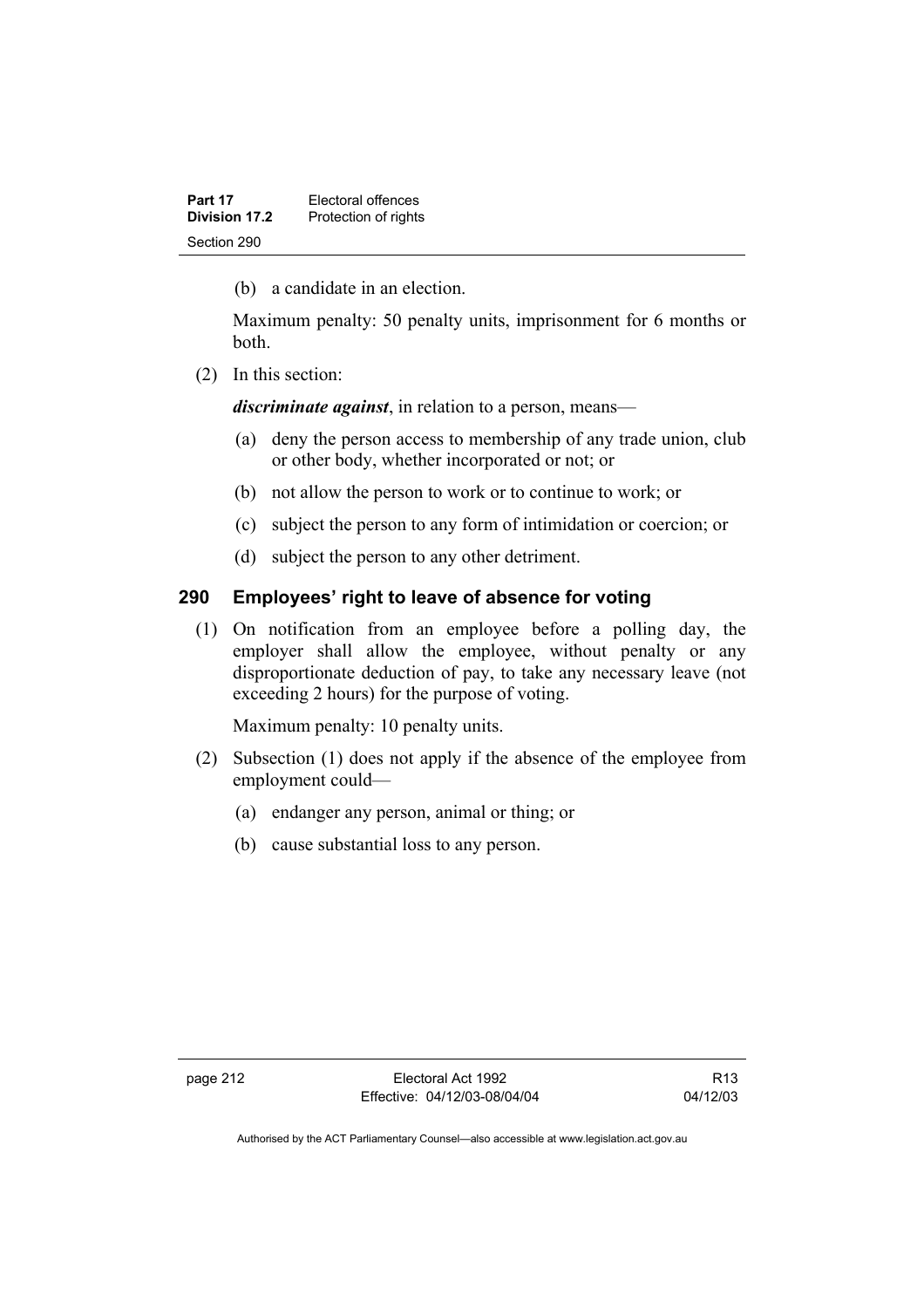(b) a candidate in an election.

Maximum penalty: 50 penalty units, imprisonment for 6 months or both.

(2) In this section:

***discriminate against***, in relation to a person, means—

(a) deny the person access to membership of any trade union, club or other body, whether incorporated or not; or

(b) not allow the person to work or to continue to work; or

(c) subject the person to any form of intimidation or coercion; or

(d) subject the person to any other detriment.

## 290 Employees' right to leave of absence for voting

(1) On notification from an employee before a polling day, the employer shall allow the employee, without penalty or any disproportionate deduction of pay, to take any necessary leave (not exceeding 2 hours) for the purpose of voting.

Maximum penalty: 10 penalty units.

(2) Subsection (1) does not apply if the absence of the employee from employment could—

(a) endanger any person, animal or thing; or

(b) cause substantial loss to any person.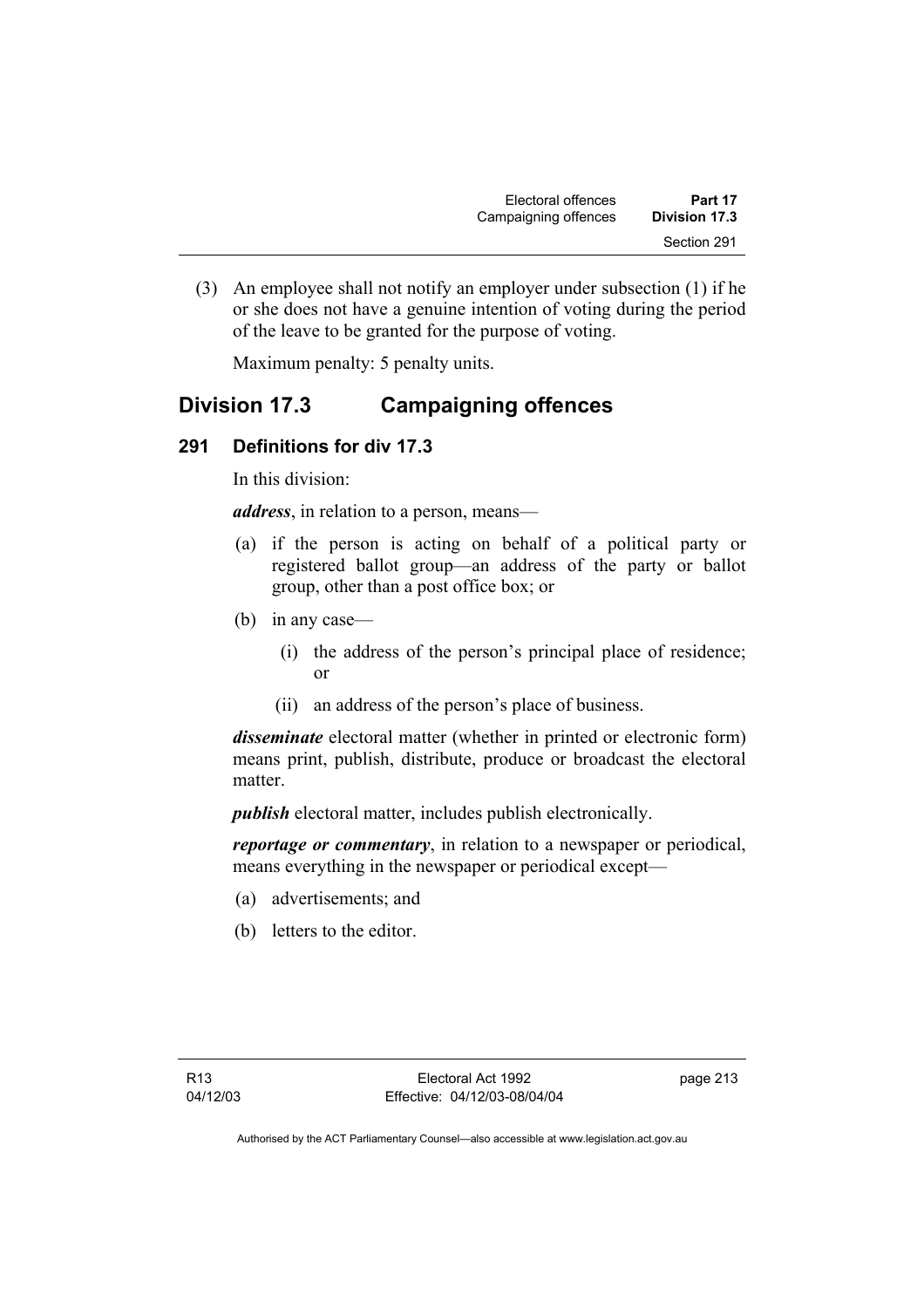(3) An employee shall not notify an employer under subsection (1) if he or she does not have a genuine intention of voting during the period of the leave to be granted for the purpose of voting.

Maximum penalty: 5 penalty units.

## Division 17.3 Campaigning offences

### 291 Definitions for div 17.3

In this division:

***address***, in relation to a person, means—

(a) if the person is acting on behalf of a political party or registered ballot group—an address of the party or ballot group, other than a post office box; or

(b) in any case—

(i) the address of the person's principal place of residence; or

(ii) an address of the person's place of business.

***disseminate*** electoral matter (whether in printed or electronic form) means print, publish, distribute, produce or broadcast the electoral matter.

***publish*** electoral matter, includes publish electronically.

***reportage or commentary***, in relation to a newspaper or periodical, means everything in the newspaper or periodical except—

(a) advertisements; and

(b) letters to the editor.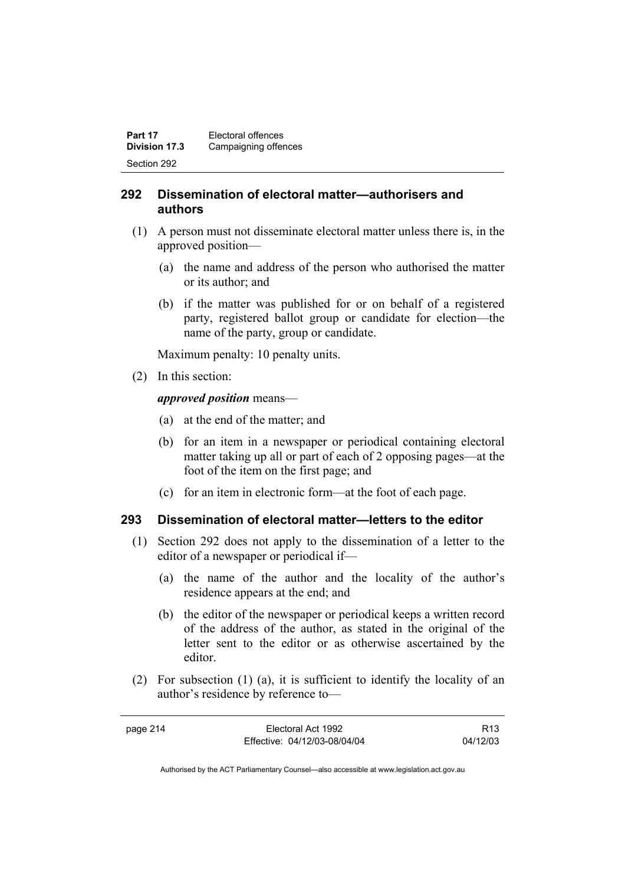## 292 Dissemination of electoral matter—authorisers and authors

(1) A person must not disseminate electoral matter unless there is, in the approved position—

(a) the name and address of the person who authorised the matter or its author; and

(b) if the matter was published for or on behalf of a registered party, registered ballot group or candidate for election—the name of the party, group or candidate.

Maximum penalty: 10 penalty units.

(2) In this section:

***approved position*** means—

(a) at the end of the matter; and

(b) for an item in a newspaper or periodical containing electoral matter taking up all or part of each of 2 opposing pages—at the foot of the item on the first page; and

(c) for an item in electronic form—at the foot of each page.

## 293 Dissemination of electoral matter—letters to the editor

(1) Section 292 does not apply to the dissemination of a letter to the editor of a newspaper or periodical if—

(a) the name of the author and the locality of the author's residence appears at the end; and

(b) the editor of the newspaper or periodical keeps a written record of the address of the author, as stated in the original of the letter sent to the editor or as otherwise ascertained by the editor.

(2) For subsection (1) (a), it is sufficient to identify the locality of an author's residence by reference to—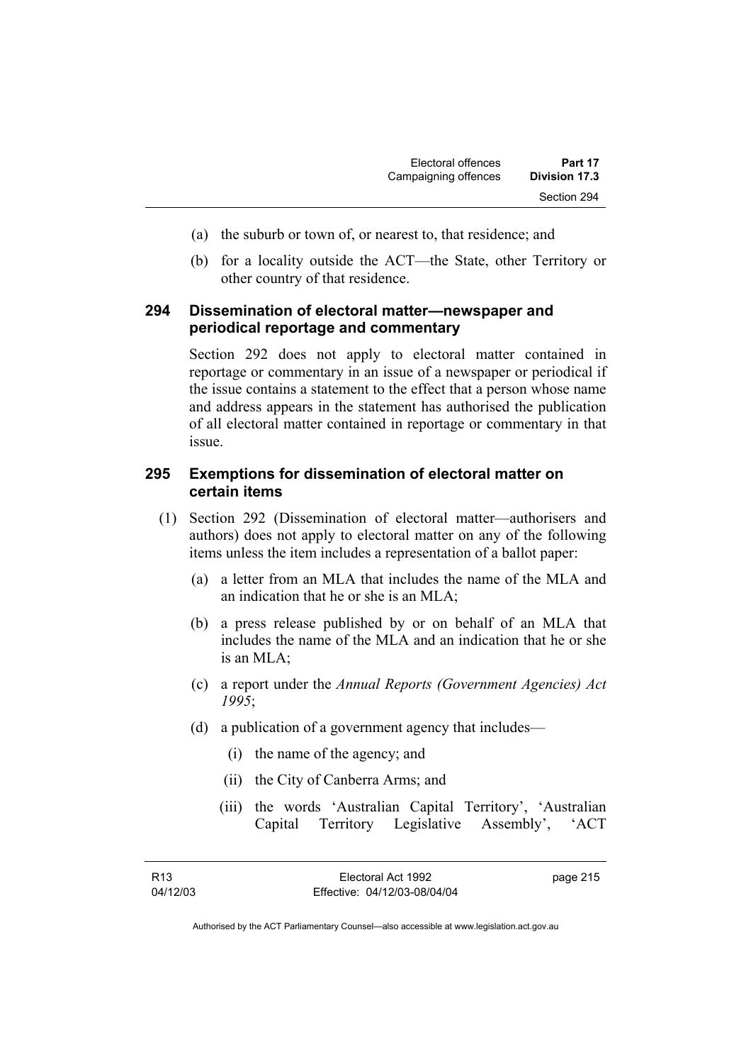(a) the suburb or town of, or nearest to, that residence; and

(b) for a locality outside the ACT—the State, other Territory or other country of that residence.

### 294 Dissemination of electoral matter—newspaper and periodical reportage and commentary

Section 292 does not apply to electoral matter contained in reportage or commentary in an issue of a newspaper or periodical if the issue contains a statement to the effect that a person whose name and address appears in the statement has authorised the publication of all electoral matter contained in reportage or commentary in that issue.

### 295 Exemptions for dissemination of electoral matter on certain items

(1) Section 292 (Dissemination of electoral matter—authorisers and authors) does not apply to electoral matter on any of the following items unless the item includes a representation of a ballot paper:

(a) a letter from an MLA that includes the name of the MLA and an indication that he or she is an MLA;

(b) a press release published by or on behalf of an MLA that includes the name of the MLA and an indication that he or she is an MLA;

(c) a report under the *Annual Reports (Government Agencies) Act 1995*;

(d) a publication of a government agency that includes—

(i) the name of the agency; and

(ii) the City of Canberra Arms; and

(iii) the words 'Australian Capital Territory', 'Australian Capital Territory Legislative Assembly', 'ACT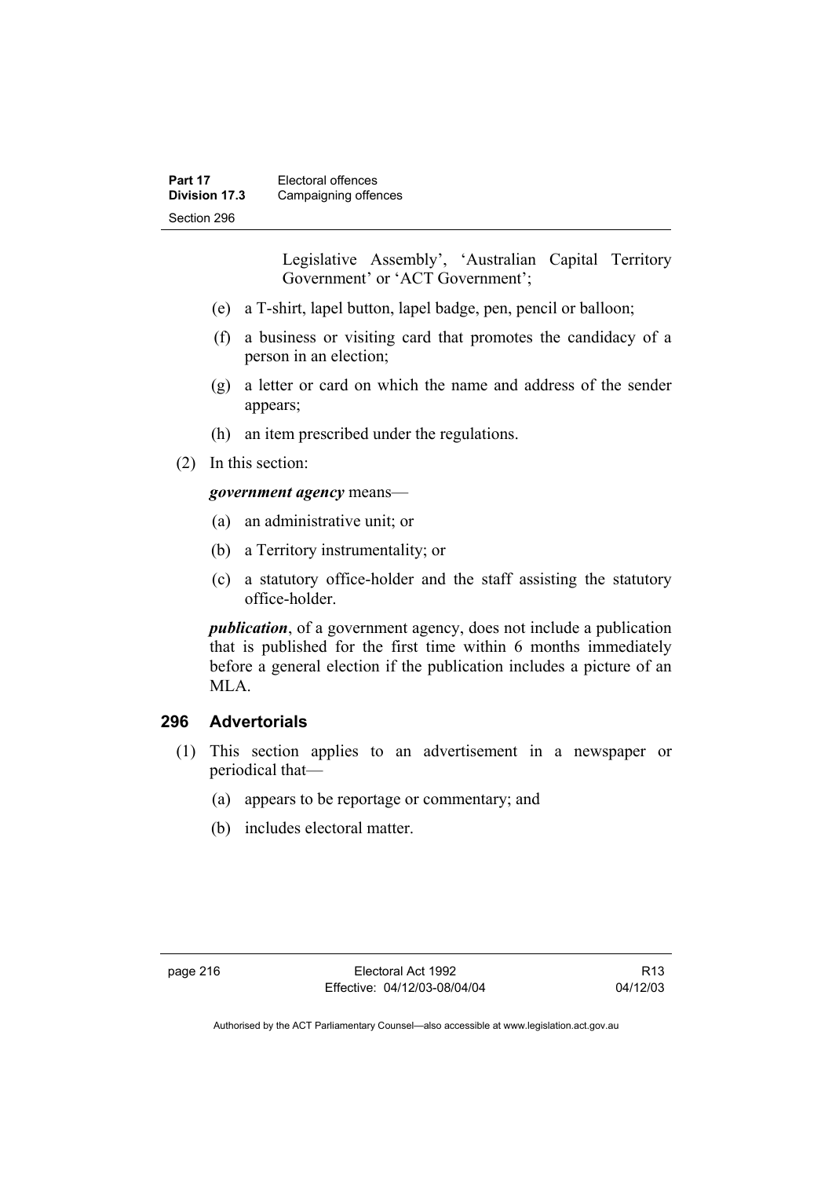Legislative Assembly', 'Australian Capital Territory Government' or 'ACT Government';

(e) a T-shirt, lapel button, lapel badge, pen, pencil or balloon;

(f) a business or visiting card that promotes the candidacy of a person in an election;

(g) a letter or card on which the name and address of the sender appears;

(h) an item prescribed under the regulations.

(2) In this section:

***government agency*** means—

(a) an administrative unit; or

(b) a Territory instrumentality; or

(c) a statutory office-holder and the staff assisting the statutory office-holder.

***publication***, of a government agency, does not include a publication that is published for the first time within 6 months immediately before a general election if the publication includes a picture of an MLA.

## 296 Advertorials

(1) This section applies to an advertisement in a newspaper or periodical that—

(a) appears to be reportage or commentary; and

(b) includes electoral matter.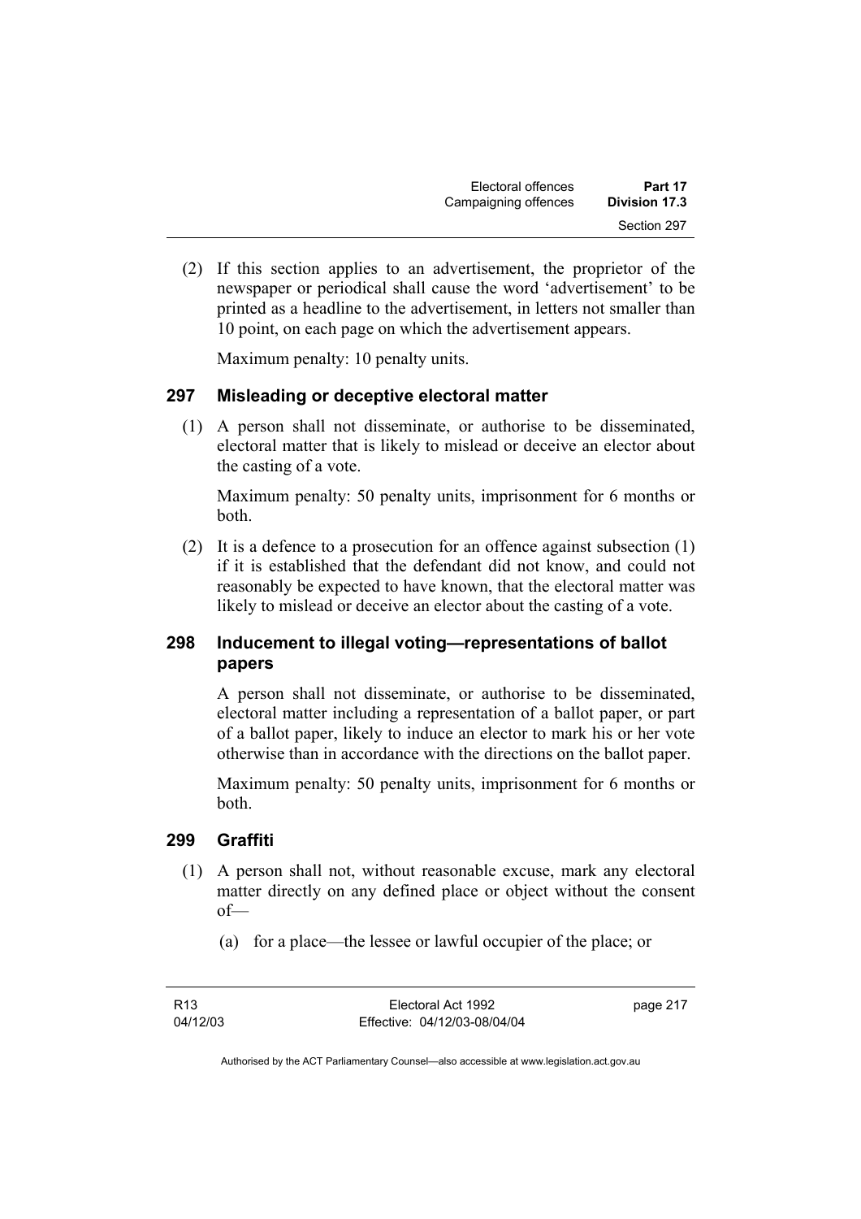(2) If this section applies to an advertisement, the proprietor of the newspaper or periodical shall cause the word 'advertisement' to be printed as a headline to the advertisement, in letters not smaller than 10 point, on each page on which the advertisement appears.

Maximum penalty: 10 penalty units.

### 297 Misleading or deceptive electoral matter

(1) A person shall not disseminate, or authorise to be disseminated, electoral matter that is likely to mislead or deceive an elector about the casting of a vote.

Maximum penalty: 50 penalty units, imprisonment for 6 months or both.

(2) It is a defence to a prosecution for an offence against subsection (1) if it is established that the defendant did not know, and could not reasonably be expected to have known, that the electoral matter was likely to mislead or deceive an elector about the casting of a vote.

### 298 Inducement to illegal voting—representations of ballot papers

A person shall not disseminate, or authorise to be disseminated, electoral matter including a representation of a ballot paper, or part of a ballot paper, likely to induce an elector to mark his or her vote otherwise than in accordance with the directions on the ballot paper.

Maximum penalty: 50 penalty units, imprisonment for 6 months or both.

### 299 Graffiti

(1) A person shall not, without reasonable excuse, mark any electoral matter directly on any defined place or object without the consent of—

(a) for a place—the lessee or lawful occupier of the place; or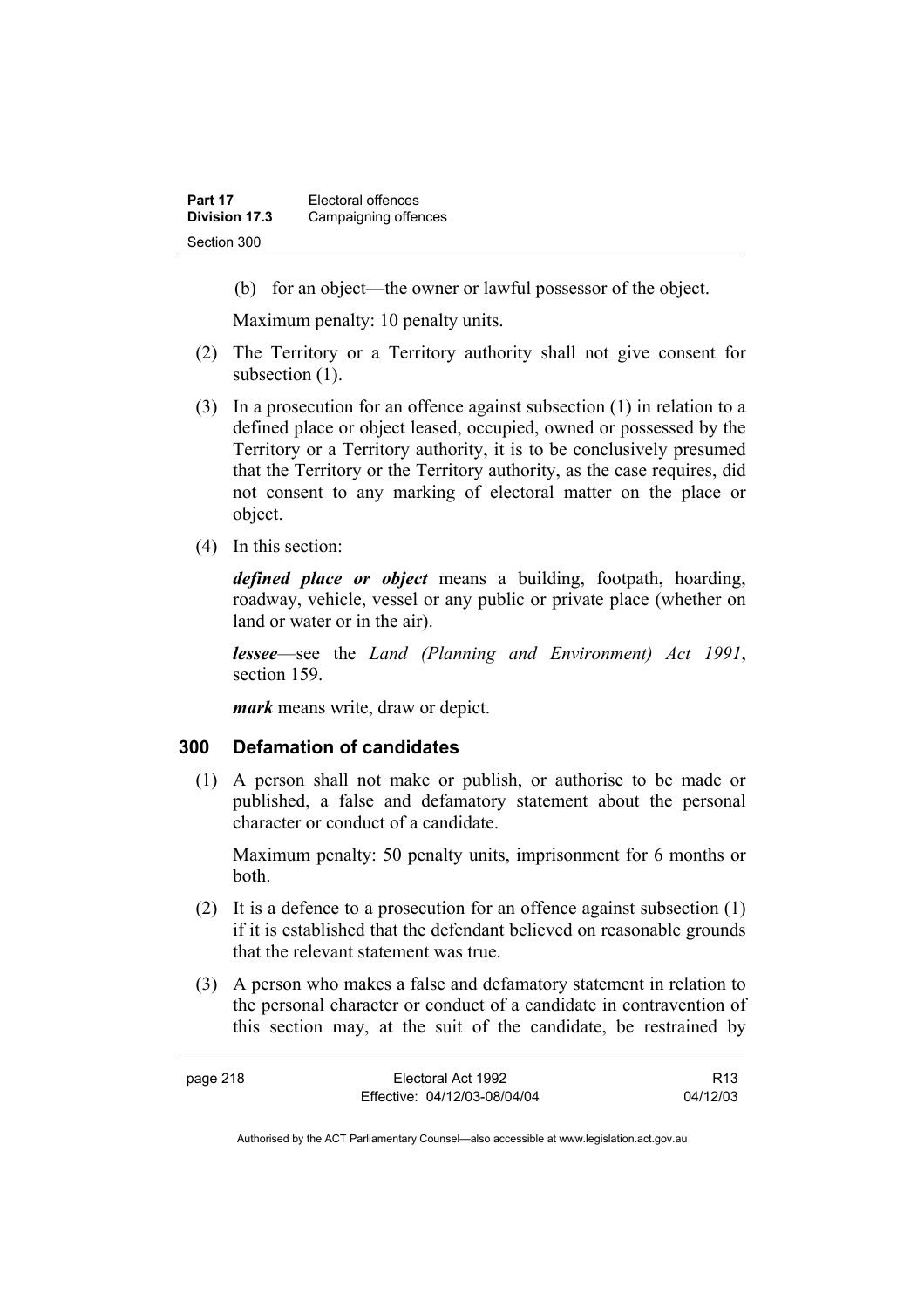(b) for an object—the owner or lawful possessor of the object.

Maximum penalty: 10 penalty units.

(2) The Territory or a Territory authority shall not give consent for subsection (1).

(3) In a prosecution for an offence against subsection (1) in relation to a defined place or object leased, occupied, owned or possessed by the Territory or a Territory authority, it is to be conclusively presumed that the Territory or the Territory authority, as the case requires, did not consent to any marking of electoral matter on the place or object.

(4) In this section:

***defined place or object*** means a building, footpath, hoarding, roadway, vehicle, vessel or any public or private place (whether on land or water or in the air).

***lessee***—see the *Land (Planning and Environment) Act 1991*, section 159.

***mark*** means write, draw or depict.

### 300 Defamation of candidates

(1) A person shall not make or publish, or authorise to be made or published, a false and defamatory statement about the personal character or conduct of a candidate.

Maximum penalty: 50 penalty units, imprisonment for 6 months or both.

(2) It is a defence to a prosecution for an offence against subsection (1) if it is established that the defendant believed on reasonable grounds that the relevant statement was true.

(3) A person who makes a false and defamatory statement in relation to the personal character or conduct of a candidate in contravention of this section may, at the suit of the candidate, be restrained by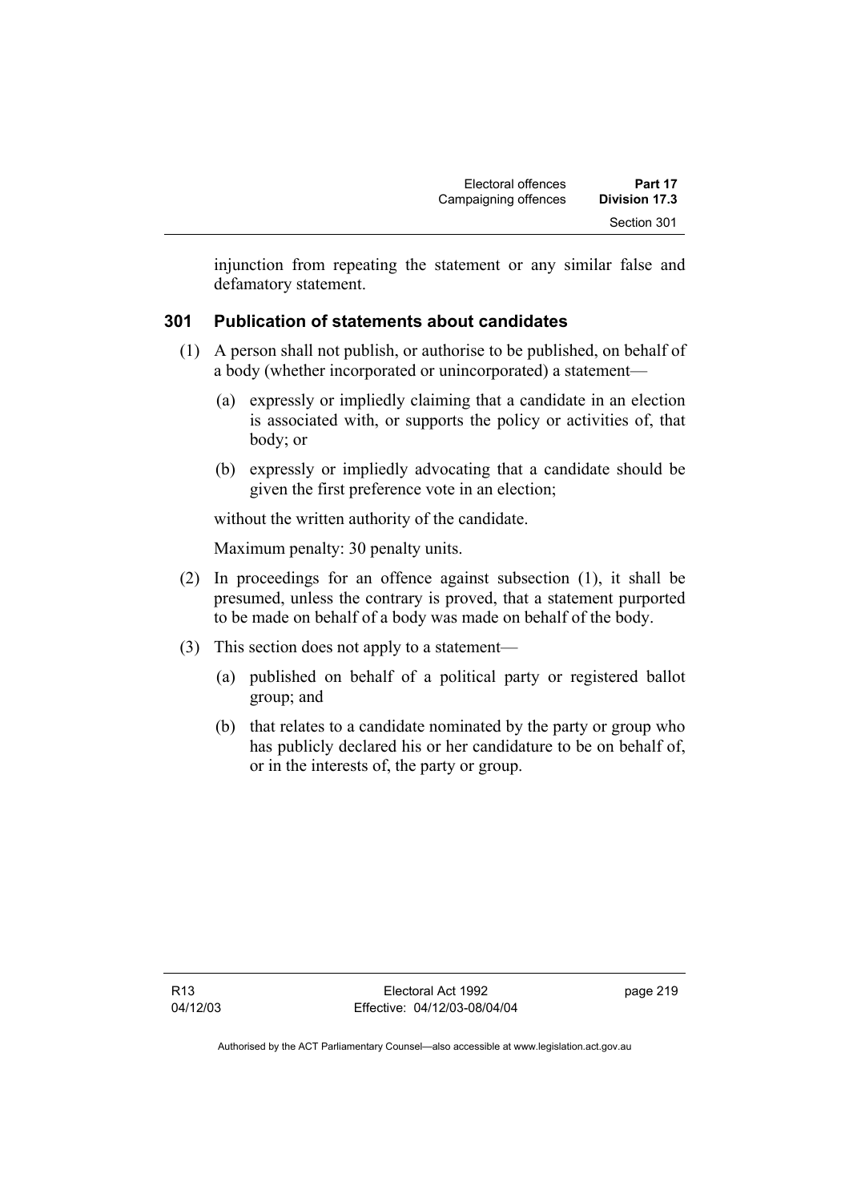injunction from repeating the statement or any similar false and defamatory statement.

### 301 Publication of statements about candidates

(1) A person shall not publish, or authorise to be published, on behalf of a body (whether incorporated or unincorporated) a statement—

  (a) expressly or impliedly claiming that a candidate in an election is associated with, or supports the policy or activities of, that body; or

  (b) expressly or impliedly advocating that a candidate should be given the first preference vote in an election;

without the written authority of the candidate.

Maximum penalty: 30 penalty units.

(2) In proceedings for an offence against subsection (1), it shall be presumed, unless the contrary is proved, that a statement purported to be made on behalf of a body was made on behalf of the body.

(3) This section does not apply to a statement—

  (a) published on behalf of a political party or registered ballot group; and

  (b) that relates to a candidate nominated by the party or group who has publicly declared his or her candidature to be on behalf of, or in the interests of, the party or group.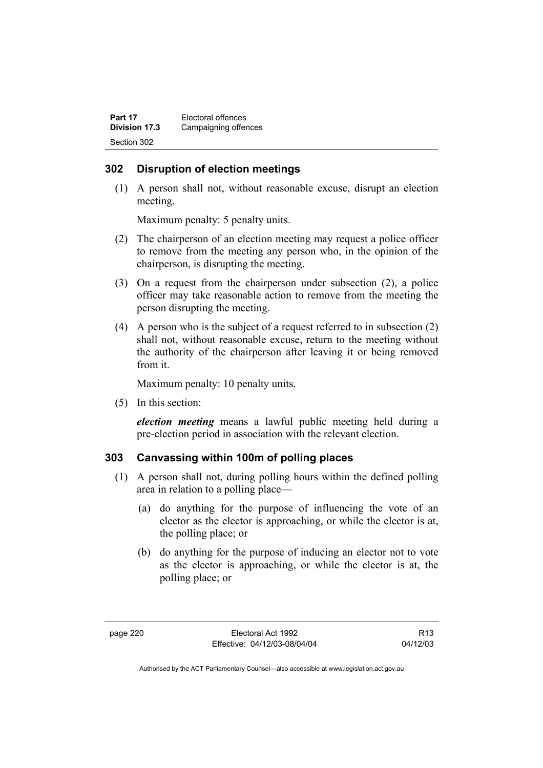## 302 Disruption of election meetings

(1) A person shall not, without reasonable excuse, disrupt an election meeting.

Maximum penalty: 5 penalty units.

(2) The chairperson of an election meeting may request a police officer to remove from the meeting any person who, in the opinion of the chairperson, is disrupting the meeting.

(3) On a request from the chairperson under subsection (2), a police officer may take reasonable action to remove from the meeting the person disrupting the meeting.

(4) A person who is the subject of a request referred to in subsection (2) shall not, without reasonable excuse, return to the meeting without the authority of the chairperson after leaving it or being removed from it.

Maximum penalty: 10 penalty units.

(5) In this section:

***election meeting*** means a lawful public meeting held during a pre-election period in association with the relevant election.

## 303 Canvassing within 100m of polling places

(1) A person shall not, during polling hours within the defined polling area in relation to a polling place—

(a) do anything for the purpose of influencing the vote of an elector as the elector is approaching, or while the elector is at, the polling place; or

(b) do anything for the purpose of inducing an elector not to vote as the elector is approaching, or while the elector is at, the polling place; or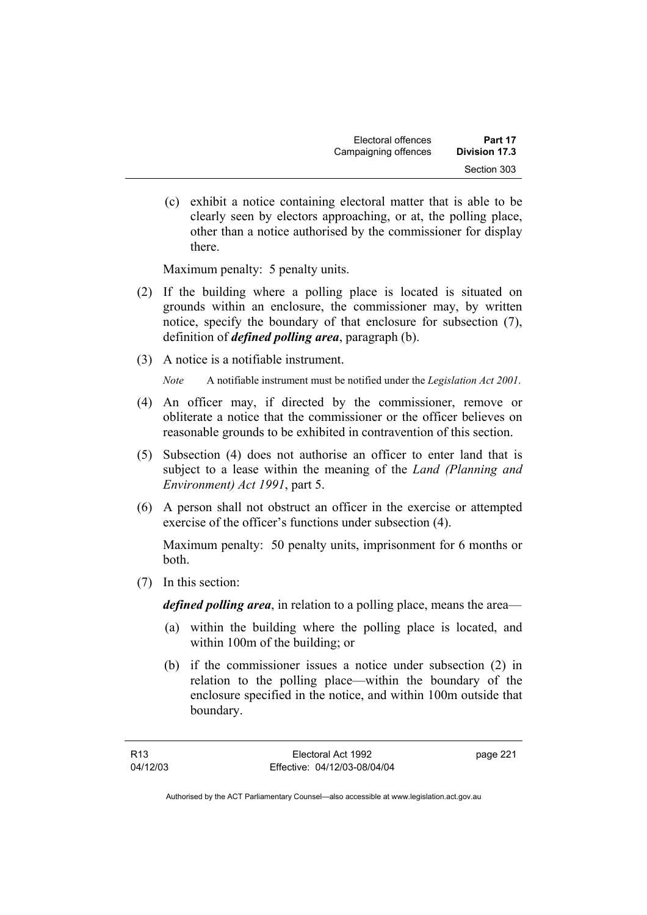(c) exhibit a notice containing electoral matter that is able to be clearly seen by electors approaching, or at, the polling place, other than a notice authorised by the commissioner for display there.

Maximum penalty: 5 penalty units.

(2) If the building where a polling place is located is situated on grounds within an enclosure, the commissioner may, by written notice, specify the boundary of that enclosure for subsection (7), definition of ***defined polling area***, paragraph (b).

(3) A notice is a notifiable instrument.

*Note* A notifiable instrument must be notified under the *Legislation Act 2001*.

(4) An officer may, if directed by the commissioner, remove or obliterate a notice that the commissioner or the officer believes on reasonable grounds to be exhibited in contravention of this section.

(5) Subsection (4) does not authorise an officer to enter land that is subject to a lease within the meaning of the *Land (Planning and Environment) Act 1991*, part 5.

(6) A person shall not obstruct an officer in the exercise or attempted exercise of the officer's functions under subsection (4).

Maximum penalty: 50 penalty units, imprisonment for 6 months or both.

(7) In this section:

***defined polling area***, in relation to a polling place, means the area—

(a) within the building where the polling place is located, and within 100m of the building; or

(b) if the commissioner issues a notice under subsection (2) in relation to the polling place—within the boundary of the enclosure specified in the notice, and within 100m outside that boundary.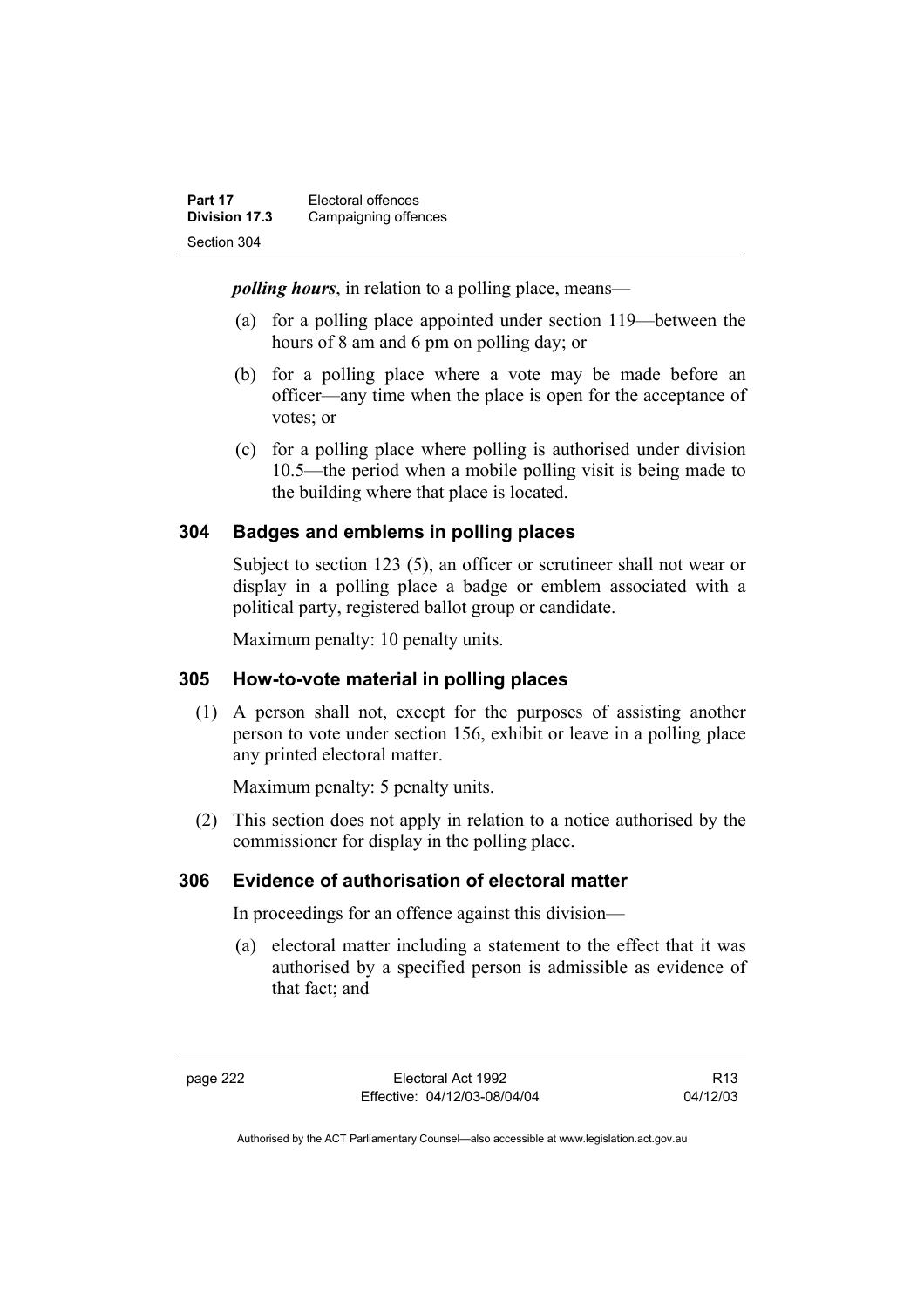***polling hours***, in relation to a polling place, means—

(a) for a polling place appointed under section 119—between the hours of 8 am and 6 pm on polling day; or

(b) for a polling place where a vote may be made before an officer—any time when the place is open for the acceptance of votes; or

(c) for a polling place where polling is authorised under division 10.5—the period when a mobile polling visit is being made to the building where that place is located.

### 304 Badges and emblems in polling places

Subject to section 123 (5), an officer or scrutineer shall not wear or display in a polling place a badge or emblem associated with a political party, registered ballot group or candidate.

Maximum penalty: 10 penalty units.

### 305 How-to-vote material in polling places

(1) A person shall not, except for the purposes of assisting another person to vote under section 156, exhibit or leave in a polling place any printed electoral matter.

Maximum penalty: 5 penalty units.

(2) This section does not apply in relation to a notice authorised by the commissioner for display in the polling place.

### 306 Evidence of authorisation of electoral matter

In proceedings for an offence against this division—

(a) electoral matter including a statement to the effect that it was authorised by a specified person is admissible as evidence of that fact; and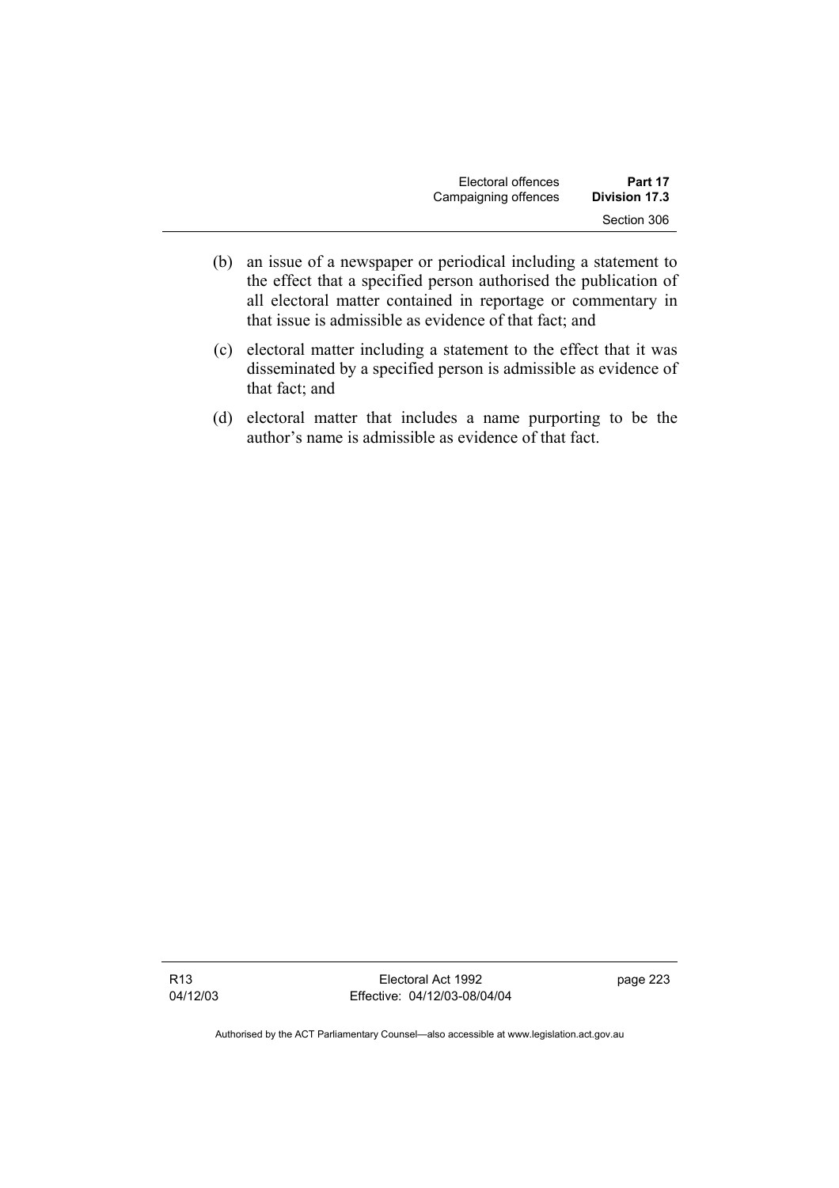(b) an issue of a newspaper or periodical including a statement to the effect that a specified person authorised the publication of all electoral matter contained in reportage or commentary in that issue is admissible as evidence of that fact; and

(c) electoral matter including a statement to the effect that it was disseminated by a specified person is admissible as evidence of that fact; and

(d) electoral matter that includes a name purporting to be the author's name is admissible as evidence of that fact.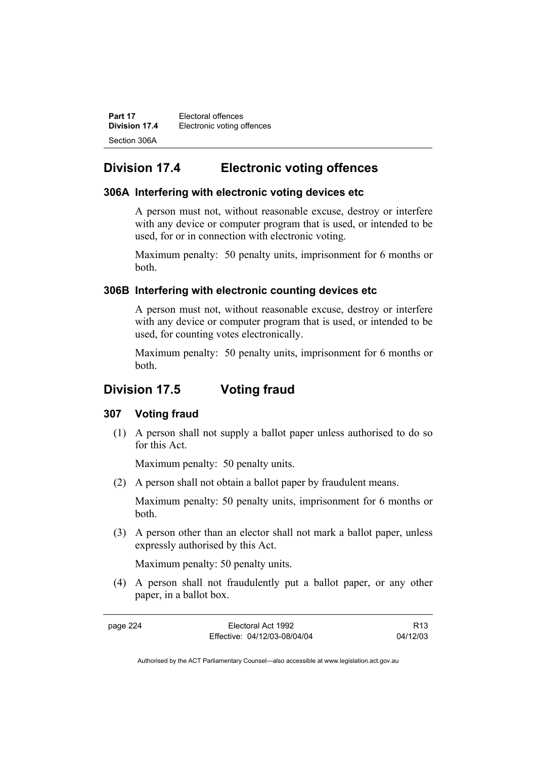## Division 17.4 Electronic voting offences

### 306A Interfering with electronic voting devices etc

A person must not, without reasonable excuse, destroy or interfere with any device or computer program that is used, or intended to be used, for or in connection with electronic voting.

Maximum penalty: 50 penalty units, imprisonment for 6 months or both.

### 306B Interfering with electronic counting devices etc

A person must not, without reasonable excuse, destroy or interfere with any device or computer program that is used, or intended to be used, for counting votes electronically.

Maximum penalty: 50 penalty units, imprisonment for 6 months or both.

## Division 17.5 Voting fraud

### 307 Voting fraud

(1) A person shall not supply a ballot paper unless authorised to do so for this Act.

Maximum penalty: 50 penalty units.

(2) A person shall not obtain a ballot paper by fraudulent means.

Maximum penalty: 50 penalty units, imprisonment for 6 months or both.

(3) A person other than an elector shall not mark a ballot paper, unless expressly authorised by this Act.

Maximum penalty: 50 penalty units.

(4) A person shall not fraudulently put a ballot paper, or any other paper, in a ballot box.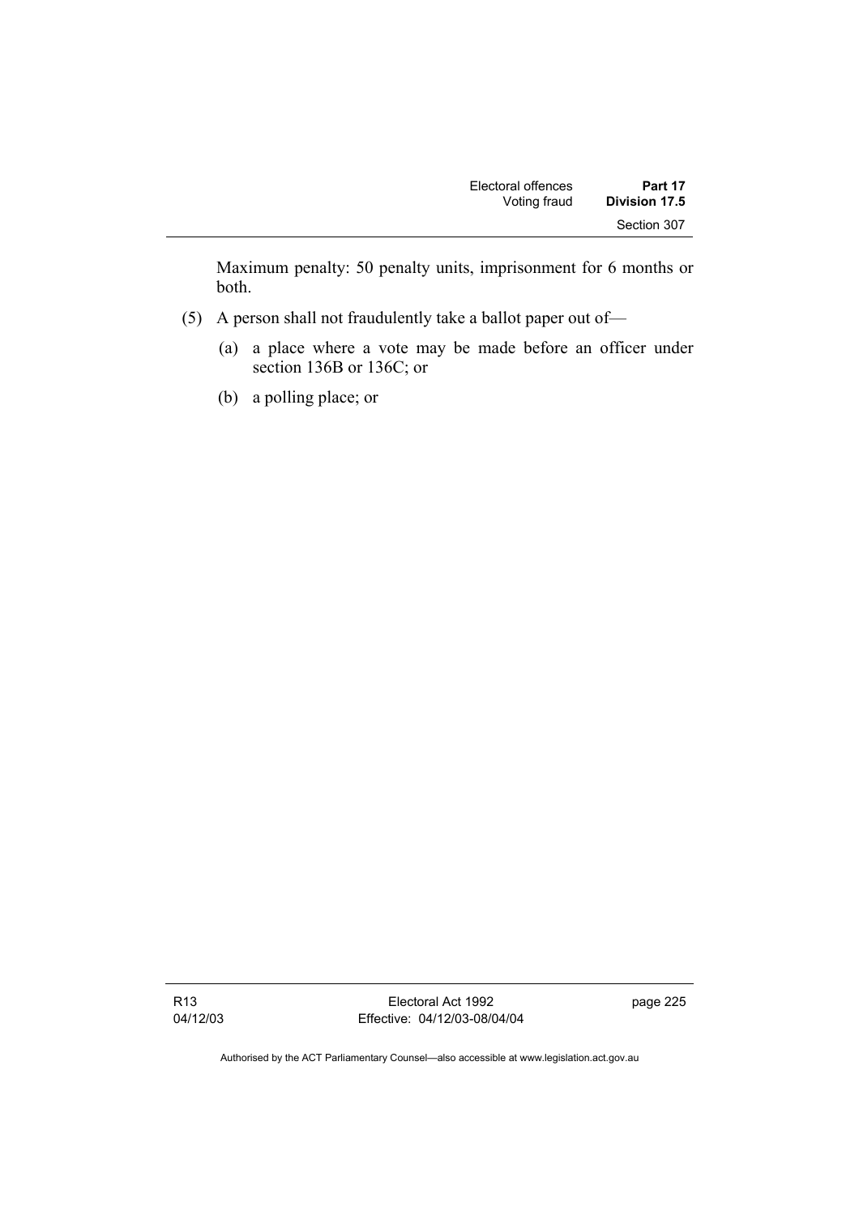Maximum penalty: 50 penalty units, imprisonment for 6 months or both.

(5) A person shall not fraudulently take a ballot paper out of—

(a) a place where a vote may be made before an officer under section 136B or 136C; or

(b) a polling place; or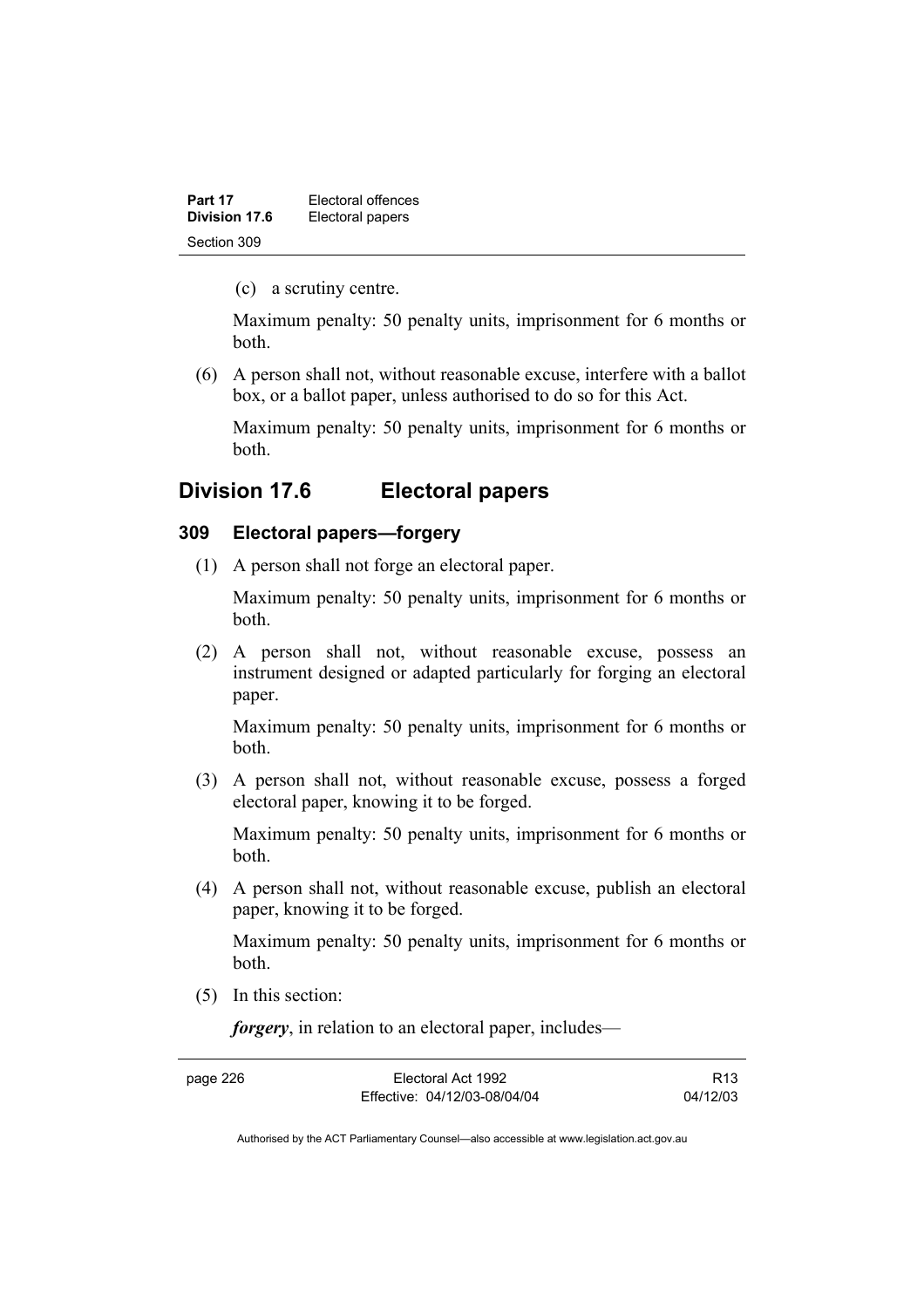(c) a scrutiny centre.

Maximum penalty: 50 penalty units, imprisonment for 6 months or both.

(6) A person shall not, without reasonable excuse, interfere with a ballot box, or a ballot paper, unless authorised to do so for this Act.

Maximum penalty: 50 penalty units, imprisonment for 6 months or both.

## Division 17.6 Electoral papers

### 309 Electoral papers—forgery

(1) A person shall not forge an electoral paper.

Maximum penalty: 50 penalty units, imprisonment for 6 months or both.

(2) A person shall not, without reasonable excuse, possess an instrument designed or adapted particularly for forging an electoral paper.

Maximum penalty: 50 penalty units, imprisonment for 6 months or both.

(3) A person shall not, without reasonable excuse, possess a forged electoral paper, knowing it to be forged.

Maximum penalty: 50 penalty units, imprisonment for 6 months or both.

(4) A person shall not, without reasonable excuse, publish an electoral paper, knowing it to be forged.

Maximum penalty: 50 penalty units, imprisonment for 6 months or both.

(5) In this section:

***forgery***, in relation to an electoral paper, includes—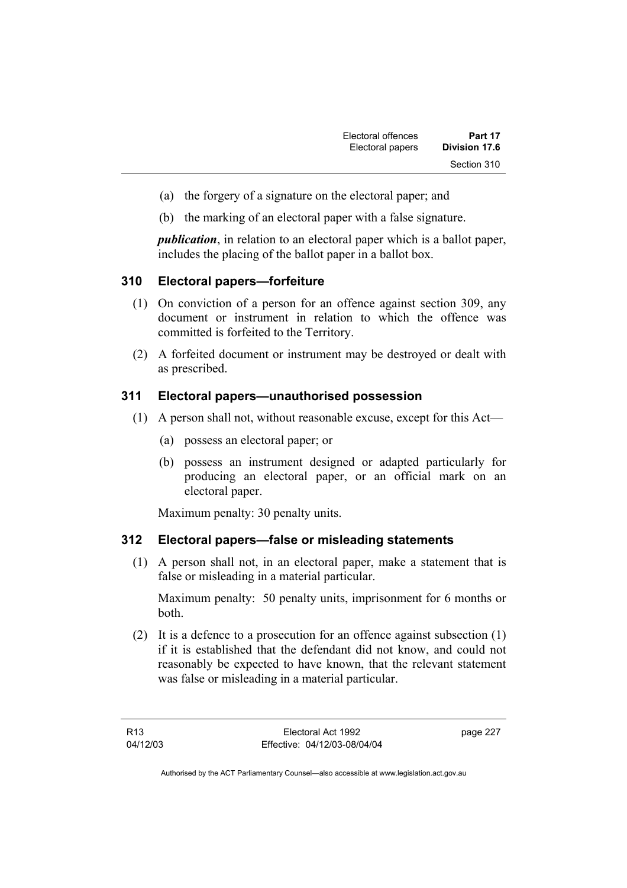(a) the forgery of a signature on the electoral paper; and

(b) the marking of an electoral paper with a false signature.

***publication***, in relation to an electoral paper which is a ballot paper, includes the placing of the ballot paper in a ballot box.

## 310 Electoral papers—forfeiture

(1) On conviction of a person for an offence against section 309, any document or instrument in relation to which the offence was committed is forfeited to the Territory.

(2) A forfeited document or instrument may be destroyed or dealt with as prescribed.

## 311 Electoral papers—unauthorised possession

(1) A person shall not, without reasonable excuse, except for this Act—

(a) possess an electoral paper; or

(b) possess an instrument designed or adapted particularly for producing an electoral paper, or an official mark on an electoral paper.

Maximum penalty: 30 penalty units.

## 312 Electoral papers—false or misleading statements

(1) A person shall not, in an electoral paper, make a statement that is false or misleading in a material particular.

Maximum penalty: 50 penalty units, imprisonment for 6 months or both.

(2) It is a defence to a prosecution for an offence against subsection (1) if it is established that the defendant did not know, and could not reasonably be expected to have known, that the relevant statement was false or misleading in a material particular.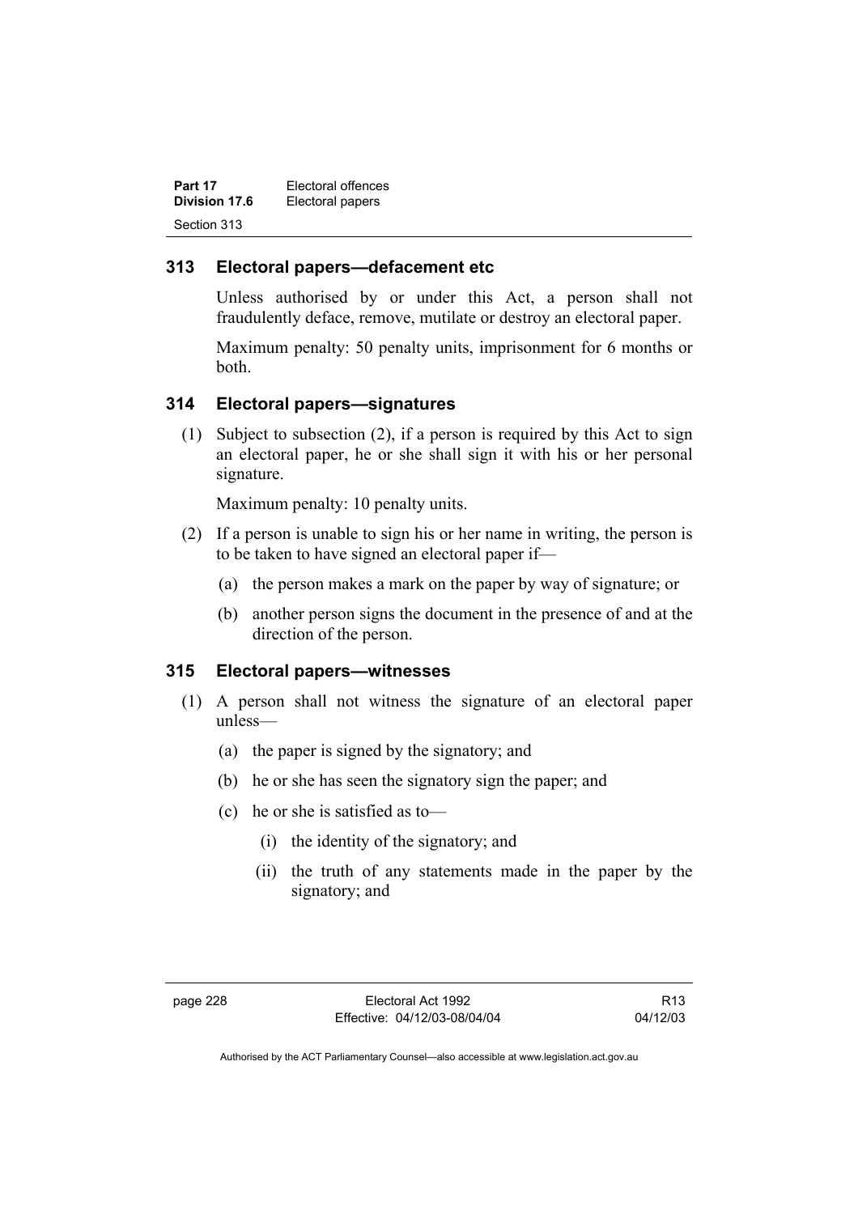### 313 Electoral papers—defacement etc

Unless authorised by or under this Act, a person shall not fraudulently deface, remove, mutilate or destroy an electoral paper.

Maximum penalty: 50 penalty units, imprisonment for 6 months or both.

### 314 Electoral papers—signatures

(1) Subject to subsection (2), if a person is required by this Act to sign an electoral paper, he or she shall sign it with his or her personal signature.

Maximum penalty: 10 penalty units.

(2) If a person is unable to sign his or her name in writing, the person is to be taken to have signed an electoral paper if—

(a) the person makes a mark on the paper by way of signature; or

(b) another person signs the document in the presence of and at the direction of the person.

### 315 Electoral papers—witnesses

(1) A person shall not witness the signature of an electoral paper unless—

(a) the paper is signed by the signatory; and

(b) he or she has seen the signatory sign the paper; and

(c) he or she is satisfied as to—

(i) the identity of the signatory; and

(ii) the truth of any statements made in the paper by the signatory; and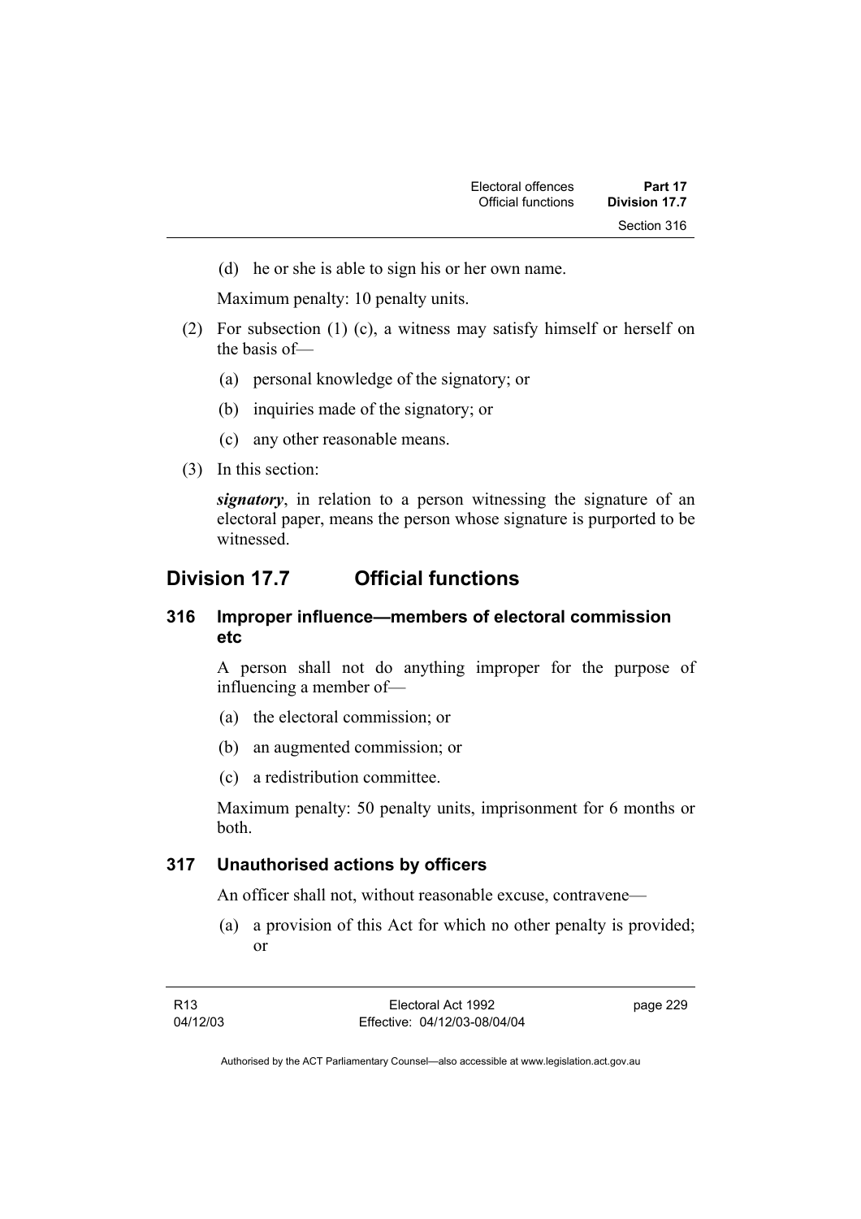(d) he or she is able to sign his or her own name.

Maximum penalty: 10 penalty units.

(2) For subsection (1) (c), a witness may satisfy himself or herself on the basis of—

(a) personal knowledge of the signatory; or

(b) inquiries made of the signatory; or

(c) any other reasonable means.

(3) In this section:

***signatory***, in relation to a person witnessing the signature of an electoral paper, means the person whose signature is purported to be witnessed.

## Division 17.7 Official functions

### 316 Improper influence—members of electoral commission etc

A person shall not do anything improper for the purpose of influencing a member of—

(a) the electoral commission; or

(b) an augmented commission; or

(c) a redistribution committee.

Maximum penalty: 50 penalty units, imprisonment for 6 months or both.

### 317 Unauthorised actions by officers

An officer shall not, without reasonable excuse, contravene—

(a) a provision of this Act for which no other penalty is provided; or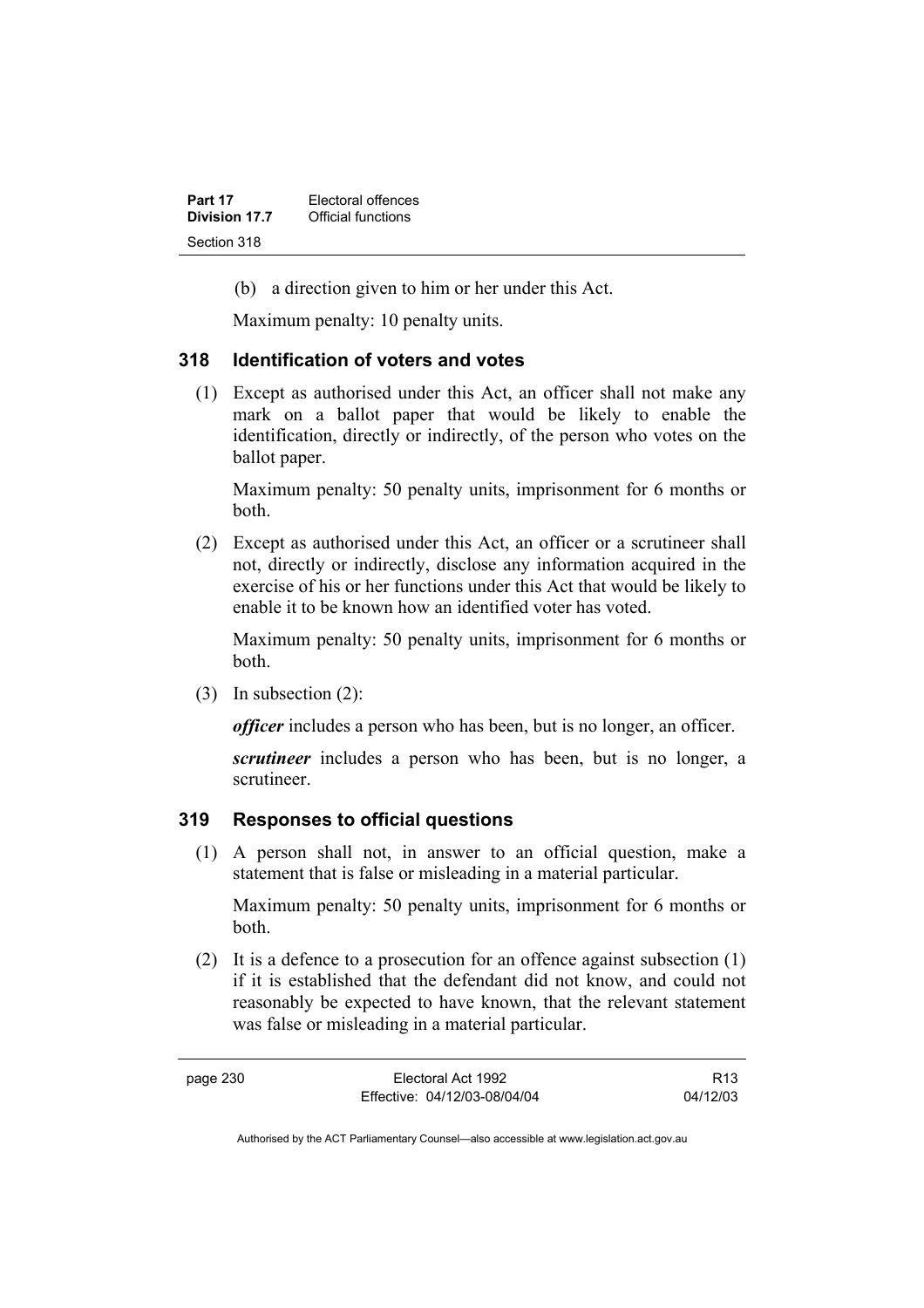(b) a direction given to him or her under this Act.

Maximum penalty: 10 penalty units.

### 318 Identification of voters and votes

(1) Except as authorised under this Act, an officer shall not make any mark on a ballot paper that would be likely to enable the identification, directly or indirectly, of the person who votes on the ballot paper.

Maximum penalty: 50 penalty units, imprisonment for 6 months or both.

(2) Except as authorised under this Act, an officer or a scrutineer shall not, directly or indirectly, disclose any information acquired in the exercise of his or her functions under this Act that would be likely to enable it to be known how an identified voter has voted.

Maximum penalty: 50 penalty units, imprisonment for 6 months or both.

(3) In subsection (2):

***officer*** includes a person who has been, but is no longer, an officer.

***scrutineer*** includes a person who has been, but is no longer, a scrutineer.

### 319 Responses to official questions

(1) A person shall not, in answer to an official question, make a statement that is false or misleading in a material particular.

Maximum penalty: 50 penalty units, imprisonment for 6 months or both.

(2) It is a defence to a prosecution for an offence against subsection (1) if it is established that the defendant did not know, and could not reasonably be expected to have known, that the relevant statement was false or misleading in a material particular.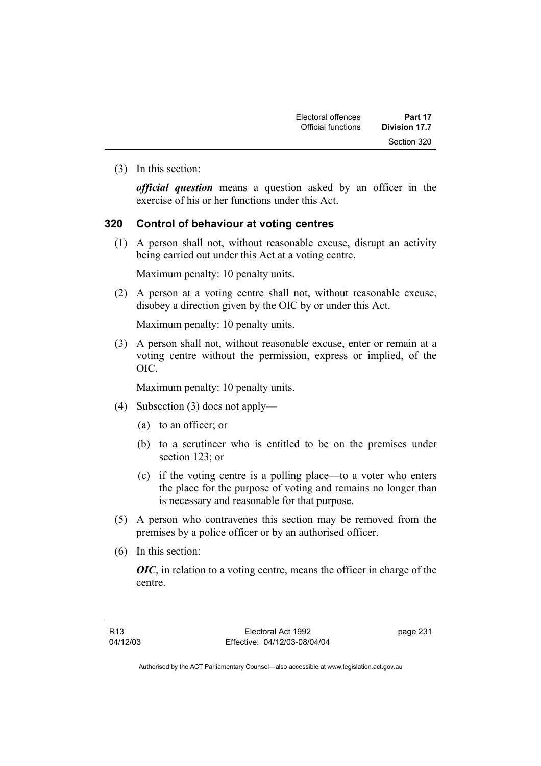(3) In this section:

***official question*** means a question asked by an officer in the exercise of his or her functions under this Act.

## 320 Control of behaviour at voting centres

(1) A person shall not, without reasonable excuse, disrupt an activity being carried out under this Act at a voting centre.

Maximum penalty: 10 penalty units.

(2) A person at a voting centre shall not, without reasonable excuse, disobey a direction given by the OIC by or under this Act.

Maximum penalty: 10 penalty units.

(3) A person shall not, without reasonable excuse, enter or remain at a voting centre without the permission, express or implied, of the OIC.

Maximum penalty: 10 penalty units.

(4) Subsection (3) does not apply—

(a) to an officer; or

(b) to a scrutineer who is entitled to be on the premises under section 123; or

(c) if the voting centre is a polling place—to a voter who enters the place for the purpose of voting and remains no longer than is necessary and reasonable for that purpose.

(5) A person who contravenes this section may be removed from the premises by a police officer or by an authorised officer.

(6) In this section:

***OIC***, in relation to a voting centre, means the officer in charge of the centre.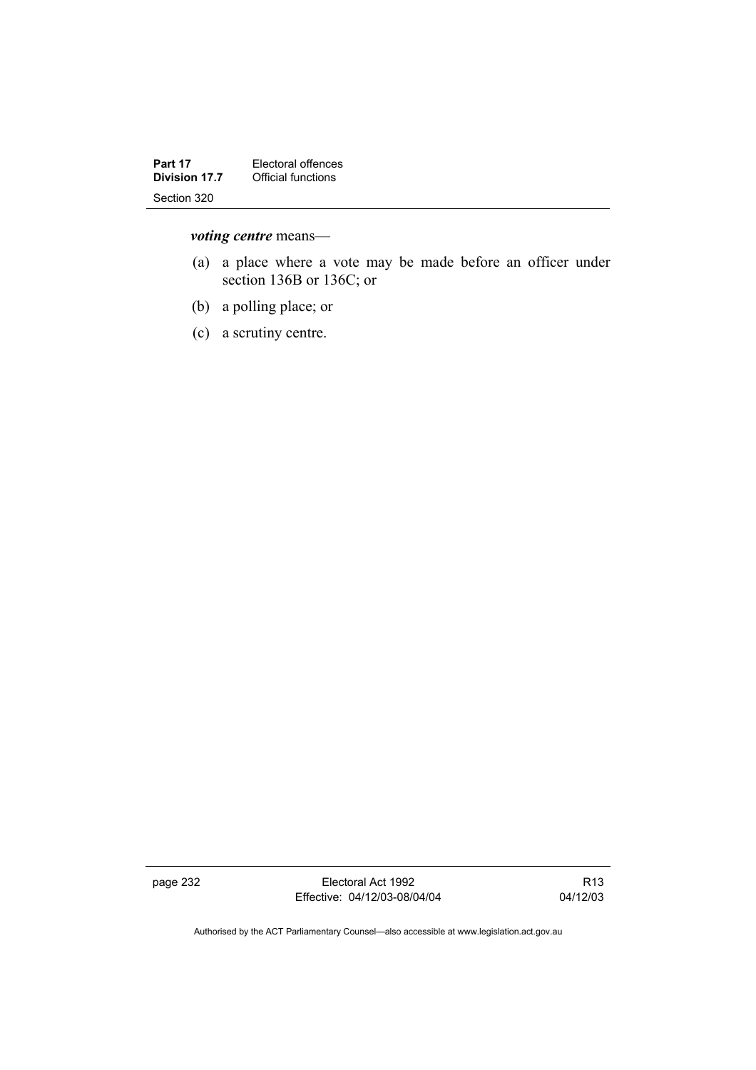***voting centre*** means—

(a) a place where a vote may be made before an officer under section 136B or 136C; or

(b) a polling place; or

(c) a scrutiny centre.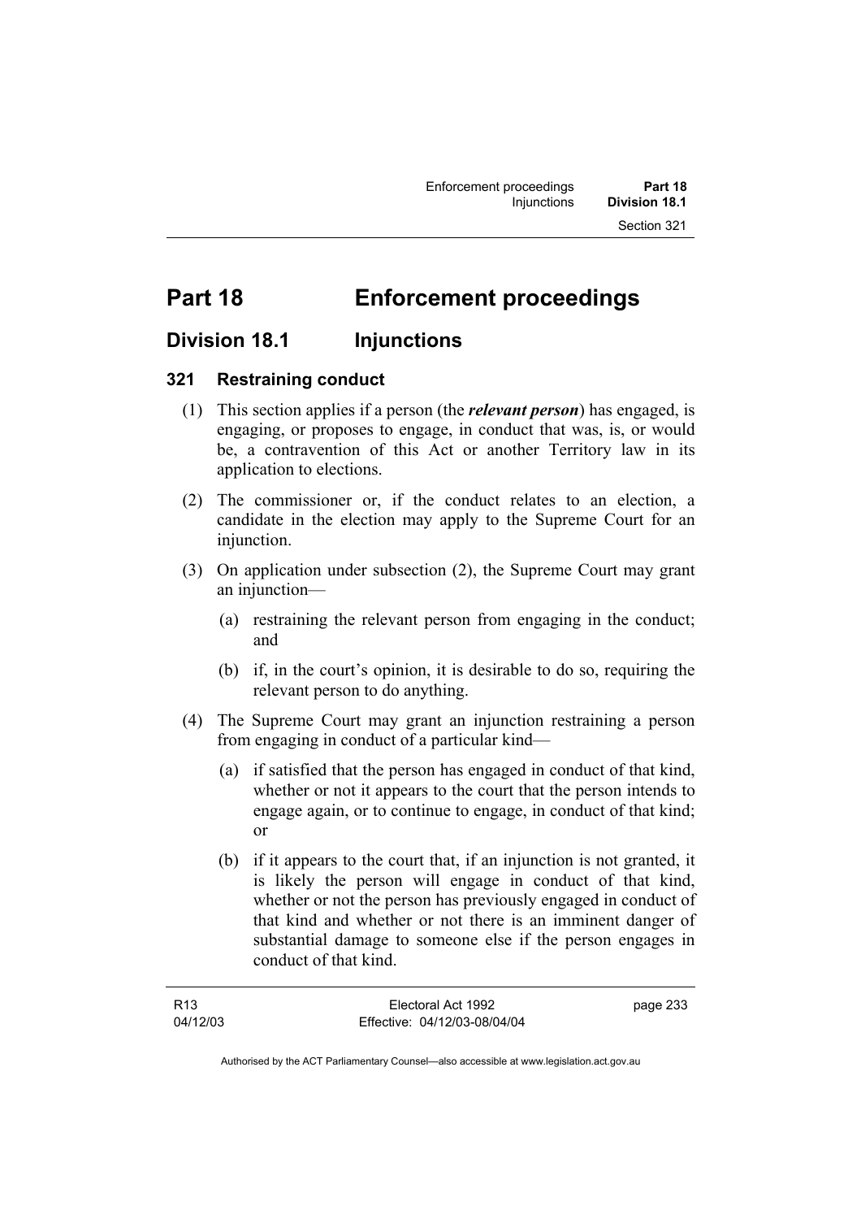# Part 18 Enforcement proceedings

## Division 18.1 Injunctions

### 321 Restraining conduct

(1) This section applies if a person (the ***relevant person***) has engaged, is engaging, or proposes to engage, in conduct that was, is, or would be, a contravention of this Act or another Territory law in its application to elections.

(2) The commissioner or, if the conduct relates to an election, a candidate in the election may apply to the Supreme Court for an injunction.

(3) On application under subsection (2), the Supreme Court may grant an injunction—

(a) restraining the relevant person from engaging in the conduct; and

(b) if, in the court's opinion, it is desirable to do so, requiring the relevant person to do anything.

(4) The Supreme Court may grant an injunction restraining a person from engaging in conduct of a particular kind—

(a) if satisfied that the person has engaged in conduct of that kind, whether or not it appears to the court that the person intends to engage again, or to continue to engage, in conduct of that kind; or

(b) if it appears to the court that, if an injunction is not granted, it is likely the person will engage in conduct of that kind, whether or not the person has previously engaged in conduct of that kind and whether or not there is an imminent danger of substantial damage to someone else if the person engages in conduct of that kind.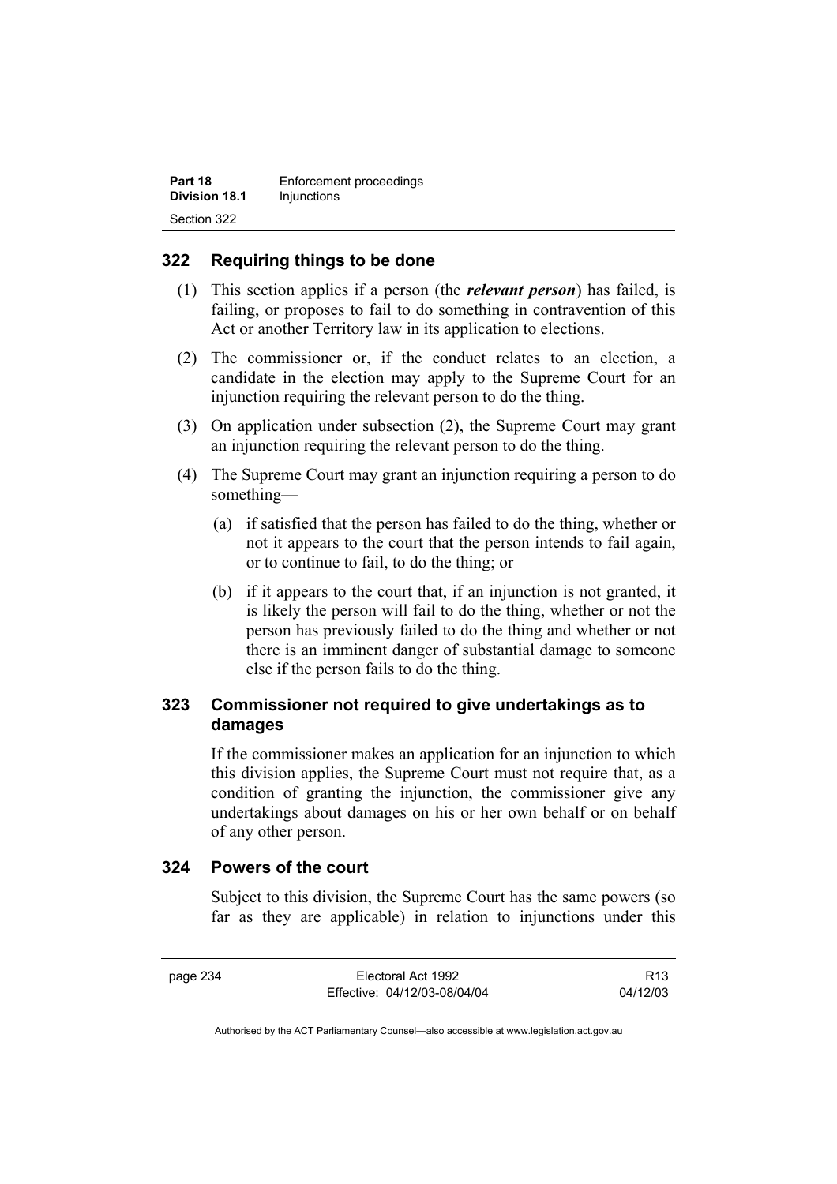## 322 Requiring things to be done

(1) This section applies if a person (the ***relevant person***) has failed, is failing, or proposes to fail to do something in contravention of this Act or another Territory law in its application to elections.

(2) The commissioner or, if the conduct relates to an election, a candidate in the election may apply to the Supreme Court for an injunction requiring the relevant person to do the thing.

(3) On application under subsection (2), the Supreme Court may grant an injunction requiring the relevant person to do the thing.

(4) The Supreme Court may grant an injunction requiring a person to do something—

   (a) if satisfied that the person has failed to do the thing, whether or not it appears to the court that the person intends to fail again, or to continue to fail, to do the thing; or

   (b) if it appears to the court that, if an injunction is not granted, it is likely the person will fail to do the thing, whether or not the person has previously failed to do the thing and whether or not there is an imminent danger of substantial damage to someone else if the person fails to do the thing.

## 323 Commissioner not required to give undertakings as to damages

If the commissioner makes an application for an injunction to which this division applies, the Supreme Court must not require that, as a condition of granting the injunction, the commissioner give any undertakings about damages on his or her own behalf or on behalf of any other person.

## 324 Powers of the court

Subject to this division, the Supreme Court has the same powers (so far as they are applicable) in relation to injunctions under this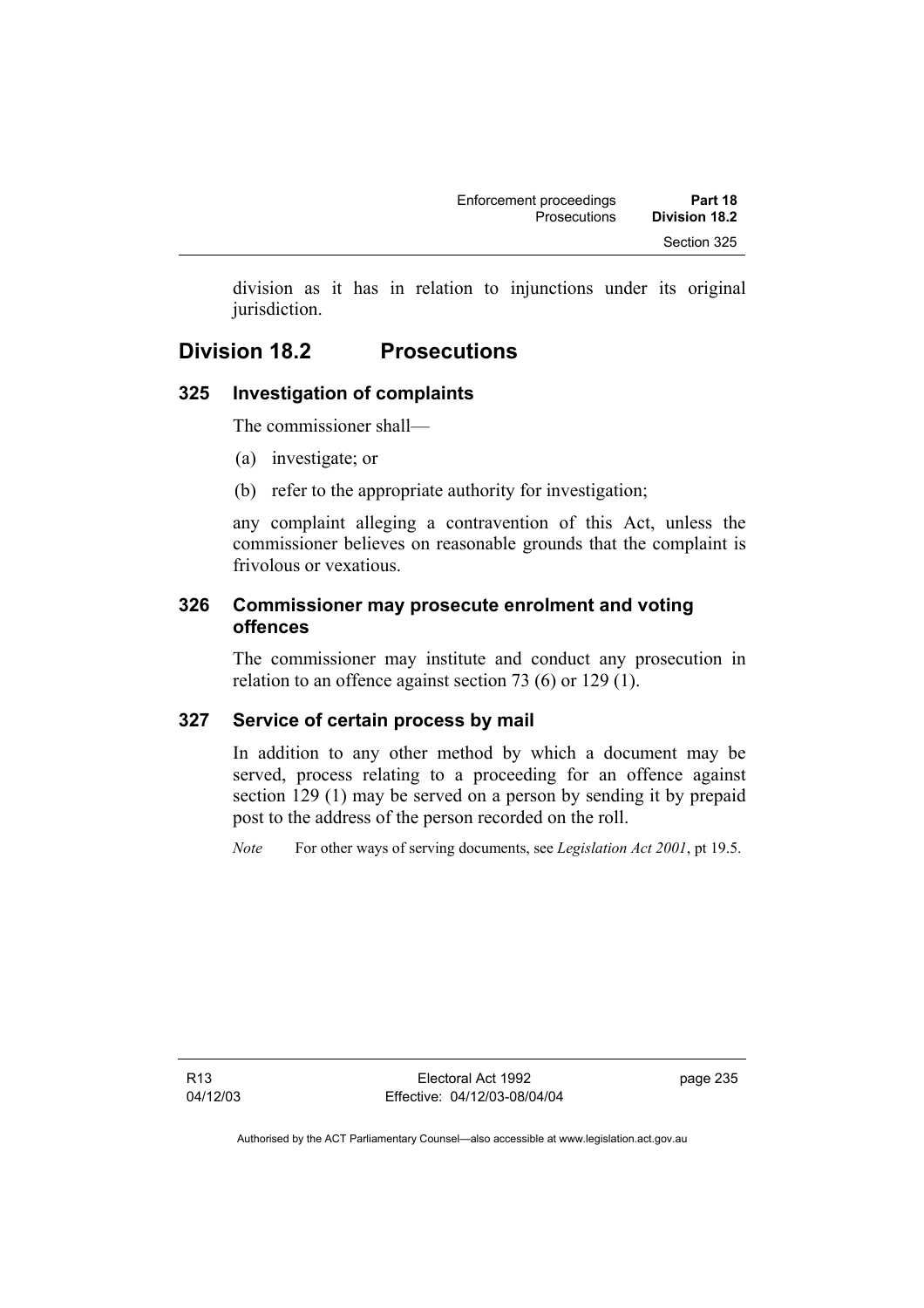division as it has in relation to injunctions under its original jurisdiction.

## Division 18.2 Prosecutions

### 325 Investigation of complaints

The commissioner shall—

(a) investigate; or

(b) refer to the appropriate authority for investigation;

any complaint alleging a contravention of this Act, unless the commissioner believes on reasonable grounds that the complaint is frivolous or vexatious.

### 326 Commissioner may prosecute enrolment and voting offences

The commissioner may institute and conduct any prosecution in relation to an offence against section 73 (6) or 129 (1).

### 327 Service of certain process by mail

In addition to any other method by which a document may be served, process relating to a proceeding for an offence against section 129 (1) may be served on a person by sending it by prepaid post to the address of the person recorded on the roll.

*Note* For other ways of serving documents, see *Legislation Act 2001*, pt 19.5.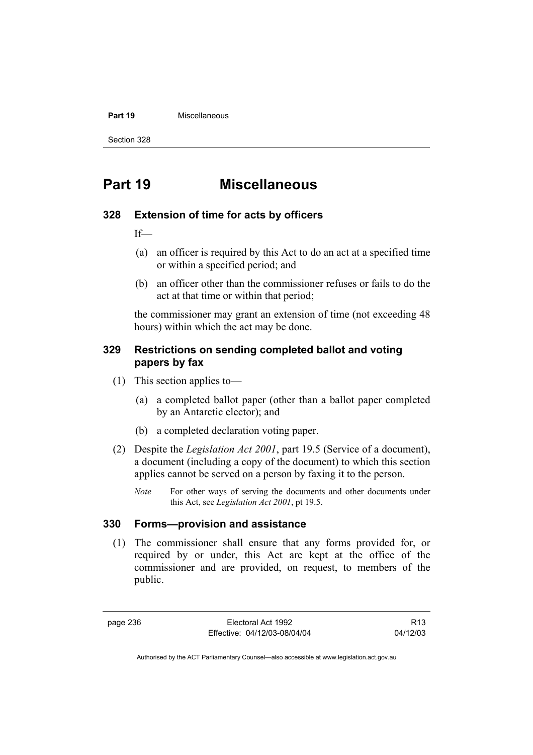# Part 19 Miscellaneous

## 328 Extension of time for acts by officers

If—

(a) an officer is required by this Act to do an act at a specified time or within a specified period; and

(b) an officer other than the commissioner refuses or fails to do the act at that time or within that period;

the commissioner may grant an extension of time (not exceeding 48 hours) within which the act may be done.

## 329 Restrictions on sending completed ballot and voting papers by fax

(1) This section applies to—

(a) a completed ballot paper (other than a ballot paper completed by an Antarctic elector); and

(b) a completed declaration voting paper.

(2) Despite the *Legislation Act 2001*, part 19.5 (Service of a document), a document (including a copy of the document) to which this section applies cannot be served on a person by faxing it to the person.

*Note* For other ways of serving the documents and other documents under this Act, see *Legislation Act 2001*, pt 19.5.

## 330 Forms—provision and assistance

(1) The commissioner shall ensure that any forms provided for, or required by or under, this Act are kept at the office of the commissioner and are provided, on request, to members of the public.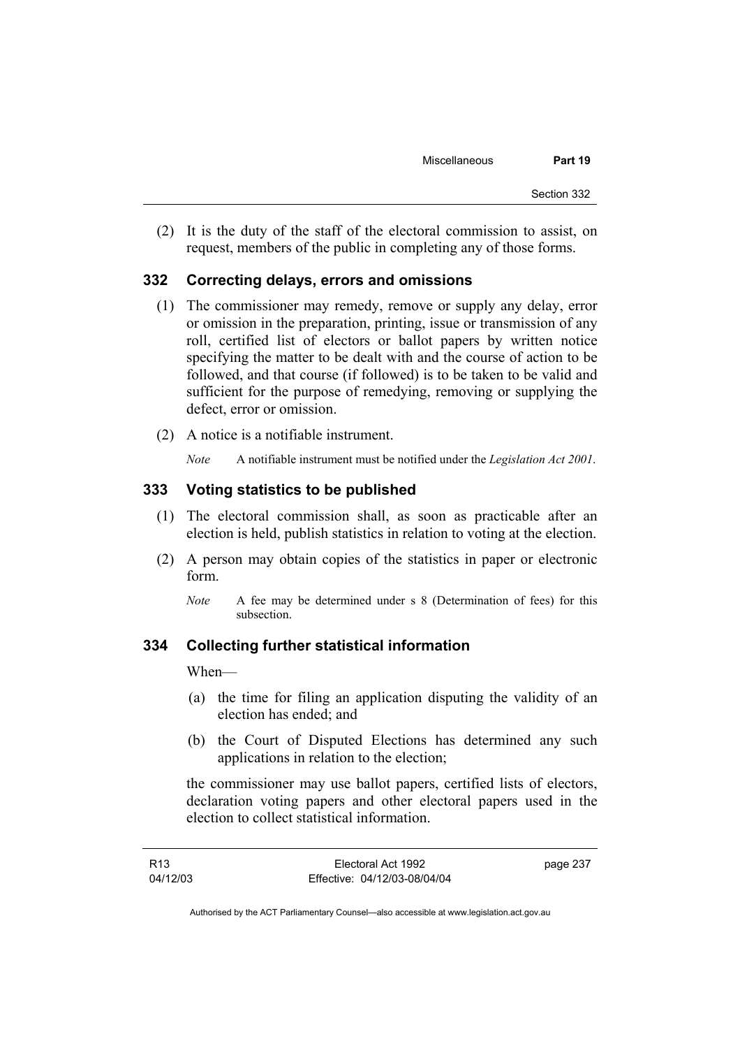(2) It is the duty of the staff of the electoral commission to assist, on request, members of the public in completing any of those forms.

### 332 Correcting delays, errors and omissions

(1) The commissioner may remedy, remove or supply any delay, error or omission in the preparation, printing, issue or transmission of any roll, certified list of electors or ballot papers by written notice specifying the matter to be dealt with and the course of action to be followed, and that course (if followed) is to be taken to be valid and sufficient for the purpose of remedying, removing or supplying the defect, error or omission.

(2) A notice is a notifiable instrument.

*Note* A notifiable instrument must be notified under the *Legislation Act 2001*.

### 333 Voting statistics to be published

(1) The electoral commission shall, as soon as practicable after an election is held, publish statistics in relation to voting at the election.

(2) A person may obtain copies of the statistics in paper or electronic form.

*Note* A fee may be determined under s 8 (Determination of fees) for this subsection.

### 334 Collecting further statistical information

When—

(a) the time for filing an application disputing the validity of an election has ended; and

(b) the Court of Disputed Elections has determined any such applications in relation to the election;

the commissioner may use ballot papers, certified lists of electors, declaration voting papers and other electoral papers used in the election to collect statistical information.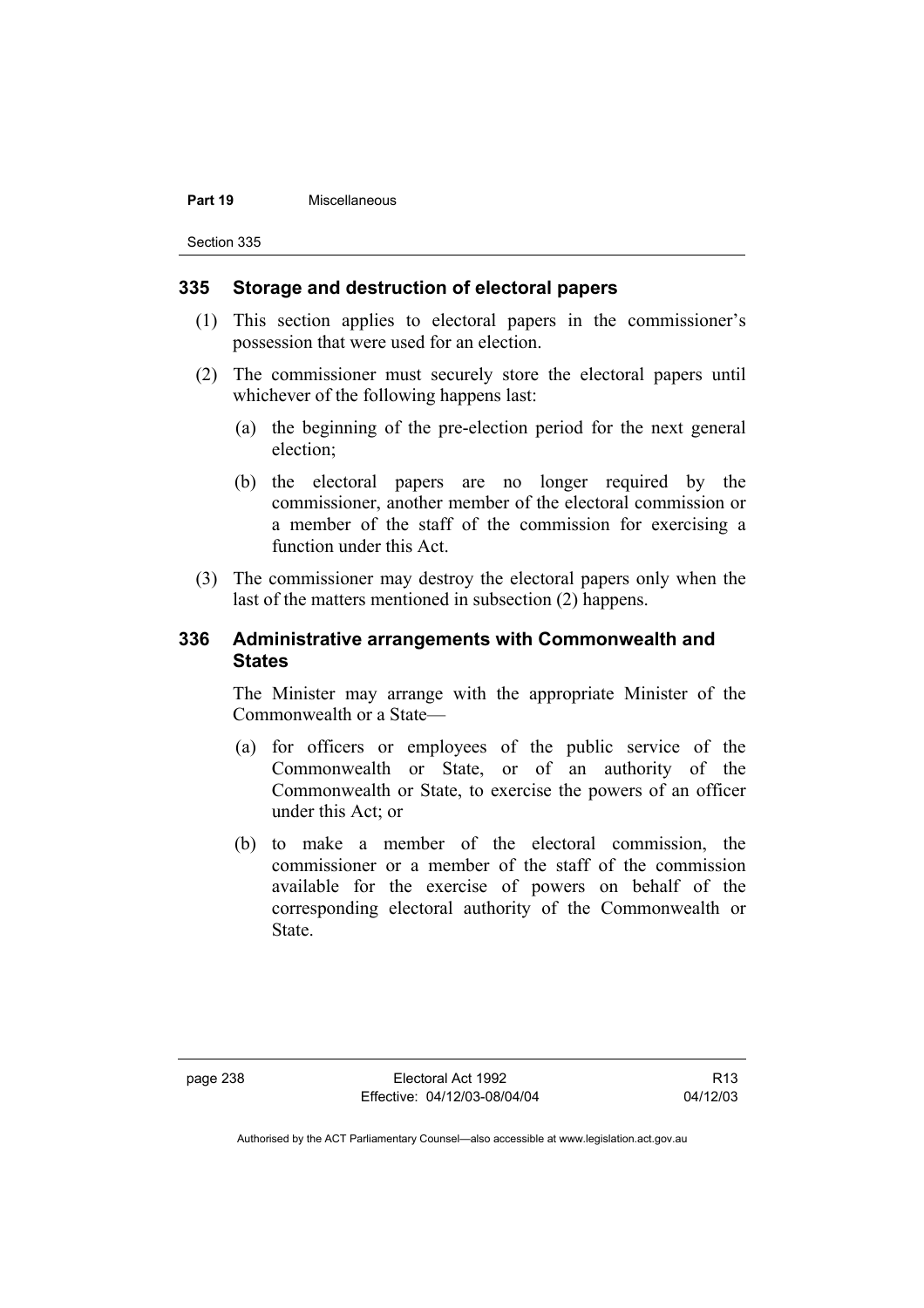## 335 Storage and destruction of electoral papers

(1) This section applies to electoral papers in the commissioner's possession that were used for an election.

(2) The commissioner must securely store the electoral papers until whichever of the following happens last:

(a) the beginning of the pre-election period for the next general election;

(b) the electoral papers are no longer required by the commissioner, another member of the electoral commission or a member of the staff of the commission for exercising a function under this Act.

(3) The commissioner may destroy the electoral papers only when the last of the matters mentioned in subsection (2) happens.

## 336 Administrative arrangements with Commonwealth and States

The Minister may arrange with the appropriate Minister of the Commonwealth or a State—

(a) for officers or employees of the public service of the Commonwealth or State, or of an authority of the Commonwealth or State, to exercise the powers of an officer under this Act; or

(b) to make a member of the electoral commission, the commissioner or a member of the staff of the commission available for the exercise of powers on behalf of the corresponding electoral authority of the Commonwealth or State.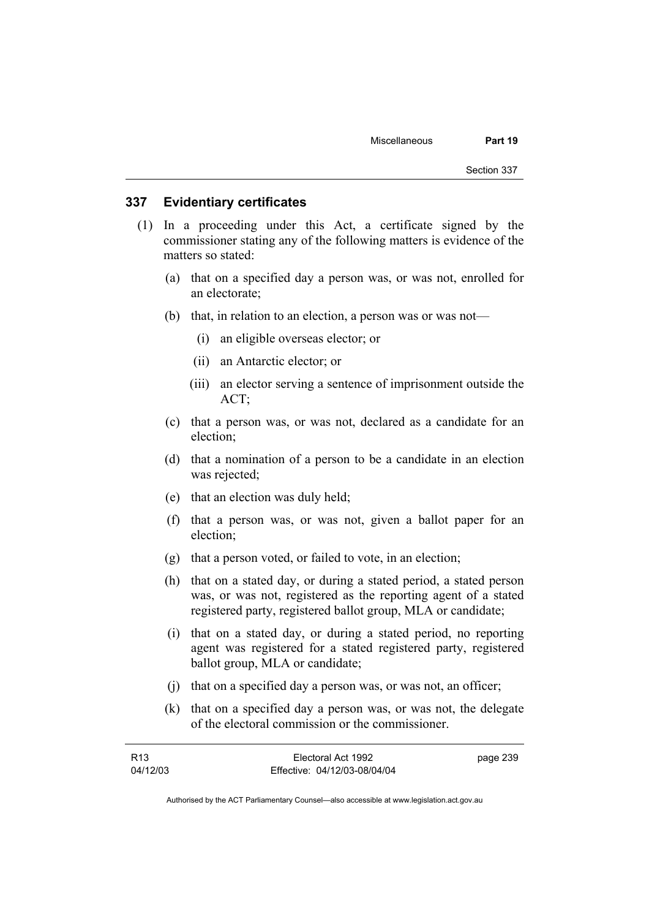## 337 Evidentiary certificates

(1) In a proceeding under this Act, a certificate signed by the commissioner stating any of the following matters is evidence of the matters so stated:

(a) that on a specified day a person was, or was not, enrolled for an electorate;

(b) that, in relation to an election, a person was or was not—

(i) an eligible overseas elector; or

(ii) an Antarctic elector; or

(iii) an elector serving a sentence of imprisonment outside the ACT;

(c) that a person was, or was not, declared as a candidate for an election;

(d) that a nomination of a person to be a candidate in an election was rejected;

(e) that an election was duly held;

(f) that a person was, or was not, given a ballot paper for an election;

(g) that a person voted, or failed to vote, in an election;

(h) that on a stated day, or during a stated period, a stated person was, or was not, registered as the reporting agent of a stated registered party, registered ballot group, MLA or candidate;

(i) that on a stated day, or during a stated period, no reporting agent was registered for a stated registered party, registered ballot group, MLA or candidate;

(j) that on a specified day a person was, or was not, an officer;

(k) that on a specified day a person was, or was not, the delegate of the electoral commission or the commissioner.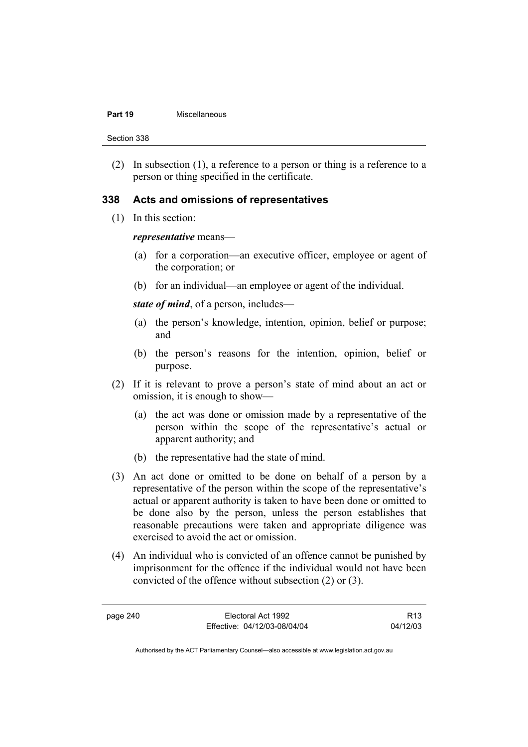(2) In subsection (1), a reference to a person or thing is a reference to a person or thing specified in the certificate.

### 338 Acts and omissions of representatives

(1) In this section:

***representative*** means—

(a) for a corporation—an executive officer, employee or agent of the corporation; or

(b) for an individual—an employee or agent of the individual.

***state of mind***, of a person, includes—

(a) the person's knowledge, intention, opinion, belief or purpose; and

(b) the person's reasons for the intention, opinion, belief or purpose.

(2) If it is relevant to prove a person's state of mind about an act or omission, it is enough to show—

(a) the act was done or omission made by a representative of the person within the scope of the representative's actual or apparent authority; and

(b) the representative had the state of mind.

(3) An act done or omitted to be done on behalf of a person by a representative of the person within the scope of the representative's actual or apparent authority is taken to have been done or omitted to be done also by the person, unless the person establishes that reasonable precautions were taken and appropriate diligence was exercised to avoid the act or omission.

(4) An individual who is convicted of an offence cannot be punished by imprisonment for the offence if the individual would not have been convicted of the offence without subsection (2) or (3).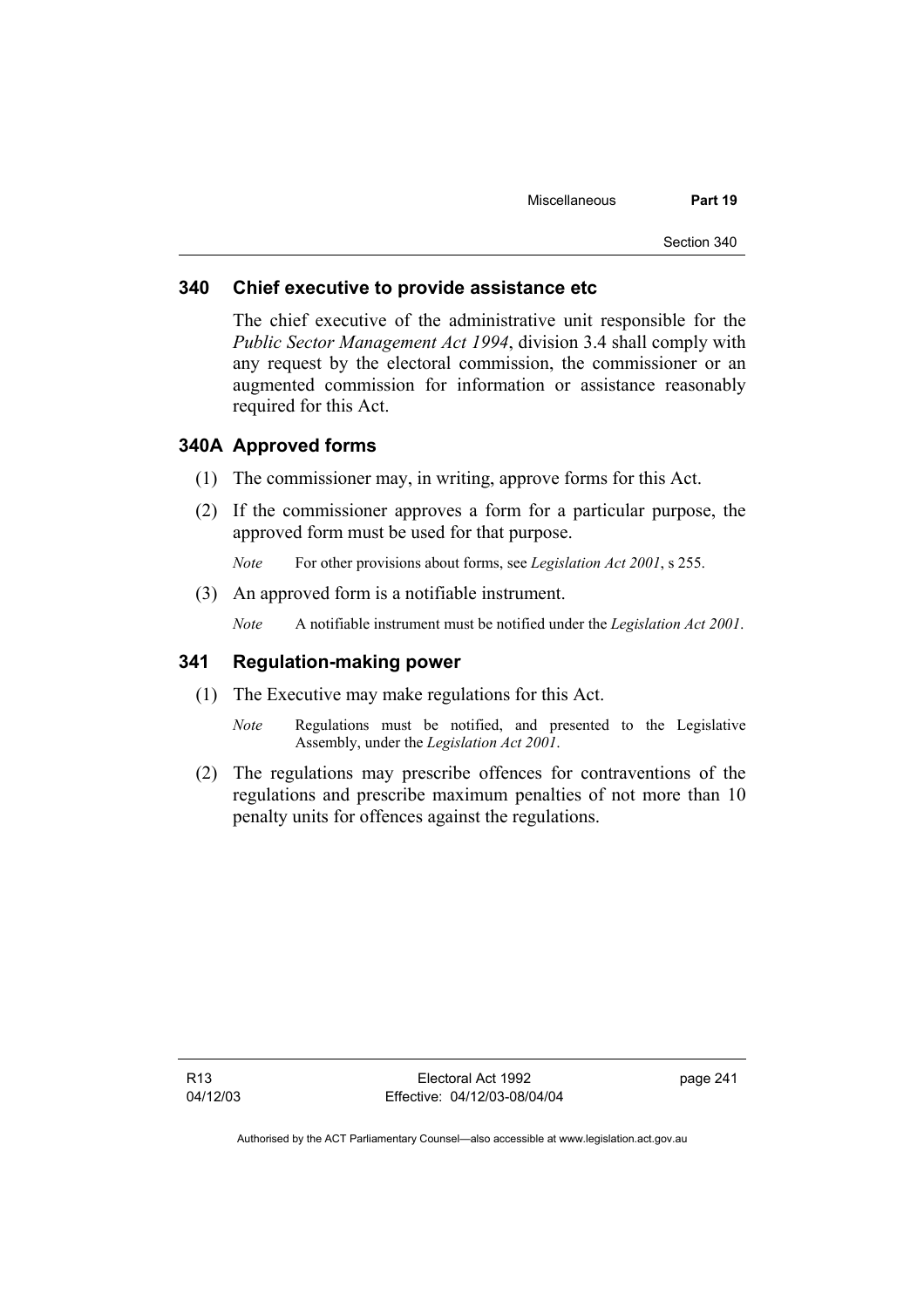## 340 Chief executive to provide assistance etc

The chief executive of the administrative unit responsible for the *Public Sector Management Act 1994*, division 3.4 shall comply with any request by the electoral commission, the commissioner or an augmented commission for information or assistance reasonably required for this Act.

## 340A Approved forms

(1) The commissioner may, in writing, approve forms for this Act.

(2) If the commissioner approves a form for a particular purpose, the approved form must be used for that purpose.

*Note* For other provisions about forms, see *Legislation Act 2001*, s 255.

(3) An approved form is a notifiable instrument.

*Note* A notifiable instrument must be notified under the *Legislation Act 2001*.

## 341 Regulation-making power

(1) The Executive may make regulations for this Act.

*Note* Regulations must be notified, and presented to the Legislative Assembly, under the *Legislation Act 2001*.

(2) The regulations may prescribe offences for contraventions of the regulations and prescribe maximum penalties of not more than 10 penalty units for offences against the regulations.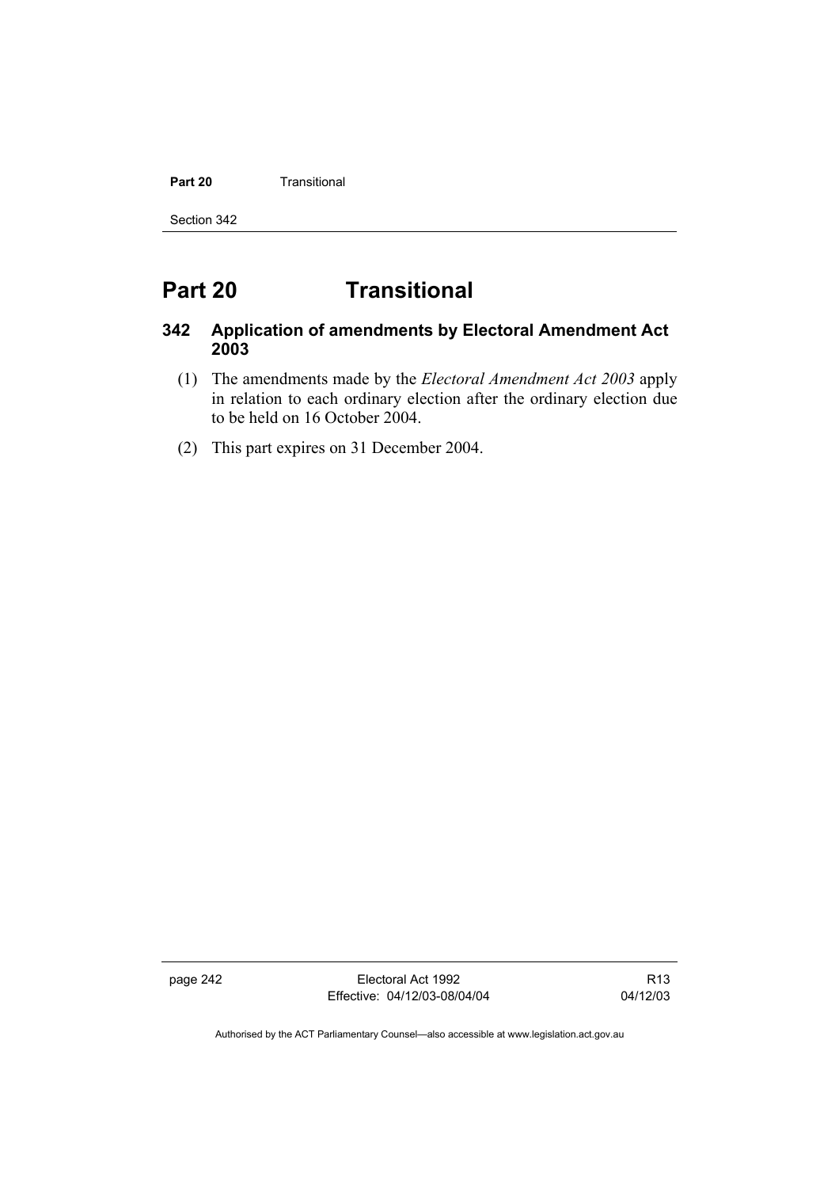# Part 20 Transitional

## 342 Application of amendments by Electoral Amendment Act 2003

(1) The amendments made by the *Electoral Amendment Act 2003* apply in relation to each ordinary election after the ordinary election due to be held on 16 October 2004.

(2) This part expires on 31 December 2004.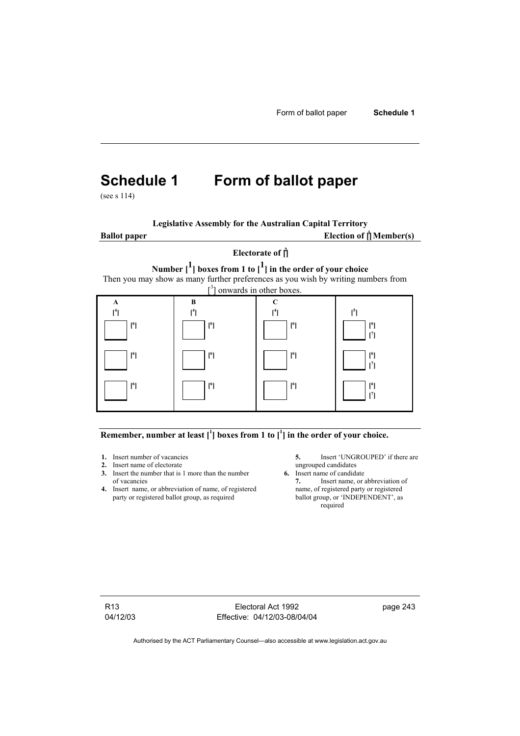# Schedule 1 Form of ballot paper

(see s 114)

**Legislative Assembly for the Australian Capital Territory**

**Ballot paper** **Election of [1] Member(s)**

**Electorate of [2]**

**Number [1] boxes from 1 to [1] in the order of your choice**

Then you may show as many further preferences as you wish by writing numbers from [3] onwards in other boxes.

| A [4] | B [4] | C [4] | [5] |
|---|---|---|---|
| ☐ [6] | ☐ [6] | ☐ [6] | ☐ [6] [7] |
| ☐ [6] | ☐ [6] | ☐ [6] | ☐ [6] [7] |
| ☐ [6] | ☐ [6] | ☐ [6] | ☐ [6] [7] |

**Remember, number at least [1] boxes from 1 to [1] in the order of your choice.**

1. Insert number of vacancies
2. Insert name of electorate
3. Insert the number that is 1 more than the number of vacancies
4. Insert name, or abbreviation of name, of registered party or registered ballot group, as required
5. Insert 'UNGROUPED' if there are ungrouped candidates
6. Insert name of candidate
7. Insert name, or abbreviation of name, of registered party or registered ballot group, or 'INDEPENDENT', as required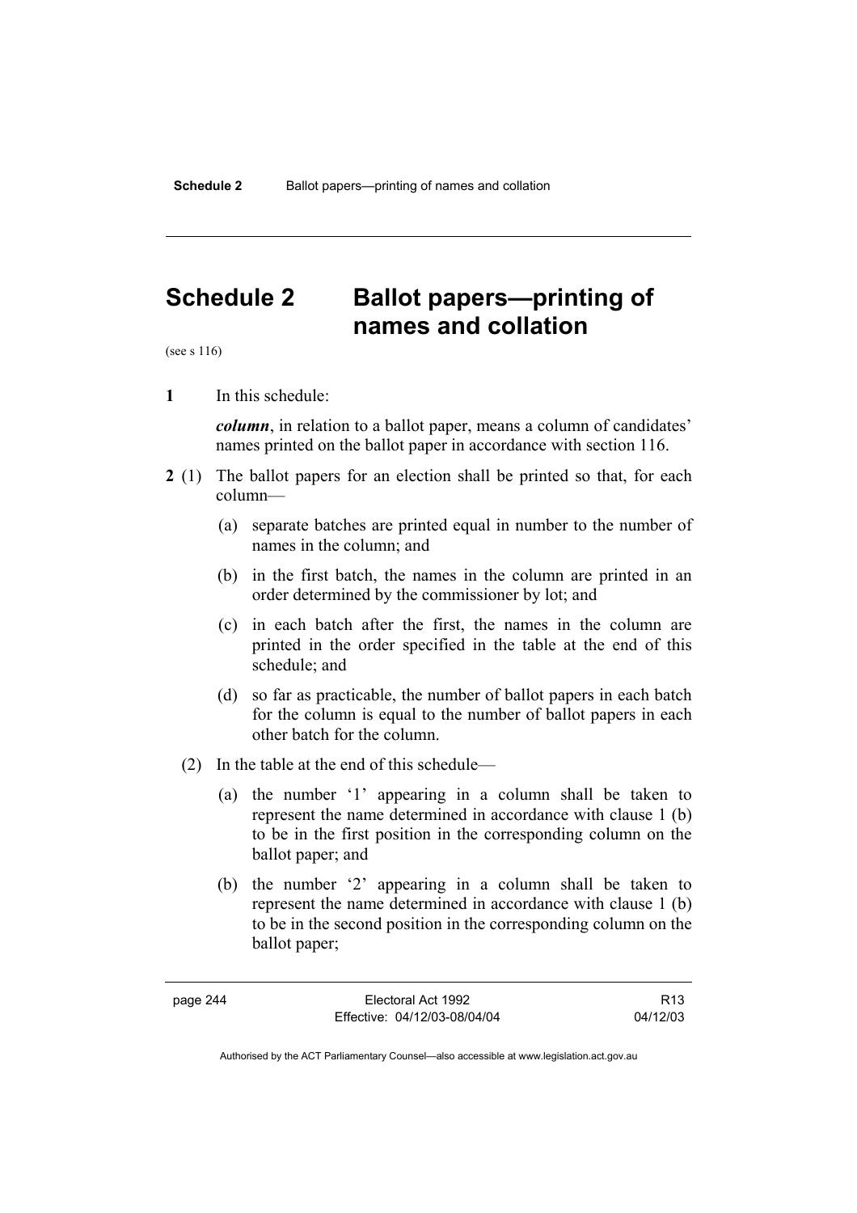# Schedule 2 Ballot papers—printing of names and collation

(see s 116)

**1** In this schedule:

***column***, in relation to a ballot paper, means a column of candidates' names printed on the ballot paper in accordance with section 116.

**2** (1) The ballot papers for an election shall be printed so that, for each column—

(a) separate batches are printed equal in number to the number of names in the column; and

(b) in the first batch, the names in the column are printed in an order determined by the commissioner by lot; and

(c) in each batch after the first, the names in the column are printed in the order specified in the table at the end of this schedule; and

(d) so far as practicable, the number of ballot papers in each batch for the column is equal to the number of ballot papers in each other batch for the column.

(2) In the table at the end of this schedule—

(a) the number '1' appearing in a column shall be taken to represent the name determined in accordance with clause 1 (b) to be in the first position in the corresponding column on the ballot paper; and

(b) the number '2' appearing in a column shall be taken to represent the name determined in accordance with clause 1 (b) to be in the second position in the corresponding column on the ballot paper;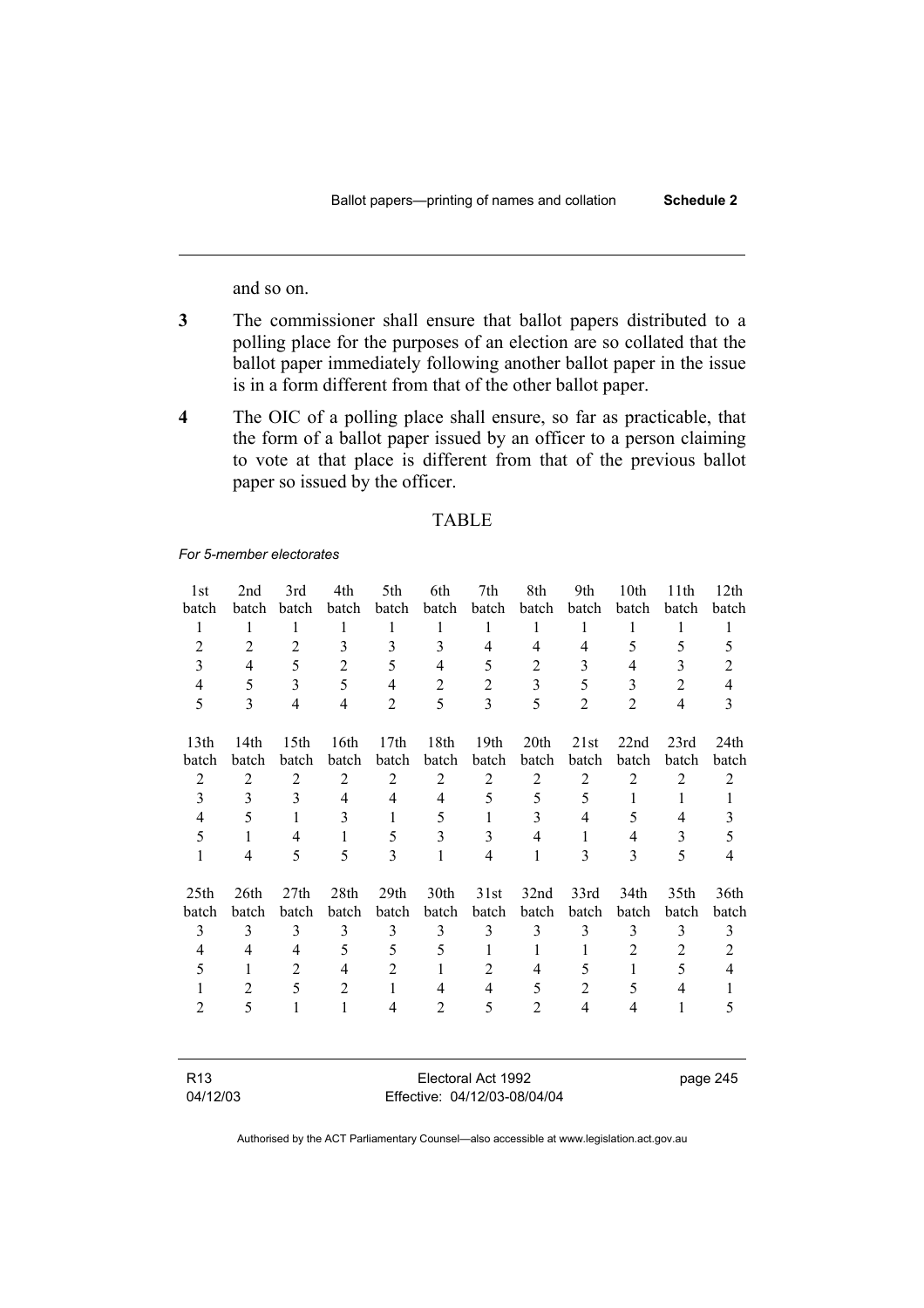and so on.

**3** The commissioner shall ensure that ballot papers distributed to a polling place for the purposes of an election are so collated that the ballot paper immediately following another ballot paper in the issue is in a form different from that of the other ballot paper.

**4** The OIC of a polling place shall ensure, so far as practicable, that the form of a ballot paper issued by an officer to a person claiming to vote at that place is different from that of the previous ballot paper so issued by the officer.

TABLE

*For 5-member electorates*

| 1st batch | 2nd batch | 3rd batch | 4th batch | 5th batch | 6th batch | 7th batch | 8th batch | 9th batch | 10th batch | 11th batch | 12th batch |
|---|---|---|---|---|---|---|---|---|---|---|---|
| 1 | 1 | 1 | 1 | 1 | 1 | 1 | 1 | 1 | 1 | 1 | 1 |
| 2 | 2 | 2 | 3 | 3 | 3 | 4 | 4 | 4 | 5 | 5 | 5 |
| 3 | 4 | 5 | 2 | 5 | 4 | 5 | 2 | 3 | 4 | 3 | 2 |
| 4 | 5 | 3 | 5 | 4 | 2 | 2 | 3 | 5 | 3 | 2 | 4 |
| 5 | 3 | 4 | 4 | 2 | 5 | 3 | 5 | 2 | 2 | 4 | 3 |

| 13th batch | 14th batch | 15th batch | 16th batch | 17th batch | 18th batch | 19th batch | 20th batch | 21st batch | 22nd batch | 23rd batch | 24th batch |
|---|---|---|---|---|---|---|---|---|---|---|---|
| 2 | 2 | 2 | 2 | 2 | 2 | 2 | 2 | 2 | 2 | 2 | 2 |
| 3 | 3 | 3 | 4 | 4 | 4 | 5 | 5 | 5 | 1 | 1 | 1 |
| 4 | 5 | 1 | 3 | 1 | 5 | 1 | 3 | 4 | 5 | 4 | 3 |
| 5 | 1 | 4 | 1 | 5 | 3 | 3 | 4 | 1 | 4 | 3 | 5 |
| 1 | 4 | 5 | 5 | 3 | 1 | 4 | 1 | 3 | 3 | 5 | 4 |

| 25th batch | 26th batch | 27th batch | 28th batch | 29th batch | 30th batch | 31st batch | 32nd batch | 33rd batch | 34th batch | 35th batch | 36th batch |
|---|---|---|---|---|---|---|---|---|---|---|---|
| 3 | 3 | 3 | 3 | 3 | 3 | 3 | 3 | 3 | 3 | 3 | 3 |
| 4 | 4 | 4 | 5 | 5 | 5 | 1 | 1 | 1 | 2 | 2 | 2 |
| 5 | 1 | 2 | 4 | 2 | 1 | 2 | 4 | 5 | 1 | 5 | 4 |
| 1 | 2 | 5 | 2 | 1 | 4 | 4 | 5 | 2 | 5 | 4 | 1 |
| 2 | 5 | 1 | 1 | 4 | 2 | 5 | 2 | 4 | 4 | 1 | 5 |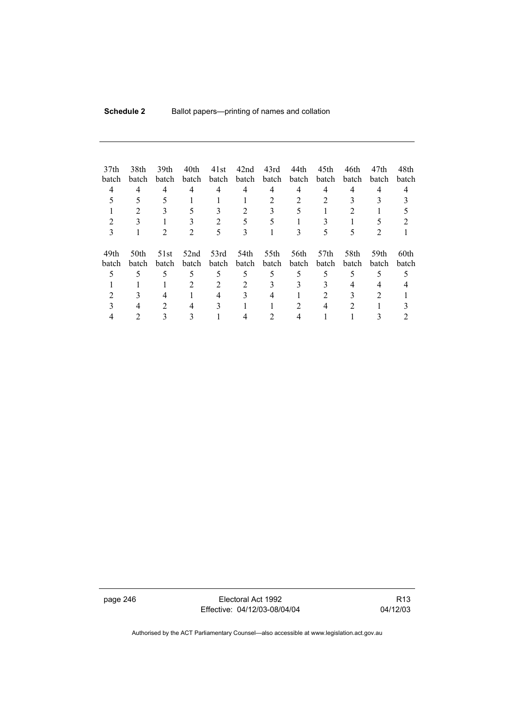| 37th batch | 38th batch | 39th batch | 40th batch | 41st batch | 42nd batch | 43rd batch | 44th batch | 45th batch | 46th batch | 47th batch | 48th batch |
|---|---|---|---|---|---|---|---|---|---|---|---|
| 4 | 4 | 4 | 4 | 4 | 4 | 4 | 4 | 4 | 4 | 4 | 4 |
| 5 | 5 | 5 | 1 | 1 | 1 | 2 | 2 | 2 | 3 | 3 | 3 |
| 1 | 2 | 3 | 5 | 3 | 2 | 3 | 5 | 1 | 2 | 1 | 5 |
| 2 | 3 | 1 | 3 | 2 | 5 | 5 | 1 | 3 | 1 | 5 | 2 |
| 3 | 1 | 2 | 2 | 5 | 3 | 1 | 3 | 5 | 5 | 2 | 1 |

| 49th batch | 50th batch | 51st batch | 52nd batch | 53rd batch | 54th batch | 55th batch | 56th batch | 57th batch | 58th batch | 59th batch | 60th batch |
|---|---|---|---|---|---|---|---|---|---|---|---|
| 5 | 5 | 5 | 5 | 5 | 5 | 5 | 5 | 5 | 5 | 5 | 5 |
| 1 | 1 | 1 | 2 | 2 | 2 | 3 | 3 | 3 | 4 | 4 | 4 |
| 2 | 3 | 4 | 1 | 4 | 3 | 4 | 1 | 2 | 3 | 2 | 1 |
| 3 | 4 | 2 | 4 | 3 | 1 | 1 | 2 | 4 | 2 | 1 | 3 |
| 4 | 2 | 3 | 3 | 1 | 4 | 2 | 4 | 1 | 1 | 3 | 2 |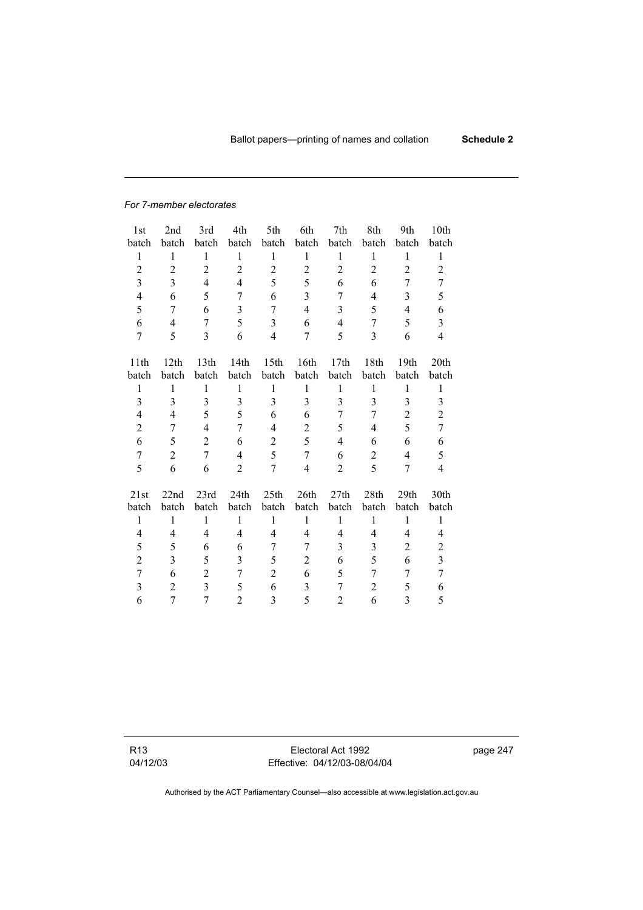*For 7-member electorates*

| 1st batch | 2nd batch | 3rd batch | 4th batch | 5th batch | 6th batch | 7th batch | 8th batch | 9th batch | 10th batch |
|---|---|---|---|---|---|---|---|---|---|
| 1 | 1 | 1 | 1 | 1 | 1 | 1 | 1 | 1 | 1 |
| 2 | 2 | 2 | 2 | 2 | 2 | 2 | 2 | 2 | 2 |
| 3 | 3 | 4 | 4 | 5 | 5 | 6 | 6 | 7 | 7 |
| 4 | 6 | 5 | 7 | 6 | 3 | 7 | 4 | 3 | 5 |
| 5 | 7 | 6 | 3 | 7 | 4 | 3 | 5 | 4 | 6 |
| 6 | 4 | 7 | 5 | 3 | 6 | 4 | 7 | 5 | 3 |
| 7 | 5 | 3 | 6 | 4 | 7 | 5 | 3 | 6 | 4 |

| 11th batch | 12th batch | 13th batch | 14th batch | 15th batch | 16th batch | 17th batch | 18th batch | 19th batch | 20th batch |
|---|---|---|---|---|---|---|---|---|---|
| 1 | 1 | 1 | 1 | 1 | 1 | 1 | 1 | 1 | 1 |
| 3 | 3 | 3 | 3 | 3 | 3 | 3 | 3 | 3 | 3 |
| 4 | 4 | 5 | 5 | 6 | 6 | 7 | 7 | 2 | 2 |
| 2 | 7 | 4 | 7 | 4 | 2 | 5 | 4 | 5 | 7 |
| 6 | 5 | 2 | 6 | 2 | 5 | 4 | 6 | 6 | 6 |
| 7 | 2 | 7 | 4 | 5 | 7 | 6 | 2 | 4 | 5 |
| 5 | 6 | 6 | 2 | 7 | 4 | 2 | 5 | 7 | 4 |

| 21st batch | 22nd batch | 23rd batch | 24th batch | 25th batch | 26th batch | 27th batch | 28th batch | 29th batch | 30th batch |
|---|---|---|---|---|---|---|---|---|---|
| 1 | 1 | 1 | 1 | 1 | 1 | 1 | 1 | 1 | 1 |
| 4 | 4 | 4 | 4 | 4 | 4 | 4 | 4 | 4 | 4 |
| 5 | 5 | 6 | 6 | 7 | 7 | 3 | 3 | 2 | 2 |
| 2 | 3 | 5 | 3 | 5 | 2 | 6 | 5 | 6 | 3 |
| 7 | 6 | 2 | 7 | 2 | 6 | 5 | 7 | 7 | 7 |
| 3 | 2 | 3 | 5 | 6 | 3 | 7 | 2 | 5 | 6 |
| 6 | 7 | 7 | 2 | 3 | 5 | 2 | 6 | 3 | 5 |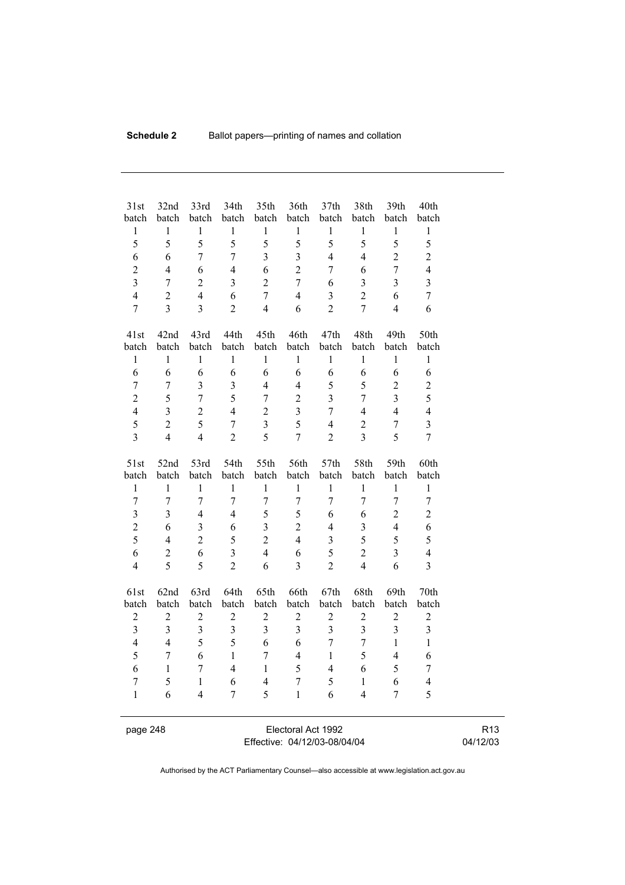| 31st batch | 32nd batch | 33rd batch | 34th batch | 35th batch | 36th batch | 37th batch | 38th batch | 39th batch | 40th batch |
|---|---|---|---|---|---|---|---|---|---|
| 1 | 1 | 1 | 1 | 1 | 1 | 1 | 1 | 1 | 1 |
| 5 | 5 | 5 | 5 | 5 | 5 | 5 | 5 | 5 | 5 |
| 6 | 6 | 7 | 7 | 3 | 3 | 4 | 4 | 2 | 2 |
| 2 | 4 | 6 | 4 | 6 | 2 | 7 | 6 | 7 | 4 |
| 3 | 7 | 2 | 3 | 2 | 7 | 6 | 3 | 3 | 3 |
| 4 | 2 | 4 | 6 | 7 | 4 | 3 | 2 | 6 | 7 |
| 7 | 3 | 3 | 2 | 4 | 6 | 2 | 7 | 4 | 6 |

| 41st batch | 42nd batch | 43rd batch | 44th batch | 45th batch | 46th batch | 47th batch | 48th batch | 49th batch | 50th batch |
|---|---|---|---|---|---|---|---|---|---|
| 1 | 1 | 1 | 1 | 1 | 1 | 1 | 1 | 1 | 1 |
| 6 | 6 | 6 | 6 | 6 | 6 | 6 | 6 | 6 | 6 |
| 7 | 7 | 3 | 3 | 4 | 4 | 5 | 5 | 2 | 2 |
| 2 | 5 | 7 | 5 | 7 | 2 | 3 | 7 | 3 | 5 |
| 4 | 3 | 2 | 4 | 2 | 3 | 7 | 4 | 4 | 4 |
| 5 | 2 | 5 | 7 | 3 | 5 | 4 | 2 | 7 | 3 |
| 3 | 4 | 4 | 2 | 5 | 7 | 2 | 3 | 5 | 7 |

| 51st batch | 52nd batch | 53rd batch | 54th batch | 55th batch | 56th batch | 57th batch | 58th batch | 59th batch | 60th batch |
|---|---|---|---|---|---|---|---|---|---|
| 1 | 1 | 1 | 1 | 1 | 1 | 1 | 1 | 1 | 1 |
| 7 | 7 | 7 | 7 | 7 | 7 | 7 | 7 | 7 | 7 |
| 3 | 3 | 4 | 4 | 5 | 5 | 6 | 6 | 2 | 2 |
| 2 | 6 | 3 | 6 | 3 | 2 | 4 | 3 | 4 | 6 |
| 5 | 4 | 2 | 5 | 2 | 4 | 3 | 5 | 5 | 5 |
| 6 | 2 | 6 | 3 | 4 | 6 | 5 | 2 | 3 | 4 |
| 4 | 5 | 5 | 2 | 6 | 3 | 2 | 4 | 6 | 3 |

| 61st batch | 62nd batch | 63rd batch | 64th batch | 65th batch | 66th batch | 67th batch | 68th batch | 69th batch | 70th batch |
|---|---|---|---|---|---|---|---|---|---|
| 2 | 2 | 2 | 2 | 2 | 2 | 2 | 2 | 2 | 2 |
| 3 | 3 | 3 | 3 | 3 | 3 | 3 | 3 | 3 | 3 |
| 4 | 4 | 5 | 5 | 6 | 6 | 7 | 7 | 1 | 1 |
| 5 | 7 | 6 | 1 | 7 | 4 | 1 | 5 | 4 | 6 |
| 6 | 1 | 7 | 4 | 1 | 5 | 4 | 6 | 5 | 7 |
| 7 | 5 | 1 | 6 | 4 | 7 | 5 | 1 | 6 | 4 |
| 1 | 6 | 4 | 7 | 5 | 1 | 6 | 4 | 7 | 5 |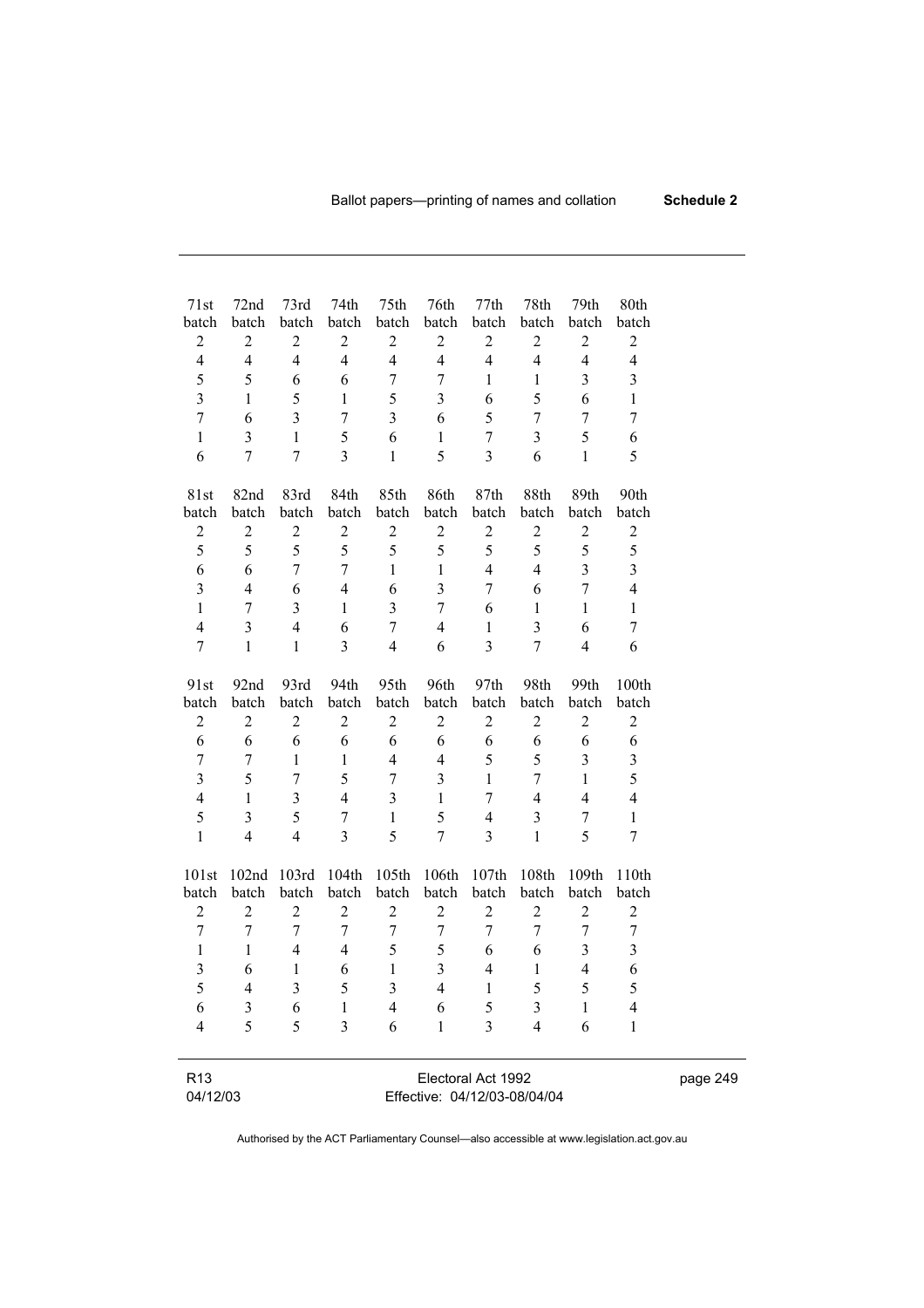| 71st batch | 72nd batch | 73rd batch | 74th batch | 75th batch | 76th batch | 77th batch | 78th batch | 79th batch | 80th batch |
|---|---|---|---|---|---|---|---|---|---|
| 2 | 2 | 2 | 2 | 2 | 2 | 2 | 2 | 2 | 2 |
| 4 | 4 | 4 | 4 | 4 | 4 | 4 | 4 | 4 | 4 |
| 5 | 5 | 6 | 6 | 7 | 7 | 1 | 1 | 3 | 3 |
| 3 | 1 | 5 | 1 | 5 | 3 | 6 | 5 | 6 | 1 |
| 7 | 6 | 3 | 7 | 3 | 6 | 5 | 7 | 7 | 7 |
| 1 | 3 | 1 | 5 | 6 | 1 | 7 | 3 | 5 | 6 |
| 6 | 7 | 7 | 3 | 1 | 5 | 3 | 6 | 1 | 5 |

| 81st batch | 82nd batch | 83rd batch | 84th batch | 85th batch | 86th batch | 87th batch | 88th batch | 89th batch | 90th batch |
|---|---|---|---|---|---|---|---|---|---|
| 2 | 2 | 2 | 2 | 2 | 2 | 2 | 2 | 2 | 2 |
| 5 | 5 | 5 | 5 | 5 | 5 | 5 | 5 | 5 | 5 |
| 6 | 6 | 7 | 7 | 1 | 1 | 4 | 4 | 3 | 3 |
| 3 | 4 | 6 | 4 | 6 | 3 | 7 | 6 | 7 | 4 |
| 1 | 7 | 3 | 1 | 3 | 7 | 6 | 1 | 1 | 1 |
| 4 | 3 | 4 | 6 | 7 | 4 | 1 | 3 | 6 | 7 |
| 7 | 1 | 1 | 3 | 4 | 6 | 3 | 7 | 4 | 6 |

| 91st batch | 92nd batch | 93rd batch | 94th batch | 95th batch | 96th batch | 97th batch | 98th batch | 99th batch | 100th batch |
|---|---|---|---|---|---|---|---|---|---|
| 2 | 2 | 2 | 2 | 2 | 2 | 2 | 2 | 2 | 2 |
| 6 | 6 | 6 | 6 | 6 | 6 | 6 | 6 | 6 | 6 |
| 7 | 7 | 1 | 1 | 4 | 4 | 5 | 5 | 3 | 3 |
| 3 | 5 | 7 | 5 | 7 | 3 | 1 | 7 | 1 | 5 |
| 4 | 1 | 3 | 4 | 3 | 1 | 7 | 4 | 4 | 4 |
| 5 | 3 | 5 | 7 | 1 | 5 | 4 | 3 | 7 | 1 |
| 1 | 4 | 4 | 3 | 5 | 7 | 3 | 1 | 5 | 7 |

| 101st batch | 102nd batch | 103rd batch | 104th batch | 105th batch | 106th batch | 107th batch | 108th batch | 109th batch | 110th batch |
|---|---|---|---|---|---|---|---|---|---|
| 2 | 2 | 2 | 2 | 2 | 2 | 2 | 2 | 2 | 2 |
| 7 | 7 | 7 | 7 | 7 | 7 | 7 | 7 | 7 | 7 |
| 1 | 1 | 4 | 4 | 5 | 5 | 6 | 6 | 3 | 3 |
| 3 | 6 | 1 | 6 | 1 | 3 | 4 | 1 | 4 | 6 |
| 5 | 4 | 3 | 5 | 3 | 4 | 1 | 5 | 5 | 5 |
| 6 | 3 | 6 | 1 | 4 | 6 | 5 | 3 | 1 | 4 |
| 4 | 5 | 5 | 3 | 6 | 1 | 3 | 4 | 6 | 1 |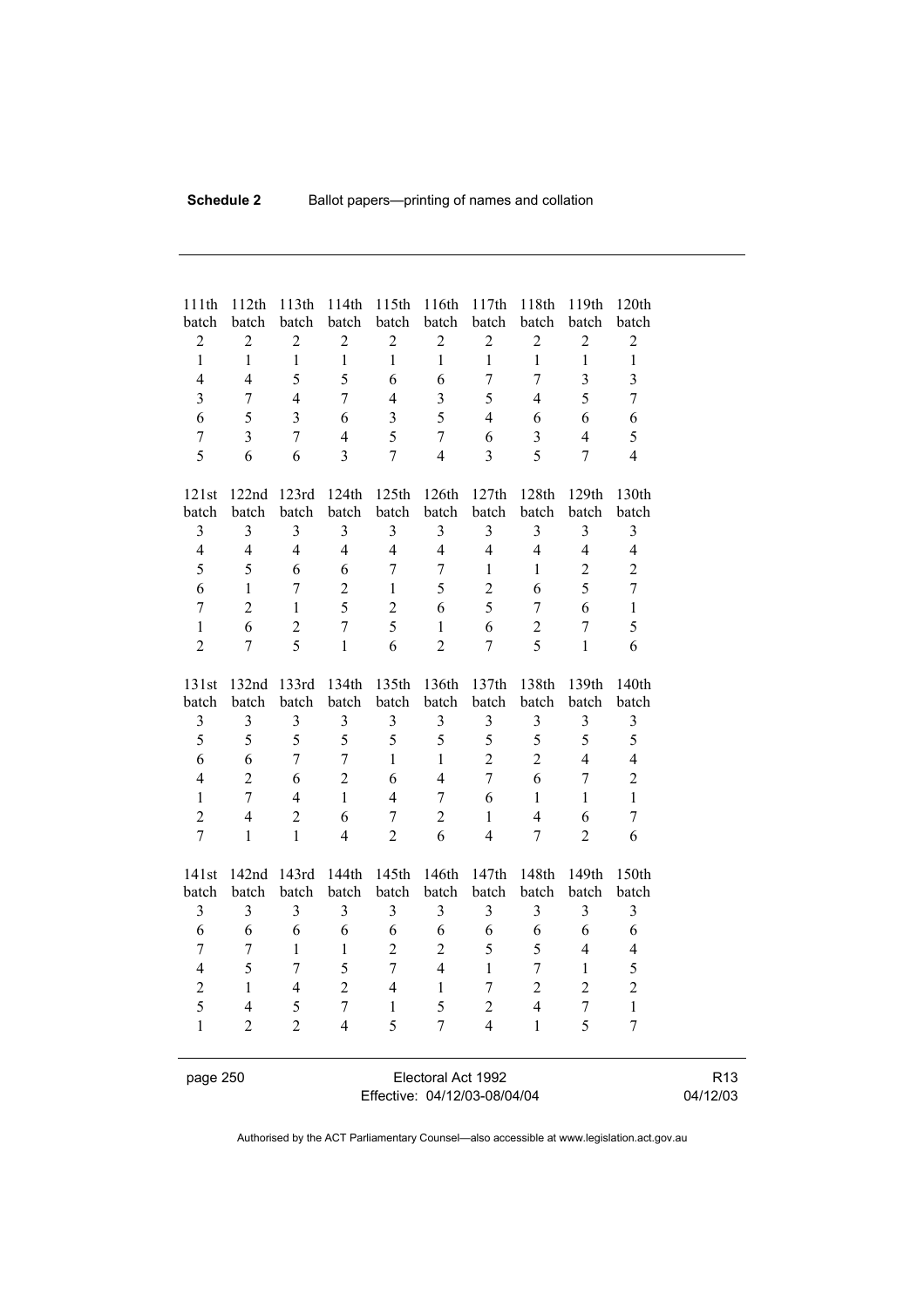| 111th batch | 112th batch | 113th batch | 114th batch | 115th batch | 116th batch | 117th batch | 118th batch | 119th batch | 120th batch |
|---|---|---|---|---|---|---|---|---|---|
| 2 | 2 | 2 | 2 | 2 | 2 | 2 | 2 | 2 | 2 |
| 1 | 1 | 1 | 1 | 1 | 1 | 1 | 1 | 1 | 1 |
| 4 | 4 | 5 | 5 | 6 | 6 | 7 | 7 | 3 | 3 |
| 3 | 7 | 4 | 7 | 4 | 3 | 5 | 4 | 5 | 7 |
| 6 | 5 | 3 | 6 | 3 | 5 | 4 | 6 | 6 | 6 |
| 7 | 3 | 7 | 4 | 5 | 7 | 6 | 3 | 4 | 5 |
| 5 | 6 | 6 | 3 | 7 | 4 | 3 | 5 | 7 | 4 |

| 121st batch | 122nd batch | 123rd batch | 124th batch | 125th batch | 126th batch | 127th batch | 128th batch | 129th batch | 130th batch |
|---|---|---|---|---|---|---|---|---|---|
| 3 | 3 | 3 | 3 | 3 | 3 | 3 | 3 | 3 | 3 |
| 4 | 4 | 4 | 4 | 4 | 4 | 4 | 4 | 4 | 4 |
| 5 | 5 | 6 | 6 | 7 | 7 | 1 | 1 | 2 | 2 |
| 6 | 1 | 7 | 2 | 1 | 5 | 2 | 6 | 5 | 7 |
| 7 | 2 | 1 | 5 | 2 | 6 | 5 | 7 | 6 | 1 |
| 1 | 6 | 2 | 7 | 5 | 1 | 6 | 2 | 7 | 5 |
| 2 | 7 | 5 | 1 | 6 | 2 | 7 | 5 | 1 | 6 |

| 131st batch | 132nd batch | 133rd batch | 134th batch | 135th batch | 136th batch | 137th batch | 138th batch | 139th batch | 140th batch |
|---|---|---|---|---|---|---|---|---|---|
| 3 | 3 | 3 | 3 | 3 | 3 | 3 | 3 | 3 | 3 |
| 5 | 5 | 5 | 5 | 5 | 5 | 5 | 5 | 5 | 5 |
| 6 | 6 | 7 | 7 | 1 | 1 | 2 | 2 | 4 | 4 |
| 4 | 2 | 6 | 2 | 6 | 4 | 7 | 6 | 7 | 2 |
| 1 | 7 | 4 | 1 | 4 | 7 | 6 | 1 | 1 | 1 |
| 2 | 4 | 2 | 6 | 7 | 2 | 1 | 4 | 6 | 7 |
| 7 | 1 | 1 | 4 | 2 | 6 | 4 | 7 | 2 | 6 |

| 141st batch | 142nd batch | 143rd batch | 144th batch | 145th batch | 146th batch | 147th batch | 148th batch | 149th batch | 150th batch |
|---|---|---|---|---|---|---|---|---|---|
| 3 | 3 | 3 | 3 | 3 | 3 | 3 | 3 | 3 | 3 |
| 6 | 6 | 6 | 6 | 6 | 6 | 6 | 6 | 6 | 6 |
| 7 | 7 | 1 | 1 | 2 | 2 | 5 | 5 | 4 | 4 |
| 4 | 5 | 7 | 5 | 7 | 4 | 1 | 7 | 1 | 5 |
| 2 | 1 | 4 | 2 | 4 | 1 | 7 | 2 | 2 | 2 |
| 5 | 4 | 5 | 7 | 1 | 5 | 2 | 4 | 7 | 1 |
| 1 | 2 | 2 | 4 | 5 | 7 | 4 | 1 | 5 | 7 |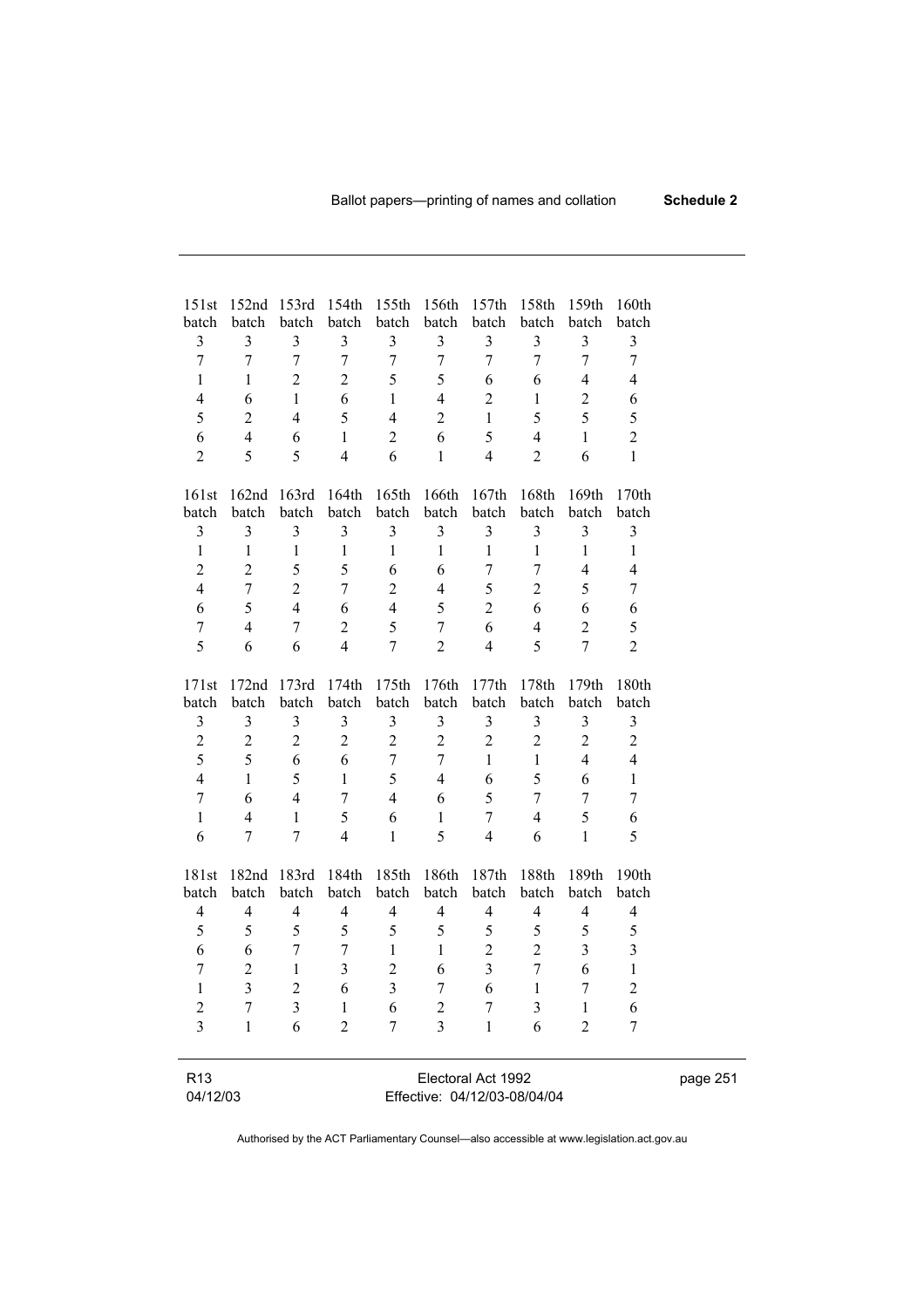| 151st batch | 152nd batch | 153rd batch | 154th batch | 155th batch | 156th batch | 157th batch | 158th batch | 159th batch | 160th batch |
|---|---|---|---|---|---|---|---|---|---|
| 3 | 3 | 3 | 3 | 3 | 3 | 3 | 3 | 3 | 3 |
| 7 | 7 | 7 | 7 | 7 | 7 | 7 | 7 | 7 | 7 |
| 1 | 1 | 2 | 2 | 5 | 5 | 6 | 6 | 4 | 4 |
| 4 | 6 | 1 | 6 | 1 | 4 | 2 | 1 | 2 | 6 |
| 5 | 2 | 4 | 5 | 4 | 2 | 1 | 5 | 5 | 5 |
| 6 | 4 | 6 | 1 | 2 | 6 | 5 | 4 | 1 | 2 |
| 2 | 5 | 5 | 4 | 6 | 1 | 4 | 2 | 6 | 1 |

| 161st batch | 162nd batch | 163rd batch | 164th batch | 165th batch | 166th batch | 167th batch | 168th batch | 169th batch | 170th batch |
|---|---|---|---|---|---|---|---|---|---|
| 3 | 3 | 3 | 3 | 3 | 3 | 3 | 3 | 3 | 3 |
| 1 | 1 | 1 | 1 | 1 | 1 | 1 | 1 | 1 | 1 |
| 2 | 2 | 5 | 5 | 6 | 6 | 7 | 7 | 4 | 4 |
| 4 | 7 | 2 | 7 | 2 | 4 | 5 | 2 | 5 | 7 |
| 6 | 5 | 4 | 6 | 4 | 5 | 2 | 6 | 6 | 6 |
| 7 | 4 | 7 | 2 | 5 | 7 | 6 | 4 | 2 | 5 |
| 5 | 6 | 6 | 4 | 7 | 2 | 4 | 5 | 7 | 2 |

| 171st batch | 172nd batch | 173rd batch | 174th batch | 175th batch | 176th batch | 177th batch | 178th batch | 179th batch | 180th batch |
|---|---|---|---|---|---|---|---|---|---|
| 3 | 3 | 3 | 3 | 3 | 3 | 3 | 3 | 3 | 3 |
| 2 | 2 | 2 | 2 | 2 | 2 | 2 | 2 | 2 | 2 |
| 5 | 5 | 6 | 6 | 7 | 7 | 1 | 1 | 4 | 4 |
| 4 | 1 | 5 | 1 | 5 | 4 | 6 | 5 | 6 | 1 |
| 7 | 6 | 4 | 7 | 4 | 6 | 5 | 7 | 7 | 7 |
| 1 | 4 | 1 | 5 | 6 | 1 | 7 | 4 | 5 | 6 |
| 6 | 7 | 7 | 4 | 1 | 5 | 4 | 6 | 1 | 5 |

| 181st batch | 182nd batch | 183rd batch | 184th batch | 185th batch | 186th batch | 187th batch | 188th batch | 189th batch | 190th batch |
|---|---|---|---|---|---|---|---|---|---|
| 4 | 4 | 4 | 4 | 4 | 4 | 4 | 4 | 4 | 4 |
| 5 | 5 | 5 | 5 | 5 | 5 | 5 | 5 | 5 | 5 |
| 6 | 6 | 7 | 7 | 1 | 1 | 2 | 2 | 3 | 3 |
| 7 | 2 | 1 | 3 | 2 | 6 | 3 | 7 | 6 | 1 |
| 1 | 3 | 2 | 6 | 3 | 7 | 6 | 1 | 7 | 2 |
| 2 | 7 | 3 | 1 | 6 | 2 | 7 | 3 | 1 | 6 |
| 3 | 1 | 6 | 2 | 7 | 3 | 1 | 6 | 2 | 7 |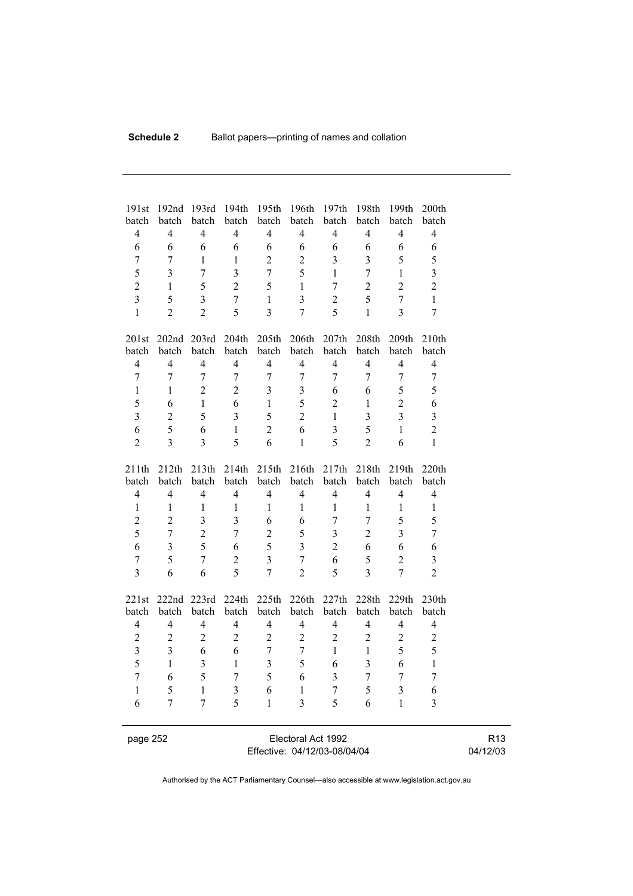| 191st batch | 192nd batch | 193rd batch | 194th batch | 195th batch | 196th batch | 197th batch | 198th batch | 199th batch | 200th batch |
|---|---|---|---|---|---|---|---|---|---|
| 4 | 4 | 4 | 4 | 4 | 4 | 4 | 4 | 4 | 4 |
| 6 | 6 | 6 | 6 | 6 | 6 | 6 | 6 | 6 | 6 |
| 7 | 7 | 1 | 1 | 2 | 2 | 3 | 3 | 5 | 5 |
| 5 | 3 | 7 | 3 | 7 | 5 | 1 | 7 | 1 | 3 |
| 2 | 1 | 5 | 2 | 5 | 1 | 7 | 2 | 2 | 2 |
| 3 | 5 | 3 | 7 | 1 | 3 | 2 | 5 | 7 | 1 |
| 1 | 2 | 2 | 5 | 3 | 7 | 5 | 1 | 3 | 7 |

| 201st batch | 202nd batch | 203rd batch | 204th batch | 205th batch | 206th batch | 207th batch | 208th batch | 209th batch | 210th batch |
|---|---|---|---|---|---|---|---|---|---|
| 4 | 4 | 4 | 4 | 4 | 4 | 4 | 4 | 4 | 4 |
| 7 | 7 | 7 | 7 | 7 | 7 | 7 | 7 | 7 | 7 |
| 1 | 1 | 2 | 2 | 3 | 3 | 6 | 6 | 5 | 5 |
| 5 | 6 | 1 | 6 | 1 | 5 | 2 | 1 | 2 | 6 |
| 3 | 2 | 5 | 3 | 5 | 2 | 1 | 3 | 3 | 3 |
| 6 | 5 | 6 | 1 | 2 | 6 | 3 | 5 | 1 | 2 |
| 2 | 3 | 3 | 5 | 6 | 1 | 5 | 2 | 6 | 1 |

| 211th batch | 212th batch | 213th batch | 214th batch | 215th batch | 216th batch | 217th batch | 218th batch | 219th batch | 220th batch |
|---|---|---|---|---|---|---|---|---|---|
| 4 | 4 | 4 | 4 | 4 | 4 | 4 | 4 | 4 | 4 |
| 1 | 1 | 1 | 1 | 1 | 1 | 1 | 1 | 1 | 1 |
| 2 | 2 | 3 | 3 | 6 | 6 | 7 | 7 | 5 | 5 |
| 5 | 7 | 2 | 7 | 2 | 5 | 3 | 2 | 3 | 7 |
| 6 | 3 | 5 | 6 | 5 | 3 | 2 | 6 | 6 | 6 |
| 7 | 5 | 7 | 2 | 3 | 7 | 6 | 5 | 2 | 3 |
| 3 | 6 | 6 | 5 | 7 | 2 | 5 | 3 | 7 | 2 |

| 221st batch | 222nd batch | 223rd batch | 224th batch | 225th batch | 226th batch | 227th batch | 228th batch | 229th batch | 230th batch |
|---|---|---|---|---|---|---|---|---|---|
| 4 | 4 | 4 | 4 | 4 | 4 | 4 | 4 | 4 | 4 |
| 2 | 2 | 2 | 2 | 2 | 2 | 2 | 2 | 2 | 2 |
| 3 | 3 | 6 | 6 | 7 | 7 | 1 | 1 | 5 | 5 |
| 5 | 1 | 3 | 1 | 3 | 5 | 6 | 3 | 6 | 1 |
| 7 | 6 | 5 | 7 | 5 | 6 | 3 | 7 | 7 | 7 |
| 1 | 5 | 1 | 3 | 6 | 1 | 7 | 5 | 3 | 6 |
| 6 | 7 | 7 | 5 | 1 | 3 | 5 | 6 | 1 | 3 |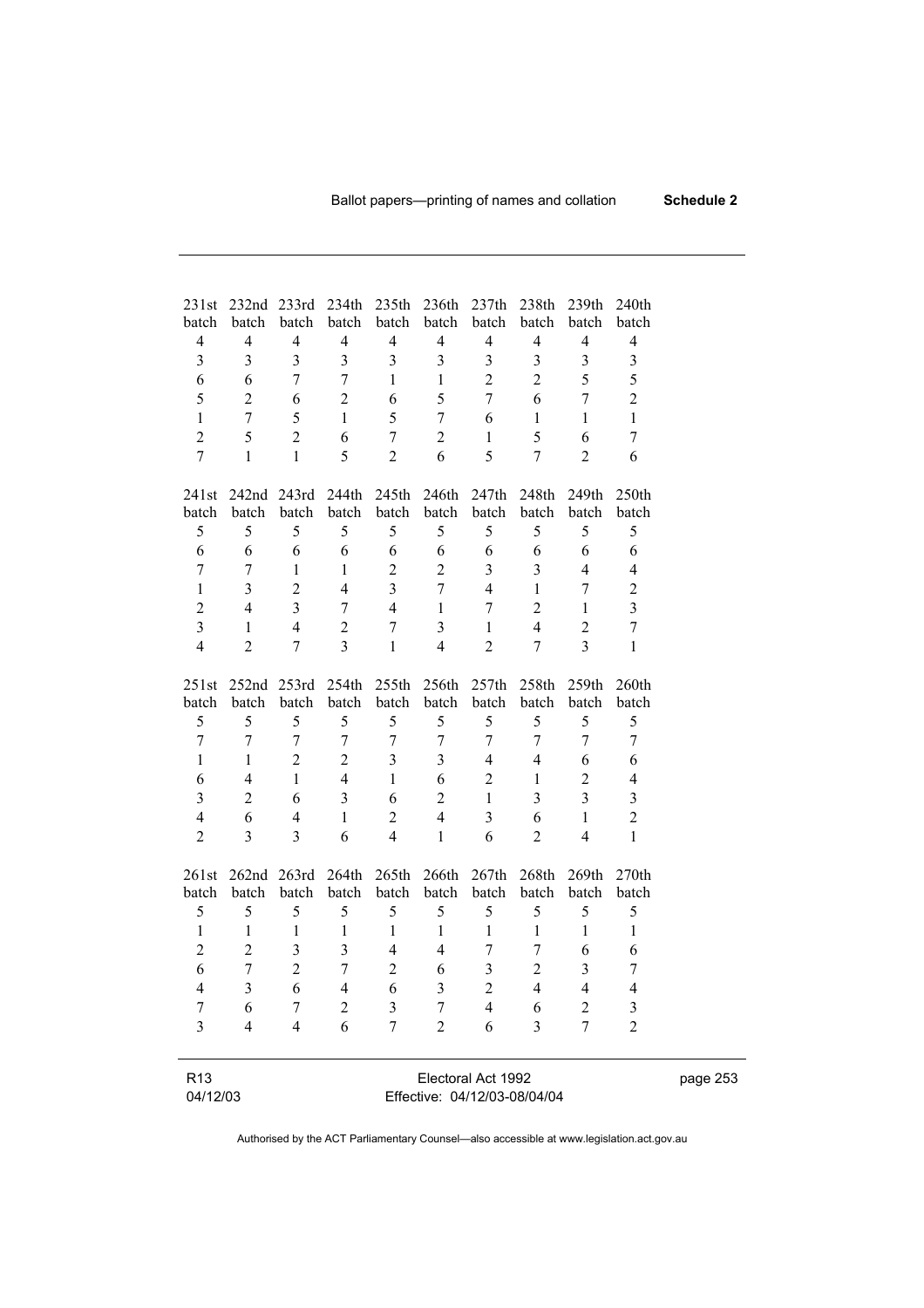| 231st batch | 232nd batch | 233rd batch | 234th batch | 235th batch | 236th batch | 237th batch | 238th batch | 239th batch | 240th batch |
|---|---|---|---|---|---|---|---|---|---|
| 4 | 4 | 4 | 4 | 4 | 4 | 4 | 4 | 4 | 4 |
| 3 | 3 | 3 | 3 | 3 | 3 | 3 | 3 | 3 | 3 |
| 6 | 6 | 7 | 7 | 1 | 1 | 2 | 2 | 5 | 5 |
| 5 | 2 | 6 | 2 | 6 | 5 | 7 | 6 | 7 | 2 |
| 1 | 7 | 5 | 1 | 5 | 7 | 6 | 1 | 1 | 1 |
| 2 | 5 | 2 | 6 | 7 | 2 | 1 | 5 | 6 | 7 |
| 7 | 1 | 1 | 5 | 2 | 6 | 5 | 7 | 2 | 6 |

| 241st batch | 242nd batch | 243rd batch | 244th batch | 245th batch | 246th batch | 247th batch | 248th batch | 249th batch | 250th batch |
|---|---|---|---|---|---|---|---|---|---|
| 5 | 5 | 5 | 5 | 5 | 5 | 5 | 5 | 5 | 5 |
| 6 | 6 | 6 | 6 | 6 | 6 | 6 | 6 | 6 | 6 |
| 7 | 7 | 1 | 1 | 2 | 2 | 3 | 3 | 4 | 4 |
| 1 | 3 | 2 | 4 | 3 | 7 | 4 | 1 | 7 | 2 |
| 2 | 4 | 3 | 7 | 4 | 1 | 7 | 2 | 1 | 3 |
| 3 | 1 | 4 | 2 | 7 | 3 | 1 | 4 | 2 | 7 |
| 4 | 2 | 7 | 3 | 1 | 4 | 2 | 7 | 3 | 1 |

| 251st batch | 252nd batch | 253rd batch | 254th batch | 255th batch | 256th batch | 257th batch | 258th batch | 259th batch | 260th batch |
|---|---|---|---|---|---|---|---|---|---|
| 5 | 5 | 5 | 5 | 5 | 5 | 5 | 5 | 5 | 5 |
| 7 | 7 | 7 | 7 | 7 | 7 | 7 | 7 | 7 | 7 |
| 1 | 1 | 2 | 2 | 3 | 3 | 4 | 4 | 6 | 6 |
| 6 | 4 | 1 | 4 | 1 | 6 | 2 | 1 | 2 | 4 |
| 3 | 2 | 6 | 3 | 6 | 2 | 1 | 3 | 3 | 3 |
| 4 | 6 | 4 | 1 | 2 | 4 | 3 | 6 | 1 | 2 |
| 2 | 3 | 3 | 6 | 4 | 1 | 6 | 2 | 4 | 1 |

| 261st batch | 262nd batch | 263rd batch | 264th batch | 265th batch | 266th batch | 267th batch | 268th batch | 269th batch | 270th batch |
|---|---|---|---|---|---|---|---|---|---|
| 5 | 5 | 5 | 5 | 5 | 5 | 5 | 5 | 5 | 5 |
| 1 | 1 | 1 | 1 | 1 | 1 | 1 | 1 | 1 | 1 |
| 2 | 2 | 3 | 3 | 4 | 4 | 7 | 7 | 6 | 6 |
| 6 | 7 | 2 | 7 | 2 | 6 | 3 | 2 | 3 | 7 |
| 4 | 3 | 6 | 4 | 6 | 3 | 2 | 4 | 4 | 4 |
| 7 | 6 | 7 | 2 | 3 | 7 | 4 | 6 | 2 | 3 |
| 3 | 4 | 4 | 6 | 7 | 2 | 6 | 3 | 7 | 2 |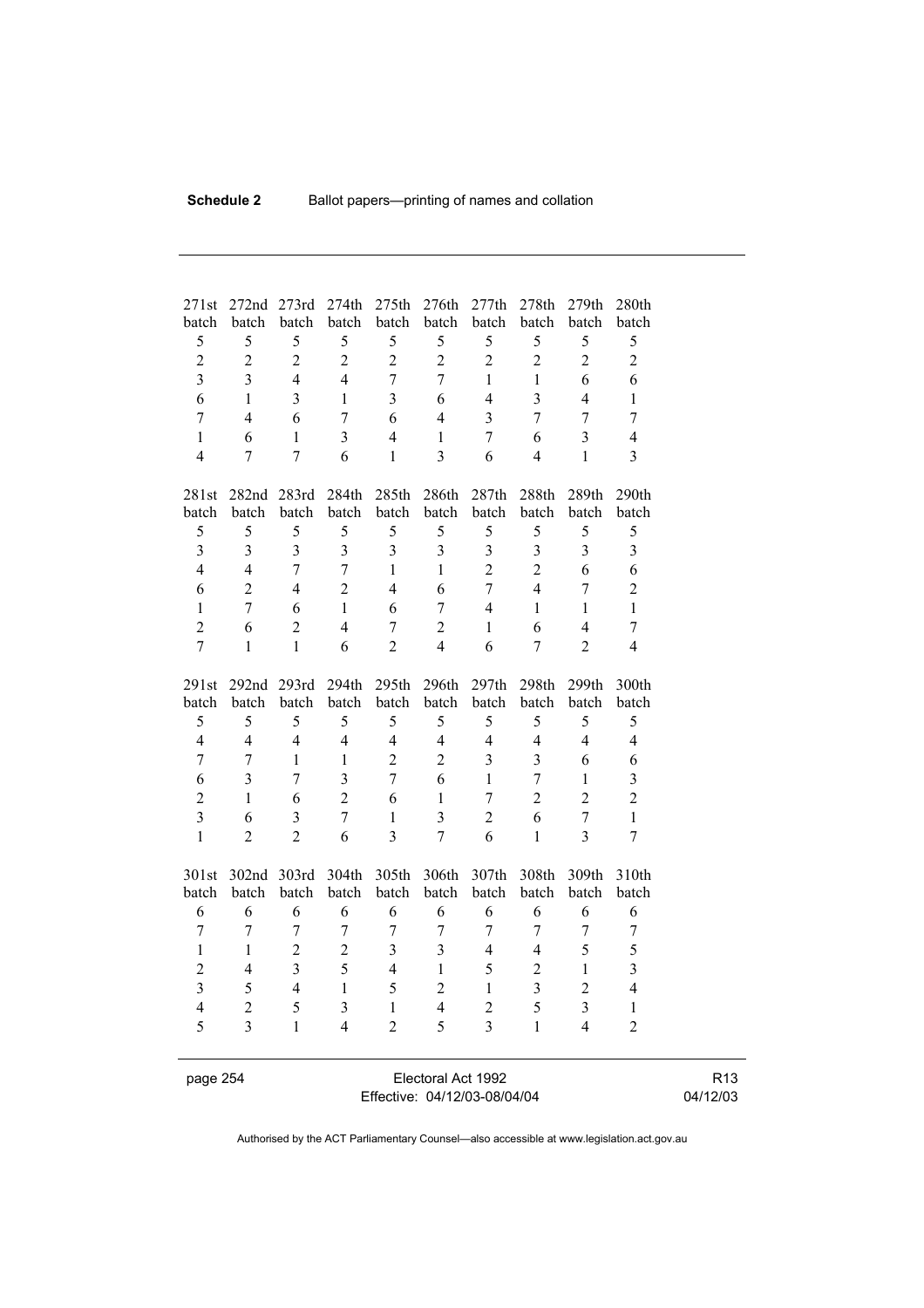| 271st batch | 272nd batch | 273rd batch | 274th batch | 275th batch | 276th batch | 277th batch | 278th batch | 279th batch | 280th batch |
|---|---|---|---|---|---|---|---|---|---|
| 5 | 5 | 5 | 5 | 5 | 5 | 5 | 5 | 5 | 5 |
| 2 | 2 | 2 | 2 | 2 | 2 | 2 | 2 | 2 | 2 |
| 3 | 3 | 4 | 4 | 7 | 7 | 1 | 1 | 6 | 6 |
| 6 | 1 | 3 | 1 | 3 | 6 | 4 | 3 | 4 | 1 |
| 7 | 4 | 6 | 7 | 6 | 4 | 3 | 7 | 7 | 7 |
| 1 | 6 | 1 | 3 | 4 | 1 | 7 | 6 | 3 | 4 |
| 4 | 7 | 7 | 6 | 1 | 3 | 6 | 4 | 1 | 3 |

| 281st batch | 282nd batch | 283rd batch | 284th batch | 285th batch | 286th batch | 287th batch | 288th batch | 289th batch | 290th batch |
|---|---|---|---|---|---|---|---|---|---|
| 5 | 5 | 5 | 5 | 5 | 5 | 5 | 5 | 5 | 5 |
| 3 | 3 | 3 | 3 | 3 | 3 | 3 | 3 | 3 | 3 |
| 4 | 4 | 7 | 7 | 1 | 1 | 2 | 2 | 6 | 6 |
| 6 | 2 | 4 | 2 | 4 | 6 | 7 | 4 | 7 | 2 |
| 1 | 7 | 6 | 1 | 6 | 7 | 4 | 1 | 1 | 1 |
| 2 | 6 | 2 | 4 | 7 | 2 | 1 | 6 | 4 | 7 |
| 7 | 1 | 1 | 6 | 2 | 4 | 6 | 7 | 2 | 4 |

| 291st batch | 292nd batch | 293rd batch | 294th batch | 295th batch | 296th batch | 297th batch | 298th batch | 299th batch | 300th batch |
|---|---|---|---|---|---|---|---|---|---|
| 5 | 5 | 5 | 5 | 5 | 5 | 5 | 5 | 5 | 5 |
| 4 | 4 | 4 | 4 | 4 | 4 | 4 | 4 | 4 | 4 |
| 7 | 7 | 1 | 1 | 2 | 2 | 3 | 3 | 6 | 6 |
| 6 | 3 | 7 | 3 | 7 | 6 | 1 | 7 | 1 | 3 |
| 2 | 1 | 6 | 2 | 6 | 1 | 7 | 2 | 2 | 2 |
| 3 | 6 | 3 | 7 | 1 | 3 | 2 | 6 | 7 | 1 |
| 1 | 2 | 2 | 6 | 3 | 7 | 6 | 1 | 3 | 7 |

| 301st batch | 302nd batch | 303rd batch | 304th batch | 305th batch | 306th batch | 307th batch | 308th batch | 309th batch | 310th batch |
|---|---|---|---|---|---|---|---|---|---|
| 6 | 6 | 6 | 6 | 6 | 6 | 6 | 6 | 6 | 6 |
| 7 | 7 | 7 | 7 | 7 | 7 | 7 | 7 | 7 | 7 |
| 1 | 1 | 2 | 2 | 3 | 3 | 4 | 4 | 5 | 5 |
| 2 | 4 | 3 | 5 | 4 | 1 | 5 | 2 | 1 | 3 |
| 3 | 5 | 4 | 1 | 5 | 2 | 1 | 3 | 2 | 4 |
| 4 | 2 | 5 | 3 | 1 | 4 | 2 | 5 | 3 | 1 |
| 5 | 3 | 1 | 4 | 2 | 5 | 3 | 1 | 4 | 2 |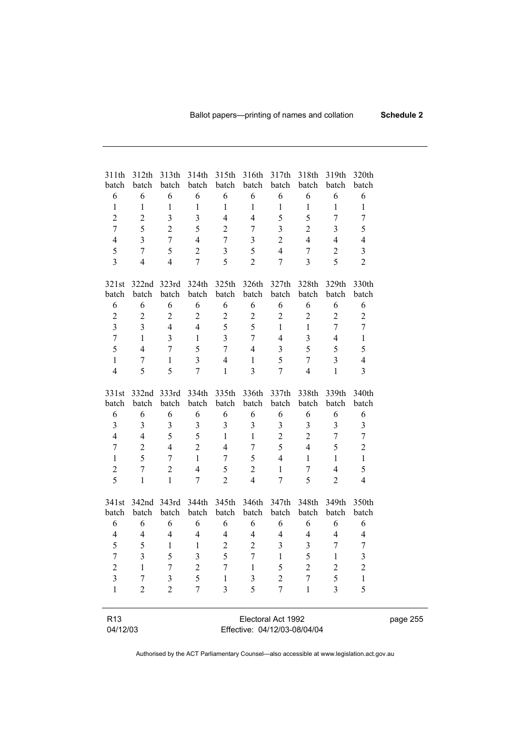| 311th batch | 312th batch | 313th batch | 314th batch | 315th batch | 316th batch | 317th batch | 318th batch | 319th batch | 320th batch |
|---|---|---|---|---|---|---|---|---|---|
| 6 | 6 | 6 | 6 | 6 | 6 | 6 | 6 | 6 | 6 |
| 1 | 1 | 1 | 1 | 1 | 1 | 1 | 1 | 1 | 1 |
| 2 | 2 | 3 | 3 | 4 | 4 | 5 | 5 | 7 | 7 |
| 7 | 5 | 2 | 5 | 2 | 7 | 3 | 2 | 3 | 5 |
| 4 | 3 | 7 | 4 | 7 | 3 | 2 | 4 | 4 | 4 |
| 5 | 7 | 5 | 2 | 3 | 5 | 4 | 7 | 2 | 3 |
| 3 | 4 | 4 | 7 | 5 | 2 | 7 | 3 | 5 | 2 |

| 321st batch | 322nd batch | 323rd batch | 324th batch | 325th batch | 326th batch | 327th batch | 328th batch | 329th batch | 330th batch |
|---|---|---|---|---|---|---|---|---|---|
| 6 | 6 | 6 | 6 | 6 | 6 | 6 | 6 | 6 | 6 |
| 2 | 2 | 2 | 2 | 2 | 2 | 2 | 2 | 2 | 2 |
| 3 | 3 | 4 | 4 | 5 | 5 | 1 | 1 | 7 | 7 |
| 7 | 1 | 3 | 1 | 3 | 7 | 4 | 3 | 4 | 1 |
| 5 | 4 | 7 | 5 | 7 | 4 | 3 | 5 | 5 | 5 |
| 1 | 7 | 1 | 3 | 4 | 1 | 5 | 7 | 3 | 4 |
| 4 | 5 | 5 | 7 | 1 | 3 | 7 | 4 | 1 | 3 |

| 331st batch | 332nd batch | 333rd batch | 334th batch | 335th batch | 336th batch | 337th batch | 338th batch | 339th batch | 340th batch |
|---|---|---|---|---|---|---|---|---|---|
| 6 | 6 | 6 | 6 | 6 | 6 | 6 | 6 | 6 | 6 |
| 3 | 3 | 3 | 3 | 3 | 3 | 3 | 3 | 3 | 3 |
| 4 | 4 | 5 | 5 | 1 | 1 | 2 | 2 | 7 | 7 |
| 7 | 2 | 4 | 2 | 4 | 7 | 5 | 4 | 5 | 2 |
| 1 | 5 | 7 | 1 | 7 | 5 | 4 | 1 | 1 | 1 |
| 2 | 7 | 2 | 4 | 5 | 2 | 1 | 7 | 4 | 5 |
| 5 | 1 | 1 | 7 | 2 | 4 | 7 | 5 | 2 | 4 |

| 341st batch | 342nd batch | 343rd batch | 344th batch | 345th batch | 346th batch | 347th batch | 348th batch | 349th batch | 350th batch |
|---|---|---|---|---|---|---|---|---|---|
| 6 | 6 | 6 | 6 | 6 | 6 | 6 | 6 | 6 | 6 |
| 4 | 4 | 4 | 4 | 4 | 4 | 4 | 4 | 4 | 4 |
| 5 | 5 | 1 | 1 | 2 | 2 | 3 | 3 | 7 | 7 |
| 7 | 3 | 5 | 3 | 5 | 7 | 1 | 5 | 1 | 3 |
| 2 | 1 | 7 | 2 | 7 | 1 | 5 | 2 | 2 | 2 |
| 3 | 7 | 3 | 5 | 1 | 3 | 2 | 7 | 5 | 1 |
| 1 | 2 | 2 | 7 | 3 | 5 | 7 | 1 | 3 | 5 |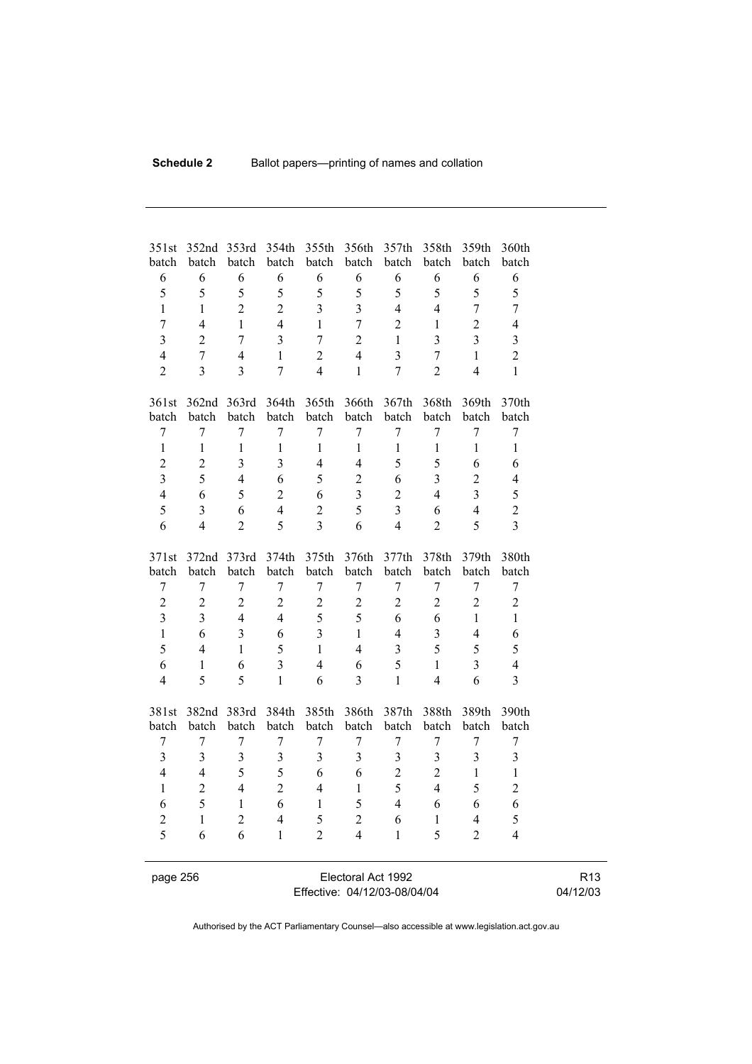| 351st batch | 352nd batch | 353rd batch | 354th batch | 355th batch | 356th batch | 357th batch | 358th batch | 359th batch | 360th batch |
|---|---|---|---|---|---|---|---|---|---|
| 6 | 6 | 6 | 6 | 6 | 6 | 6 | 6 | 6 | 6 |
| 5 | 5 | 5 | 5 | 5 | 5 | 5 | 5 | 5 | 5 |
| 1 | 1 | 2 | 2 | 3 | 3 | 4 | 4 | 7 | 7 |
| 7 | 4 | 1 | 4 | 1 | 7 | 2 | 1 | 2 | 4 |
| 3 | 2 | 7 | 3 | 7 | 2 | 1 | 3 | 3 | 3 |
| 4 | 7 | 4 | 1 | 2 | 4 | 3 | 7 | 1 | 2 |
| 2 | 3 | 3 | 7 | 4 | 1 | 7 | 2 | 4 | 1 |

| 361st batch | 362nd batch | 363rd batch | 364th batch | 365th batch | 366th batch | 367th batch | 368th batch | 369th batch | 370th batch |
|---|---|---|---|---|---|---|---|---|---|
| 7 | 7 | 7 | 7 | 7 | 7 | 7 | 7 | 7 | 7 |
| 1 | 1 | 1 | 1 | 1 | 1 | 1 | 1 | 1 | 1 |
| 2 | 2 | 3 | 3 | 4 | 4 | 5 | 5 | 6 | 6 |
| 3 | 5 | 4 | 6 | 5 | 2 | 6 | 3 | 2 | 4 |
| 4 | 6 | 5 | 2 | 6 | 3 | 2 | 4 | 3 | 5 |
| 5 | 3 | 6 | 4 | 2 | 5 | 3 | 6 | 4 | 2 |
| 6 | 4 | 2 | 5 | 3 | 6 | 4 | 2 | 5 | 3 |

| 371st batch | 372nd batch | 373rd batch | 374th batch | 375th batch | 376th batch | 377th batch | 378th batch | 379th batch | 380th batch |
|---|---|---|---|---|---|---|---|---|---|
| 7 | 7 | 7 | 7 | 7 | 7 | 7 | 7 | 7 | 7 |
| 2 | 2 | 2 | 2 | 2 | 2 | 2 | 2 | 2 | 2 |
| 3 | 3 | 4 | 4 | 5 | 5 | 6 | 6 | 1 | 1 |
| 1 | 6 | 3 | 6 | 3 | 1 | 4 | 3 | 4 | 6 |
| 5 | 4 | 1 | 5 | 1 | 4 | 3 | 5 | 5 | 5 |
| 6 | 1 | 6 | 3 | 4 | 6 | 5 | 1 | 3 | 4 |
| 4 | 5 | 5 | 1 | 6 | 3 | 1 | 4 | 6 | 3 |

| 381st batch | 382nd batch | 383rd batch | 384th batch | 385th batch | 386th batch | 387th batch | 388th batch | 389th batch | 390th batch |
|---|---|---|---|---|---|---|---|---|---|
| 7 | 7 | 7 | 7 | 7 | 7 | 7 | 7 | 7 | 7 |
| 3 | 3 | 3 | 3 | 3 | 3 | 3 | 3 | 3 | 3 |
| 4 | 4 | 5 | 5 | 6 | 6 | 2 | 2 | 1 | 1 |
| 1 | 2 | 4 | 2 | 4 | 1 | 5 | 4 | 5 | 2 |
| 6 | 5 | 1 | 6 | 1 | 5 | 4 | 6 | 6 | 6 |
| 2 | 1 | 2 | 4 | 5 | 2 | 6 | 1 | 4 | 5 |
| 5 | 6 | 6 | 1 | 2 | 4 | 1 | 5 | 2 | 4 |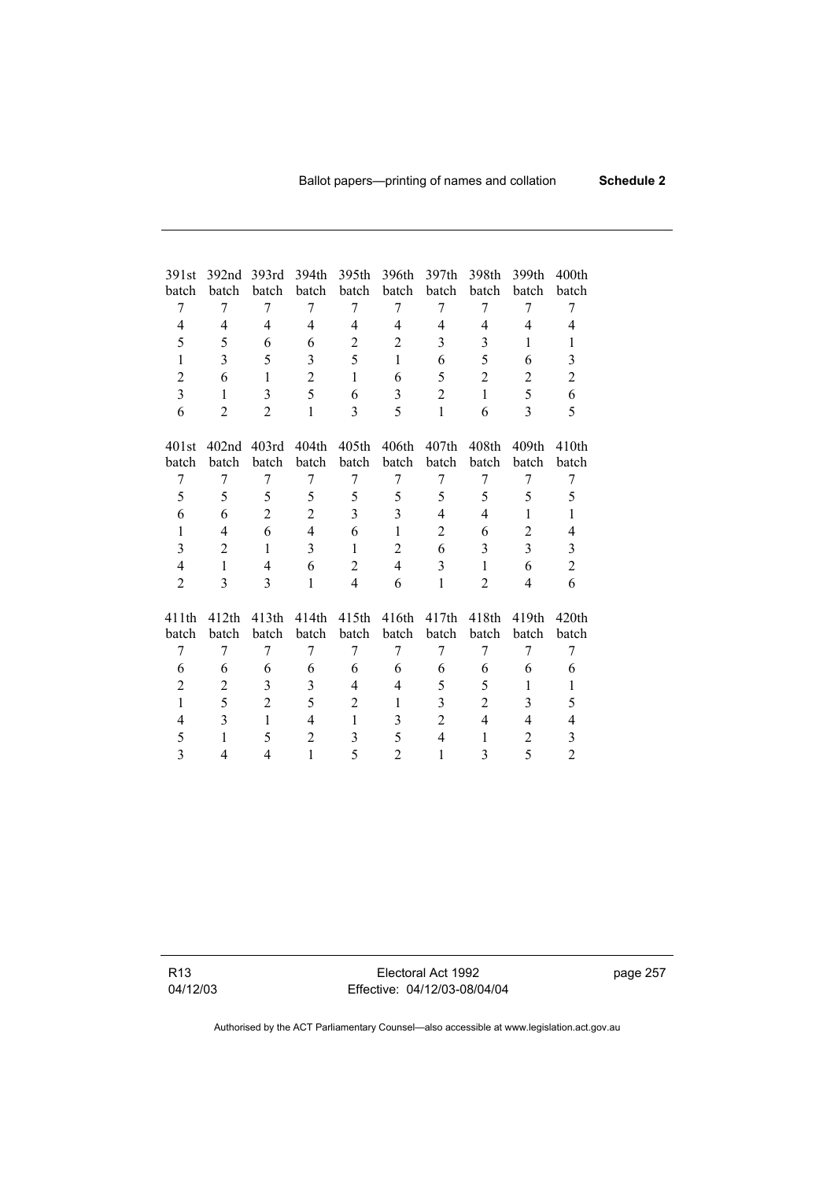| 391st batch | 392nd batch | 393rd batch | 394th batch | 395th batch | 396th batch | 397th batch | 398th batch | 399th batch | 400th batch |
|---|---|---|---|---|---|---|---|---|---|
| 7 | 7 | 7 | 7 | 7 | 7 | 7 | 7 | 7 | 7 |
| 4 | 4 | 4 | 4 | 4 | 4 | 4 | 4 | 4 | 4 |
| 5 | 5 | 6 | 6 | 2 | 2 | 3 | 3 | 1 | 1 |
| 1 | 3 | 5 | 3 | 5 | 1 | 6 | 5 | 6 | 3 |
| 2 | 6 | 1 | 2 | 1 | 6 | 5 | 2 | 2 | 2 |
| 3 | 1 | 3 | 5 | 6 | 3 | 2 | 1 | 5 | 6 |
| 6 | 2 | 2 | 1 | 3 | 5 | 1 | 6 | 3 | 5 |

| 401st batch | 402nd batch | 403rd batch | 404th batch | 405th batch | 406th batch | 407th batch | 408th batch | 409th batch | 410th batch |
|---|---|---|---|---|---|---|---|---|---|
| 7 | 7 | 7 | 7 | 7 | 7 | 7 | 7 | 7 | 7 |
| 5 | 5 | 5 | 5 | 5 | 5 | 5 | 5 | 5 | 5 |
| 6 | 6 | 2 | 2 | 3 | 3 | 4 | 4 | 1 | 1 |
| 1 | 4 | 6 | 4 | 6 | 1 | 2 | 6 | 2 | 4 |
| 3 | 2 | 1 | 3 | 1 | 2 | 6 | 3 | 3 | 3 |
| 4 | 1 | 4 | 6 | 2 | 4 | 3 | 1 | 6 | 2 |
| 2 | 3 | 3 | 1 | 4 | 6 | 1 | 2 | 4 | 6 |

| 411th batch | 412th batch | 413th batch | 414th batch | 415th batch | 416th batch | 417th batch | 418th batch | 419th batch | 420th batch |
|---|---|---|---|---|---|---|---|---|---|
| 7 | 7 | 7 | 7 | 7 | 7 | 7 | 7 | 7 | 7 |
| 6 | 6 | 6 | 6 | 6 | 6 | 6 | 6 | 6 | 6 |
| 2 | 2 | 3 | 3 | 4 | 4 | 5 | 5 | 1 | 1 |
| 1 | 5 | 2 | 5 | 2 | 1 | 3 | 2 | 3 | 5 |
| 4 | 3 | 1 | 4 | 1 | 3 | 2 | 4 | 4 | 4 |
| 5 | 1 | 5 | 2 | 3 | 5 | 4 | 1 | 2 | 3 |
| 3 | 4 | 4 | 1 | 5 | 2 | 1 | 3 | 5 | 2 |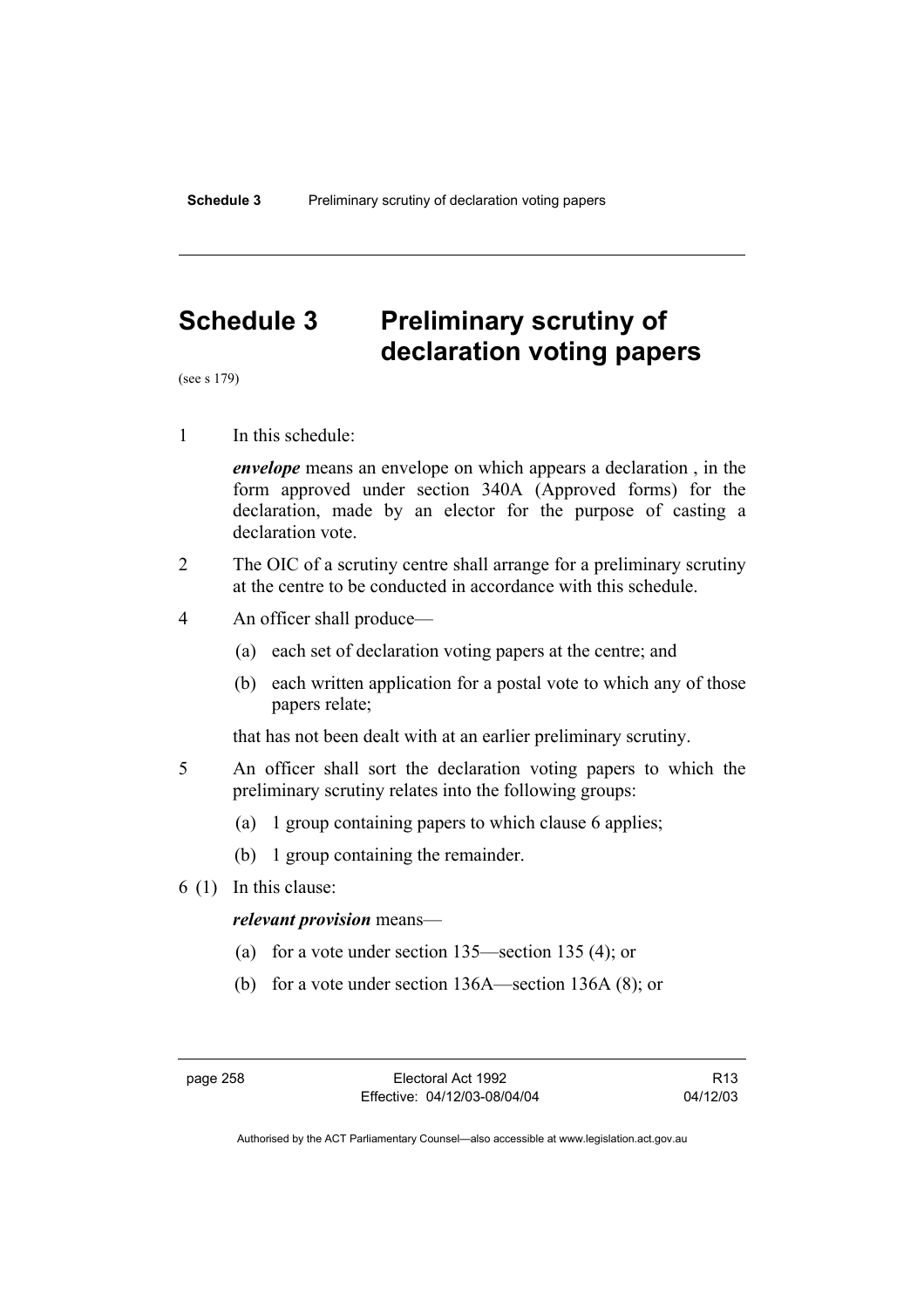# Schedule 3 Preliminary scrutiny of declaration voting papers

(see s 179)

1 In this schedule:

*envelope* means an envelope on which appears a declaration , in the form approved under section 340A (Approved forms) for the declaration, made by an elector for the purpose of casting a declaration vote.

2 The OIC of a scrutiny centre shall arrange for a preliminary scrutiny at the centre to be conducted in accordance with this schedule.

4 An officer shall produce—

(a) each set of declaration voting papers at the centre; and

(b) each written application for a postal vote to which any of those papers relate;

that has not been dealt with at an earlier preliminary scrutiny.

5 An officer shall sort the declaration voting papers to which the preliminary scrutiny relates into the following groups:

(a) 1 group containing papers to which clause 6 applies;

(b) 1 group containing the remainder.

6 (1) In this clause:

*relevant provision* means—

(a) for a vote under section 135—section 135 (4); or

(b) for a vote under section 136A—section 136A (8); or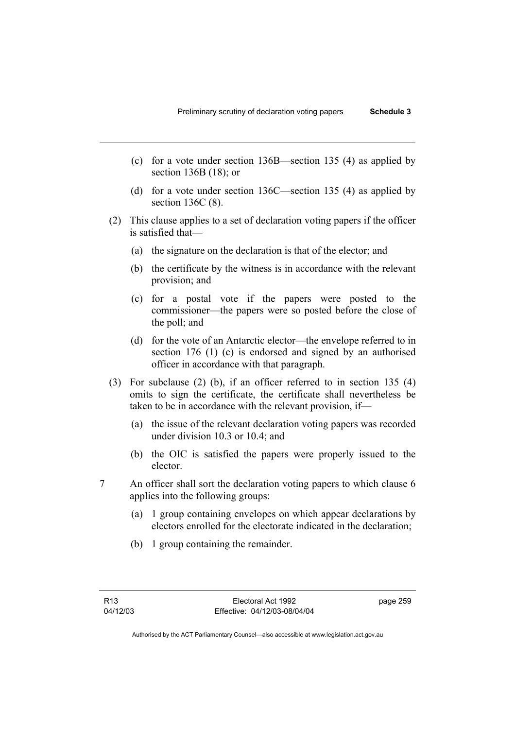(c) for a vote under section 136B—section 135 (4) as applied by section 136B (18); or

(d) for a vote under section 136C—section 135 (4) as applied by section 136C (8).

(2) This clause applies to a set of declaration voting papers if the officer is satisfied that—

(a) the signature on the declaration is that of the elector; and

(b) the certificate by the witness is in accordance with the relevant provision; and

(c) for a postal vote if the papers were posted to the commissioner—the papers were so posted before the close of the poll; and

(d) for the vote of an Antarctic elector—the envelope referred to in section 176 (1) (c) is endorsed and signed by an authorised officer in accordance with that paragraph.

(3) For subclause (2) (b), if an officer referred to in section 135 (4) omits to sign the certificate, the certificate shall nevertheless be taken to be in accordance with the relevant provision, if—

(a) the issue of the relevant declaration voting papers was recorded under division 10.3 or 10.4; and

(b) the OIC is satisfied the papers were properly issued to the elector.

7 An officer shall sort the declaration voting papers to which clause 6 applies into the following groups:

(a) 1 group containing envelopes on which appear declarations by electors enrolled for the electorate indicated in the declaration;

(b) 1 group containing the remainder.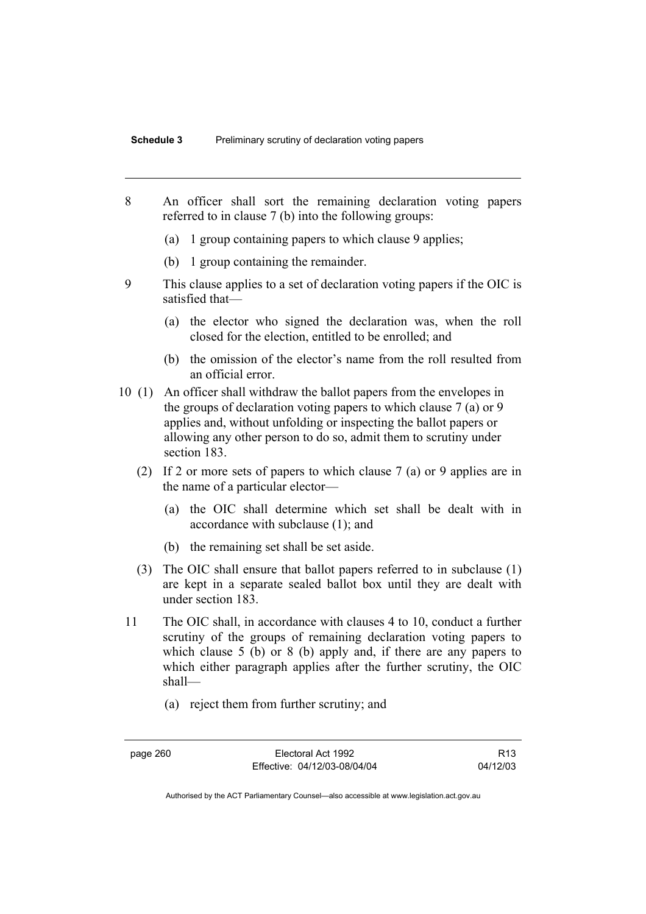8 An officer shall sort the remaining declaration voting papers referred to in clause 7 (b) into the following groups:

(a) 1 group containing papers to which clause 9 applies;

(b) 1 group containing the remainder.

9 This clause applies to a set of declaration voting papers if the OIC is satisfied that—

(a) the elector who signed the declaration was, when the roll closed for the election, entitled to be enrolled; and

(b) the omission of the elector's name from the roll resulted from an official error.

10 (1) An officer shall withdraw the ballot papers from the envelopes in the groups of declaration voting papers to which clause 7 (a) or 9 applies and, without unfolding or inspecting the ballot papers or allowing any other person to do so, admit them to scrutiny under section 183.

(2) If 2 or more sets of papers to which clause 7 (a) or 9 applies are in the name of a particular elector—

(a) the OIC shall determine which set shall be dealt with in accordance with subclause (1); and

(b) the remaining set shall be set aside.

(3) The OIC shall ensure that ballot papers referred to in subclause (1) are kept in a separate sealed ballot box until they are dealt with under section 183.

11 The OIC shall, in accordance with clauses 4 to 10, conduct a further scrutiny of the groups of remaining declaration voting papers to which clause 5 (b) or 8 (b) apply and, if there are any papers to which either paragraph applies after the further scrutiny, the OIC shall—

(a) reject them from further scrutiny; and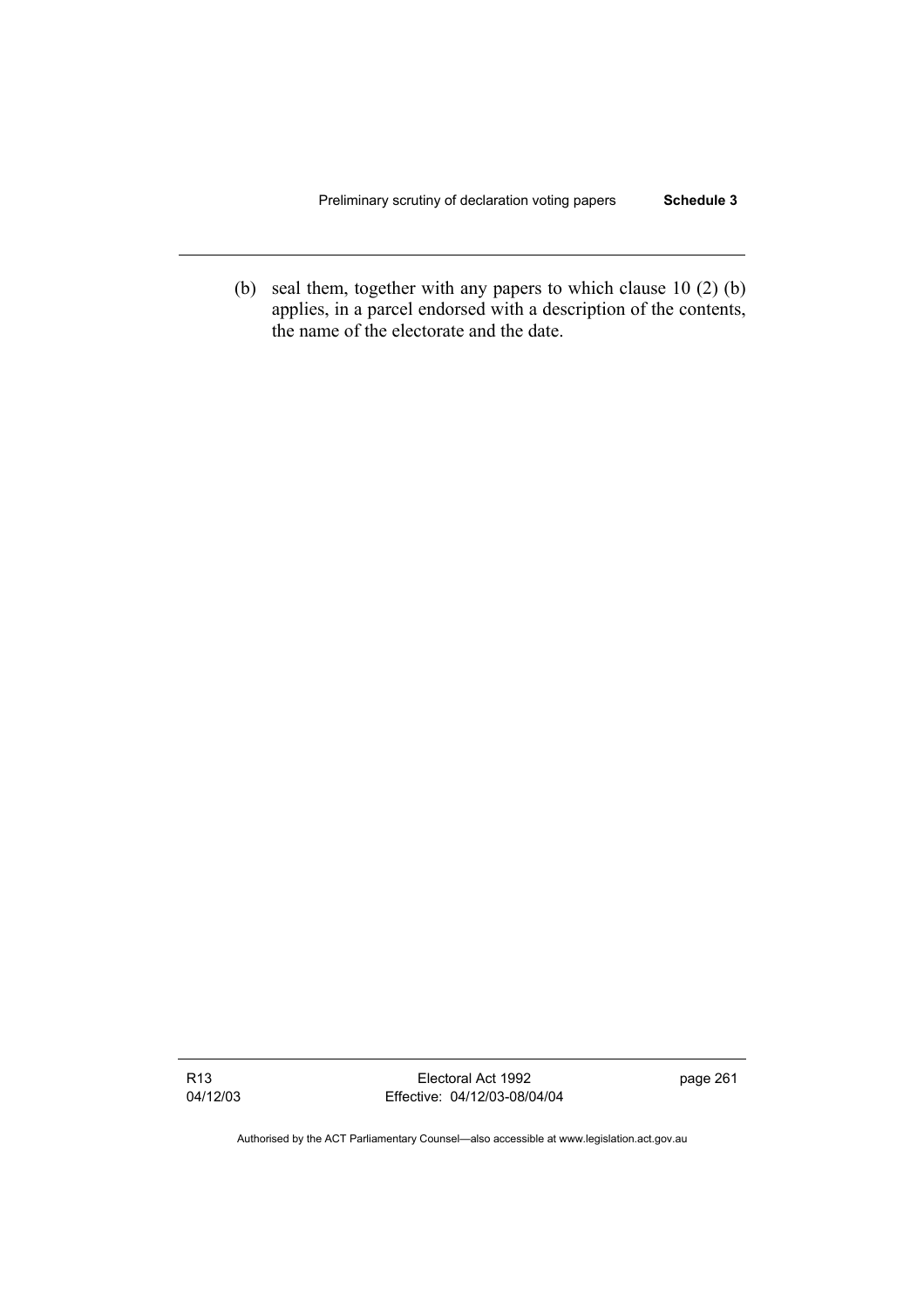(b) seal them, together with any papers to which clause 10 (2) (b) applies, in a parcel endorsed with a description of the contents, the name of the electorate and the date.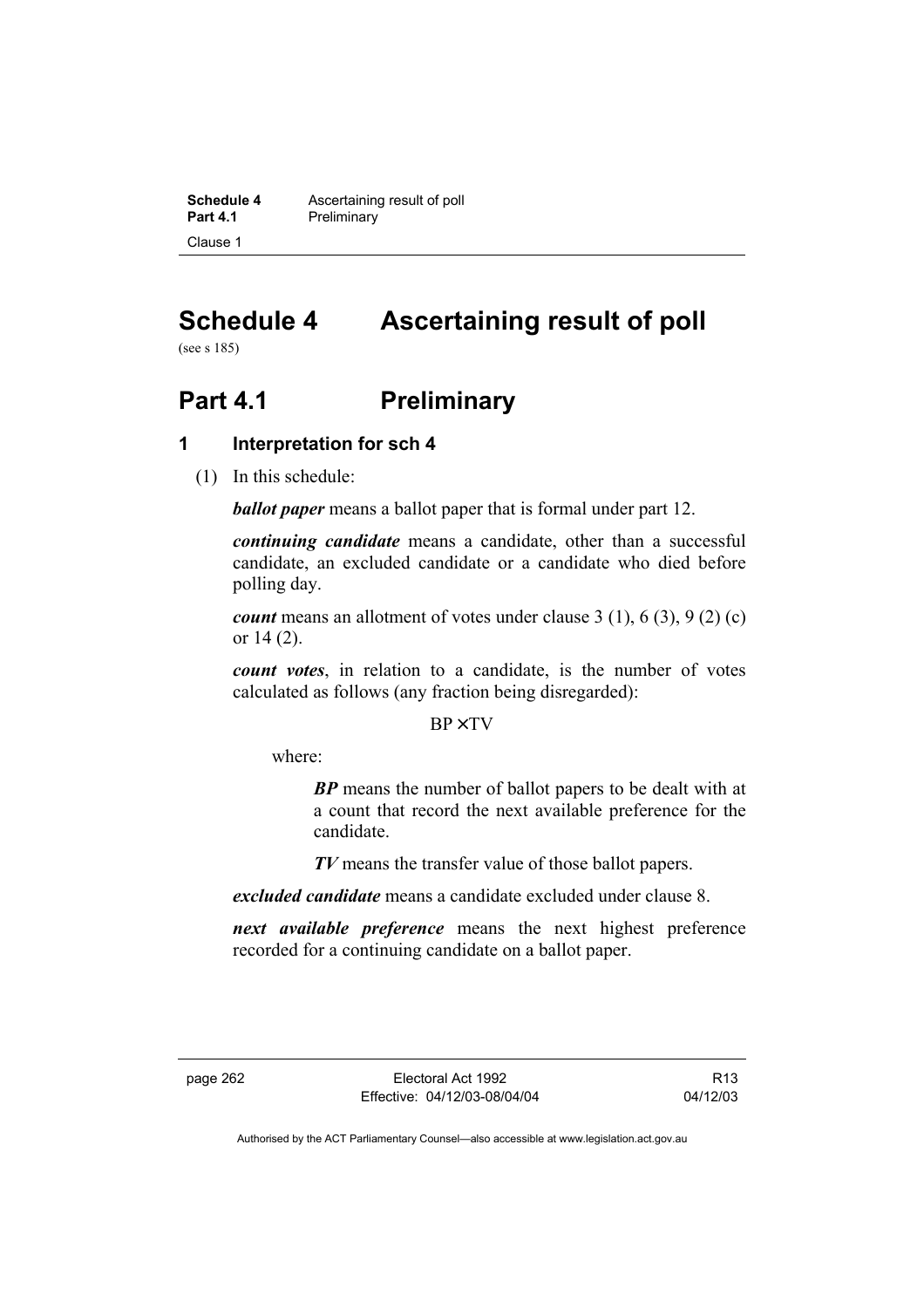# Schedule 4 Ascertaining result of poll

(see s 185)

## Part 4.1 Preliminary

### 1 Interpretation for sch 4

(1) In this schedule:

***ballot paper*** means a ballot paper that is formal under part 12.

***continuing candidate*** means a candidate, other than a successful candidate, an excluded candidate or a candidate who died before polling day.

***count*** means an allotment of votes under clause 3 (1), 6 (3), 9 (2) (c) or 14 (2).

***count votes***, in relation to a candidate, is the number of votes calculated as follows (any fraction being disregarded):

$$BP \times TV$$

where:

> ***BP*** means the number of ballot papers to be dealt with at a count that record the next available preference for the candidate.
>
> ***TV*** means the transfer value of those ballot papers.

***excluded candidate*** means a candidate excluded under clause 8.

***next available preference*** means the next highest preference recorded for a continuing candidate on a ballot paper.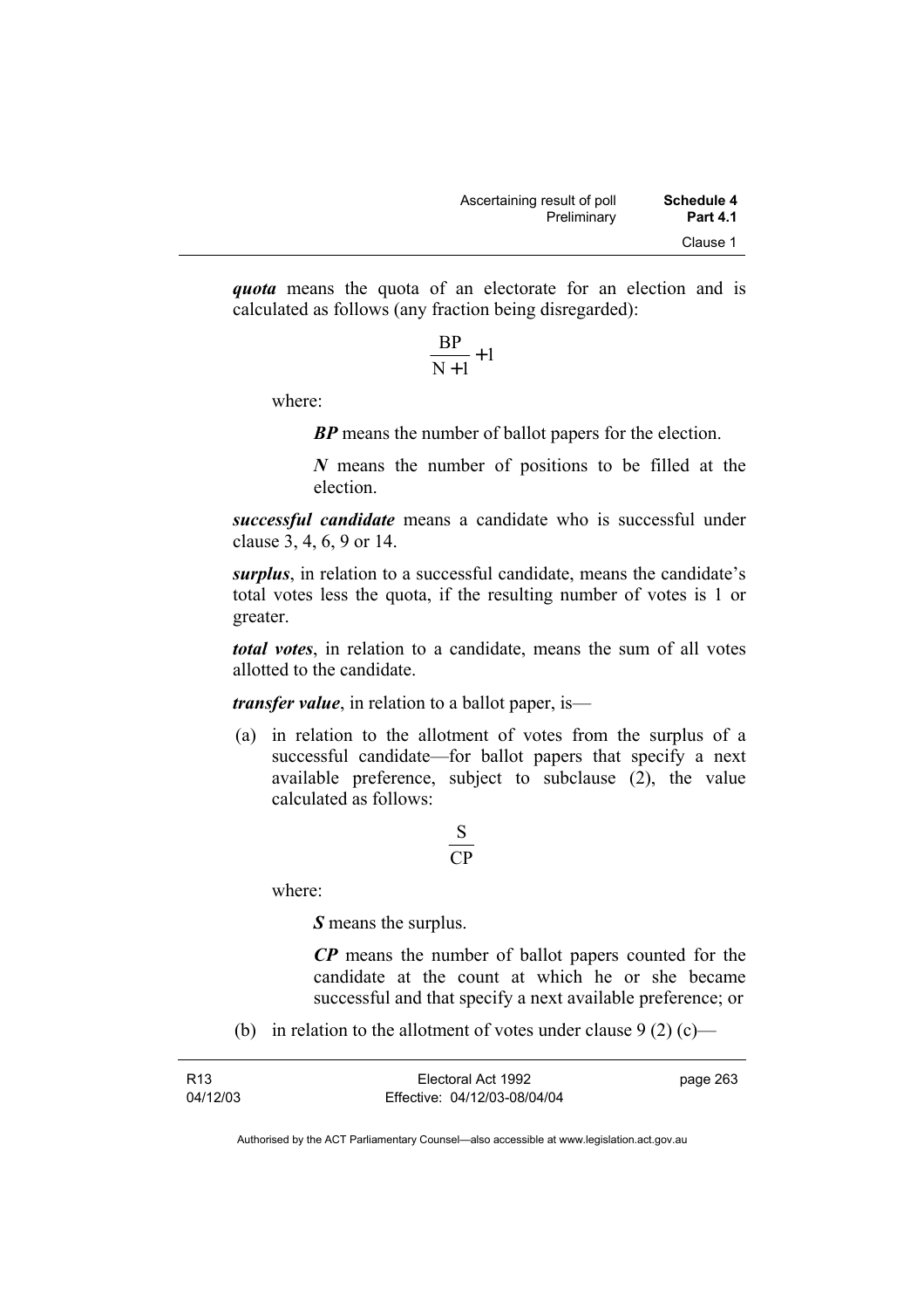***quota*** means the quota of an electorate for an election and is calculated as follows (any fraction being disregarded):

$$\frac{BP}{N+1}+1$$

where:

> ***BP*** means the number of ballot papers for the election.
>
> ***N*** means the number of positions to be filled at the election.

***successful candidate*** means a candidate who is successful under clause 3, 4, 6, 9 or 14.

***surplus***, in relation to a successful candidate, means the candidate's total votes less the quota, if the resulting number of votes is 1 or greater.

***total votes***, in relation to a candidate, means the sum of all votes allotted to the candidate.

***transfer value***, in relation to a ballot paper, is—

(a) in relation to the allotment of votes from the surplus of a successful candidate—for ballot papers that specify a next available preference, subject to subclause (2), the value calculated as follows:

$$\frac{S}{CP}$$

where:

> ***S*** means the surplus.
>
> ***CP*** means the number of ballot papers counted for the candidate at the count at which he or she became successful and that specify a next available preference; or

(b) in relation to the allotment of votes under clause 9 (2) (c)—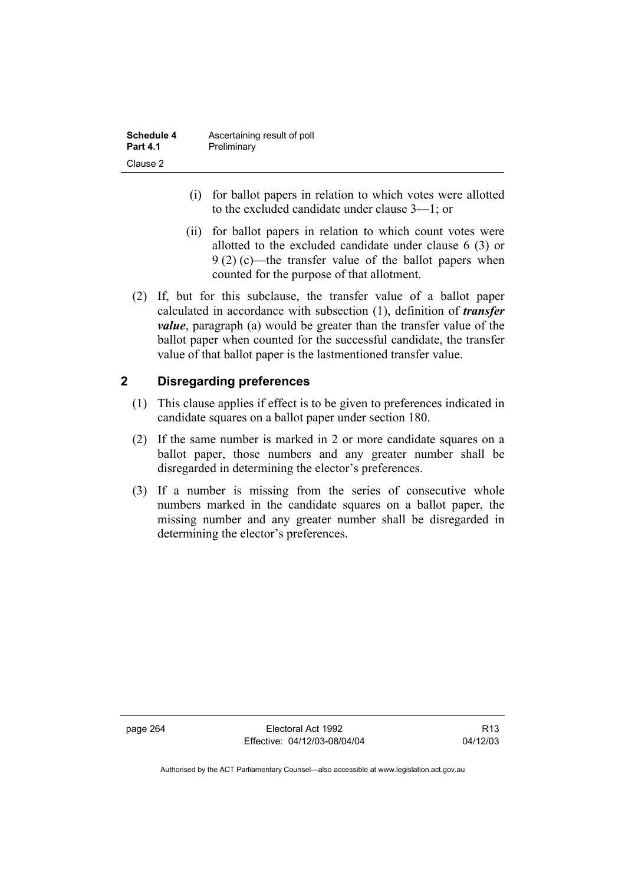(i) for ballot papers in relation to which votes were allotted to the excluded candidate under clause 3—1; or

(ii) for ballot papers in relation to which count votes were allotted to the excluded candidate under clause 6 (3) or 9 (2) (c)—the transfer value of the ballot papers when counted for the purpose of that allotment.

(2) If, but for this subclause, the transfer value of a ballot paper calculated in accordance with subsection (1), definition of ***transfer value***, paragraph (a) would be greater than the transfer value of the ballot paper when counted for the successful candidate, the transfer value of that ballot paper is the lastmentioned transfer value.

## 2 Disregarding preferences

(1) This clause applies if effect is to be given to preferences indicated in candidate squares on a ballot paper under section 180.

(2) If the same number is marked in 2 or more candidate squares on a ballot paper, those numbers and any greater number shall be disregarded in determining the elector's preferences.

(3) If a number is missing from the series of consecutive whole numbers marked in the candidate squares on a ballot paper, the missing number and any greater number shall be disregarded in determining the elector's preferences.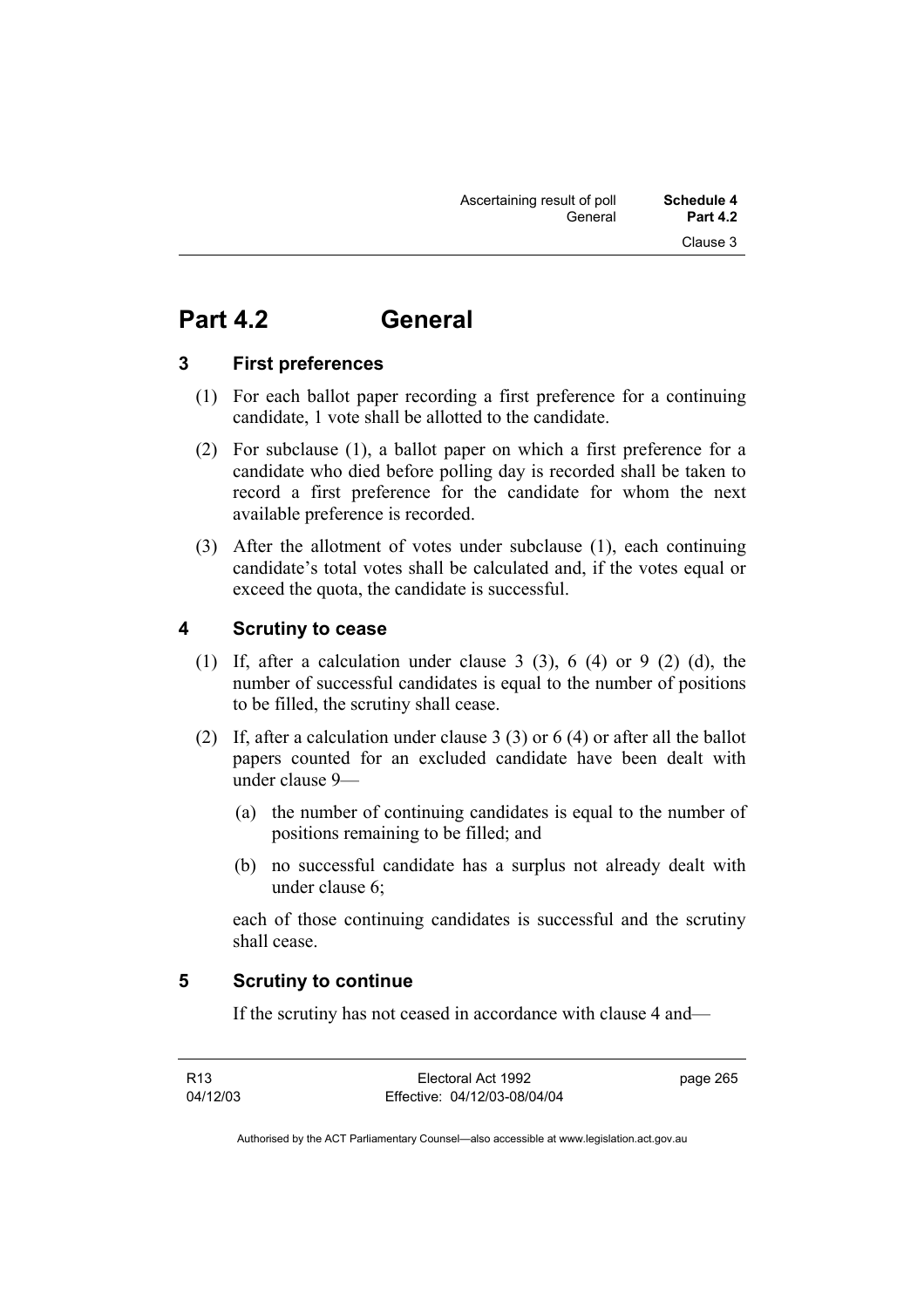# Part 4.2 General

### 3 First preferences

(1) For each ballot paper recording a first preference for a continuing candidate, 1 vote shall be allotted to the candidate.

(2) For subclause (1), a ballot paper on which a first preference for a candidate who died before polling day is recorded shall be taken to record a first preference for the candidate for whom the next available preference is recorded.

(3) After the allotment of votes under subclause (1), each continuing candidate's total votes shall be calculated and, if the votes equal or exceed the quota, the candidate is successful.

### 4 Scrutiny to cease

(1) If, after a calculation under clause 3 (3), 6 (4) or 9 (2) (d), the number of successful candidates is equal to the number of positions to be filled, the scrutiny shall cease.

(2) If, after a calculation under clause 3 (3) or 6 (4) or after all the ballot papers counted for an excluded candidate have been dealt with under clause 9—

(a) the number of continuing candidates is equal to the number of positions remaining to be filled; and

(b) no successful candidate has a surplus not already dealt with under clause 6;

each of those continuing candidates is successful and the scrutiny shall cease.

### 5 Scrutiny to continue

If the scrutiny has not ceased in accordance with clause 4 and—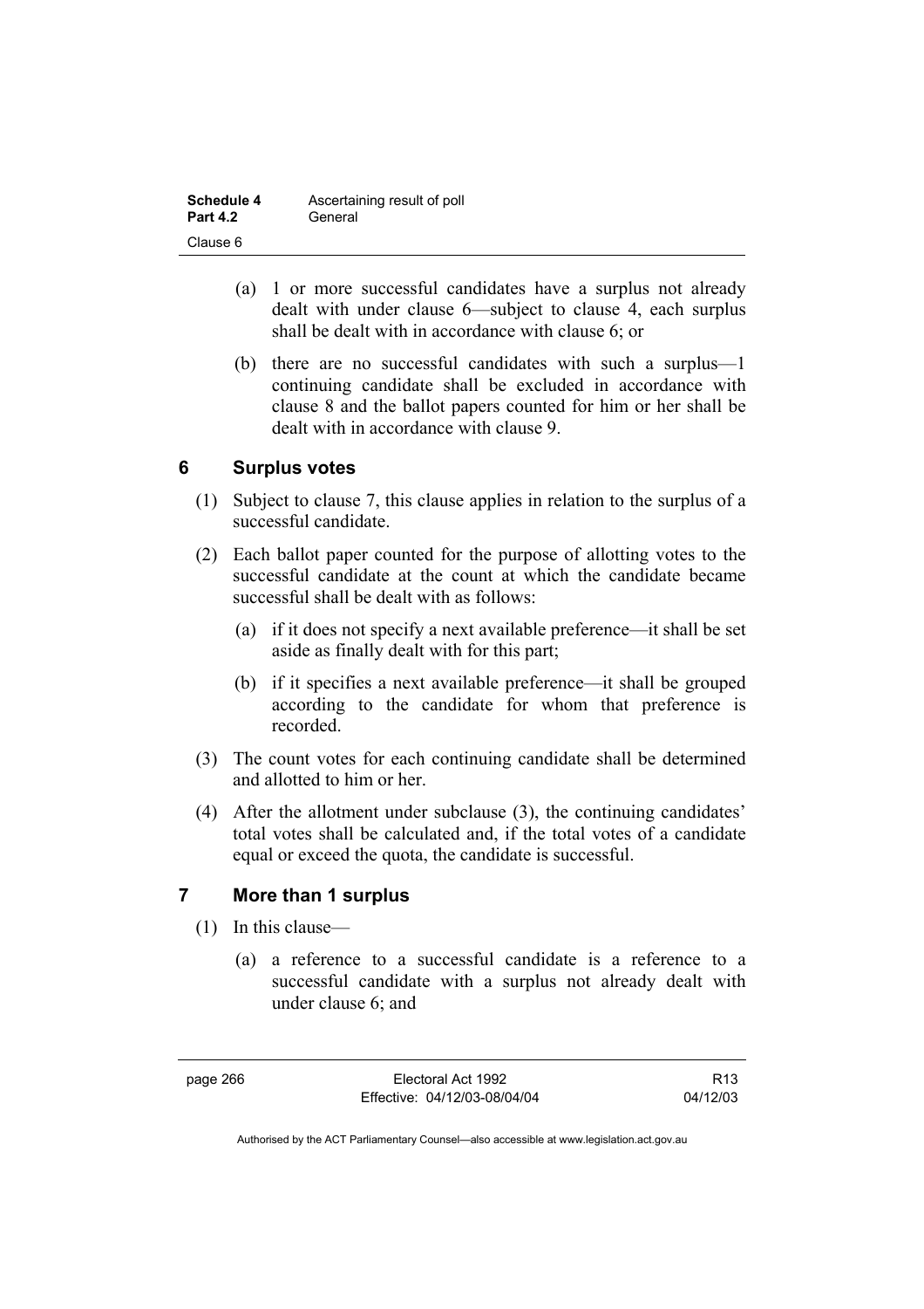(a) 1 or more successful candidates have a surplus not already dealt with under clause 6—subject to clause 4, each surplus shall be dealt with in accordance with clause 6; or

(b) there are no successful candidates with such a surplus—1 continuing candidate shall be excluded in accordance with clause 8 and the ballot papers counted for him or her shall be dealt with in accordance with clause 9.

## 6 Surplus votes

(1) Subject to clause 7, this clause applies in relation to the surplus of a successful candidate.

(2) Each ballot paper counted for the purpose of allotting votes to the successful candidate at the count at which the candidate became successful shall be dealt with as follows:

(a) if it does not specify a next available preference—it shall be set aside as finally dealt with for this part;

(b) if it specifies a next available preference—it shall be grouped according to the candidate for whom that preference is recorded.

(3) The count votes for each continuing candidate shall be determined and allotted to him or her.

(4) After the allotment under subclause (3), the continuing candidates' total votes shall be calculated and, if the total votes of a candidate equal or exceed the quota, the candidate is successful.

## 7 More than 1 surplus

(1) In this clause—

(a) a reference to a successful candidate is a reference to a successful candidate with a surplus not already dealt with under clause 6; and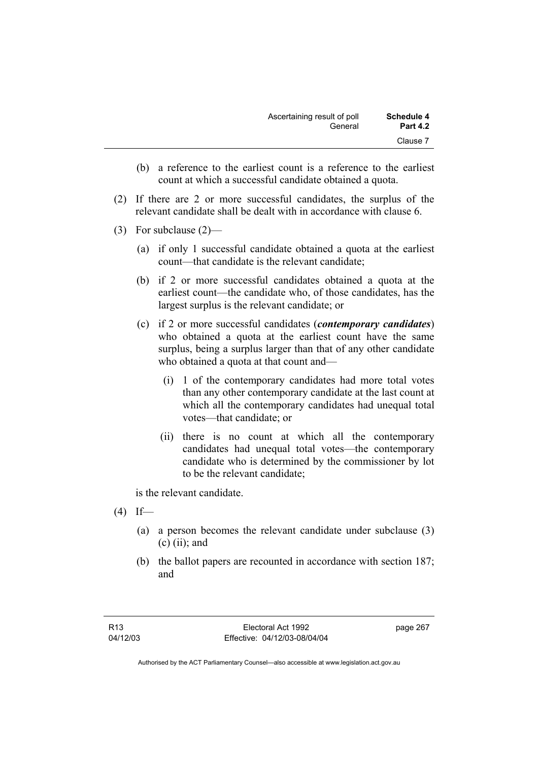(b) a reference to the earliest count is a reference to the earliest count at which a successful candidate obtained a quota.

(2) If there are 2 or more successful candidates, the surplus of the relevant candidate shall be dealt with in accordance with clause 6.

(3) For subclause (2)—

   (a) if only 1 successful candidate obtained a quota at the earliest count—that candidate is the relevant candidate;

   (b) if 2 or more successful candidates obtained a quota at the earliest count—the candidate who, of those candidates, has the largest surplus is the relevant candidate; or

   (c) if 2 or more successful candidates (***contemporary candidates***) who obtained a quota at the earliest count have the same surplus, being a surplus larger than that of any other candidate who obtained a quota at that count and—

      (i) 1 of the contemporary candidates had more total votes than any other contemporary candidate at the last count at which all the contemporary candidates had unequal total votes—that candidate; or

      (ii) there is no count at which all the contemporary candidates had unequal total votes—the contemporary candidate who is determined by the commissioner by lot to be the relevant candidate;

   is the relevant candidate.

(4) If—

   (a) a person becomes the relevant candidate under subclause (3) (c) (ii); and

   (b) the ballot papers are recounted in accordance with section 187; and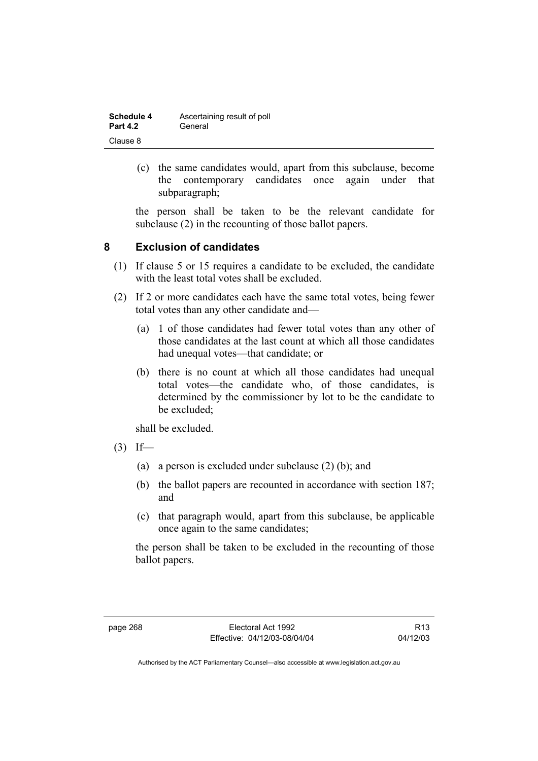(c) the same candidates would, apart from this subclause, become the contemporary candidates once again under that subparagraph;

the person shall be taken to be the relevant candidate for subclause (2) in the recounting of those ballot papers.

## 8 Exclusion of candidates

(1) If clause 5 or 15 requires a candidate to be excluded, the candidate with the least total votes shall be excluded.

(2) If 2 or more candidates each have the same total votes, being fewer total votes than any other candidate and—

(a) 1 of those candidates had fewer total votes than any other of those candidates at the last count at which all those candidates had unequal votes—that candidate; or

(b) there is no count at which all those candidates had unequal total votes—the candidate who, of those candidates, is determined by the commissioner by lot to be the candidate to be excluded;

shall be excluded.

(3) If—

(a) a person is excluded under subclause (2) (b); and

(b) the ballot papers are recounted in accordance with section 187; and

(c) that paragraph would, apart from this subclause, be applicable once again to the same candidates;

the person shall be taken to be excluded in the recounting of those ballot papers.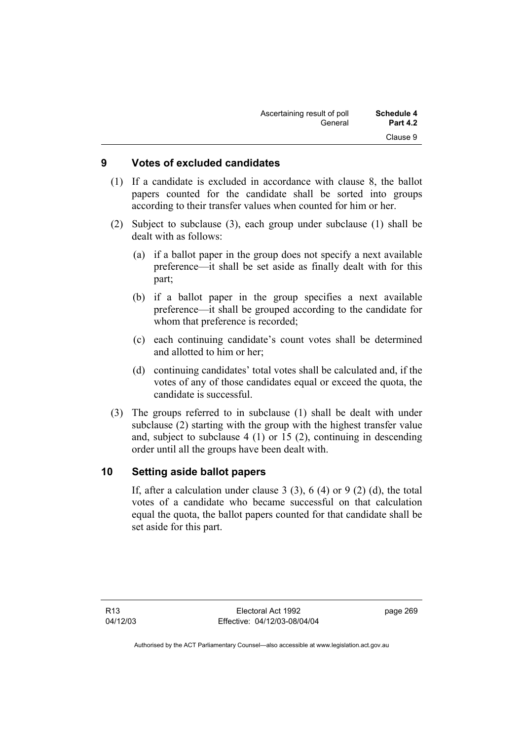## 9 Votes of excluded candidates

(1) If a candidate is excluded in accordance with clause 8, the ballot papers counted for the candidate shall be sorted into groups according to their transfer values when counted for him or her.

(2) Subject to subclause (3), each group under subclause (1) shall be dealt with as follows:

(a) if a ballot paper in the group does not specify a next available preference—it shall be set aside as finally dealt with for this part;

(b) if a ballot paper in the group specifies a next available preference—it shall be grouped according to the candidate for whom that preference is recorded;

(c) each continuing candidate's count votes shall be determined and allotted to him or her;

(d) continuing candidates' total votes shall be calculated and, if the votes of any of those candidates equal or exceed the quota, the candidate is successful.

(3) The groups referred to in subclause (1) shall be dealt with under subclause (2) starting with the group with the highest transfer value and, subject to subclause 4 (1) or 15 (2), continuing in descending order until all the groups have been dealt with.

## 10 Setting aside ballot papers

If, after a calculation under clause 3 (3), 6 (4) or 9 (2) (d), the total votes of a candidate who became successful on that calculation equal the quota, the ballot papers counted for that candidate shall be set aside for this part.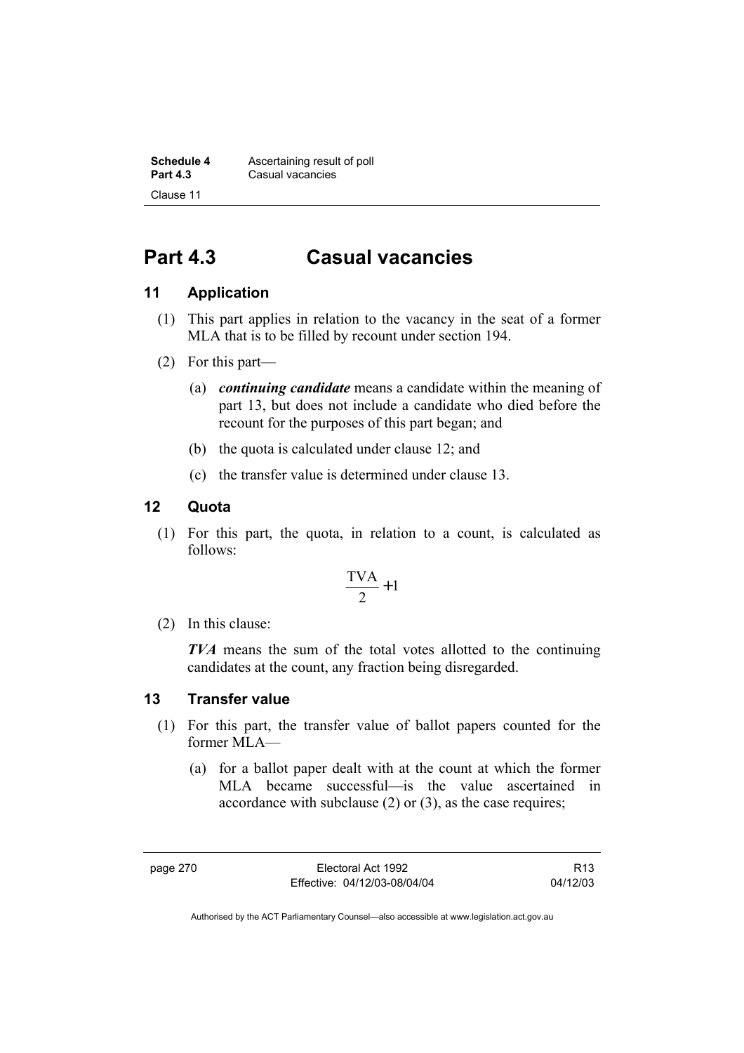# Part 4.3 Casual vacancies

## 11 Application

(1) This part applies in relation to the vacancy in the seat of a former MLA that is to be filled by recount under section 194.

(2) For this part—

(a) ***continuing candidate*** means a candidate within the meaning of part 13, but does not include a candidate who died before the recount for the purposes of this part began; and

(b) the quota is calculated under clause 12; and

(c) the transfer value is determined under clause 13.

## 12 Quota

(1) For this part, the quota, in relation to a count, is calculated as follows:

$$\frac{\text{TVA}}{2} + 1$$

(2) In this clause:

***TVA*** means the sum of the total votes allotted to the continuing candidates at the count, any fraction being disregarded.

## 13 Transfer value

(1) For this part, the transfer value of ballot papers counted for the former MLA—

(a) for a ballot paper dealt with at the count at which the former MLA became successful—is the value ascertained in accordance with subclause (2) or (3), as the case requires;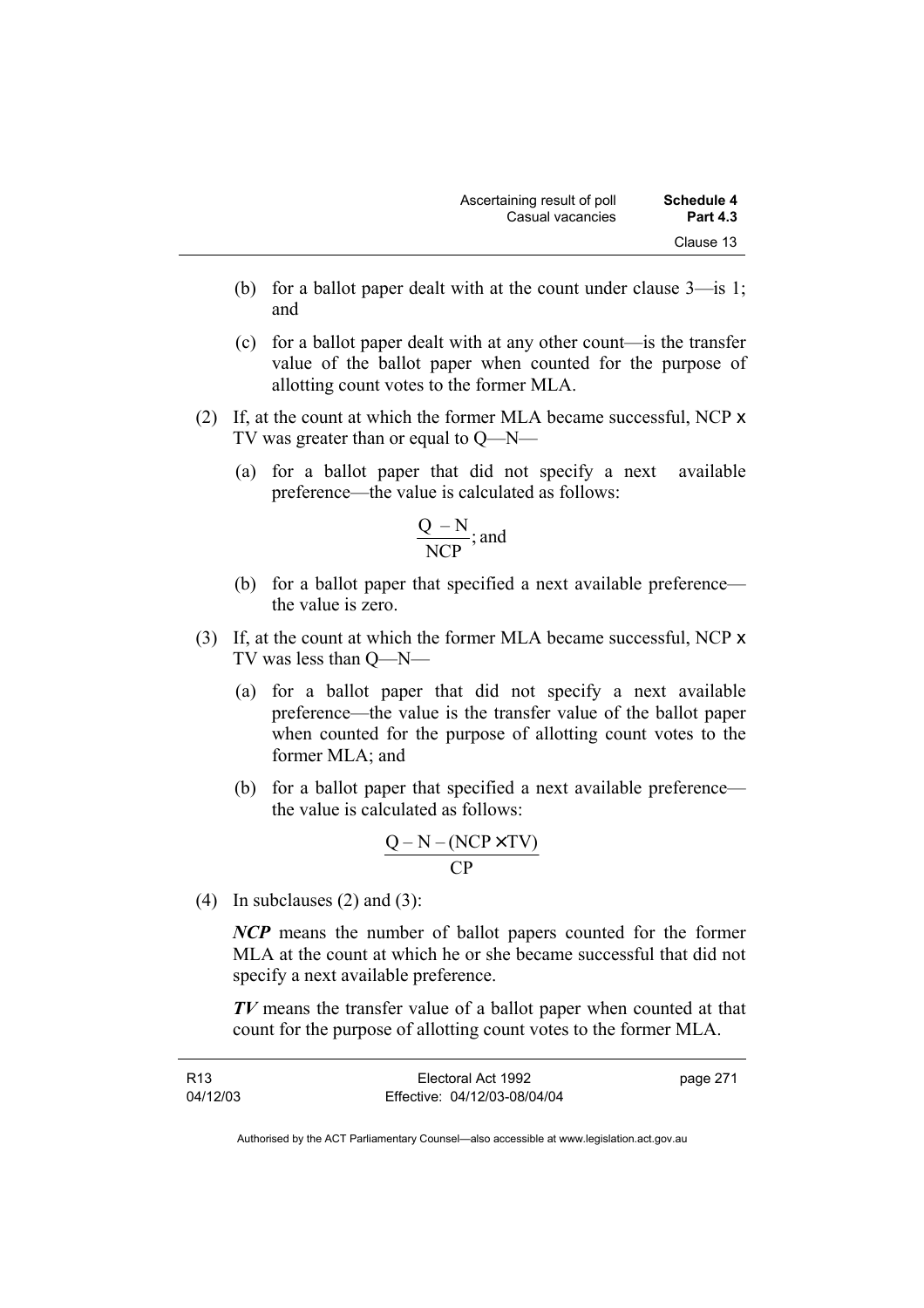(b) for a ballot paper dealt with at the count under clause 3—is 1; and

(c) for a ballot paper dealt with at any other count—is the transfer value of the ballot paper when counted for the purpose of allotting count votes to the former MLA.

(2) If, at the count at which the former MLA became successful, NCP x TV was greater than or equal to Q—N—

(a) for a ballot paper that did not specify a next available preference—the value is calculated as follows:

$$\frac{Q - N}{NCP}; \text{and}$$

(b) for a ballot paper that specified a next available preference—the value is zero.

(3) If, at the count at which the former MLA became successful, NCP x TV was less than Q—N—

(a) for a ballot paper that did not specify a next available preference—the value is the transfer value of the ballot paper when counted for the purpose of allotting count votes to the former MLA; and

(b) for a ballot paper that specified a next available preference—the value is calculated as follows:

$$\frac{Q - N - (NCP \times TV)}{CP}$$

(4) In subclauses (2) and (3):

***NCP*** means the number of ballot papers counted for the former MLA at the count at which he or she became successful that did not specify a next available preference.

***TV*** means the transfer value of a ballot paper when counted at that count for the purpose of allotting count votes to the former MLA.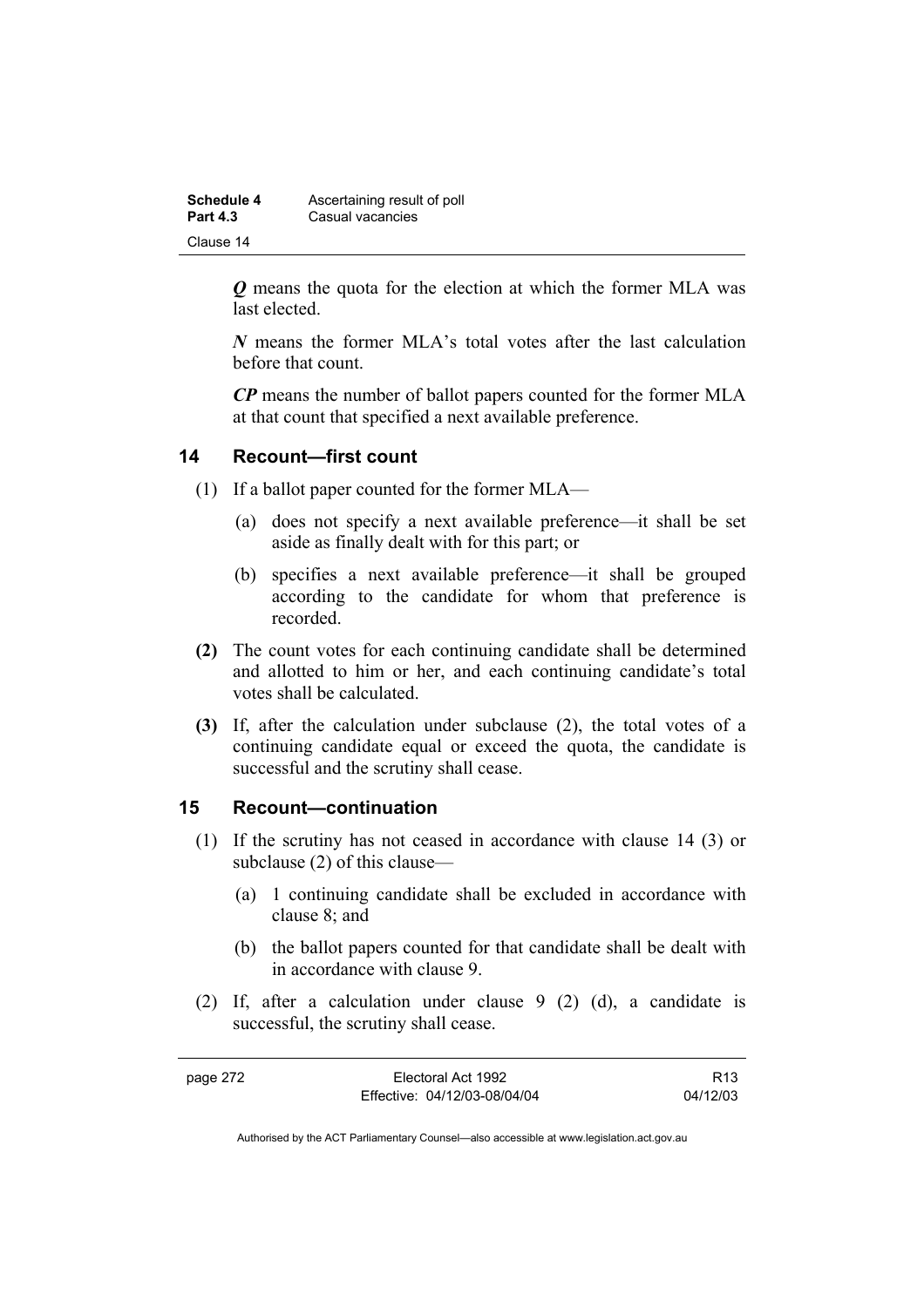***Q*** means the quota for the election at which the former MLA was last elected.

***N*** means the former MLA's total votes after the last calculation before that count.

***CP*** means the number of ballot papers counted for the former MLA at that count that specified a next available preference.

### 14 Recount—first count

(1) If a ballot paper counted for the former MLA—

(a) does not specify a next available preference—it shall be set aside as finally dealt with for this part; or

(b) specifies a next available preference—it shall be grouped according to the candidate for whom that preference is recorded.

**(2)** The count votes for each continuing candidate shall be determined and allotted to him or her, and each continuing candidate's total votes shall be calculated.

**(3)** If, after the calculation under subclause (2), the total votes of a continuing candidate equal or exceed the quota, the candidate is successful and the scrutiny shall cease.

### 15 Recount—continuation

(1) If the scrutiny has not ceased in accordance with clause 14 (3) or subclause (2) of this clause—

(a) 1 continuing candidate shall be excluded in accordance with clause 8; and

(b) the ballot papers counted for that candidate shall be dealt with in accordance with clause 9.

(2) If, after a calculation under clause 9 (2) (d), a candidate is successful, the scrutiny shall cease.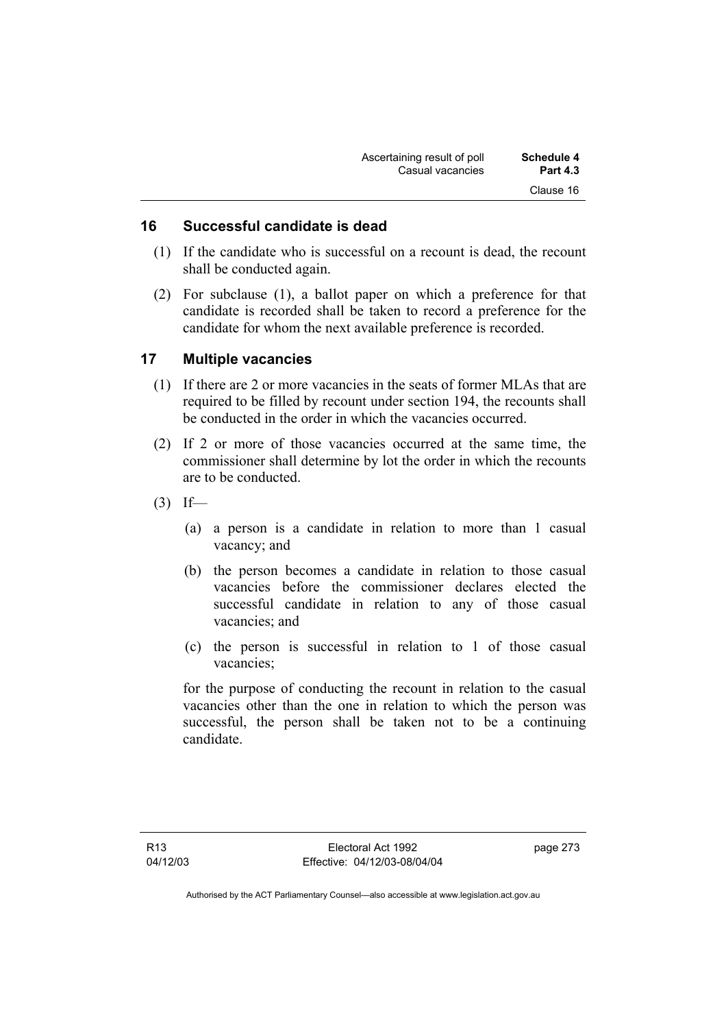## 16 Successful candidate is dead

(1) If the candidate who is successful on a recount is dead, the recount shall be conducted again.

(2) For subclause (1), a ballot paper on which a preference for that candidate is recorded shall be taken to record a preference for the candidate for whom the next available preference is recorded.

## 17 Multiple vacancies

(1) If there are 2 or more vacancies in the seats of former MLAs that are required to be filled by recount under section 194, the recounts shall be conducted in the order in which the vacancies occurred.

(2) If 2 or more of those vacancies occurred at the same time, the commissioner shall determine by lot the order in which the recounts are to be conducted.

(3) If—

(a) a person is a candidate in relation to more than 1 casual vacancy; and

(b) the person becomes a candidate in relation to those casual vacancies before the commissioner declares elected the successful candidate in relation to any of those casual vacancies; and

(c) the person is successful in relation to 1 of those casual vacancies;

for the purpose of conducting the recount in relation to the casual vacancies other than the one in relation to which the person was successful, the person shall be taken not to be a continuing candidate.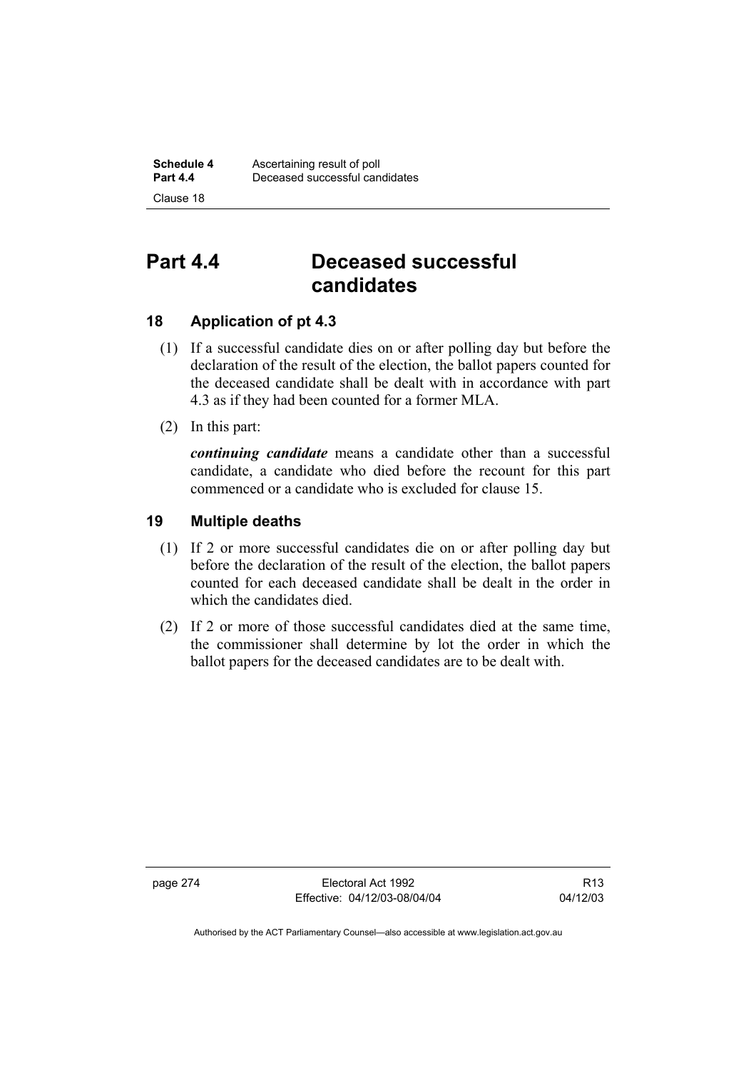# Part 4.4 Deceased successful candidates

## 18 Application of pt 4.3

(1) If a successful candidate dies on or after polling day but before the declaration of the result of the election, the ballot papers counted for the deceased candidate shall be dealt with in accordance with part 4.3 as if they had been counted for a former MLA.

(2) In this part:

***continuing candidate*** means a candidate other than a successful candidate, a candidate who died before the recount for this part commenced or a candidate who is excluded for clause 15.

## 19 Multiple deaths

(1) If 2 or more successful candidates die on or after polling day but before the declaration of the result of the election, the ballot papers counted for each deceased candidate shall be dealt in the order in which the candidates died.

(2) If 2 or more of those successful candidates died at the same time, the commissioner shall determine by lot the order in which the ballot papers for the deceased candidates are to be dealt with.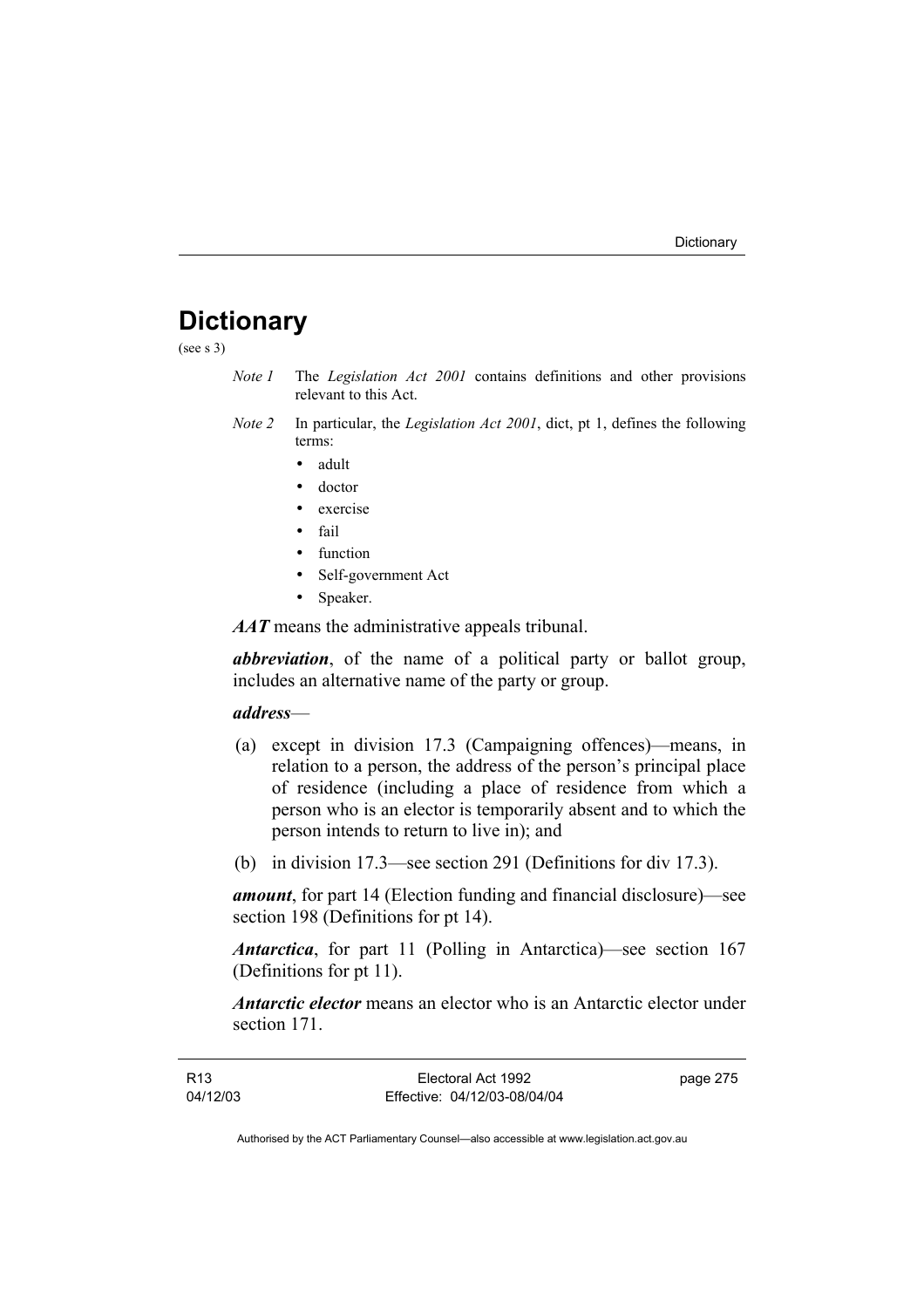# Dictionary

(see s 3)

*Note 1* The *Legislation Act 2001* contains definitions and other provisions relevant to this Act.

*Note 2* In particular, the *Legislation Act 2001*, dict, pt 1, defines the following terms:

- adult
- doctor
- exercise
- fail
- function
- Self-government Act
- Speaker.

***AAT*** means the administrative appeals tribunal.

***abbreviation***, of the name of a political party or ballot group, includes an alternative name of the party or group.

***address***—

(a) except in division 17.3 (Campaigning offences)—means, in relation to a person, the address of the person's principal place of residence (including a place of residence from which a person who is an elector is temporarily absent and to which the person intends to return to live in); and

(b) in division 17.3—see section 291 (Definitions for div 17.3).

***amount***, for part 14 (Election funding and financial disclosure)—see section 198 (Definitions for pt 14).

***Antarctica***, for part 11 (Polling in Antarctica)—see section 167 (Definitions for pt 11).

***Antarctic elector*** means an elector who is an Antarctic elector under section 171.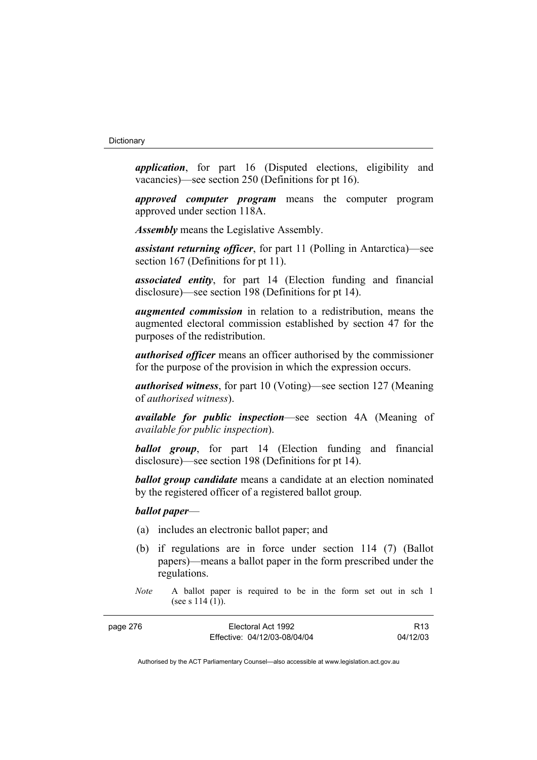***application***, for part 16 (Disputed elections, eligibility and vacancies)—see section 250 (Definitions for pt 16).

***approved computer program*** means the computer program approved under section 118A.

***Assembly*** means the Legislative Assembly.

***assistant returning officer***, for part 11 (Polling in Antarctica)—see section 167 (Definitions for pt 11).

***associated entity***, for part 14 (Election funding and financial disclosure)—see section 198 (Definitions for pt 14).

***augmented commission*** in relation to a redistribution, means the augmented electoral commission established by section 47 for the purposes of the redistribution.

***authorised officer*** means an officer authorised by the commissioner for the purpose of the provision in which the expression occurs.

***authorised witness***, for part 10 (Voting)—see section 127 (Meaning of *authorised witness*).

***available for public inspection***—see section 4A (Meaning of *available for public inspection*).

***ballot group***, for part 14 (Election funding and financial disclosure)—see section 198 (Definitions for pt 14).

***ballot group candidate*** means a candidate at an election nominated by the registered officer of a registered ballot group.

***ballot paper***—

(a) includes an electronic ballot paper; and

(b) if regulations are in force under section 114 (7) (Ballot papers)—means a ballot paper in the form prescribed under the regulations.

*Note* A ballot paper is required to be in the form set out in sch 1 (see s 114 (1)).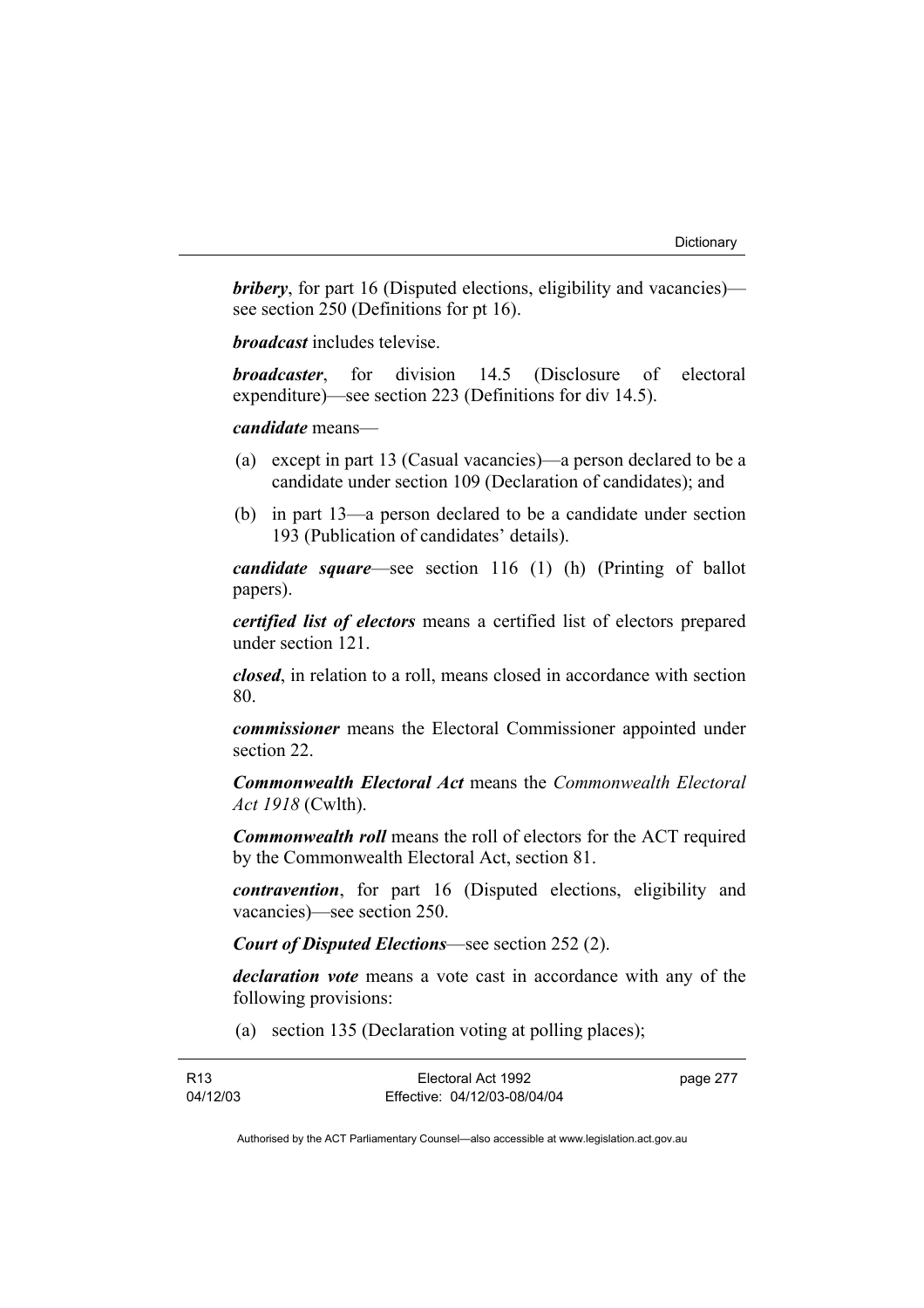***bribery***, for part 16 (Disputed elections, eligibility and vacancies)—see section 250 (Definitions for pt 16).

***broadcast*** includes televise.

***broadcaster***, for division 14.5 (Disclosure of electoral expenditure)—see section 223 (Definitions for div 14.5).

***candidate*** means—

(a) except in part 13 (Casual vacancies)—a person declared to be a candidate under section 109 (Declaration of candidates); and

(b) in part 13—a person declared to be a candidate under section 193 (Publication of candidates' details).

***candidate square***—see section 116 (1) (h) (Printing of ballot papers).

***certified list of electors*** means a certified list of electors prepared under section 121.

***closed***, in relation to a roll, means closed in accordance with section 80.

***commissioner*** means the Electoral Commissioner appointed under section 22.

***Commonwealth Electoral Act*** means the *Commonwealth Electoral Act 1918* (Cwlth).

***Commonwealth roll*** means the roll of electors for the ACT required by the Commonwealth Electoral Act, section 81.

***contravention***, for part 16 (Disputed elections, eligibility and vacancies)—see section 250.

***Court of Disputed Elections***—see section 252 (2).

***declaration vote*** means a vote cast in accordance with any of the following provisions:

(a) section 135 (Declaration voting at polling places);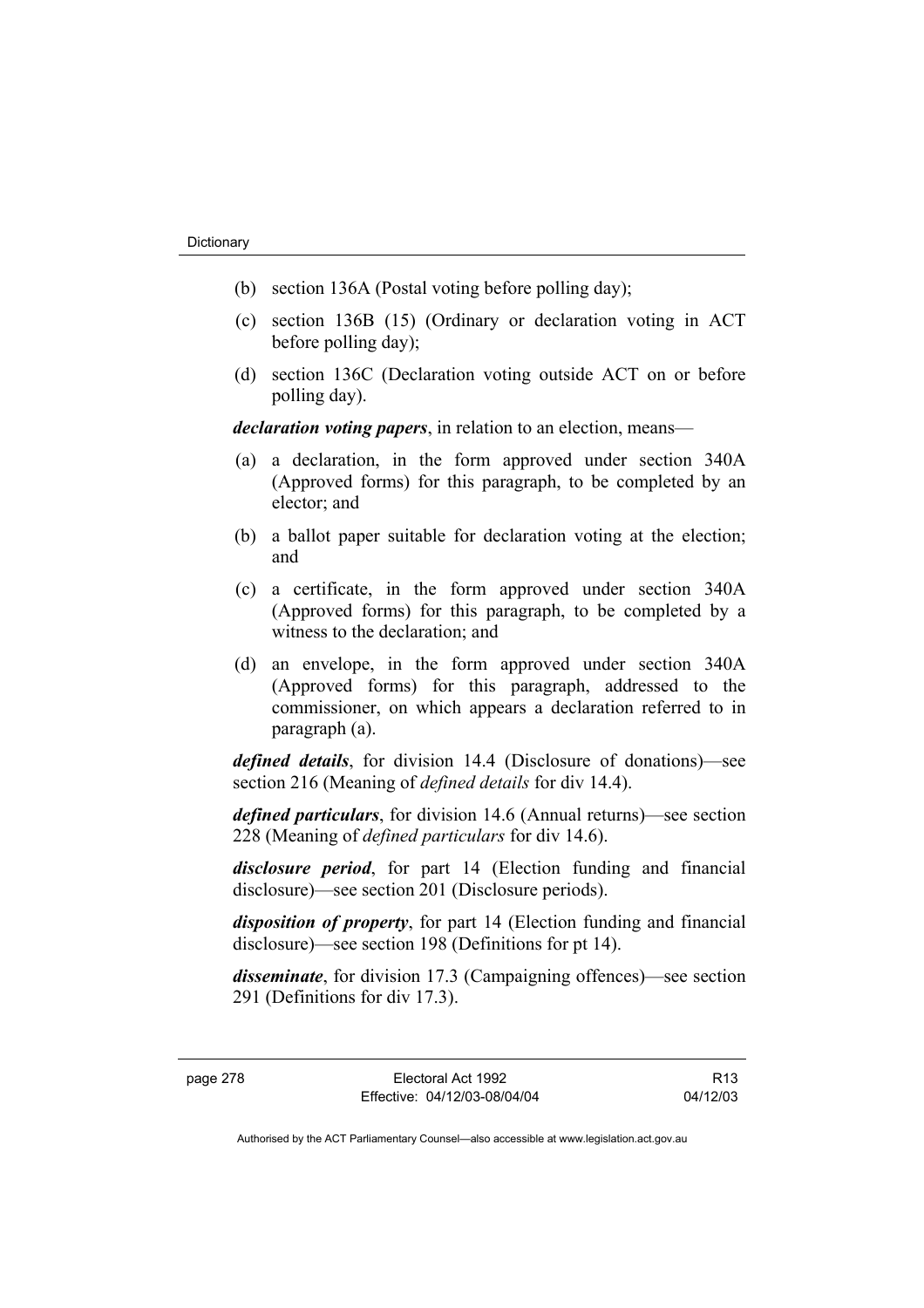(b) section 136A (Postal voting before polling day);

(c) section 136B (15) (Ordinary or declaration voting in ACT before polling day);

(d) section 136C (Declaration voting outside ACT on or before polling day).

***declaration voting papers***, in relation to an election, means—

(a) a declaration, in the form approved under section 340A (Approved forms) for this paragraph, to be completed by an elector; and

(b) a ballot paper suitable for declaration voting at the election; and

(c) a certificate, in the form approved under section 340A (Approved forms) for this paragraph, to be completed by a witness to the declaration; and

(d) an envelope, in the form approved under section 340A (Approved forms) for this paragraph, addressed to the commissioner, on which appears a declaration referred to in paragraph (a).

***defined details***, for division 14.4 (Disclosure of donations)—see section 216 (Meaning of *defined details* for div 14.4).

***defined particulars***, for division 14.6 (Annual returns)—see section 228 (Meaning of *defined particulars* for div 14.6).

***disclosure period***, for part 14 (Election funding and financial disclosure)—see section 201 (Disclosure periods).

***disposition of property***, for part 14 (Election funding and financial disclosure)—see section 198 (Definitions for pt 14).

***disseminate***, for division 17.3 (Campaigning offences)—see section 291 (Definitions for div 17.3).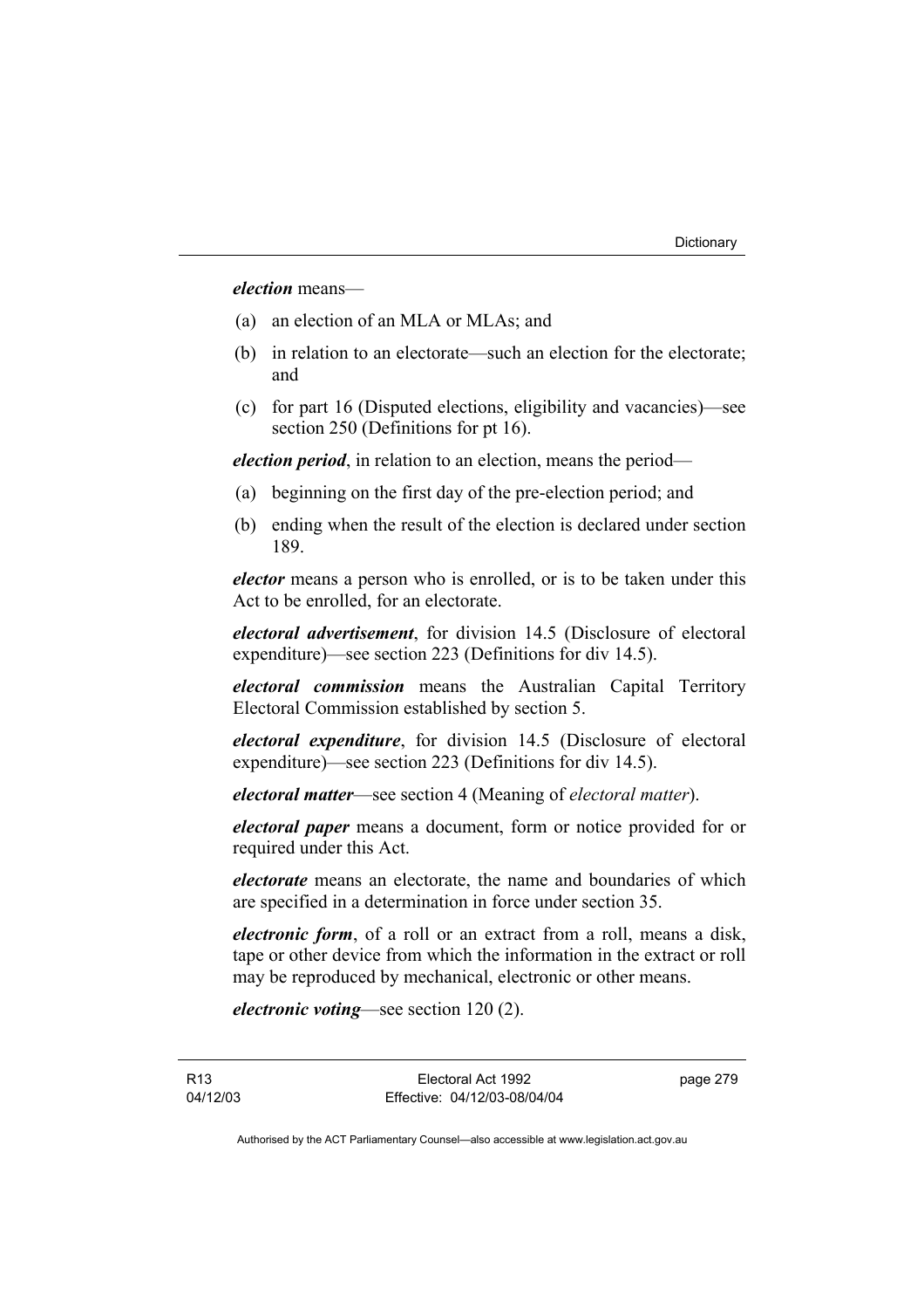***election*** means—

(a) an election of an MLA or MLAs; and

(b) in relation to an electorate—such an election for the electorate; and

(c) for part 16 (Disputed elections, eligibility and vacancies)—see section 250 (Definitions for pt 16).

***election period***, in relation to an election, means the period—

(a) beginning on the first day of the pre-election period; and

(b) ending when the result of the election is declared under section 189.

***elector*** means a person who is enrolled, or is to be taken under this Act to be enrolled, for an electorate.

***electoral advertisement***, for division 14.5 (Disclosure of electoral expenditure)—see section 223 (Definitions for div 14.5).

***electoral commission*** means the Australian Capital Territory Electoral Commission established by section 5.

***electoral expenditure***, for division 14.5 (Disclosure of electoral expenditure)—see section 223 (Definitions for div 14.5).

***electoral matter***—see section 4 (Meaning of *electoral matter*).

***electoral paper*** means a document, form or notice provided for or required under this Act.

***electorate*** means an electorate, the name and boundaries of which are specified in a determination in force under section 35.

***electronic form***, of a roll or an extract from a roll, means a disk, tape or other device from which the information in the extract or roll may be reproduced by mechanical, electronic or other means.

***electronic voting***—see section 120 (2).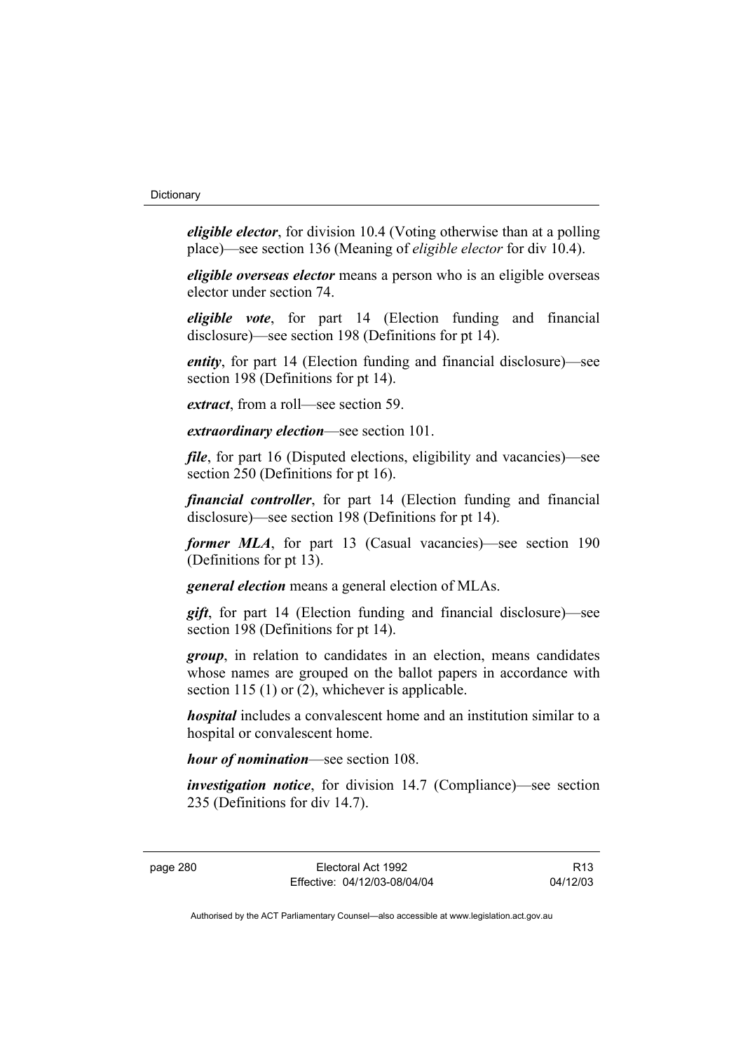***eligible elector***, for division 10.4 (Voting otherwise than at a polling place)—see section 136 (Meaning of *eligible elector* for div 10.4).

***eligible overseas elector*** means a person who is an eligible overseas elector under section 74.

***eligible vote***, for part 14 (Election funding and financial disclosure)—see section 198 (Definitions for pt 14).

***entity***, for part 14 (Election funding and financial disclosure)—see section 198 (Definitions for pt 14).

***extract***, from a roll—see section 59.

***extraordinary election***—see section 101.

***file***, for part 16 (Disputed elections, eligibility and vacancies)—see section 250 (Definitions for pt 16).

***financial controller***, for part 14 (Election funding and financial disclosure)—see section 198 (Definitions for pt 14).

***former MLA***, for part 13 (Casual vacancies)—see section 190 (Definitions for pt 13).

***general election*** means a general election of MLAs.

***gift***, for part 14 (Election funding and financial disclosure)—see section 198 (Definitions for pt 14).

***group***, in relation to candidates in an election, means candidates whose names are grouped on the ballot papers in accordance with section 115 (1) or (2), whichever is applicable.

***hospital*** includes a convalescent home and an institution similar to a hospital or convalescent home.

***hour of nomination***—see section 108.

***investigation notice***, for division 14.7 (Compliance)—see section 235 (Definitions for div 14.7).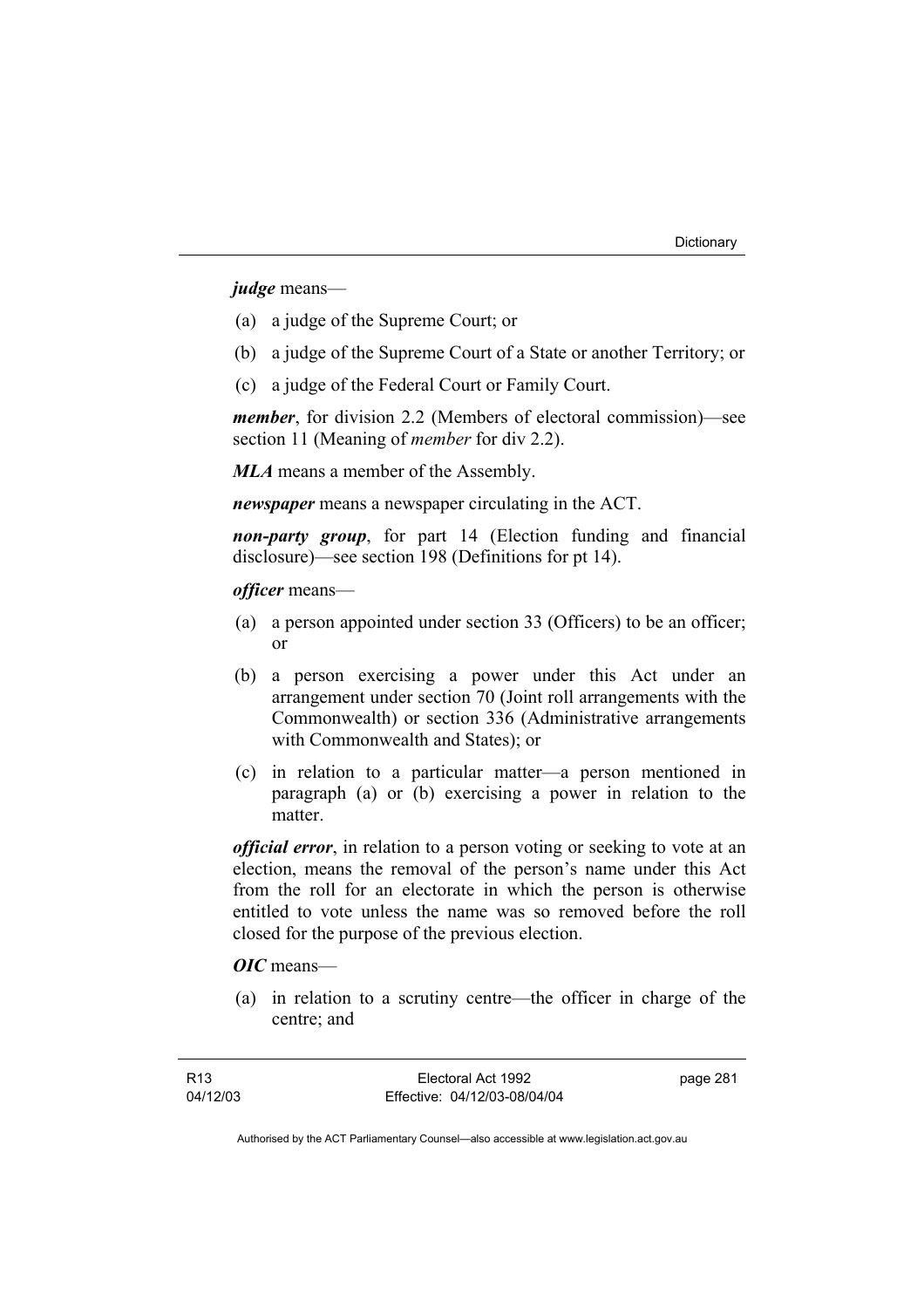***judge*** means—

(a) a judge of the Supreme Court; or

(b) a judge of the Supreme Court of a State or another Territory; or

(c) a judge of the Federal Court or Family Court.

***member***, for division 2.2 (Members of electoral commission)—see section 11 (Meaning of *member* for div 2.2).

***MLA*** means a member of the Assembly.

***newspaper*** means a newspaper circulating in the ACT.

***non-party group***, for part 14 (Election funding and financial disclosure)—see section 198 (Definitions for pt 14).

***officer*** means—

(a) a person appointed under section 33 (Officers) to be an officer; or

(b) a person exercising a power under this Act under an arrangement under section 70 (Joint roll arrangements with the Commonwealth) or section 336 (Administrative arrangements with Commonwealth and States); or

(c) in relation to a particular matter—a person mentioned in paragraph (a) or (b) exercising a power in relation to the matter.

***official error***, in relation to a person voting or seeking to vote at an election, means the removal of the person's name under this Act from the roll for an electorate in which the person is otherwise entitled to vote unless the name was so removed before the roll closed for the purpose of the previous election.

***OIC*** means—

(a) in relation to a scrutiny centre—the officer in charge of the centre; and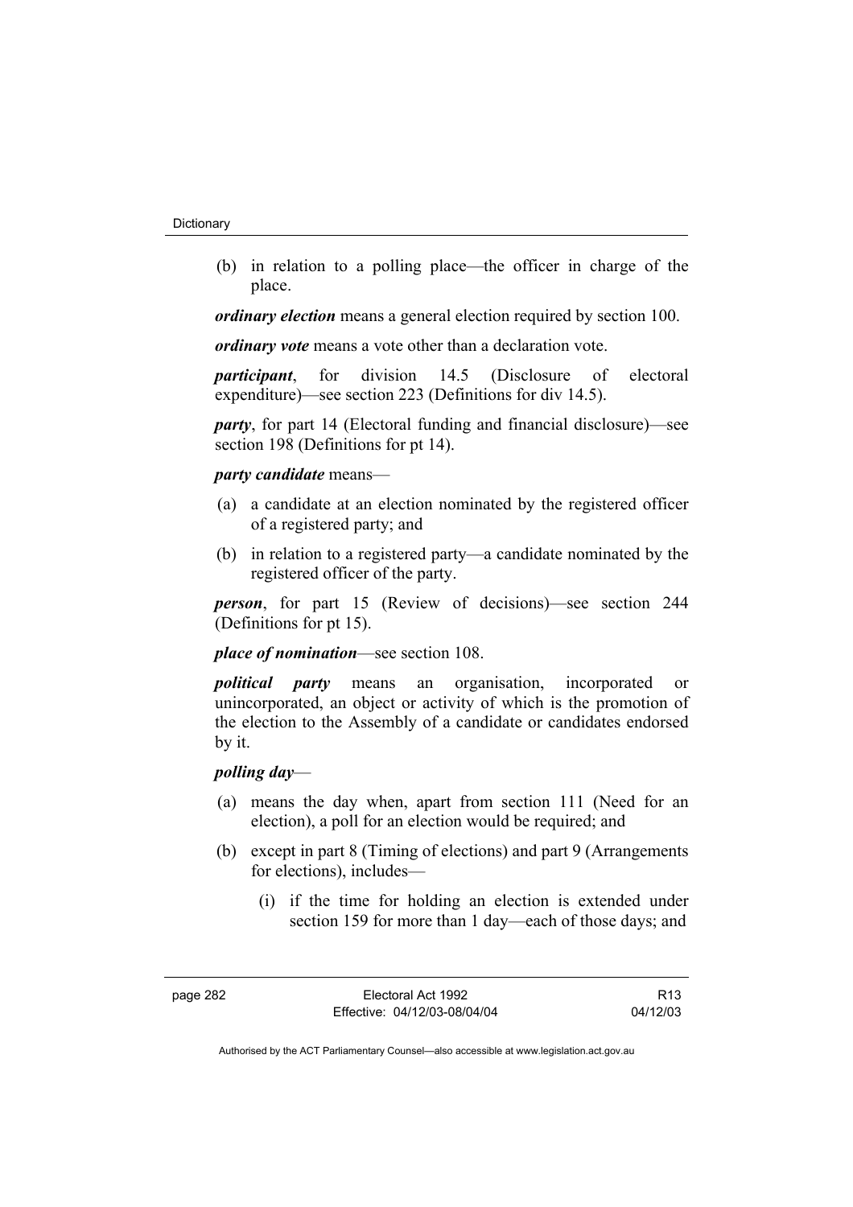(b) in relation to a polling place—the officer in charge of the place.

***ordinary election*** means a general election required by section 100.

***ordinary vote*** means a vote other than a declaration vote.

***participant***, for division 14.5 (Disclosure of electoral expenditure)—see section 223 (Definitions for div 14.5).

***party***, for part 14 (Electoral funding and financial disclosure)—see section 198 (Definitions for pt 14).

***party candidate*** means—

(a) a candidate at an election nominated by the registered officer of a registered party; and

(b) in relation to a registered party—a candidate nominated by the registered officer of the party.

***person***, for part 15 (Review of decisions)—see section 244 (Definitions for pt 15).

***place of nomination***—see section 108.

***political party*** means an organisation, incorporated or unincorporated, an object or activity of which is the promotion of the election to the Assembly of a candidate or candidates endorsed by it.

***polling day***—

(a) means the day when, apart from section 111 (Need for an election), a poll for an election would be required; and

(b) except in part 8 (Timing of elections) and part 9 (Arrangements for elections), includes—

(i) if the time for holding an election is extended under section 159 for more than 1 day—each of those days; and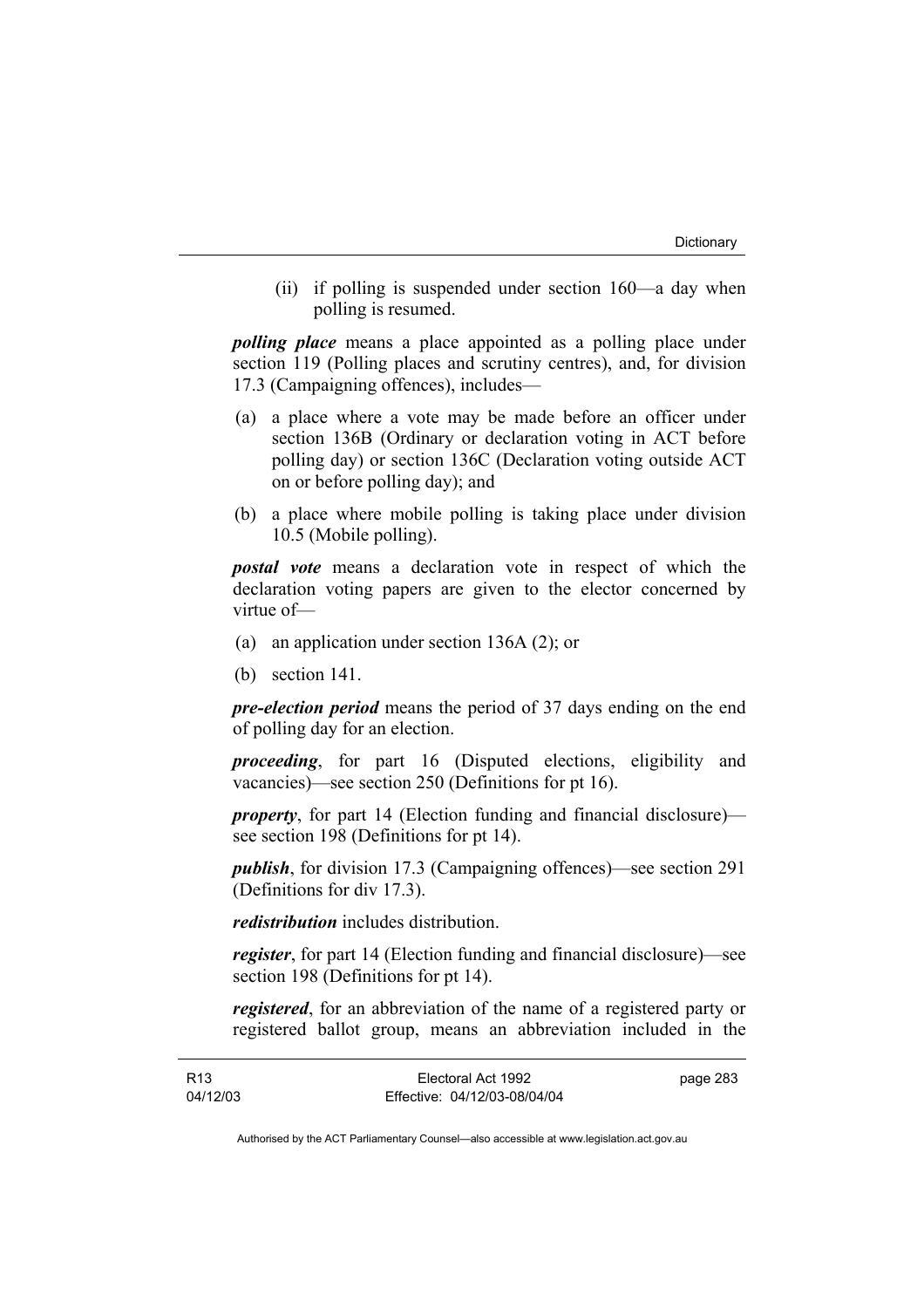(ii) if polling is suspended under section 160—a day when polling is resumed.

***polling place*** means a place appointed as a polling place under section 119 (Polling places and scrutiny centres), and, for division 17.3 (Campaigning offences), includes—

(a) a place where a vote may be made before an officer under section 136B (Ordinary or declaration voting in ACT before polling day) or section 136C (Declaration voting outside ACT on or before polling day); and

(b) a place where mobile polling is taking place under division 10.5 (Mobile polling).

***postal vote*** means a declaration vote in respect of which the declaration voting papers are given to the elector concerned by virtue of—

(a) an application under section 136A (2); or

(b) section 141.

***pre-election period*** means the period of 37 days ending on the end of polling day for an election.

***proceeding***, for part 16 (Disputed elections, eligibility and vacancies)—see section 250 (Definitions for pt 16).

***property***, for part 14 (Election funding and financial disclosure)—see section 198 (Definitions for pt 14).

***publish***, for division 17.3 (Campaigning offences)—see section 291 (Definitions for div 17.3).

***redistribution*** includes distribution.

***register***, for part 14 (Election funding and financial disclosure)—see section 198 (Definitions for pt 14).

***registered***, for an abbreviation of the name of a registered party or registered ballot group, means an abbreviation included in the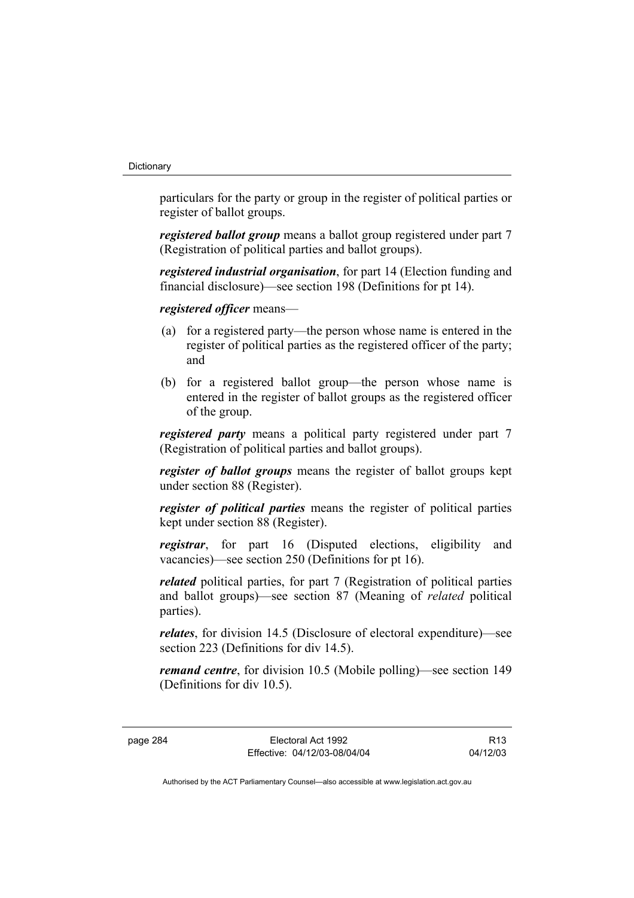particulars for the party or group in the register of political parties or register of ballot groups.

***registered ballot group*** means a ballot group registered under part 7 (Registration of political parties and ballot groups).

***registered industrial organisation***, for part 14 (Election funding and financial disclosure)—see section 198 (Definitions for pt 14).

***registered officer*** means—

(a) for a registered party—the person whose name is entered in the register of political parties as the registered officer of the party; and

(b) for a registered ballot group—the person whose name is entered in the register of ballot groups as the registered officer of the group.

***registered party*** means a political party registered under part 7 (Registration of political parties and ballot groups).

***register of ballot groups*** means the register of ballot groups kept under section 88 (Register).

***register of political parties*** means the register of political parties kept under section 88 (Register).

***registrar***, for part 16 (Disputed elections, eligibility and vacancies)—see section 250 (Definitions for pt 16).

***related*** political parties, for part 7 (Registration of political parties and ballot groups)—see section 87 (Meaning of *related* political parties).

***relates***, for division 14.5 (Disclosure of electoral expenditure)—see section 223 (Definitions for div 14.5).

***remand centre***, for division 10.5 (Mobile polling)—see section 149 (Definitions for div 10.5).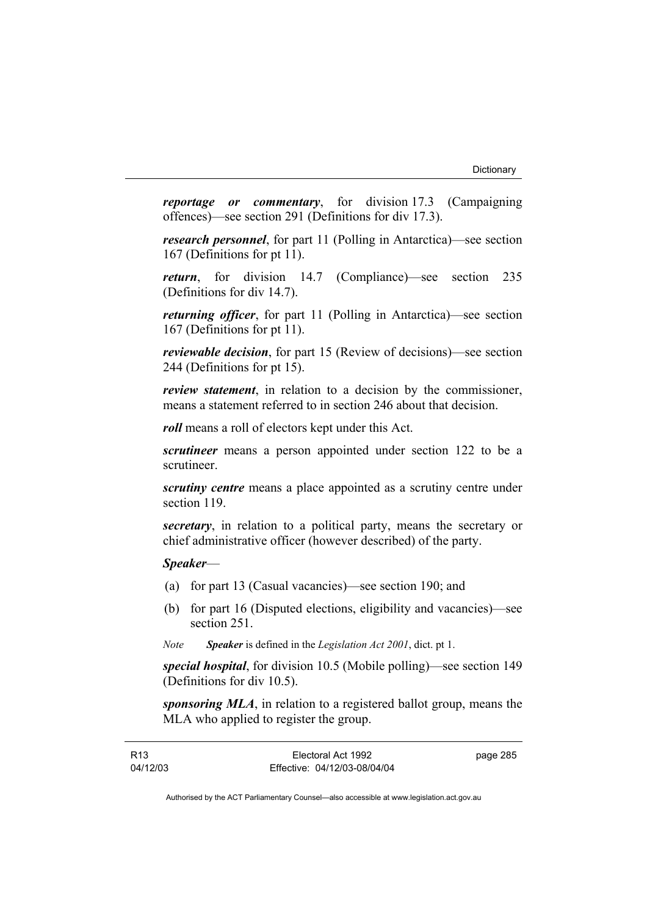***reportage or commentary***, for division 17.3 (Campaigning offences)—see section 291 (Definitions for div 17.3).

***research personnel***, for part 11 (Polling in Antarctica)—see section 167 (Definitions for pt 11).

***return***, for division 14.7 (Compliance)—see section 235 (Definitions for div 14.7).

***returning officer***, for part 11 (Polling in Antarctica)—see section 167 (Definitions for pt 11).

***reviewable decision***, for part 15 (Review of decisions)—see section 244 (Definitions for pt 15).

***review statement***, in relation to a decision by the commissioner, means a statement referred to in section 246 about that decision.

***roll*** means a roll of electors kept under this Act.

***scrutineer*** means a person appointed under section 122 to be a scrutineer.

***scrutiny centre*** means a place appointed as a scrutiny centre under section 119.

***secretary***, in relation to a political party, means the secretary or chief administrative officer (however described) of the party.

***Speaker***—

(a) for part 13 (Casual vacancies)—see section 190; and

(b) for part 16 (Disputed elections, eligibility and vacancies)—see section 251.

*Note* ***Speaker*** is defined in the *Legislation Act 2001*, dict. pt 1.

***special hospital***, for division 10.5 (Mobile polling)—see section 149 (Definitions for div 10.5).

***sponsoring MLA***, in relation to a registered ballot group, means the MLA who applied to register the group.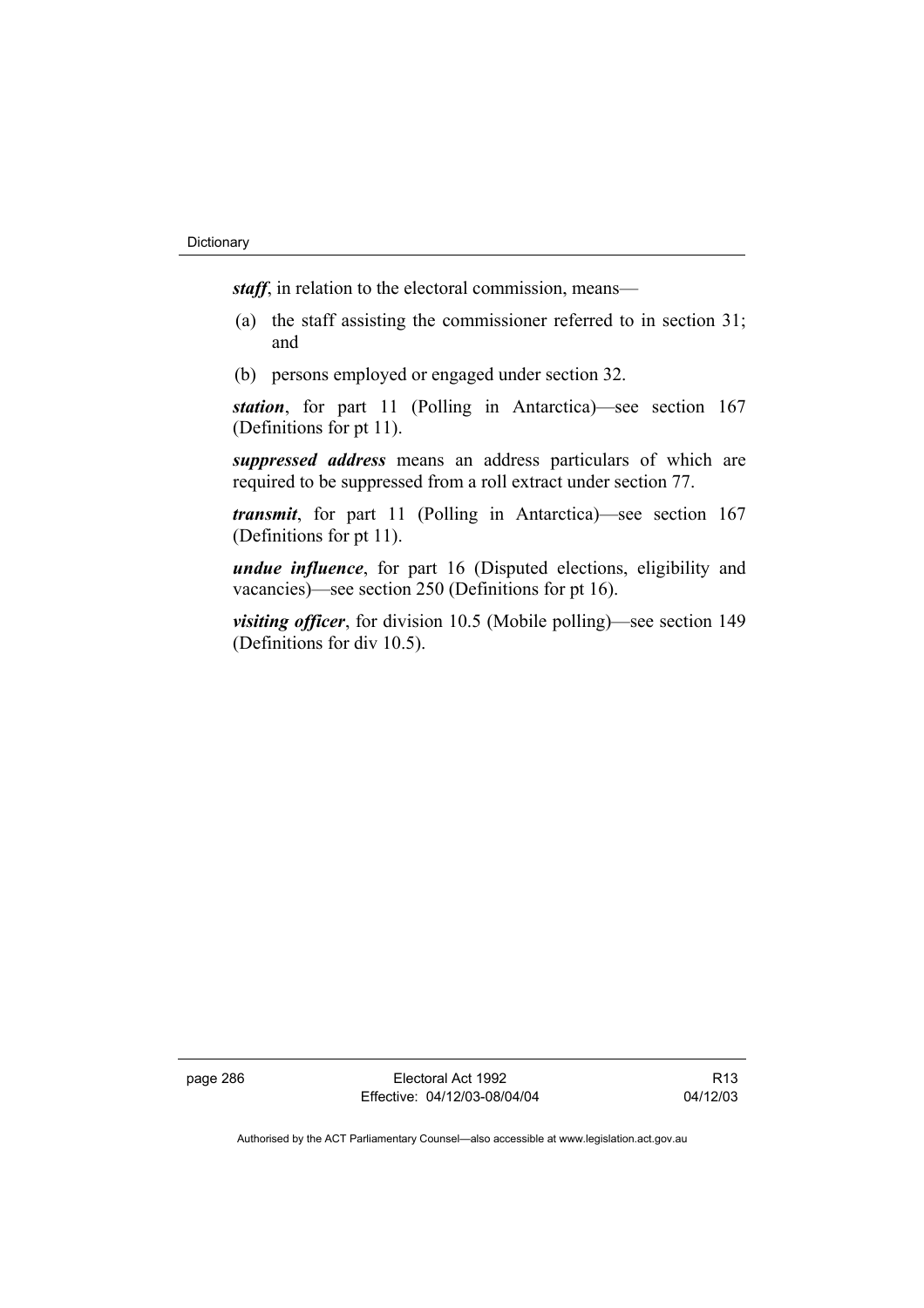***staff***, in relation to the electoral commission, means—

(a) the staff assisting the commissioner referred to in section 31; and

(b) persons employed or engaged under section 32.

***station***, for part 11 (Polling in Antarctica)—see section 167 (Definitions for pt 11).

***suppressed address*** means an address particulars of which are required to be suppressed from a roll extract under section 77.

***transmit***, for part 11 (Polling in Antarctica)—see section 167 (Definitions for pt 11).

***undue influence***, for part 16 (Disputed elections, eligibility and vacancies)—see section 250 (Definitions for pt 16).

***visiting officer***, for division 10.5 (Mobile polling)—see section 149 (Definitions for div 10.5).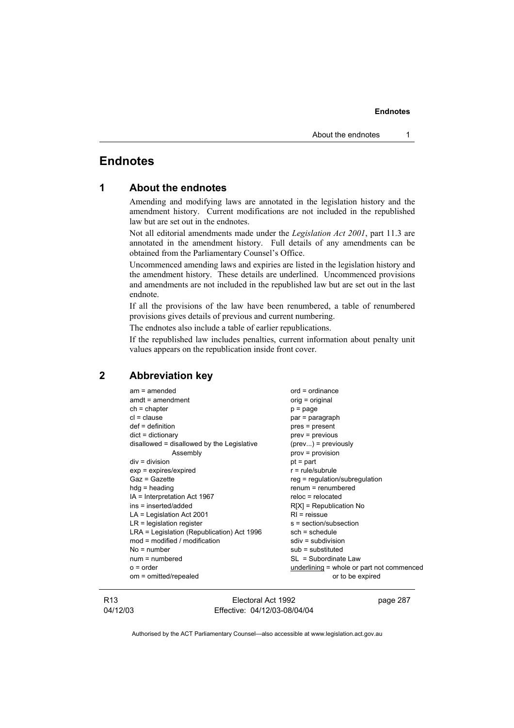# Endnotes

## 1 About the endnotes

Amending and modifying laws are annotated in the legislation history and the amendment history. Current modifications are not included in the republished law but are set out in the endnotes.

Not all editorial amendments made under the *Legislation Act 2001*, part 11.3 are annotated in the amendment history. Full details of any amendments can be obtained from the Parliamentary Counsel's Office.

Uncommenced amending laws and expiries are listed in the legislation history and the amendment history. These details are underlined. Uncommenced provisions and amendments are not included in the republished law but are set out in the last endnote.

If all the provisions of the law have been renumbered, a table of renumbered provisions gives details of previous and current numbering.

The endnotes also include a table of earlier republications.

If the republished law includes penalties, current information about penalty unit values appears on the republication inside front cover.

## 2 Abbreviation key

am = amended
amdt = amendment
ch = chapter
cl = clause
def = definition
dict = dictionary
disallowed = disallowed by the Legislative Assembly
div = division
exp = expires/expired
Gaz = Gazette
hdg = heading
IA = Interpretation Act 1967
ins = inserted/added
LA = Legislation Act 2001
LR = legislation register
LRA = Legislation (Republication) Act 1996
mod = modified / modification
No = number
num = numbered
o = order
om = omitted/repealed
ord = ordinance
orig = original
p = page
par = paragraph
pres = present
prev = previous
(prev...) = previously
prov = provision
pt = part
r = rule/subrule
reg = regulation/subregulation
renum = renumbered
reloc = relocated
R[X] = Republication No
RI = reissue
s = section/subsection
sch = schedule
sdiv = subdivision
sub = substituted
SL = Subordinate Law
underlining = whole or part not commenced or to be expired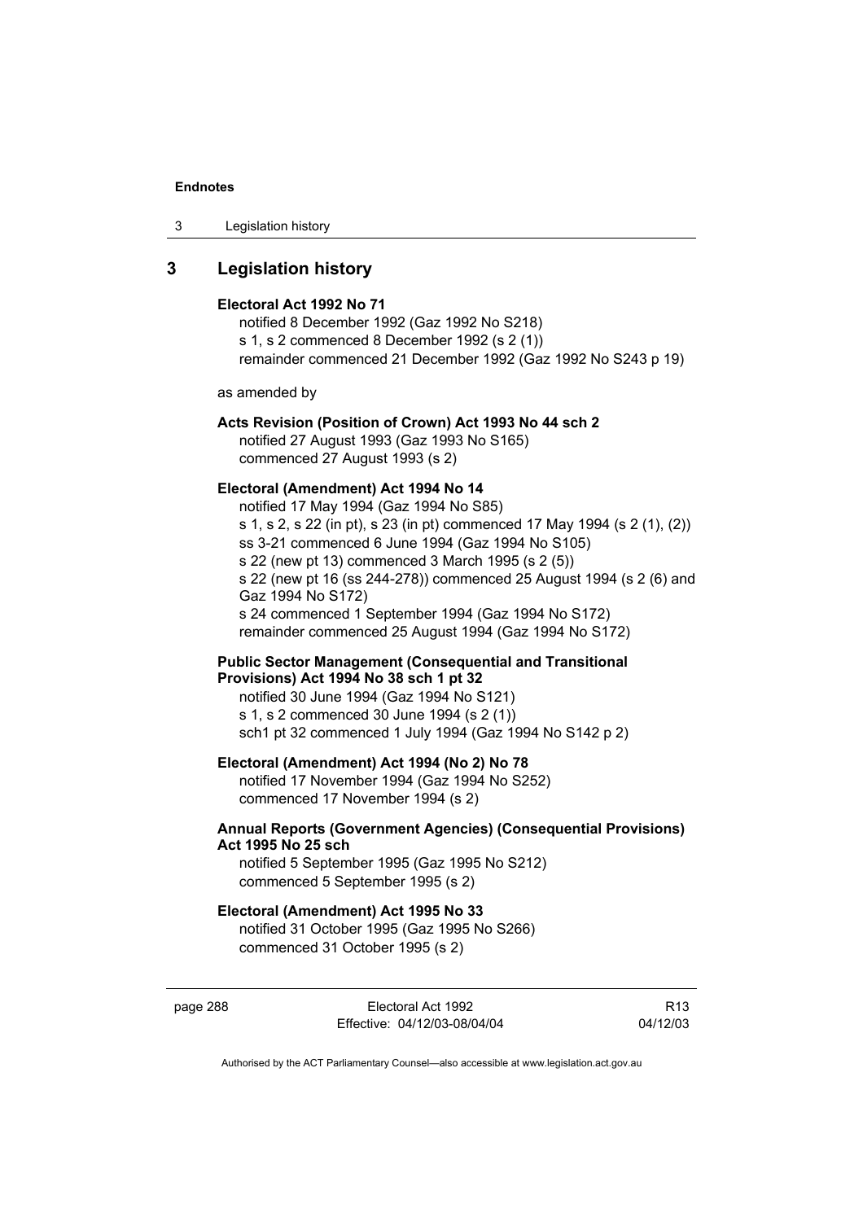## 3 Legislation history

**Electoral Act 1992 No 71**

notified 8 December 1992 (Gaz 1992 No S218)
s 1, s 2 commenced 8 December 1992 (s 2 (1))
remainder commenced 21 December 1992 (Gaz 1992 No S243 p 19)

as amended by

**Acts Revision (Position of Crown) Act 1993 No 44 sch 2**

notified 27 August 1993 (Gaz 1993 No S165)
commenced 27 August 1993 (s 2)

**Electoral (Amendment) Act 1994 No 14**

notified 17 May 1994 (Gaz 1994 No S85)
s 1, s 2, s 22 (in pt), s 23 (in pt) commenced 17 May 1994 (s 2 (1), (2))
ss 3-21 commenced 6 June 1994 (Gaz 1994 No S105)
s 22 (new pt 13) commenced 3 March 1995 (s 2 (5))
s 22 (new pt 16 (ss 244-278)) commenced 25 August 1994 (s 2 (6) and Gaz 1994 No S172)
s 24 commenced 1 September 1994 (Gaz 1994 No S172)
remainder commenced 25 August 1994 (Gaz 1994 No S172)

**Public Sector Management (Consequential and Transitional Provisions) Act 1994 No 38 sch 1 pt 32**

notified 30 June 1994 (Gaz 1994 No S121)
s 1, s 2 commenced 30 June 1994 (s 2 (1))
sch1 pt 32 commenced 1 July 1994 (Gaz 1994 No S142 p 2)

**Electoral (Amendment) Act 1994 (No 2) No 78**

notified 17 November 1994 (Gaz 1994 No S252)
commenced 17 November 1994 (s 2)

**Annual Reports (Government Agencies) (Consequential Provisions) Act 1995 No 25 sch**

notified 5 September 1995 (Gaz 1995 No S212)
commenced 5 September 1995 (s 2)

**Electoral (Amendment) Act 1995 No 33**

notified 31 October 1995 (Gaz 1995 No S266)
commenced 31 October 1995 (s 2)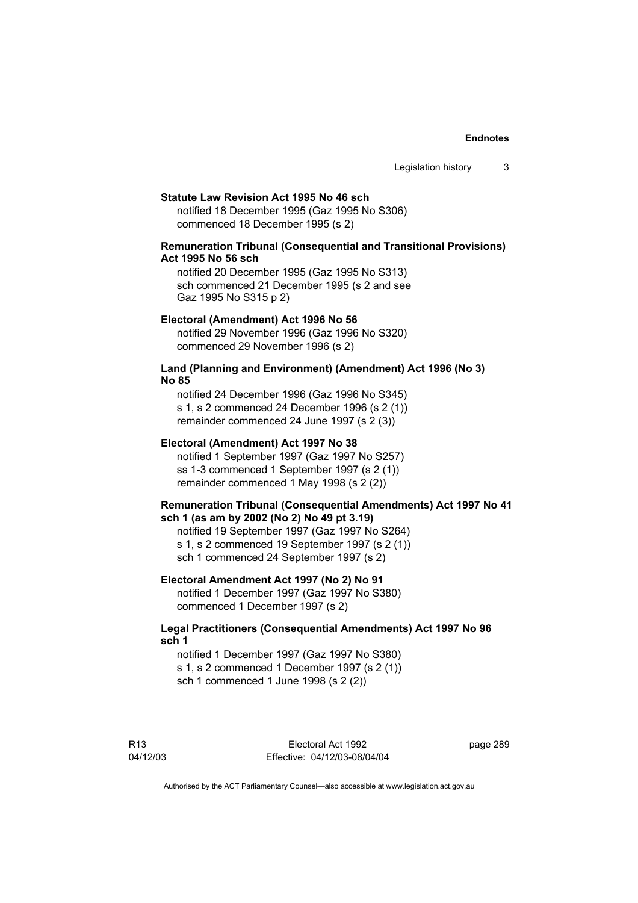**Statute Law Revision Act 1995 No 46 sch**

notified 18 December 1995 (Gaz 1995 No S306)
commenced 18 December 1995 (s 2)

**Remuneration Tribunal (Consequential and Transitional Provisions) Act 1995 No 56 sch**

notified 20 December 1995 (Gaz 1995 No S313)
sch commenced 21 December 1995 (s 2 and see Gaz 1995 No S315 p 2)

**Electoral (Amendment) Act 1996 No 56**

notified 29 November 1996 (Gaz 1996 No S320)
commenced 29 November 1996 (s 2)

**Land (Planning and Environment) (Amendment) Act 1996 (No 3) No 85**

notified 24 December 1996 (Gaz 1996 No S345)
s 1, s 2 commenced 24 December 1996 (s 2 (1))
remainder commenced 24 June 1997 (s 2 (3))

**Electoral (Amendment) Act 1997 No 38**

notified 1 September 1997 (Gaz 1997 No S257)
ss 1-3 commenced 1 September 1997 (s 2 (1))
remainder commenced 1 May 1998 (s 2 (2))

**Remuneration Tribunal (Consequential Amendments) Act 1997 No 41 sch 1 (as am by 2002 (No 2) No 49 pt 3.19)**

notified 19 September 1997 (Gaz 1997 No S264)
s 1, s 2 commenced 19 September 1997 (s 2 (1))
sch 1 commenced 24 September 1997 (s 2)

**Electoral Amendment Act 1997 (No 2) No 91**

notified 1 December 1997 (Gaz 1997 No S380)
commenced 1 December 1997 (s 2)

**Legal Practitioners (Consequential Amendments) Act 1997 No 96 sch 1**

notified 1 December 1997 (Gaz 1997 No S380)
s 1, s 2 commenced 1 December 1997 (s 2 (1))
sch 1 commenced 1 June 1998 (s 2 (2))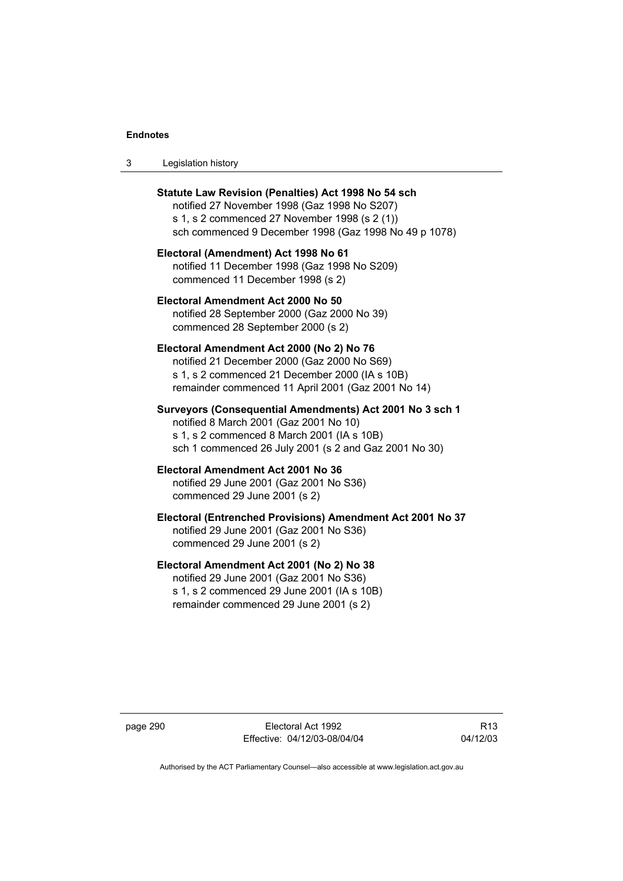**Statute Law Revision (Penalties) Act 1998 No 54 sch**
notified 27 November 1998 (Gaz 1998 No S207)
s 1, s 2 commenced 27 November 1998 (s 2 (1))
sch commenced 9 December 1998 (Gaz 1998 No 49 p 1078)

**Electoral (Amendment) Act 1998 No 61**
notified 11 December 1998 (Gaz 1998 No S209)
commenced 11 December 1998 (s 2)

**Electoral Amendment Act 2000 No 50**
notified 28 September 2000 (Gaz 2000 No 39)
commenced 28 September 2000 (s 2)

**Electoral Amendment Act 2000 (No 2) No 76**
notified 21 December 2000 (Gaz 2000 No S69)
s 1, s 2 commenced 21 December 2000 (IA s 10B)
remainder commenced 11 April 2001 (Gaz 2001 No 14)

**Surveyors (Consequential Amendments) Act 2001 No 3 sch 1**
notified 8 March 2001 (Gaz 2001 No 10)
s 1, s 2 commenced 8 March 2001 (IA s 10B)
sch 1 commenced 26 July 2001 (s 2 and Gaz 2001 No 30)

**Electoral Amendment Act 2001 No 36**
notified 29 June 2001 (Gaz 2001 No S36)
commenced 29 June 2001 (s 2)

**Electoral (Entrenched Provisions) Amendment Act 2001 No 37**
notified 29 June 2001 (Gaz 2001 No S36)
commenced 29 June 2001 (s 2)

**Electoral Amendment Act 2001 (No 2) No 38**
notified 29 June 2001 (Gaz 2001 No S36)
s 1, s 2 commenced 29 June 2001 (IA s 10B)
remainder commenced 29 June 2001 (s 2)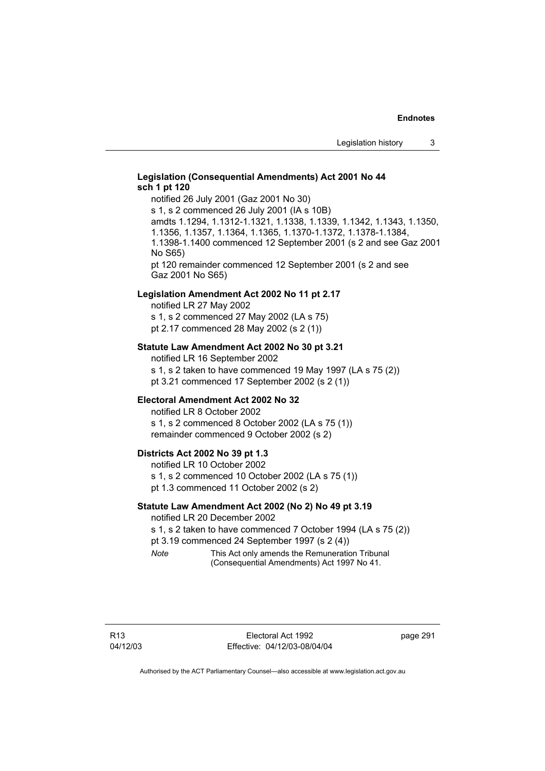**Legislation (Consequential Amendments) Act 2001 No 44 sch 1 pt 120**

notified 26 July 2001 (Gaz 2001 No 30)

s 1, s 2 commenced 26 July 2001 (IA s 10B)

amdts 1.1294, 1.1312-1.1321, 1.1338, 1.1339, 1.1342, 1.1343, 1.1350, 1.1356, 1.1357, 1.1364, 1.1365, 1.1370-1.1372, 1.1378-1.1384, 1.1398-1.1400 commenced 12 September 2001 (s 2 and see Gaz 2001 No S65)

pt 120 remainder commenced 12 September 2001 (s 2 and see Gaz 2001 No S65)

**Legislation Amendment Act 2002 No 11 pt 2.17**

notified LR 27 May 2002

s 1, s 2 commenced 27 May 2002 (LA s 75)

pt 2.17 commenced 28 May 2002 (s 2 (1))

**Statute Law Amendment Act 2002 No 30 pt 3.21**

notified LR 16 September 2002

s 1, s 2 taken to have commenced 19 May 1997 (LA s 75 (2))

pt 3.21 commenced 17 September 2002 (s 2 (1))

**Electoral Amendment Act 2002 No 32**

notified LR 8 October 2002

s 1, s 2 commenced 8 October 2002 (LA s 75 (1))

remainder commenced 9 October 2002 (s 2)

**Districts Act 2002 No 39 pt 1.3**

notified LR 10 October 2002

s 1, s 2 commenced 10 October 2002 (LA s 75 (1))

pt 1.3 commenced 11 October 2002 (s 2)

**Statute Law Amendment Act 2002 (No 2) No 49 pt 3.19**

notified LR 20 December 2002

s 1, s 2 taken to have commenced 7 October 1994 (LA s 75 (2))

pt 3.19 commenced 24 September 1997 (s 2 (4))

*Note* This Act only amends the Remuneration Tribunal (Consequential Amendments) Act 1997 No 41.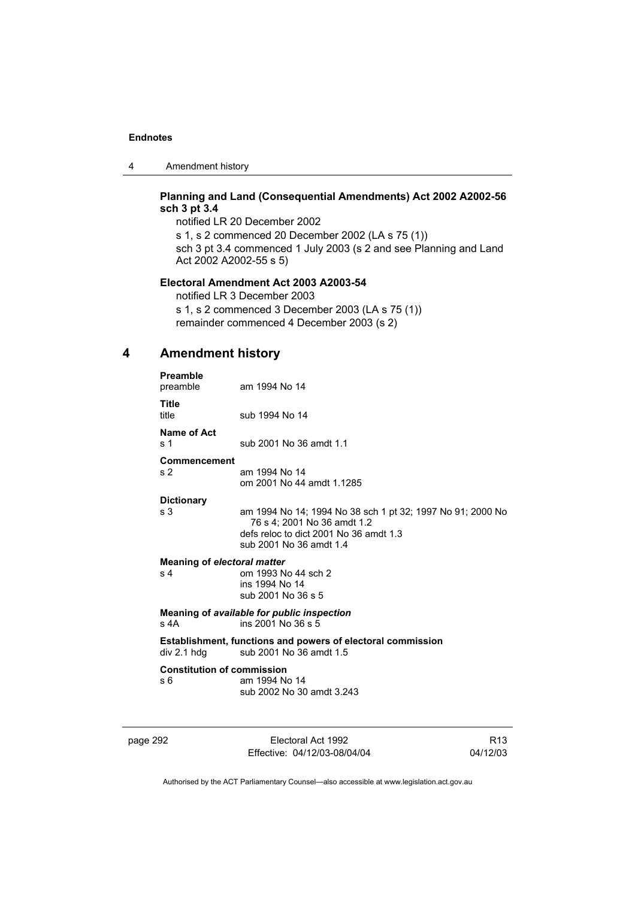**Planning and Land (Consequential Amendments) Act 2002 A2002-56 sch 3 pt 3.4**

notified LR 20 December 2002

s 1, s 2 commenced 20 December 2002 (LA s 75 (1))

sch 3 pt 3.4 commenced 1 July 2003 (s 2 and see Planning and Land Act 2002 A2002-55 s 5)

**Electoral Amendment Act 2003 A2003-54**

notified LR 3 December 2003

s 1, s 2 commenced 3 December 2003 (LA s 75 (1))

remainder commenced 4 December 2003 (s 2)

## 4 Amendment history

**Preamble**

preamble am 1994 No 14

**Title**

title sub 1994 No 14

**Name of Act**

s 1 sub 2001 No 36 amdt 1.1

**Commencement**

s 2 am 1994 No 14
om 2001 No 44 amdt 1.1285

**Dictionary**

s 3 am 1994 No 14; 1994 No 38 sch 1 pt 32; 1997 No 91; 2000 No 76 s 4; 2001 No 36 amdt 1.2
defs reloc to dict 2001 No 36 amdt 1.3
sub 2001 No 36 amdt 1.4

**Meaning of *electoral matter***

s 4 om 1993 No 44 sch 2
ins 1994 No 14
sub 2001 No 36 s 5

**Meaning of *available for public inspection***

s 4A ins 2001 No 36 s 5

**Establishment, functions and powers of electoral commission**

div 2.1 hdg sub 2001 No 36 amdt 1.5

**Constitution of commission**

s 6 am 1994 No 14
sub 2002 No 30 amdt 3.243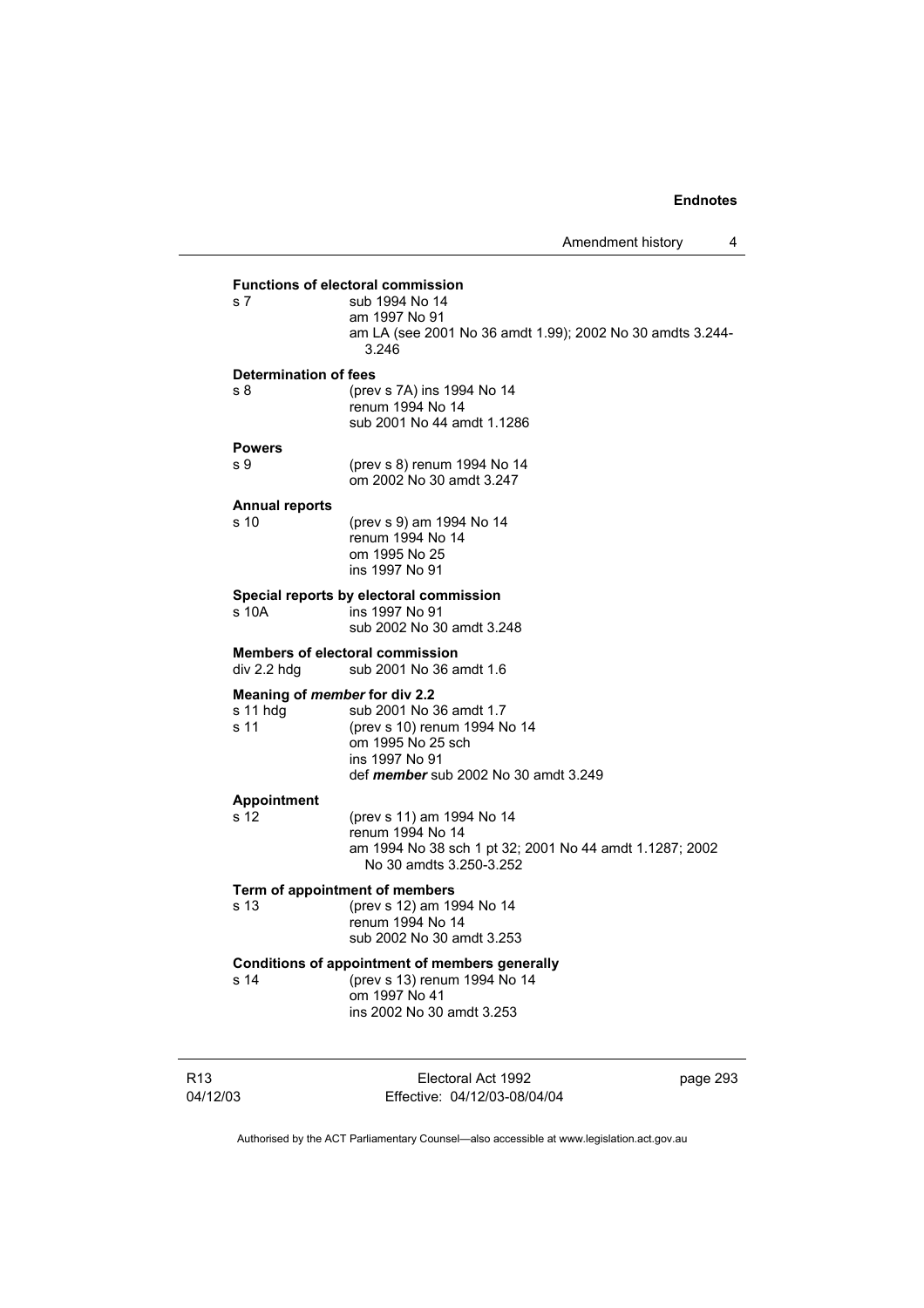**Functions of electoral commission**

s 7 sub 1994 No 14
am 1997 No 91
am LA (see 2001 No 36 amdt 1.99); 2002 No 30 amdts 3.244-3.246

**Determination of fees**

s 8 (prev s 7A) ins 1994 No 14
renum 1994 No 14
sub 2001 No 44 amdt 1.1286

**Powers**

s 9 (prev s 8) renum 1994 No 14
om 2002 No 30 amdt 3.247

**Annual reports**

s 10 (prev s 9) am 1994 No 14
renum 1994 No 14
om 1995 No 25
ins 1997 No 91

**Special reports by electoral commission**

s 10A ins 1997 No 91
sub 2002 No 30 amdt 3.248

**Members of electoral commission**

div 2.2 hdg sub 2001 No 36 amdt 1.6

**Meaning of *member* for div 2.2**

s 11 hdg sub 2001 No 36 amdt 1.7
s 11 (prev s 10) renum 1994 No 14
om 1995 No 25 sch
ins 1997 No 91
def ***member*** sub 2002 No 30 amdt 3.249

**Appointment**

s 12 (prev s 11) am 1994 No 14
renum 1994 No 14
am 1994 No 38 sch 1 pt 32; 2001 No 44 amdt 1.1287; 2002 No 30 amdts 3.250-3.252

**Term of appointment of members**

s 13 (prev s 12) am 1994 No 14
renum 1994 No 14
sub 2002 No 30 amdt 3.253

**Conditions of appointment of members generally**

s 14 (prev s 13) renum 1994 No 14
om 1997 No 41
ins 2002 No 30 amdt 3.253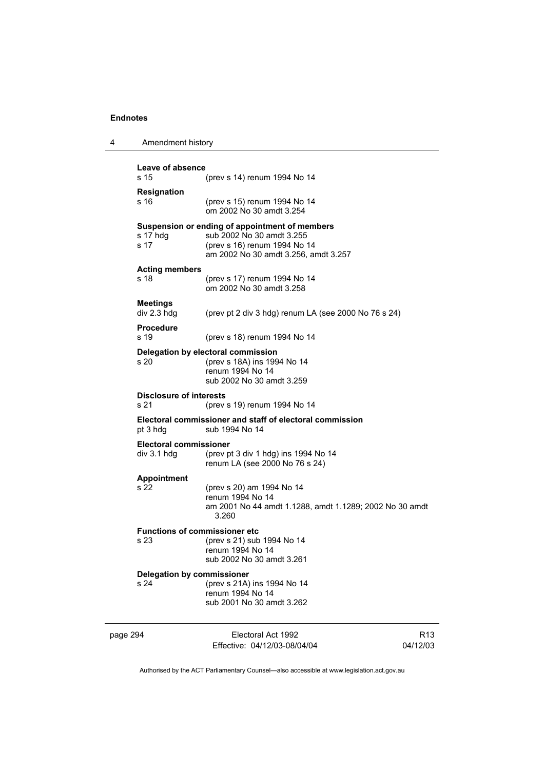**Leave of absence**

s 15 (prev s 14) renum 1994 No 14

**Resignation**

s 16 (prev s 15) renum 1994 No 14
om 2002 No 30 amdt 3.254

**Suspension or ending of appointment of members**

s 17 hdg sub 2002 No 30 amdt 3.255
s 17 (prev s 16) renum 1994 No 14
am 2002 No 30 amdt 3.256, amdt 3.257

**Acting members**

s 18 (prev s 17) renum 1994 No 14
om 2002 No 30 amdt 3.258

**Meetings**

div 2.3 hdg (prev pt 2 div 3 hdg) renum LA (see 2000 No 76 s 24)

**Procedure**

s 19 (prev s 18) renum 1994 No 14

**Delegation by electoral commission**

s 20 (prev s 18A) ins 1994 No 14
renum 1994 No 14
sub 2002 No 30 amdt 3.259

**Disclosure of interests**

s 21 (prev s 19) renum 1994 No 14

**Electoral commissioner and staff of electoral commission**

pt 3 hdg sub 1994 No 14

**Electoral commissioner**

div 3.1 hdg (prev pt 3 div 1 hdg) ins 1994 No 14
renum LA (see 2000 No 76 s 24)

**Appointment**

s 22 (prev s 20) am 1994 No 14
renum 1994 No 14
am 2001 No 44 amdt 1.1288, amdt 1.1289; 2002 No 30 amdt 3.260

**Functions of commissioner etc**

s 23 (prev s 21) sub 1994 No 14
renum 1994 No 14
sub 2002 No 30 amdt 3.261

**Delegation by commissioner**

s 24 (prev s 21A) ins 1994 No 14
renum 1994 No 14
sub 2001 No 30 amdt 3.262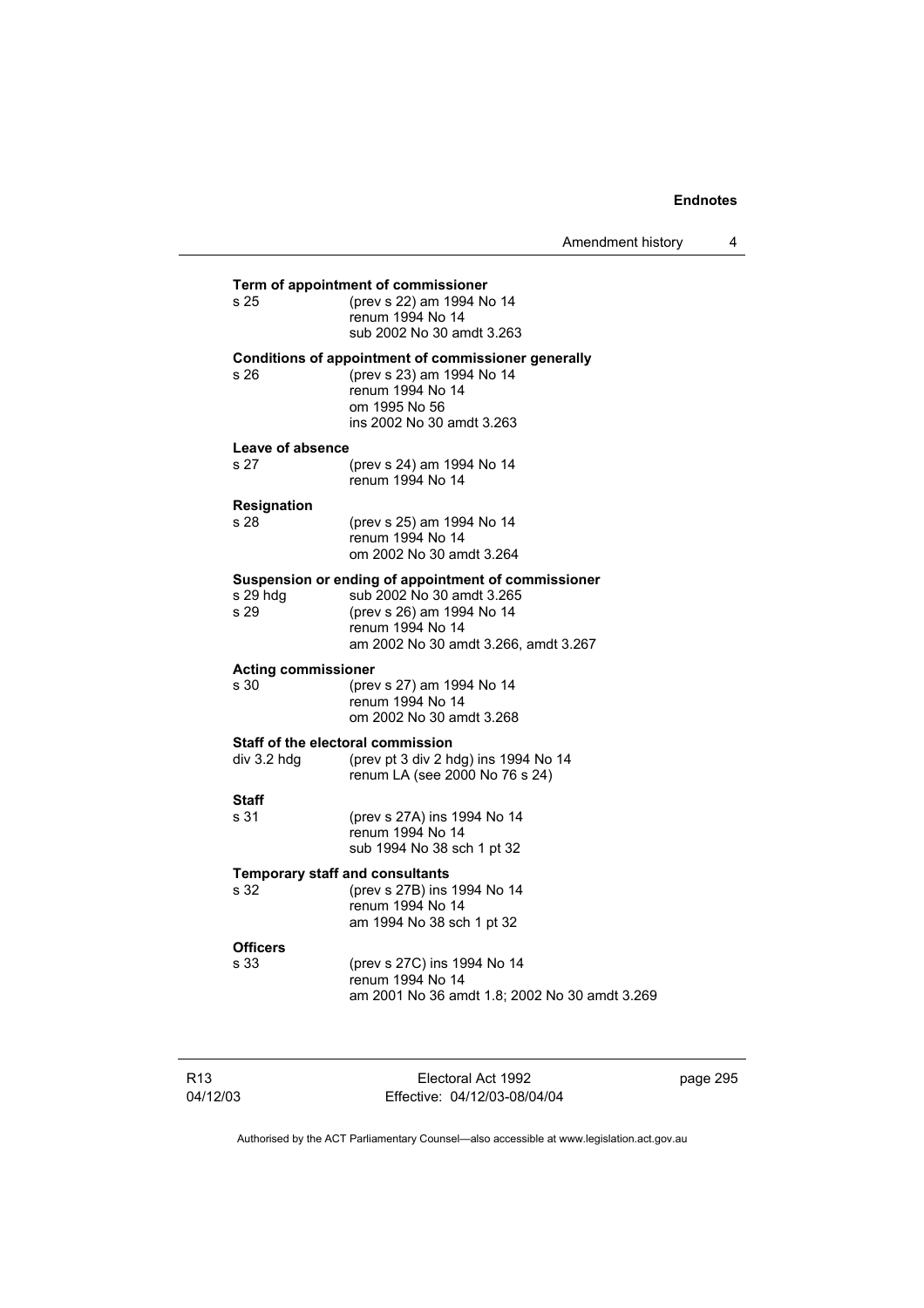**Term of appointment of commissioner**

| | |
|---|---|
| s 25 | (prev s 22) am 1994 No 14<br>renum 1994 No 14<br>sub 2002 No 30 amdt 3.263 |

**Conditions of appointment of commissioner generally**

| | |
|---|---|
| s 26 | (prev s 23) am 1994 No 14<br>renum 1994 No 14<br>om 1995 No 56<br>ins 2002 No 30 amdt 3.263 |

**Leave of absence**

| | |
|---|---|
| s 27 | (prev s 24) am 1994 No 14<br>renum 1994 No 14 |

**Resignation**

| | |
|---|---|
| s 28 | (prev s 25) am 1994 No 14<br>renum 1994 No 14<br>om 2002 No 30 amdt 3.264 |

**Suspension or ending of appointment of commissioner**

| | |
|---|---|
| s 29 hdg | sub 2002 No 30 amdt 3.265 |
| s 29 | (prev s 26) am 1994 No 14<br>renum 1994 No 14<br>am 2002 No 30 amdt 3.266, amdt 3.267 |

**Acting commissioner**

| | |
|---|---|
| s 30 | (prev s 27) am 1994 No 14<br>renum 1994 No 14<br>om 2002 No 30 amdt 3.268 |

**Staff of the electoral commission**

| | |
|---|---|
| div 3.2 hdg | (prev pt 3 div 2 hdg) ins 1994 No 14<br>renum LA (see 2000 No 76 s 24) |

**Staff**

| | |
|---|---|
| s 31 | (prev s 27A) ins 1994 No 14<br>renum 1994 No 14<br>sub 1994 No 38 sch 1 pt 32 |

**Temporary staff and consultants**

| | |
|---|---|
| s 32 | (prev s 27B) ins 1994 No 14<br>renum 1994 No 14<br>am 1994 No 38 sch 1 pt 32 |

**Officers**

| | |
|---|---|
| s 33 | (prev s 27C) ins 1994 No 14<br>renum 1994 No 14<br>am 2001 No 36 amdt 1.8; 2002 No 30 amdt 3.269 |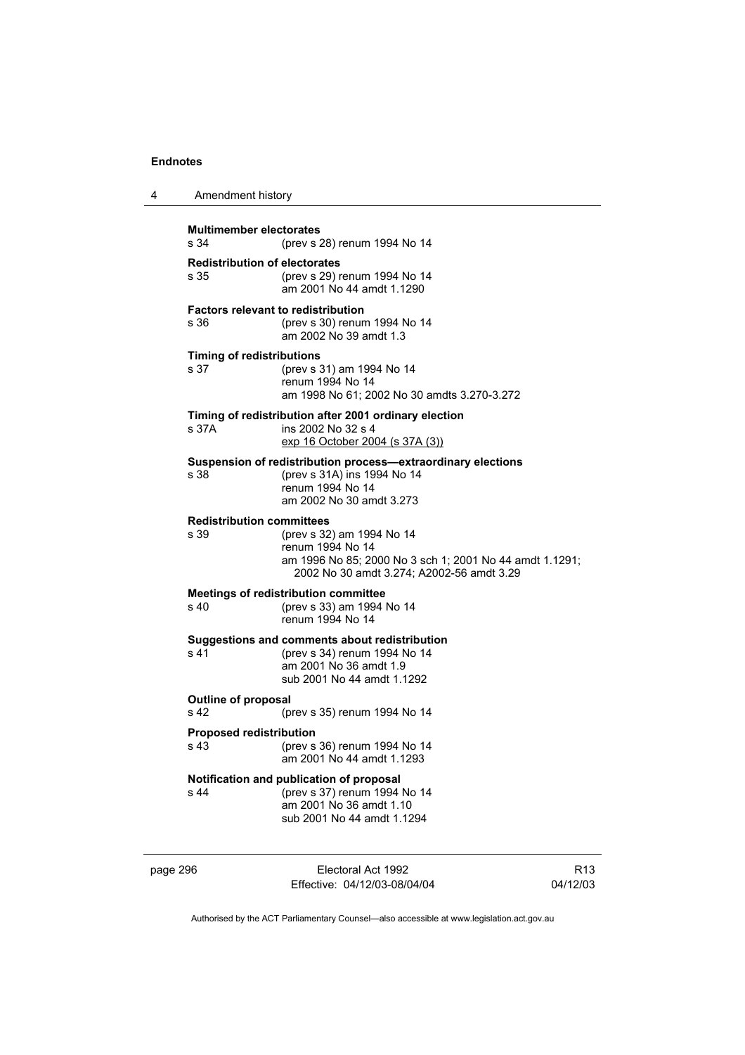**Multimember electorates**
s 34 (prev s 28) renum 1994 No 14

**Redistribution of electorates**
s 35 (prev s 29) renum 1994 No 14
am 2001 No 44 amdt 1.1290

**Factors relevant to redistribution**
s 36 (prev s 30) renum 1994 No 14
am 2002 No 39 amdt 1.3

**Timing of redistributions**
s 37 (prev s 31) am 1994 No 14
renum 1994 No 14
am 1998 No 61; 2002 No 30 amdts 3.270-3.272

**Timing of redistribution after 2001 ordinary election**
s 37A ins 2002 No 32 s 4
exp 16 October 2004 (s 37A (3))

**Suspension of redistribution process—extraordinary elections**
s 38 (prev s 31A) ins 1994 No 14
renum 1994 No 14
am 2002 No 30 amdt 3.273

**Redistribution committees**
s 39 (prev s 32) am 1994 No 14
renum 1994 No 14
am 1996 No 85; 2000 No 3 sch 1; 2001 No 44 amdt 1.1291; 2002 No 30 amdt 3.274; A2002-56 amdt 3.29

**Meetings of redistribution committee**
s 40 (prev s 33) am 1994 No 14
renum 1994 No 14

**Suggestions and comments about redistribution**
s 41 (prev s 34) renum 1994 No 14
am 2001 No 36 amdt 1.9
sub 2001 No 44 amdt 1.1292

**Outline of proposal**
s 42 (prev s 35) renum 1994 No 14

**Proposed redistribution**
s 43 (prev s 36) renum 1994 No 14
am 2001 No 44 amdt 1.1293

**Notification and publication of proposal**
s 44 (prev s 37) renum 1994 No 14
am 2001 No 36 amdt 1.10
sub 2001 No 44 amdt 1.1294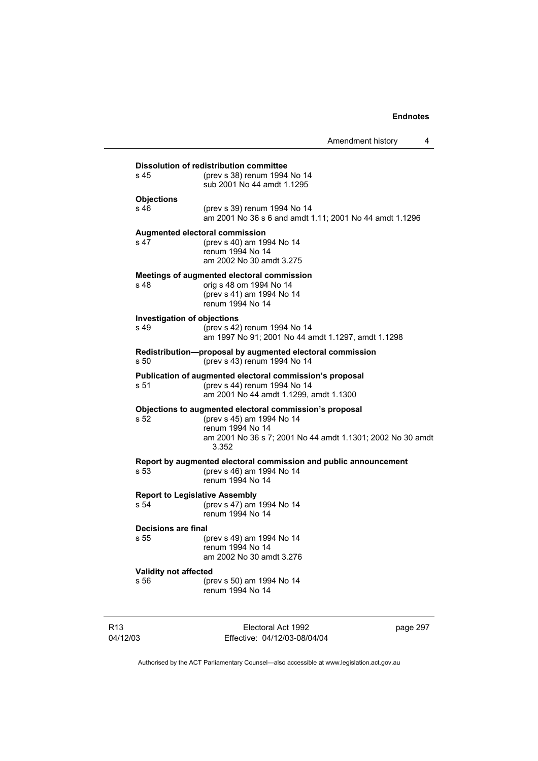**Dissolution of redistribution committee**

s 45 (prev s 38) renum 1994 No 14
sub 2001 No 44 amdt 1.1295

**Objections**

s 46 (prev s 39) renum 1994 No 14
am 2001 No 36 s 6 and amdt 1.11; 2001 No 44 amdt 1.1296

**Augmented electoral commission**

s 47 (prev s 40) am 1994 No 14
renum 1994 No 14
am 2002 No 30 amdt 3.275

**Meetings of augmented electoral commission**

s 48 orig s 48 om 1994 No 14
(prev s 41) am 1994 No 14
renum 1994 No 14

**Investigation of objections**

s 49 (prev s 42) renum 1994 No 14
am 1997 No 91; 2001 No 44 amdt 1.1297, amdt 1.1298

**Redistribution—proposal by augmented electoral commission**

s 50 (prev s 43) renum 1994 No 14

**Publication of augmented electoral commission's proposal**

s 51 (prev s 44) renum 1994 No 14
am 2001 No 44 amdt 1.1299, amdt 1.1300

**Objections to augmented electoral commission's proposal**

s 52 (prev s 45) am 1994 No 14
renum 1994 No 14
am 2001 No 36 s 7; 2001 No 44 amdt 1.1301; 2002 No 30 amdt 3.352

**Report by augmented electoral commission and public announcement**

s 53 (prev s 46) am 1994 No 14
renum 1994 No 14

**Report to Legislative Assembly**

s 54 (prev s 47) am 1994 No 14
renum 1994 No 14

**Decisions are final**

s 55 (prev s 49) am 1994 No 14
renum 1994 No 14
am 2002 No 30 amdt 3.276

**Validity not affected**

s 56 (prev s 50) am 1994 No 14
renum 1994 No 14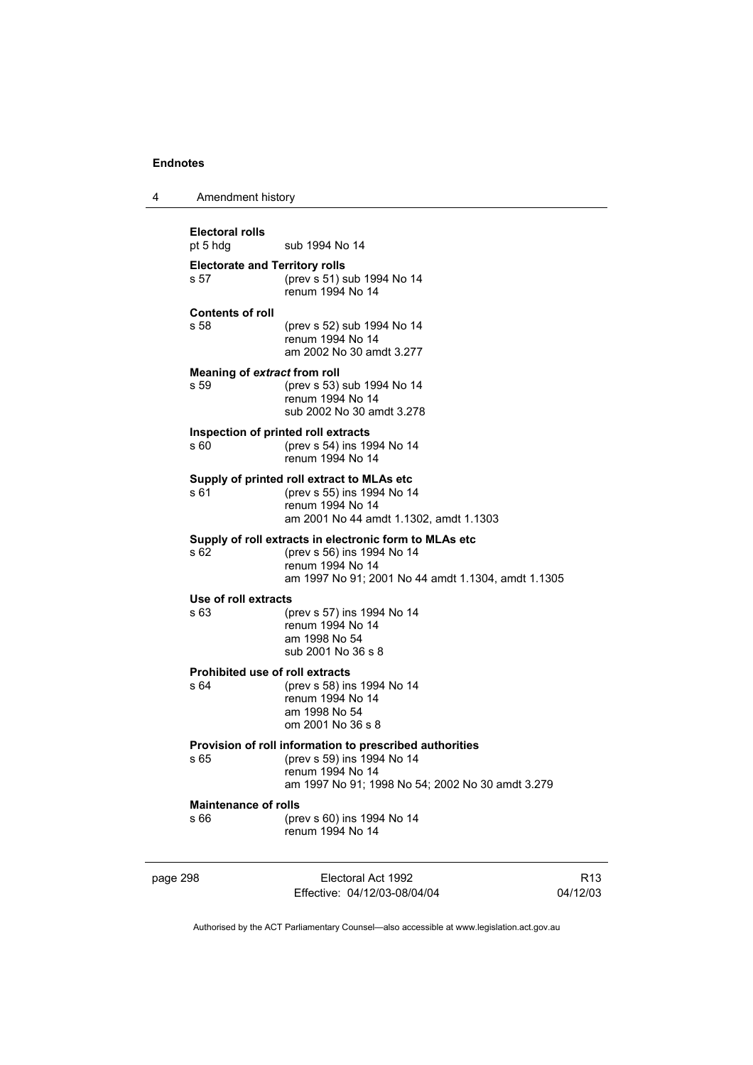**Electoral rolls**
pt 5 hdg sub 1994 No 14

**Electorate and Territory rolls**
s 57 (prev s 51) sub 1994 No 14
renum 1994 No 14

**Contents of roll**
s 58 (prev s 52) sub 1994 No 14
renum 1994 No 14
am 2002 No 30 amdt 3.277

**Meaning of *extract* from roll**
s 59 (prev s 53) sub 1994 No 14
renum 1994 No 14
sub 2002 No 30 amdt 3.278

**Inspection of printed roll extracts**
s 60 (prev s 54) ins 1994 No 14
renum 1994 No 14

**Supply of printed roll extract to MLAs etc**
s 61 (prev s 55) ins 1994 No 14
renum 1994 No 14
am 2001 No 44 amdt 1.1302, amdt 1.1303

**Supply of roll extracts in electronic form to MLAs etc**
s 62 (prev s 56) ins 1994 No 14
renum 1994 No 14
am 1997 No 91; 2001 No 44 amdt 1.1304, amdt 1.1305

**Use of roll extracts**
s 63 (prev s 57) ins 1994 No 14
renum 1994 No 14
am 1998 No 54
sub 2001 No 36 s 8

**Prohibited use of roll extracts**
s 64 (prev s 58) ins 1994 No 14
renum 1994 No 14
am 1998 No 54
om 2001 No 36 s 8

**Provision of roll information to prescribed authorities**
s 65 (prev s 59) ins 1994 No 14
renum 1994 No 14
am 1997 No 91; 1998 No 54; 2002 No 30 amdt 3.279

**Maintenance of rolls**
s 66 (prev s 60) ins 1994 No 14
renum 1994 No 14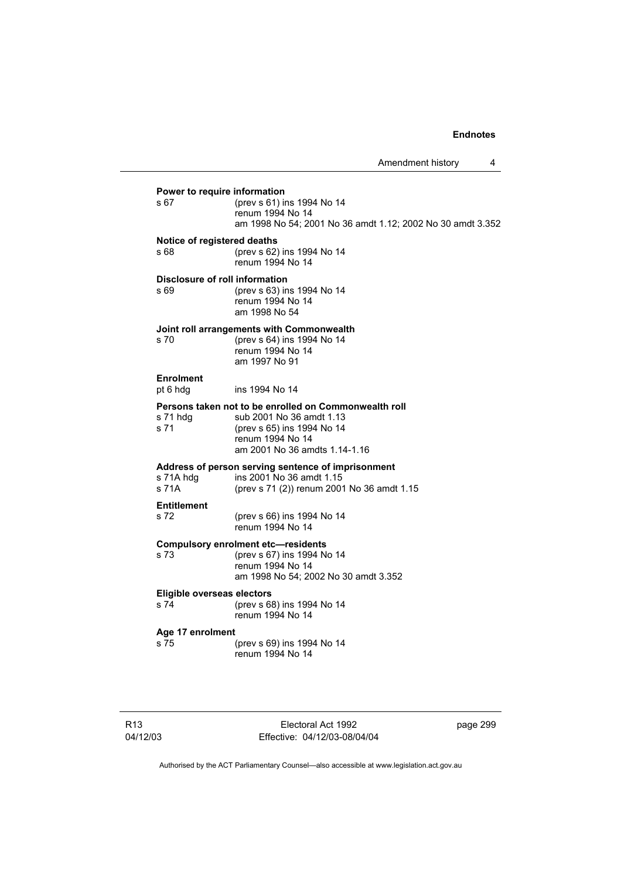**Power to require information**

s 67 (prev s 61) ins 1994 No 14
renum 1994 No 14
am 1998 No 54; 2001 No 36 amdt 1.12; 2002 No 30 amdt 3.352

**Notice of registered deaths**

s 68 (prev s 62) ins 1994 No 14
renum 1994 No 14

**Disclosure of roll information**

s 69 (prev s 63) ins 1994 No 14
renum 1994 No 14
am 1998 No 54

**Joint roll arrangements with Commonwealth**

s 70 (prev s 64) ins 1994 No 14
renum 1994 No 14
am 1997 No 91

**Enrolment**

pt 6 hdg ins 1994 No 14

**Persons taken not to be enrolled on Commonwealth roll**

s 71 hdg sub 2001 No 36 amdt 1.13
s 71 (prev s 65) ins 1994 No 14
renum 1994 No 14
am 2001 No 36 amdts 1.14-1.16

**Address of person serving sentence of imprisonment**

s 71A hdg ins 2001 No 36 amdt 1.15
s 71A (prev s 71 (2)) renum 2001 No 36 amdt 1.15

**Entitlement**

s 72 (prev s 66) ins 1994 No 14
renum 1994 No 14

**Compulsory enrolment etc—residents**

s 73 (prev s 67) ins 1994 No 14
renum 1994 No 14
am 1998 No 54; 2002 No 30 amdt 3.352

**Eligible overseas electors**

s 74 (prev s 68) ins 1994 No 14
renum 1994 No 14

**Age 17 enrolment**

s 75 (prev s 69) ins 1994 No 14
renum 1994 No 14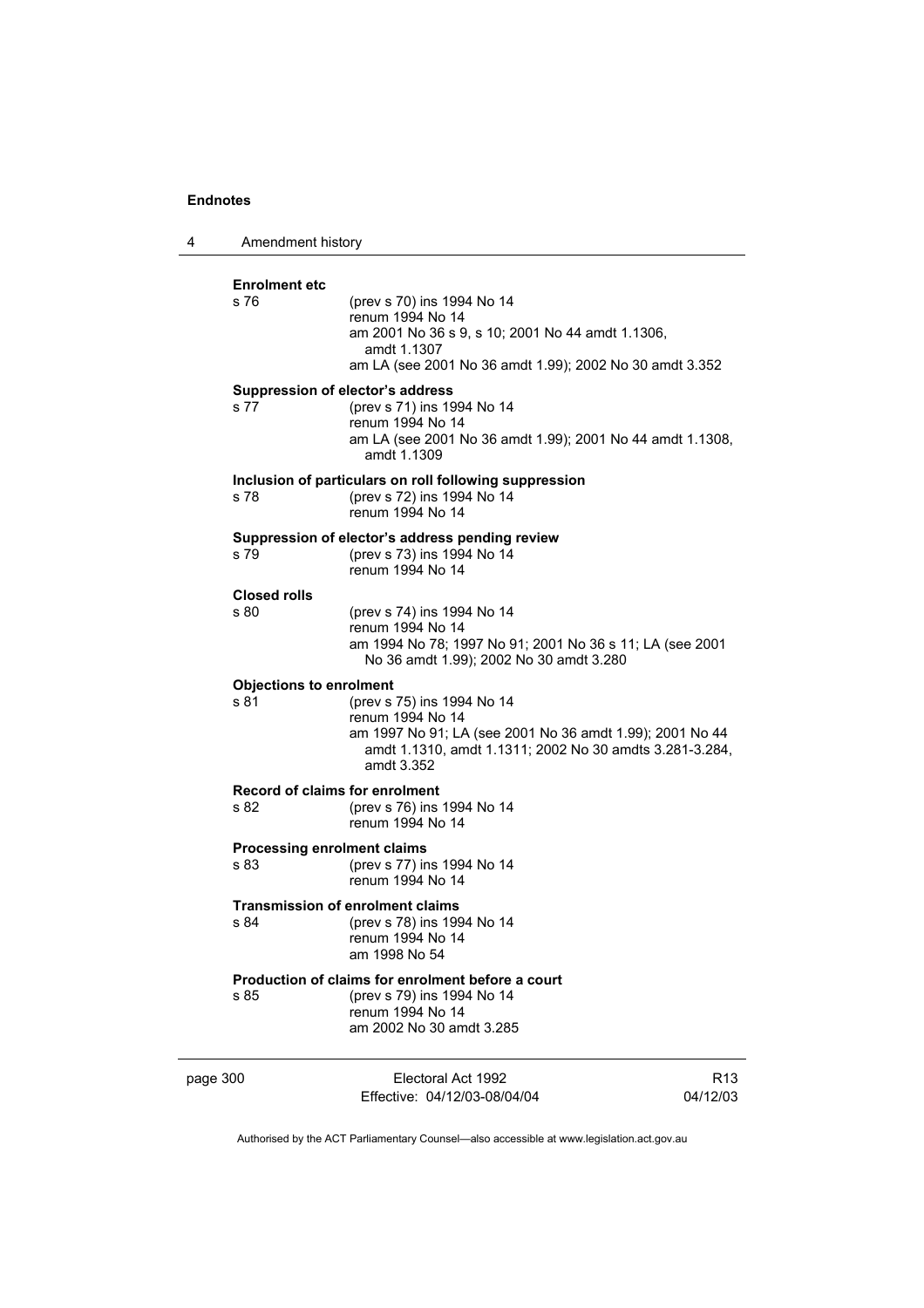**Enrolment etc**

s 76 (prev s 70) ins 1994 No 14
renum 1994 No 14
am 2001 No 36 s 9, s 10; 2001 No 44 amdt 1.1306, amdt 1.1307
am LA (see 2001 No 36 amdt 1.99); 2002 No 30 amdt 3.352

**Suppression of elector's address**

s 77 (prev s 71) ins 1994 No 14
renum 1994 No 14
am LA (see 2001 No 36 amdt 1.99); 2001 No 44 amdt 1.1308, amdt 1.1309

**Inclusion of particulars on roll following suppression**

s 78 (prev s 72) ins 1994 No 14
renum 1994 No 14

**Suppression of elector's address pending review**

s 79 (prev s 73) ins 1994 No 14
renum 1994 No 14

**Closed rolls**

s 80 (prev s 74) ins 1994 No 14
renum 1994 No 14
am 1994 No 78; 1997 No 91; 2001 No 36 s 11; LA (see 2001 No 36 amdt 1.99); 2002 No 30 amdt 3.280

**Objections to enrolment**

s 81 (prev s 75) ins 1994 No 14
renum 1994 No 14
am 1997 No 91; LA (see 2001 No 36 amdt 1.99); 2001 No 44 amdt 1.1310, amdt 1.1311; 2002 No 30 amdts 3.281-3.284, amdt 3.352

**Record of claims for enrolment**

s 82 (prev s 76) ins 1994 No 14
renum 1994 No 14

**Processing enrolment claims**

s 83 (prev s 77) ins 1994 No 14
renum 1994 No 14

**Transmission of enrolment claims**

s 84 (prev s 78) ins 1994 No 14
renum 1994 No 14
am 1998 No 54

**Production of claims for enrolment before a court**

s 85 (prev s 79) ins 1994 No 14
renum 1994 No 14
am 2002 No 30 amdt 3.285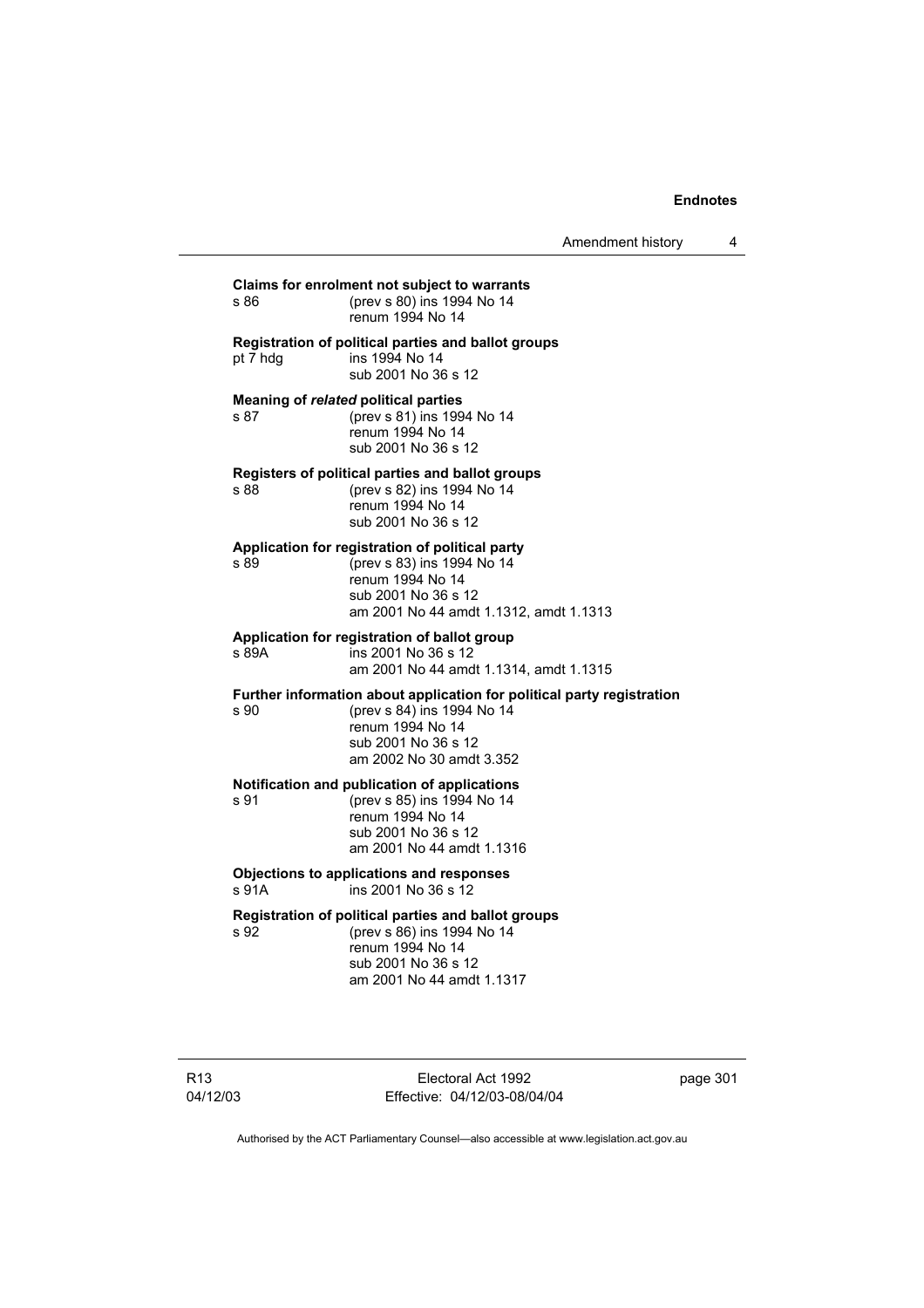**Claims for enrolment not subject to warrants**

s 86 (prev s 80) ins 1994 No 14
renum 1994 No 14

**Registration of political parties and ballot groups**

pt 7 hdg ins 1994 No 14
sub 2001 No 36 s 12

**Meaning of *related* political parties**

s 87 (prev s 81) ins 1994 No 14
renum 1994 No 14
sub 2001 No 36 s 12

**Registers of political parties and ballot groups**

s 88 (prev s 82) ins 1994 No 14
renum 1994 No 14
sub 2001 No 36 s 12

**Application for registration of political party**

s 89 (prev s 83) ins 1994 No 14
renum 1994 No 14
sub 2001 No 36 s 12
am 2001 No 44 amdt 1.1312, amdt 1.1313

**Application for registration of ballot group**

s 89A ins 2001 No 36 s 12
am 2001 No 44 amdt 1.1314, amdt 1.1315

**Further information about application for political party registration**

s 90 (prev s 84) ins 1994 No 14
renum 1994 No 14
sub 2001 No 36 s 12
am 2002 No 30 amdt 3.352

**Notification and publication of applications**

s 91 (prev s 85) ins 1994 No 14
renum 1994 No 14
sub 2001 No 36 s 12
am 2001 No 44 amdt 1.1316

**Objections to applications and responses**

s 91A ins 2001 No 36 s 12

**Registration of political parties and ballot groups**

s 92 (prev s 86) ins 1994 No 14
renum 1994 No 14
sub 2001 No 36 s 12
am 2001 No 44 amdt 1.1317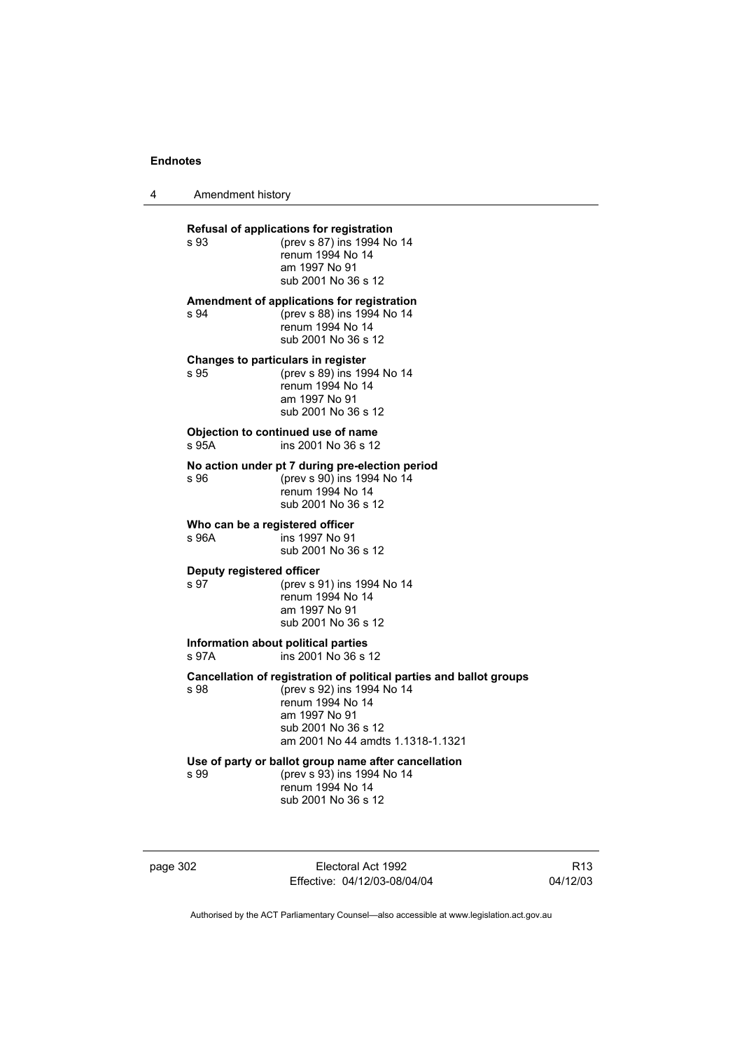**Refusal of applications for registration**

s 93 (prev s 87) ins 1994 No 14
renum 1994 No 14
am 1997 No 91
sub 2001 No 36 s 12

**Amendment of applications for registration**

s 94 (prev s 88) ins 1994 No 14
renum 1994 No 14
sub 2001 No 36 s 12

**Changes to particulars in register**

s 95 (prev s 89) ins 1994 No 14
renum 1994 No 14
am 1997 No 91
sub 2001 No 36 s 12

**Objection to continued use of name**

s 95A ins 2001 No 36 s 12

**No action under pt 7 during pre-election period**

s 96 (prev s 90) ins 1994 No 14
renum 1994 No 14
sub 2001 No 36 s 12

**Who can be a registered officer**

s 96A ins 1997 No 91
sub 2001 No 36 s 12

**Deputy registered officer**

s 97 (prev s 91) ins 1994 No 14
renum 1994 No 14
am 1997 No 91
sub 2001 No 36 s 12

**Information about political parties**

s 97A ins 2001 No 36 s 12

**Cancellation of registration of political parties and ballot groups**

s 98 (prev s 92) ins 1994 No 14
renum 1994 No 14
am 1997 No 91
sub 2001 No 36 s 12
am 2001 No 44 amdts 1.1318-1.1321

**Use of party or ballot group name after cancellation**

s 99 (prev s 93) ins 1994 No 14
renum 1994 No 14
sub 2001 No 36 s 12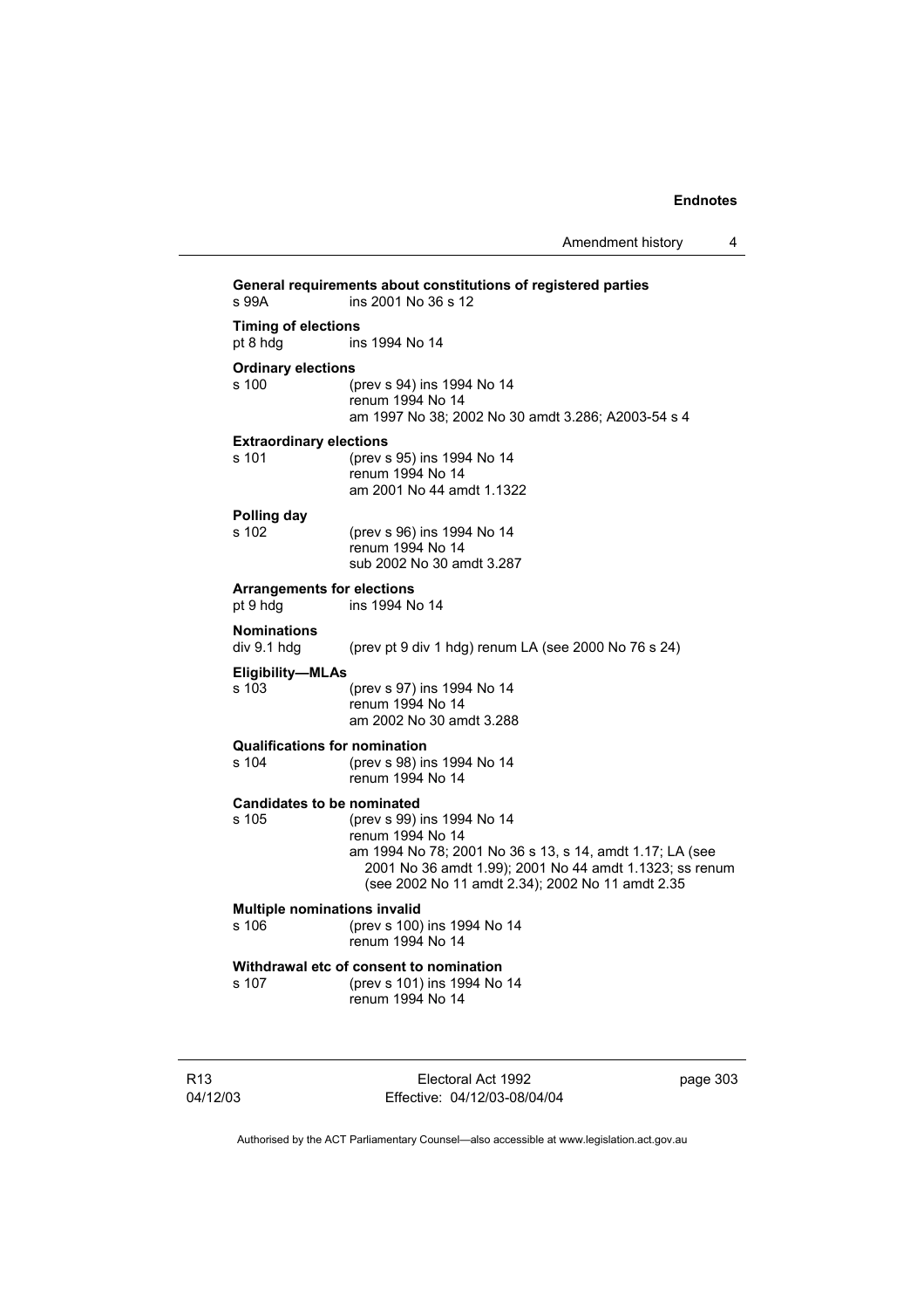**General requirements about constitutions of registered parties**

s 99A ins 2001 No 36 s 12

**Timing of elections**

pt 8 hdg ins 1994 No 14

**Ordinary elections**

s 100 (prev s 94) ins 1994 No 14
renum 1994 No 14
am 1997 No 38; 2002 No 30 amdt 3.286; A2003-54 s 4

**Extraordinary elections**

s 101 (prev s 95) ins 1994 No 14
renum 1994 No 14
am 2001 No 44 amdt 1.1322

**Polling day**

s 102 (prev s 96) ins 1994 No 14
renum 1994 No 14
sub 2002 No 30 amdt 3.287

**Arrangements for elections**

pt 9 hdg ins 1994 No 14

**Nominations**

div 9.1 hdg (prev pt 9 div 1 hdg) renum LA (see 2000 No 76 s 24)

**Eligibility—MLAs**

s 103 (prev s 97) ins 1994 No 14
renum 1994 No 14
am 2002 No 30 amdt 3.288

**Qualifications for nomination**

s 104 (prev s 98) ins 1994 No 14
renum 1994 No 14

**Candidates to be nominated**

s 105 (prev s 99) ins 1994 No 14
renum 1994 No 14
am 1994 No 78; 2001 No 36 s 13, s 14, amdt 1.17; LA (see 2001 No 36 amdt 1.99); 2001 No 44 amdt 1.1323; ss renum (see 2002 No 11 amdt 2.34); 2002 No 11 amdt 2.35

**Multiple nominations invalid**

s 106 (prev s 100) ins 1994 No 14
renum 1994 No 14

**Withdrawal etc of consent to nomination**

s 107 (prev s 101) ins 1994 No 14
renum 1994 No 14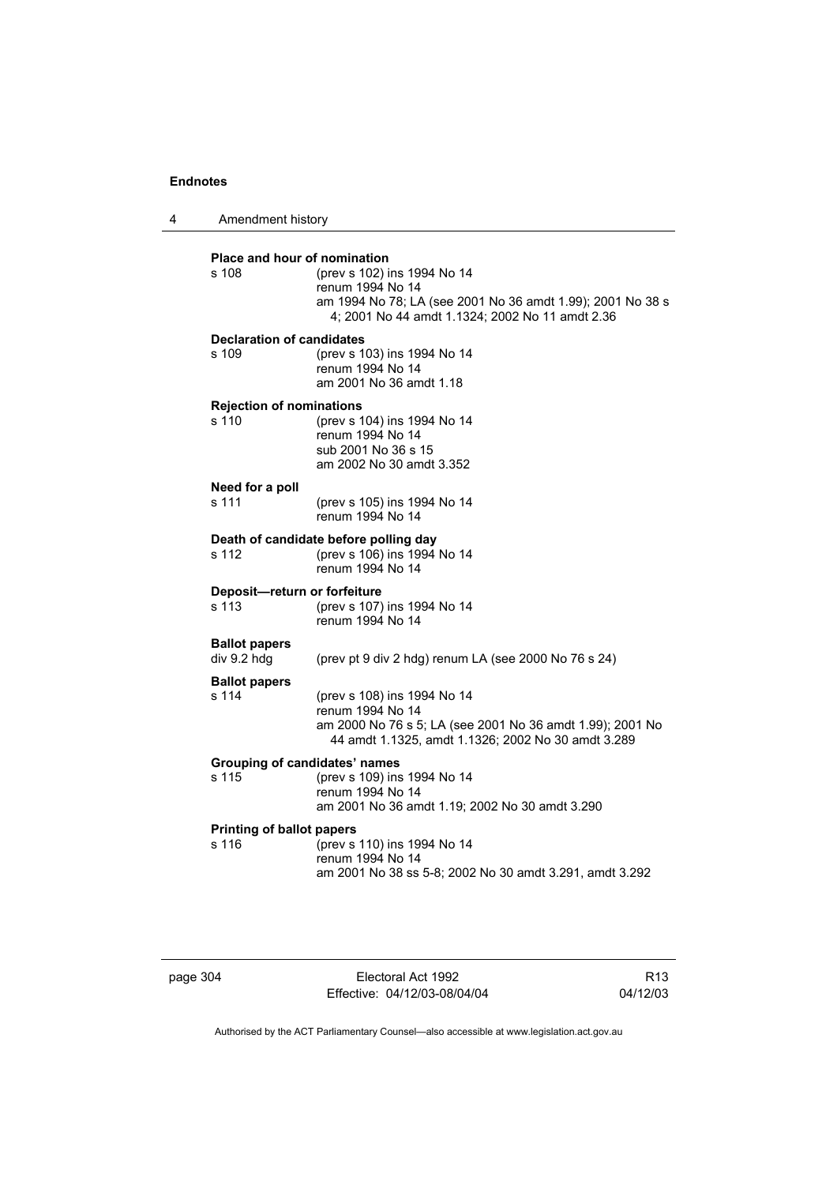**Place and hour of nomination**

s 108 (prev s 102) ins 1994 No 14
renum 1994 No 14
am 1994 No 78; LA (see 2001 No 36 amdt 1.99); 2001 No 38 s 4; 2001 No 44 amdt 1.1324; 2002 No 11 amdt 2.36

**Declaration of candidates**

s 109 (prev s 103) ins 1994 No 14
renum 1994 No 14
am 2001 No 36 amdt 1.18

**Rejection of nominations**

s 110 (prev s 104) ins 1994 No 14
renum 1994 No 14
sub 2001 No 36 s 15
am 2002 No 30 amdt 3.352

**Need for a poll**

s 111 (prev s 105) ins 1994 No 14
renum 1994 No 14

**Death of candidate before polling day**

s 112 (prev s 106) ins 1994 No 14
renum 1994 No 14

**Deposit—return or forfeiture**

s 113 (prev s 107) ins 1994 No 14
renum 1994 No 14

**Ballot papers**

div 9.2 hdg (prev pt 9 div 2 hdg) renum LA (see 2000 No 76 s 24)

**Ballot papers**

s 114 (prev s 108) ins 1994 No 14
renum 1994 No 14
am 2000 No 76 s 5; LA (see 2001 No 36 amdt 1.99); 2001 No 44 amdt 1.1325, amdt 1.1326; 2002 No 30 amdt 3.289

**Grouping of candidates' names**

s 115 (prev s 109) ins 1994 No 14
renum 1994 No 14
am 2001 No 36 amdt 1.19; 2002 No 30 amdt 3.290

**Printing of ballot papers**

s 116 (prev s 110) ins 1994 No 14
renum 1994 No 14
am 2001 No 38 ss 5-8; 2002 No 30 amdt 3.291, amdt 3.292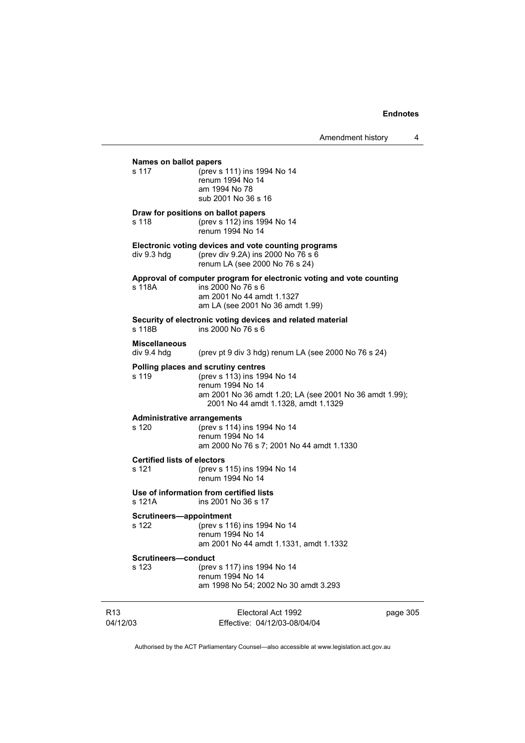**Names on ballot papers**

s 117 (prev s 111) ins 1994 No 14
renum 1994 No 14
am 1994 No 78
sub 2001 No 36 s 16

**Draw for positions on ballot papers**

s 118 (prev s 112) ins 1994 No 14
renum 1994 No 14

**Electronic voting devices and vote counting programs**

div 9.3 hdg (prev div 9.2A) ins 2000 No 76 s 6
renum LA (see 2000 No 76 s 24)

**Approval of computer program for electronic voting and vote counting**

s 118A ins 2000 No 76 s 6
am 2001 No 44 amdt 1.1327
am LA (see 2001 No 36 amdt 1.99)

**Security of electronic voting devices and related material**

s 118B ins 2000 No 76 s 6

**Miscellaneous**

div 9.4 hdg (prev pt 9 div 3 hdg) renum LA (see 2000 No 76 s 24)

**Polling places and scrutiny centres**

s 119 (prev s 113) ins 1994 No 14
renum 1994 No 14
am 2001 No 36 amdt 1.20; LA (see 2001 No 36 amdt 1.99); 2001 No 44 amdt 1.1328, amdt 1.1329

**Administrative arrangements**

s 120 (prev s 114) ins 1994 No 14
renum 1994 No 14
am 2000 No 76 s 7; 2001 No 44 amdt 1.1330

**Certified lists of electors**

s 121 (prev s 115) ins 1994 No 14
renum 1994 No 14

**Use of information from certified lists**

s 121A ins 2001 No 36 s 17

**Scrutineers—appointment**

s 122 (prev s 116) ins 1994 No 14
renum 1994 No 14
am 2001 No 44 amdt 1.1331, amdt 1.1332

**Scrutineers—conduct**

s 123 (prev s 117) ins 1994 No 14
renum 1994 No 14
am 1998 No 54; 2002 No 30 amdt 3.293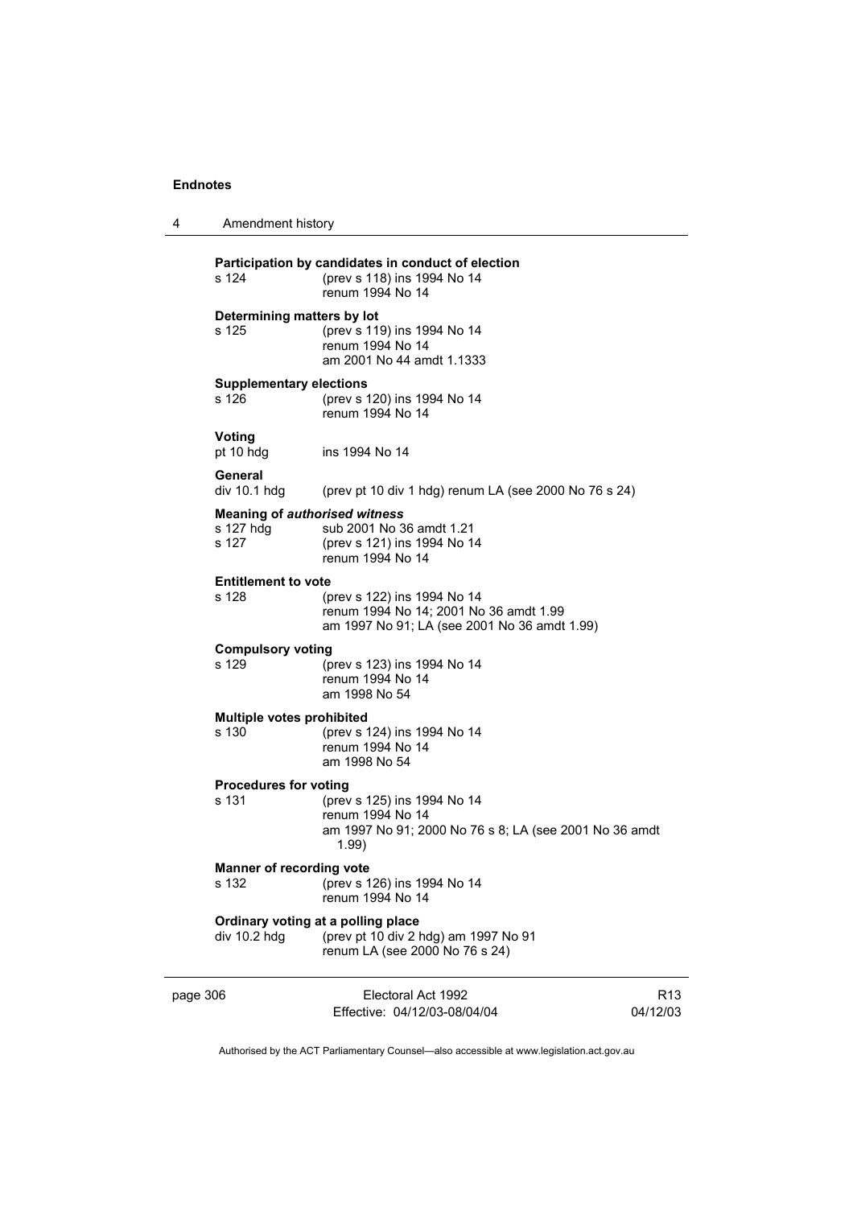**Participation by candidates in conduct of election**

s 124 (prev s 118) ins 1994 No 14
renum 1994 No 14

**Determining matters by lot**

s 125 (prev s 119) ins 1994 No 14
renum 1994 No 14
am 2001 No 44 amdt 1.1333

**Supplementary elections**

s 126 (prev s 120) ins 1994 No 14
renum 1994 No 14

**Voting**

pt 10 hdg ins 1994 No 14

**General**

div 10.1 hdg (prev pt 10 div 1 hdg) renum LA (see 2000 No 76 s 24)

**Meaning of *authorised witness***

s 127 hdg sub 2001 No 36 amdt 1.21
s 127 (prev s 121) ins 1994 No 14
renum 1994 No 14

**Entitlement to vote**

s 128 (prev s 122) ins 1994 No 14
renum 1994 No 14; 2001 No 36 amdt 1.99
am 1997 No 91; LA (see 2001 No 36 amdt 1.99)

**Compulsory voting**

s 129 (prev s 123) ins 1994 No 14
renum 1994 No 14
am 1998 No 54

**Multiple votes prohibited**

s 130 (prev s 124) ins 1994 No 14
renum 1994 No 14
am 1998 No 54

**Procedures for voting**

s 131 (prev s 125) ins 1994 No 14
renum 1994 No 14
am 1997 No 91; 2000 No 76 s 8; LA (see 2001 No 36 amdt 1.99)

**Manner of recording vote**

s 132 (prev s 126) ins 1994 No 14
renum 1994 No 14

**Ordinary voting at a polling place**

div 10.2 hdg (prev pt 10 div 2 hdg) am 1997 No 91
renum LA (see 2000 No 76 s 24)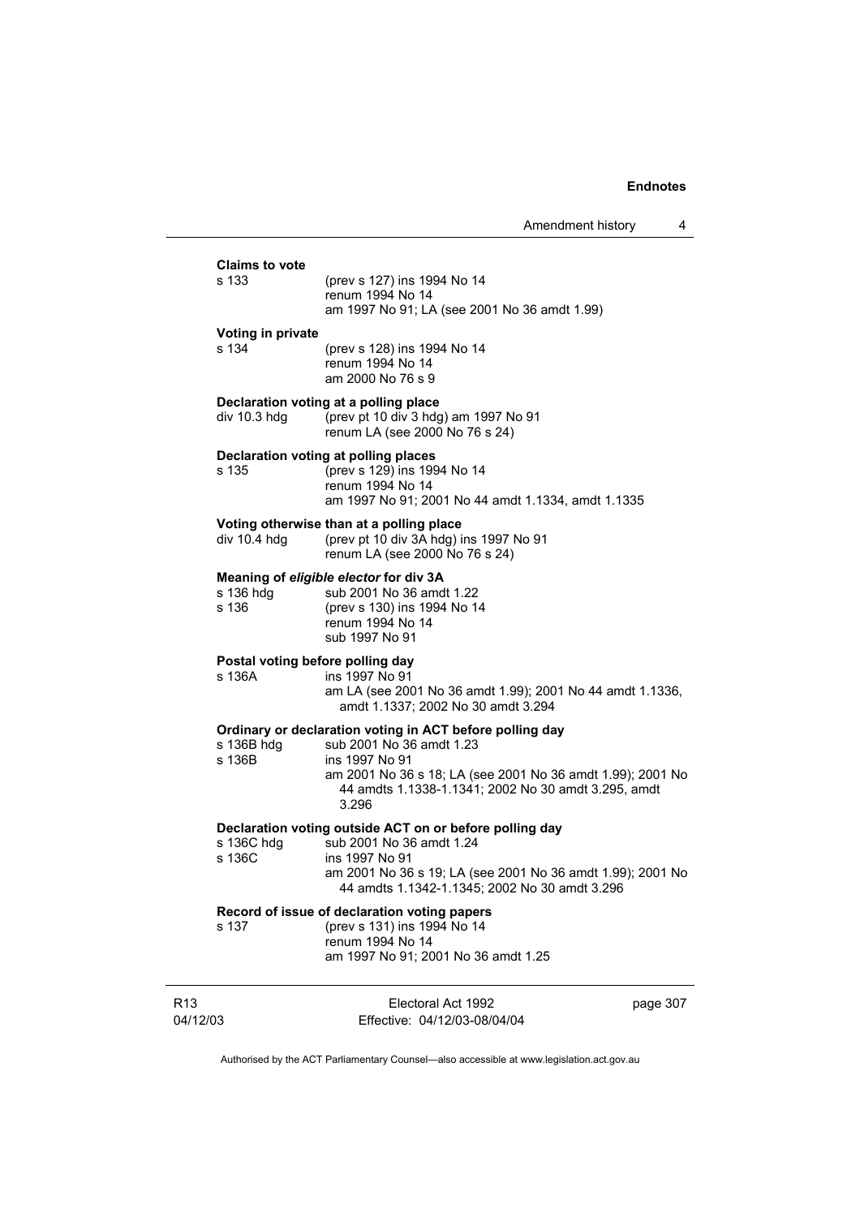**Claims to vote**

| | |
|---|---|
| s 133 | (prev s 127) ins 1994 No 14<br>renum 1994 No 14<br>am 1997 No 91; LA (see 2001 No 36 amdt 1.99) |

**Voting in private**

| | |
|---|---|
| s 134 | (prev s 128) ins 1994 No 14<br>renum 1994 No 14<br>am 2000 No 76 s 9 |

**Declaration voting at a polling place**

| | |
|---|---|
| div 10.3 hdg | (prev pt 10 div 3 hdg) am 1997 No 91<br>renum LA (see 2000 No 76 s 24) |

**Declaration voting at polling places**

| | |
|---|---|
| s 135 | (prev s 129) ins 1994 No 14<br>renum 1994 No 14<br>am 1997 No 91; 2001 No 44 amdt 1.1334, amdt 1.1335 |

**Voting otherwise than at a polling place**

| | |
|---|---|
| div 10.4 hdg | (prev pt 10 div 3A hdg) ins 1997 No 91<br>renum LA (see 2000 No 76 s 24) |

**Meaning of *eligible elector* for div 3A**

| | |
|---|---|
| s 136 hdg | sub 2001 No 36 amdt 1.22 |
| s 136 | (prev s 130) ins 1994 No 14<br>renum 1994 No 14<br>sub 1997 No 91 |

**Postal voting before polling day**

| | |
|---|---|
| s 136A | ins 1997 No 91<br>am LA (see 2001 No 36 amdt 1.99); 2001 No 44 amdt 1.1336, amdt 1.1337; 2002 No 30 amdt 3.294 |

**Ordinary or declaration voting in ACT before polling day**

| | |
|---|---|
| s 136B hdg | sub 2001 No 36 amdt 1.23 |
| s 136B | ins 1997 No 91<br>am 2001 No 36 s 18; LA (see 2001 No 36 amdt 1.99); 2001 No 44 amdts 1.1338-1.1341; 2002 No 30 amdt 3.295, amdt 3.296 |

**Declaration voting outside ACT on or before polling day**

| | |
|---|---|
| s 136C hdg | sub 2001 No 36 amdt 1.24 |
| s 136C | ins 1997 No 91<br>am 2001 No 36 s 19; LA (see 2001 No 36 amdt 1.99); 2001 No 44 amdts 1.1342-1.1345; 2002 No 30 amdt 3.296 |

**Record of issue of declaration voting papers**

| | |
|---|---|
| s 137 | (prev s 131) ins 1994 No 14<br>renum 1994 No 14<br>am 1997 No 91; 2001 No 36 amdt 1.25 |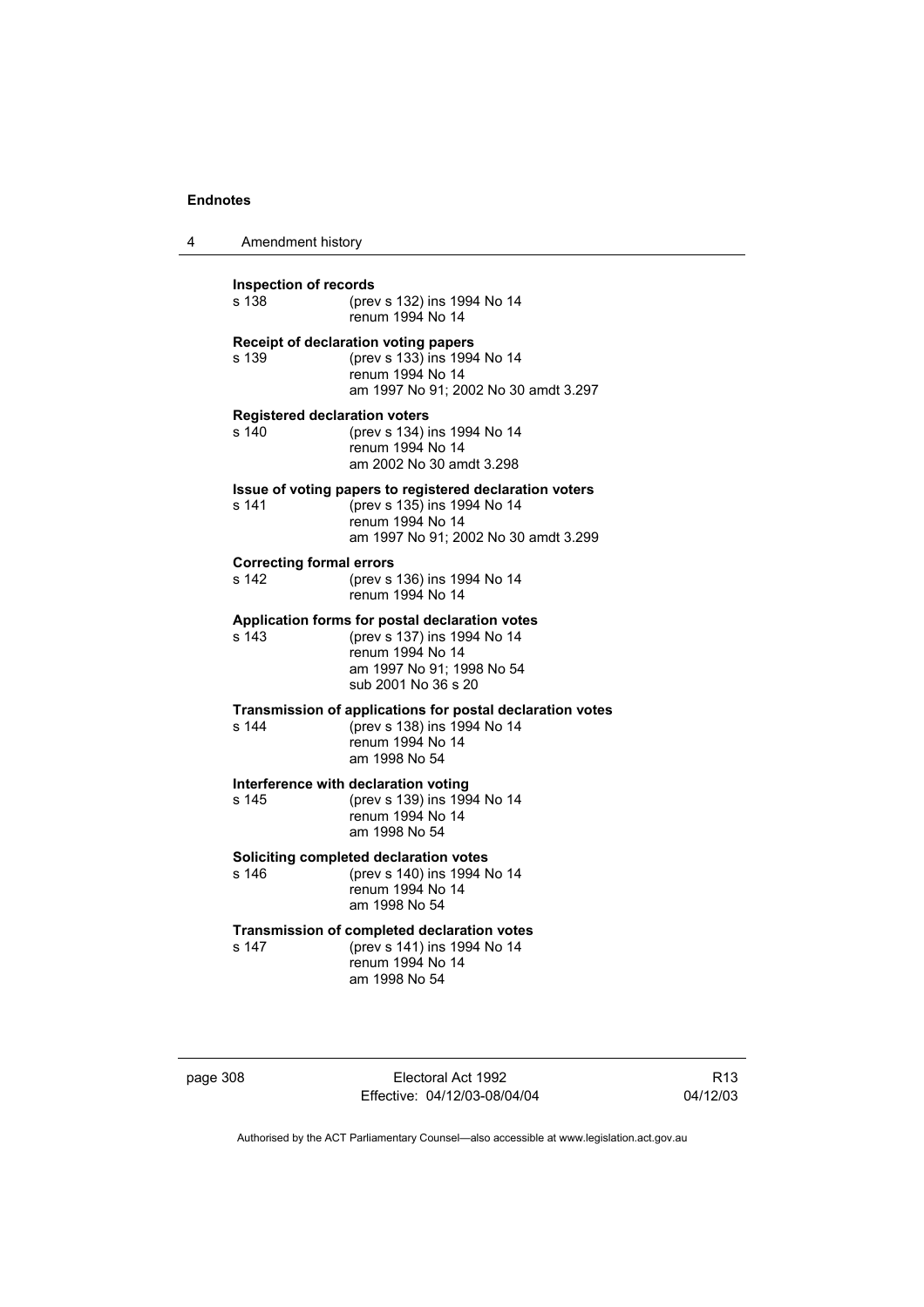**Inspection of records**

s 138 (prev s 132) ins 1994 No 14
renum 1994 No 14

**Receipt of declaration voting papers**

s 139 (prev s 133) ins 1994 No 14
renum 1994 No 14
am 1997 No 91; 2002 No 30 amdt 3.297

**Registered declaration voters**

s 140 (prev s 134) ins 1994 No 14
renum 1994 No 14
am 2002 No 30 amdt 3.298

**Issue of voting papers to registered declaration voters**

s 141 (prev s 135) ins 1994 No 14
renum 1994 No 14
am 1997 No 91; 2002 No 30 amdt 3.299

**Correcting formal errors**

s 142 (prev s 136) ins 1994 No 14
renum 1994 No 14

**Application forms for postal declaration votes**

s 143 (prev s 137) ins 1994 No 14
renum 1994 No 14
am 1997 No 91; 1998 No 54
sub 2001 No 36 s 20

**Transmission of applications for postal declaration votes**

s 144 (prev s 138) ins 1994 No 14
renum 1994 No 14
am 1998 No 54

**Interference with declaration voting**

s 145 (prev s 139) ins 1994 No 14
renum 1994 No 14
am 1998 No 54

**Soliciting completed declaration votes**

s 146 (prev s 140) ins 1994 No 14
renum 1994 No 14
am 1998 No 54

**Transmission of completed declaration votes**

s 147 (prev s 141) ins 1994 No 14
renum 1994 No 14
am 1998 No 54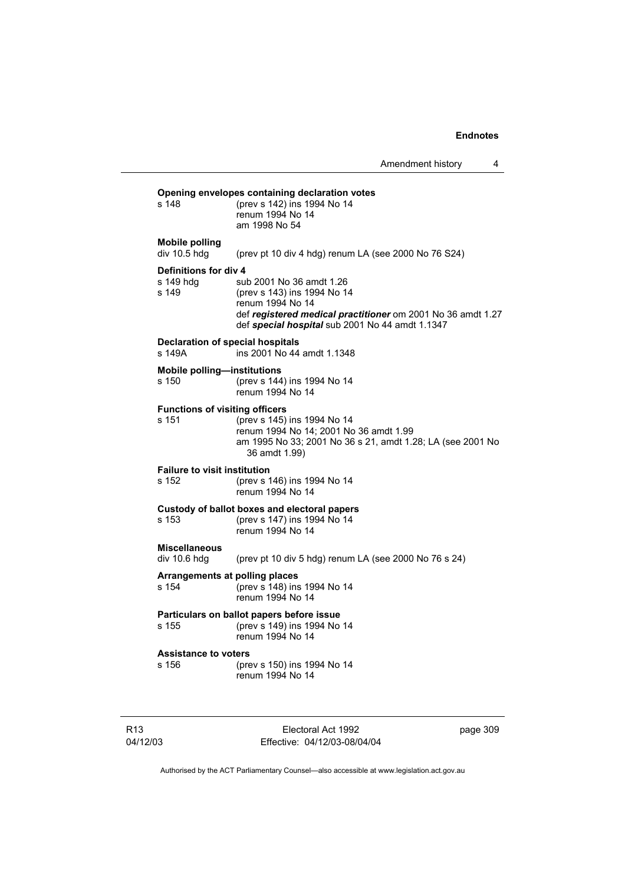**Opening envelopes containing declaration votes**

s 148 (prev s 142) ins 1994 No 14
renum 1994 No 14
am 1998 No 54

**Mobile polling**

div 10.5 hdg (prev pt 10 div 4 hdg) renum LA (see 2000 No 76 S24)

**Definitions for div 4**

s 149 hdg sub 2001 No 36 amdt 1.26
s 149 (prev s 143) ins 1994 No 14
renum 1994 No 14
def ***registered medical practitioner*** om 2001 No 36 amdt 1.27
def ***special hospital*** sub 2001 No 44 amdt 1.1347

**Declaration of special hospitals**

s 149A ins 2001 No 44 amdt 1.1348

**Mobile polling—institutions**

s 150 (prev s 144) ins 1994 No 14
renum 1994 No 14

**Functions of visiting officers**

s 151 (prev s 145) ins 1994 No 14
renum 1994 No 14; 2001 No 36 amdt 1.99
am 1995 No 33; 2001 No 36 s 21, amdt 1.28; LA (see 2001 No 36 amdt 1.99)

**Failure to visit institution**

s 152 (prev s 146) ins 1994 No 14
renum 1994 No 14

**Custody of ballot boxes and electoral papers**

s 153 (prev s 147) ins 1994 No 14
renum 1994 No 14

**Miscellaneous**

div 10.6 hdg (prev pt 10 div 5 hdg) renum LA (see 2000 No 76 s 24)

**Arrangements at polling places**

s 154 (prev s 148) ins 1994 No 14
renum 1994 No 14

**Particulars on ballot papers before issue**

s 155 (prev s 149) ins 1994 No 14
renum 1994 No 14

**Assistance to voters**

s 156 (prev s 150) ins 1994 No 14
renum 1994 No 14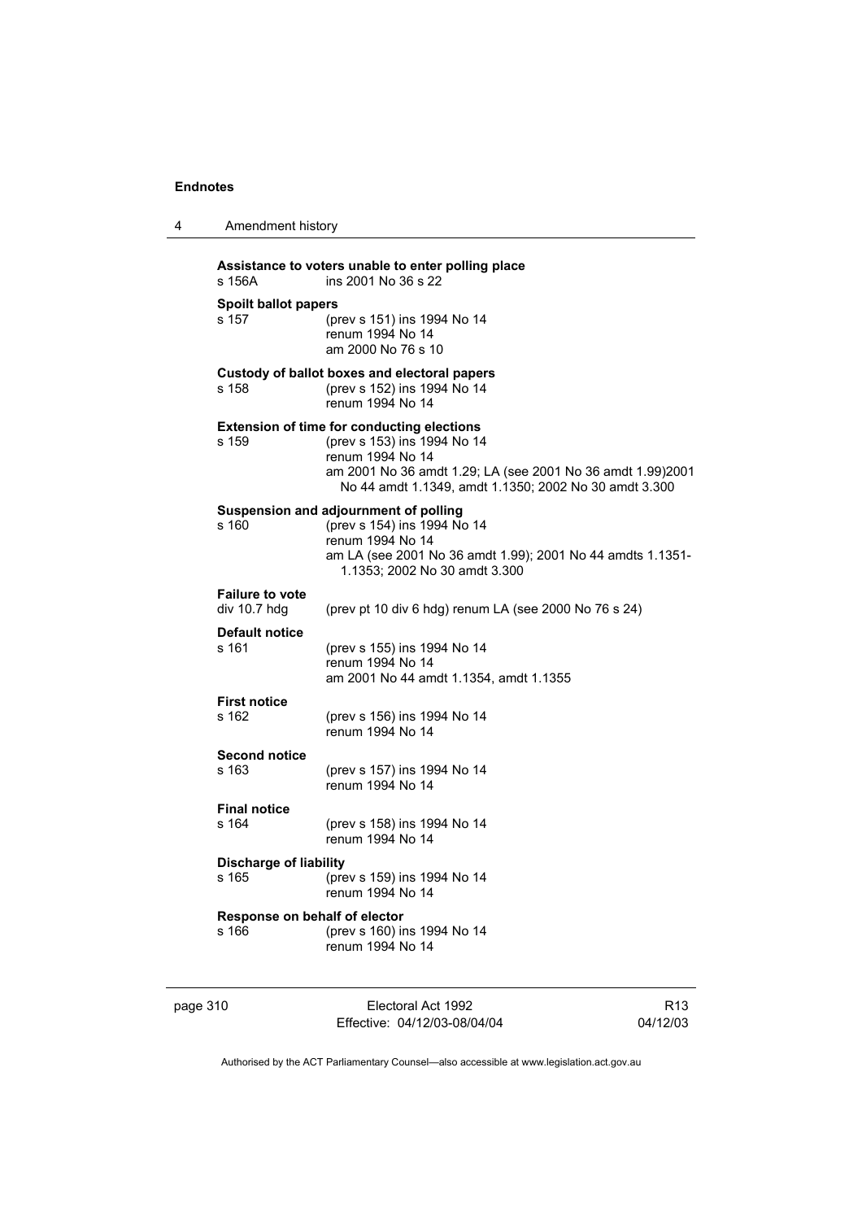**Assistance to voters unable to enter polling place**
s 156A ins 2001 No 36 s 22

**Spoilt ballot papers**
s 157 (prev s 151) ins 1994 No 14
renum 1994 No 14
am 2000 No 76 s 10

**Custody of ballot boxes and electoral papers**
s 158 (prev s 152) ins 1994 No 14
renum 1994 No 14

**Extension of time for conducting elections**
s 159 (prev s 153) ins 1994 No 14
renum 1994 No 14
am 2001 No 36 amdt 1.29; LA (see 2001 No 36 amdt 1.99)2001 No 44 amdt 1.1349, amdt 1.1350; 2002 No 30 amdt 3.300

**Suspension and adjournment of polling**
s 160 (prev s 154) ins 1994 No 14
renum 1994 No 14
am LA (see 2001 No 36 amdt 1.99); 2001 No 44 amdts 1.1351-1.1353; 2002 No 30 amdt 3.300

**Failure to vote**
div 10.7 hdg (prev pt 10 div 6 hdg) renum LA (see 2000 No 76 s 24)

**Default notice**
s 161 (prev s 155) ins 1994 No 14
renum 1994 No 14
am 2001 No 44 amdt 1.1354, amdt 1.1355

**First notice**
s 162 (prev s 156) ins 1994 No 14
renum 1994 No 14

**Second notice**
s 163 (prev s 157) ins 1994 No 14
renum 1994 No 14

**Final notice**
s 164 (prev s 158) ins 1994 No 14
renum 1994 No 14

**Discharge of liability**
s 165 (prev s 159) ins 1994 No 14
renum 1994 No 14

**Response on behalf of elector**
s 166 (prev s 160) ins 1994 No 14
renum 1994 No 14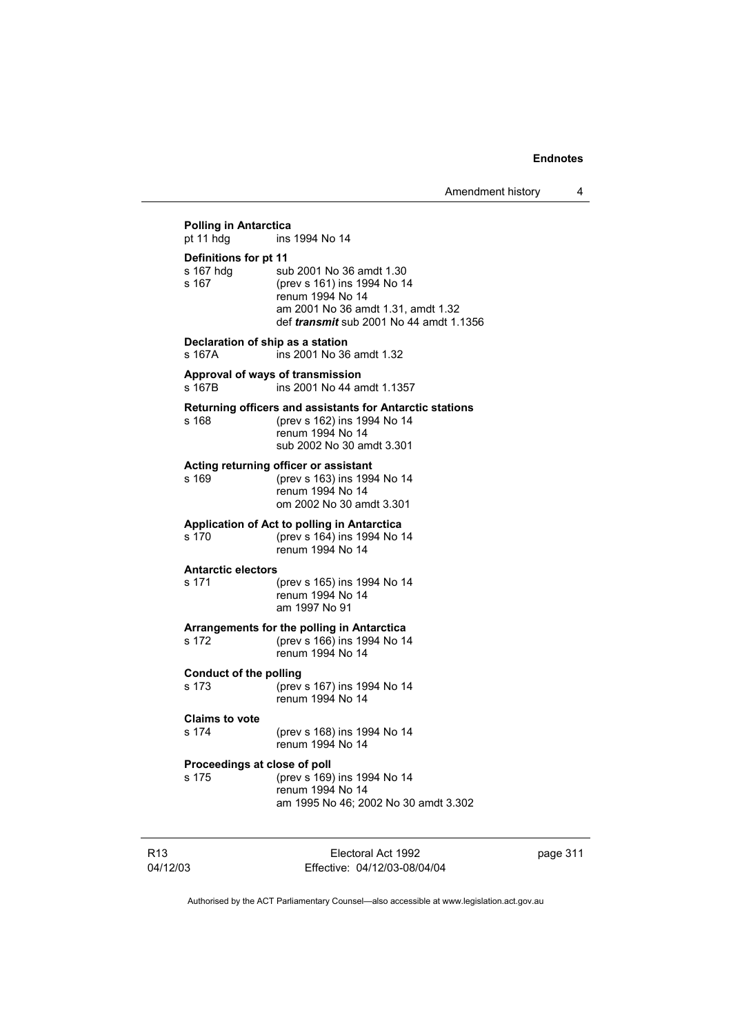**Polling in Antarctica**

pt 11 hdg ins 1994 No 14

**Definitions for pt 11**

s 167 hdg sub 2001 No 36 amdt 1.30

s 167 (prev s 161) ins 1994 No 14
renum 1994 No 14
am 2001 No 36 amdt 1.31, amdt 1.32
def ***transmit*** sub 2001 No 44 amdt 1.1356

**Declaration of ship as a station**

s 167A ins 2001 No 36 amdt 1.32

**Approval of ways of transmission**

s 167B ins 2001 No 44 amdt 1.1357

**Returning officers and assistants for Antarctic stations**

s 168 (prev s 162) ins 1994 No 14
renum 1994 No 14
sub 2002 No 30 amdt 3.301

**Acting returning officer or assistant**

s 169 (prev s 163) ins 1994 No 14
renum 1994 No 14
om 2002 No 30 amdt 3.301

**Application of Act to polling in Antarctica**

s 170 (prev s 164) ins 1994 No 14
renum 1994 No 14

**Antarctic electors**

s 171 (prev s 165) ins 1994 No 14
renum 1994 No 14
am 1997 No 91

**Arrangements for the polling in Antarctica**

s 172 (prev s 166) ins 1994 No 14
renum 1994 No 14

**Conduct of the polling**

s 173 (prev s 167) ins 1994 No 14
renum 1994 No 14

**Claims to vote**

s 174 (prev s 168) ins 1994 No 14
renum 1994 No 14

**Proceedings at close of poll**

s 175 (prev s 169) ins 1994 No 14
renum 1994 No 14
am 1995 No 46; 2002 No 30 amdt 3.302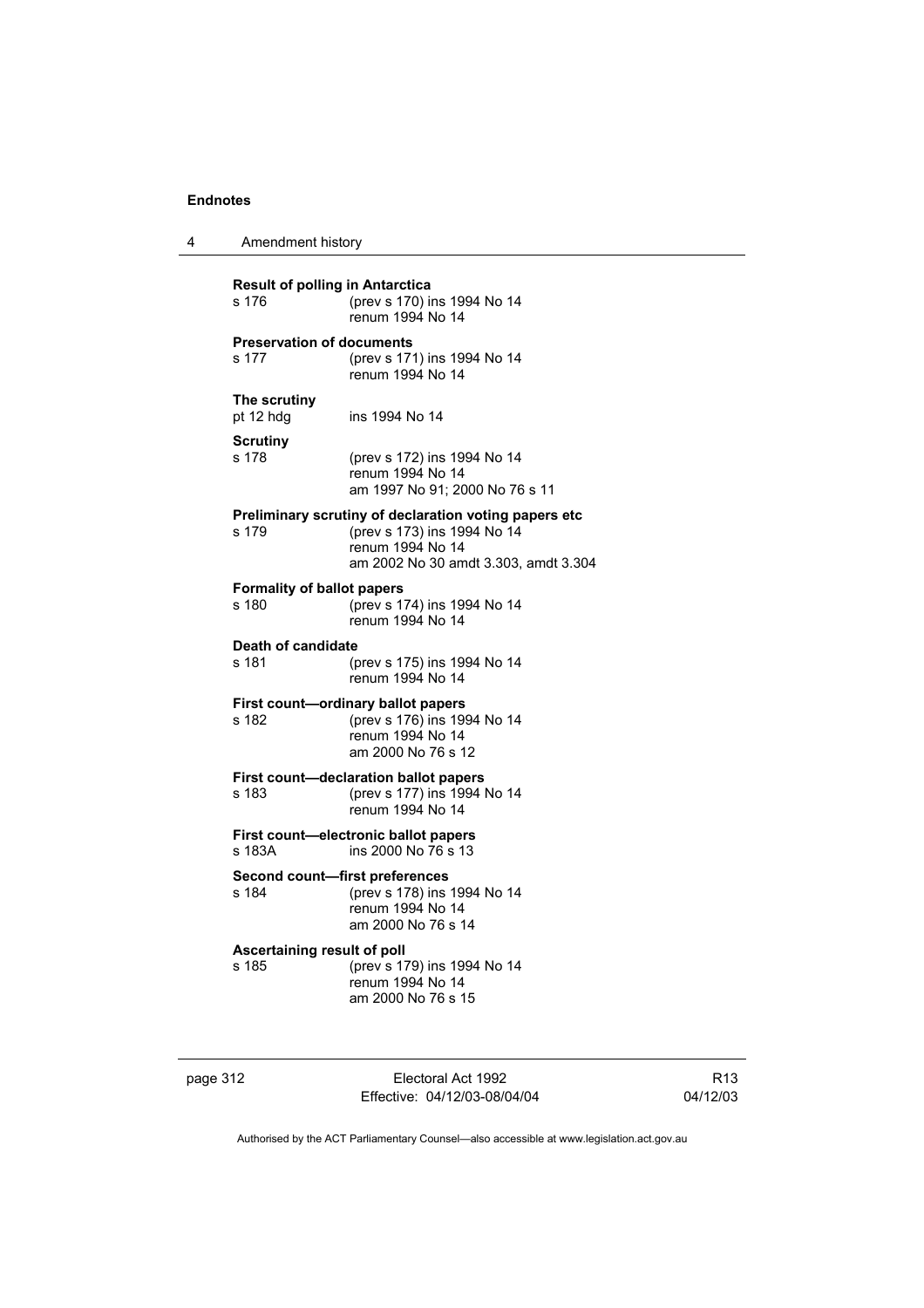**Result of polling in Antarctica**

s 176 (prev s 170) ins 1994 No 14
renum 1994 No 14

**Preservation of documents**

s 177 (prev s 171) ins 1994 No 14
renum 1994 No 14

**The scrutiny**

pt 12 hdg ins 1994 No 14

**Scrutiny**

s 178 (prev s 172) ins 1994 No 14
renum 1994 No 14
am 1997 No 91; 2000 No 76 s 11

**Preliminary scrutiny of declaration voting papers etc**

s 179 (prev s 173) ins 1994 No 14
renum 1994 No 14
am 2002 No 30 amdt 3.303, amdt 3.304

**Formality of ballot papers**

s 180 (prev s 174) ins 1994 No 14
renum 1994 No 14

**Death of candidate**

s 181 (prev s 175) ins 1994 No 14
renum 1994 No 14

**First count—ordinary ballot papers**

s 182 (prev s 176) ins 1994 No 14
renum 1994 No 14
am 2000 No 76 s 12

**First count—declaration ballot papers**

s 183 (prev s 177) ins 1994 No 14
renum 1994 No 14

**First count—electronic ballot papers**

s 183A ins 2000 No 76 s 13

**Second count—first preferences**

s 184 (prev s 178) ins 1994 No 14
renum 1994 No 14
am 2000 No 76 s 14

**Ascertaining result of poll**

s 185 (prev s 179) ins 1994 No 14
renum 1994 No 14
am 2000 No 76 s 15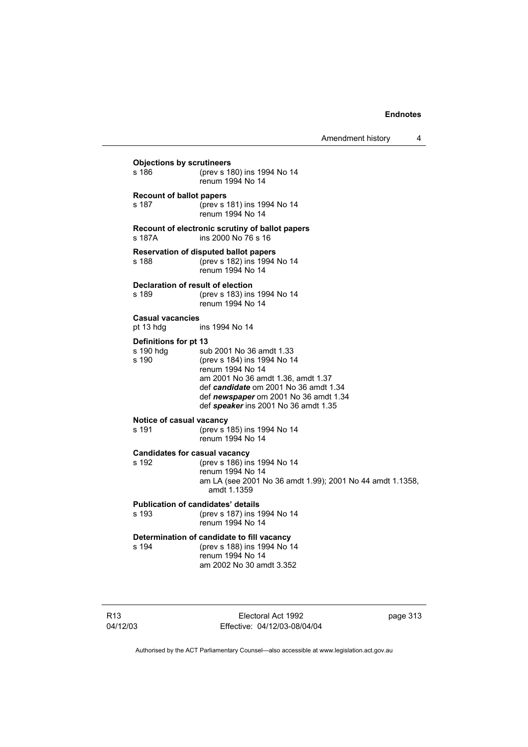**Objections by scrutineers**
s 186 (prev s 180) ins 1994 No 14
renum 1994 No 14

**Recount of ballot papers**
s 187 (prev s 181) ins 1994 No 14
renum 1994 No 14

**Recount of electronic scrutiny of ballot papers**
s 187A ins 2000 No 76 s 16

**Reservation of disputed ballot papers**
s 188 (prev s 182) ins 1994 No 14
renum 1994 No 14

**Declaration of result of election**
s 189 (prev s 183) ins 1994 No 14
renum 1994 No 14

**Casual vacancies**
pt 13 hdg ins 1994 No 14

**Definitions for pt 13**
s 190 hdg sub 2001 No 36 amdt 1.33
s 190 (prev s 184) ins 1994 No 14
renum 1994 No 14
am 2001 No 36 amdt 1.36, amdt 1.37
def ***candidate*** om 2001 No 36 amdt 1.34
def ***newspaper*** om 2001 No 36 amdt 1.34
def ***speaker*** ins 2001 No 36 amdt 1.35

**Notice of casual vacancy**
s 191 (prev s 185) ins 1994 No 14
renum 1994 No 14

**Candidates for casual vacancy**
s 192 (prev s 186) ins 1994 No 14
renum 1994 No 14
am LA (see 2001 No 36 amdt 1.99); 2001 No 44 amdt 1.1358, amdt 1.1359

**Publication of candidates' details**
s 193 (prev s 187) ins 1994 No 14
renum 1994 No 14

**Determination of candidate to fill vacancy**
s 194 (prev s 188) ins 1994 No 14
renum 1994 No 14
am 2002 No 30 amdt 3.352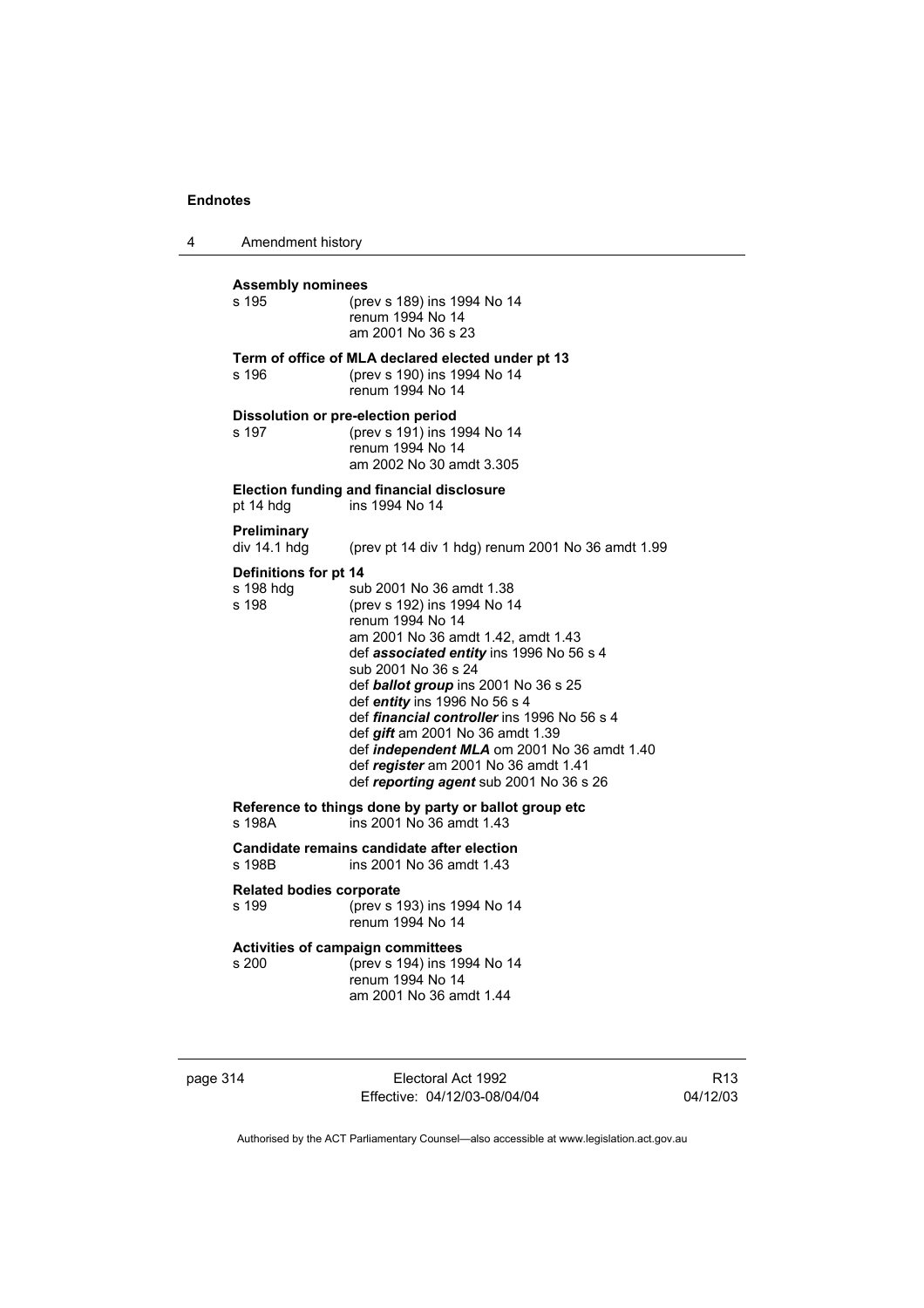**Assembly nominees**

| | |
|---|---|
| s 195 | (prev s 189) ins 1994 No 14<br>renum 1994 No 14<br>am 2001 No 36 s 23 |

**Term of office of MLA declared elected under pt 13**

| | |
|---|---|
| s 196 | (prev s 190) ins 1994 No 14<br>renum 1994 No 14 |

**Dissolution or pre-election period**

| | |
|---|---|
| s 197 | (prev s 191) ins 1994 No 14<br>renum 1994 No 14<br>am 2002 No 30 amdt 3.305 |

**Election funding and financial disclosure**

| | |
|---|---|
| pt 14 hdg | ins 1994 No 14 |

**Preliminary**

| | |
|---|---|
| div 14.1 hdg | (prev pt 14 div 1 hdg) renum 2001 No 36 amdt 1.99 |

**Definitions for pt 14**

| | |
|---|---|
| s 198 hdg | sub 2001 No 36 amdt 1.38 |
| s 198 | (prev s 192) ins 1994 No 14<br>renum 1994 No 14<br>am 2001 No 36 amdt 1.42, amdt 1.43<br>def ***associated entity*** ins 1996 No 56 s 4<br>sub 2001 No 36 s 24<br>def ***ballot group*** ins 2001 No 36 s 25<br>def ***entity*** ins 1996 No 56 s 4<br>def ***financial controller*** ins 1996 No 56 s 4<br>def ***gift*** am 2001 No 36 amdt 1.39<br>def ***independent MLA*** om 2001 No 36 amdt 1.40<br>def ***register*** am 2001 No 36 amdt 1.41<br>def ***reporting agent*** sub 2001 No 36 s 26 |

**Reference to things done by party or ballot group etc**

| | |
|---|---|
| s 198A | ins 2001 No 36 amdt 1.43 |

**Candidate remains candidate after election**

| | |
|---|---|
| s 198B | ins 2001 No 36 amdt 1.43 |

**Related bodies corporate**

| | |
|---|---|
| s 199 | (prev s 193) ins 1994 No 14<br>renum 1994 No 14 |

**Activities of campaign committees**

| | |
|---|---|
| s 200 | (prev s 194) ins 1994 No 14<br>renum 1994 No 14<br>am 2001 No 36 amdt 1.44 |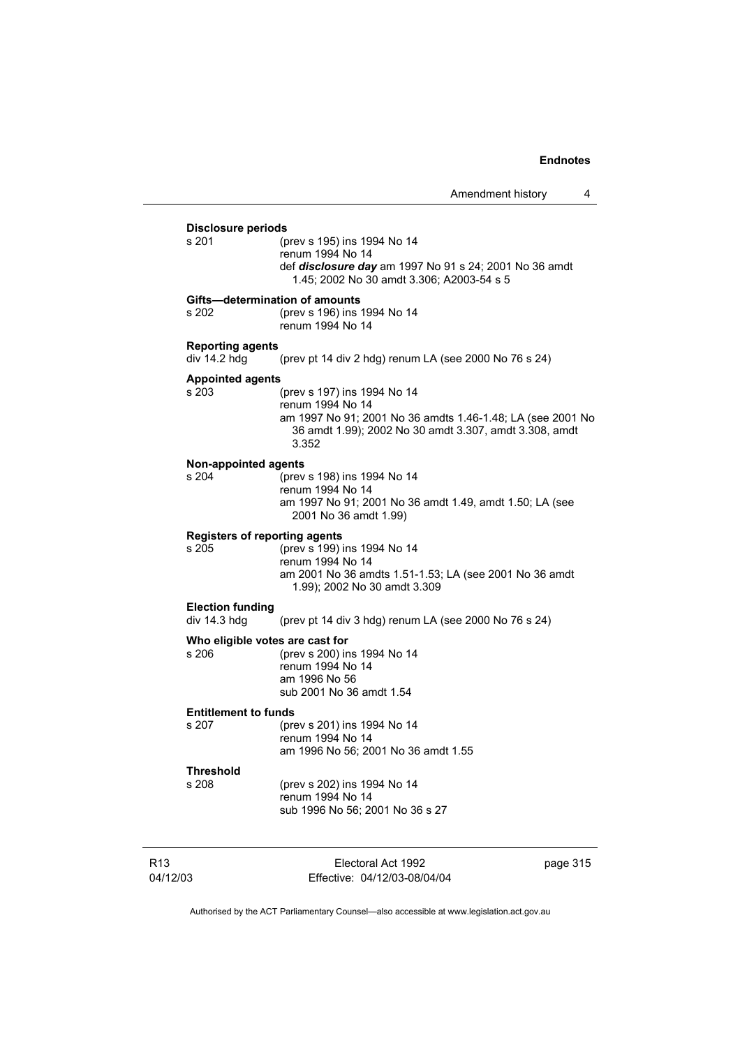**Disclosure periods**

s 201 (prev s 195) ins 1994 No 14
renum 1994 No 14
def ***disclosure day*** am 1997 No 91 s 24; 2001 No 36 amdt 1.45; 2002 No 30 amdt 3.306; A2003-54 s 5

**Gifts—determination of amounts**

s 202 (prev s 196) ins 1994 No 14
renum 1994 No 14

**Reporting agents**

div 14.2 hdg (prev pt 14 div 2 hdg) renum LA (see 2000 No 76 s 24)

**Appointed agents**

s 203 (prev s 197) ins 1994 No 14
renum 1994 No 14
am 1997 No 91; 2001 No 36 amdts 1.46-1.48; LA (see 2001 No 36 amdt 1.99); 2002 No 30 amdt 3.307, amdt 3.308, amdt 3.352

**Non-appointed agents**

s 204 (prev s 198) ins 1994 No 14
renum 1994 No 14
am 1997 No 91; 2001 No 36 amdt 1.49, amdt 1.50; LA (see 2001 No 36 amdt 1.99)

**Registers of reporting agents**

s 205 (prev s 199) ins 1994 No 14
renum 1994 No 14
am 2001 No 36 amdts 1.51-1.53; LA (see 2001 No 36 amdt 1.99); 2002 No 30 amdt 3.309

**Election funding**

div 14.3 hdg (prev pt 14 div 3 hdg) renum LA (see 2000 No 76 s 24)

**Who eligible votes are cast for**

s 206 (prev s 200) ins 1994 No 14
renum 1994 No 14
am 1996 No 56
sub 2001 No 36 amdt 1.54

**Entitlement to funds**

s 207 (prev s 201) ins 1994 No 14
renum 1994 No 14
am 1996 No 56; 2001 No 36 amdt 1.55

**Threshold**

s 208 (prev s 202) ins 1994 No 14
renum 1994 No 14
sub 1996 No 56; 2001 No 36 s 27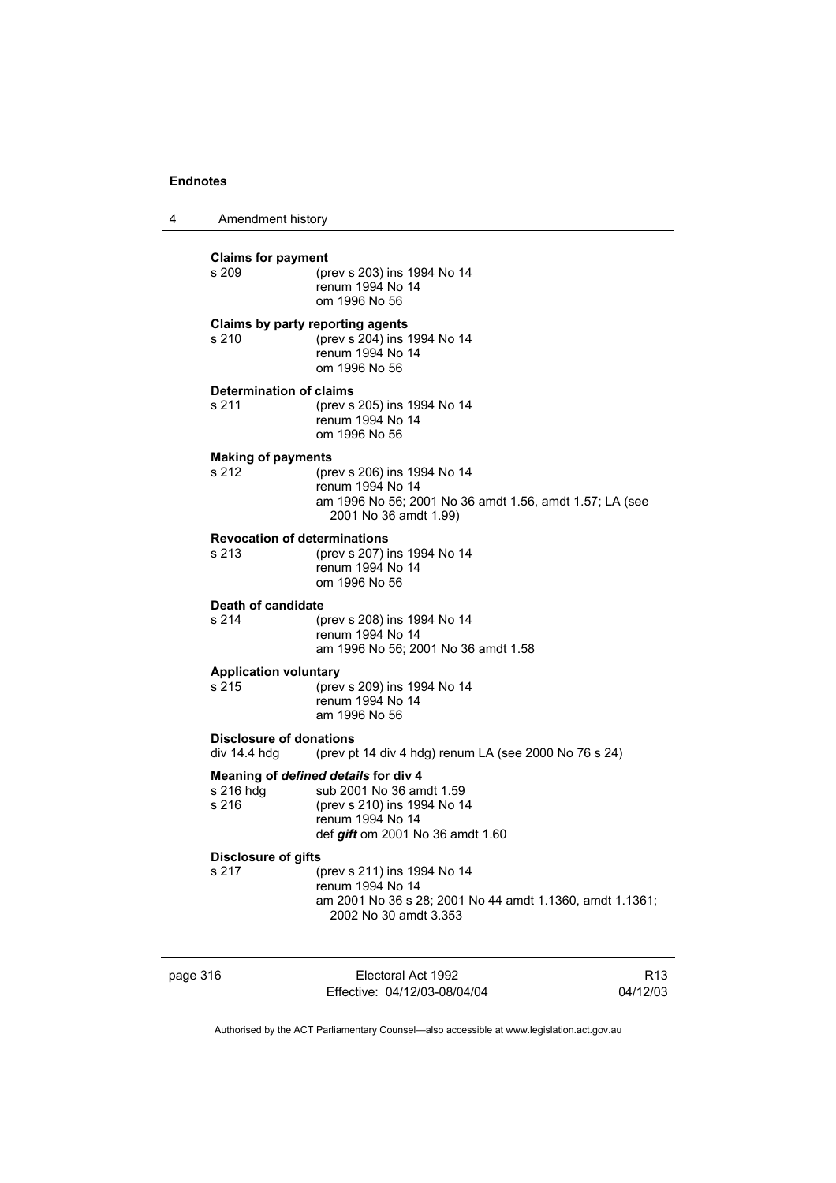**Claims for payment**

s 209 (prev s 203) ins 1994 No 14
renum 1994 No 14
om 1996 No 56

**Claims by party reporting agents**

s 210 (prev s 204) ins 1994 No 14
renum 1994 No 14
om 1996 No 56

**Determination of claims**

s 211 (prev s 205) ins 1994 No 14
renum 1994 No 14
om 1996 No 56

**Making of payments**

s 212 (prev s 206) ins 1994 No 14
renum 1994 No 14
am 1996 No 56; 2001 No 36 amdt 1.56, amdt 1.57; LA (see 2001 No 36 amdt 1.99)

**Revocation of determinations**

s 213 (prev s 207) ins 1994 No 14
renum 1994 No 14
om 1996 No 56

**Death of candidate**

s 214 (prev s 208) ins 1994 No 14
renum 1994 No 14
am 1996 No 56; 2001 No 36 amdt 1.58

**Application voluntary**

s 215 (prev s 209) ins 1994 No 14
renum 1994 No 14
am 1996 No 56

**Disclosure of donations**

div 14.4 hdg (prev pt 14 div 4 hdg) renum LA (see 2000 No 76 s 24)

**Meaning of *defined details* for div 4**

s 216 hdg sub 2001 No 36 amdt 1.59
s 216 (prev s 210) ins 1994 No 14
renum 1994 No 14
def ***gift*** om 2001 No 36 amdt 1.60

**Disclosure of gifts**

s 217 (prev s 211) ins 1994 No 14
renum 1994 No 14
am 2001 No 36 s 28; 2001 No 44 amdt 1.1360, amdt 1.1361; 2002 No 30 amdt 3.353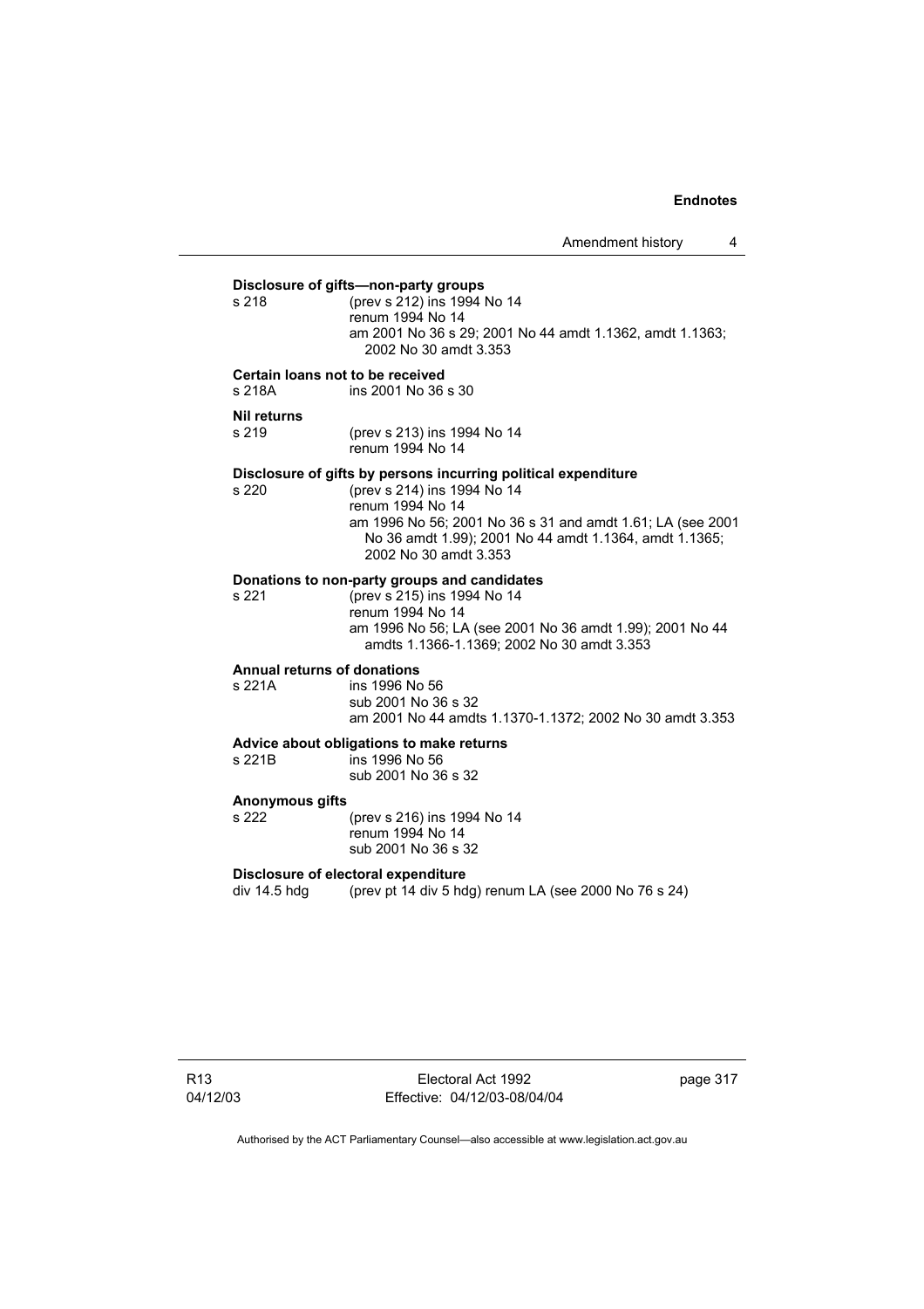**Disclosure of gifts—non-party groups**

s 218 (prev s 212) ins 1994 No 14
renum 1994 No 14
am 2001 No 36 s 29; 2001 No 44 amdt 1.1362, amdt 1.1363; 2002 No 30 amdt 3.353

**Certain loans not to be received**

s 218A ins 2001 No 36 s 30

**Nil returns**

s 219 (prev s 213) ins 1994 No 14
renum 1994 No 14

**Disclosure of gifts by persons incurring political expenditure**

s 220 (prev s 214) ins 1994 No 14
renum 1994 No 14
am 1996 No 56; 2001 No 36 s 31 and amdt 1.61; LA (see 2001 No 36 amdt 1.99); 2001 No 44 amdt 1.1364, amdt 1.1365; 2002 No 30 amdt 3.353

**Donations to non-party groups and candidates**

s 221 (prev s 215) ins 1994 No 14
renum 1994 No 14
am 1996 No 56; LA (see 2001 No 36 amdt 1.99); 2001 No 44 amdts 1.1366-1.1369; 2002 No 30 amdt 3.353

**Annual returns of donations**

s 221A ins 1996 No 56
sub 2001 No 36 s 32
am 2001 No 44 amdts 1.1370-1.1372; 2002 No 30 amdt 3.353

**Advice about obligations to make returns**

s 221B ins 1996 No 56
sub 2001 No 36 s 32

**Anonymous gifts**

s 222 (prev s 216) ins 1994 No 14
renum 1994 No 14
sub 2001 No 36 s 32

**Disclosure of electoral expenditure**

div 14.5 hdg (prev pt 14 div 5 hdg) renum LA (see 2000 No 76 s 24)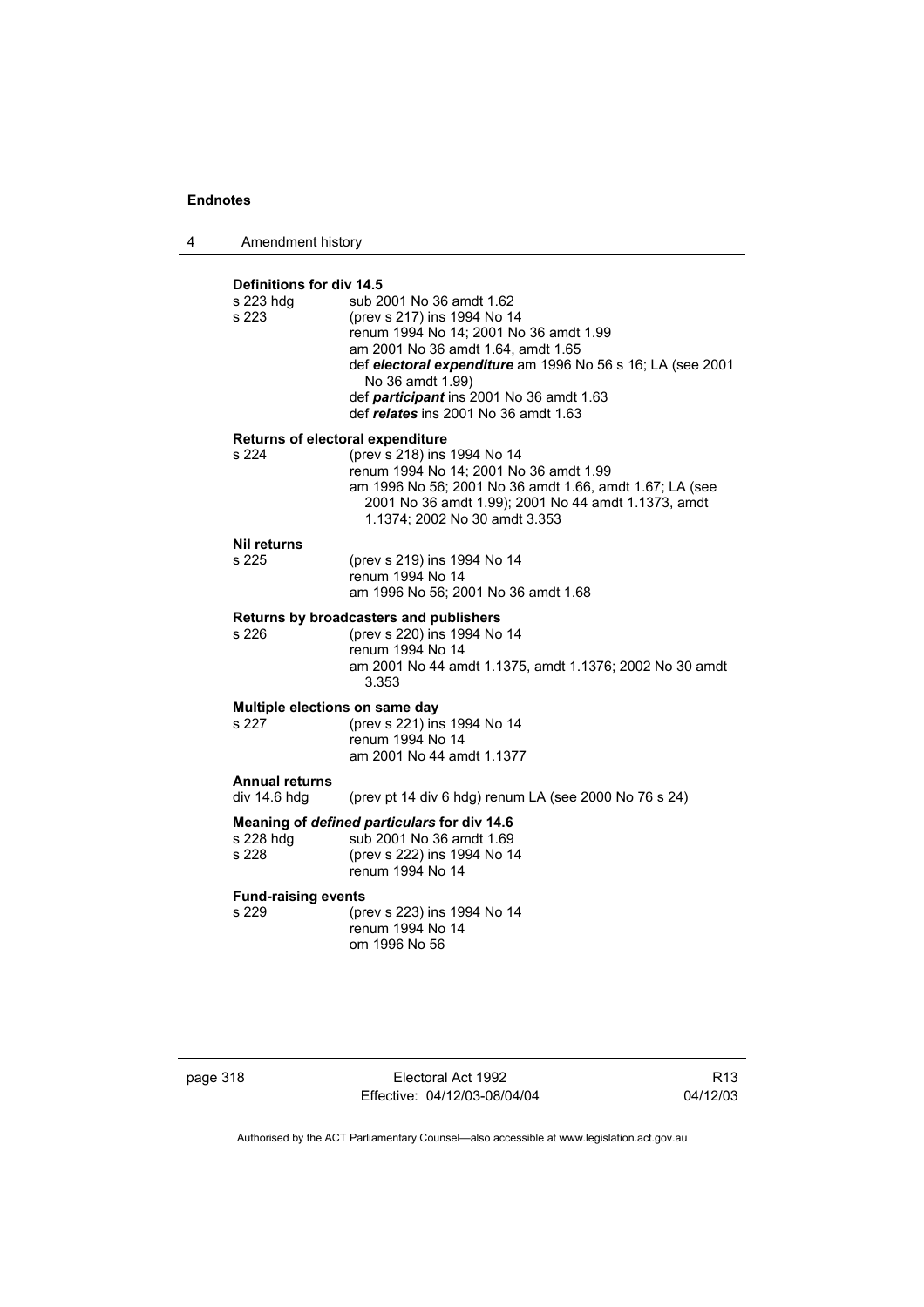**Definitions for div 14.5**

s 223 hdg sub 2001 No 36 amdt 1.62
s 223 (prev s 217) ins 1994 No 14
renum 1994 No 14; 2001 No 36 amdt 1.99
am 2001 No 36 amdt 1.64, amdt 1.65
def ***electoral expenditure*** am 1996 No 56 s 16; LA (see 2001 No 36 amdt 1.99)
def ***participant*** ins 2001 No 36 amdt 1.63
def ***relates*** ins 2001 No 36 amdt 1.63

**Returns of electoral expenditure**

s 224 (prev s 218) ins 1994 No 14
renum 1994 No 14; 2001 No 36 amdt 1.99
am 1996 No 56; 2001 No 36 amdt 1.66, amdt 1.67; LA (see 2001 No 36 amdt 1.99); 2001 No 44 amdt 1.1373, amdt 1.1374; 2002 No 30 amdt 3.353

**Nil returns**

s 225 (prev s 219) ins 1994 No 14
renum 1994 No 14
am 1996 No 56; 2001 No 36 amdt 1.68

**Returns by broadcasters and publishers**

s 226 (prev s 220) ins 1994 No 14
renum 1994 No 14
am 2001 No 44 amdt 1.1375, amdt 1.1376; 2002 No 30 amdt 3.353

**Multiple elections on same day**

s 227 (prev s 221) ins 1994 No 14
renum 1994 No 14
am 2001 No 44 amdt 1.1377

**Annual returns**

div 14.6 hdg (prev pt 14 div 6 hdg) renum LA (see 2000 No 76 s 24)

**Meaning of *defined particulars* for div 14.6**

s 228 hdg sub 2001 No 36 amdt 1.69
s 228 (prev s 222) ins 1994 No 14
renum 1994 No 14

**Fund-raising events**

s 229 (prev s 223) ins 1994 No 14
renum 1994 No 14
om 1996 No 56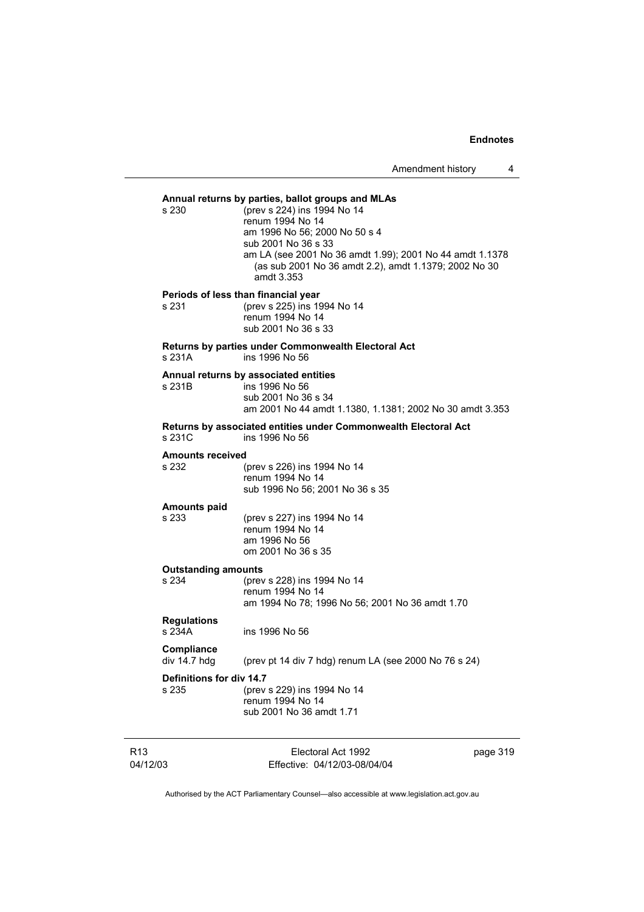**Annual returns by parties, ballot groups and MLAs**

s 230 (prev s 224) ins 1994 No 14
renum 1994 No 14
am 1996 No 56; 2000 No 50 s 4
sub 2001 No 36 s 33
am LA (see 2001 No 36 amdt 1.99); 2001 No 44 amdt 1.1378 (as sub 2001 No 36 amdt 2.2), amdt 1.1379; 2002 No 30 amdt 3.353

**Periods of less than financial year**

s 231 (prev s 225) ins 1994 No 14
renum 1994 No 14
sub 2001 No 36 s 33

**Returns by parties under Commonwealth Electoral Act**

s 231A ins 1996 No 56

**Annual returns by associated entities**

s 231B ins 1996 No 56
sub 2001 No 36 s 34
am 2001 No 44 amdt 1.1380, 1.1381; 2002 No 30 amdt 3.353

**Returns by associated entities under Commonwealth Electoral Act**

s 231C ins 1996 No 56

**Amounts received**

s 232 (prev s 226) ins 1994 No 14
renum 1994 No 14
sub 1996 No 56; 2001 No 36 s 35

**Amounts paid**

s 233 (prev s 227) ins 1994 No 14
renum 1994 No 14
am 1996 No 56
om 2001 No 36 s 35

**Outstanding amounts**

s 234 (prev s 228) ins 1994 No 14
renum 1994 No 14
am 1994 No 78; 1996 No 56; 2001 No 36 amdt 1.70

**Regulations**

s 234A ins 1996 No 56

**Compliance**

div 14.7 hdg (prev pt 14 div 7 hdg) renum LA (see 2000 No 76 s 24)

**Definitions for div 14.7**

s 235 (prev s 229) ins 1994 No 14
renum 1994 No 14
sub 2001 No 36 amdt 1.71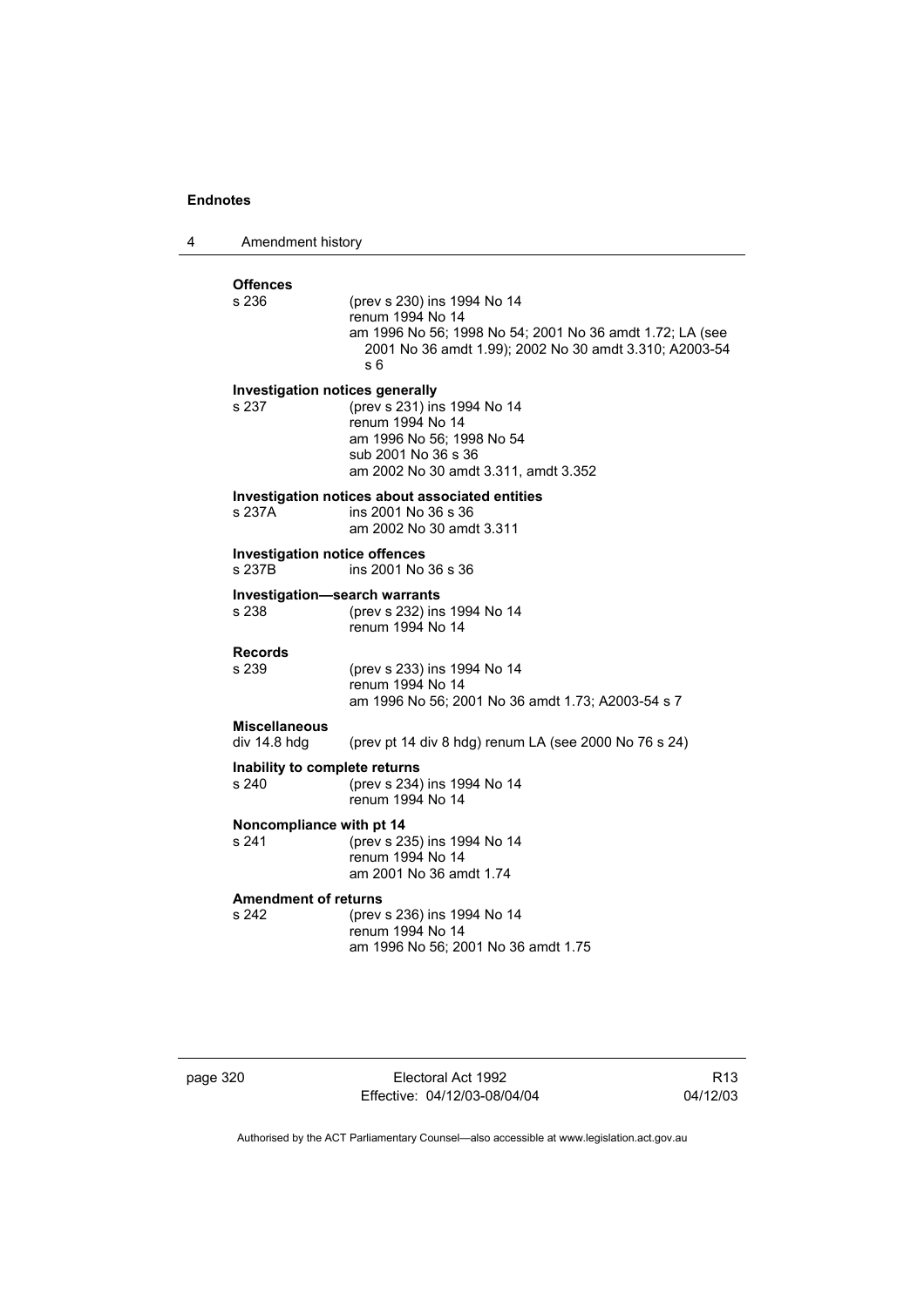**Offences**

s 236 (prev s 230) ins 1994 No 14
renum 1994 No 14
am 1996 No 56; 1998 No 54; 2001 No 36 amdt 1.72; LA (see 2001 No 36 amdt 1.99); 2002 No 30 amdt 3.310; A2003-54 s 6

**Investigation notices generally**

s 237 (prev s 231) ins 1994 No 14
renum 1994 No 14
am 1996 No 56; 1998 No 54
sub 2001 No 36 s 36
am 2002 No 30 amdt 3.311, amdt 3.352

**Investigation notices about associated entities**

s 237A ins 2001 No 36 s 36
am 2002 No 30 amdt 3.311

**Investigation notice offences**

s 237B ins 2001 No 36 s 36

**Investigation—search warrants**

s 238 (prev s 232) ins 1994 No 14
renum 1994 No 14

**Records**

s 239 (prev s 233) ins 1994 No 14
renum 1994 No 14
am 1996 No 56; 2001 No 36 amdt 1.73; A2003-54 s 7

**Miscellaneous**

div 14.8 hdg (prev pt 14 div 8 hdg) renum LA (see 2000 No 76 s 24)

**Inability to complete returns**

s 240 (prev s 234) ins 1994 No 14
renum 1994 No 14

**Noncompliance with pt 14**

s 241 (prev s 235) ins 1994 No 14
renum 1994 No 14
am 2001 No 36 amdt 1.74

**Amendment of returns**

s 242 (prev s 236) ins 1994 No 14
renum 1994 No 14
am 1996 No 56; 2001 No 36 amdt 1.75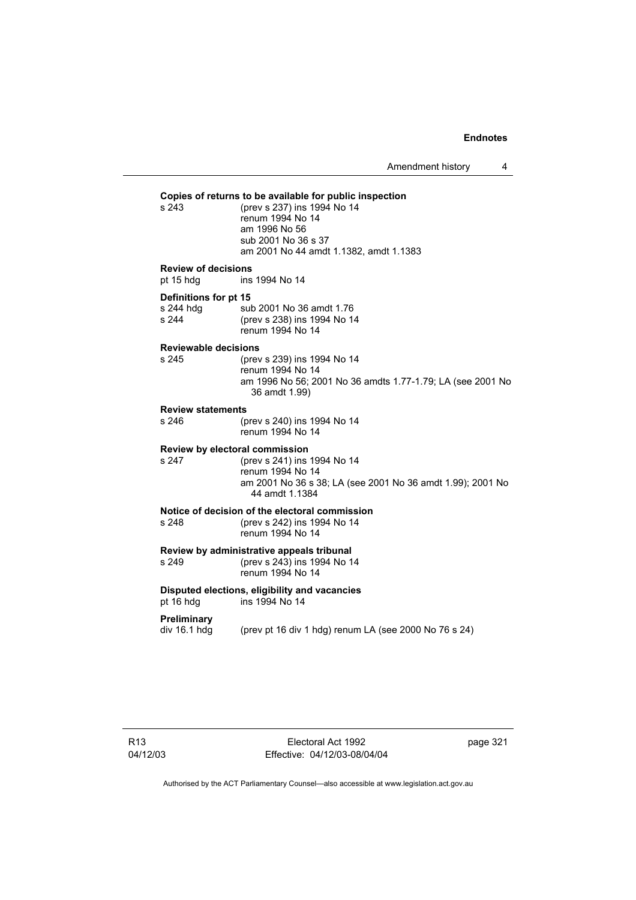**Copies of returns to be available for public inspection**

s 243 (prev s 237) ins 1994 No 14
renum 1994 No 14
am 1996 No 56
sub 2001 No 36 s 37
am 2001 No 44 amdt 1.1382, amdt 1.1383

**Review of decisions**

pt 15 hdg ins 1994 No 14

**Definitions for pt 15**

s 244 hdg sub 2001 No 36 amdt 1.76
s 244 (prev s 238) ins 1994 No 14
renum 1994 No 14

**Reviewable decisions**

s 245 (prev s 239) ins 1994 No 14
renum 1994 No 14
am 1996 No 56; 2001 No 36 amdts 1.77-1.79; LA (see 2001 No 36 amdt 1.99)

**Review statements**

s 246 (prev s 240) ins 1994 No 14
renum 1994 No 14

**Review by electoral commission**

s 247 (prev s 241) ins 1994 No 14
renum 1994 No 14
am 2001 No 36 s 38; LA (see 2001 No 36 amdt 1.99); 2001 No 44 amdt 1.1384

**Notice of decision of the electoral commission**

s 248 (prev s 242) ins 1994 No 14
renum 1994 No 14

**Review by administrative appeals tribunal**

s 249 (prev s 243) ins 1994 No 14
renum 1994 No 14

**Disputed elections, eligibility and vacancies**

pt 16 hdg ins 1994 No 14

**Preliminary**

div 16.1 hdg (prev pt 16 div 1 hdg) renum LA (see 2000 No 76 s 24)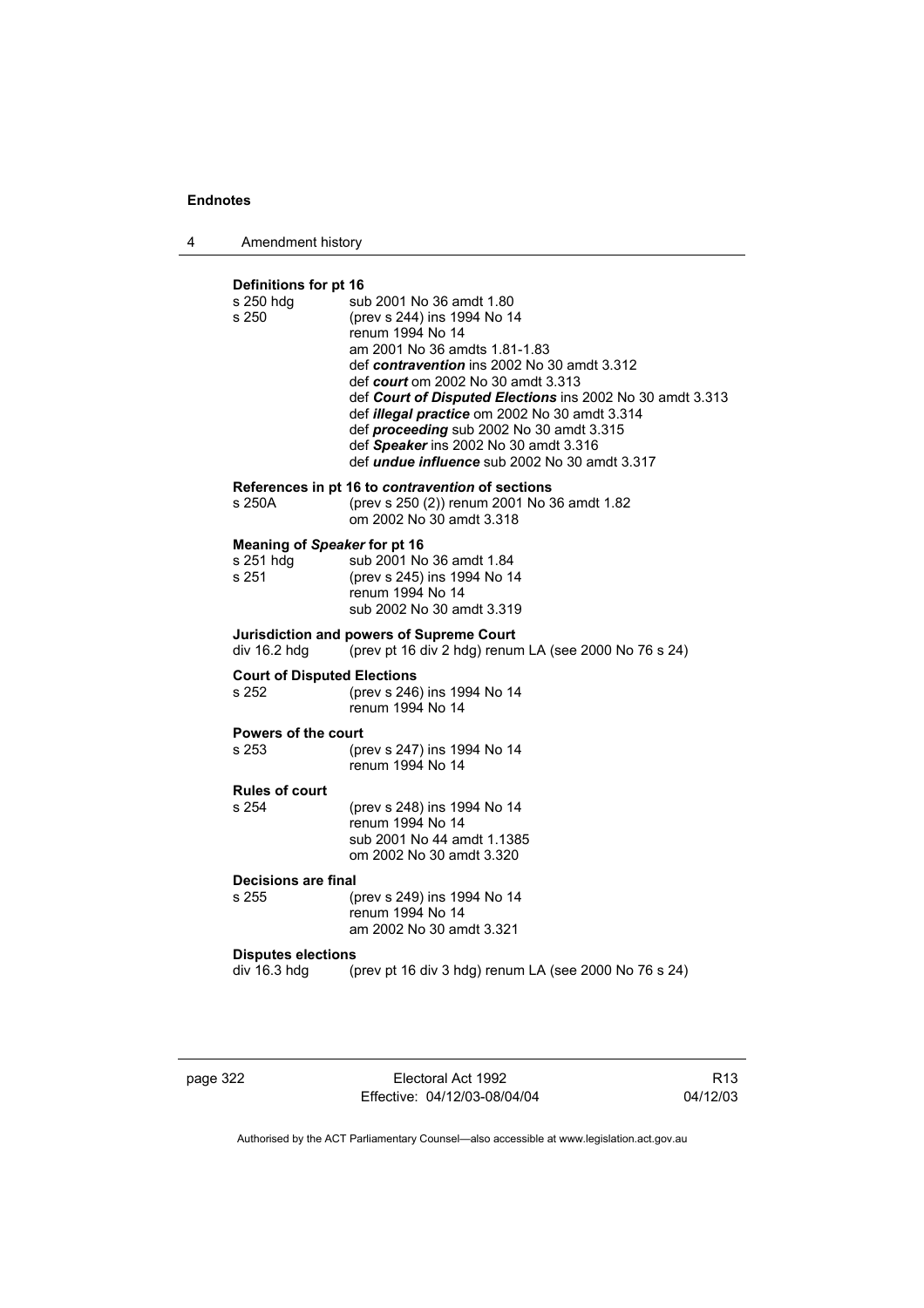**Definitions for pt 16**

s 250 hdg sub 2001 No 36 amdt 1.80

s 250 (prev s 244) ins 1994 No 14
renum 1994 No 14
am 2001 No 36 amdts 1.81-1.83
def ***contravention*** ins 2002 No 30 amdt 3.312
def ***court*** om 2002 No 30 amdt 3.313
def ***Court of Disputed Elections*** ins 2002 No 30 amdt 3.313
def ***illegal practice*** om 2002 No 30 amdt 3.314
def ***proceeding*** sub 2002 No 30 amdt 3.315
def ***Speaker*** ins 2002 No 30 amdt 3.316
def ***undue influence*** sub 2002 No 30 amdt 3.317

**References in pt 16 to *contravention* of sections**

s 250A (prev s 250 (2)) renum 2001 No 36 amdt 1.82
om 2002 No 30 amdt 3.318

**Meaning of *Speaker* for pt 16**

s 251 hdg sub 2001 No 36 amdt 1.84

s 251 (prev s 245) ins 1994 No 14
renum 1994 No 14
sub 2002 No 30 amdt 3.319

**Jurisdiction and powers of Supreme Court**

div 16.2 hdg (prev pt 16 div 2 hdg) renum LA (see 2000 No 76 s 24)

**Court of Disputed Elections**

s 252 (prev s 246) ins 1994 No 14
renum 1994 No 14

**Powers of the court**

s 253 (prev s 247) ins 1994 No 14
renum 1994 No 14

**Rules of court**

s 254 (prev s 248) ins 1994 No 14
renum 1994 No 14
sub 2001 No 44 amdt 1.1385
om 2002 No 30 amdt 3.320

**Decisions are final**

s 255 (prev s 249) ins 1994 No 14
renum 1994 No 14
am 2002 No 30 amdt 3.321

**Disputes elections**

div 16.3 hdg (prev pt 16 div 3 hdg) renum LA (see 2000 No 76 s 24)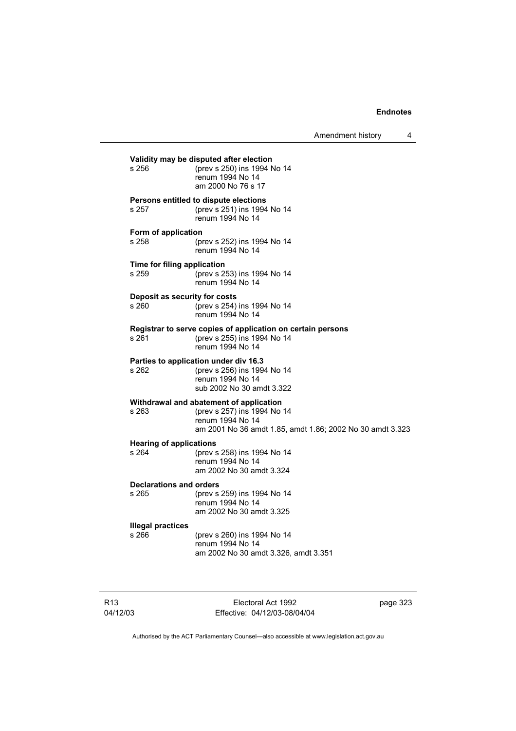**Validity may be disputed after election**
s 256 (prev s 250) ins 1994 No 14
renum 1994 No 14
am 2000 No 76 s 17

**Persons entitled to dispute elections**
s 257 (prev s 251) ins 1994 No 14
renum 1994 No 14

**Form of application**
s 258 (prev s 252) ins 1994 No 14
renum 1994 No 14

**Time for filing application**
s 259 (prev s 253) ins 1994 No 14
renum 1994 No 14

**Deposit as security for costs**
s 260 (prev s 254) ins 1994 No 14
renum 1994 No 14

**Registrar to serve copies of application on certain persons**
s 261 (prev s 255) ins 1994 No 14
renum 1994 No 14

**Parties to application under div 16.3**
s 262 (prev s 256) ins 1994 No 14
renum 1994 No 14
sub 2002 No 30 amdt 3.322

**Withdrawal and abatement of application**
s 263 (prev s 257) ins 1994 No 14
renum 1994 No 14
am 2001 No 36 amdt 1.85, amdt 1.86; 2002 No 30 amdt 3.323

**Hearing of applications**
s 264 (prev s 258) ins 1994 No 14
renum 1994 No 14
am 2002 No 30 amdt 3.324

**Declarations and orders**
s 265 (prev s 259) ins 1994 No 14
renum 1994 No 14
am 2002 No 30 amdt 3.325

**Illegal practices**
s 266 (prev s 260) ins 1994 No 14
renum 1994 No 14
am 2002 No 30 amdt 3.326, amdt 3.351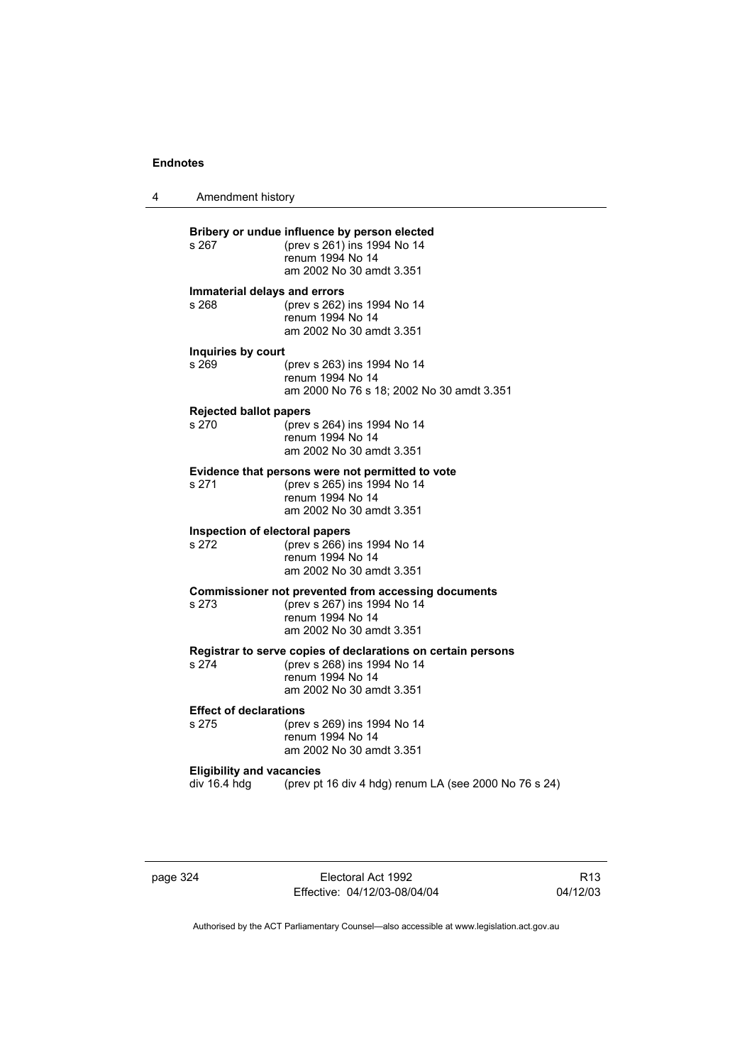**Bribery or undue influence by person elected**

s 267 (prev s 261) ins 1994 No 14
renum 1994 No 14
am 2002 No 30 amdt 3.351

**Immaterial delays and errors**

s 268 (prev s 262) ins 1994 No 14
renum 1994 No 14
am 2002 No 30 amdt 3.351

**Inquiries by court**

s 269 (prev s 263) ins 1994 No 14
renum 1994 No 14
am 2000 No 76 s 18; 2002 No 30 amdt 3.351

**Rejected ballot papers**

s 270 (prev s 264) ins 1994 No 14
renum 1994 No 14
am 2002 No 30 amdt 3.351

**Evidence that persons were not permitted to vote**

s 271 (prev s 265) ins 1994 No 14
renum 1994 No 14
am 2002 No 30 amdt 3.351

**Inspection of electoral papers**

s 272 (prev s 266) ins 1994 No 14
renum 1994 No 14
am 2002 No 30 amdt 3.351

**Commissioner not prevented from accessing documents**

s 273 (prev s 267) ins 1994 No 14
renum 1994 No 14
am 2002 No 30 amdt 3.351

**Registrar to serve copies of declarations on certain persons**

s 274 (prev s 268) ins 1994 No 14
renum 1994 No 14
am 2002 No 30 amdt 3.351

**Effect of declarations**

s 275 (prev s 269) ins 1994 No 14
renum 1994 No 14
am 2002 No 30 amdt 3.351

**Eligibility and vacancies**

div 16.4 hdg (prev pt 16 div 4 hdg) renum LA (see 2000 No 76 s 24)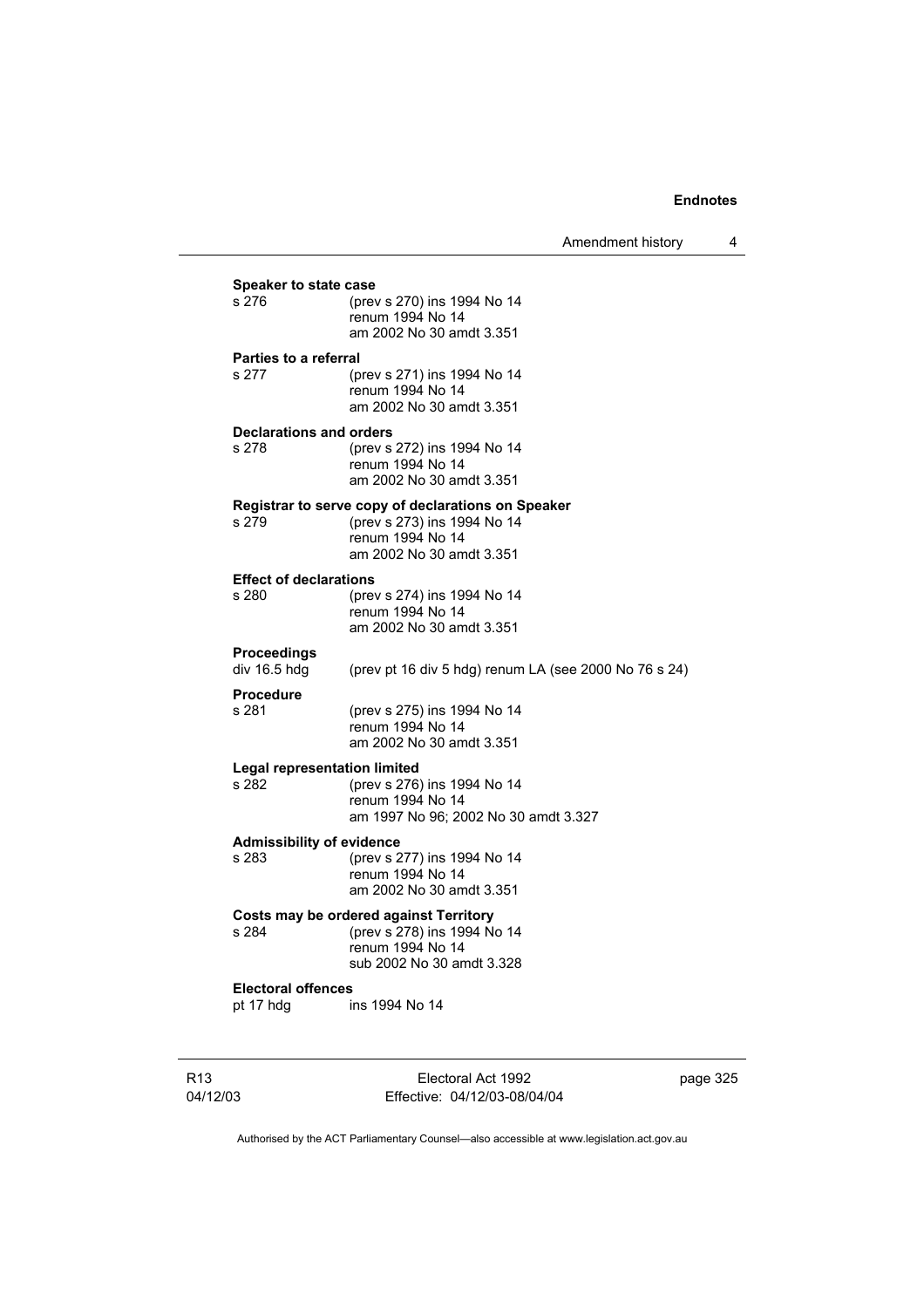**Speaker to state case**

s 276 (prev s 270) ins 1994 No 14
renum 1994 No 14
am 2002 No 30 amdt 3.351

**Parties to a referral**

s 277 (prev s 271) ins 1994 No 14
renum 1994 No 14
am 2002 No 30 amdt 3.351

**Declarations and orders**

s 278 (prev s 272) ins 1994 No 14
renum 1994 No 14
am 2002 No 30 amdt 3.351

**Registrar to serve copy of declarations on Speaker**

s 279 (prev s 273) ins 1994 No 14
renum 1994 No 14
am 2002 No 30 amdt 3.351

**Effect of declarations**

s 280 (prev s 274) ins 1994 No 14
renum 1994 No 14
am 2002 No 30 amdt 3.351

**Proceedings**

div 16.5 hdg (prev pt 16 div 5 hdg) renum LA (see 2000 No 76 s 24)

**Procedure**

s 281 (prev s 275) ins 1994 No 14
renum 1994 No 14
am 2002 No 30 amdt 3.351

**Legal representation limited**

s 282 (prev s 276) ins 1994 No 14
renum 1994 No 14
am 1997 No 96; 2002 No 30 amdt 3.327

**Admissibility of evidence**

s 283 (prev s 277) ins 1994 No 14
renum 1994 No 14
am 2002 No 30 amdt 3.351

**Costs may be ordered against Territory**

s 284 (prev s 278) ins 1994 No 14
renum 1994 No 14
sub 2002 No 30 amdt 3.328

**Electoral offences**

pt 17 hdg ins 1994 No 14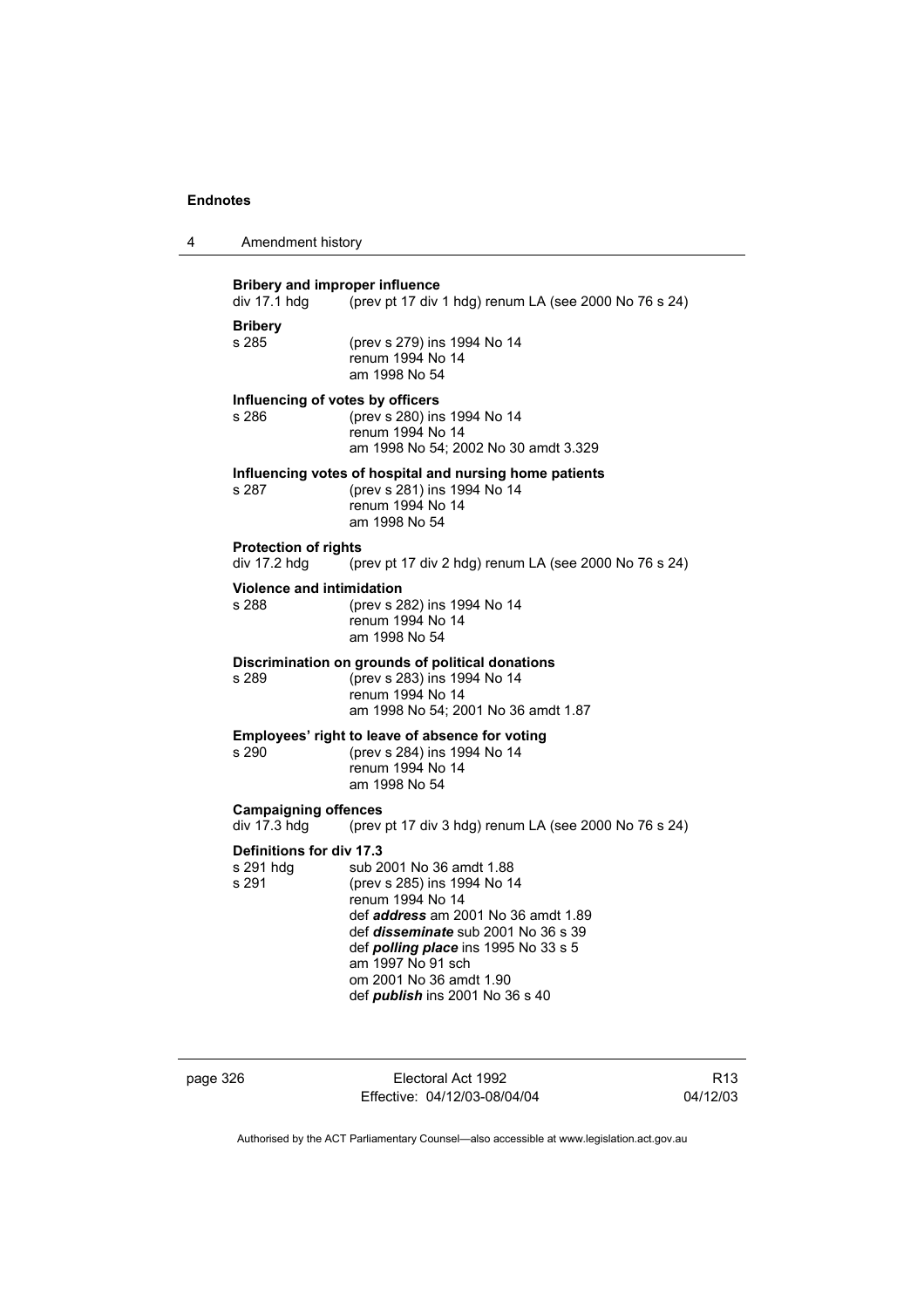**Bribery and improper influence**
div 17.1 hdg (prev pt 17 div 1 hdg) renum LA (see 2000 No 76 s 24)

**Bribery**
s 285 (prev s 279) ins 1994 No 14
renum 1994 No 14
am 1998 No 54

**Influencing of votes by officers**
s 286 (prev s 280) ins 1994 No 14
renum 1994 No 14
am 1998 No 54; 2002 No 30 amdt 3.329

**Influencing votes of hospital and nursing home patients**
s 287 (prev s 281) ins 1994 No 14
renum 1994 No 14
am 1998 No 54

**Protection of rights**
div 17.2 hdg (prev pt 17 div 2 hdg) renum LA (see 2000 No 76 s 24)

**Violence and intimidation**
s 288 (prev s 282) ins 1994 No 14
renum 1994 No 14
am 1998 No 54

**Discrimination on grounds of political donations**
s 289 (prev s 283) ins 1994 No 14
renum 1994 No 14
am 1998 No 54; 2001 No 36 amdt 1.87

**Employees' right to leave of absence for voting**
s 290 (prev s 284) ins 1994 No 14
renum 1994 No 14
am 1998 No 54

**Campaigning offences**
div 17.3 hdg (prev pt 17 div 3 hdg) renum LA (see 2000 No 76 s 24)

**Definitions for div 17.3**
s 291 hdg sub 2001 No 36 amdt 1.88
s 291 (prev s 285) ins 1994 No 14
renum 1994 No 14
def ***address*** am 2001 No 36 amdt 1.89
def ***disseminate*** sub 2001 No 36 s 39
def ***polling place*** ins 1995 No 33 s 5
am 1997 No 91 sch
om 2001 No 36 amdt 1.90
def ***publish*** ins 2001 No 36 s 40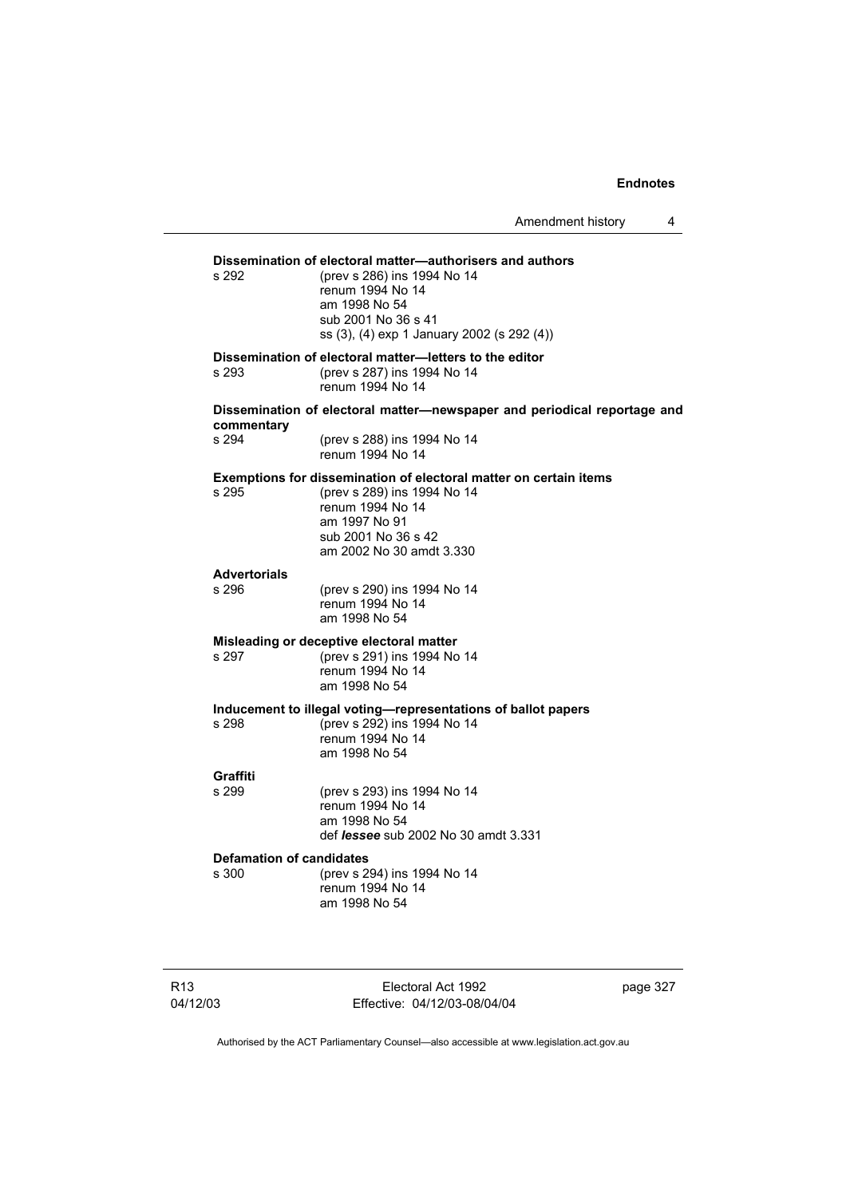**Dissemination of electoral matter—authorisers and authors**

| | |
|---|---|
| s 292 | (prev s 286) ins 1994 No 14<br>renum 1994 No 14<br>am 1998 No 54<br>sub 2001 No 36 s 41<br>ss (3), (4) exp 1 January 2002 (s 292 (4)) |

**Dissemination of electoral matter—letters to the editor**

| | |
|---|---|
| s 293 | (prev s 287) ins 1994 No 14<br>renum 1994 No 14 |

**Dissemination of electoral matter—newspaper and periodical reportage and commentary**

| | |
|---|---|
| s 294 | (prev s 288) ins 1994 No 14<br>renum 1994 No 14 |

**Exemptions for dissemination of electoral matter on certain items**

| | |
|---|---|
| s 295 | (prev s 289) ins 1994 No 14<br>renum 1994 No 14<br>am 1997 No 91<br>sub 2001 No 36 s 42<br>am 2002 No 30 amdt 3.330 |

**Advertorials**

| | |
|---|---|
| s 296 | (prev s 290) ins 1994 No 14<br>renum 1994 No 14<br>am 1998 No 54 |

**Misleading or deceptive electoral matter**

| | |
|---|---|
| s 297 | (prev s 291) ins 1994 No 14<br>renum 1994 No 14<br>am 1998 No 54 |

**Inducement to illegal voting—representations of ballot papers**

| | |
|---|---|
| s 298 | (prev s 292) ins 1994 No 14<br>renum 1994 No 14<br>am 1998 No 54 |

**Graffiti**

| | |
|---|---|
| s 299 | (prev s 293) ins 1994 No 14<br>renum 1994 No 14<br>am 1998 No 54<br>def ***lessee*** sub 2002 No 30 amdt 3.331 |

**Defamation of candidates**

| | |
|---|---|
| s 300 | (prev s 294) ins 1994 No 14<br>renum 1994 No 14<br>am 1998 No 54 |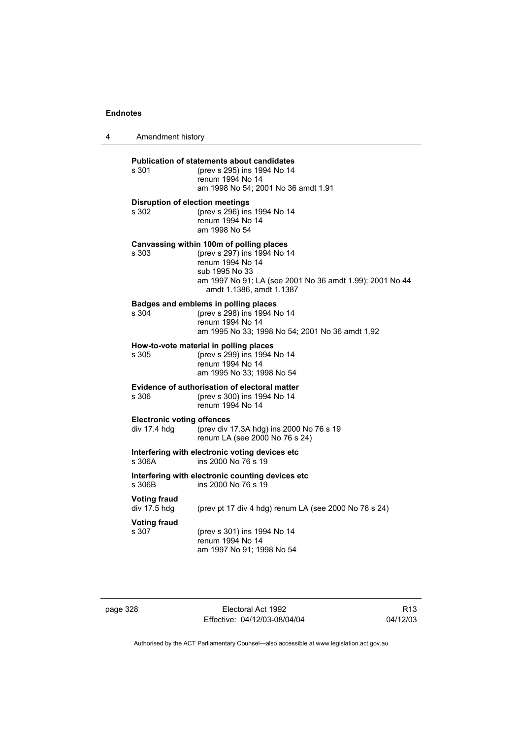**Publication of statements about candidates**

s 301 (prev s 295) ins 1994 No 14
renum 1994 No 14
am 1998 No 54; 2001 No 36 amdt 1.91

**Disruption of election meetings**

s 302 (prev s 296) ins 1994 No 14
renum 1994 No 14
am 1998 No 54

**Canvassing within 100m of polling places**

s 303 (prev s 297) ins 1994 No 14
renum 1994 No 14
sub 1995 No 33
am 1997 No 91; LA (see 2001 No 36 amdt 1.99); 2001 No 44 amdt 1.1386, amdt 1.1387

**Badges and emblems in polling places**

s 304 (prev s 298) ins 1994 No 14
renum 1994 No 14
am 1995 No 33; 1998 No 54; 2001 No 36 amdt 1.92

**How-to-vote material in polling places**

s 305 (prev s 299) ins 1994 No 14
renum 1994 No 14
am 1995 No 33; 1998 No 54

**Evidence of authorisation of electoral matter**

s 306 (prev s 300) ins 1994 No 14
renum 1994 No 14

**Electronic voting offences**

div 17.4 hdg (prev div 17.3A hdg) ins 2000 No 76 s 19
renum LA (see 2000 No 76 s 24)

**Interfering with electronic voting devices etc**

s 306A ins 2000 No 76 s 19

**Interfering with electronic counting devices etc**

s 306B ins 2000 No 76 s 19

**Voting fraud**

div 17.5 hdg (prev pt 17 div 4 hdg) renum LA (see 2000 No 76 s 24)

**Voting fraud**

s 307 (prev s 301) ins 1994 No 14
renum 1994 No 14
am 1997 No 91; 1998 No 54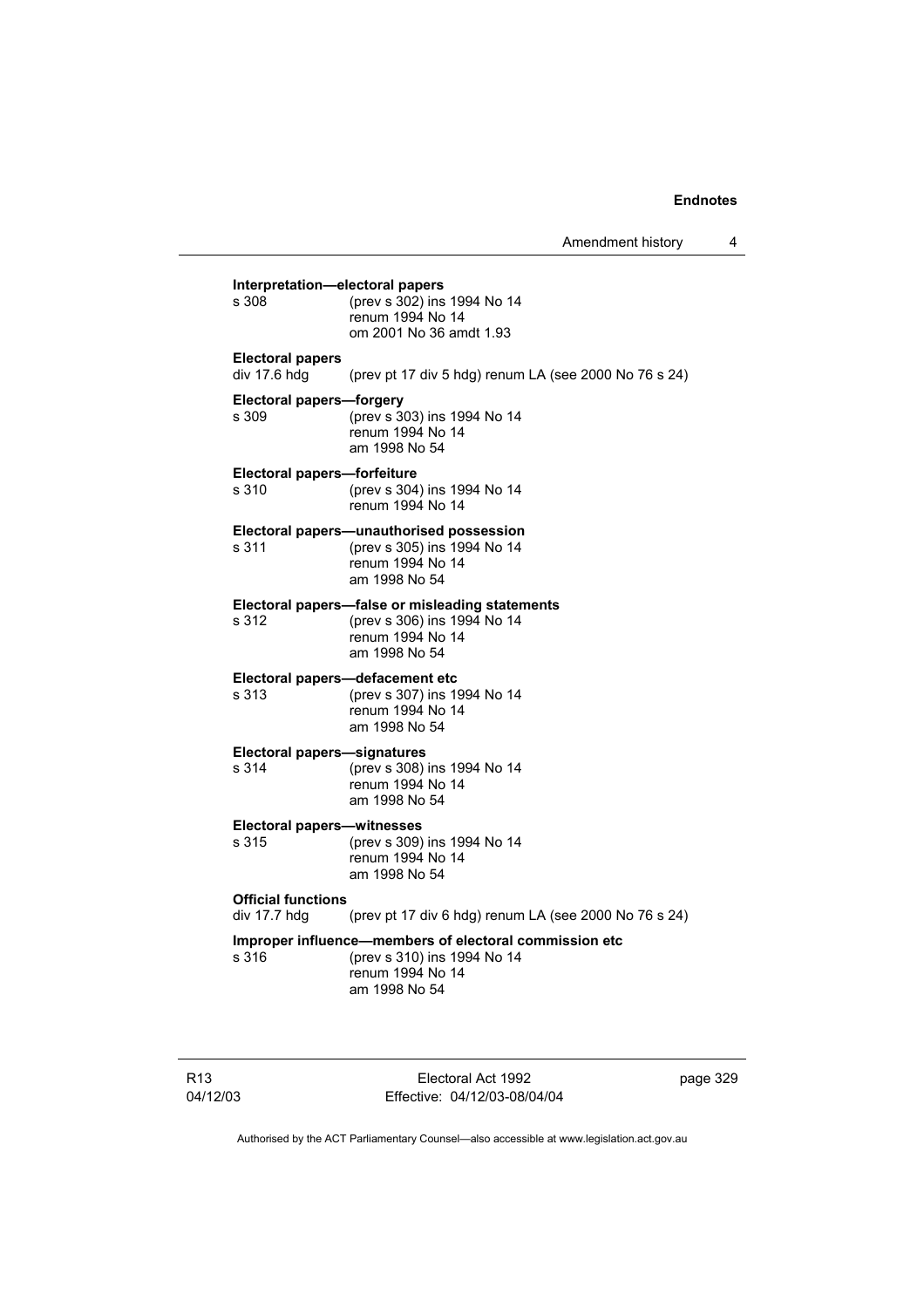**Interpretation—electoral papers**

s 308 (prev s 302) ins 1994 No 14
renum 1994 No 14
om 2001 No 36 amdt 1.93

**Electoral papers**

div 17.6 hdg (prev pt 17 div 5 hdg) renum LA (see 2000 No 76 s 24)

**Electoral papers—forgery**

s 309 (prev s 303) ins 1994 No 14
renum 1994 No 14
am 1998 No 54

**Electoral papers—forfeiture**

s 310 (prev s 304) ins 1994 No 14
renum 1994 No 14

**Electoral papers—unauthorised possession**

s 311 (prev s 305) ins 1994 No 14
renum 1994 No 14
am 1998 No 54

**Electoral papers—false or misleading statements**

s 312 (prev s 306) ins 1994 No 14
renum 1994 No 14
am 1998 No 54

**Electoral papers—defacement etc**

s 313 (prev s 307) ins 1994 No 14
renum 1994 No 14
am 1998 No 54

**Electoral papers—signatures**

s 314 (prev s 308) ins 1994 No 14
renum 1994 No 14
am 1998 No 54

**Electoral papers—witnesses**

s 315 (prev s 309) ins 1994 No 14
renum 1994 No 14
am 1998 No 54

**Official functions**

div 17.7 hdg (prev pt 17 div 6 hdg) renum LA (see 2000 No 76 s 24)

**Improper influence—members of electoral commission etc**

s 316 (prev s 310) ins 1994 No 14
renum 1994 No 14
am 1998 No 54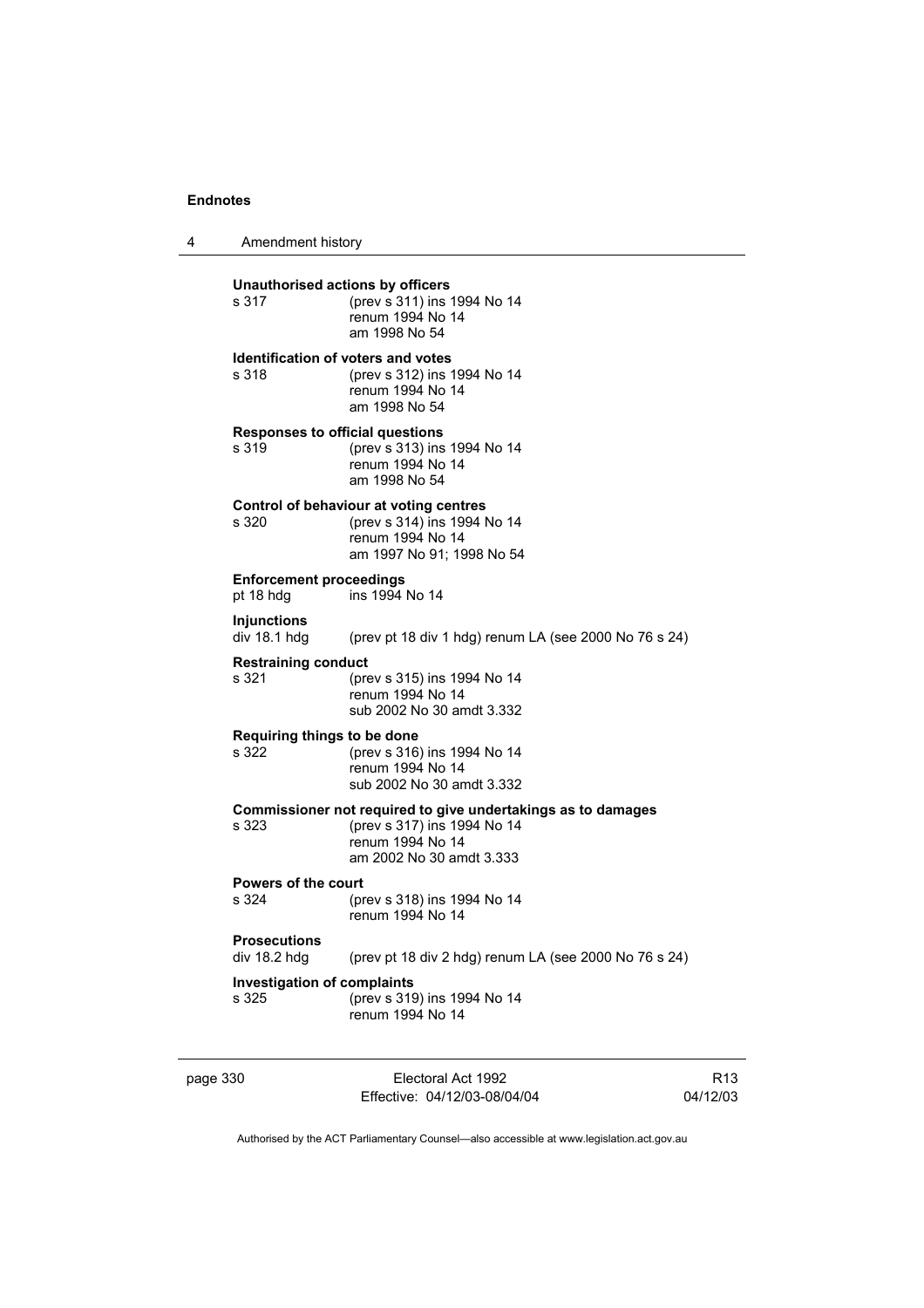**Unauthorised actions by officers**

s 317 (prev s 311) ins 1994 No 14
renum 1994 No 14
am 1998 No 54

**Identification of voters and votes**

s 318 (prev s 312) ins 1994 No 14
renum 1994 No 14
am 1998 No 54

**Responses to official questions**

s 319 (prev s 313) ins 1994 No 14
renum 1994 No 14
am 1998 No 54

**Control of behaviour at voting centres**

s 320 (prev s 314) ins 1994 No 14
renum 1994 No 14
am 1997 No 91; 1998 No 54

**Enforcement proceedings**

pt 18 hdg ins 1994 No 14

**Injunctions**

div 18.1 hdg (prev pt 18 div 1 hdg) renum LA (see 2000 No 76 s 24)

**Restraining conduct**

s 321 (prev s 315) ins 1994 No 14
renum 1994 No 14
sub 2002 No 30 amdt 3.332

**Requiring things to be done**

s 322 (prev s 316) ins 1994 No 14
renum 1994 No 14
sub 2002 No 30 amdt 3.332

**Commissioner not required to give undertakings as to damages**

s 323 (prev s 317) ins 1994 No 14
renum 1994 No 14
am 2002 No 30 amdt 3.333

**Powers of the court**

s 324 (prev s 318) ins 1994 No 14
renum 1994 No 14

**Prosecutions**

div 18.2 hdg (prev pt 18 div 2 hdg) renum LA (see 2000 No 76 s 24)

**Investigation of complaints**

s 325 (prev s 319) ins 1994 No 14
renum 1994 No 14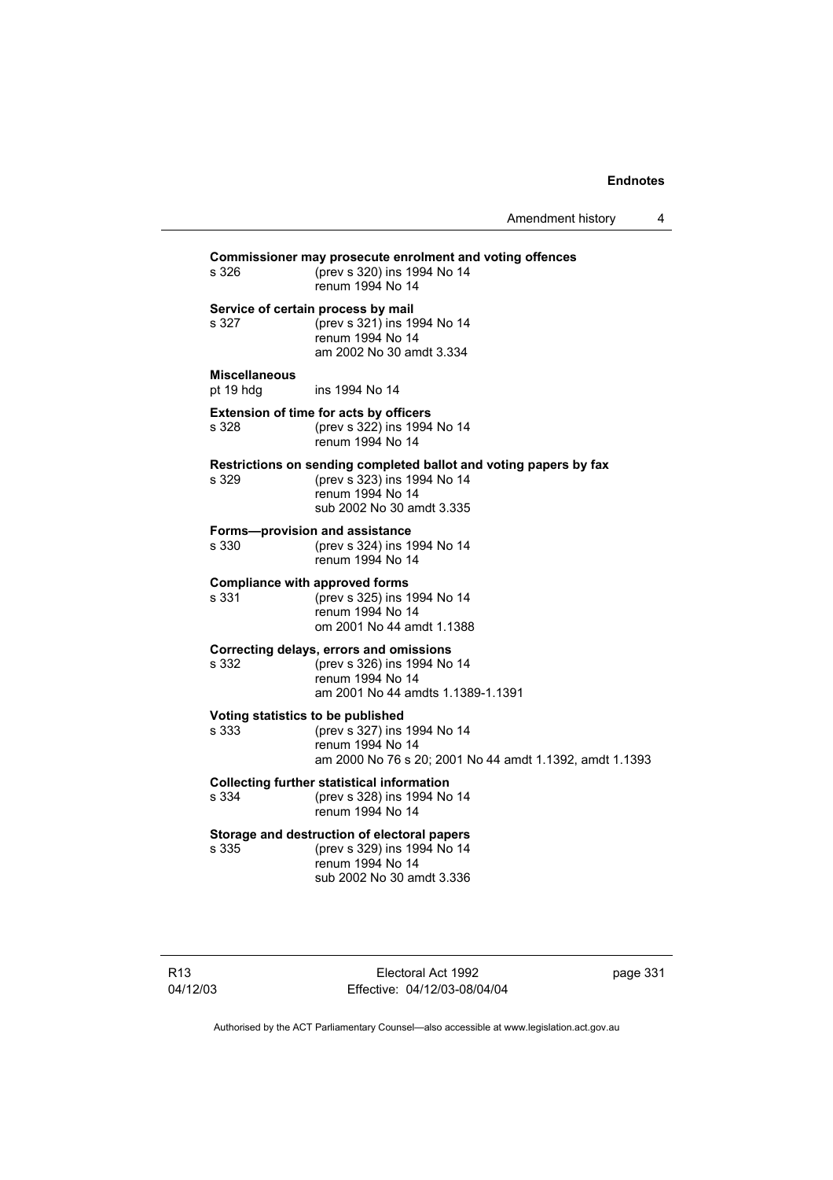**Commissioner may prosecute enrolment and voting offences**

s 326 (prev s 320) ins 1994 No 14
renum 1994 No 14

**Service of certain process by mail**

s 327 (prev s 321) ins 1994 No 14
renum 1994 No 14
am 2002 No 30 amdt 3.334

**Miscellaneous**

pt 19 hdg ins 1994 No 14

**Extension of time for acts by officers**

s 328 (prev s 322) ins 1994 No 14
renum 1994 No 14

**Restrictions on sending completed ballot and voting papers by fax**

s 329 (prev s 323) ins 1994 No 14
renum 1994 No 14
sub 2002 No 30 amdt 3.335

**Forms—provision and assistance**

s 330 (prev s 324) ins 1994 No 14
renum 1994 No 14

**Compliance with approved forms**

s 331 (prev s 325) ins 1994 No 14
renum 1994 No 14
om 2001 No 44 amdt 1.1388

**Correcting delays, errors and omissions**

s 332 (prev s 326) ins 1994 No 14
renum 1994 No 14
am 2001 No 44 amdts 1.1389-1.1391

**Voting statistics to be published**

s 333 (prev s 327) ins 1994 No 14
renum 1994 No 14
am 2000 No 76 s 20; 2001 No 44 amdt 1.1392, amdt 1.1393

**Collecting further statistical information**

s 334 (prev s 328) ins 1994 No 14
renum 1994 No 14

**Storage and destruction of electoral papers**

s 335 (prev s 329) ins 1994 No 14
renum 1994 No 14
sub 2002 No 30 amdt 3.336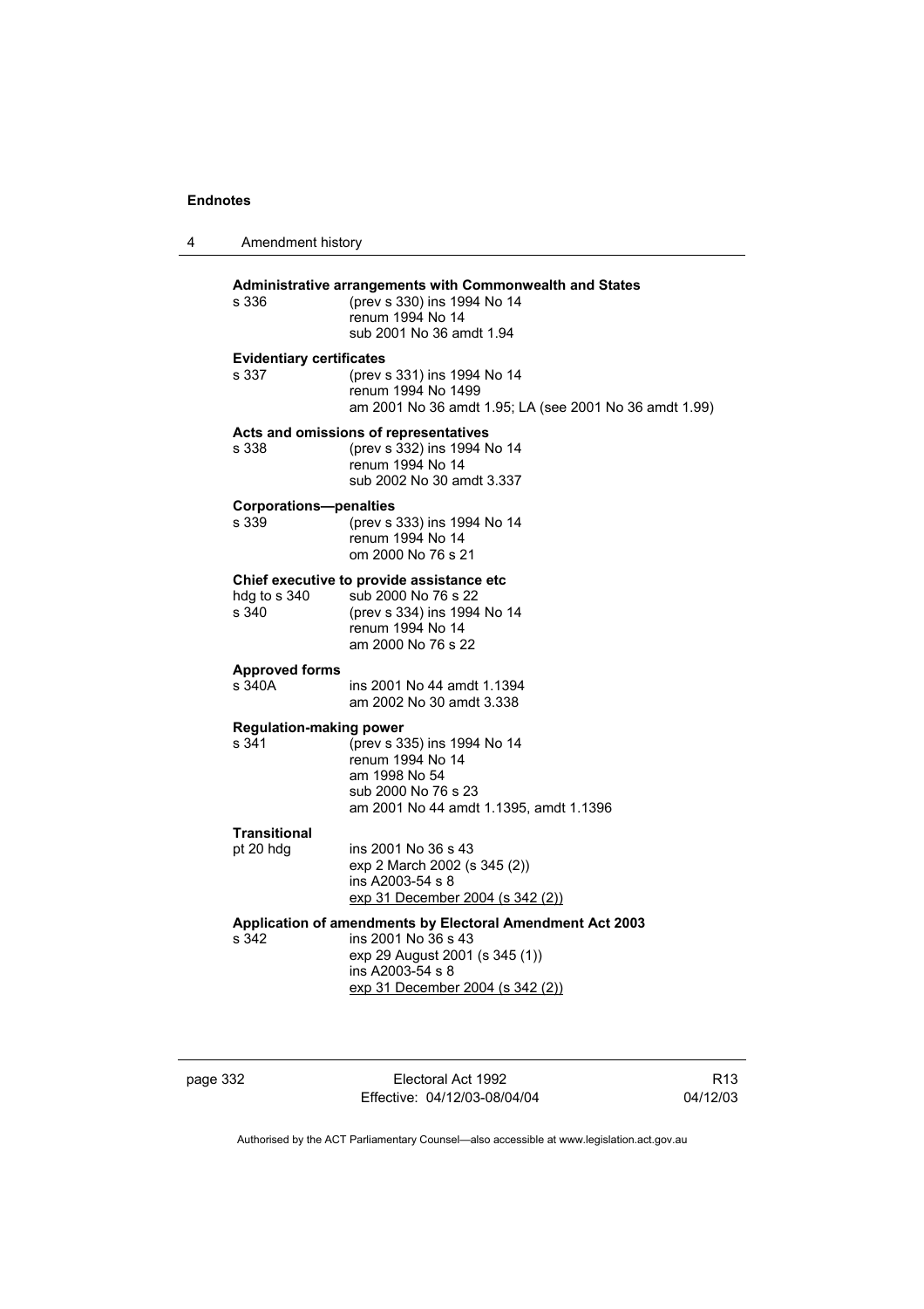**Administrative arrangements with Commonwealth and States**

| | |
|---|---|
| s 336 | (prev s 330) ins 1994 No 14<br>renum 1994 No 14<br>sub 2001 No 36 amdt 1.94 |

**Evidentiary certificates**

| | |
|---|---|
| s 337 | (prev s 331) ins 1994 No 14<br>renum 1994 No 1499<br>am 2001 No 36 amdt 1.95; LA (see 2001 No 36 amdt 1.99) |

**Acts and omissions of representatives**

| | |
|---|---|
| s 338 | (prev s 332) ins 1994 No 14<br>renum 1994 No 14<br>sub 2002 No 30 amdt 3.337 |

**Corporations—penalties**

| | |
|---|---|
| s 339 | (prev s 333) ins 1994 No 14<br>renum 1994 No 14<br>om 2000 No 76 s 21 |

**Chief executive to provide assistance etc**

| | |
|---|---|
| hdg to s 340 | sub 2000 No 76 s 22 |
| s 340 | (prev s 334) ins 1994 No 14<br>renum 1994 No 14<br>am 2000 No 76 s 22 |

**Approved forms**

| | |
|---|---|
| s 340A | ins 2001 No 44 amdt 1.1394<br>am 2002 No 30 amdt 3.338 |

**Regulation-making power**

| | |
|---|---|
| s 341 | (prev s 335) ins 1994 No 14<br>renum 1994 No 14<br>am 1998 No 54<br>sub 2000 No 76 s 23<br>am 2001 No 44 amdt 1.1395, amdt 1.1396 |

**Transitional**

| | |
|---|---|
| pt 20 hdg | ins 2001 No 36 s 43<br>exp 2 March 2002 (s 345 (2))<br>ins A2003-54 s 8<br>exp 31 December 2004 (s 342 (2)) |

**Application of amendments by Electoral Amendment Act 2003**

| | |
|---|---|
| s 342 | ins 2001 No 36 s 43<br>exp 29 August 2001 (s 345 (1))<br>ins A2003-54 s 8<br>exp 31 December 2004 (s 342 (2)) |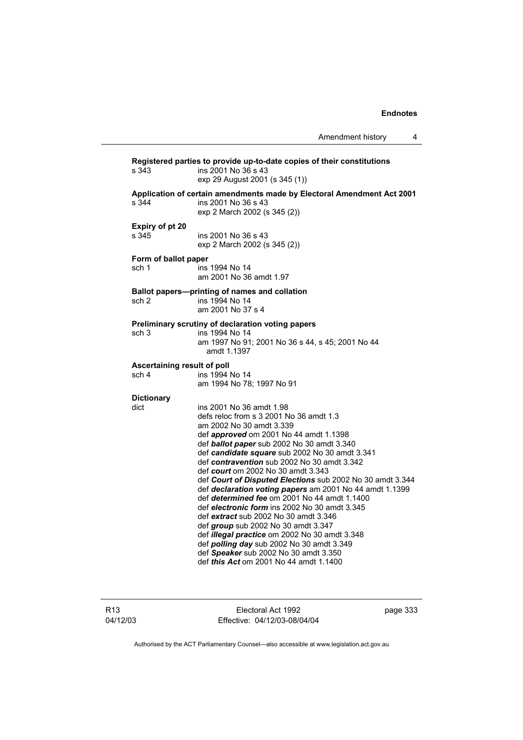**Registered parties to provide up-to-date copies of their constitutions**

s 343 ins 2001 No 36 s 43
exp 29 August 2001 (s 345 (1))

**Application of certain amendments made by Electoral Amendment Act 2001**

s 344 ins 2001 No 36 s 43
exp 2 March 2002 (s 345 (2))

**Expiry of pt 20**

s 345 ins 2001 No 36 s 43
exp 2 March 2002 (s 345 (2))

**Form of ballot paper**

sch 1 ins 1994 No 14
am 2001 No 36 amdt 1.97

**Ballot papers—printing of names and collation**

sch 2 ins 1994 No 14
am 2001 No 37 s 4

**Preliminary scrutiny of declaration voting papers**

sch 3 ins 1994 No 14
am 1997 No 91; 2001 No 36 s 44, s 45; 2001 No 44 amdt 1.1397

**Ascertaining result of poll**

sch 4 ins 1994 No 14
am 1994 No 78; 1997 No 91

**Dictionary**

dict ins 2001 No 36 amdt 1.98
defs reloc from s 3 2001 No 36 amdt 1.3
am 2002 No 30 amdt 3.339
def ***approved*** om 2001 No 44 amdt 1.1398
def ***ballot paper*** sub 2002 No 30 amdt 3.340
def ***candidate square*** sub 2002 No 30 amdt 3.341
def ***contravention*** sub 2002 No 30 amdt 3.342
def ***court*** om 2002 No 30 amdt 3.343
def ***Court of Disputed Elections*** sub 2002 No 30 amdt 3.344
def ***declaration voting papers*** am 2001 No 44 amdt 1.1399
def ***determined fee*** om 2001 No 44 amdt 1.1400
def ***electronic form*** ins 2002 No 30 amdt 3.345
def ***extract*** sub 2002 No 30 amdt 3.346
def ***group*** sub 2002 No 30 amdt 3.347
def ***illegal practice*** om 2002 No 30 amdt 3.348
def ***polling day*** sub 2002 No 30 amdt 3.349
def ***Speaker*** sub 2002 No 30 amdt 3.350
def ***this Act*** om 2001 No 44 amdt 1.1400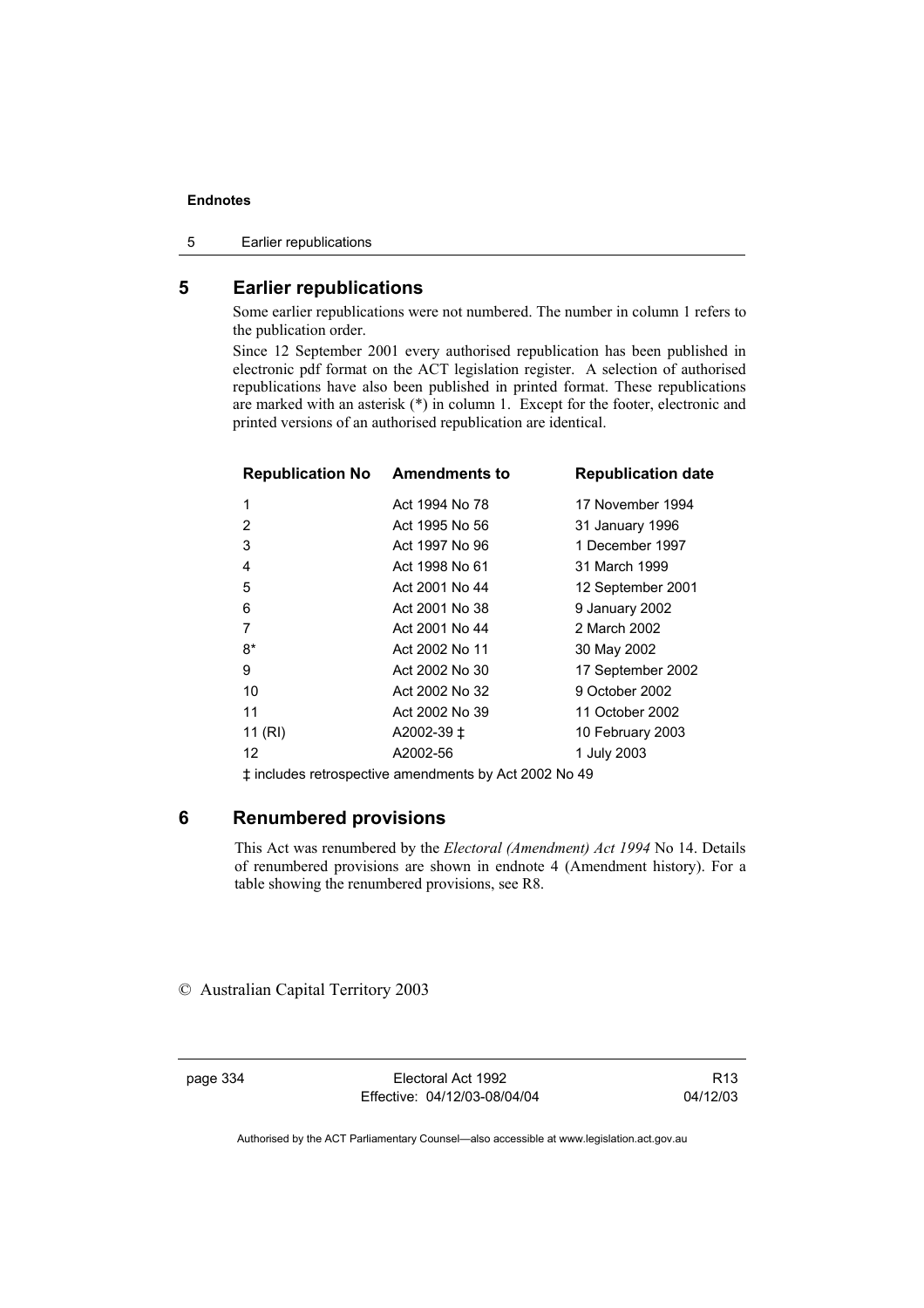## 5 Earlier republications

Some earlier republications were not numbered. The number in column 1 refers to the publication order.

Since 12 September 2001 every authorised republication has been published in electronic pdf format on the ACT legislation register. A selection of authorised republications have also been published in printed format. These republications are marked with an asterisk (*) in column 1. Except for the footer, electronic and printed versions of an authorised republication are identical.

| Republication No | Amendments to | Republication date |
|---|---|---|
| 1 | Act 1994 No 78 | 17 November 1994 |
| 2 | Act 1995 No 56 | 31 January 1996 |
| 3 | Act 1997 No 96 | 1 December 1997 |
| 4 | Act 1998 No 61 | 31 March 1999 |
| 5 | Act 2001 No 44 | 12 September 2001 |
| 6 | Act 2001 No 38 | 9 January 2002 |
| 7 | Act 2001 No 44 | 2 March 2002 |
| 8* | Act 2002 No 11 | 30 May 2002 |
| 9 | Act 2002 No 30 | 17 September 2002 |
| 10 | Act 2002 No 32 | 9 October 2002 |
| 11 | Act 2002 No 39 | 11 October 2002 |
| 11 (RI) | A2002-39 ‡ | 10 February 2003 |
| 12 | A2002-56 | 1 July 2003 |

‡ includes retrospective amendments by Act 2002 No 49

## 6 Renumbered provisions

This Act was renumbered by the *Electoral (Amendment) Act 1994* No 14. Details of renumbered provisions are shown in endnote 4 (Amendment history). For a table showing the renumbered provisions, see R8.

© Australian Capital Territory 2003